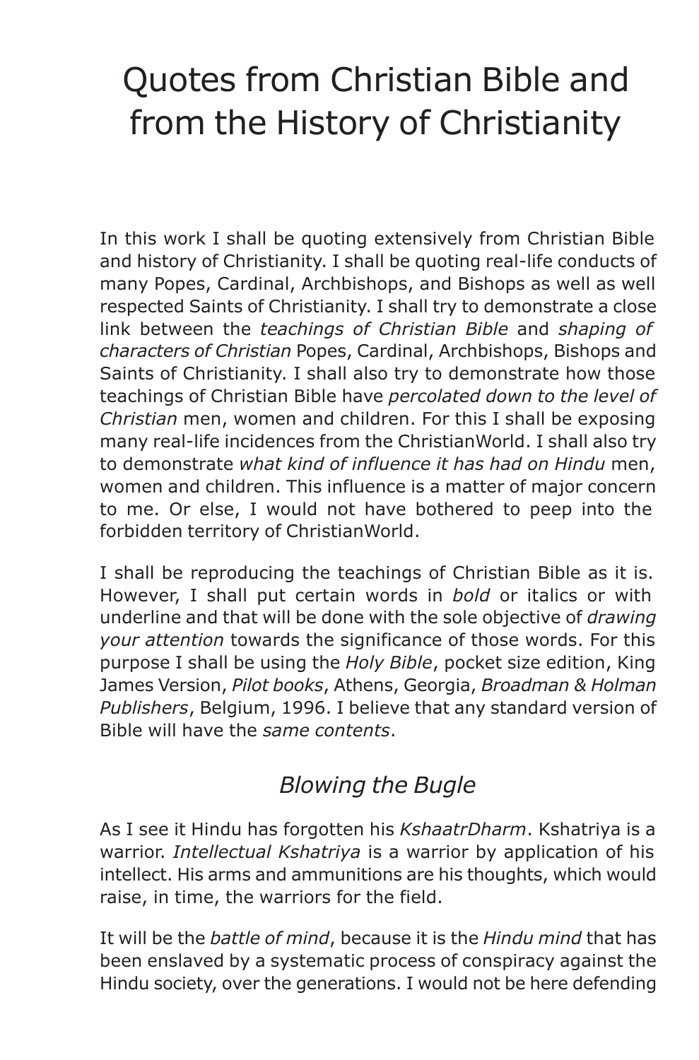# Quotes from Christian Bible and from the History of Christianity

In this work I shall be quoting extensively from Christian Bible and history of Christianity. I shall be quoting real-life conducts of many Popes, Cardinal, Archbishops, and Bishops as well as well respected Saints of Christianity. I shall try to demonstrate a close link between the *teachings of Christian Bible* and *shaping of characters of Christian* Popes, Cardinal, Archbishops, Bishops and Saints of Christianity. I shall also try to demonstrate how those teachings of Christian Bible have *percolated down to the level of Christian* men, women and children. For this I shall be exposing many real-life incidences from the ChristianWorld. I shall also try to demonstrate *what kind of influence it has had on Hindu* men, women and children. This influence is a matter of major concern to me. Or else, I would not have bothered to peep into the forbidden territory of ChristianWorld.

I shall be reproducing the teachings of Christian Bible as it is. However, I shall put certain words in *bold* or italics or with underline and that will be done with the sole objective of *drawing your attention* towards the significance of those words. For this purpose I shall be using the *Holy Bible*, pocket size edition, King James Version, *Pilot books*, Athens, Georgia, *Broadman & Holman Publishers*, Belgium, 1996. I believe that any standard version of Bible will have the *same contents*.

## *Blowing the Bugle*

As I see it Hindu has forgotten his *KshaatrDharm*. Kshatriya is a warrior. *Intellectual Kshatriya* is a warrior by application of his intellect. His arms and ammunitions are his thoughts, which would raise, in time, the warriors for the field.

It will be the *battle of mind*, because it is the *Hindu mind* that has been enslaved by a systematic process of conspiracy against the Hindu society, over the generations. I would not be here defending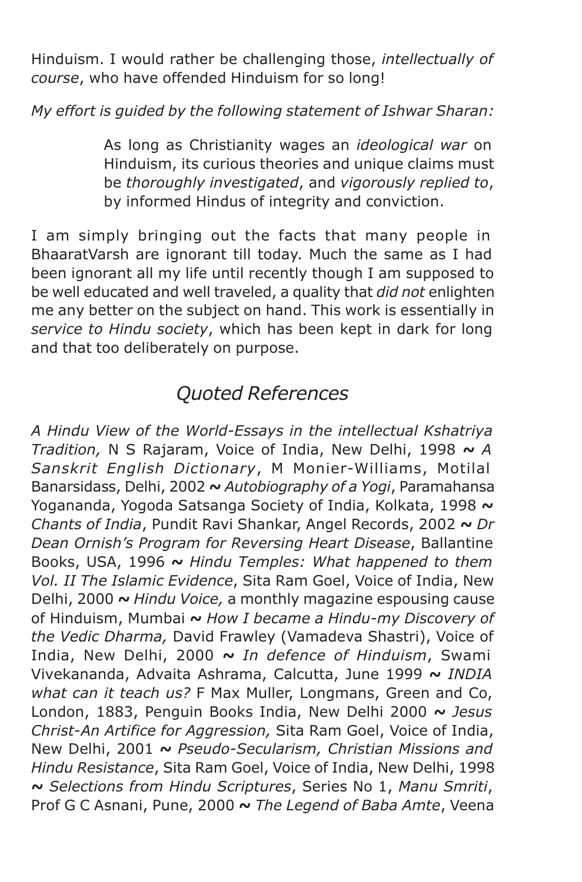Hinduism. I would rather be challenging those, *intellectually of course*, who have offended Hinduism for so long!

*My effort is guided by the following statement of Ishwar Sharan:*

> As long as Christianity wages an *ideological war* on Hinduism, its curious theories and unique claims must be *thoroughly investigated*, and *vigorously replied to*, by informed Hindus of integrity and conviction.

I am simply bringing out the facts that many people in BhaaratVarsh are ignorant till today. Much the same as I had been ignorant all my life until recently though I am supposed to be well educated and well traveled, a quality that *did not* enlighten me any better on the subject on hand. This work is essentially in *service to Hindu society*, which has been kept in dark for long and that too deliberately on purpose.

## Quoted References

*A Hindu View of the World-Essays in the intellectual Kshatriya Tradition,* N S Rajaram, Voice of India, New Delhi, 1998 **~** *A Sanskrit English Dictionary*, M Monier-Williams, Motilal Banarsidass, Delhi, 2002 **~** *Autobiography of a Yogi*, Paramahansa Yogananda, Yogoda Satsanga Society of India, Kolkata, 1998 **~** *Chants of India*, Pundit Ravi Shankar, Angel Records, 2002 **~** *Dr Dean Ornish's Program for Reversing Heart Disease*, Ballantine Books, USA, 1996 **~** *Hindu Temples: What happened to them Vol. II The Islamic Evidence*, Sita Ram Goel, Voice of India, New Delhi, 2000 **~** *Hindu Voice,* a monthly magazine espousing cause of Hinduism, Mumbai **~** *How I became a Hindu-my Discovery of the Vedic Dharma,* David Frawley (Vamadeva Shastri), Voice of India, New Delhi, 2000 **~** *In defence of Hinduism*, Swami Vivekananda, Advaita Ashrama, Calcutta, June 1999 **~** *INDIA what can it teach us?* F Max Muller, Longmans, Green and Co, London, 1883, Penguin Books India, New Delhi 2000 **~** *Jesus Christ-An Artifice for Aggression,* Sita Ram Goel, Voice of India, New Delhi, 2001 **~** *Pseudo-Secularism, Christian Missions and Hindu Resistance*, Sita Ram Goel, Voice of India, New Delhi, 1998 **~** *Selections from Hindu Scriptures*, Series No 1, *Manu Smriti*, Prof G C Asnani, Pune, 2000 **~** *The Legend of Baba Amte*, Veena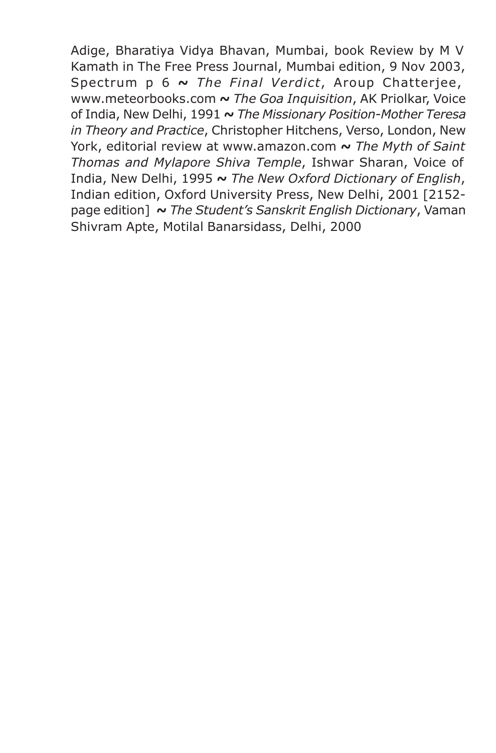Adige, Bharatiya Vidya Bhavan, Mumbai, book Review by M V Kamath in The Free Press Journal, Mumbai edition, 9 Nov 2003, Spectrum p 6 **~** *The Final Verdict*, Aroup Chatterjee, www.meteorbooks.com **~** *The Goa Inquisition*, AK Priolkar, Voice of India, New Delhi, 1991 **~** *The Missionary Position-Mother Teresa in Theory and Practice*, Christopher Hitchens, Verso, London, New York, editorial review at www.amazon.com **~** *The Myth of Saint Thomas and Mylapore Shiva Temple*, Ishwar Sharan, Voice of India, New Delhi, 1995 **~** *The New Oxford Dictionary of English*, Indian edition, Oxford University Press, New Delhi, 2001 [2152-page edition] **~** *The Student's Sanskrit English Dictionary*, Vaman Shivram Apte, Motilal Banarsidass, Delhi, 2000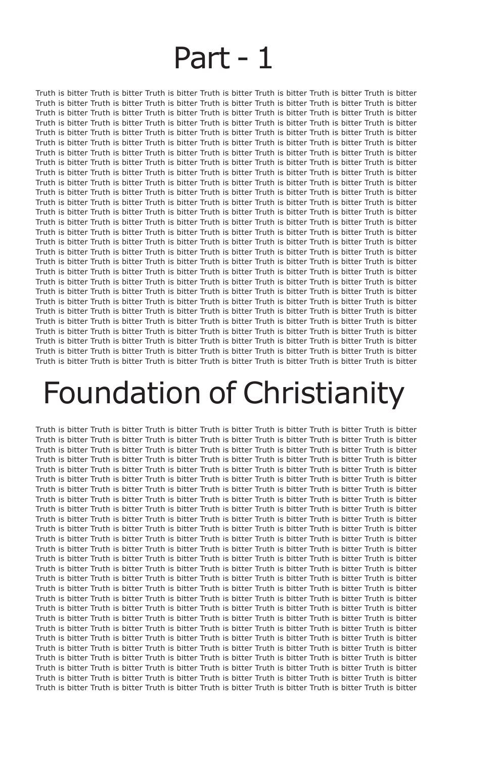# Part - 1

Truth is bitter Truth is bitter Truth is bitter Truth is bitter Truth is bitter Truth is bitter Truth is bitter
Truth is bitter Truth is bitter Truth is bitter Truth is bitter Truth is bitter Truth is bitter Truth is bitter
Truth is bitter Truth is bitter Truth is bitter Truth is bitter Truth is bitter Truth is bitter Truth is bitter
Truth is bitter Truth is bitter Truth is bitter Truth is bitter Truth is bitter Truth is bitter Truth is bitter
Truth is bitter Truth is bitter Truth is bitter Truth is bitter Truth is bitter Truth is bitter Truth is bitter
Truth is bitter Truth is bitter Truth is bitter Truth is bitter Truth is bitter Truth is bitter Truth is bitter
Truth is bitter Truth is bitter Truth is bitter Truth is bitter Truth is bitter Truth is bitter Truth is bitter
Truth is bitter Truth is bitter Truth is bitter Truth is bitter Truth is bitter Truth is bitter Truth is bitter
Truth is bitter Truth is bitter Truth is bitter Truth is bitter Truth is bitter Truth is bitter Truth is bitter
Truth is bitter Truth is bitter Truth is bitter Truth is bitter Truth is bitter Truth is bitter Truth is bitter
Truth is bitter Truth is bitter Truth is bitter Truth is bitter Truth is bitter Truth is bitter Truth is bitter
Truth is bitter Truth is bitter Truth is bitter Truth is bitter Truth is bitter Truth is bitter Truth is bitter
Truth is bitter Truth is bitter Truth is bitter Truth is bitter Truth is bitter Truth is bitter Truth is bitter
Truth is bitter Truth is bitter Truth is bitter Truth is bitter Truth is bitter Truth is bitter Truth is bitter
Truth is bitter Truth is bitter Truth is bitter Truth is bitter Truth is bitter Truth is bitter Truth is bitter
Truth is bitter Truth is bitter Truth is bitter Truth is bitter Truth is bitter Truth is bitter Truth is bitter
Truth is bitter Truth is bitter Truth is bitter Truth is bitter Truth is bitter Truth is bitter Truth is bitter
Truth is bitter Truth is bitter Truth is bitter Truth is bitter Truth is bitter Truth is bitter Truth is bitter
Truth is bitter Truth is bitter Truth is bitter Truth is bitter Truth is bitter Truth is bitter Truth is bitter
Truth is bitter Truth is bitter Truth is bitter Truth is bitter Truth is bitter Truth is bitter Truth is bitter
Truth is bitter Truth is bitter Truth is bitter Truth is bitter Truth is bitter Truth is bitter Truth is bitter
Truth is bitter Truth is bitter Truth is bitter Truth is bitter Truth is bitter Truth is bitter Truth is bitter
Truth is bitter Truth is bitter Truth is bitter Truth is bitter Truth is bitter Truth is bitter Truth is bitter
Truth is bitter Truth is bitter Truth is bitter Truth is bitter Truth is bitter Truth is bitter Truth is bitter
Truth is bitter Truth is bitter Truth is bitter Truth is bitter Truth is bitter Truth is bitter Truth is bitter
Truth is bitter Truth is bitter Truth is bitter Truth is bitter Truth is bitter Truth is bitter Truth is bitter
Truth is bitter Truth is bitter Truth is bitter Truth is bitter Truth is bitter Truth is bitter Truth is bitter
Truth is bitter Truth is bitter Truth is bitter Truth is bitter Truth is bitter Truth is bitter Truth is bitter

# Foundation of Christianity

Truth is bitter Truth is bitter Truth is bitter Truth is bitter Truth is bitter Truth is bitter Truth is bitter
Truth is bitter Truth is bitter Truth is bitter Truth is bitter Truth is bitter Truth is bitter Truth is bitter
Truth is bitter Truth is bitter Truth is bitter Truth is bitter Truth is bitter Truth is bitter Truth is bitter
Truth is bitter Truth is bitter Truth is bitter Truth is bitter Truth is bitter Truth is bitter Truth is bitter
Truth is bitter Truth is bitter Truth is bitter Truth is bitter Truth is bitter Truth is bitter Truth is bitter
Truth is bitter Truth is bitter Truth is bitter Truth is bitter Truth is bitter Truth is bitter Truth is bitter
Truth is bitter Truth is bitter Truth is bitter Truth is bitter Truth is bitter Truth is bitter Truth is bitter
Truth is bitter Truth is bitter Truth is bitter Truth is bitter Truth is bitter Truth is bitter Truth is bitter
Truth is bitter Truth is bitter Truth is bitter Truth is bitter Truth is bitter Truth is bitter Truth is bitter
Truth is bitter Truth is bitter Truth is bitter Truth is bitter Truth is bitter Truth is bitter Truth is bitter
Truth is bitter Truth is bitter Truth is bitter Truth is bitter Truth is bitter Truth is bitter Truth is bitter
Truth is bitter Truth is bitter Truth is bitter Truth is bitter Truth is bitter Truth is bitter Truth is bitter
Truth is bitter Truth is bitter Truth is bitter Truth is bitter Truth is bitter Truth is bitter Truth is bitter
Truth is bitter Truth is bitter Truth is bitter Truth is bitter Truth is bitter Truth is bitter Truth is bitter
Truth is bitter Truth is bitter Truth is bitter Truth is bitter Truth is bitter Truth is bitter Truth is bitter
Truth is bitter Truth is bitter Truth is bitter Truth is bitter Truth is bitter Truth is bitter Truth is bitter
Truth is bitter Truth is bitter Truth is bitter Truth is bitter Truth is bitter Truth is bitter Truth is bitter
Truth is bitter Truth is bitter Truth is bitter Truth is bitter Truth is bitter Truth is bitter Truth is bitter
Truth is bitter Truth is bitter Truth is bitter Truth is bitter Truth is bitter Truth is bitter Truth is bitter
Truth is bitter Truth is bitter Truth is bitter Truth is bitter Truth is bitter Truth is bitter Truth is bitter
Truth is bitter Truth is bitter Truth is bitter Truth is bitter Truth is bitter Truth is bitter Truth is bitter
Truth is bitter Truth is bitter Truth is bitter Truth is bitter Truth is bitter Truth is bitter Truth is bitter
Truth is bitter Truth is bitter Truth is bitter Truth is bitter Truth is bitter Truth is bitter Truth is bitter
Truth is bitter Truth is bitter Truth is bitter Truth is bitter Truth is bitter Truth is bitter Truth is bitter
Truth is bitter Truth is bitter Truth is bitter Truth is bitter Truth is bitter Truth is bitter Truth is bitter
Truth is bitter Truth is bitter Truth is bitter Truth is bitter Truth is bitter Truth is bitter Truth is bitter
Truth is bitter Truth is bitter Truth is bitter Truth is bitter Truth is bitter Truth is bitter Truth is bitter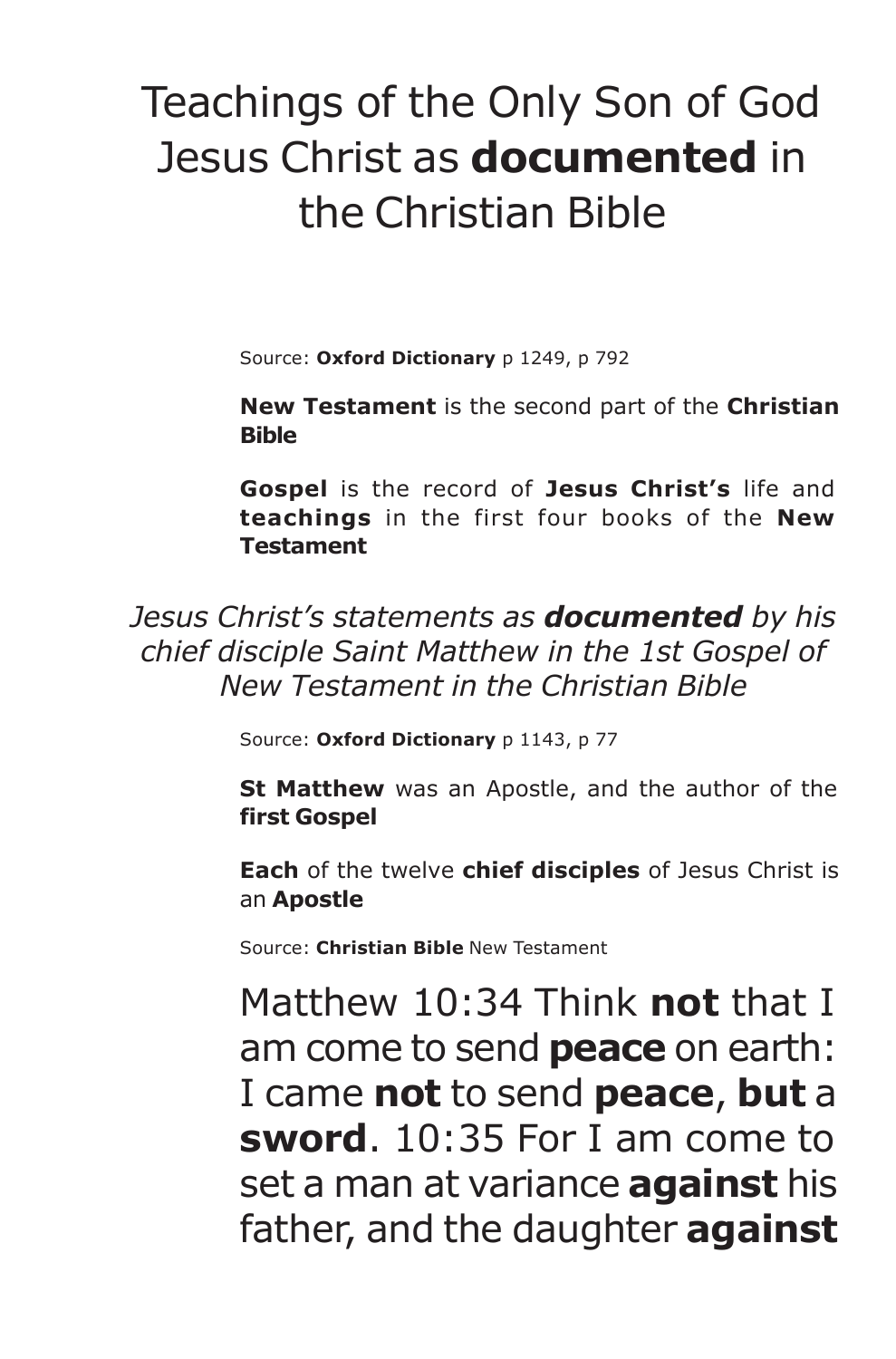# Teachings of the Only Son of God Jesus Christ as **documented** in the Christian Bible

Source: **Oxford Dictionary** p 1249, p 792

**New Testament** is the second part of the **Christian Bible**

**Gospel** is the record of **Jesus Christ's** life and **teachings** in the first four books of the **New Testament**

*Jesus Christ's statements as **documented** by his chief disciple Saint Matthew in the 1st Gospel of New Testament in the Christian Bible*

Source: **Oxford Dictionary** p 1143, p 77

**St Matthew** was an Apostle, and the author of the **first Gospel**

**Each** of the twelve **chief disciples** of Jesus Christ is an **Apostle**

Source: **Christian Bible** New Testament

Matthew 10:34 Think **not** that I am come to send **peace** on earth: I came **not** to send **peace**, **but** a **sword**. 10:35 For I am come to set a man at variance **against** his father, and the daughter **against**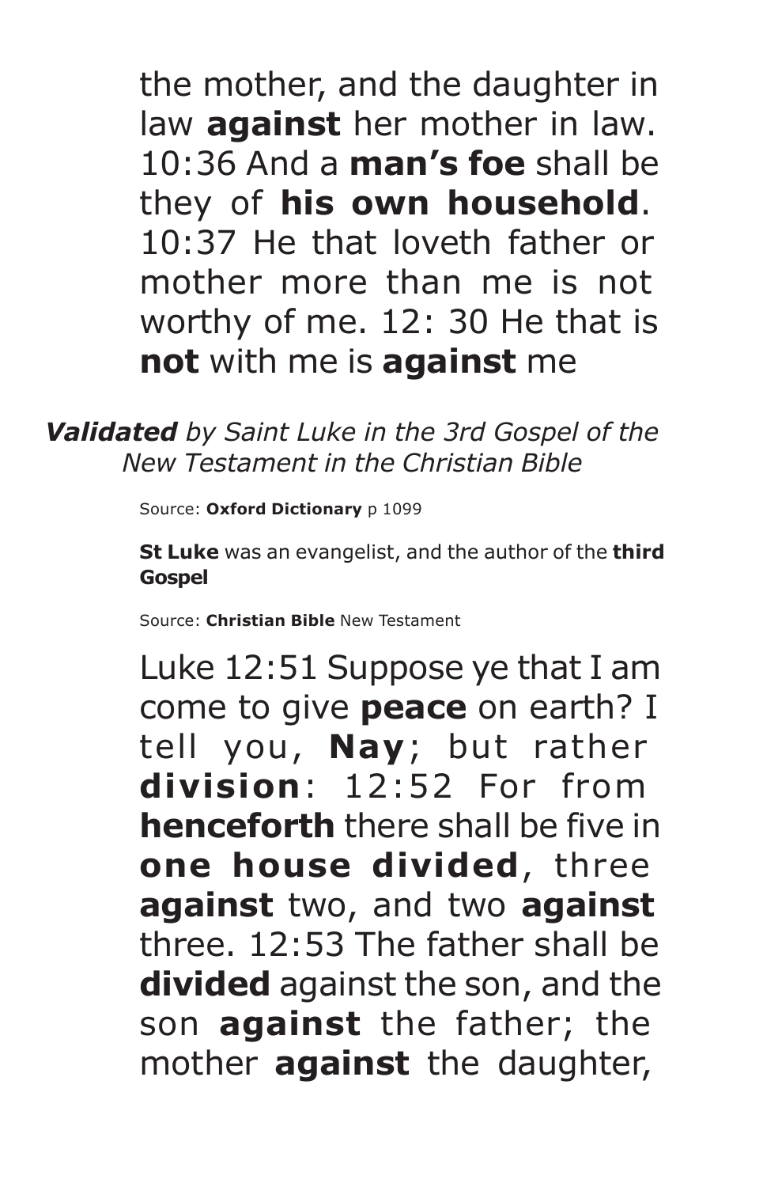the mother, and the daughter in law **against** her mother in law. 10:36 And a **man's foe** shall be they of **his own household**. 10:37 He that loveth father or mother more than me is not worthy of me. 12: 30 He that is **not** with me is **against** me

***Validated*** *by Saint Luke in the 3rd Gospel of the New Testament in the Christian Bible*

Source: **Oxford Dictionary** p 1099

**St Luke** was an evangelist, and the author of the **third Gospel**

Source: **Christian Bible** New Testament

Luke 12:51 Suppose ye that I am come to give **peace** on earth? I tell you, **Nay**; but rather **division**: 12:52 For from **henceforth** there shall be five in **one house divided**, three **against** two, and two **against** three. 12:53 The father shall be **divided** against the son, and the son **against** the father; the mother **against** the daughter,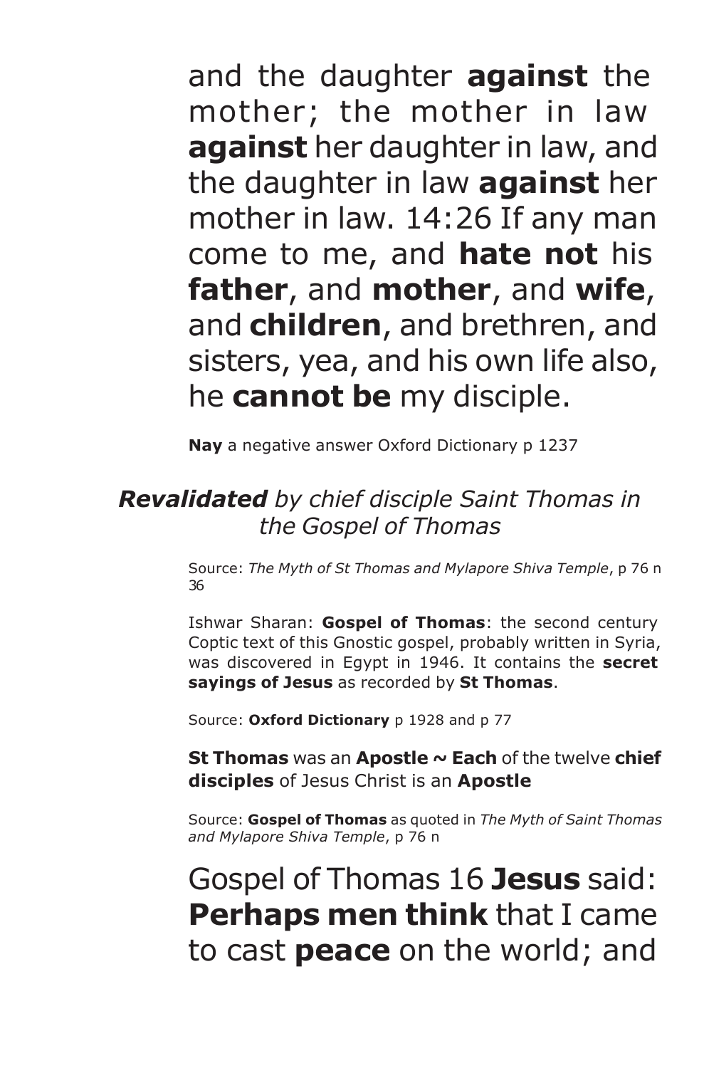and the daughter **against** the mother; the mother in law **against** her daughter in law, and the daughter in law **against** her mother in law. 14:26 If any man come to me, and **hate not** his **father**, and **mother**, and **wife**, and **children**, and brethren, and sisters, yea, and his own life also, he **cannot be** my disciple.

**Nay** a negative answer Oxford Dictionary p 1237

## ***Revalidated*** *by chief disciple Saint Thomas in the Gospel of Thomas*

Source: *The Myth of St Thomas and Mylapore Shiva Temple*, p 76 n 36

Ishwar Sharan: **Gospel of Thomas**: the second century Coptic text of this Gnostic gospel, probably written in Syria, was discovered in Egypt in 1946. It contains the **secret sayings of Jesus** as recorded by **St Thomas**.

Source: **Oxford Dictionary** p 1928 and p 77

**St Thomas** was an **Apostle ~ Each** of the twelve **chief disciples** of Jesus Christ is an **Apostle**

Source: **Gospel of Thomas** as quoted in *The Myth of Saint Thomas and Mylapore Shiva Temple*, p 76 n

Gospel of Thomas 16 **Jesus** said: **Perhaps men think** that I came to cast **peace** on the world; and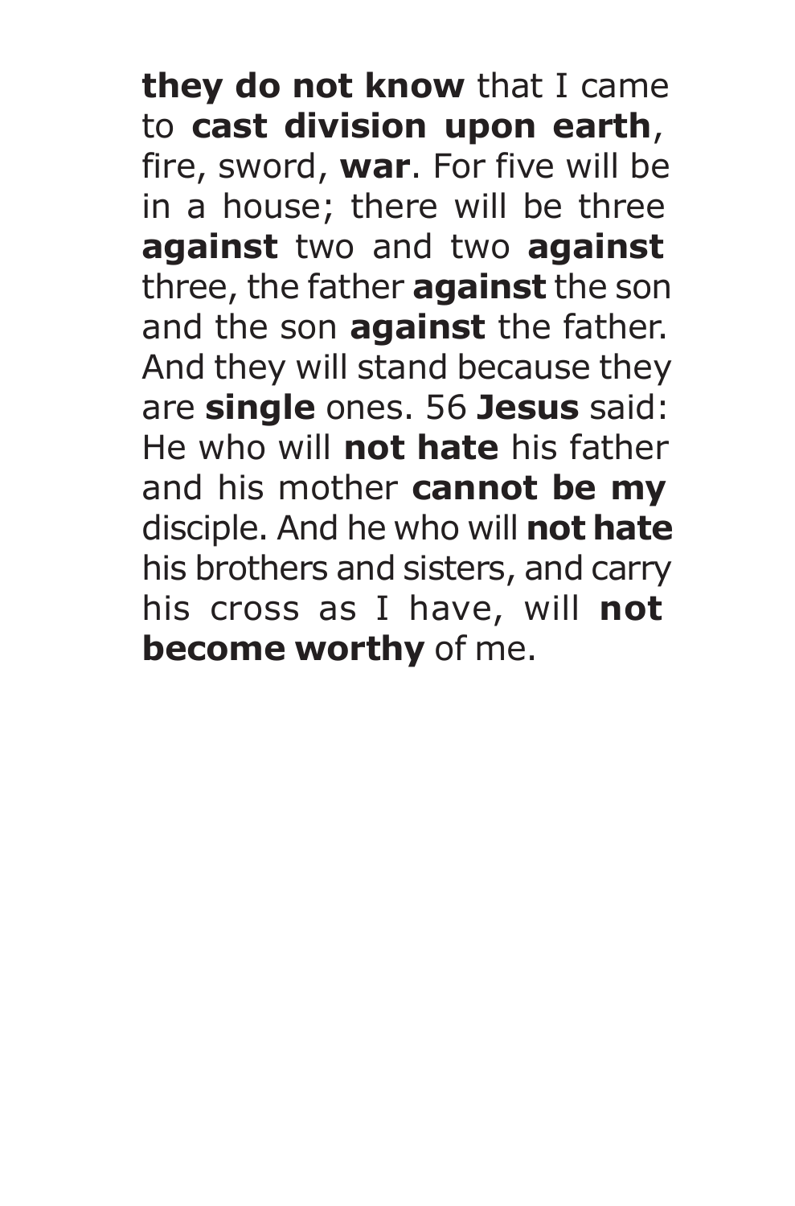**they do not know** that I came to **cast division upon earth**, fire, sword, **war**. For five will be in a house; there will be three **against** two and two **against** three, the father **against** the son and the son **against** the father. And they will stand because they are **single** ones. 56 **Jesus** said: He who will **not hate** his father and his mother **cannot be my** disciple. And he who will **not hate** his brothers and sisters, and carry his cross as I have, will **not become worthy** of me.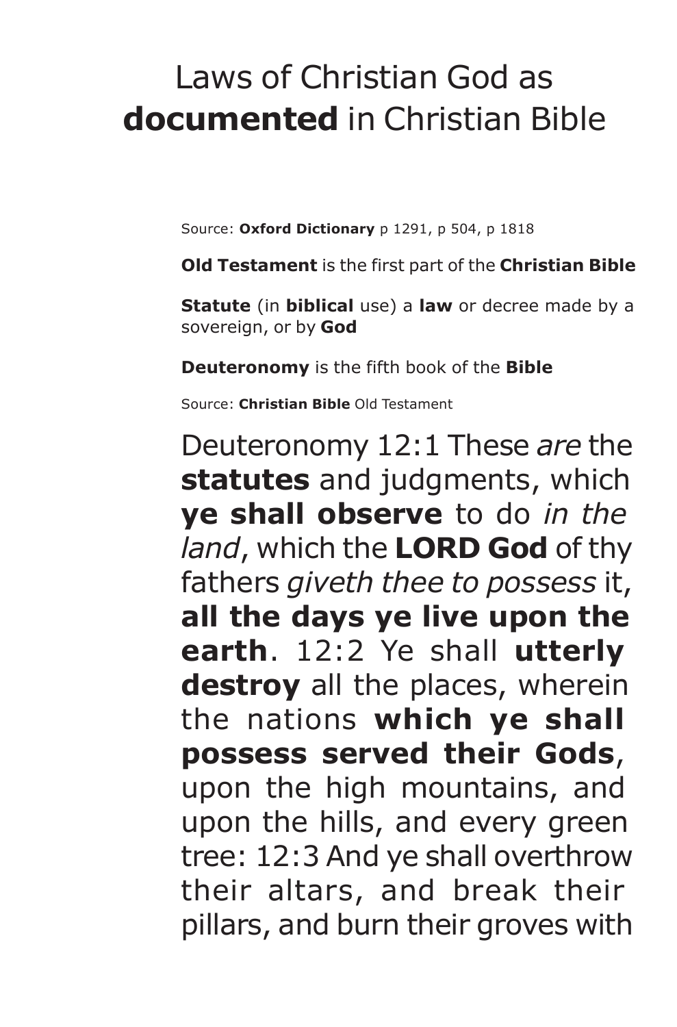# Laws of Christian God as **documented** in Christian Bible

Source: **Oxford Dictionary** p 1291, p 504, p 1818

**Old Testament** is the first part of the **Christian Bible**

**Statute** (in **biblical** use) a **law** or decree made by a sovereign, or by **God**

**Deuteronomy** is the fifth book of the **Bible**

Source: **Christian Bible** Old Testament

Deuteronomy 12:1 These *are* the **statutes** and judgments, which **ye shall observe** to do *in the land*, which the **LORD God** of thy fathers *giveth thee to possess* it, **all the days ye live upon the earth**. 12:2 Ye shall **utterly destroy** all the places, wherein the nations **which ye shall possess served their Gods**, upon the high mountains, and upon the hills, and every green tree: 12:3 And ye shall overthrow their altars, and break their pillars, and burn their groves with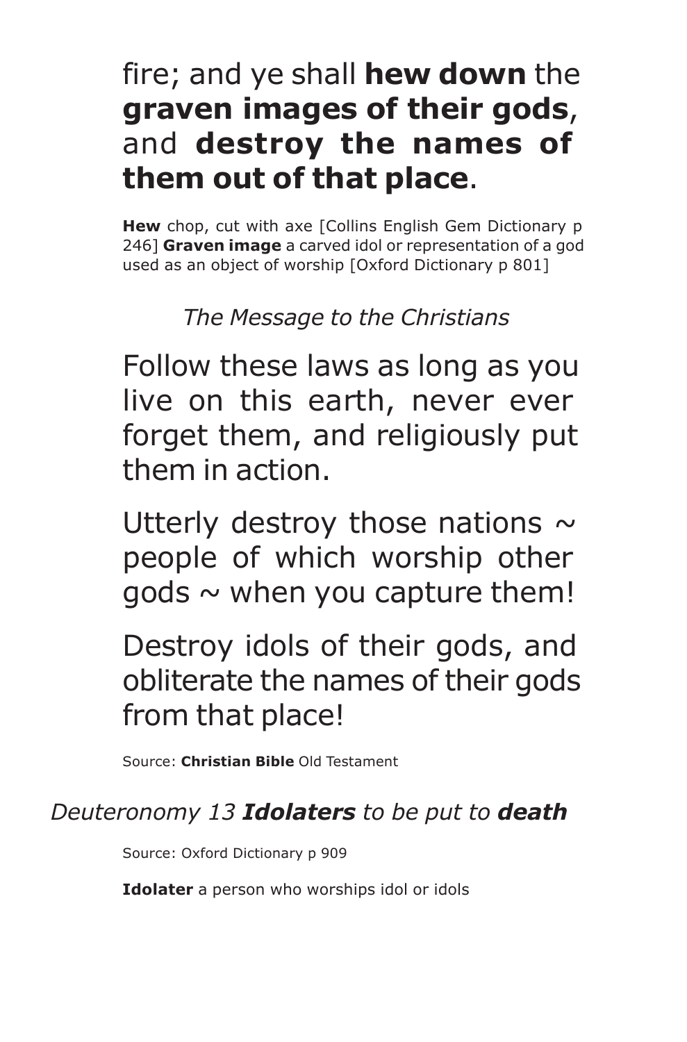fire; and ye shall **hew down** the **graven images of their gods**, and **destroy the names of them out of that place**.

**Hew** chop, cut with axe [Collins English Gem Dictionary p 246] **Graven image** a carved idol or representation of a god used as an object of worship [Oxford Dictionary p 801]

*The Message to the Christians*

Follow these laws as long as you live on this earth, never ever forget them, and religiously put them in action.

Utterly destroy those nations ~ people of which worship other gods ~ when you capture them!

Destroy idols of their gods, and obliterate the names of their gods from that place!

Source: **Christian Bible** Old Testament

*Deuteronomy 13* ***Idolaters*** *to be put to* ***death***

Source: Oxford Dictionary p 909

**Idolater** a person who worships idol or idols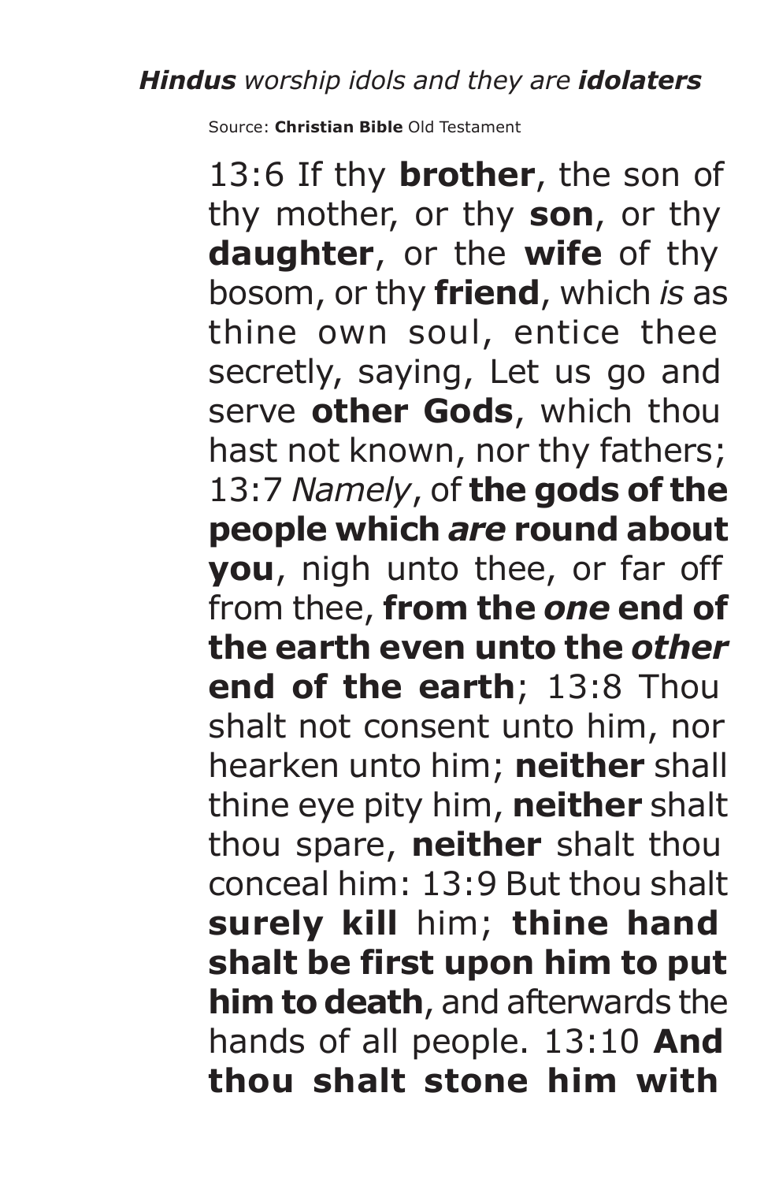***Hindus** worship idols and they are **idolaters***

Source: **Christian Bible** Old Testament

13:6 If thy **brother**, the son of thy mother, or thy **son**, or thy **daughter**, or the **wife** of thy bosom, or thy **friend**, which *is* as thine own soul, entice thee secretly, saying, Let us go and serve **other Gods**, which thou hast not known, nor thy fathers; 13:7 *Namely*, of **the gods of the people which *are* round about you**, nigh unto thee, or far off from thee, **from the *one* end of the earth even unto the *other* end of the earth**; 13:8 Thou shalt not consent unto him, nor hearken unto him; **neither** shall thine eye pity him, **neither** shalt thou spare, **neither** shalt thou conceal him: 13:9 But thou shalt **surely kill** him; **thine hand shalt be first upon him to put him to death**, and afterwards the hands of all people. 13:10 **And thou shalt stone him with**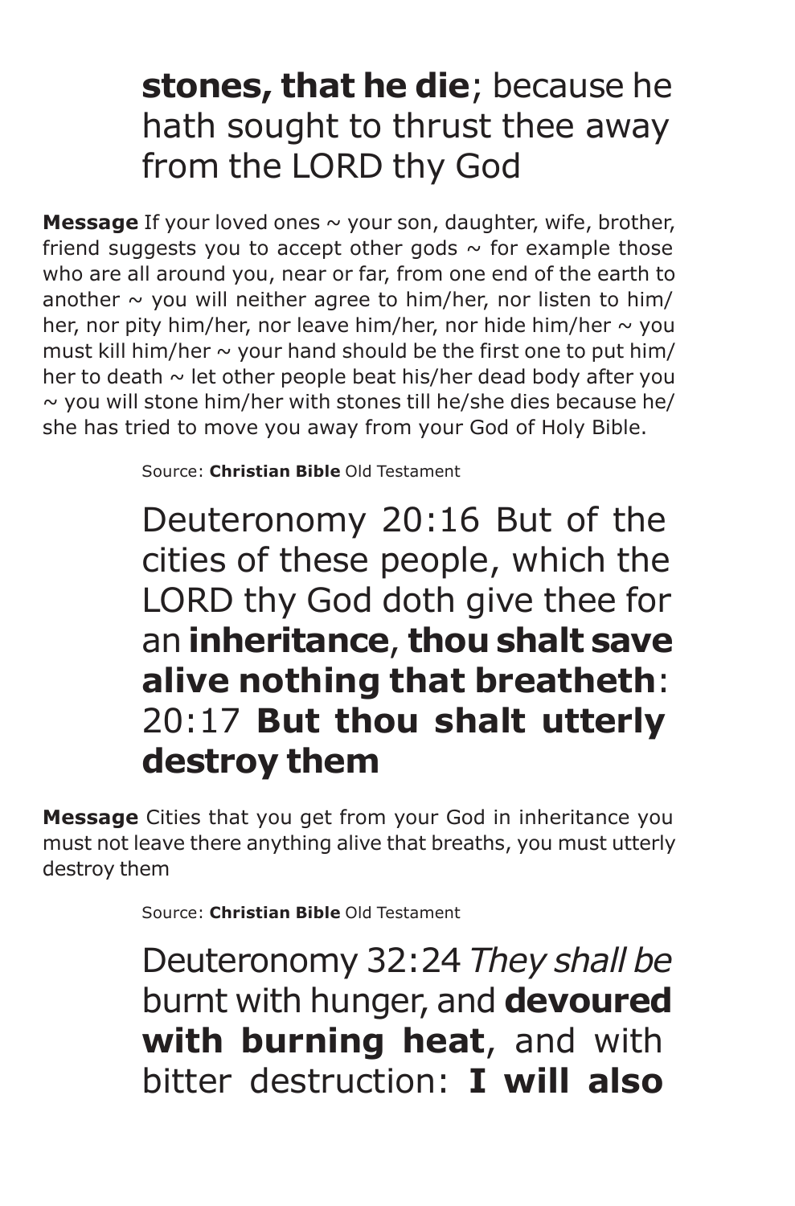**stones, that he die**; because he hath sought to thrust thee away from the LORD thy God

**Message** If your loved ones ~ your son, daughter, wife, brother, friend suggests you to accept other gods ~ for example those who are all around you, near or far, from one end of the earth to another ~ you will neither agree to him/her, nor listen to him/her, nor pity him/her, nor leave him/her, nor hide him/her ~ you must kill him/her ~ your hand should be the first one to put him/her to death ~ let other people beat his/her dead body after you ~ you will stone him/her with stones till he/she dies because he/she has tried to move you away from your God of Holy Bible.

Source: **Christian Bible** Old Testament

Deuteronomy 20:16 But of the cities of these people, which the LORD thy God doth give thee for an **inheritance**, **thou shalt save alive nothing that breatheth**: 20:17 **But thou shalt utterly destroy them**

**Message** Cities that you get from your God in inheritance you must not leave there anything alive that breaths, you must utterly destroy them

Source: **Christian Bible** Old Testament

Deuteronomy 32:24 *They shall be* burnt with hunger, and **devoured with burning heat**, and with bitter destruction: **I will also**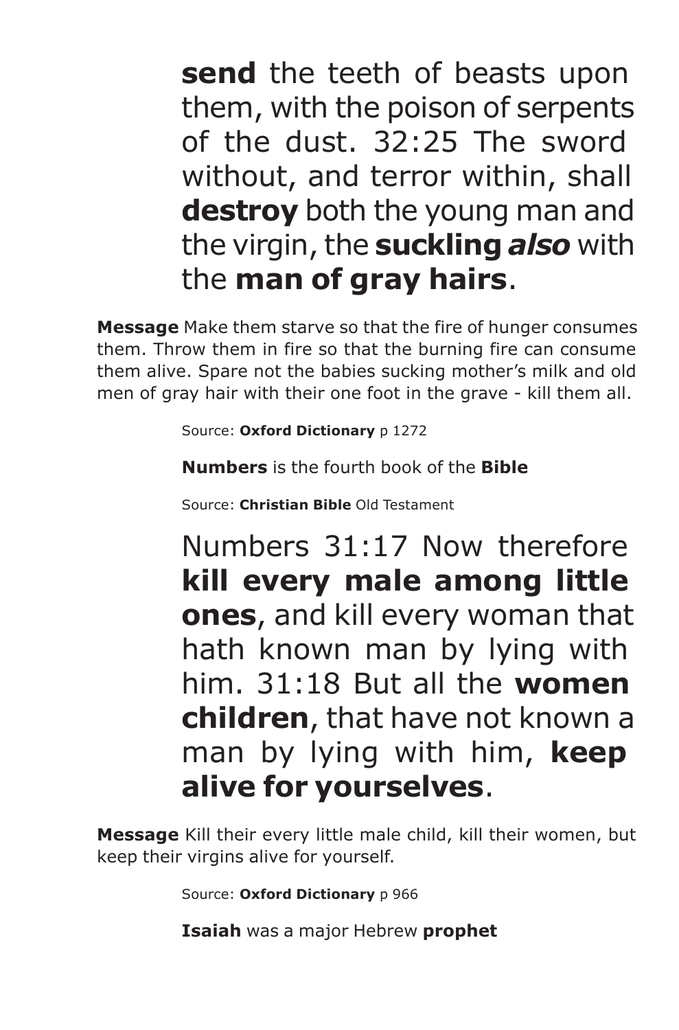**send** the teeth of beasts upon them, with the poison of serpents of the dust. 32:25 The sword without, and terror within, shall **destroy** both the young man and the virgin, the **suckling *also*** with the **man of gray hairs**.

**Message** Make them starve so that the fire of hunger consumes them. Throw them in fire so that the burning fire can consume them alive. Spare not the babies sucking mother's milk and old men of gray hair with their one foot in the grave - kill them all.

Source: **Oxford Dictionary** p 1272

**Numbers** is the fourth book of the **Bible**

Source: **Christian Bible** Old Testament

Numbers 31:17 Now therefore **kill every male among little ones**, and kill every woman that hath known man by lying with him. 31:18 But all the **women children**, that have not known a man by lying with him, **keep alive for yourselves**.

**Message** Kill their every little male child, kill their women, but keep their virgins alive for yourself.

Source: **Oxford Dictionary** p 966

**Isaiah** was a major Hebrew **prophet**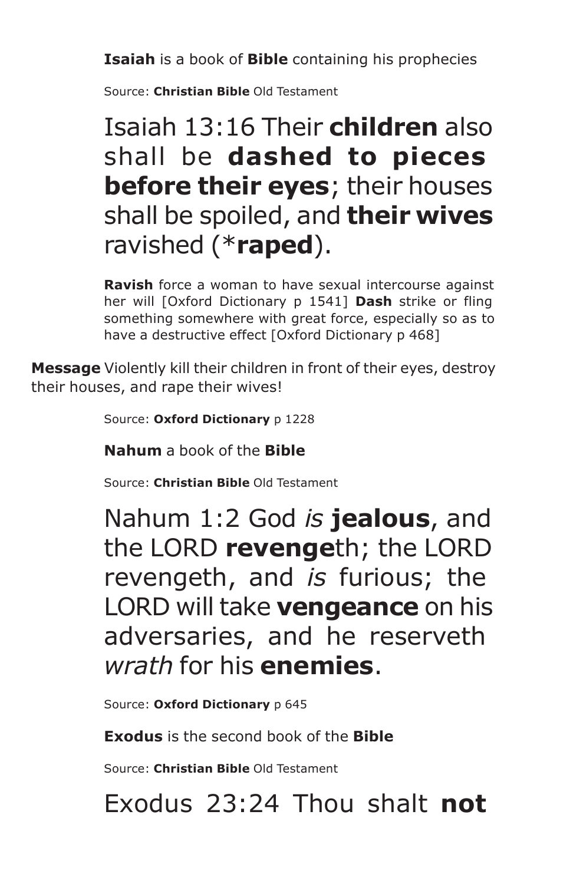**Isaiah** is a book of **Bible** containing his prophecies

Source: **Christian Bible** Old Testament

Isaiah 13:16 Their **children** also shall be **dashed to pieces before their eyes**; their houses shall be spoiled, and **their wives** ravished (***raped**).

**Ravish** force a woman to have sexual intercourse against her will [Oxford Dictionary p 1541] **Dash** strike or fling something somewhere with great force, especially so as to have a destructive effect [Oxford Dictionary p 468]

**Message** Violently kill their children in front of their eyes, destroy their houses, and rape their wives!

Source: **Oxford Dictionary** p 1228

**Nahum** a book of the **Bible**

Source: **Christian Bible** Old Testament

Nahum 1:2 God *is* **jealous**, and the LORD **reveng**eth; the LORD revengeth, and *is* furious; the LORD will take **vengeance** on his adversaries, and he reserveth *wrath* for his **enemies**.

Source: **Oxford Dictionary** p 645

**Exodus** is the second book of the **Bible**

Source: **Christian Bible** Old Testament

Exodus 23:24 Thou shalt **not**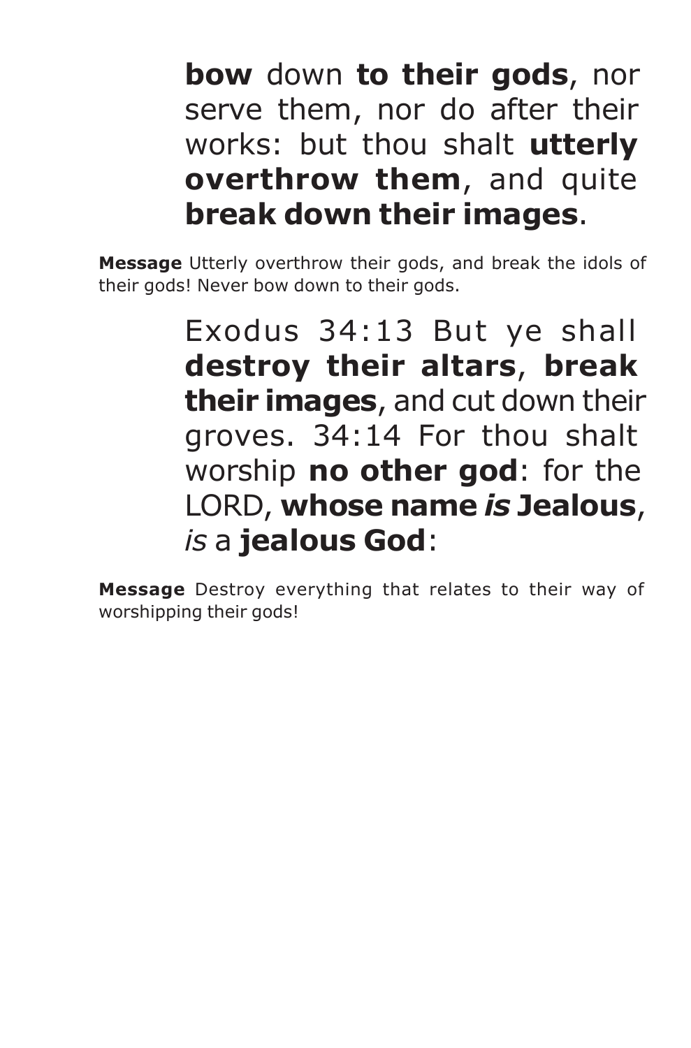**bow** down **to their gods**, nor serve them, nor do after their works: but thou shalt **utterly overthrow them**, and quite **break down their images**.

**Message** Utterly overthrow their gods, and break the idols of their gods! Never bow down to their gods.

Exodus 34:13 But ye shall **destroy their altars**, **break their images**, and cut down their groves. 34:14 For thou shalt worship **no other god**: for the LORD, **whose name *is* Jealous**, *is* a **jealous God**:

**Message** Destroy everything that relates to their way of worshipping their gods!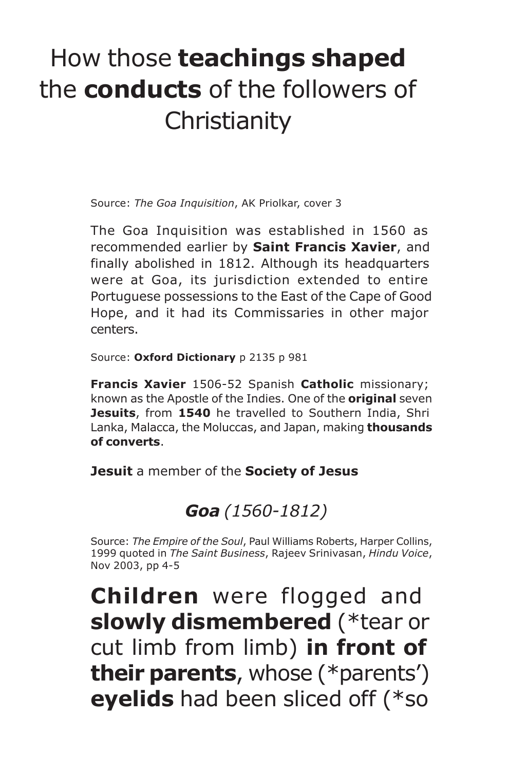# How those **teachings shaped** the **conducts** of the followers of Christianity

Source: *The Goa Inquisition*, AK Priolkar, cover 3

The Goa Inquisition was established in 1560 as recommended earlier by **Saint Francis Xavier**, and finally abolished in 1812. Although its headquarters were at Goa, its jurisdiction extended to entire Portuguese possessions to the East of the Cape of Good Hope, and it had its Commissaries in other major centers.

Source: **Oxford Dictionary** p 2135 p 981

**Francis Xavier** 1506-52 Spanish **Catholic** missionary; known as the Apostle of the Indies. One of the **original** seven **Jesuits**, from **1540** he travelled to Southern India, Shri Lanka, Malacca, the Moluccas, and Japan, making **thousands of converts**.

**Jesuit** a member of the **Society of Jesus**

## ***Goa*** *(1560-1812)*

Source: *The Empire of the Soul*, Paul Williams Roberts, Harper Collins, 1999 quoted in *The Saint Business*, Rajeev Srinivasan, *Hindu Voice*, Nov 2003, pp 4-5

**Children** were flogged and **slowly dismembered** (*tear or cut limb from limb) **in front of their parents**, whose (*parents') **eyelids** had been sliced off (*so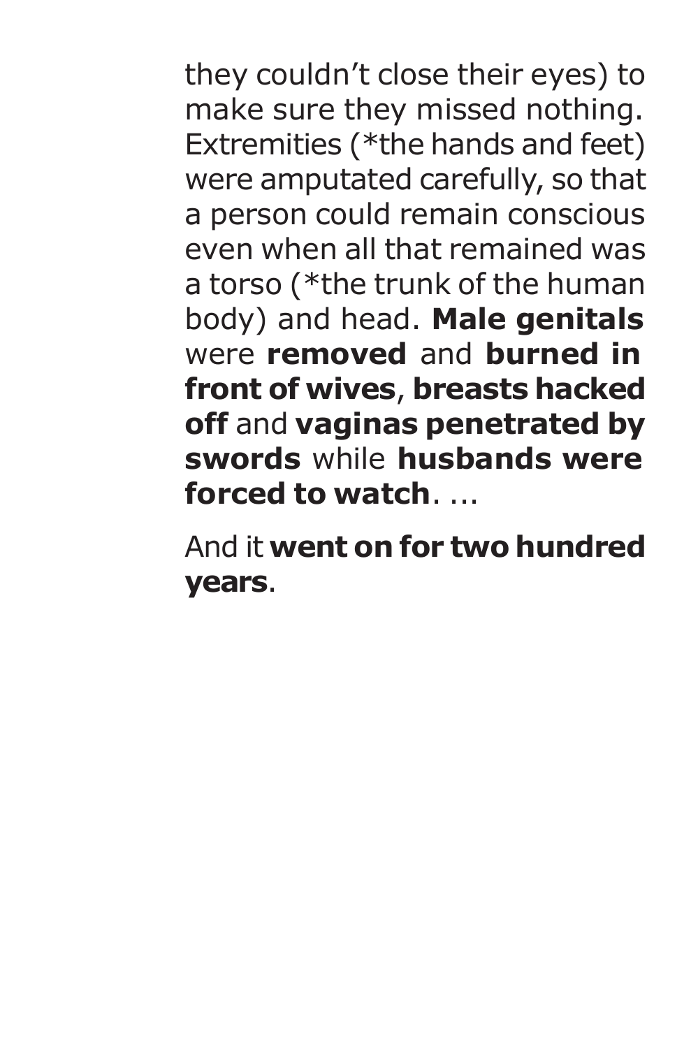they couldn’t close their eyes) to make sure they missed nothing. Extremities (*the hands and feet) were amputated carefully, so that a person could remain conscious even when all that remained was a torso (*the trunk of the human body) and head. **Male genitals** were **removed** and **burned in front of wives**, **breasts hacked off** and **vaginas penetrated by swords** while **husbands were forced to watch**. ...

And it **went on for two hundred years**.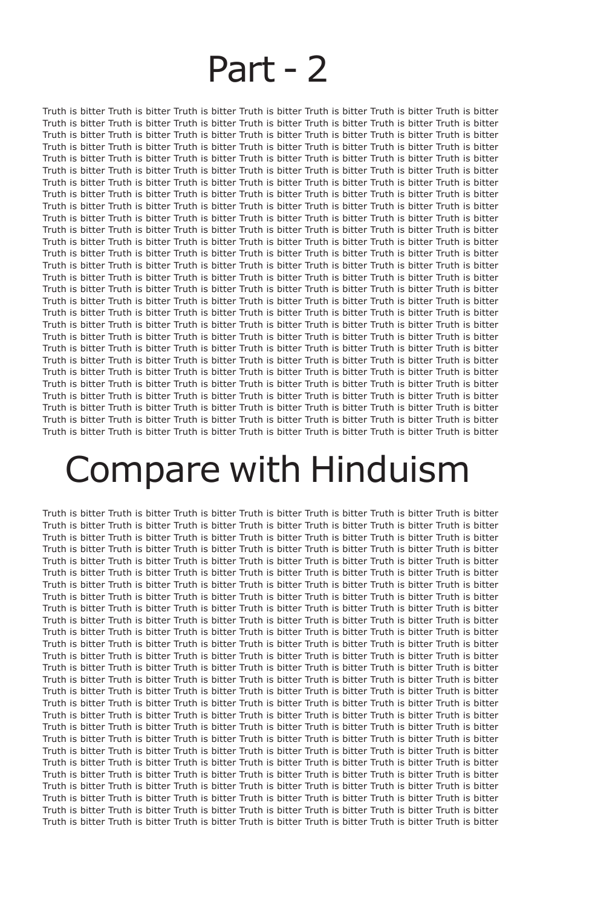# Part - 2

Truth is bitter Truth is bitter Truth is bitter Truth is bitter Truth is bitter Truth is bitter Truth is bitter
Truth is bitter Truth is bitter Truth is bitter Truth is bitter Truth is bitter Truth is bitter Truth is bitter
Truth is bitter Truth is bitter Truth is bitter Truth is bitter Truth is bitter Truth is bitter Truth is bitter
Truth is bitter Truth is bitter Truth is bitter Truth is bitter Truth is bitter Truth is bitter Truth is bitter
Truth is bitter Truth is bitter Truth is bitter Truth is bitter Truth is bitter Truth is bitter Truth is bitter
Truth is bitter Truth is bitter Truth is bitter Truth is bitter Truth is bitter Truth is bitter Truth is bitter
Truth is bitter Truth is bitter Truth is bitter Truth is bitter Truth is bitter Truth is bitter Truth is bitter
Truth is bitter Truth is bitter Truth is bitter Truth is bitter Truth is bitter Truth is bitter Truth is bitter
Truth is bitter Truth is bitter Truth is bitter Truth is bitter Truth is bitter Truth is bitter Truth is bitter
Truth is bitter Truth is bitter Truth is bitter Truth is bitter Truth is bitter Truth is bitter Truth is bitter
Truth is bitter Truth is bitter Truth is bitter Truth is bitter Truth is bitter Truth is bitter Truth is bitter
Truth is bitter Truth is bitter Truth is bitter Truth is bitter Truth is bitter Truth is bitter Truth is bitter
Truth is bitter Truth is bitter Truth is bitter Truth is bitter Truth is bitter Truth is bitter Truth is bitter
Truth is bitter Truth is bitter Truth is bitter Truth is bitter Truth is bitter Truth is bitter Truth is bitter
Truth is bitter Truth is bitter Truth is bitter Truth is bitter Truth is bitter Truth is bitter Truth is bitter
Truth is bitter Truth is bitter Truth is bitter Truth is bitter Truth is bitter Truth is bitter Truth is bitter
Truth is bitter Truth is bitter Truth is bitter Truth is bitter Truth is bitter Truth is bitter Truth is bitter
Truth is bitter Truth is bitter Truth is bitter Truth is bitter Truth is bitter Truth is bitter Truth is bitter
Truth is bitter Truth is bitter Truth is bitter Truth is bitter Truth is bitter Truth is bitter Truth is bitter
Truth is bitter Truth is bitter Truth is bitter Truth is bitter Truth is bitter Truth is bitter Truth is bitter
Truth is bitter Truth is bitter Truth is bitter Truth is bitter Truth is bitter Truth is bitter Truth is bitter
Truth is bitter Truth is bitter Truth is bitter Truth is bitter Truth is bitter Truth is bitter Truth is bitter
Truth is bitter Truth is bitter Truth is bitter Truth is bitter Truth is bitter Truth is bitter Truth is bitter
Truth is bitter Truth is bitter Truth is bitter Truth is bitter Truth is bitter Truth is bitter Truth is bitter
Truth is bitter Truth is bitter Truth is bitter Truth is bitter Truth is bitter Truth is bitter Truth is bitter
Truth is bitter Truth is bitter Truth is bitter Truth is bitter Truth is bitter Truth is bitter Truth is bitter
Truth is bitter Truth is bitter Truth is bitter Truth is bitter Truth is bitter Truth is bitter Truth is bitter
Truth is bitter Truth is bitter Truth is bitter Truth is bitter Truth is bitter Truth is bitter Truth is bitter

# Compare with Hinduism

Truth is bitter Truth is bitter Truth is bitter Truth is bitter Truth is bitter Truth is bitter Truth is bitter
Truth is bitter Truth is bitter Truth is bitter Truth is bitter Truth is bitter Truth is bitter Truth is bitter
Truth is bitter Truth is bitter Truth is bitter Truth is bitter Truth is bitter Truth is bitter Truth is bitter
Truth is bitter Truth is bitter Truth is bitter Truth is bitter Truth is bitter Truth is bitter Truth is bitter
Truth is bitter Truth is bitter Truth is bitter Truth is bitter Truth is bitter Truth is bitter Truth is bitter
Truth is bitter Truth is bitter Truth is bitter Truth is bitter Truth is bitter Truth is bitter Truth is bitter
Truth is bitter Truth is bitter Truth is bitter Truth is bitter Truth is bitter Truth is bitter Truth is bitter
Truth is bitter Truth is bitter Truth is bitter Truth is bitter Truth is bitter Truth is bitter Truth is bitter
Truth is bitter Truth is bitter Truth is bitter Truth is bitter Truth is bitter Truth is bitter Truth is bitter
Truth is bitter Truth is bitter Truth is bitter Truth is bitter Truth is bitter Truth is bitter Truth is bitter
Truth is bitter Truth is bitter Truth is bitter Truth is bitter Truth is bitter Truth is bitter Truth is bitter
Truth is bitter Truth is bitter Truth is bitter Truth is bitter Truth is bitter Truth is bitter Truth is bitter
Truth is bitter Truth is bitter Truth is bitter Truth is bitter Truth is bitter Truth is bitter Truth is bitter
Truth is bitter Truth is bitter Truth is bitter Truth is bitter Truth is bitter Truth is bitter Truth is bitter
Truth is bitter Truth is bitter Truth is bitter Truth is bitter Truth is bitter Truth is bitter Truth is bitter
Truth is bitter Truth is bitter Truth is bitter Truth is bitter Truth is bitter Truth is bitter Truth is bitter
Truth is bitter Truth is bitter Truth is bitter Truth is bitter Truth is bitter Truth is bitter Truth is bitter
Truth is bitter Truth is bitter Truth is bitter Truth is bitter Truth is bitter Truth is bitter Truth is bitter
Truth is bitter Truth is bitter Truth is bitter Truth is bitter Truth is bitter Truth is bitter Truth is bitter
Truth is bitter Truth is bitter Truth is bitter Truth is bitter Truth is bitter Truth is bitter Truth is bitter
Truth is bitter Truth is bitter Truth is bitter Truth is bitter Truth is bitter Truth is bitter Truth is bitter
Truth is bitter Truth is bitter Truth is bitter Truth is bitter Truth is bitter Truth is bitter Truth is bitter
Truth is bitter Truth is bitter Truth is bitter Truth is bitter Truth is bitter Truth is bitter Truth is bitter
Truth is bitter Truth is bitter Truth is bitter Truth is bitter Truth is bitter Truth is bitter Truth is bitter
Truth is bitter Truth is bitter Truth is bitter Truth is bitter Truth is bitter Truth is bitter Truth is bitter
Truth is bitter Truth is bitter Truth is bitter Truth is bitter Truth is bitter Truth is bitter Truth is bitter
Truth is bitter Truth is bitter Truth is bitter Truth is bitter Truth is bitter Truth is bitter Truth is bitter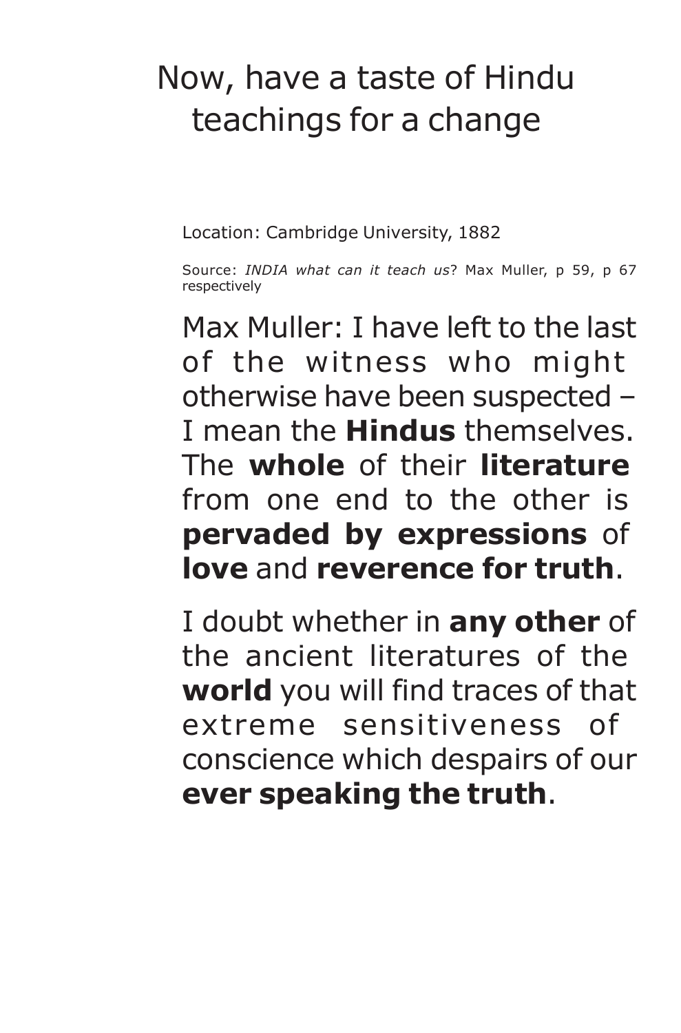# Now, have a taste of Hindu teachings for a change

Location: Cambridge University, 1882

Source: *INDIA what can it teach us*? Max Muller, p 59, p 67 respectively

Max Muller: I have left to the last of the witness who might otherwise have been suspected – I mean the **Hindus** themselves. The **whole** of their **literature** from one end to the other is **pervaded by expressions** of **love** and **reverence for truth**.

I doubt whether in **any other** of the ancient literatures of the **world** you will find traces of that extreme sensitiveness of conscience which despairs of our **ever speaking the truth**.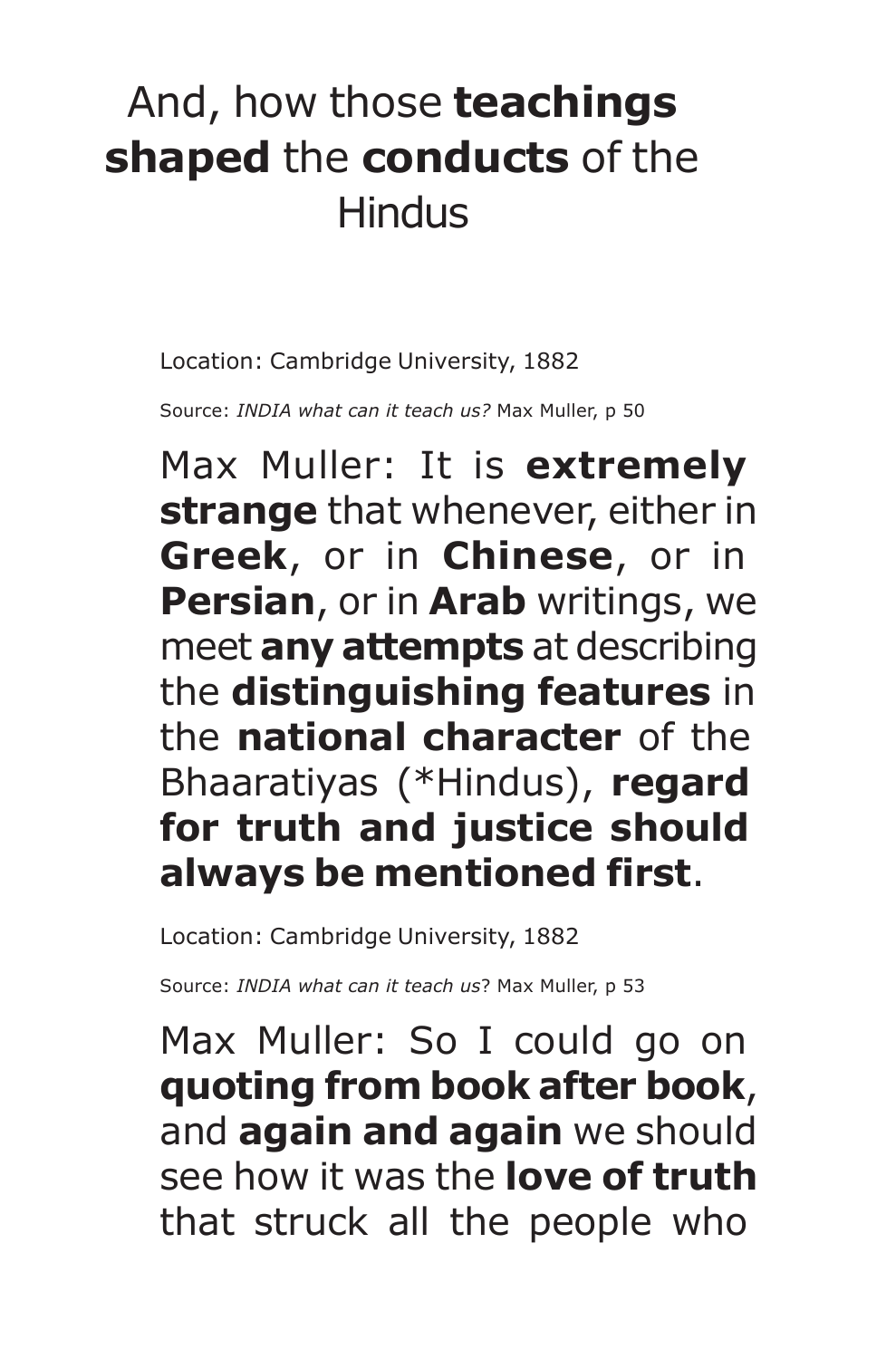# And, how those **teachings shaped** the **conducts** of the Hindus

Location: Cambridge University, 1882

Source: *INDIA what can it teach us?* Max Muller, p 50

Max Muller: It is **extremely strange** that whenever, either in **Greek**, or in **Chinese**, or in **Persian**, or in **Arab** writings, we meet **any attempts** at describing the **distinguishing features** in the **national character** of the Bhaaratiyas (*Hindus), **regard for truth and justice should always be mentioned first**.

Location: Cambridge University, 1882

Source: *INDIA what can it teach us*? Max Muller, p 53

Max Muller: So I could go on **quoting from book after book**, and **again and again** we should see how it was the **love of truth** that struck all the people who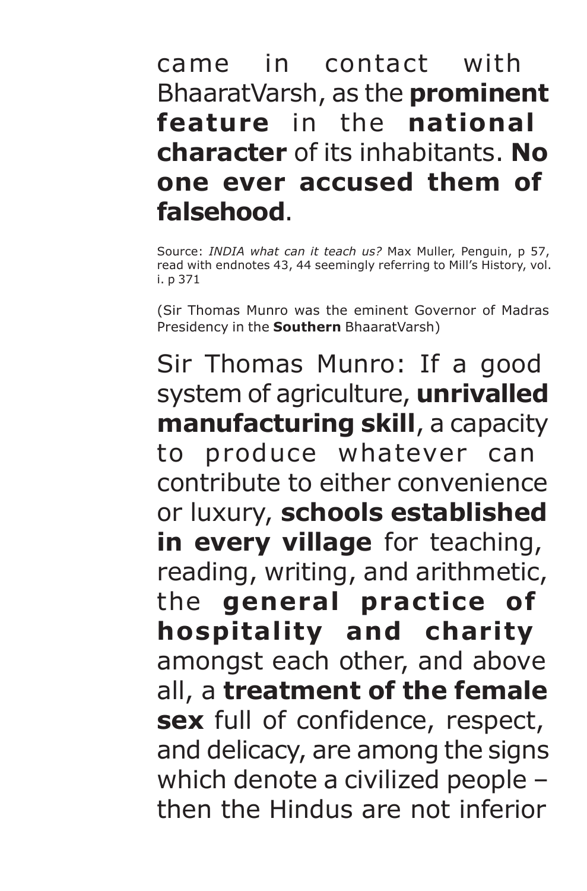came in contact with BhaaratVarsh, as the **prominent feature** in the **national character** of its inhabitants. **No one ever accused them of falsehood**.

Source: *INDIA what can it teach us?* Max Muller, Penguin, p 57, read with endnotes 43, 44 seemingly referring to Mill's History, vol. i. p 371

(Sir Thomas Munro was the eminent Governor of Madras Presidency in the **Southern** BhaaratVarsh)

Sir Thomas Munro: If a good system of agriculture, **unrivalled manufacturing skill**, a capacity to produce whatever can contribute to either convenience or luxury, **schools established in every village** for teaching, reading, writing, and arithmetic, the **general practice of hospitality and charity** amongst each other, and above all, a **treatment of the female sex** full of confidence, respect, and delicacy, are among the signs which denote a civilized people – then the Hindus are not inferior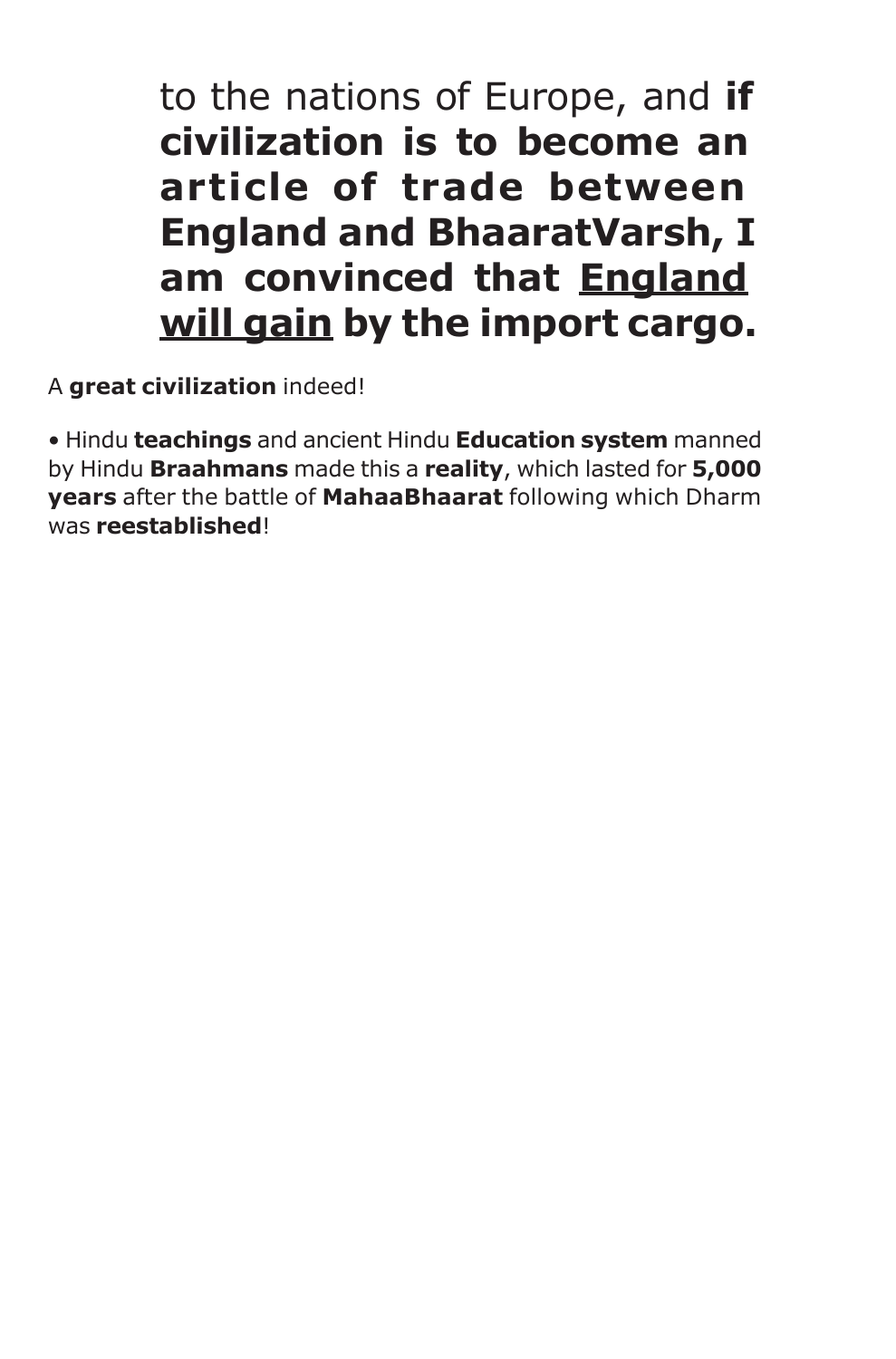> to the nations of Europe, and **if civilization is to become an article of trade between England and BhaaratVarsh, I am convinced that <u>England will gain</u> by the import cargo.**

A **great civilization** indeed!

- Hindu **teachings** and ancient Hindu **Education system** manned by Hindu **Braahmans** made this a **reality**, which lasted for **5,000 years** after the battle of **MahaaBhaarat** following which Dharm was **reestablished**!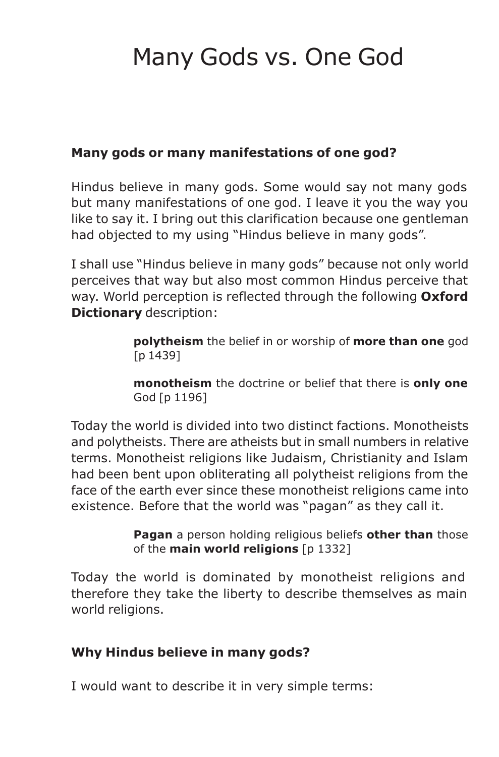# Many Gods vs. One God

### Many gods or many manifestations of one god?

Hindus believe in many gods. Some would say not many gods but many manifestations of one god. I leave it you the way you like to say it. I bring out this clarification because one gentleman had objected to my using "Hindus believe in many gods".

I shall use "Hindus believe in many gods" because not only world perceives that way but also most common Hindus perceive that way. World perception is reflected through the following **Oxford Dictionary** description:

> **polytheism** the belief in or worship of **more than one** god [p 1439]
>
> **monotheism** the doctrine or belief that there is **only one** God [p 1196]

Today the world is divided into two distinct factions. Monotheists and polytheists. There are atheists but in small numbers in relative terms. Monotheist religions like Judaism, Christianity and Islam had been bent upon obliterating all polytheist religions from the face of the earth ever since these monotheist religions came into existence. Before that the world was "pagan" as they call it.

> **Pagan** a person holding religious beliefs **other than** those of the **main world religions** [p 1332]

Today the world is dominated by monotheist religions and therefore they take the liberty to describe themselves as main world religions.

### Why Hindus believe in many gods?

I would want to describe it in very simple terms: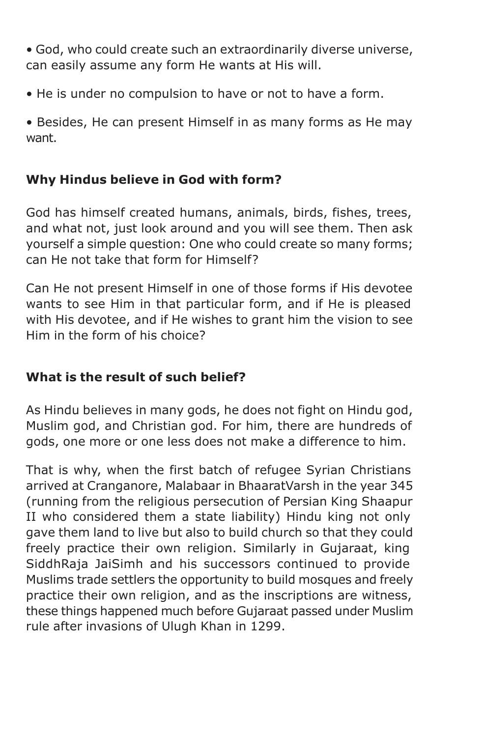- God, who could create such an extraordinarily diverse universe, can easily assume any form He wants at His will.
- He is under no compulsion to have or not to have a form.
- Besides, He can present Himself in as many forms as He may want.

**Why Hindus believe in God with form?**

God has himself created humans, animals, birds, fishes, trees, and what not, just look around and you will see them. Then ask yourself a simple question: One who could create so many forms; can He not take that form for Himself?

Can He not present Himself in one of those forms if His devotee wants to see Him in that particular form, and if He is pleased with His devotee, and if He wishes to grant him the vision to see Him in the form of his choice?

**What is the result of such belief?**

As Hindu believes in many gods, he does not fight on Hindu god, Muslim god, and Christian god. For him, there are hundreds of gods, one more or one less does not make a difference to him.

That is why, when the first batch of refugee Syrian Christians arrived at Cranganore, Malabaar in BhaaratVarsh in the year 345 (running from the religious persecution of Persian King Shaapur II who considered them a state liability) Hindu king not only gave them land to live but also to build church so that they could freely practice their own religion. Similarly in Gujaraat, king SiddhRaja JaiSimh and his successors continued to provide Muslims trade settlers the opportunity to build mosques and freely practice their own religion, and as the inscriptions are witness, these things happened much before Gujaraat passed under Muslim rule after invasions of Ulugh Khan in 1299.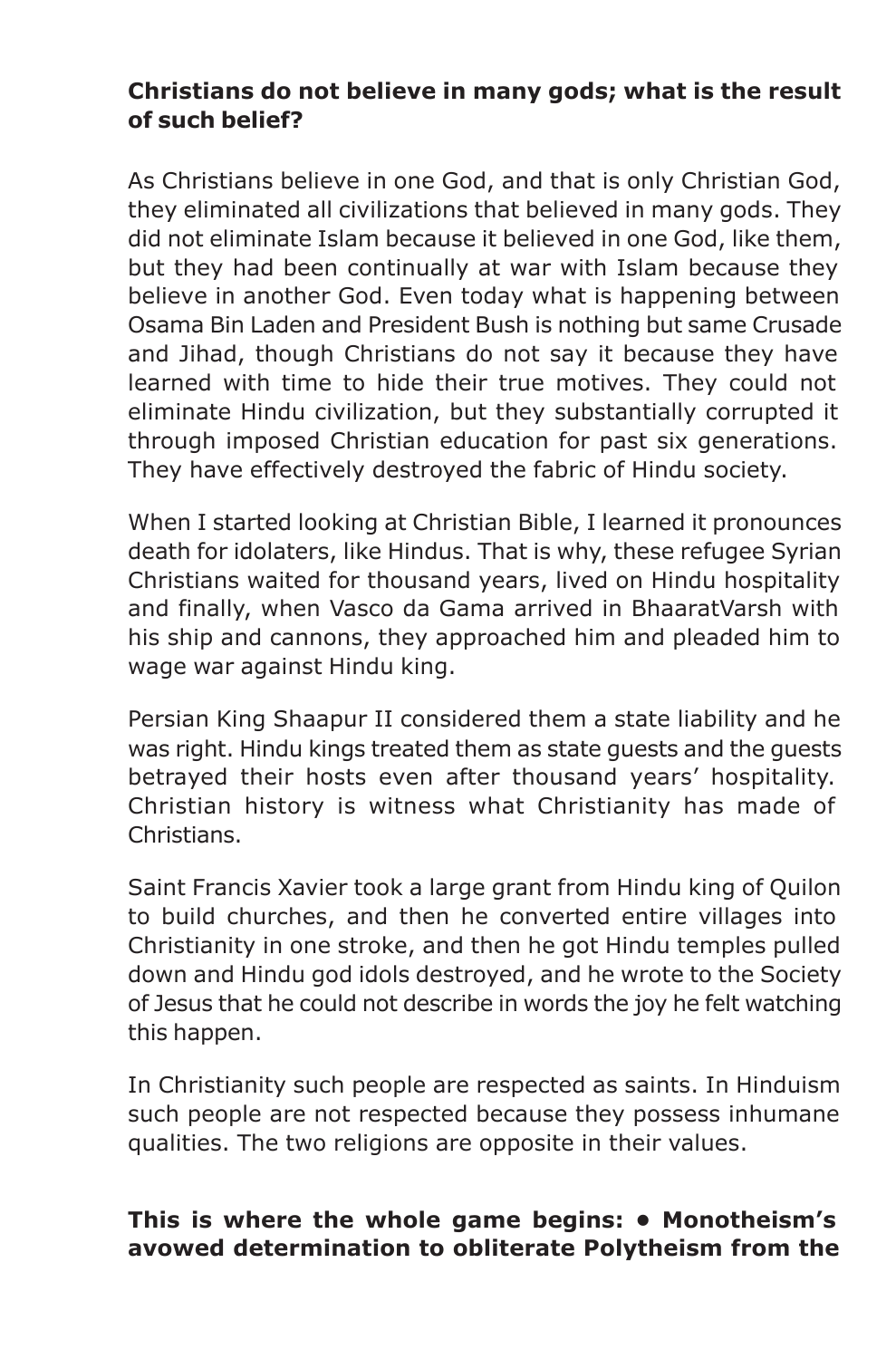**Christians do not believe in many gods; what is the result of such belief?**

As Christians believe in one God, and that is only Christian God, they eliminated all civilizations that believed in many gods. They did not eliminate Islam because it believed in one God, like them, but they had been continually at war with Islam because they believe in another God. Even today what is happening between Osama Bin Laden and President Bush is nothing but same Crusade and Jihad, though Christians do not say it because they have learned with time to hide their true motives. They could not eliminate Hindu civilization, but they substantially corrupted it through imposed Christian education for past six generations. They have effectively destroyed the fabric of Hindu society.

When I started looking at Christian Bible, I learned it pronounces death for idolaters, like Hindus. That is why, these refugee Syrian Christians waited for thousand years, lived on Hindu hospitality and finally, when Vasco da Gama arrived in BhaaratVarsh with his ship and cannons, they approached him and pleaded him to wage war against Hindu king.

Persian King Shaapur II considered them a state liability and he was right. Hindu kings treated them as state guests and the guests betrayed their hosts even after thousand years' hospitality. Christian history is witness what Christianity has made of Christians.

Saint Francis Xavier took a large grant from Hindu king of Quilon to build churches, and then he converted entire villages into Christianity in one stroke, and then he got Hindu temples pulled down and Hindu god idols destroyed, and he wrote to the Society of Jesus that he could not describe in words the joy he felt watching this happen.

In Christianity such people are respected as saints. In Hinduism such people are not respected because they possess inhumane qualities. The two religions are opposite in their values.

**This is where the whole game begins: • Monotheism's avowed determination to obliterate Polytheism from the**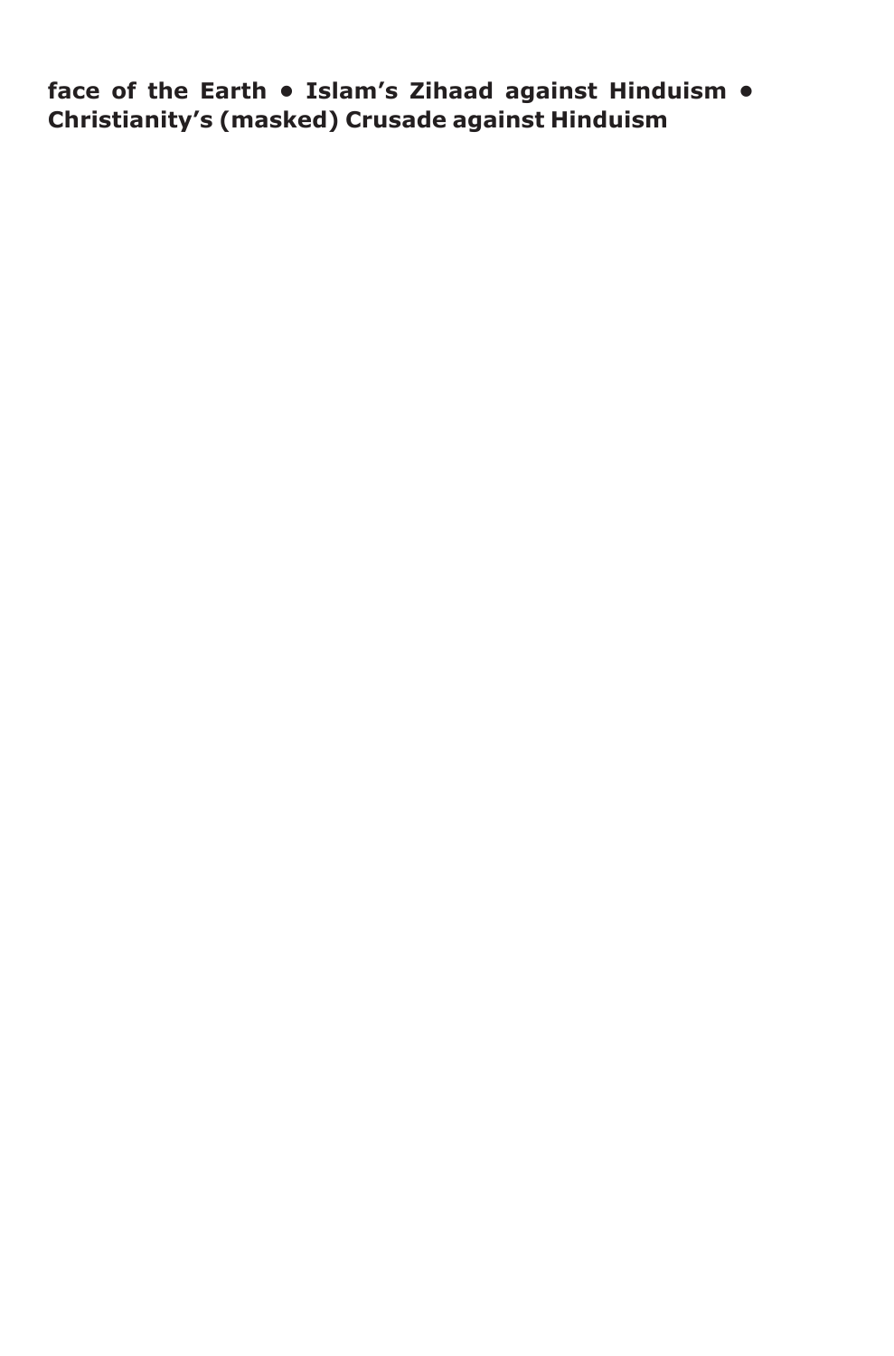**face of the Earth • Islam's Zihaad against Hinduism • Christianity's (masked) Crusade against Hinduism**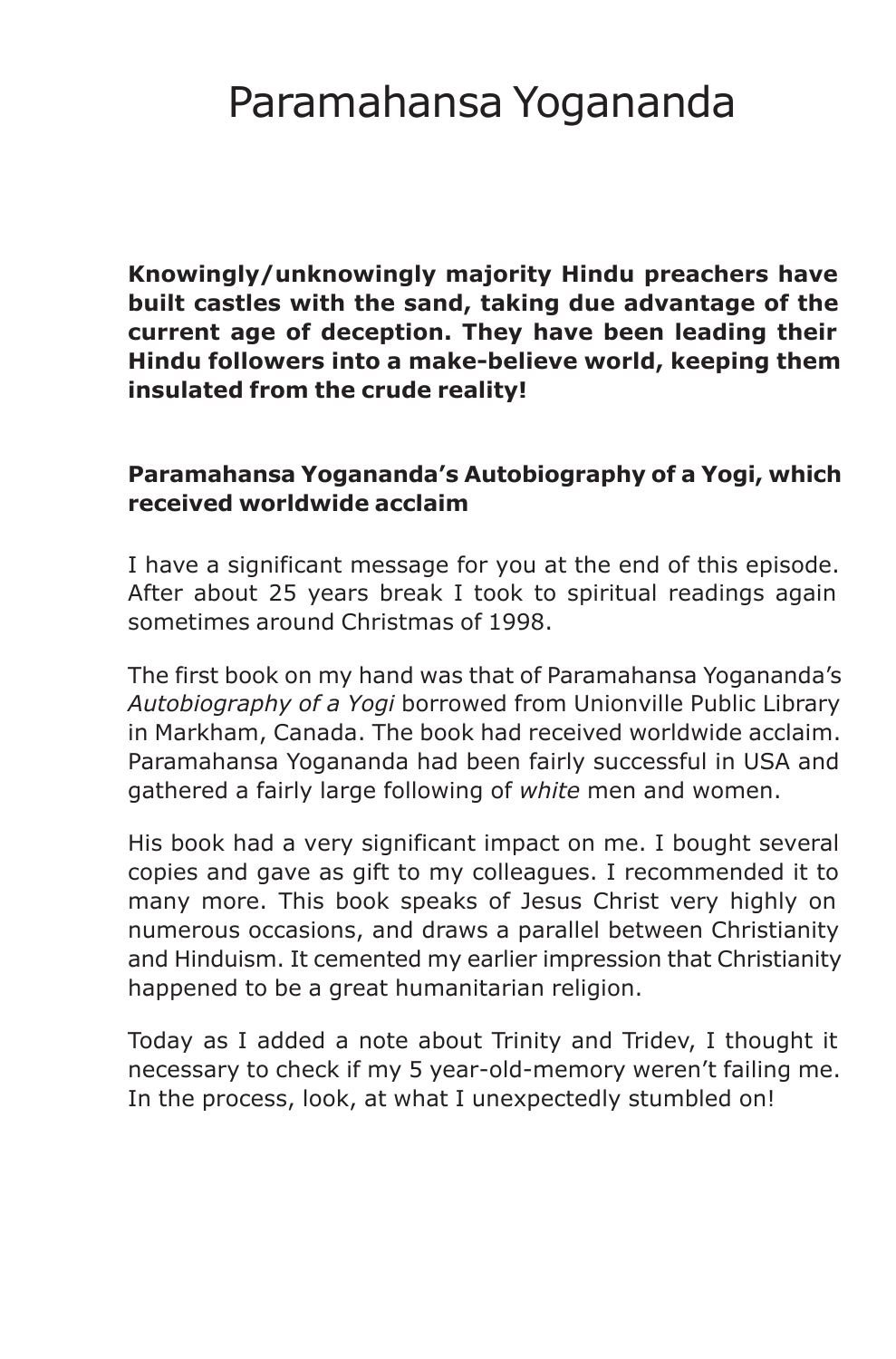# Paramahansa Yogananda

**Knowingly/unknowingly majority Hindu preachers have built castles with the sand, taking due advantage of the current age of deception. They have been leading their Hindu followers into a make-believe world, keeping them insulated from the crude reality!**

### Paramahansa Yogananda's Autobiography of a Yogi, which received worldwide acclaim

I have a significant message for you at the end of this episode. After about 25 years break I took to spiritual readings again sometimes around Christmas of 1998.

The first book on my hand was that of Paramahansa Yogananda's *Autobiography of a Yogi* borrowed from Unionville Public Library in Markham, Canada. The book had received worldwide acclaim. Paramahansa Yogananda had been fairly successful in USA and gathered a fairly large following of *white* men and women.

His book had a very significant impact on me. I bought several copies and gave as gift to my colleagues. I recommended it to many more. This book speaks of Jesus Christ very highly on numerous occasions, and draws a parallel between Christianity and Hinduism. It cemented my earlier impression that Christianity happened to be a great humanitarian religion.

Today as I added a note about Trinity and Tridev, I thought it necessary to check if my 5 year-old-memory weren't failing me. In the process, look, at what I unexpectedly stumbled on!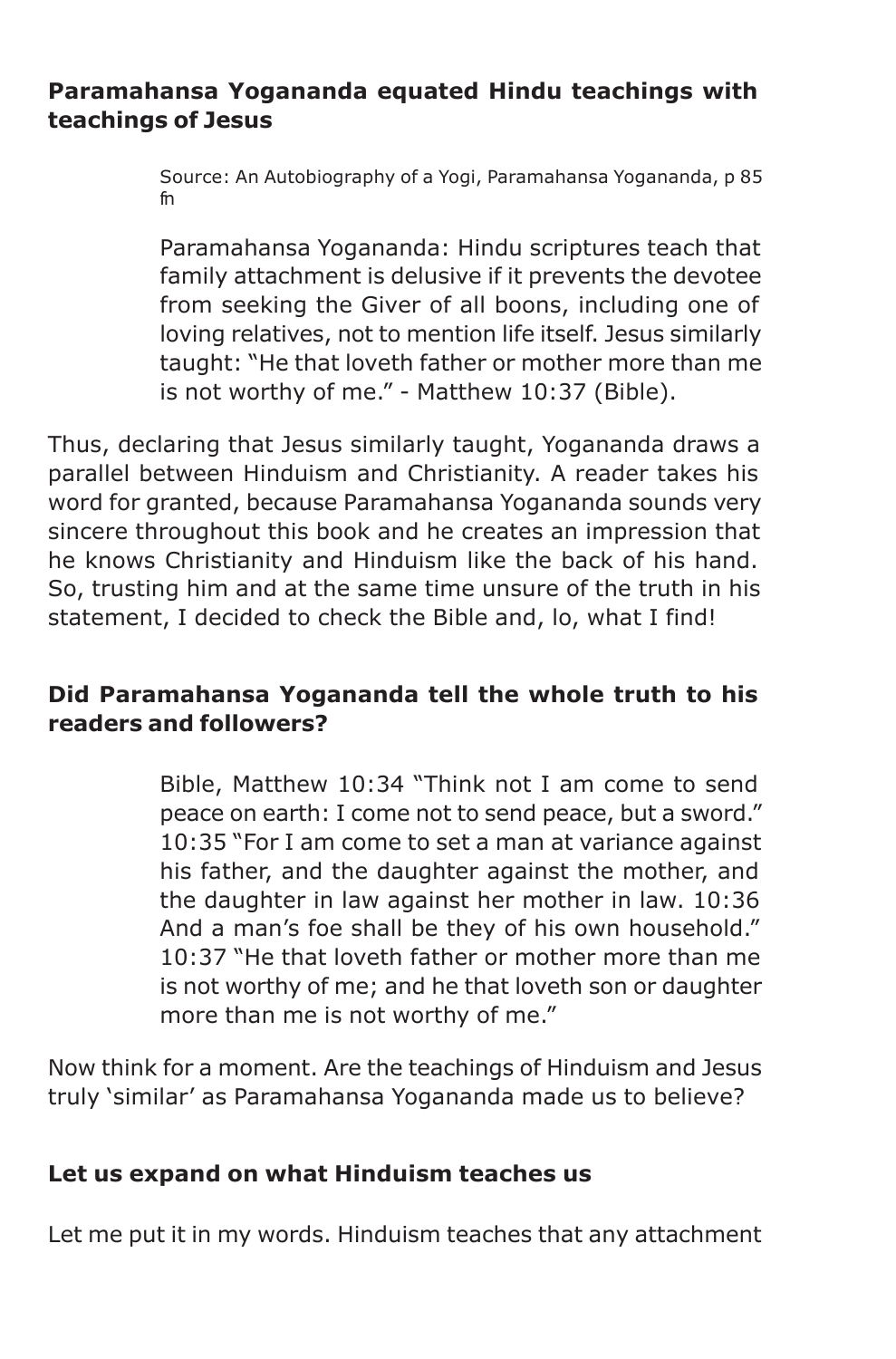**Paramahansa Yogananda equated Hindu teachings with teachings of Jesus**

> Source: An Autobiography of a Yogi, Paramahansa Yogananda, p 85 fn
>
> Paramahansa Yogananda: Hindu scriptures teach that family attachment is delusive if it prevents the devotee from seeking the Giver of all boons, including one of loving relatives, not to mention life itself. Jesus similarly taught: "He that loveth father or mother more than me is not worthy of me." - Matthew 10:37 (Bible).

Thus, declaring that Jesus similarly taught, Yogananda draws a parallel between Hinduism and Christianity. A reader takes his word for granted, because Paramahansa Yogananda sounds very sincere throughout this book and he creates an impression that he knows Christianity and Hinduism like the back of his hand. So, trusting him and at the same time unsure of the truth in his statement, I decided to check the Bible and, lo, what I find!

**Did Paramahansa Yogananda tell the whole truth to his readers and followers?**

> Bible, Matthew 10:34 "Think not I am come to send peace on earth: I come not to send peace, but a sword." 10:35 "For I am come to set a man at variance against his father, and the daughter against the mother, and the daughter in law against her mother in law. 10:36 And a man's foe shall be they of his own household." 10:37 "He that loveth father or mother more than me is not worthy of me; and he that loveth son or daughter more than me is not worthy of me."

Now think for a moment. Are the teachings of Hinduism and Jesus truly 'similar' as Paramahansa Yogananda made us to believe?

**Let us expand on what Hinduism teaches us**

Let me put it in my words. Hinduism teaches that any attachment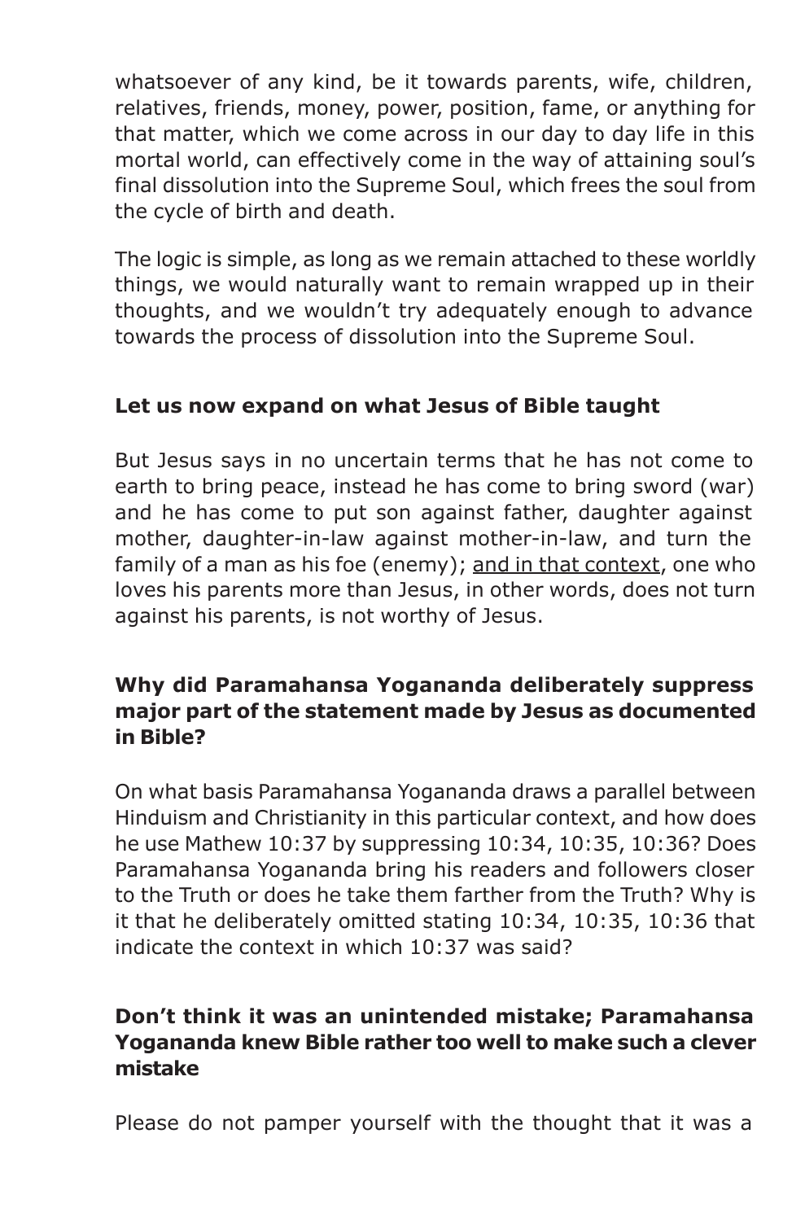whatsoever of any kind, be it towards parents, wife, children, relatives, friends, money, power, position, fame, or anything for that matter, which we come across in our day to day life in this mortal world, can effectively come in the way of attaining soul's final dissolution into the Supreme Soul, which frees the soul from the cycle of birth and death.

The logic is simple, as long as we remain attached to these worldly things, we would naturally want to remain wrapped up in their thoughts, and we wouldn't try adequately enough to advance towards the process of dissolution into the Supreme Soul.

**Let us now expand on what Jesus of Bible taught**

But Jesus says in no uncertain terms that he has not come to earth to bring peace, instead he has come to bring sword (war) and he has come to put son against father, daughter against mother, daughter-in-law against mother-in-law, and turn the family of a man as his foe (enemy); <u>and in that context</u>, one who loves his parents more than Jesus, in other words, does not turn against his parents, is not worthy of Jesus.

**Why did Paramahansa Yogananda deliberately suppress major part of the statement made by Jesus as documented in Bible?**

On what basis Paramahansa Yogananda draws a parallel between Hinduism and Christianity in this particular context, and how does he use Mathew 10:37 by suppressing 10:34, 10:35, 10:36? Does Paramahansa Yogananda bring his readers and followers closer to the Truth or does he take them farther from the Truth? Why is it that he deliberately omitted stating 10:34, 10:35, 10:36 that indicate the context in which 10:37 was said?

**Don't think it was an unintended mistake; Paramahansa Yogananda knew Bible rather too well to make such a clever mistake**

Please do not pamper yourself with the thought that it was a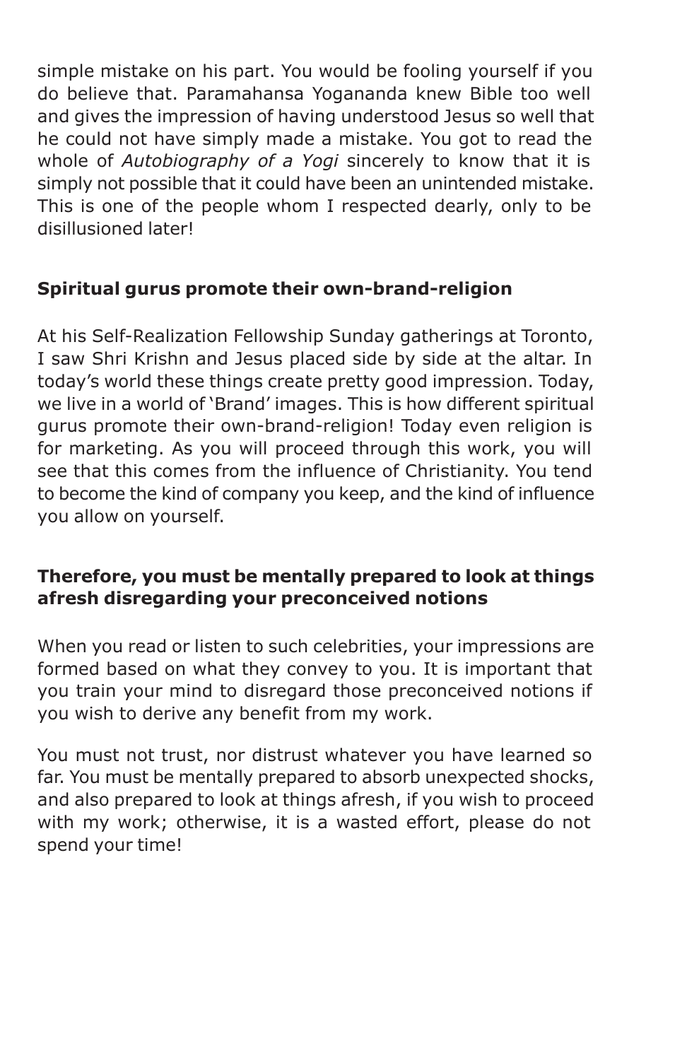simple mistake on his part. You would be fooling yourself if you do believe that. Paramahansa Yogananda knew Bible too well and gives the impression of having understood Jesus so well that he could not have simply made a mistake. You got to read the whole of *Autobiography of a Yogi* sincerely to know that it is simply not possible that it could have been an unintended mistake. This is one of the people whom I respected dearly, only to be disillusioned later!

### Spiritual gurus promote their own-brand-religion

At his Self-Realization Fellowship Sunday gatherings at Toronto, I saw Shri Krishn and Jesus placed side by side at the altar. In today's world these things create pretty good impression. Today, we live in a world of 'Brand' images. This is how different spiritual gurus promote their own-brand-religion! Today even religion is for marketing. As you will proceed through this work, you will see that this comes from the influence of Christianity. You tend to become the kind of company you keep, and the kind of influence you allow on yourself.

### Therefore, you must be mentally prepared to look at things afresh disregarding your preconceived notions

When you read or listen to such celebrities, your impressions are formed based on what they convey to you. It is important that you train your mind to disregard those preconceived notions if you wish to derive any benefit from my work.

You must not trust, nor distrust whatever you have learned so far. You must be mentally prepared to absorb unexpected shocks, and also prepared to look at things afresh, if you wish to proceed with my work; otherwise, it is a wasted effort, please do not spend your time!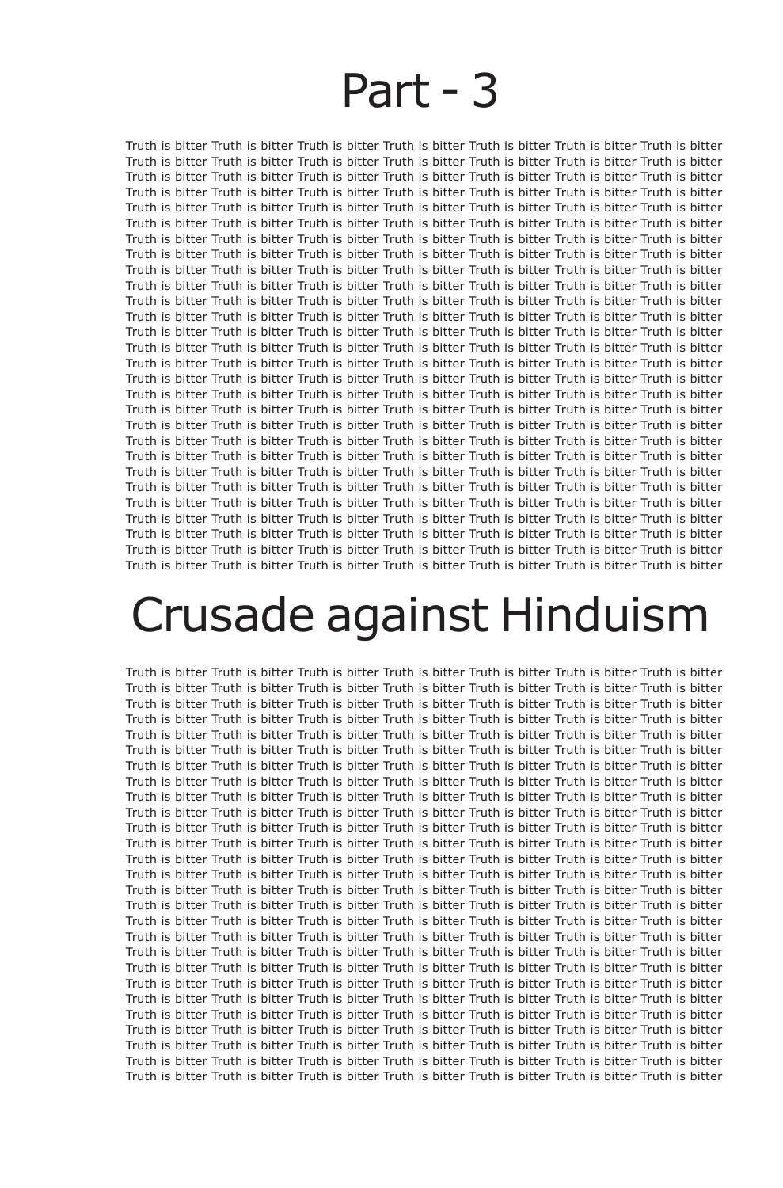# Part - 3

Truth is bitter Truth is bitter Truth is bitter Truth is bitter Truth is bitter Truth is bitter Truth is bitter
Truth is bitter Truth is bitter Truth is bitter Truth is bitter Truth is bitter Truth is bitter Truth is bitter
Truth is bitter Truth is bitter Truth is bitter Truth is bitter Truth is bitter Truth is bitter Truth is bitter
Truth is bitter Truth is bitter Truth is bitter Truth is bitter Truth is bitter Truth is bitter Truth is bitter
Truth is bitter Truth is bitter Truth is bitter Truth is bitter Truth is bitter Truth is bitter Truth is bitter
Truth is bitter Truth is bitter Truth is bitter Truth is bitter Truth is bitter Truth is bitter Truth is bitter
Truth is bitter Truth is bitter Truth is bitter Truth is bitter Truth is bitter Truth is bitter Truth is bitter
Truth is bitter Truth is bitter Truth is bitter Truth is bitter Truth is bitter Truth is bitter Truth is bitter
Truth is bitter Truth is bitter Truth is bitter Truth is bitter Truth is bitter Truth is bitter Truth is bitter
Truth is bitter Truth is bitter Truth is bitter Truth is bitter Truth is bitter Truth is bitter Truth is bitter
Truth is bitter Truth is bitter Truth is bitter Truth is bitter Truth is bitter Truth is bitter Truth is bitter
Truth is bitter Truth is bitter Truth is bitter Truth is bitter Truth is bitter Truth is bitter Truth is bitter
Truth is bitter Truth is bitter Truth is bitter Truth is bitter Truth is bitter Truth is bitter Truth is bitter
Truth is bitter Truth is bitter Truth is bitter Truth is bitter Truth is bitter Truth is bitter Truth is bitter
Truth is bitter Truth is bitter Truth is bitter Truth is bitter Truth is bitter Truth is bitter Truth is bitter
Truth is bitter Truth is bitter Truth is bitter Truth is bitter Truth is bitter Truth is bitter Truth is bitter
Truth is bitter Truth is bitter Truth is bitter Truth is bitter Truth is bitter Truth is bitter Truth is bitter
Truth is bitter Truth is bitter Truth is bitter Truth is bitter Truth is bitter Truth is bitter Truth is bitter
Truth is bitter Truth is bitter Truth is bitter Truth is bitter Truth is bitter Truth is bitter Truth is bitter
Truth is bitter Truth is bitter Truth is bitter Truth is bitter Truth is bitter Truth is bitter Truth is bitter
Truth is bitter Truth is bitter Truth is bitter Truth is bitter Truth is bitter Truth is bitter Truth is bitter
Truth is bitter Truth is bitter Truth is bitter Truth is bitter Truth is bitter Truth is bitter Truth is bitter
Truth is bitter Truth is bitter Truth is bitter Truth is bitter Truth is bitter Truth is bitter Truth is bitter
Truth is bitter Truth is bitter Truth is bitter Truth is bitter Truth is bitter Truth is bitter Truth is bitter
Truth is bitter Truth is bitter Truth is bitter Truth is bitter Truth is bitter Truth is bitter Truth is bitter
Truth is bitter Truth is bitter Truth is bitter Truth is bitter Truth is bitter Truth is bitter Truth is bitter
Truth is bitter Truth is bitter Truth is bitter Truth is bitter Truth is bitter Truth is bitter Truth is bitter
Truth is bitter Truth is bitter Truth is bitter Truth is bitter Truth is bitter Truth is bitter Truth is bitter

# Crusade against Hinduism

Truth is bitter Truth is bitter Truth is bitter Truth is bitter Truth is bitter Truth is bitter Truth is bitter
Truth is bitter Truth is bitter Truth is bitter Truth is bitter Truth is bitter Truth is bitter Truth is bitter
Truth is bitter Truth is bitter Truth is bitter Truth is bitter Truth is bitter Truth is bitter Truth is bitter
Truth is bitter Truth is bitter Truth is bitter Truth is bitter Truth is bitter Truth is bitter Truth is bitter
Truth is bitter Truth is bitter Truth is bitter Truth is bitter Truth is bitter Truth is bitter Truth is bitter
Truth is bitter Truth is bitter Truth is bitter Truth is bitter Truth is bitter Truth is bitter Truth is bitter
Truth is bitter Truth is bitter Truth is bitter Truth is bitter Truth is bitter Truth is bitter Truth is bitter
Truth is bitter Truth is bitter Truth is bitter Truth is bitter Truth is bitter Truth is bitter Truth is bitter
Truth is bitter Truth is bitter Truth is bitter Truth is bitter Truth is bitter Truth is bitter Truth is bitter
Truth is bitter Truth is bitter Truth is bitter Truth is bitter Truth is bitter Truth is bitter Truth is bitter
Truth is bitter Truth is bitter Truth is bitter Truth is bitter Truth is bitter Truth is bitter Truth is bitter
Truth is bitter Truth is bitter Truth is bitter Truth is bitter Truth is bitter Truth is bitter Truth is bitter
Truth is bitter Truth is bitter Truth is bitter Truth is bitter Truth is bitter Truth is bitter Truth is bitter
Truth is bitter Truth is bitter Truth is bitter Truth is bitter Truth is bitter Truth is bitter Truth is bitter
Truth is bitter Truth is bitter Truth is bitter Truth is bitter Truth is bitter Truth is bitter Truth is bitter
Truth is bitter Truth is bitter Truth is bitter Truth is bitter Truth is bitter Truth is bitter Truth is bitter
Truth is bitter Truth is bitter Truth is bitter Truth is bitter Truth is bitter Truth is bitter Truth is bitter
Truth is bitter Truth is bitter Truth is bitter Truth is bitter Truth is bitter Truth is bitter Truth is bitter
Truth is bitter Truth is bitter Truth is bitter Truth is bitter Truth is bitter Truth is bitter Truth is bitter
Truth is bitter Truth is bitter Truth is bitter Truth is bitter Truth is bitter Truth is bitter Truth is bitter
Truth is bitter Truth is bitter Truth is bitter Truth is bitter Truth is bitter Truth is bitter Truth is bitter
Truth is bitter Truth is bitter Truth is bitter Truth is bitter Truth is bitter Truth is bitter Truth is bitter
Truth is bitter Truth is bitter Truth is bitter Truth is bitter Truth is bitter Truth is bitter Truth is bitter
Truth is bitter Truth is bitter Truth is bitter Truth is bitter Truth is bitter Truth is bitter Truth is bitter
Truth is bitter Truth is bitter Truth is bitter Truth is bitter Truth is bitter Truth is bitter Truth is bitter
Truth is bitter Truth is bitter Truth is bitter Truth is bitter Truth is bitter Truth is bitter Truth is bitter
Truth is bitter Truth is bitter Truth is bitter Truth is bitter Truth is bitter Truth is bitter Truth is bitter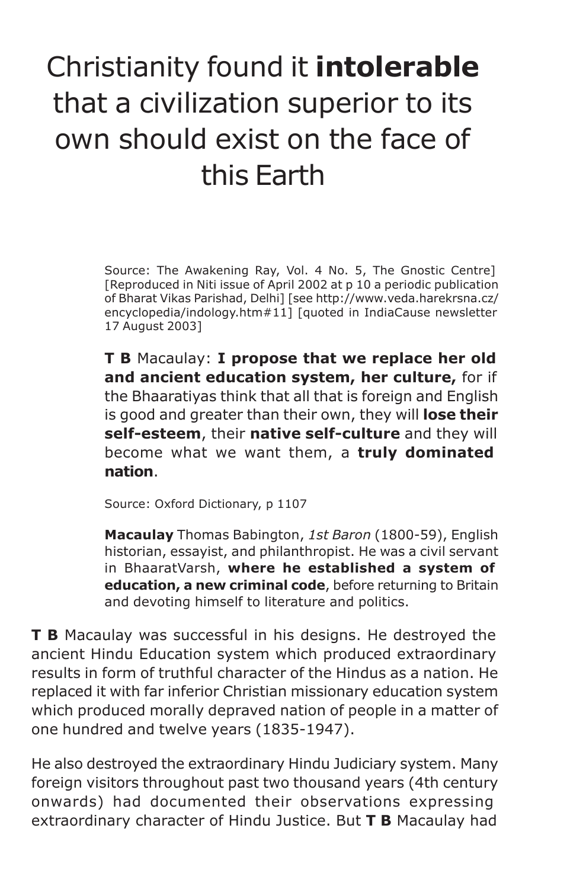# Christianity found it **intolerable** that a civilization superior to its own should exist on the face of this Earth

Source: The Awakening Ray, Vol. 4 No. 5, The Gnostic Centre] [Reproduced in Niti issue of April 2002 at p 10 a periodic publication of Bharat Vikas Parishad, Delhi] [see http://www.veda.harekrsna.cz/encyclopedia/indology.htm#11] [quoted in IndiaCause newsletter 17 August 2003]

**T B** Macaulay: **I propose that we replace her old and ancient education system, her culture,** for if the Bhaaratiyas think that all that is foreign and English is good and greater than their own, they will **lose their self-esteem**, their **native self-culture** and they will become what we want them, a **truly dominated nation**.

Source: Oxford Dictionary, p 1107

**Macaulay** Thomas Babington, *1st Baron* (1800-59), English historian, essayist, and philanthropist. He was a civil servant in BhaaratVarsh, **where he established a system of education, a new criminal code**, before returning to Britain and devoting himself to literature and politics.

**T B** Macaulay was successful in his designs. He destroyed the ancient Hindu Education system which produced extraordinary results in form of truthful character of the Hindus as a nation. He replaced it with far inferior Christian missionary education system which produced morally depraved nation of people in a matter of one hundred and twelve years (1835-1947).

He also destroyed the extraordinary Hindu Judiciary system. Many foreign visitors throughout past two thousand years (4th century onwards) had documented their observations expressing extraordinary character of Hindu Justice. But **T B** Macaulay had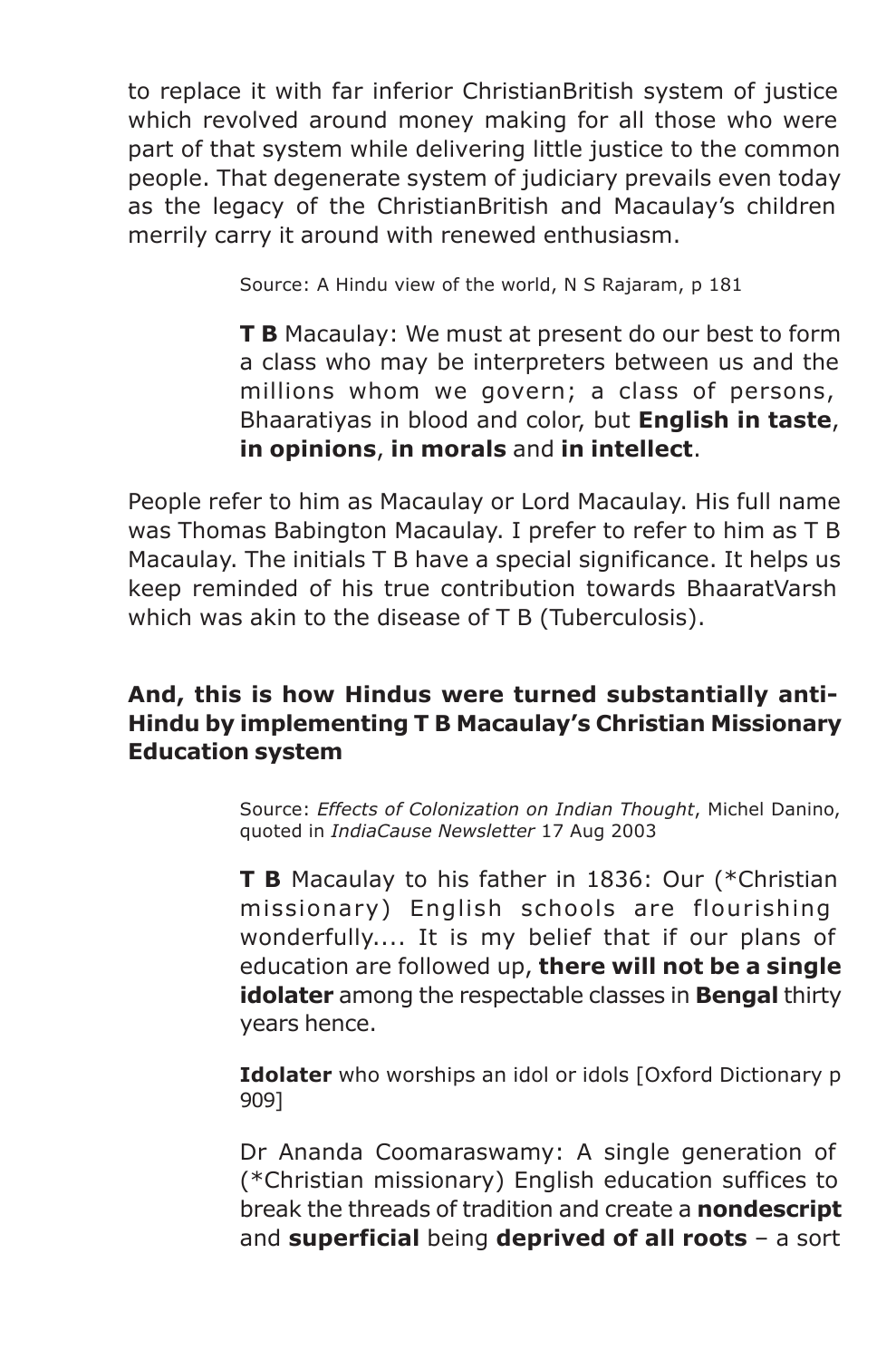to replace it with far inferior ChristianBritish system of justice which revolved around money making for all those who were part of that system while delivering little justice to the common people. That degenerate system of judiciary prevails even today as the legacy of the ChristianBritish and Macaulay's children merrily carry it around with renewed enthusiasm.

Source: A Hindu view of the world, N S Rajaram, p 181

**T B** Macaulay: We must at present do our best to form a class who may be interpreters between us and the millions whom we govern; a class of persons, Bhaaratiyas in blood and color, but **English in taste**, **in opinions**, **in morals** and **in intellect**.

People refer to him as Macaulay or Lord Macaulay. His full name was Thomas Babington Macaulay. I prefer to refer to him as T B Macaulay. The initials T B have a special significance. It helps us keep reminded of his true contribution towards BhaaratVarsh which was akin to the disease of T B (Tuberculosis).

**And, this is how Hindus were turned substantially anti-Hindu by implementing T B Macaulay's Christian Missionary Education system**

Source: *Effects of Colonization on Indian Thought*, Michel Danino, quoted in *IndiaCause Newsletter* 17 Aug 2003

**T B** Macaulay to his father in 1836: Our (*Christian missionary) English schools are flourishing wonderfully.... It is my belief that if our plans of education are followed up, **there will not be a single idolater** among the respectable classes in **Bengal** thirty years hence.

**Idolater** who worships an idol or idols [Oxford Dictionary p 909]

Dr Ananda Coomaraswamy: A single generation of (*Christian missionary) English education suffices to break the threads of tradition and create a **nondescript** and **superficial** being **deprived of all roots** – a sort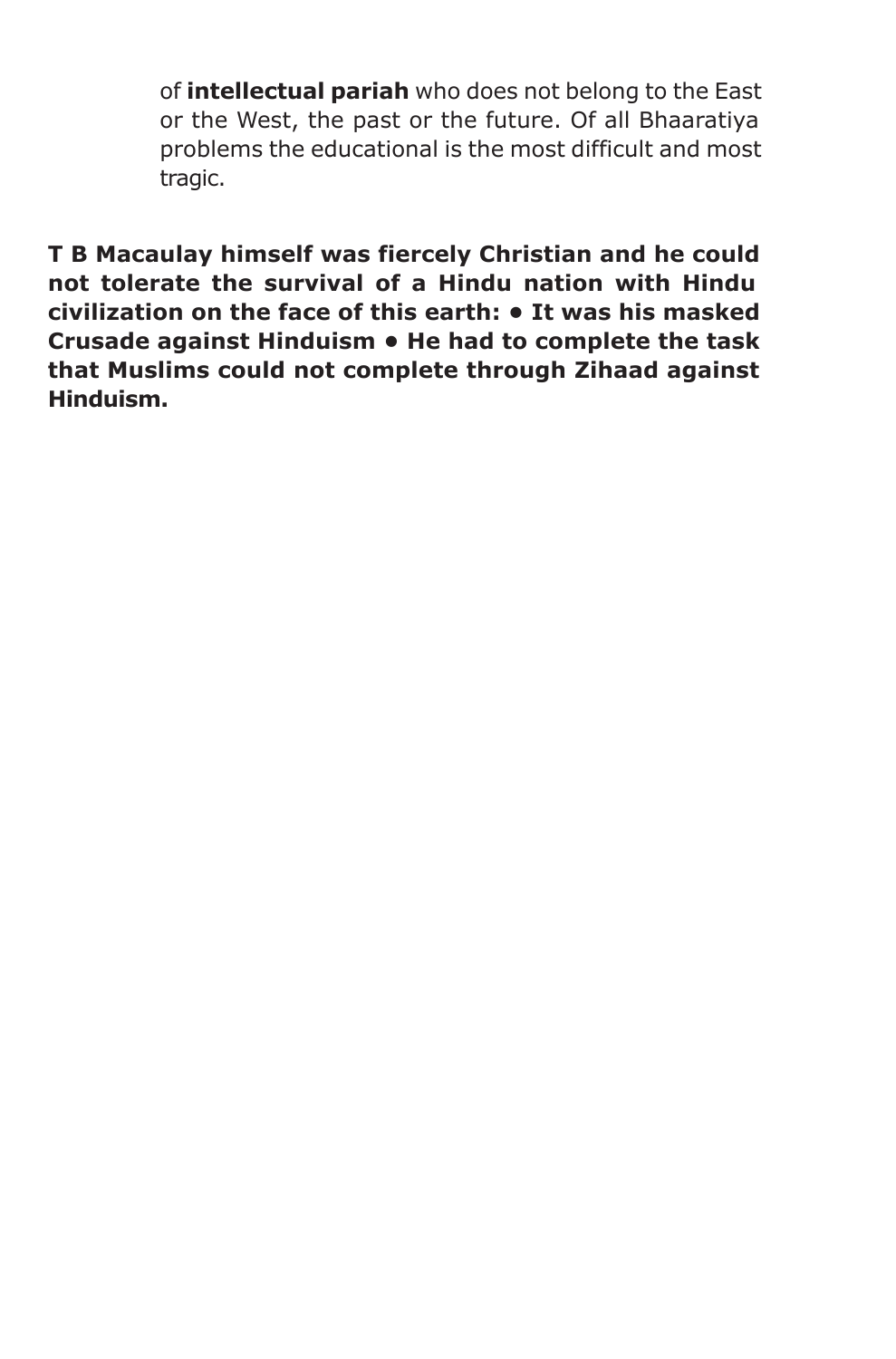of **intellectual pariah** who does not belong to the East or the West, the past or the future. Of all Bhaaratiya problems the educational is the most difficult and most tragic.

**T B Macaulay himself was fiercely Christian and he could not tolerate the survival of a Hindu nation with Hindu civilization on the face of this earth: • It was his masked Crusade against Hinduism • He had to complete the task that Muslims could not complete through Zihaad against Hinduism.**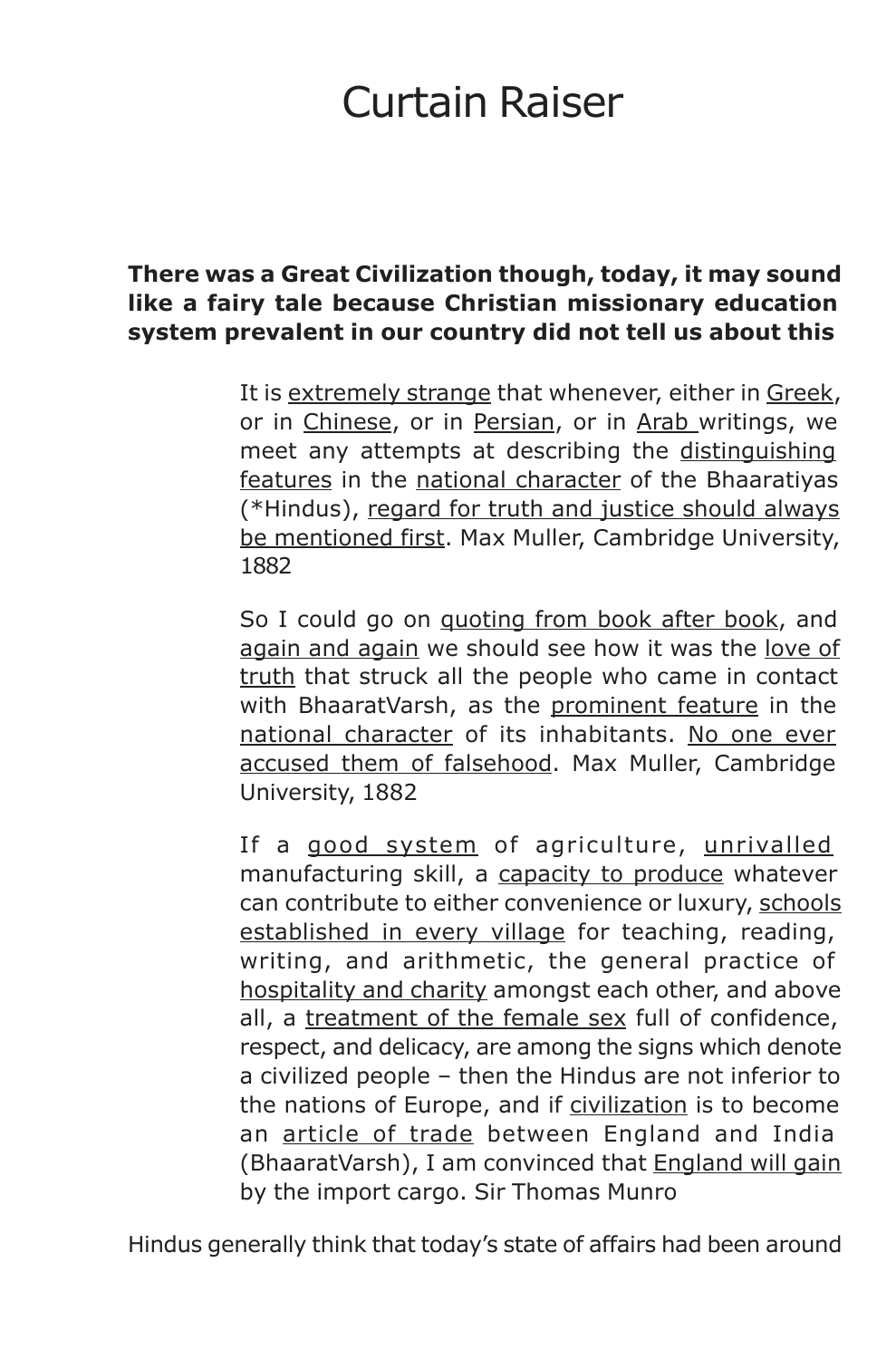# Curtain Raiser

**There was a Great Civilization though, today, it may sound like a fairy tale because Christian missionary education system prevalent in our country did not tell us about this**

> It is extremely strange that whenever, either in Greek, or in Chinese, or in Persian, or in Arab writings, we meet any attempts at describing the distinguishing features in the national character of the Bhaaratiyas (*Hindus), regard for truth and justice should always be mentioned first. Max Muller, Cambridge University, 1882
>
> So I could go on quoting from book after book, and again and again we should see how it was the love of truth that struck all the people who came in contact with BhaaratVarsh, as the prominent feature in the national character of its inhabitants. No one ever accused them of falsehood. Max Muller, Cambridge University, 1882
>
> If a good system of agriculture, unrivalled manufacturing skill, a capacity to produce whatever can contribute to either convenience or luxury, schools established in every village for teaching, reading, writing, and arithmetic, the general practice of hospitality and charity amongst each other, and above all, a treatment of the female sex full of confidence, respect, and delicacy, are among the signs which denote a civilized people – then the Hindus are not inferior to the nations of Europe, and if civilization is to become an article of trade between England and India (BhaaratVarsh), I am convinced that England will gain by the import cargo. Sir Thomas Munro

Hindus generally think that today's state of affairs had been around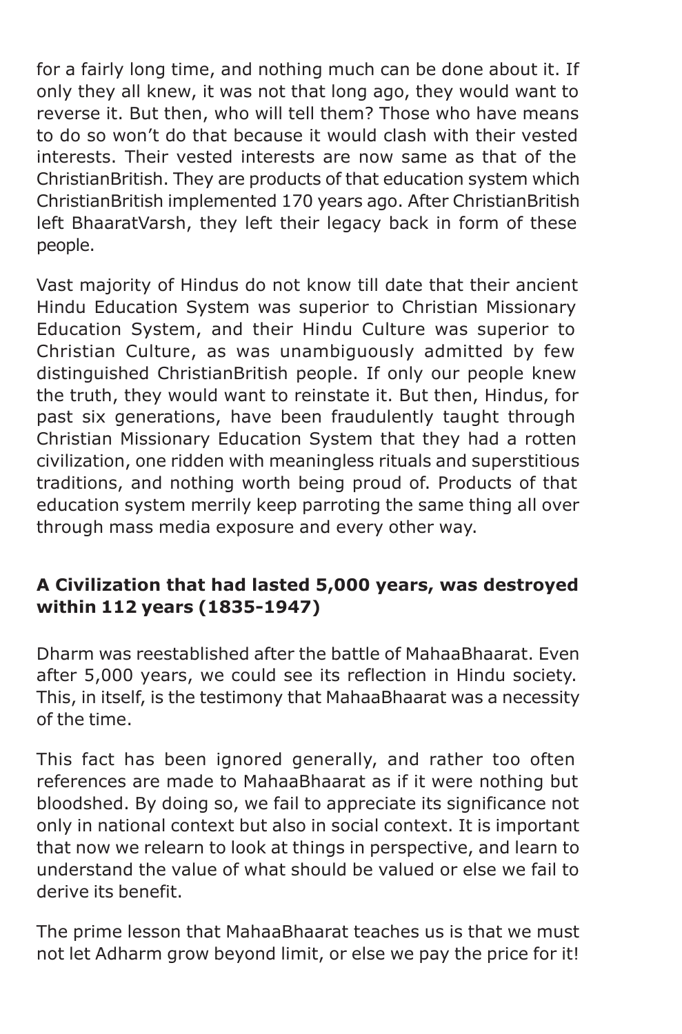for a fairly long time, and nothing much can be done about it. If only they all knew, it was not that long ago, they would want to reverse it. But then, who will tell them? Those who have means to do so won't do that because it would clash with their vested interests. Their vested interests are now same as that of the ChristianBritish. They are products of that education system which ChristianBritish implemented 170 years ago. After ChristianBritish left BhaaratVarsh, they left their legacy back in form of these people.

Vast majority of Hindus do not know till date that their ancient Hindu Education System was superior to Christian Missionary Education System, and their Hindu Culture was superior to Christian Culture, as was unambiguously admitted by few distinguished ChristianBritish people. If only our people knew the truth, they would want to reinstate it. But then, Hindus, for past six generations, have been fraudulently taught through Christian Missionary Education System that they had a rotten civilization, one ridden with meaningless rituals and superstitious traditions, and nothing worth being proud of. Products of that education system merrily keep parroting the same thing all over through mass media exposure and every other way.

### A Civilization that had lasted 5,000 years, was destroyed within 112 years (1835-1947)

Dharm was reestablished after the battle of MahaaBhaarat. Even after 5,000 years, we could see its reflection in Hindu society. This, in itself, is the testimony that MahaaBhaarat was a necessity of the time.

This fact has been ignored generally, and rather too often references are made to MahaaBhaarat as if it were nothing but bloodshed. By doing so, we fail to appreciate its significance not only in national context but also in social context. It is important that now we relearn to look at things in perspective, and learn to understand the value of what should be valued or else we fail to derive its benefit.

The prime lesson that MahaaBhaarat teaches us is that we must not let Adharm grow beyond limit, or else we pay the price for it!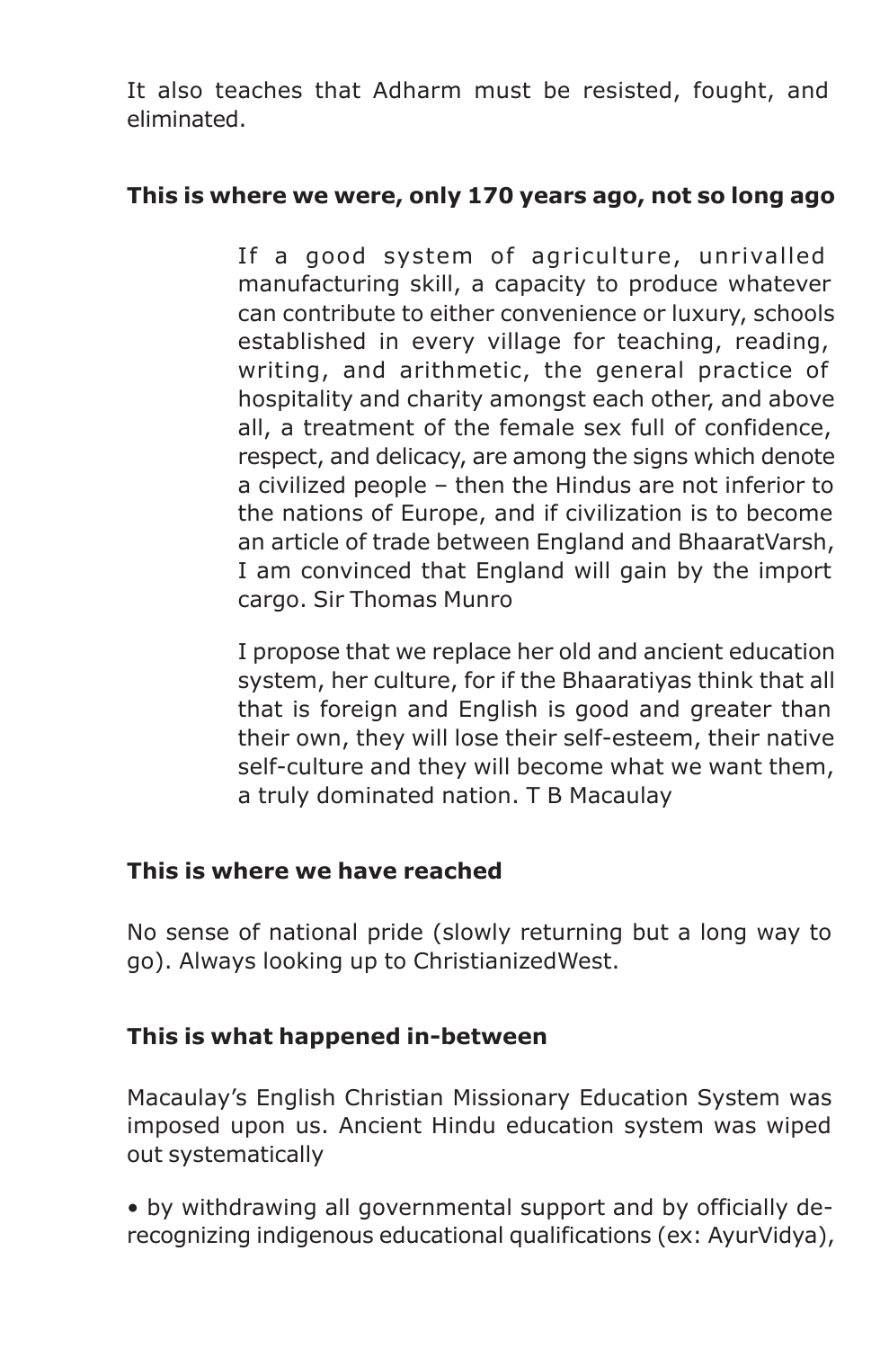It also teaches that Adharm must be resisted, fought, and eliminated.

**This is where we were, only 170 years ago, not so long ago**

> If a good system of agriculture, unrivalled manufacturing skill, a capacity to produce whatever can contribute to either convenience or luxury, schools established in every village for teaching, reading, writing, and arithmetic, the general practice of hospitality and charity amongst each other, and above all, a treatment of the female sex full of confidence, respect, and delicacy, are among the signs which denote a civilized people – then the Hindus are not inferior to the nations of Europe, and if civilization is to become an article of trade between England and BhaaratVarsh, I am convinced that England will gain by the import cargo. Sir Thomas Munro
>
> I propose that we replace her old and ancient education system, her culture, for if the Bhaaratiyas think that all that is foreign and English is good and greater than their own, they will lose their self-esteem, their native self-culture and they will become what we want them, a truly dominated nation. T B Macaulay

**This is where we have reached**

No sense of national pride (slowly returning but a long way to go). Always looking up to ChristianizedWest.

**This is what happened in-between**

Macaulay's English Christian Missionary Education System was imposed upon us. Ancient Hindu education system was wiped out systematically

- by withdrawing all governmental support and by officially de-recognizing indigenous educational qualifications (ex: AyurVidya),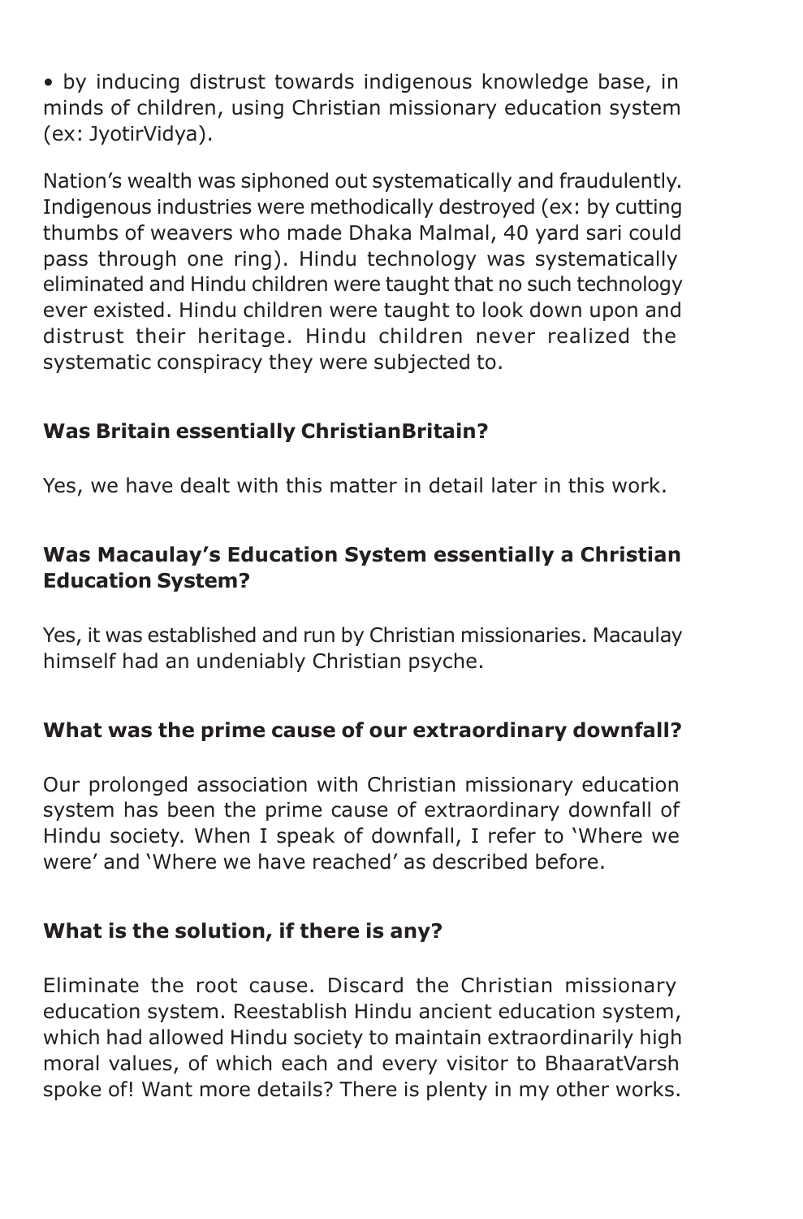- by inducing distrust towards indigenous knowledge base, in minds of children, using Christian missionary education system (ex: JyotirVidya).

Nation's wealth was siphoned out systematically and fraudulently. Indigenous industries were methodically destroyed (ex: by cutting thumbs of weavers who made Dhaka Malmal, 40 yard sari could pass through one ring). Hindu technology was systematically eliminated and Hindu children were taught that no such technology ever existed. Hindu children were taught to look down upon and distrust their heritage. Hindu children never realized the systematic conspiracy they were subjected to.

**Was Britain essentially ChristianBritain?**

Yes, we have dealt with this matter in detail later in this work.

**Was Macaulay's Education System essentially a Christian Education System?**

Yes, it was established and run by Christian missionaries. Macaulay himself had an undeniably Christian psyche.

**What was the prime cause of our extraordinary downfall?**

Our prolonged association with Christian missionary education system has been the prime cause of extraordinary downfall of Hindu society. When I speak of downfall, I refer to 'Where we were' and 'Where we have reached' as described before.

**What is the solution, if there is any?**

Eliminate the root cause. Discard the Christian missionary education system. Reestablish Hindu ancient education system, which had allowed Hindu society to maintain extraordinarily high moral values, of which each and every visitor to BhaaratVarsh spoke of! Want more details? There is plenty in my other works.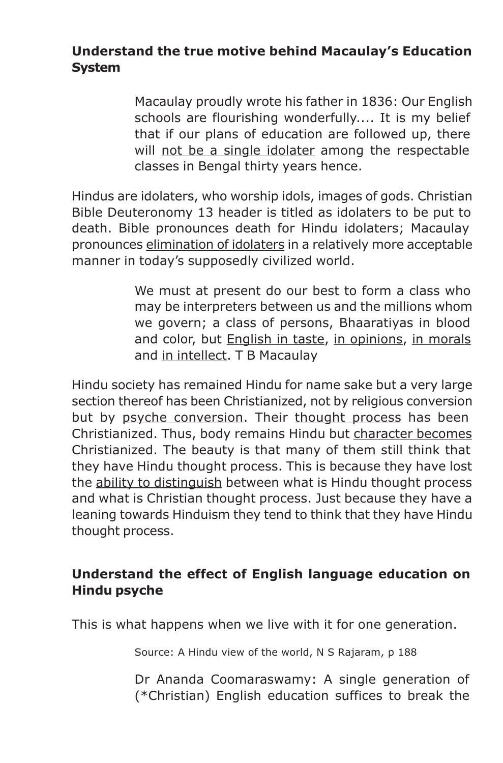**Understand the true motive behind Macaulay's Education System**

> Macaulay proudly wrote his father in 1836: Our English schools are flourishing wonderfully.... It is my belief that if our plans of education are followed up, there will <u>not be a single idolater</u> among the respectable classes in Bengal thirty years hence.

Hindus are idolaters, who worship idols, images of gods. Christian Bible Deuteronomy 13 header is titled as idolaters to be put to death. Bible pronounces death for Hindu idolaters; Macaulay pronounces <u>elimination of idolaters</u> in a relatively more acceptable manner in today's supposedly civilized world.

> We must at present do our best to form a class who may be interpreters between us and the millions whom we govern; a class of persons, Bhaaratiyas in blood and color, but <u>English in taste</u>, <u>in opinions</u>, <u>in morals</u> and <u>in intellect</u>. T B Macaulay

Hindu society has remained Hindu for name sake but a very large section thereof has been Christianized, not by religious conversion but by <u>psyche conversion</u>. Their <u>thought process</u> has been Christianized. Thus, body remains Hindu but <u>character becomes</u> Christianized. The beauty is that many of them still think that they have Hindu thought process. This is because they have lost the <u>ability to distinguish</u> between what is Hindu thought process and what is Christian thought process. Just because they have a leaning towards Hinduism they tend to think that they have Hindu thought process.

**Understand the effect of English language education on Hindu psyche**

This is what happens when we live with it for one generation.

> Source: A Hindu view of the world, N S Rajaram, p 188
>
> Dr Ananda Coomaraswamy: A single generation of (*Christian) English education suffices to break the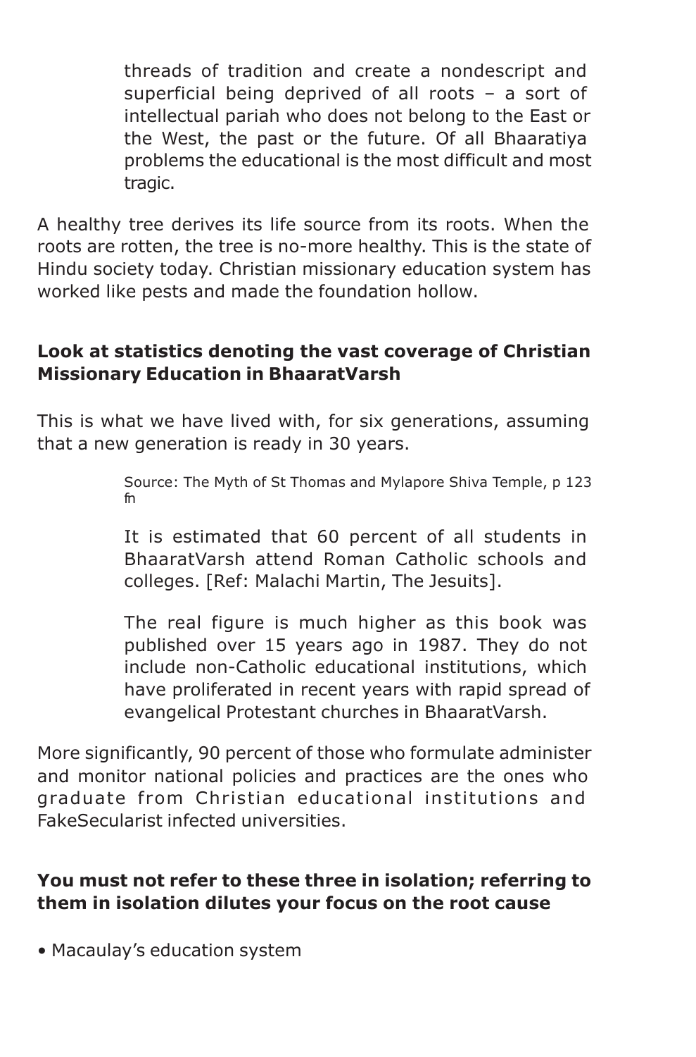> threads of tradition and create a nondescript and superficial being deprived of all roots – a sort of intellectual pariah who does not belong to the East or the West, the past or the future. Of all Bhaaratiya problems the educational is the most difficult and most tragic.

A healthy tree derives its life source from its roots. When the roots are rotten, the tree is no-more healthy. This is the state of Hindu society today. Christian missionary education system has worked like pests and made the foundation hollow.

**Look at statistics denoting the vast coverage of Christian Missionary Education in BhaaratVarsh**

This is what we have lived with, for six generations, assuming that a new generation is ready in 30 years.

> Source: The Myth of St Thomas and Mylapore Shiva Temple, p 123 fn
>
> It is estimated that 60 percent of all students in BhaaratVarsh attend Roman Catholic schools and colleges. [Ref: Malachi Martin, The Jesuits].
>
> The real figure is much higher as this book was published over 15 years ago in 1987. They do not include non-Catholic educational institutions, which have proliferated in recent years with rapid spread of evangelical Protestant churches in BhaaratVarsh.

More significantly, 90 percent of those who formulate administer and monitor national policies and practices are the ones who graduate from Christian educational institutions and FakeSecularist infected universities.

**You must not refer to these three in isolation; referring to them in isolation dilutes your focus on the root cause**

- Macaulay's education system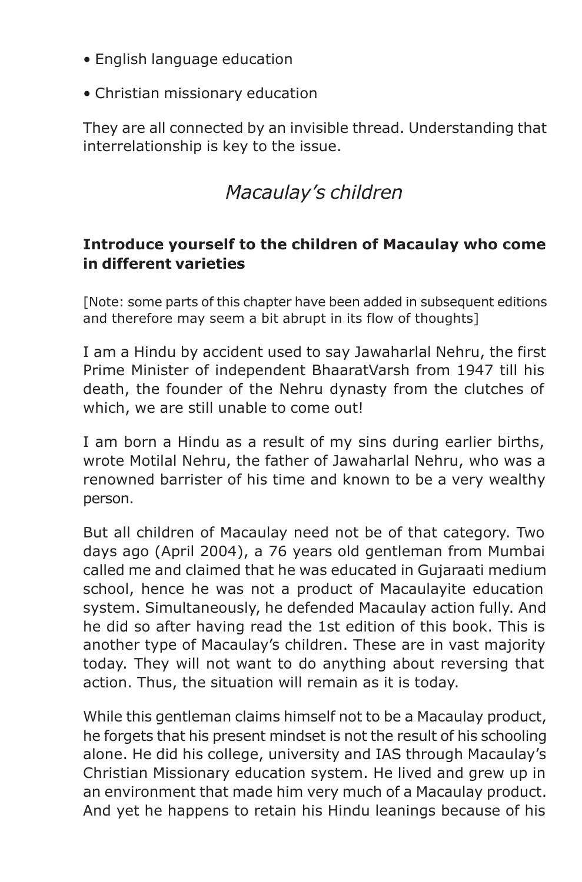- English language education
- Christian missionary education

They are all connected by an invisible thread. Understanding that interrelationship is key to the issue.

## *Macaulay's children*

### Introduce yourself to the children of Macaulay who come in different varieties

[Note: some parts of this chapter have been added in subsequent editions and therefore may seem a bit abrupt in its flow of thoughts]

I am a Hindu by accident used to say Jawaharlal Nehru, the first Prime Minister of independent BhaaratVarsh from 1947 till his death, the founder of the Nehru dynasty from the clutches of which, we are still unable to come out!

I am born a Hindu as a result of my sins during earlier births, wrote Motilal Nehru, the father of Jawaharlal Nehru, who was a renowned barrister of his time and known to be a very wealthy person.

But all children of Macaulay need not be of that category. Two days ago (April 2004), a 76 years old gentleman from Mumbai called me and claimed that he was educated in Gujaraati medium school, hence he was not a product of Macaulayite education system. Simultaneously, he defended Macaulay action fully. And he did so after having read the 1st edition of this book. This is another type of Macaulay's children. These are in vast majority today. They will not want to do anything about reversing that action. Thus, the situation will remain as it is today.

While this gentleman claims himself not to be a Macaulay product, he forgets that his present mindset is not the result of his schooling alone. He did his college, university and IAS through Macaulay's Christian Missionary education system. He lived and grew up in an environment that made him very much of a Macaulay product. And yet he happens to retain his Hindu leanings because of his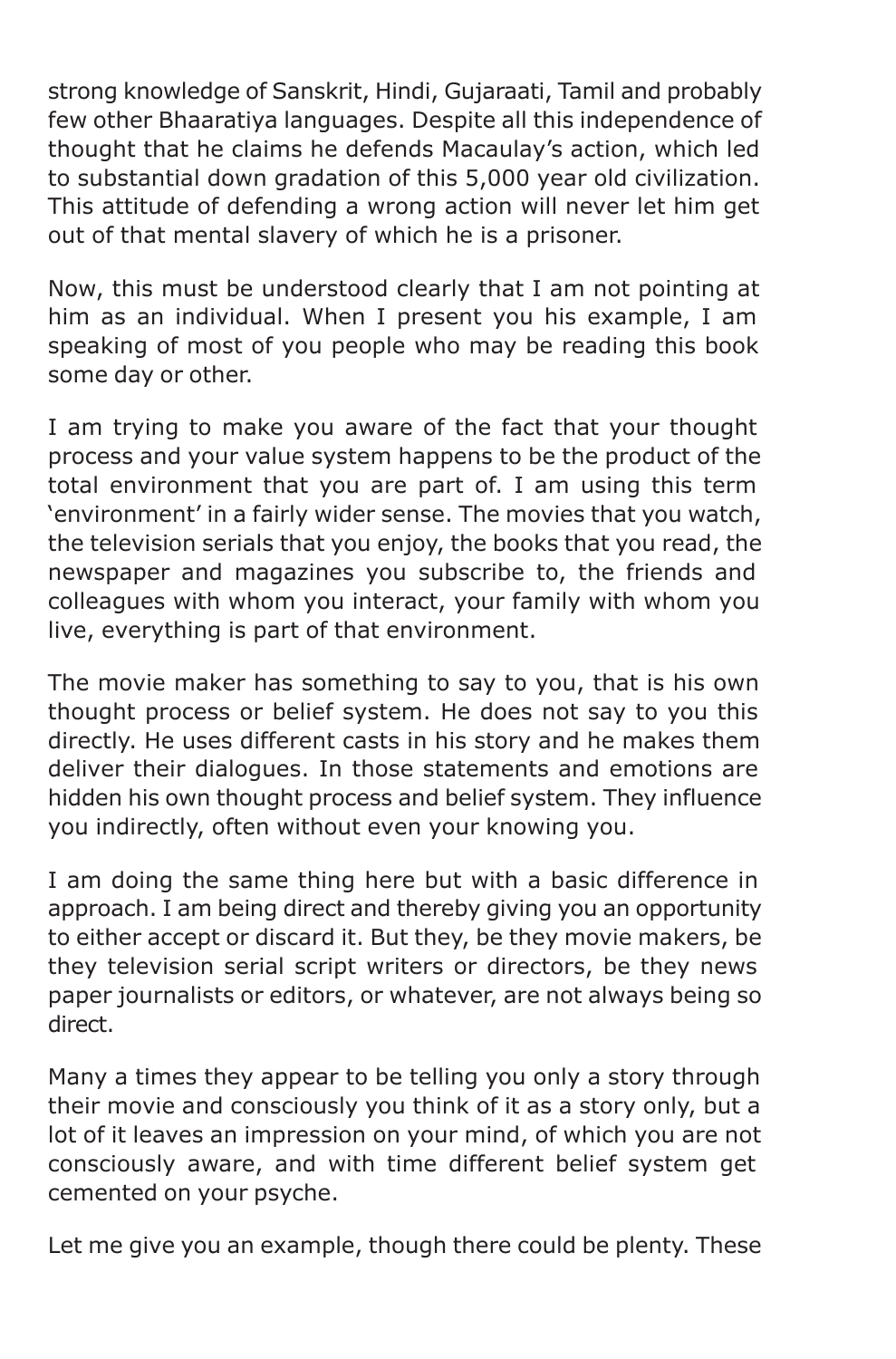strong knowledge of Sanskrit, Hindi, Gujaraati, Tamil and probably few other Bhaaratiya languages. Despite all this independence of thought that he claims he defends Macaulay's action, which led to substantial down gradation of this 5,000 year old civilization. This attitude of defending a wrong action will never let him get out of that mental slavery of which he is a prisoner.

Now, this must be understood clearly that I am not pointing at him as an individual. When I present you his example, I am speaking of most of you people who may be reading this book some day or other.

I am trying to make you aware of the fact that your thought process and your value system happens to be the product of the total environment that you are part of. I am using this term 'environment' in a fairly wider sense. The movies that you watch, the television serials that you enjoy, the books that you read, the newspaper and magazines you subscribe to, the friends and colleagues with whom you interact, your family with whom you live, everything is part of that environment.

The movie maker has something to say to you, that is his own thought process or belief system. He does not say to you this directly. He uses different casts in his story and he makes them deliver their dialogues. In those statements and emotions are hidden his own thought process and belief system. They influence you indirectly, often without even your knowing you.

I am doing the same thing here but with a basic difference in approach. I am being direct and thereby giving you an opportunity to either accept or discard it. But they, be they movie makers, be they television serial script writers or directors, be they news paper journalists or editors, or whatever, are not always being so direct.

Many a times they appear to be telling you only a story through their movie and consciously you think of it as a story only, but a lot of it leaves an impression on your mind, of which you are not consciously aware, and with time different belief system get cemented on your psyche.

Let me give you an example, though there could be plenty. These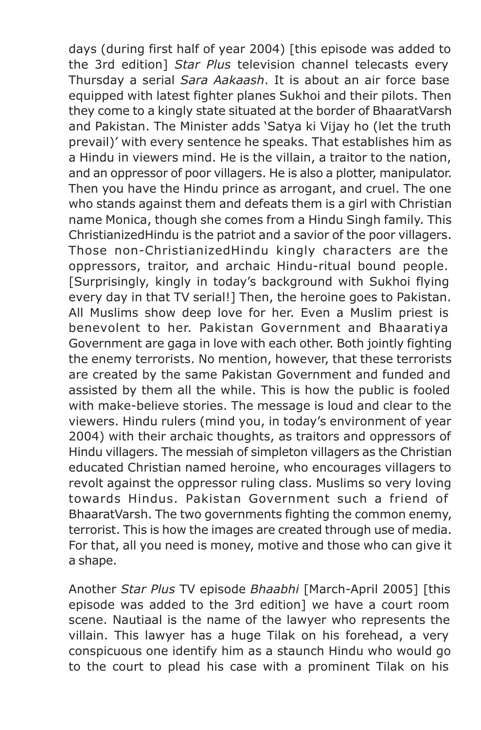days (during first half of year 2004) [this episode was added to the 3rd edition] *Star Plus* television channel telecasts every Thursday a serial *Sara Aakaash*. It is about an air force base equipped with latest fighter planes Sukhoi and their pilots. Then they come to a kingly state situated at the border of BhaaratVarsh and Pakistan. The Minister adds 'Satya ki Vijay ho (let the truth prevail)' with every sentence he speaks. That establishes him as a Hindu in viewers mind. He is the villain, a traitor to the nation, and an oppressor of poor villagers. He is also a plotter, manipulator. Then you have the Hindu prince as arrogant, and cruel. The one who stands against them and defeats them is a girl with Christian name Monica, though she comes from a Hindu Singh family. This ChristianizedHindu is the patriot and a savior of the poor villagers. Those non-ChristianizedHindu kingly characters are the oppressors, traitor, and archaic Hindu-ritual bound people. [Surprisingly, kingly in today's background with Sukhoi flying every day in that TV serial!] Then, the heroine goes to Pakistan. All Muslims show deep love for her. Even a Muslim priest is benevolent to her. Pakistan Government and Bhaaratiya Government are gaga in love with each other. Both jointly fighting the enemy terrorists. No mention, however, that these terrorists are created by the same Pakistan Government and funded and assisted by them all the while. This is how the public is fooled with make-believe stories. The message is loud and clear to the viewers. Hindu rulers (mind you, in today's environment of year 2004) with their archaic thoughts, as traitors and oppressors of Hindu villagers. The messiah of simpleton villagers as the Christian educated Christian named heroine, who encourages villagers to revolt against the oppressor ruling class. Muslims so very loving towards Hindus. Pakistan Government such a friend of BhaaratVarsh. The two governments fighting the common enemy, terrorist. This is how the images are created through use of media. For that, all you need is money, motive and those who can give it a shape.

Another *Star Plus* TV episode *Bhaabhi* [March-April 2005] [this episode was added to the 3rd edition] we have a court room scene. Nautiaal is the name of the lawyer who represents the villain. This lawyer has a huge Tilak on his forehead, a very conspicuous one identify him as a staunch Hindu who would go to the court to plead his case with a prominent Tilak on his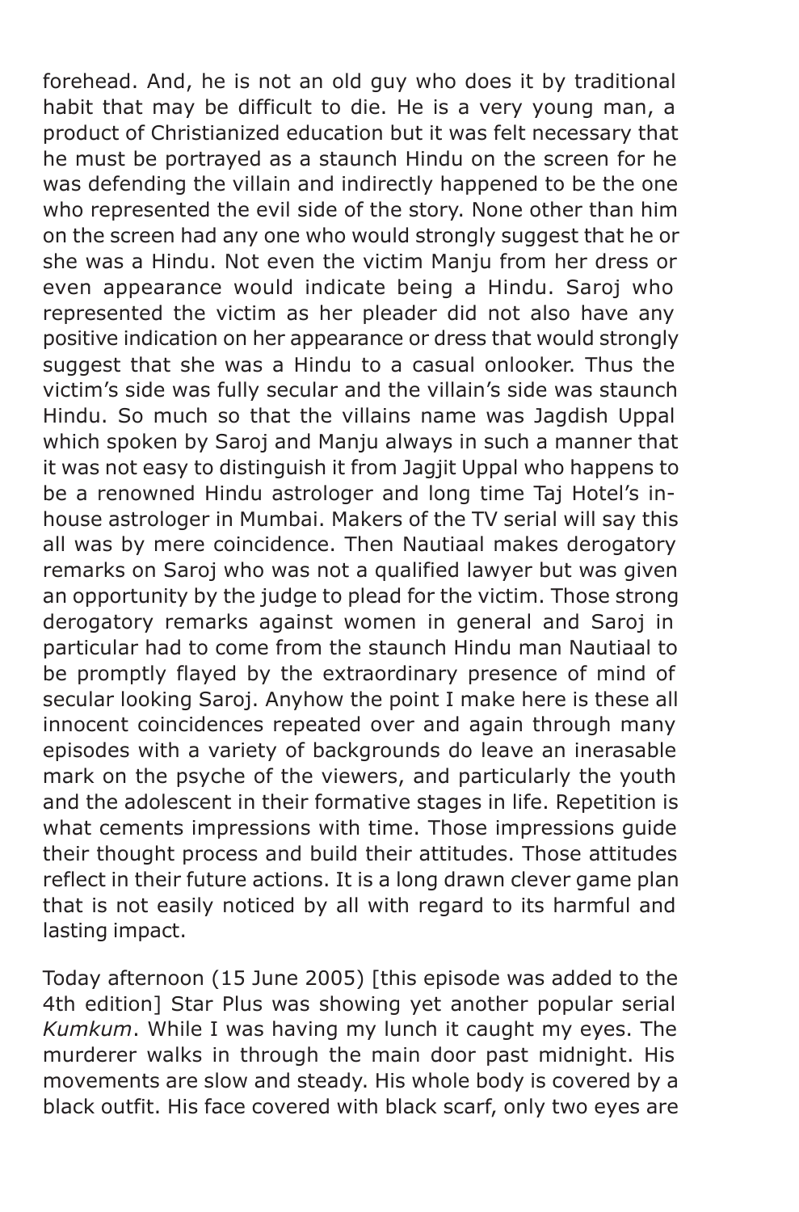forehead. And, he is not an old guy who does it by traditional habit that may be difficult to die. He is a very young man, a product of Christianized education but it was felt necessary that he must be portrayed as a staunch Hindu on the screen for he was defending the villain and indirectly happened to be the one who represented the evil side of the story. None other than him on the screen had any one who would strongly suggest that he or she was a Hindu. Not even the victim Manju from her dress or even appearance would indicate being a Hindu. Saroj who represented the victim as her pleader did not also have any positive indication on her appearance or dress that would strongly suggest that she was a Hindu to a casual onlooker. Thus the victim's side was fully secular and the villain's side was staunch Hindu. So much so that the villains name was Jagdish Uppal which spoken by Saroj and Manju always in such a manner that it was not easy to distinguish it from Jagjit Uppal who happens to be a renowned Hindu astrologer and long time Taj Hotel's in-house astrologer in Mumbai. Makers of the TV serial will say this all was by mere coincidence. Then Nautiaal makes derogatory remarks on Saroj who was not a qualified lawyer but was given an opportunity by the judge to plead for the victim. Those strong derogatory remarks against women in general and Saroj in particular had to come from the staunch Hindu man Nautiaal to be promptly flayed by the extraordinary presence of mind of secular looking Saroj. Anyhow the point I make here is these all innocent coincidences repeated over and again through many episodes with a variety of backgrounds do leave an inerasable mark on the psyche of the viewers, and particularly the youth and the adolescent in their formative stages in life. Repetition is what cements impressions with time. Those impressions guide their thought process and build their attitudes. Those attitudes reflect in their future actions. It is a long drawn clever game plan that is not easily noticed by all with regard to its harmful and lasting impact.

Today afternoon (15 June 2005) [this episode was added to the 4th edition] Star Plus was showing yet another popular serial *Kumkum*. While I was having my lunch it caught my eyes. The murderer walks in through the main door past midnight. His movements are slow and steady. His whole body is covered by a black outfit. His face covered with black scarf, only two eyes are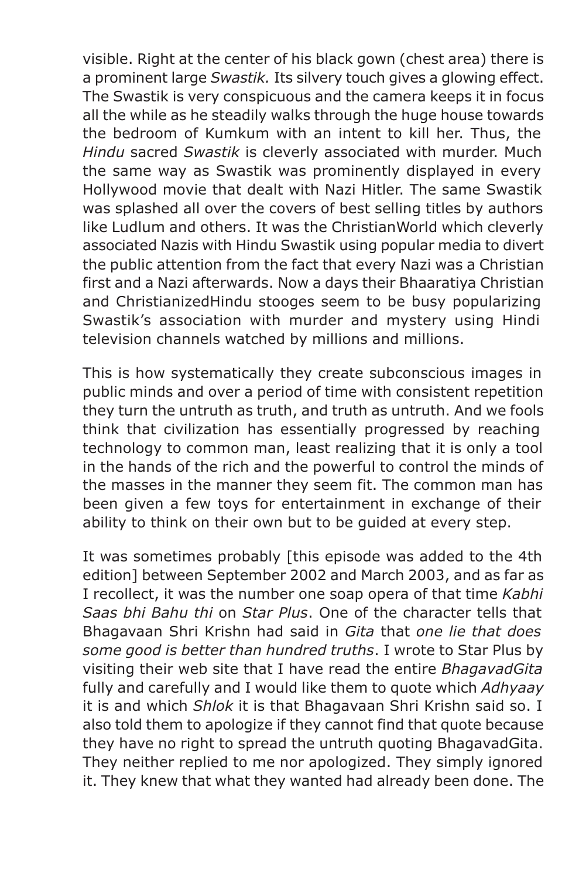visible. Right at the center of his black gown (chest area) there is a prominent large *Swastik.* Its silvery touch gives a glowing effect. The Swastik is very conspicuous and the camera keeps it in focus all the while as he steadily walks through the huge house towards the bedroom of Kumkum with an intent to kill her. Thus, the *Hindu* sacred *Swastik* is cleverly associated with murder. Much the same way as Swastik was prominently displayed in every Hollywood movie that dealt with Nazi Hitler. The same Swastik was splashed all over the covers of best selling titles by authors like Ludlum and others. It was the ChristianWorld which cleverly associated Nazis with Hindu Swastik using popular media to divert the public attention from the fact that every Nazi was a Christian first and a Nazi afterwards. Now a days their Bhaaratiya Christian and ChristianizedHindu stooges seem to be busy popularizing Swastik's association with murder and mystery using Hindi television channels watched by millions and millions.

This is how systematically they create subconscious images in public minds and over a period of time with consistent repetition they turn the untruth as truth, and truth as untruth. And we fools think that civilization has essentially progressed by reaching technology to common man, least realizing that it is only a tool in the hands of the rich and the powerful to control the minds of the masses in the manner they seem fit. The common man has been given a few toys for entertainment in exchange of their ability to think on their own but to be guided at every step.

It was sometimes probably [this episode was added to the 4th edition] between September 2002 and March 2003, and as far as I recollect, it was the number one soap opera of that time *Kabhi Saas bhi Bahu thi* on *Star Plus*. One of the character tells that Bhagavaan Shri Krishn had said in *Gita* that *one lie that does some good is better than hundred truths*. I wrote to Star Plus by visiting their web site that I have read the entire *BhagavadGita* fully and carefully and I would like them to quote which *Adhyaay* it is and which *Shlok* it is that Bhagavaan Shri Krishn said so. I also told them to apologize if they cannot find that quote because they have no right to spread the untruth quoting BhagavadGita. They neither replied to me nor apologized. They simply ignored it. They knew that what they wanted had already been done. The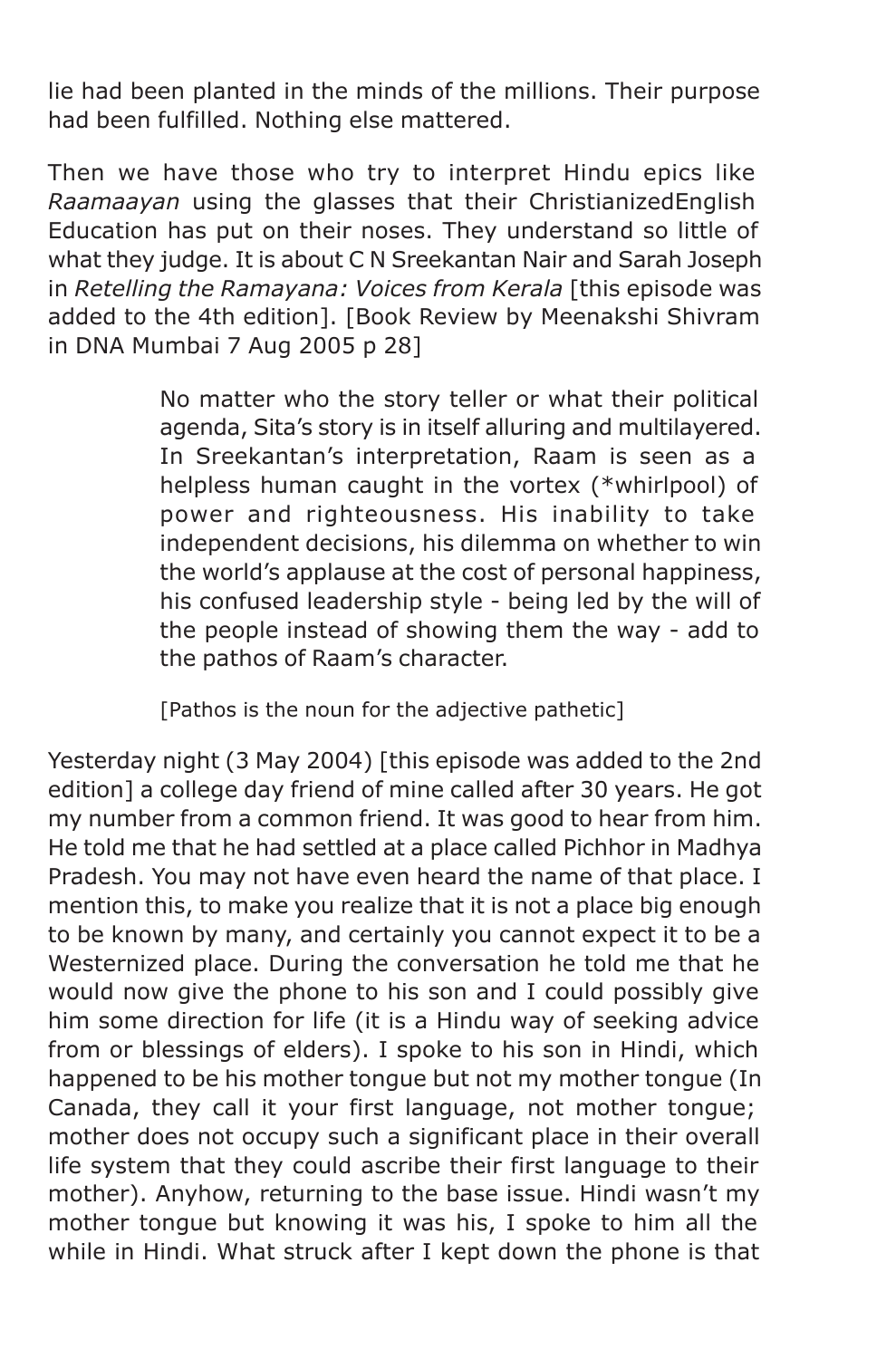lie had been planted in the minds of the millions. Their purpose had been fulfilled. Nothing else mattered.

Then we have those who try to interpret Hindu epics like *Raamaayan* using the glasses that their ChristianizedEnglish Education has put on their noses. They understand so little of what they judge. It is about C N Sreekantan Nair and Sarah Joseph in *Retelling the Ramayana: Voices from Kerala* [this episode was added to the 4th edition]. [Book Review by Meenakshi Shivram in DNA Mumbai 7 Aug 2005 p 28]

> No matter who the story teller or what their political agenda, Sita's story is in itself alluring and multilayered. In Sreekantan's interpretation, Raam is seen as a helpless human caught in the vortex (*whirlpool) of power and righteousness. His inability to take independent decisions, his dilemma on whether to win the world's applause at the cost of personal happiness, his confused leadership style - being led by the will of the people instead of showing them the way - add to the pathos of Raam's character.
>
> [Pathos is the noun for the adjective pathetic]

Yesterday night (3 May 2004) [this episode was added to the 2nd edition] a college day friend of mine called after 30 years. He got my number from a common friend. It was good to hear from him. He told me that he had settled at a place called Pichhor in Madhya Pradesh. You may not have even heard the name of that place. I mention this, to make you realize that it is not a place big enough to be known by many, and certainly you cannot expect it to be a Westernized place. During the conversation he told me that he would now give the phone to his son and I could possibly give him some direction for life (it is a Hindu way of seeking advice from or blessings of elders). I spoke to his son in Hindi, which happened to be his mother tongue but not my mother tongue (In Canada, they call it your first language, not mother tongue; mother does not occupy such a significant place in their overall life system that they could ascribe their first language to their mother). Anyhow, returning to the base issue. Hindi wasn't my mother tongue but knowing it was his, I spoke to him all the while in Hindi. What struck after I kept down the phone is that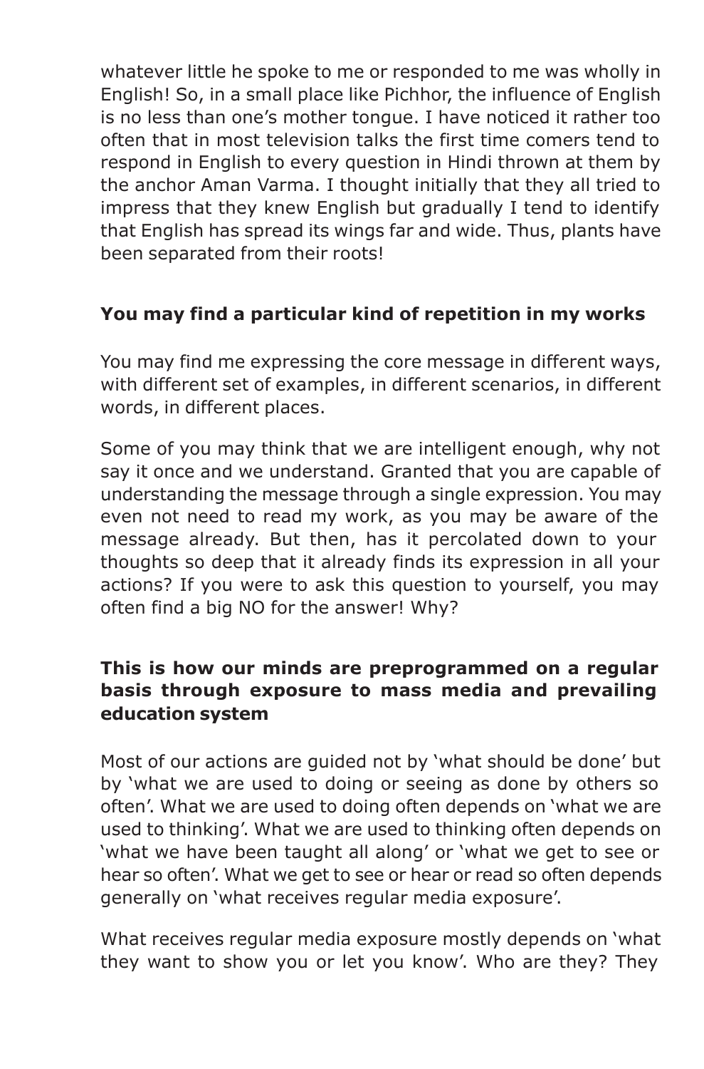whatever little he spoke to me or responded to me was wholly in English! So, in a small place like Pichhor, the influence of English is no less than one's mother tongue. I have noticed it rather too often that in most television talks the first time comers tend to respond in English to every question in Hindi thrown at them by the anchor Aman Varma. I thought initially that they all tried to impress that they knew English but gradually I tend to identify that English has spread its wings far and wide. Thus, plants have been separated from their roots!

### You may find a particular kind of repetition in my works

You may find me expressing the core message in different ways, with different set of examples, in different scenarios, in different words, in different places.

Some of you may think that we are intelligent enough, why not say it once and we understand. Granted that you are capable of understanding the message through a single expression. You may even not need to read my work, as you may be aware of the message already. But then, has it percolated down to your thoughts so deep that it already finds its expression in all your actions? If you were to ask this question to yourself, you may often find a big NO for the answer! Why?

### This is how our minds are preprogrammed on a regular basis through exposure to mass media and prevailing education system

Most of our actions are guided not by 'what should be done' but by 'what we are used to doing or seeing as done by others so often'. What we are used to doing often depends on 'what we are used to thinking'. What we are used to thinking often depends on 'what we have been taught all along' or 'what we get to see or hear so often'. What we get to see or hear or read so often depends generally on 'what receives regular media exposure'.

What receives regular media exposure mostly depends on 'what they want to show you or let you know'. Who are they? They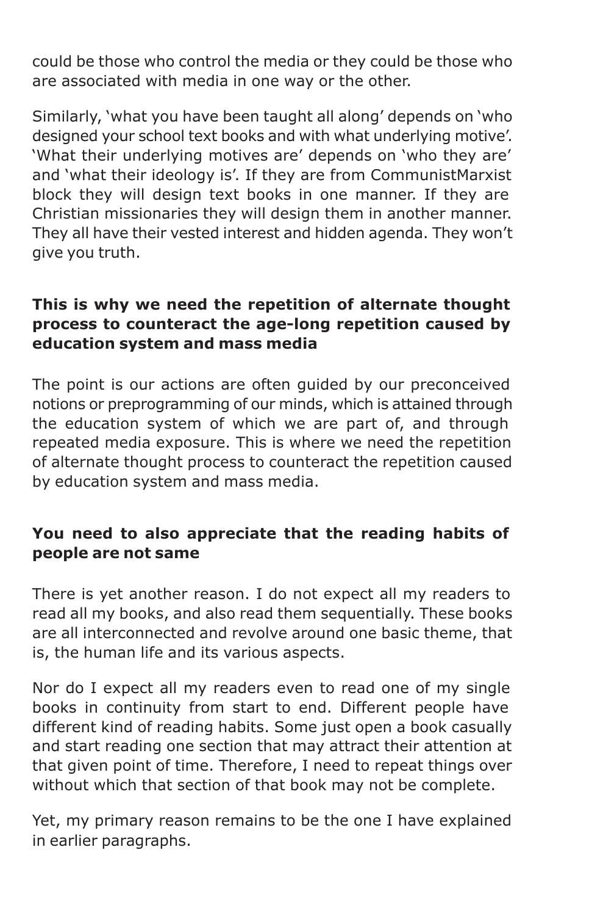could be those who control the media or they could be those who are associated with media in one way or the other.

Similarly, 'what you have been taught all along' depends on 'who designed your school text books and with what underlying motive'. 'What their underlying motives are' depends on 'who they are' and 'what their ideology is'. If they are from CommunistMarxist block they will design text books in one manner. If they are Christian missionaries they will design them in another manner. They all have their vested interest and hidden agenda. They won't give you truth.

**This is why we need the repetition of alternate thought process to counteract the age-long repetition caused by education system and mass media**

The point is our actions are often guided by our preconceived notions or preprogramming of our minds, which is attained through the education system of which we are part of, and through repeated media exposure. This is where we need the repetition of alternate thought process to counteract the repetition caused by education system and mass media.

**You need to also appreciate that the reading habits of people are not same**

There is yet another reason. I do not expect all my readers to read all my books, and also read them sequentially. These books are all interconnected and revolve around one basic theme, that is, the human life and its various aspects.

Nor do I expect all my readers even to read one of my single books in continuity from start to end. Different people have different kind of reading habits. Some just open a book casually and start reading one section that may attract their attention at that given point of time. Therefore, I need to repeat things over without which that section of that book may not be complete.

Yet, my primary reason remains to be the one I have explained in earlier paragraphs.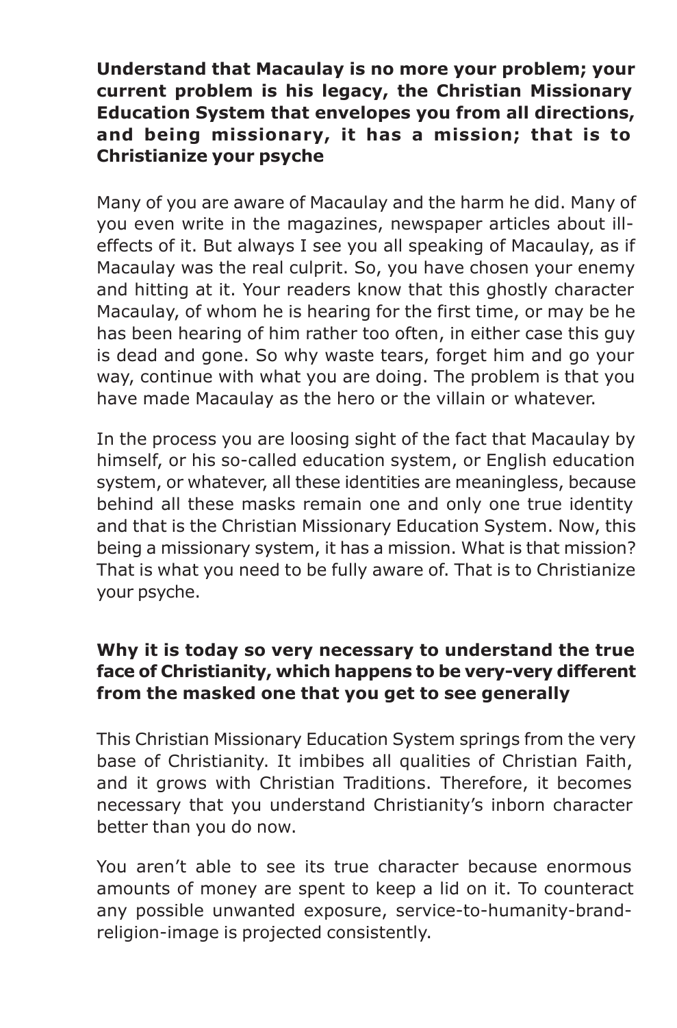**Understand that Macaulay is no more your problem; your current problem is his legacy, the Christian Missionary Education System that envelopes you from all directions, and being missionary, it has a mission; that is to Christianize your psyche**

Many of you are aware of Macaulay and the harm he did. Many of you even write in the magazines, newspaper articles about ill-effects of it. But always I see you all speaking of Macaulay, as if Macaulay was the real culprit. So, you have chosen your enemy and hitting at it. Your readers know that this ghostly character Macaulay, of whom he is hearing for the first time, or may be he has been hearing of him rather too often, in either case this guy is dead and gone. So why waste tears, forget him and go your way, continue with what you are doing. The problem is that you have made Macaulay as the hero or the villain or whatever.

In the process you are loosing sight of the fact that Macaulay by himself, or his so-called education system, or English education system, or whatever, all these identities are meaningless, because behind all these masks remain one and only one true identity and that is the Christian Missionary Education System. Now, this being a missionary system, it has a mission. What is that mission? That is what you need to be fully aware of. That is to Christianize your psyche.

**Why it is today so very necessary to understand the true face of Christianity, which happens to be very-very different from the masked one that you get to see generally**

This Christian Missionary Education System springs from the very base of Christianity. It imbibes all qualities of Christian Faith, and it grows with Christian Traditions. Therefore, it becomes necessary that you understand Christianity's inborn character better than you do now.

You aren't able to see its true character because enormous amounts of money are spent to keep a lid on it. To counteract any possible unwanted exposure, service-to-humanity-brand-religion-image is projected consistently.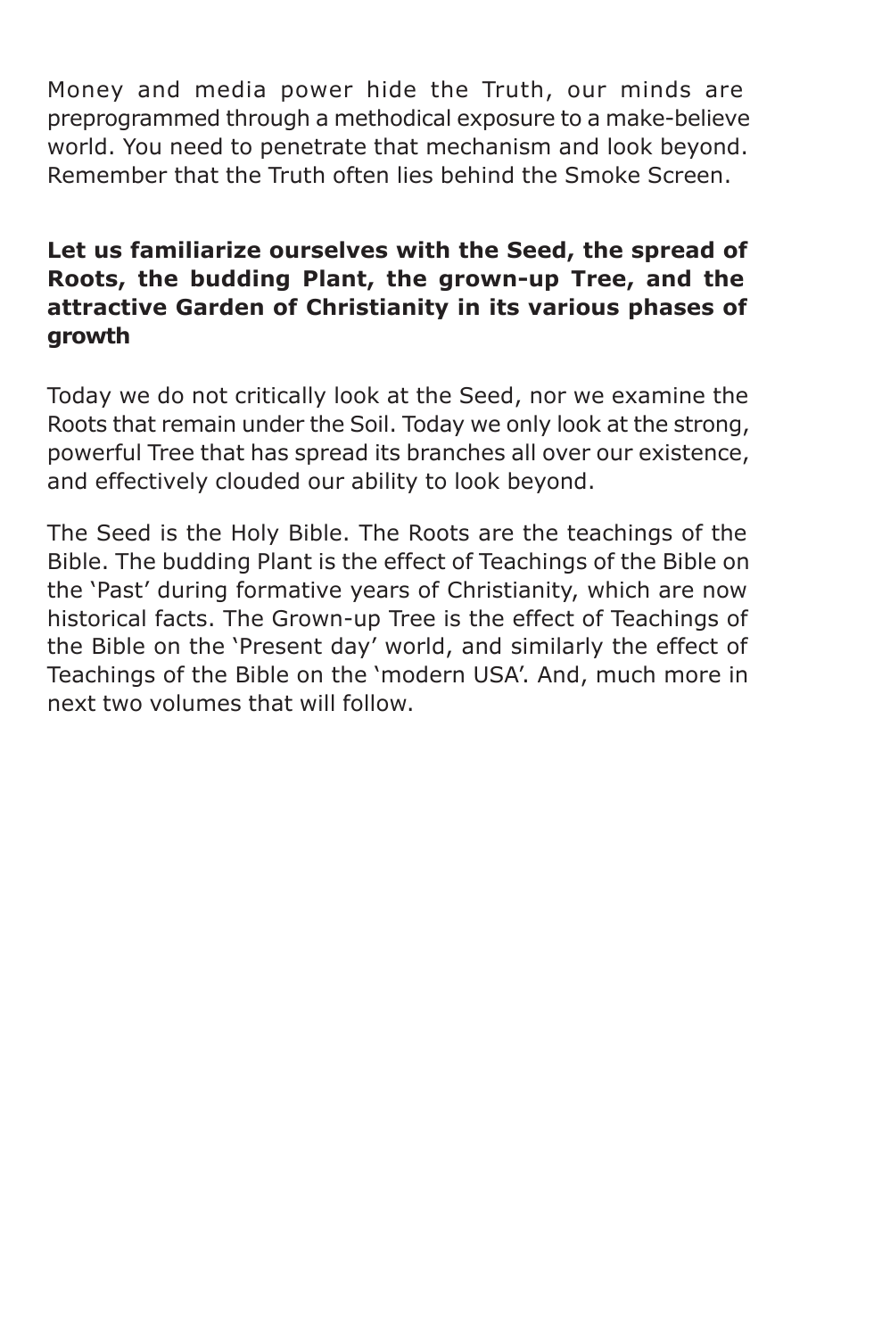Money and media power hide the Truth, our minds are preprogrammed through a methodical exposure to a make-believe world. You need to penetrate that mechanism and look beyond. Remember that the Truth often lies behind the Smoke Screen.

**Let us familiarize ourselves with the Seed, the spread of Roots, the budding Plant, the grown-up Tree, and the attractive Garden of Christianity in its various phases of growth**

Today we do not critically look at the Seed, nor we examine the Roots that remain under the Soil. Today we only look at the strong, powerful Tree that has spread its branches all over our existence, and effectively clouded our ability to look beyond.

The Seed is the Holy Bible. The Roots are the teachings of the Bible. The budding Plant is the effect of Teachings of the Bible on the 'Past' during formative years of Christianity, which are now historical facts. The Grown-up Tree is the effect of Teachings of the Bible on the 'Present day' world, and similarly the effect of Teachings of the Bible on the 'modern USA'. And, much more in next two volumes that will follow.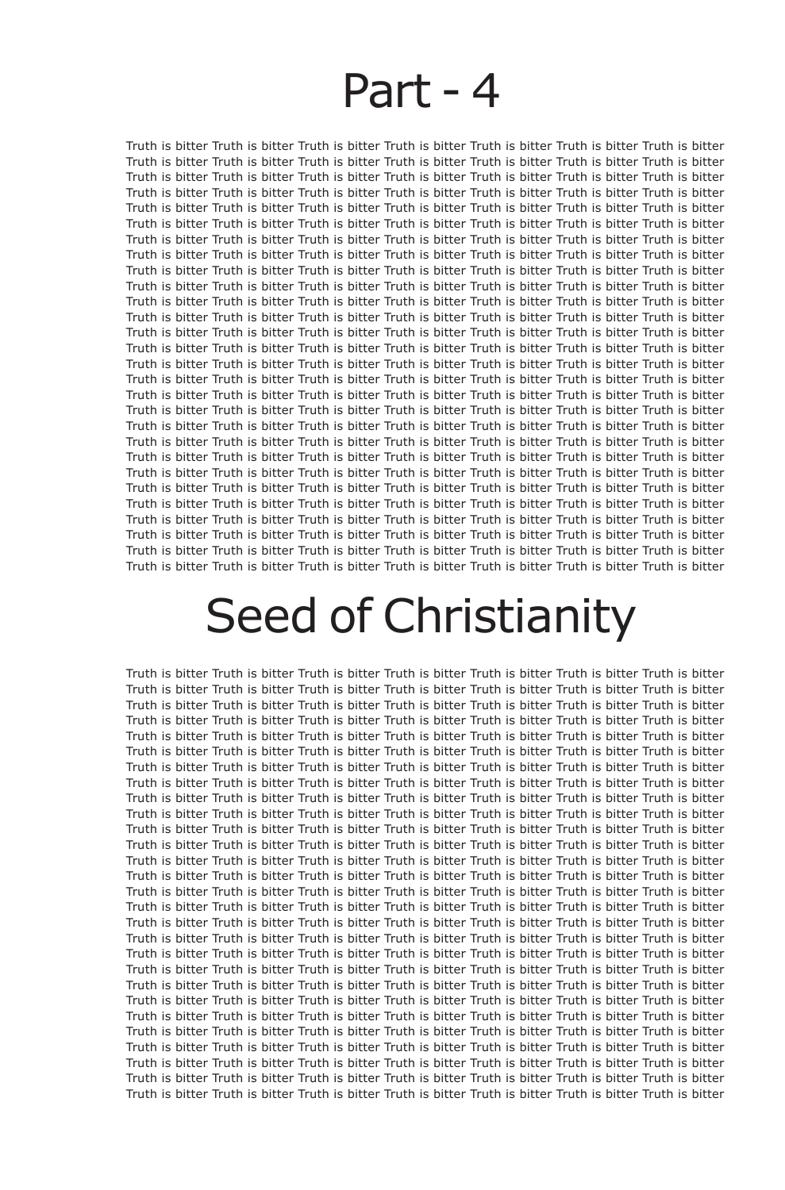# Part - 4

Truth is bitter Truth is bitter Truth is bitter Truth is bitter Truth is bitter Truth is bitter Truth is bitter
Truth is bitter Truth is bitter Truth is bitter Truth is bitter Truth is bitter Truth is bitter Truth is bitter
Truth is bitter Truth is bitter Truth is bitter Truth is bitter Truth is bitter Truth is bitter Truth is bitter
Truth is bitter Truth is bitter Truth is bitter Truth is bitter Truth is bitter Truth is bitter Truth is bitter
Truth is bitter Truth is bitter Truth is bitter Truth is bitter Truth is bitter Truth is bitter Truth is bitter
Truth is bitter Truth is bitter Truth is bitter Truth is bitter Truth is bitter Truth is bitter Truth is bitter
Truth is bitter Truth is bitter Truth is bitter Truth is bitter Truth is bitter Truth is bitter Truth is bitter
Truth is bitter Truth is bitter Truth is bitter Truth is bitter Truth is bitter Truth is bitter Truth is bitter
Truth is bitter Truth is bitter Truth is bitter Truth is bitter Truth is bitter Truth is bitter Truth is bitter
Truth is bitter Truth is bitter Truth is bitter Truth is bitter Truth is bitter Truth is bitter Truth is bitter
Truth is bitter Truth is bitter Truth is bitter Truth is bitter Truth is bitter Truth is bitter Truth is bitter
Truth is bitter Truth is bitter Truth is bitter Truth is bitter Truth is bitter Truth is bitter Truth is bitter
Truth is bitter Truth is bitter Truth is bitter Truth is bitter Truth is bitter Truth is bitter Truth is bitter
Truth is bitter Truth is bitter Truth is bitter Truth is bitter Truth is bitter Truth is bitter Truth is bitter
Truth is bitter Truth is bitter Truth is bitter Truth is bitter Truth is bitter Truth is bitter Truth is bitter
Truth is bitter Truth is bitter Truth is bitter Truth is bitter Truth is bitter Truth is bitter Truth is bitter
Truth is bitter Truth is bitter Truth is bitter Truth is bitter Truth is bitter Truth is bitter Truth is bitter
Truth is bitter Truth is bitter Truth is bitter Truth is bitter Truth is bitter Truth is bitter Truth is bitter
Truth is bitter Truth is bitter Truth is bitter Truth is bitter Truth is bitter Truth is bitter Truth is bitter
Truth is bitter Truth is bitter Truth is bitter Truth is bitter Truth is bitter Truth is bitter Truth is bitter
Truth is bitter Truth is bitter Truth is bitter Truth is bitter Truth is bitter Truth is bitter Truth is bitter
Truth is bitter Truth is bitter Truth is bitter Truth is bitter Truth is bitter Truth is bitter Truth is bitter
Truth is bitter Truth is bitter Truth is bitter Truth is bitter Truth is bitter Truth is bitter Truth is bitter
Truth is bitter Truth is bitter Truth is bitter Truth is bitter Truth is bitter Truth is bitter Truth is bitter
Truth is bitter Truth is bitter Truth is bitter Truth is bitter Truth is bitter Truth is bitter Truth is bitter
Truth is bitter Truth is bitter Truth is bitter Truth is bitter Truth is bitter Truth is bitter Truth is bitter
Truth is bitter Truth is bitter Truth is bitter Truth is bitter Truth is bitter Truth is bitter Truth is bitter
Truth is bitter Truth is bitter Truth is bitter Truth is bitter Truth is bitter Truth is bitter Truth is bitter

# Seed of Christianity

Truth is bitter Truth is bitter Truth is bitter Truth is bitter Truth is bitter Truth is bitter Truth is bitter
Truth is bitter Truth is bitter Truth is bitter Truth is bitter Truth is bitter Truth is bitter Truth is bitter
Truth is bitter Truth is bitter Truth is bitter Truth is bitter Truth is bitter Truth is bitter Truth is bitter
Truth is bitter Truth is bitter Truth is bitter Truth is bitter Truth is bitter Truth is bitter Truth is bitter
Truth is bitter Truth is bitter Truth is bitter Truth is bitter Truth is bitter Truth is bitter Truth is bitter
Truth is bitter Truth is bitter Truth is bitter Truth is bitter Truth is bitter Truth is bitter Truth is bitter
Truth is bitter Truth is bitter Truth is bitter Truth is bitter Truth is bitter Truth is bitter Truth is bitter
Truth is bitter Truth is bitter Truth is bitter Truth is bitter Truth is bitter Truth is bitter Truth is bitter
Truth is bitter Truth is bitter Truth is bitter Truth is bitter Truth is bitter Truth is bitter Truth is bitter
Truth is bitter Truth is bitter Truth is bitter Truth is bitter Truth is bitter Truth is bitter Truth is bitter
Truth is bitter Truth is bitter Truth is bitter Truth is bitter Truth is bitter Truth is bitter Truth is bitter
Truth is bitter Truth is bitter Truth is bitter Truth is bitter Truth is bitter Truth is bitter Truth is bitter
Truth is bitter Truth is bitter Truth is bitter Truth is bitter Truth is bitter Truth is bitter Truth is bitter
Truth is bitter Truth is bitter Truth is bitter Truth is bitter Truth is bitter Truth is bitter Truth is bitter
Truth is bitter Truth is bitter Truth is bitter Truth is bitter Truth is bitter Truth is bitter Truth is bitter
Truth is bitter Truth is bitter Truth is bitter Truth is bitter Truth is bitter Truth is bitter Truth is bitter
Truth is bitter Truth is bitter Truth is bitter Truth is bitter Truth is bitter Truth is bitter Truth is bitter
Truth is bitter Truth is bitter Truth is bitter Truth is bitter Truth is bitter Truth is bitter Truth is bitter
Truth is bitter Truth is bitter Truth is bitter Truth is bitter Truth is bitter Truth is bitter Truth is bitter
Truth is bitter Truth is bitter Truth is bitter Truth is bitter Truth is bitter Truth is bitter Truth is bitter
Truth is bitter Truth is bitter Truth is bitter Truth is bitter Truth is bitter Truth is bitter Truth is bitter
Truth is bitter Truth is bitter Truth is bitter Truth is bitter Truth is bitter Truth is bitter Truth is bitter
Truth is bitter Truth is bitter Truth is bitter Truth is bitter Truth is bitter Truth is bitter Truth is bitter
Truth is bitter Truth is bitter Truth is bitter Truth is bitter Truth is bitter Truth is bitter Truth is bitter
Truth is bitter Truth is bitter Truth is bitter Truth is bitter Truth is bitter Truth is bitter Truth is bitter
Truth is bitter Truth is bitter Truth is bitter Truth is bitter Truth is bitter Truth is bitter Truth is bitter
Truth is bitter Truth is bitter Truth is bitter Truth is bitter Truth is bitter Truth is bitter Truth is bitter
Truth is bitter Truth is bitter Truth is bitter Truth is bitter Truth is bitter Truth is bitter Truth is bitter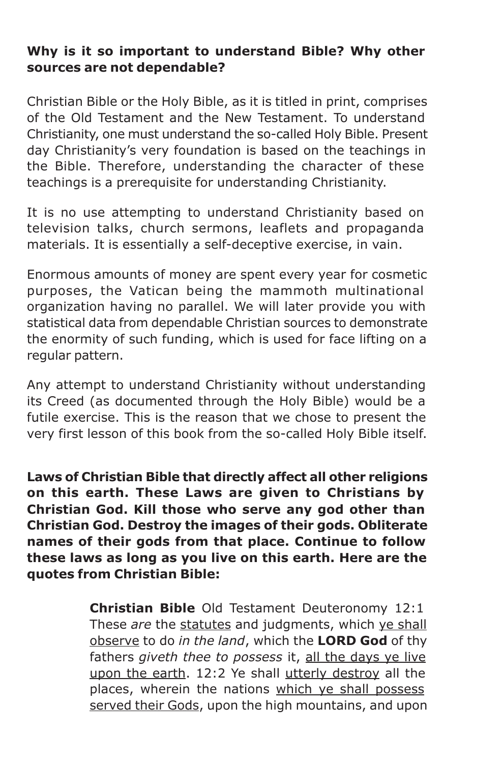**Why is it so important to understand Bible? Why other sources are not dependable?**

Christian Bible or the Holy Bible, as it is titled in print, comprises of the Old Testament and the New Testament. To understand Christianity, one must understand the so-called Holy Bible. Present day Christianity's very foundation is based on the teachings in the Bible. Therefore, understanding the character of these teachings is a prerequisite for understanding Christianity.

It is no use attempting to understand Christianity based on television talks, church sermons, leaflets and propaganda materials. It is essentially a self-deceptive exercise, in vain.

Enormous amounts of money are spent every year for cosmetic purposes, the Vatican being the mammoth multinational organization having no parallel. We will later provide you with statistical data from dependable Christian sources to demonstrate the enormity of such funding, which is used for face lifting on a regular pattern.

Any attempt to understand Christianity without understanding its Creed (as documented through the Holy Bible) would be a futile exercise. This is the reason that we chose to present the very first lesson of this book from the so-called Holy Bible itself.

**Laws of Christian Bible that directly affect all other religions on this earth. These Laws are given to Christians by Christian God. Kill those who serve any god other than Christian God. Destroy the images of their gods. Obliterate names of their gods from that place. Continue to follow these laws as long as you live on this earth. Here are the quotes from Christian Bible:**

> **Christian Bible** Old Testament Deuteronomy 12:1 These *are* the <u>statutes</u> and judgments, which <u>ye shall observe</u> to do *in the land*, which the **LORD God** of thy fathers *giveth thee to possess* it, <u>all the days ye live upon the earth</u>. 12:2 Ye shall <u>utterly destroy</u> all the places, wherein the nations <u>which ye shall possess served their Gods</u>, upon the high mountains, and upon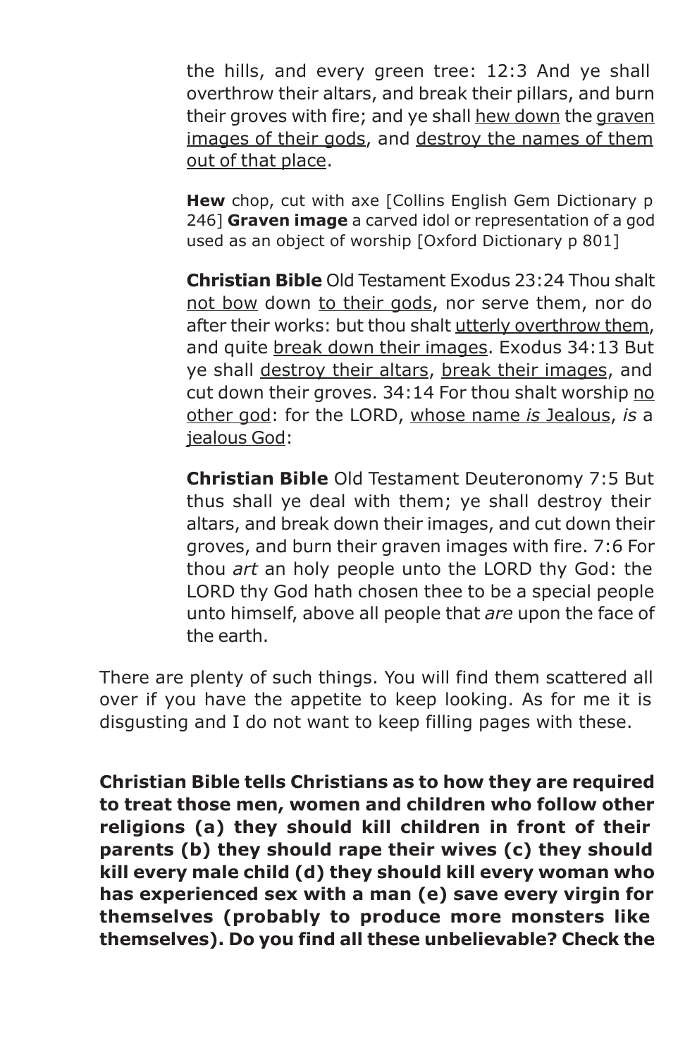the hills, and every green tree: 12:3 And ye shall overthrow their altars, and break their pillars, and burn their groves with fire; and ye shall <u>hew down</u> the <u>graven images of their gods</u>, and <u>destroy the names of them out of that place</u>.

**Hew** chop, cut with axe [Collins English Gem Dictionary p 246] **Graven image** a carved idol or representation of a god used as an object of worship [Oxford Dictionary p 801]

**Christian Bible** Old Testament Exodus 23:24 Thou shalt <u>not bow</u> down <u>to their gods</u>, nor serve them, nor do after their works: but thou shalt <u>utterly overthrow them</u>, and quite <u>break down their images</u>. Exodus 34:13 But ye shall <u>destroy their altars</u>, <u>break their images</u>, and cut down their groves. 34:14 For thou shalt worship <u>no other god</u>: for the LORD, <u>whose name *is* Jealous</u>, *is* a <u>jealous God</u>:

**Christian Bible** Old Testament Deuteronomy 7:5 But thus shall ye deal with them; ye shall destroy their altars, and break down their images, and cut down their groves, and burn their graven images with fire. 7:6 For thou *art* an holy people unto the LORD thy God: the LORD thy God hath chosen thee to be a special people unto himself, above all people that *are* upon the face of the earth.

There are plenty of such things. You will find them scattered all over if you have the appetite to keep looking. As for me it is disgusting and I do not want to keep filling pages with these.

**Christian Bible tells Christians as to how they are required to treat those men, women and children who follow other religions (a) they should kill children in front of their parents (b) they should rape their wives (c) they should kill every male child (d) they should kill every woman who has experienced sex with a man (e) save every virgin for themselves (probably to produce more monsters like themselves). Do you find all these unbelievable? Check the**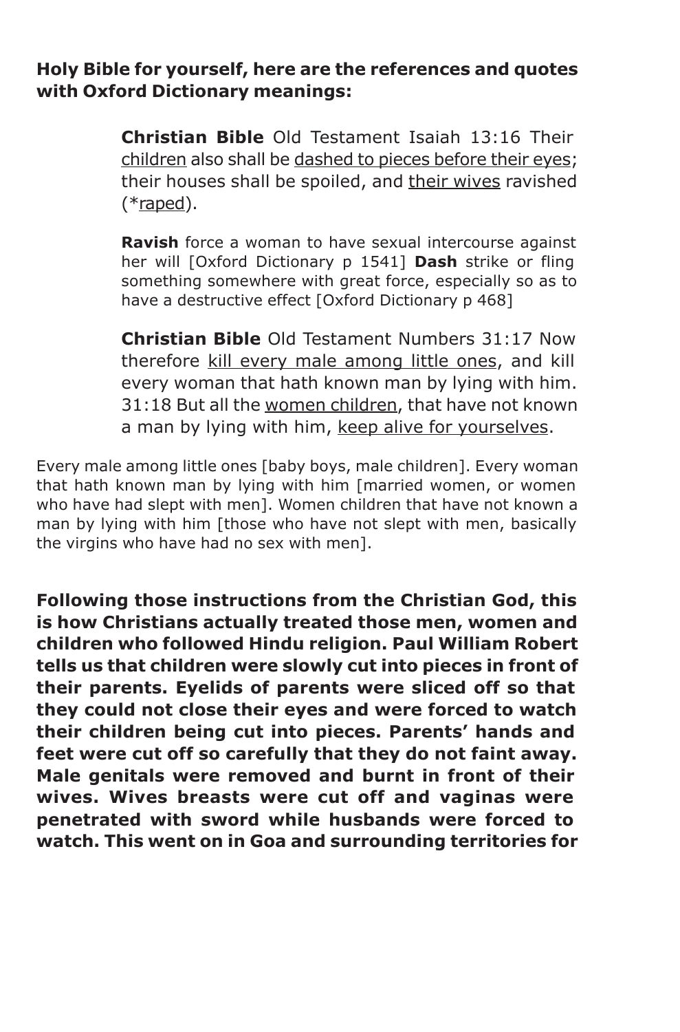**Holy Bible for yourself, here are the references and quotes with Oxford Dictionary meanings:**

> **Christian Bible** Old Testament Isaiah 13:16 Their <u>children</u> also shall be <u>dashed to pieces before their eyes</u>; their houses shall be spoiled, and <u>their wives</u> ravished (*<u>raped</u>).
>
> **Ravish** force a woman to have sexual intercourse against her will [Oxford Dictionary p 1541] **Dash** strike or fling something somewhere with great force, especially so as to have a destructive effect [Oxford Dictionary p 468]
>
> **Christian Bible** Old Testament Numbers 31:17 Now therefore <u>kill every male among little ones</u>, and kill every woman that hath known man by lying with him. 31:18 But all the <u>women children</u>, that have not known a man by lying with him, <u>keep alive for yourselves</u>.

Every male among little ones [baby boys, male children]. Every woman that hath known man by lying with him [married women, or women who have had slept with men]. Women children that have not known a man by lying with him [those who have not slept with men, basically the virgins who have had no sex with men].

**Following those instructions from the Christian God, this is how Christians actually treated those men, women and children who followed Hindu religion. Paul William Robert tells us that children were slowly cut into pieces in front of their parents. Eyelids of parents were sliced off so that they could not close their eyes and were forced to watch their children being cut into pieces. Parents' hands and feet were cut off so carefully that they do not faint away. Male genitals were removed and burnt in front of their wives. Wives breasts were cut off and vaginas were penetrated with sword while husbands were forced to watch. This went on in Goa and surrounding territories for**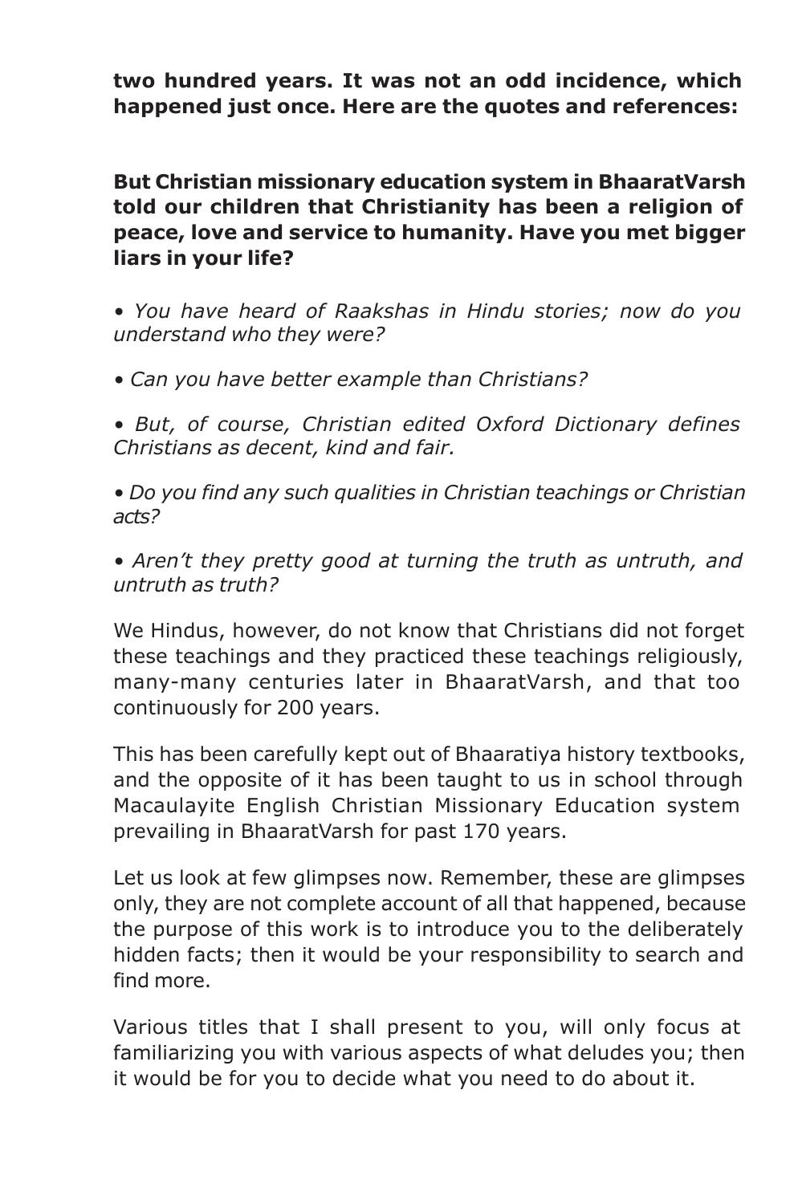**two hundred years. It was not an odd incidence, which happened just once. Here are the quotes and references:**

**But Christian missionary education system in BhaaratVarsh told our children that Christianity has been a religion of peace, love and service to humanity. Have you met bigger liars in your life?**

- *You have heard of Raakshas in Hindu stories; now do you understand who they were?*

- *Can you have better example than Christians?*

- *But, of course, Christian edited Oxford Dictionary defines Christians as decent, kind and fair.*

- *Do you find any such qualities in Christian teachings or Christian acts?*

- *Aren't they pretty good at turning the truth as untruth, and untruth as truth?*

We Hindus, however, do not know that Christians did not forget these teachings and they practiced these teachings religiously, many-many centuries later in BhaaratVarsh, and that too continuously for 200 years.

This has been carefully kept out of Bhaaratiya history textbooks, and the opposite of it has been taught to us in school through Macaulayite English Christian Missionary Education system prevailing in BhaaratVarsh for past 170 years.

Let us look at few glimpses now. Remember, these are glimpses only, they are not complete account of all that happened, because the purpose of this work is to introduce you to the deliberately hidden facts; then it would be your responsibility to search and find more.

Various titles that I shall present to you, will only focus at familiarizing you with various aspects of what deludes you; then it would be for you to decide what you need to do about it.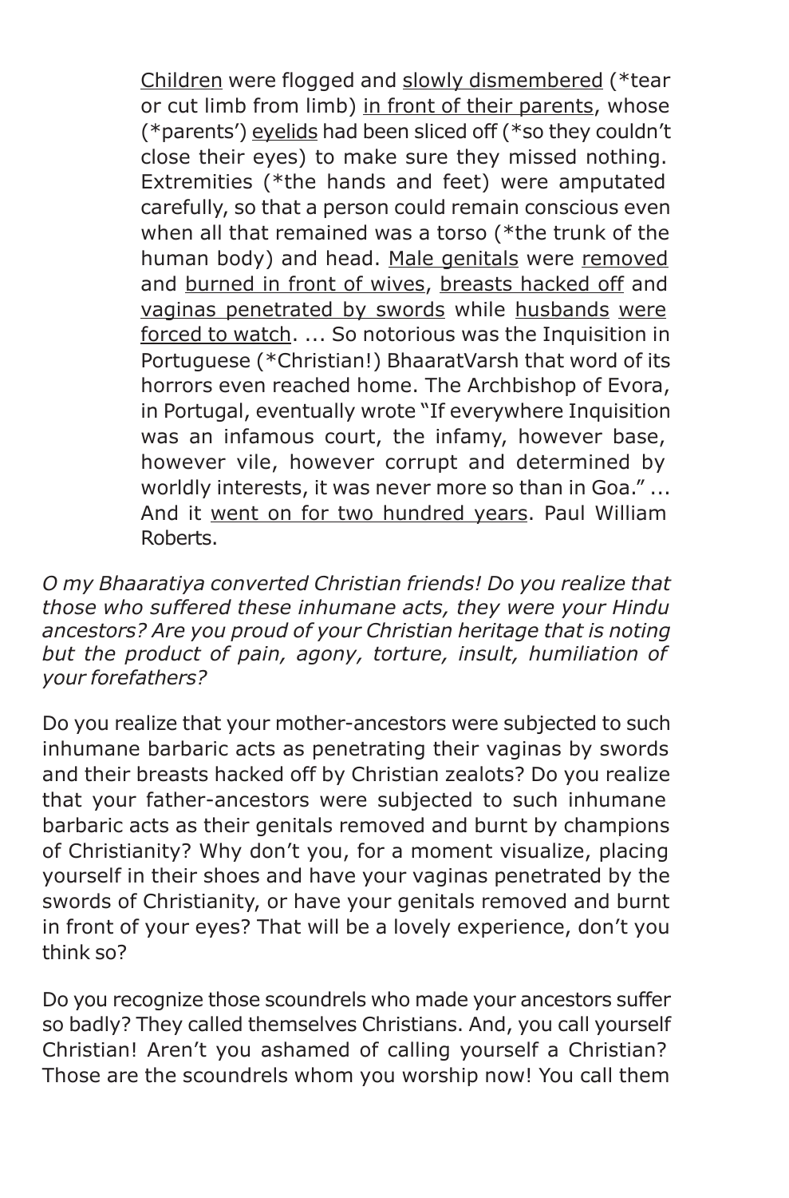> Children were flogged and slowly dismembered (*tear or cut limb from limb) in front of their parents, whose (*parents') eyelids had been sliced off (*so they couldn't close their eyes) to make sure they missed nothing. Extremities (*the hands and feet) were amputated carefully, so that a person could remain conscious even when all that remained was a torso (*the trunk of the human body) and head. Male genitals were removed and burned in front of wives, breasts hacked off and vaginas penetrated by swords while husbands were forced to watch. ... So notorious was the Inquisition in Portuguese (*Christian!) BhaaratVarsh that word of its horrors even reached home. The Archbishop of Evora, in Portugal, eventually wrote "If everywhere Inquisition was an infamous court, the infamy, however base, however vile, however corrupt and determined by worldly interests, it was never more so than in Goa." ... And it went on for two hundred years. Paul William Roberts.

*O my Bhaaratiya converted Christian friends! Do you realize that those who suffered these inhumane acts, they were your Hindu ancestors? Are you proud of your Christian heritage that is noting but the product of pain, agony, torture, insult, humiliation of your forefathers?*

Do you realize that your mother-ancestors were subjected to such inhumane barbaric acts as penetrating their vaginas by swords and their breasts hacked off by Christian zealots? Do you realize that your father-ancestors were subjected to such inhumane barbaric acts as their genitals removed and burnt by champions of Christianity? Why don't you, for a moment visualize, placing yourself in their shoes and have your vaginas penetrated by the swords of Christianity, or have your genitals removed and burnt in front of your eyes? That will be a lovely experience, don't you think so?

Do you recognize those scoundrels who made your ancestors suffer so badly? They called themselves Christians. And, you call yourself Christian! Aren't you ashamed of calling yourself a Christian? Those are the scoundrels whom you worship now! You call them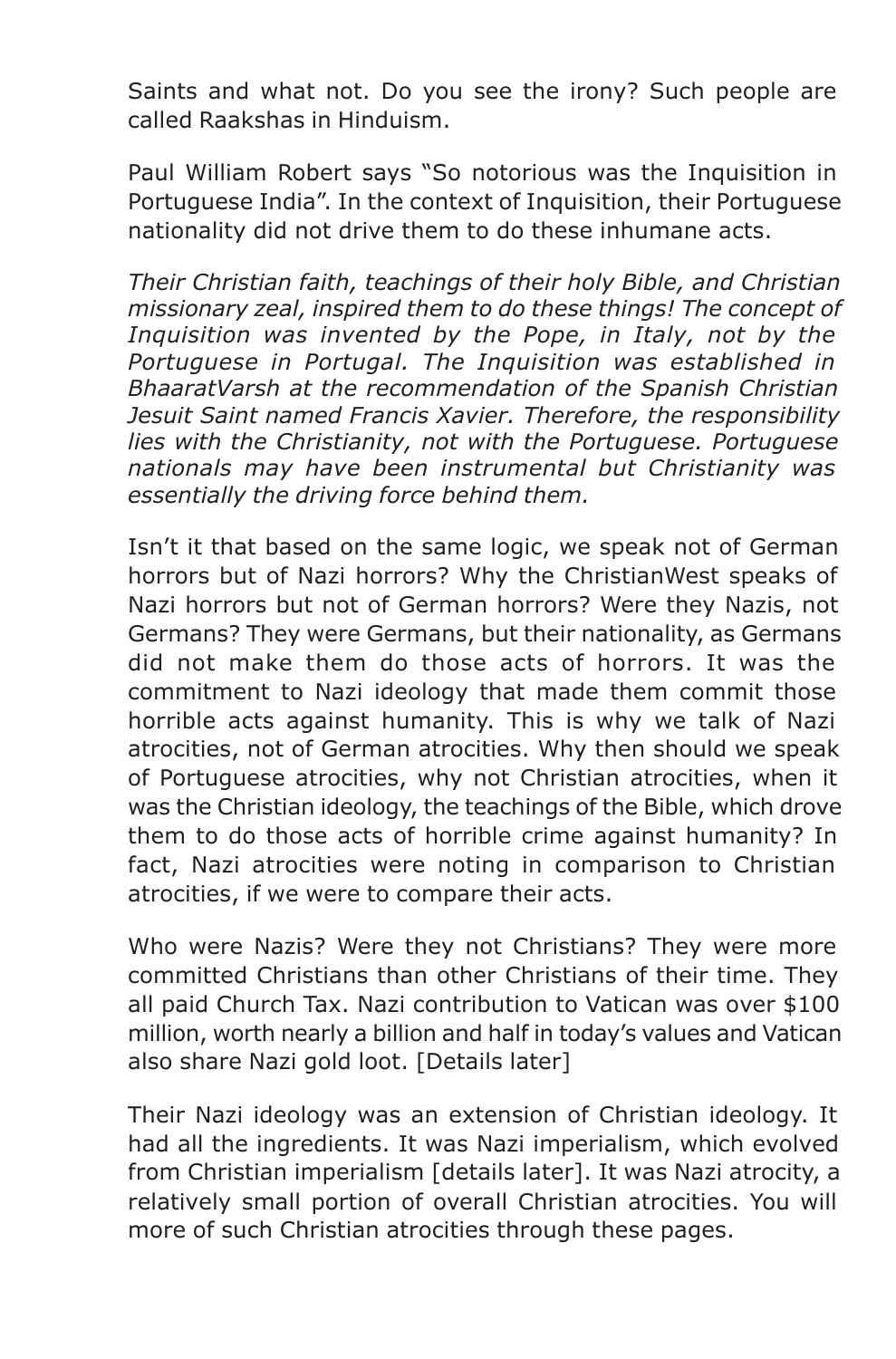Saints and what not. Do you see the irony? Such people are called Raakshas in Hinduism.

Paul William Robert says "So notorious was the Inquisition in Portuguese India". In the context of Inquisition, their Portuguese nationality did not drive them to do these inhumane acts.

*Their Christian faith, teachings of their holy Bible, and Christian missionary zeal, inspired them to do these things! The concept of Inquisition was invented by the Pope, in Italy, not by the Portuguese in Portugal. The Inquisition was established in BhaaratVarsh at the recommendation of the Spanish Christian Jesuit Saint named Francis Xavier. Therefore, the responsibility lies with the Christianity, not with the Portuguese. Portuguese nationals may have been instrumental but Christianity was essentially the driving force behind them.*

Isn't it that based on the same logic, we speak not of German horrors but of Nazi horrors? Why the ChristianWest speaks of Nazi horrors but not of German horrors? Were they Nazis, not Germans? They were Germans, but their nationality, as Germans did not make them do those acts of horrors. It was the commitment to Nazi ideology that made them commit those horrible acts against humanity. This is why we talk of Nazi atrocities, not of German atrocities. Why then should we speak of Portuguese atrocities, why not Christian atrocities, when it was the Christian ideology, the teachings of the Bible, which drove them to do those acts of horrible crime against humanity? In fact, Nazi atrocities were noting in comparison to Christian atrocities, if we were to compare their acts.

Who were Nazis? Were they not Christians? They were more committed Christians than other Christians of their time. They all paid Church Tax. Nazi contribution to Vatican was over $100 million, worth nearly a billion and half in today's values and Vatican also share Nazi gold loot. [Details later]

Their Nazi ideology was an extension of Christian ideology. It had all the ingredients. It was Nazi imperialism, which evolved from Christian imperialism [details later]. It was Nazi atrocity, a relatively small portion of overall Christian atrocities. You will more of such Christian atrocities through these pages.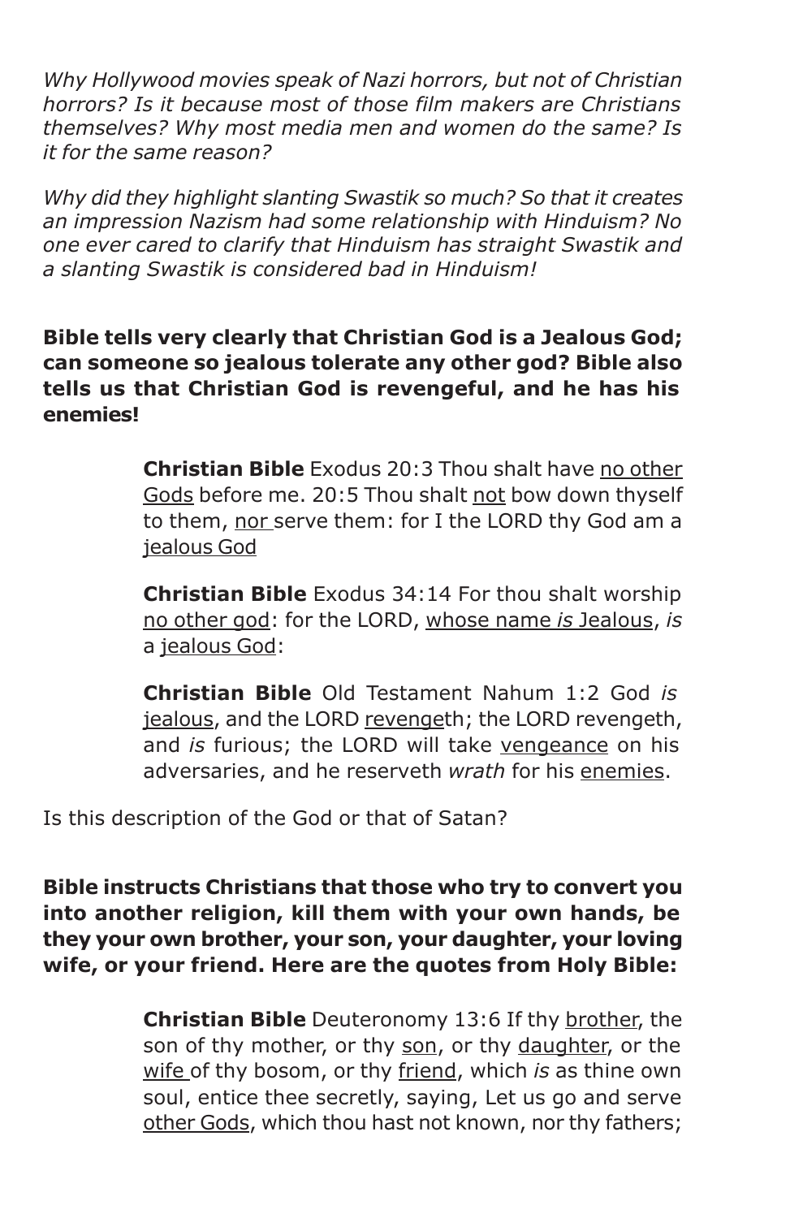*Why Hollywood movies speak of Nazi horrors, but not of Christian horrors? Is it because most of those film makers are Christians themselves? Why most media men and women do the same? Is it for the same reason?*

*Why did they highlight slanting Swastik so much? So that it creates an impression Nazism had some relationship with Hinduism? No one ever cared to clarify that Hinduism has straight Swastik and a slanting Swastik is considered bad in Hinduism!*

**Bible tells very clearly that Christian God is a Jealous God; can someone so jealous tolerate any other god? Bible also tells us that Christian God is revengeful, and he has his enemies!**

> **Christian Bible** Exodus 20:3 Thou shalt have <u>no other Gods</u> before me. 20:5 Thou shalt <u>not</u> bow down thyself to them, <u>nor</u> serve them: for I the LORD thy God am a <u>jealous God</u>

> **Christian Bible** Exodus 34:14 For thou shalt worship <u>no other god</u>: for the LORD, <u>whose name *is* Jealous</u>, *is* a <u>jealous God</u>:

> **Christian Bible** Old Testament Nahum 1:2 God *is* <u>jealous</u>, and the LORD <u>reveng</u>eth; the LORD revengeth, and *is* furious; the LORD will take <u>vengeance</u> on his adversaries, and he reserveth *wrath* for his <u>enemies</u>.

Is this description of the God or that of Satan?

**Bible instructs Christians that those who try to convert you into another religion, kill them with your own hands, be they your own brother, your son, your daughter, your loving wife, or your friend. Here are the quotes from Holy Bible:**

> **Christian Bible** Deuteronomy 13:6 If thy <u>brother</u>, the son of thy mother, or thy <u>son</u>, or thy <u>daughter</u>, or the <u>wife</u> of thy bosom, or thy <u>friend</u>, which *is* as thine own soul, entice thee secretly, saying, Let us go and serve <u>other Gods</u>, which thou hast not known, nor thy fathers;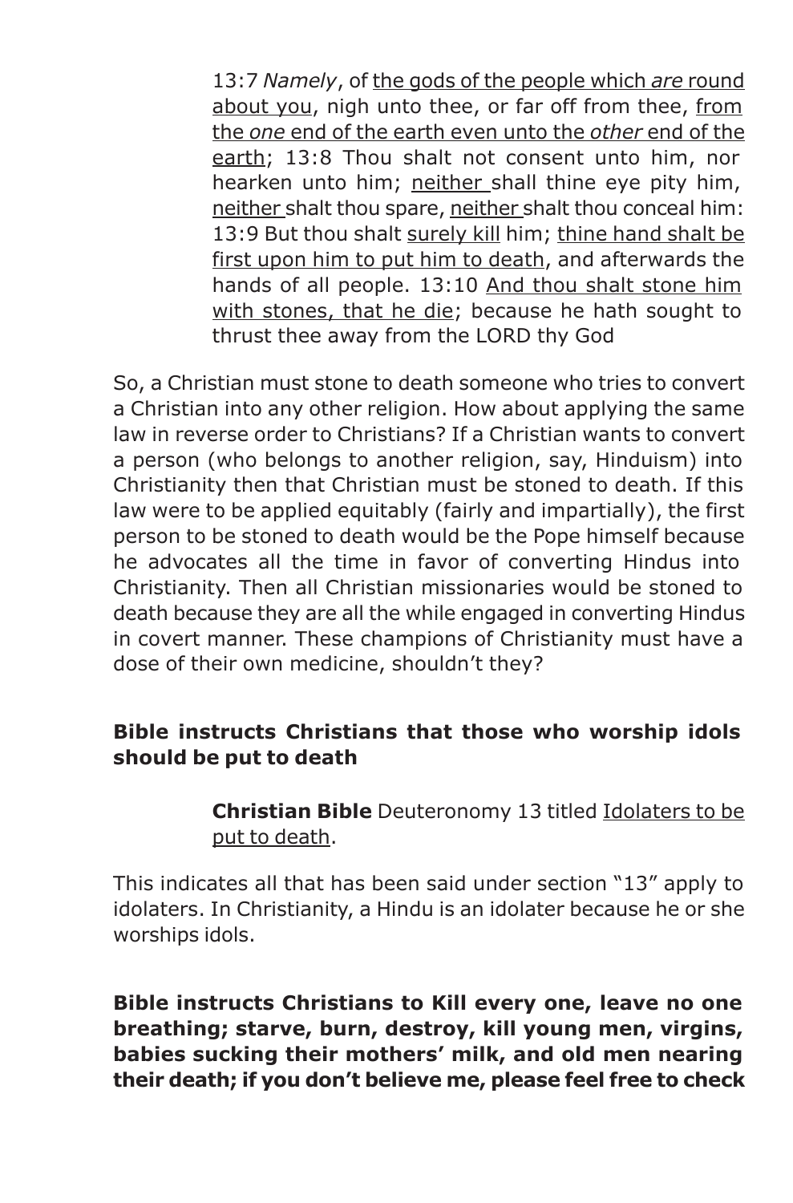> 13:7 *Namely*, of <u>the gods of the people which *are* round about you</u>, nigh unto thee, or far off from thee, <u>from the *one* end of the earth even unto the *other* end of the earth</u>; 13:8 Thou shalt not consent unto him, nor hearken unto him; <u>neither</u> shall thine eye pity him, <u>neither</u> shalt thou spare, <u>neither</u> shalt thou conceal him: 13:9 But thou shalt <u>surely kill</u> him; <u>thine hand shalt be first upon him to put him to death</u>, and afterwards the hands of all people. 13:10 <u>And thou shalt stone him with stones, that he die</u>; because he hath sought to thrust thee away from the LORD thy God

So, a Christian must stone to death someone who tries to convert a Christian into any other religion. How about applying the same law in reverse order to Christians? If a Christian wants to convert a person (who belongs to another religion, say, Hinduism) into Christianity then that Christian must be stoned to death. If this law were to be applied equitably (fairly and impartially), the first person to be stoned to death would be the Pope himself because he advocates all the time in favor of converting Hindus into Christianity. Then all Christian missionaries would be stoned to death because they are all the while engaged in converting Hindus in covert manner. These champions of Christianity must have a dose of their own medicine, shouldn't they?

**Bible instructs Christians that those who worship idols should be put to death**

> **Christian Bible** Deuteronomy 13 titled <u>Idolaters to be put to death</u>.

This indicates all that has been said under section "13" apply to idolaters. In Christianity, a Hindu is an idolater because he or she worships idols.

**Bible instructs Christians to Kill every one, leave no one breathing; starve, burn, destroy, kill young men, virgins, babies sucking their mothers' milk, and old men nearing their death; if you don't believe me, please feel free to check**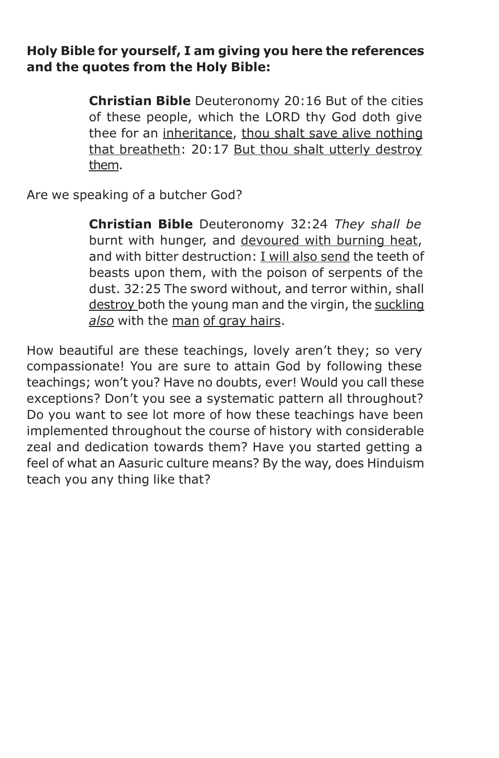**Holy Bible for yourself, I am giving you here the references and the quotes from the Holy Bible:**

> **Christian Bible** Deuteronomy 20:16 But of the cities of these people, which the LORD thy God doth give thee for an inheritance, thou shalt save alive nothing that breatheth: 20:17 But thou shalt utterly destroy them.

Are we speaking of a butcher God?

> **Christian Bible** Deuteronomy 32:24 *They shall be* burnt with hunger, and devoured with burning heat, and with bitter destruction: I will also send the teeth of beasts upon them, with the poison of serpents of the dust. 32:25 The sword without, and terror within, shall destroy both the young man and the virgin, the suckling *also* with the man of gray hairs.

How beautiful are these teachings, lovely aren't they; so very compassionate! You are sure to attain God by following these teachings; won't you? Have no doubts, ever! Would you call these exceptions? Don't you see a systematic pattern all throughout? Do you want to see lot more of how these teachings have been implemented throughout the course of history with considerable zeal and dedication towards them? Have you started getting a feel of what an Aasuric culture means? By the way, does Hinduism teach you any thing like that?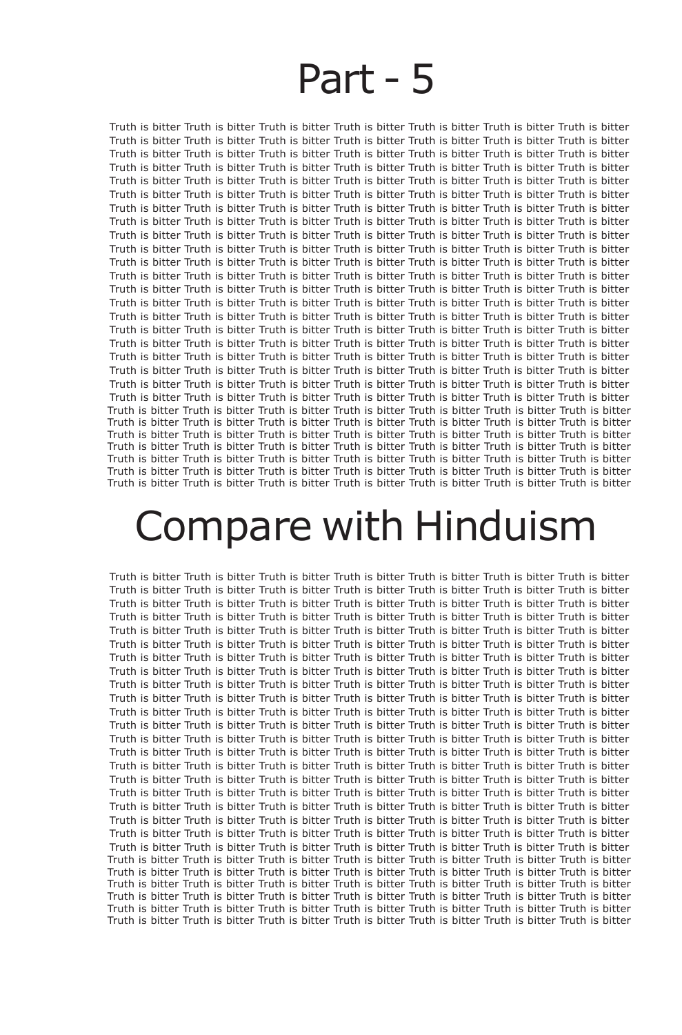# Part - 5

Truth is bitter Truth is bitter Truth is bitter Truth is bitter Truth is bitter Truth is bitter Truth is bitter
Truth is bitter Truth is bitter Truth is bitter Truth is bitter Truth is bitter Truth is bitter Truth is bitter
Truth is bitter Truth is bitter Truth is bitter Truth is bitter Truth is bitter Truth is bitter Truth is bitter
Truth is bitter Truth is bitter Truth is bitter Truth is bitter Truth is bitter Truth is bitter Truth is bitter
Truth is bitter Truth is bitter Truth is bitter Truth is bitter Truth is bitter Truth is bitter Truth is bitter
Truth is bitter Truth is bitter Truth is bitter Truth is bitter Truth is bitter Truth is bitter Truth is bitter
Truth is bitter Truth is bitter Truth is bitter Truth is bitter Truth is bitter Truth is bitter Truth is bitter
Truth is bitter Truth is bitter Truth is bitter Truth is bitter Truth is bitter Truth is bitter Truth is bitter
Truth is bitter Truth is bitter Truth is bitter Truth is bitter Truth is bitter Truth is bitter Truth is bitter
Truth is bitter Truth is bitter Truth is bitter Truth is bitter Truth is bitter Truth is bitter Truth is bitter
Truth is bitter Truth is bitter Truth is bitter Truth is bitter Truth is bitter Truth is bitter Truth is bitter
Truth is bitter Truth is bitter Truth is bitter Truth is bitter Truth is bitter Truth is bitter Truth is bitter
Truth is bitter Truth is bitter Truth is bitter Truth is bitter Truth is bitter Truth is bitter Truth is bitter
Truth is bitter Truth is bitter Truth is bitter Truth is bitter Truth is bitter Truth is bitter Truth is bitter
Truth is bitter Truth is bitter Truth is bitter Truth is bitter Truth is bitter Truth is bitter Truth is bitter
Truth is bitter Truth is bitter Truth is bitter Truth is bitter Truth is bitter Truth is bitter Truth is bitter
Truth is bitter Truth is bitter Truth is bitter Truth is bitter Truth is bitter Truth is bitter Truth is bitter
Truth is bitter Truth is bitter Truth is bitter Truth is bitter Truth is bitter Truth is bitter Truth is bitter
Truth is bitter Truth is bitter Truth is bitter Truth is bitter Truth is bitter Truth is bitter Truth is bitter
Truth is bitter Truth is bitter Truth is bitter Truth is bitter Truth is bitter Truth is bitter Truth is bitter
Truth is bitter Truth is bitter Truth is bitter Truth is bitter Truth is bitter Truth is bitter Truth is bitter
Truth is bitter Truth is bitter Truth is bitter Truth is bitter Truth is bitter Truth is bitter Truth is bitter
Truth is bitter Truth is bitter Truth is bitter Truth is bitter Truth is bitter Truth is bitter Truth is bitter
Truth is bitter Truth is bitter Truth is bitter Truth is bitter Truth is bitter Truth is bitter Truth is bitter
Truth is bitter Truth is bitter Truth is bitter Truth is bitter Truth is bitter Truth is bitter Truth is bitter
Truth is bitter Truth is bitter Truth is bitter Truth is bitter Truth is bitter Truth is bitter Truth is bitter
Truth is bitter Truth is bitter Truth is bitter Truth is bitter Truth is bitter Truth is bitter Truth is bitter
Truth is bitter Truth is bitter Truth is bitter Truth is bitter Truth is bitter Truth is bitter Truth is bitter

# Compare with Hinduism

Truth is bitter Truth is bitter Truth is bitter Truth is bitter Truth is bitter Truth is bitter Truth is bitter
Truth is bitter Truth is bitter Truth is bitter Truth is bitter Truth is bitter Truth is bitter Truth is bitter
Truth is bitter Truth is bitter Truth is bitter Truth is bitter Truth is bitter Truth is bitter Truth is bitter
Truth is bitter Truth is bitter Truth is bitter Truth is bitter Truth is bitter Truth is bitter Truth is bitter
Truth is bitter Truth is bitter Truth is bitter Truth is bitter Truth is bitter Truth is bitter Truth is bitter
Truth is bitter Truth is bitter Truth is bitter Truth is bitter Truth is bitter Truth is bitter Truth is bitter
Truth is bitter Truth is bitter Truth is bitter Truth is bitter Truth is bitter Truth is bitter Truth is bitter
Truth is bitter Truth is bitter Truth is bitter Truth is bitter Truth is bitter Truth is bitter Truth is bitter
Truth is bitter Truth is bitter Truth is bitter Truth is bitter Truth is bitter Truth is bitter Truth is bitter
Truth is bitter Truth is bitter Truth is bitter Truth is bitter Truth is bitter Truth is bitter Truth is bitter
Truth is bitter Truth is bitter Truth is bitter Truth is bitter Truth is bitter Truth is bitter Truth is bitter
Truth is bitter Truth is bitter Truth is bitter Truth is bitter Truth is bitter Truth is bitter Truth is bitter
Truth is bitter Truth is bitter Truth is bitter Truth is bitter Truth is bitter Truth is bitter Truth is bitter
Truth is bitter Truth is bitter Truth is bitter Truth is bitter Truth is bitter Truth is bitter Truth is bitter
Truth is bitter Truth is bitter Truth is bitter Truth is bitter Truth is bitter Truth is bitter Truth is bitter
Truth is bitter Truth is bitter Truth is bitter Truth is bitter Truth is bitter Truth is bitter Truth is bitter
Truth is bitter Truth is bitter Truth is bitter Truth is bitter Truth is bitter Truth is bitter Truth is bitter
Truth is bitter Truth is bitter Truth is bitter Truth is bitter Truth is bitter Truth is bitter Truth is bitter
Truth is bitter Truth is bitter Truth is bitter Truth is bitter Truth is bitter Truth is bitter Truth is bitter
Truth is bitter Truth is bitter Truth is bitter Truth is bitter Truth is bitter Truth is bitter Truth is bitter
Truth is bitter Truth is bitter Truth is bitter Truth is bitter Truth is bitter Truth is bitter Truth is bitter
Truth is bitter Truth is bitter Truth is bitter Truth is bitter Truth is bitter Truth is bitter Truth is bitter
Truth is bitter Truth is bitter Truth is bitter Truth is bitter Truth is bitter Truth is bitter Truth is bitter
Truth is bitter Truth is bitter Truth is bitter Truth is bitter Truth is bitter Truth is bitter Truth is bitter
Truth is bitter Truth is bitter Truth is bitter Truth is bitter Truth is bitter Truth is bitter Truth is bitter
Truth is bitter Truth is bitter Truth is bitter Truth is bitter Truth is bitter Truth is bitter Truth is bitter
Truth is bitter Truth is bitter Truth is bitter Truth is bitter Truth is bitter Truth is bitter Truth is bitter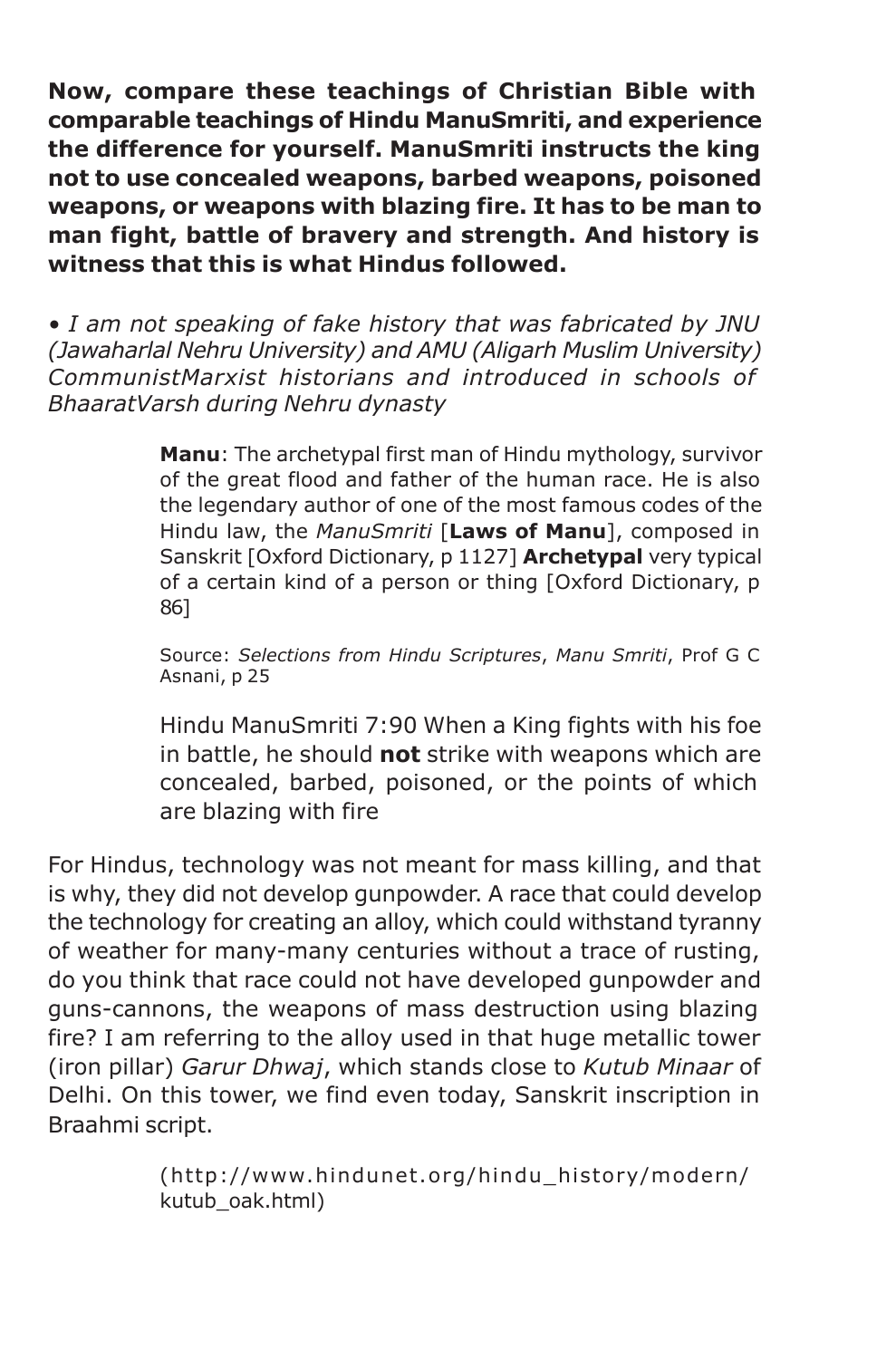**Now, compare these teachings of Christian Bible with comparable teachings of Hindu ManuSmriti, and experience the difference for yourself. ManuSmriti instructs the king not to use concealed weapons, barbed weapons, poisoned weapons, or weapons with blazing fire. It has to be man to man fight, battle of bravery and strength. And history is witness that this is what Hindus followed.**

• *I am not speaking of fake history that was fabricated by JNU (Jawaharlal Nehru University) and AMU (Aligarh Muslim University) CommunistMarxist historians and introduced in schools of BhaaratVarsh during Nehru dynasty*

> **Manu**: The archetypal first man of Hindu mythology, survivor of the great flood and father of the human race. He is also the legendary author of one of the most famous codes of the Hindu law, the *ManuSmriti* [**Laws of Manu**], composed in Sanskrit [Oxford Dictionary, p 1127] **Archetypal** very typical of a certain kind of a person or thing [Oxford Dictionary, p 86]
>
> Source: *Selections from Hindu Scriptures*, *Manu Smriti*, Prof G C Asnani, p 25
>
> Hindu ManuSmriti 7:90 When a King fights with his foe in battle, he should **not** strike with weapons which are concealed, barbed, poisoned, or the points of which are blazing with fire

For Hindus, technology was not meant for mass killing, and that is why, they did not develop gunpowder. A race that could develop the technology for creating an alloy, which could withstand tyranny of weather for many-many centuries without a trace of rusting, do you think that race could not have developed gunpowder and guns-cannons, the weapons of mass destruction using blazing fire? I am referring to the alloy used in that huge metallic tower (iron pillar) *Garur Dhwaj*, which stands close to *Kutub Minaar* of Delhi. On this tower, we find even today, Sanskrit inscription in Braahmi script.

> (http://www.hindunet.org/hindu_history/modern/kutub_oak.html)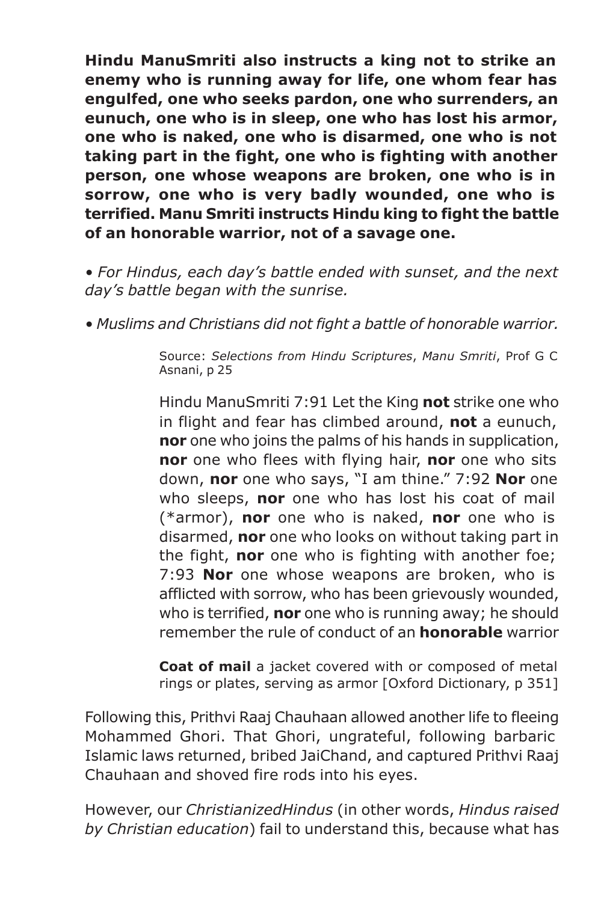**Hindu ManuSmriti also instructs a king not to strike an enemy who is running away for life, one whom fear has engulfed, one who seeks pardon, one who surrenders, an eunuch, one who is in sleep, one who has lost his armor, one who is naked, one who is disarmed, one who is not taking part in the fight, one who is fighting with another person, one whose weapons are broken, one who is in sorrow, one who is very badly wounded, one who is terrified. Manu Smriti instructs Hindu king to fight the battle of an honorable warrior, not of a savage one.**

- *For Hindus, each day's battle ended with sunset, and the next day's battle began with the sunrise.*
- *Muslims and Christians did not fight a battle of honorable warrior.*

> Source: *Selections from Hindu Scriptures*, *Manu Smriti*, Prof G C Asnani, p 25
>
> Hindu ManuSmriti 7:91 Let the King **not** strike one who in flight and fear has climbed around, **not** a eunuch, **nor** one who joins the palms of his hands in supplication, **nor** one who flees with flying hair, **nor** one who sits down, **nor** one who says, "I am thine." 7:92 **Nor** one who sleeps, **nor** one who has lost his coat of mail (*armor), **nor** one who is naked, **nor** one who is disarmed, **nor** one who looks on without taking part in the fight, **nor** one who is fighting with another foe; 7:93 **Nor** one whose weapons are broken, who is afflicted with sorrow, who has been grievously wounded, who is terrified, **nor** one who is running away; he should remember the rule of conduct of an **honorable** warrior
>
> **Coat of mail** a jacket covered with or composed of metal rings or plates, serving as armor [Oxford Dictionary, p 351]

Following this, Prithvi Raaj Chauhaan allowed another life to fleeing Mohammed Ghori. That Ghori, ungrateful, following barbaric Islamic laws returned, bribed JaiChand, and captured Prithvi Raaj Chauhaan and shoved fire rods into his eyes.

However, our *ChristianizedHindus* (in other words, *Hindus raised by Christian education*) fail to understand this, because what has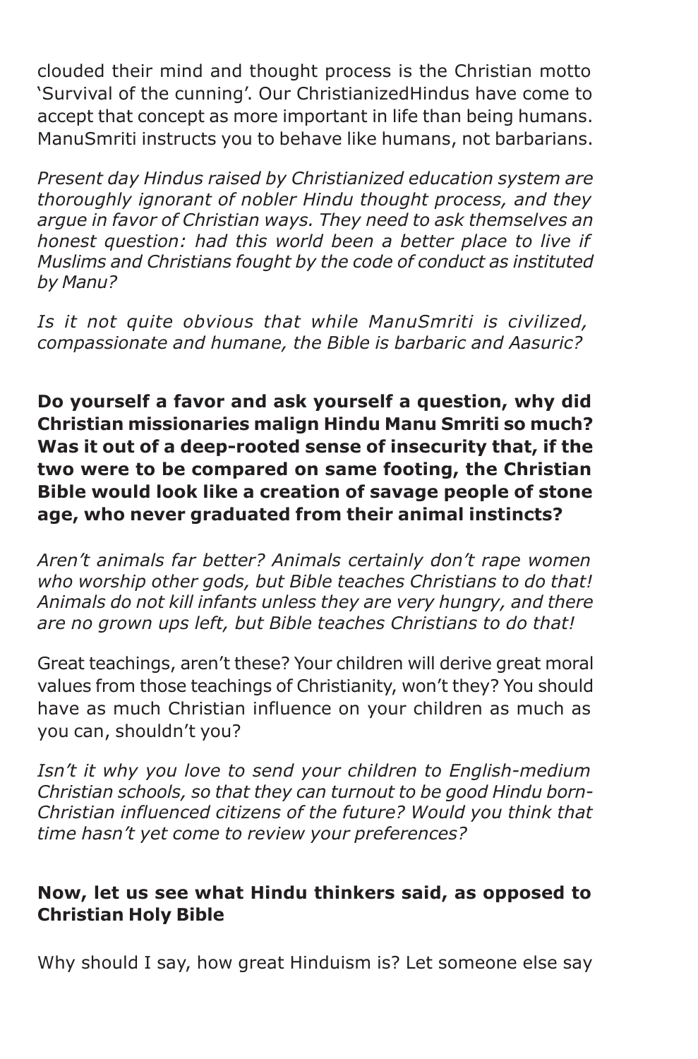clouded their mind and thought process is the Christian motto 'Survival of the cunning'. Our ChristianizedHindus have come to accept that concept as more important in life than being humans. ManuSmriti instructs you to behave like humans, not barbarians.

*Present day Hindus raised by Christianized education system are thoroughly ignorant of nobler Hindu thought process, and they argue in favor of Christian ways. They need to ask themselves an honest question: had this world been a better place to live if Muslims and Christians fought by the code of conduct as instituted by Manu?*

*Is it not quite obvious that while ManuSmriti is civilized, compassionate and humane, the Bible is barbaric and Aasuric?*

**Do yourself a favor and ask yourself a question, why did Christian missionaries malign Hindu Manu Smriti so much? Was it out of a deep-rooted sense of insecurity that, if the two were to be compared on same footing, the Christian Bible would look like a creation of savage people of stone age, who never graduated from their animal instincts?**

*Aren't animals far better? Animals certainly don't rape women who worship other gods, but Bible teaches Christians to do that! Animals do not kill infants unless they are very hungry, and there are no grown ups left, but Bible teaches Christians to do that!*

Great teachings, aren't these? Your children will derive great moral values from those teachings of Christianity, won't they? You should have as much Christian influence on your children as much as you can, shouldn't you?

*Isn't it why you love to send your children to English-medium Christian schools, so that they can turnout to be good Hindu born-Christian influenced citizens of the future? Would you think that time hasn't yet come to review your preferences?*

**Now, let us see what Hindu thinkers said, as opposed to Christian Holy Bible**

Why should I say, how great Hinduism is? Let someone else say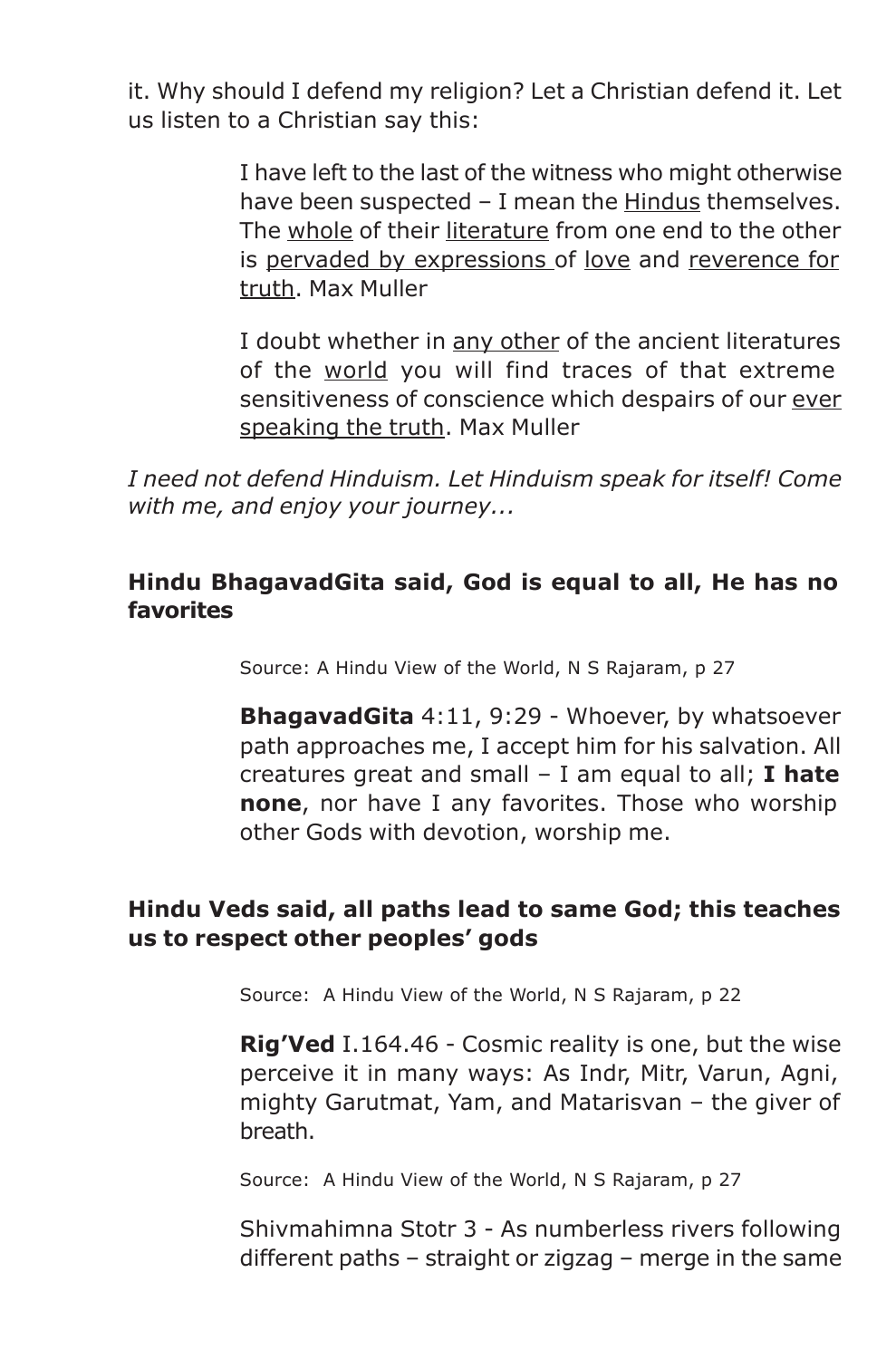it. Why should I defend my religion? Let a Christian defend it. Let us listen to a Christian say this:

> I have left to the last of the witness who might otherwise have been suspected – I mean the <u>Hindus</u> themselves. The <u>whole</u> of their <u>literature</u> from one end to the other is <u>pervaded by expressions</u> of <u>love</u> and <u>reverence for truth</u>. Max Muller
>
> I doubt whether in <u>any other</u> of the ancient literatures of the <u>world</u> you will find traces of that extreme sensitiveness of conscience which despairs of our <u>ever speaking the truth</u>. Max Muller

*I need not defend Hinduism. Let Hinduism speak for itself! Come with me, and enjoy your journey...*

### Hindu BhagavadGita said, God is equal to all, He has no favorites

> Source: A Hindu View of the World, N S Rajaram, p 27
>
> **BhagavadGita** 4:11, 9:29 - Whoever, by whatsoever path approaches me, I accept him for his salvation. All creatures great and small – I am equal to all; **I hate none**, nor have I any favorites. Those who worship other Gods with devotion, worship me.

### Hindu Veds said, all paths lead to same God; this teaches us to respect other peoples' gods

> Source: A Hindu View of the World, N S Rajaram, p 22
>
> **Rig'Ved** I.164.46 - Cosmic reality is one, but the wise perceive it in many ways: As Indr, Mitr, Varun, Agni, mighty Garutmat, Yam, and Matarisvan – the giver of breath.
>
> Source: A Hindu View of the World, N S Rajaram, p 27
>
> Shivmahimna Stotr 3 - As numberless rivers following different paths – straight or zigzag – merge in the same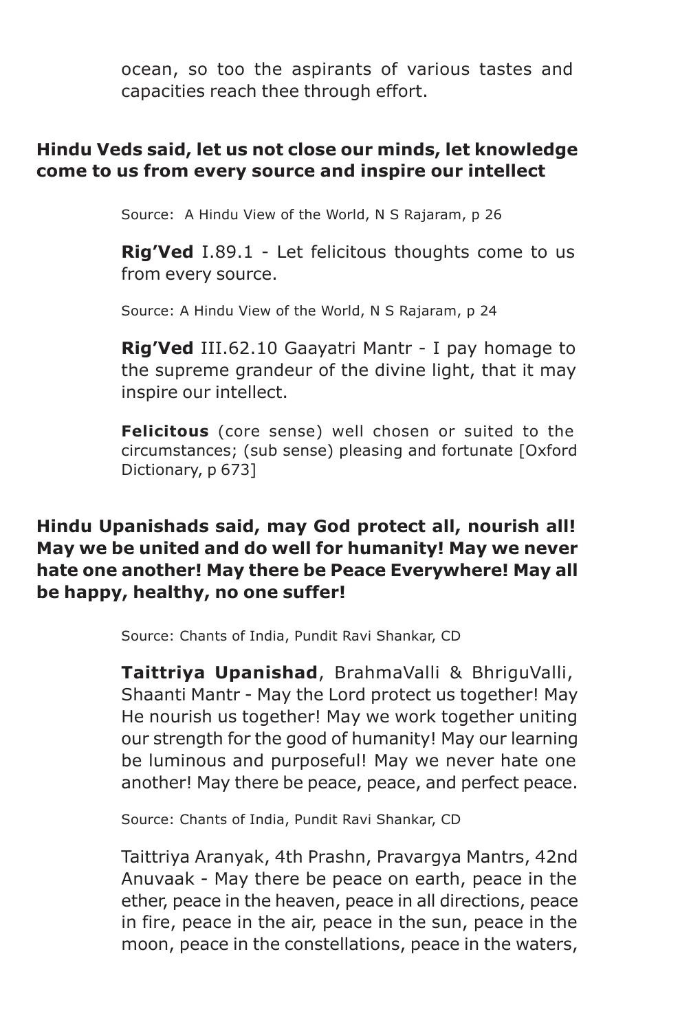ocean, so too the aspirants of various tastes and capacities reach thee through effort.

**Hindu Veds said, let us not close our minds, let knowledge come to us from every source and inspire our intellect**

Source: A Hindu View of the World, N S Rajaram, p 26

**Rig'Ved** I.89.1 - Let felicitous thoughts come to us from every source.

Source: A Hindu View of the World, N S Rajaram, p 24

**Rig'Ved** III.62.10 Gaayatri Mantr - I pay homage to the supreme grandeur of the divine light, that it may inspire our intellect.

**Felicitous** (core sense) well chosen or suited to the circumstances; (sub sense) pleasing and fortunate [Oxford Dictionary, p 673]

**Hindu Upanishads said, may God protect all, nourish all! May we be united and do well for humanity! May we never hate one another! May there be Peace Everywhere! May all be happy, healthy, no one suffer!**

Source: Chants of India, Pundit Ravi Shankar, CD

**Taittriya Upanishad**, BrahmaValli & BhriguValli, Shaanti Mantr - May the Lord protect us together! May He nourish us together! May we work together uniting our strength for the good of humanity! May our learning be luminous and purposeful! May we never hate one another! May there be peace, peace, and perfect peace.

Source: Chants of India, Pundit Ravi Shankar, CD

Taittriya Aranyak, 4th Prashn, Pravargya Mantrs, 42nd Anuvaak - May there be peace on earth, peace in the ether, peace in the heaven, peace in all directions, peace in fire, peace in the air, peace in the sun, peace in the moon, peace in the constellations, peace in the waters,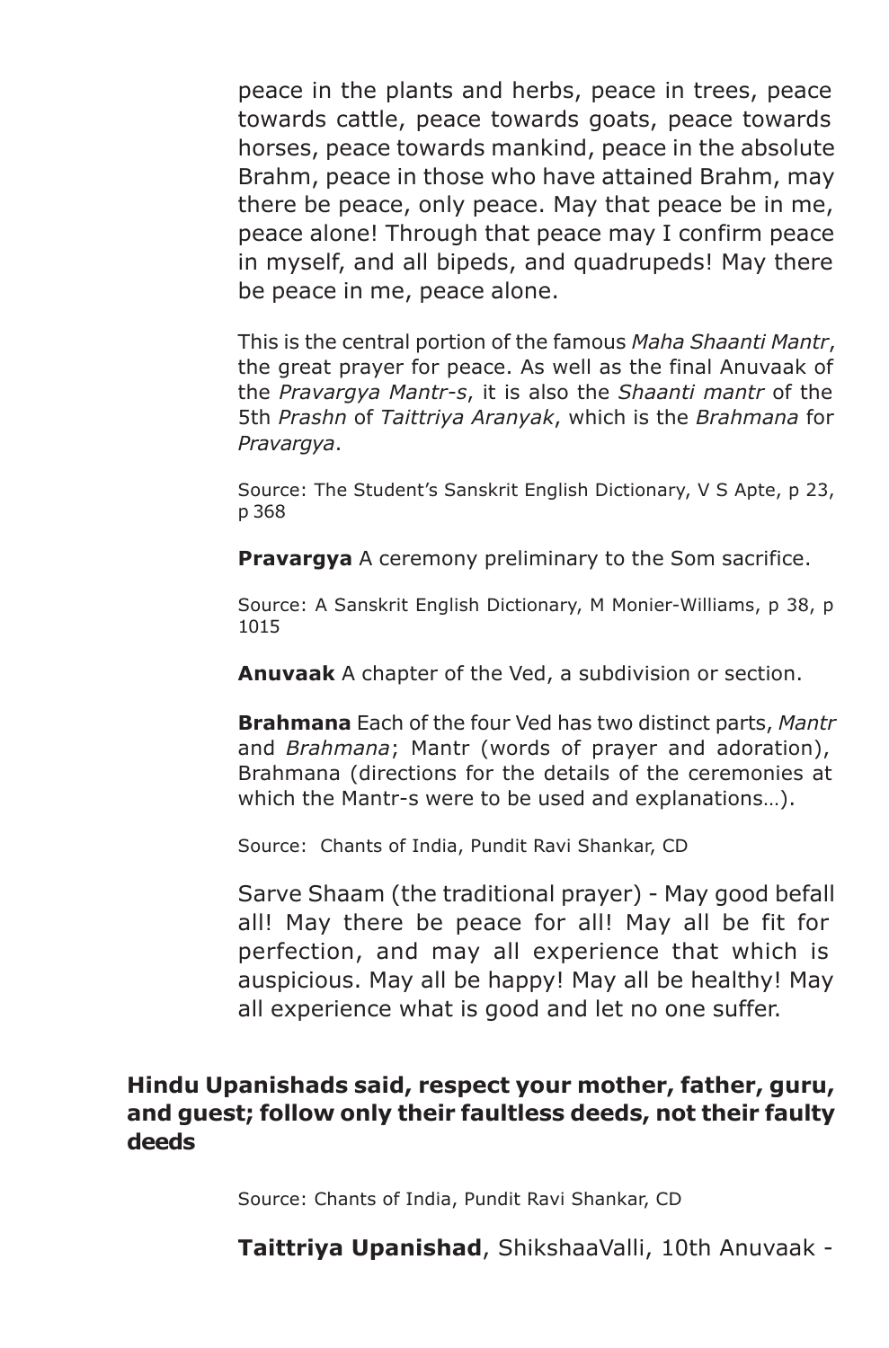peace in the plants and herbs, peace in trees, peace towards cattle, peace towards goats, peace towards horses, peace towards mankind, peace in the absolute Brahm, peace in those who have attained Brahm, may there be peace, only peace. May that peace be in me, peace alone! Through that peace may I confirm peace in myself, and all bipeds, and quadrupeds! May there be peace in me, peace alone.

This is the central portion of the famous *Maha Shaanti Mantr*, the great prayer for peace. As well as the final Anuvaak of the *Pravargya Mantr-s*, it is also the *Shaanti mantr* of the 5th *Prashn* of *Taittriya Aranyak*, which is the *Brahmana* for *Pravargya*.

Source: The Student's Sanskrit English Dictionary, V S Apte, p 23, p 368

**Pravargya** A ceremony preliminary to the Som sacrifice.

Source: A Sanskrit English Dictionary, M Monier-Williams, p 38, p 1015

**Anuvaak** A chapter of the Ved, a subdivision or section.

**Brahmana** Each of the four Ved has two distinct parts, *Mantr* and *Brahmana*; Mantr (words of prayer and adoration), Brahmana (directions for the details of the ceremonies at which the Mantr-s were to be used and explanations…).

Source: Chants of India, Pundit Ravi Shankar, CD

Sarve Shaam (the traditional prayer) - May good befall all! May there be peace for all! May all be fit for perfection, and may all experience that which is auspicious. May all be happy! May all be healthy! May all experience what is good and let no one suffer.

**Hindu Upanishads said, respect your mother, father, guru, and guest; follow only their faultless deeds, not their faulty deeds**

Source: Chants of India, Pundit Ravi Shankar, CD

**Taittriya Upanishad**, ShikshaaValli, 10th Anuvaak -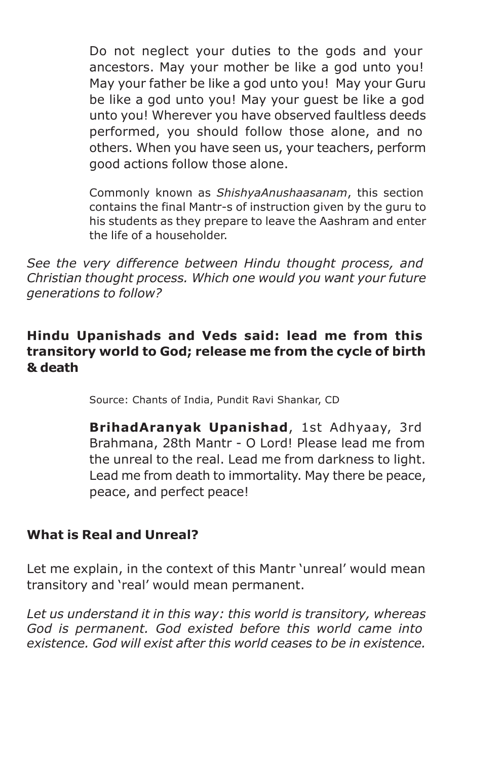Do not neglect your duties to the gods and your ancestors. May your mother be like a god unto you! May your father be like a god unto you! May your Guru be like a god unto you! May your guest be like a god unto you! Wherever you have observed faultless deeds performed, you should follow those alone, and no others. When you have seen us, your teachers, perform good actions follow those alone.

Commonly known as *ShishyaAnushaasanam*, this section contains the final Mantr-s of instruction given by the guru to his students as they prepare to leave the Aashram and enter the life of a householder.

*See the very difference between Hindu thought process, and Christian thought process. Which one would you want your future generations to follow?*

**Hindu Upanishads and Veds said: lead me from this transitory world to God; release me from the cycle of birth & death**

Source: Chants of India, Pundit Ravi Shankar, CD

**BrihadAranyak Upanishad**, 1st Adhyaay, 3rd Brahmana, 28th Mantr - O Lord! Please lead me from the unreal to the real. Lead me from darkness to light. Lead me from death to immortality. May there be peace, peace, and perfect peace!

**What is Real and Unreal?**

Let me explain, in the context of this Mantr 'unreal' would mean transitory and 'real' would mean permanent.

*Let us understand it in this way: this world is transitory, whereas God is permanent. God existed before this world came into existence. God will exist after this world ceases to be in existence.*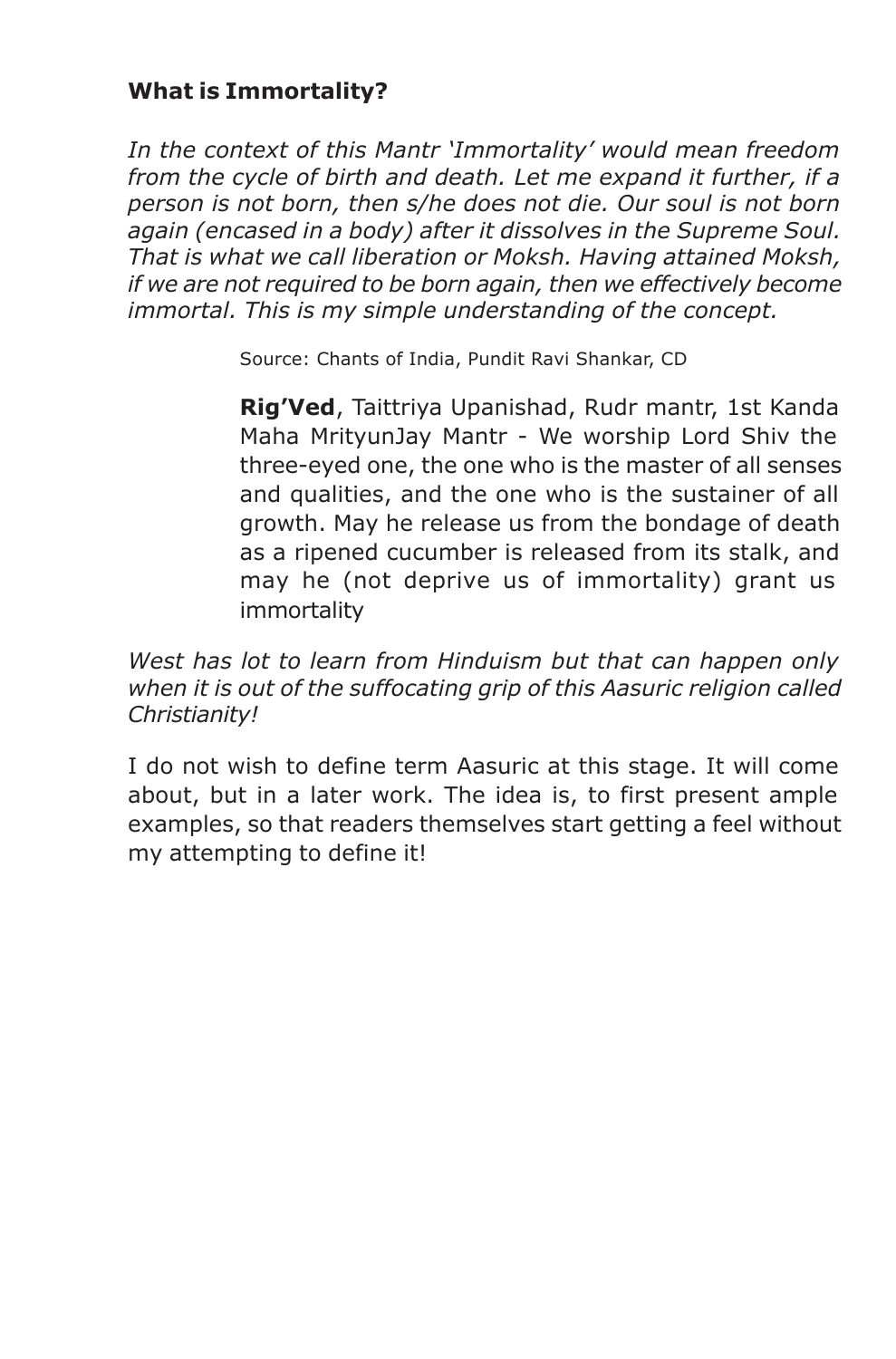**What is Immortality?**

*In the context of this Mantr 'Immortality' would mean freedom from the cycle of birth and death. Let me expand it further, if a person is not born, then s/he does not die. Our soul is not born again (encased in a body) after it dissolves in the Supreme Soul. That is what we call liberation or Moksh. Having attained Moksh, if we are not required to be born again, then we effectively become immortal. This is my simple understanding of the concept.*

Source: Chants of India, Pundit Ravi Shankar, CD

**Rig'Ved**, Taittriya Upanishad, Rudr mantr, 1st Kanda Maha MrityunJay Mantr - We worship Lord Shiv the three-eyed one, the one who is the master of all senses and qualities, and the one who is the sustainer of all growth. May he release us from the bondage of death as a ripened cucumber is released from its stalk, and may he (not deprive us of immortality) grant us immortality

*West has lot to learn from Hinduism but that can happen only when it is out of the suffocating grip of this Aasuric religion called Christianity!*

I do not wish to define term Aasuric at this stage. It will come about, but in a later work. The idea is, to first present ample examples, so that readers themselves start getting a feel without my attempting to define it!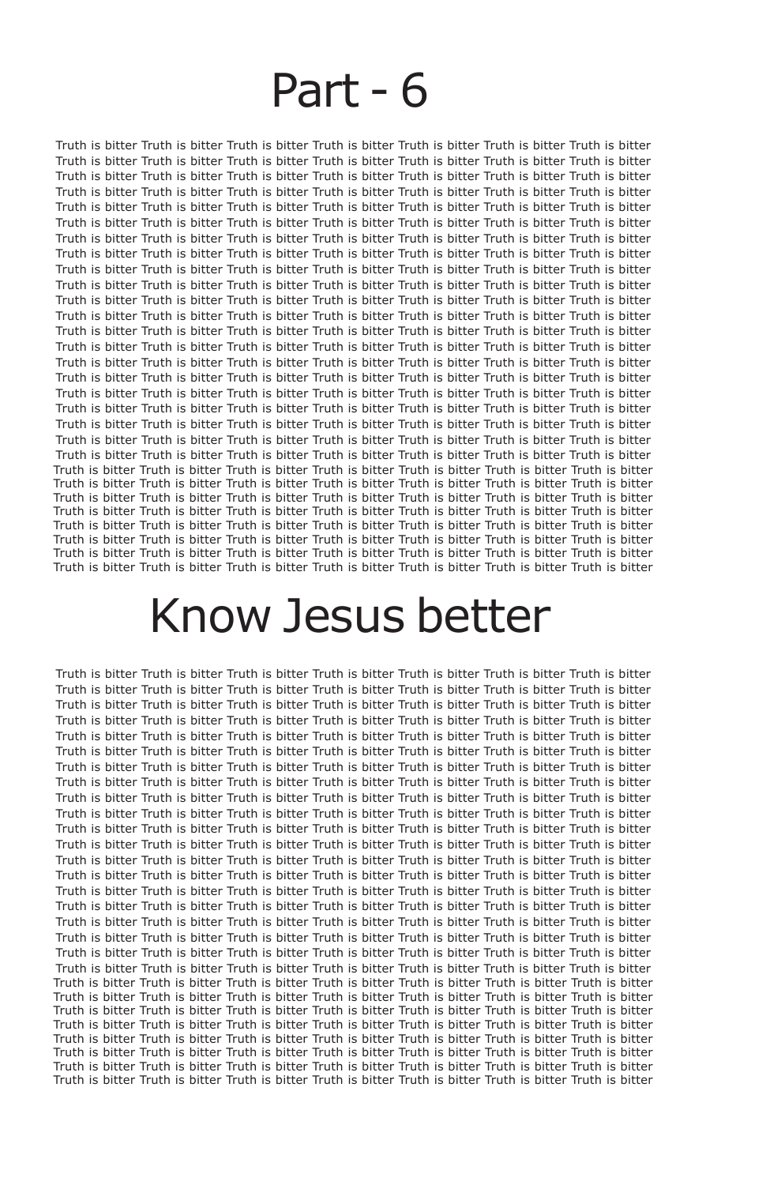# Part - 6

Truth is bitter Truth is bitter Truth is bitter Truth is bitter Truth is bitter Truth is bitter Truth is bitter
Truth is bitter Truth is bitter Truth is bitter Truth is bitter Truth is bitter Truth is bitter Truth is bitter
Truth is bitter Truth is bitter Truth is bitter Truth is bitter Truth is bitter Truth is bitter Truth is bitter
Truth is bitter Truth is bitter Truth is bitter Truth is bitter Truth is bitter Truth is bitter Truth is bitter
Truth is bitter Truth is bitter Truth is bitter Truth is bitter Truth is bitter Truth is bitter Truth is bitter
Truth is bitter Truth is bitter Truth is bitter Truth is bitter Truth is bitter Truth is bitter Truth is bitter
Truth is bitter Truth is bitter Truth is bitter Truth is bitter Truth is bitter Truth is bitter Truth is bitter
Truth is bitter Truth is bitter Truth is bitter Truth is bitter Truth is bitter Truth is bitter Truth is bitter
Truth is bitter Truth is bitter Truth is bitter Truth is bitter Truth is bitter Truth is bitter Truth is bitter
Truth is bitter Truth is bitter Truth is bitter Truth is bitter Truth is bitter Truth is bitter Truth is bitter
Truth is bitter Truth is bitter Truth is bitter Truth is bitter Truth is bitter Truth is bitter Truth is bitter
Truth is bitter Truth is bitter Truth is bitter Truth is bitter Truth is bitter Truth is bitter Truth is bitter
Truth is bitter Truth is bitter Truth is bitter Truth is bitter Truth is bitter Truth is bitter Truth is bitter
Truth is bitter Truth is bitter Truth is bitter Truth is bitter Truth is bitter Truth is bitter Truth is bitter
Truth is bitter Truth is bitter Truth is bitter Truth is bitter Truth is bitter Truth is bitter Truth is bitter
Truth is bitter Truth is bitter Truth is bitter Truth is bitter Truth is bitter Truth is bitter Truth is bitter
Truth is bitter Truth is bitter Truth is bitter Truth is bitter Truth is bitter Truth is bitter Truth is bitter
Truth is bitter Truth is bitter Truth is bitter Truth is bitter Truth is bitter Truth is bitter Truth is bitter
Truth is bitter Truth is bitter Truth is bitter Truth is bitter Truth is bitter Truth is bitter Truth is bitter
Truth is bitter Truth is bitter Truth is bitter Truth is bitter Truth is bitter Truth is bitter Truth is bitter
Truth is bitter Truth is bitter Truth is bitter Truth is bitter Truth is bitter Truth is bitter Truth is bitter
Truth is bitter Truth is bitter Truth is bitter Truth is bitter Truth is bitter Truth is bitter Truth is bitter
Truth is bitter Truth is bitter Truth is bitter Truth is bitter Truth is bitter Truth is bitter Truth is bitter
Truth is bitter Truth is bitter Truth is bitter Truth is bitter Truth is bitter Truth is bitter Truth is bitter
Truth is bitter Truth is bitter Truth is bitter Truth is bitter Truth is bitter Truth is bitter Truth is bitter
Truth is bitter Truth is bitter Truth is bitter Truth is bitter Truth is bitter Truth is bitter Truth is bitter
Truth is bitter Truth is bitter Truth is bitter Truth is bitter Truth is bitter Truth is bitter Truth is bitter
Truth is bitter Truth is bitter Truth is bitter Truth is bitter Truth is bitter Truth is bitter Truth is bitter
Truth is bitter Truth is bitter Truth is bitter Truth is bitter Truth is bitter Truth is bitter Truth is bitter

# Know Jesus better

Truth is bitter Truth is bitter Truth is bitter Truth is bitter Truth is bitter Truth is bitter Truth is bitter
Truth is bitter Truth is bitter Truth is bitter Truth is bitter Truth is bitter Truth is bitter Truth is bitter
Truth is bitter Truth is bitter Truth is bitter Truth is bitter Truth is bitter Truth is bitter Truth is bitter
Truth is bitter Truth is bitter Truth is bitter Truth is bitter Truth is bitter Truth is bitter Truth is bitter
Truth is bitter Truth is bitter Truth is bitter Truth is bitter Truth is bitter Truth is bitter Truth is bitter
Truth is bitter Truth is bitter Truth is bitter Truth is bitter Truth is bitter Truth is bitter Truth is bitter
Truth is bitter Truth is bitter Truth is bitter Truth is bitter Truth is bitter Truth is bitter Truth is bitter
Truth is bitter Truth is bitter Truth is bitter Truth is bitter Truth is bitter Truth is bitter Truth is bitter
Truth is bitter Truth is bitter Truth is bitter Truth is bitter Truth is bitter Truth is bitter Truth is bitter
Truth is bitter Truth is bitter Truth is bitter Truth is bitter Truth is bitter Truth is bitter Truth is bitter
Truth is bitter Truth is bitter Truth is bitter Truth is bitter Truth is bitter Truth is bitter Truth is bitter
Truth is bitter Truth is bitter Truth is bitter Truth is bitter Truth is bitter Truth is bitter Truth is bitter
Truth is bitter Truth is bitter Truth is bitter Truth is bitter Truth is bitter Truth is bitter Truth is bitter
Truth is bitter Truth is bitter Truth is bitter Truth is bitter Truth is bitter Truth is bitter Truth is bitter
Truth is bitter Truth is bitter Truth is bitter Truth is bitter Truth is bitter Truth is bitter Truth is bitter
Truth is bitter Truth is bitter Truth is bitter Truth is bitter Truth is bitter Truth is bitter Truth is bitter
Truth is bitter Truth is bitter Truth is bitter Truth is bitter Truth is bitter Truth is bitter Truth is bitter
Truth is bitter Truth is bitter Truth is bitter Truth is bitter Truth is bitter Truth is bitter Truth is bitter
Truth is bitter Truth is bitter Truth is bitter Truth is bitter Truth is bitter Truth is bitter Truth is bitter
Truth is bitter Truth is bitter Truth is bitter Truth is bitter Truth is bitter Truth is bitter Truth is bitter
Truth is bitter Truth is bitter Truth is bitter Truth is bitter Truth is bitter Truth is bitter Truth is bitter
Truth is bitter Truth is bitter Truth is bitter Truth is bitter Truth is bitter Truth is bitter Truth is bitter
Truth is bitter Truth is bitter Truth is bitter Truth is bitter Truth is bitter Truth is bitter Truth is bitter
Truth is bitter Truth is bitter Truth is bitter Truth is bitter Truth is bitter Truth is bitter Truth is bitter
Truth is bitter Truth is bitter Truth is bitter Truth is bitter Truth is bitter Truth is bitter Truth is bitter
Truth is bitter Truth is bitter Truth is bitter Truth is bitter Truth is bitter Truth is bitter Truth is bitter
Truth is bitter Truth is bitter Truth is bitter Truth is bitter Truth is bitter Truth is bitter Truth is bitter
Truth is bitter Truth is bitter Truth is bitter Truth is bitter Truth is bitter Truth is bitter Truth is bitter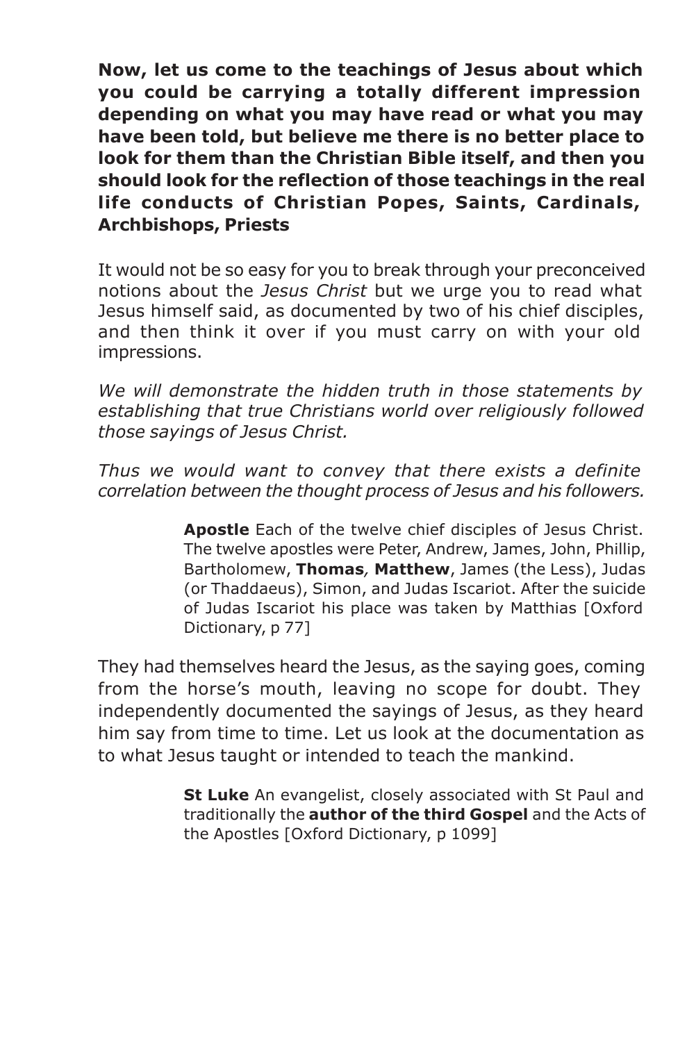**Now, let us come to the teachings of Jesus about which you could be carrying a totally different impression depending on what you may have read or what you may have been told, but believe me there is no better place to look for them than the Christian Bible itself, and then you should look for the reflection of those teachings in the real life conducts of Christian Popes, Saints, Cardinals, Archbishops, Priests**

It would not be so easy for you to break through your preconceived notions about the *Jesus Christ* but we urge you to read what Jesus himself said, as documented by two of his chief disciples, and then think it over if you must carry on with your old impressions.

*We will demonstrate the hidden truth in those statements by establishing that true Christians world over religiously followed those sayings of Jesus Christ.*

*Thus we would want to convey that there exists a definite correlation between the thought process of Jesus and his followers.*

> **Apostle** Each of the twelve chief disciples of Jesus Christ. The twelve apostles were Peter, Andrew, James, John, Phillip, Bartholomew, **Thomas***,* **Matthew**, James (the Less), Judas (or Thaddaeus), Simon, and Judas Iscariot. After the suicide of Judas Iscariot his place was taken by Matthias [Oxford Dictionary, p 77]

They had themselves heard the Jesus, as the saying goes, coming from the horse's mouth, leaving no scope for doubt. They independently documented the sayings of Jesus, as they heard him say from time to time. Let us look at the documentation as to what Jesus taught or intended to teach the mankind.

> **St Luke** An evangelist, closely associated with St Paul and traditionally the **author of the third Gospel** and the Acts of the Apostles [Oxford Dictionary, p 1099]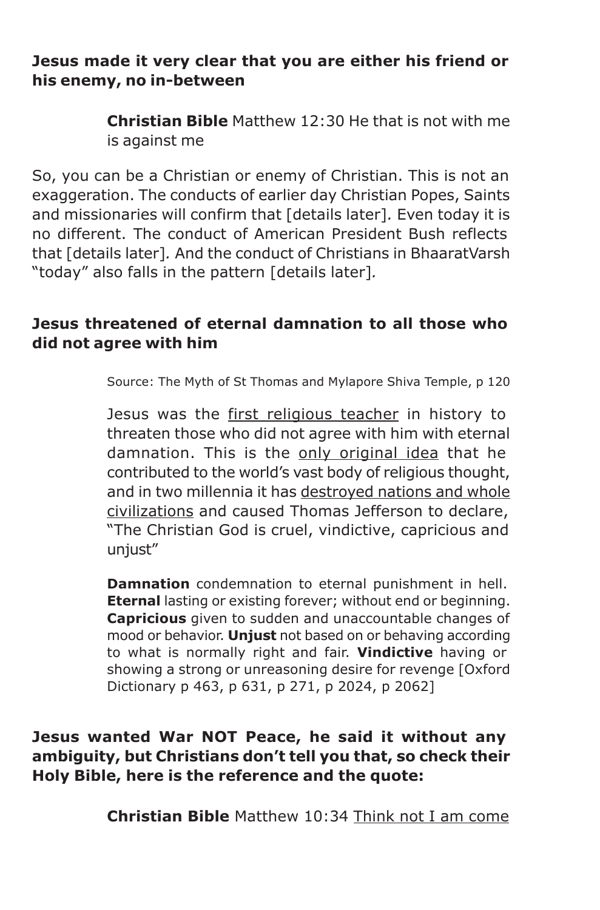**Jesus made it very clear that you are either his friend or his enemy, no in-between**

> **Christian Bible** Matthew 12:30 He that is not with me is against me

So, you can be a Christian or enemy of Christian. This is not an exaggeration. The conducts of earlier day Christian Popes, Saints and missionaries will confirm that [details later]. Even today it is no different. The conduct of American President Bush reflects that [details later]. And the conduct of Christians in BhaaratVarsh "today" also falls in the pattern [details later].

**Jesus threatened of eternal damnation to all those who did not agree with him**

> Source: The Myth of St Thomas and Mylapore Shiva Temple, p 120
>
> Jesus was the <u>first religious teacher</u> in history to threaten those who did not agree with him with eternal damnation. This is the <u>only original idea</u> that he contributed to the world's vast body of religious thought, and in two millennia it has <u>destroyed nations and whole civilizations</u> and caused Thomas Jefferson to declare, "The Christian God is cruel, vindictive, capricious and unjust"
>
> **Damnation** condemnation to eternal punishment in hell. **Eternal** lasting or existing forever; without end or beginning. **Capricious** given to sudden and unaccountable changes of mood or behavior. **Unjust** not based on or behaving according to what is normally right and fair. **Vindictive** having or showing a strong or unreasoning desire for revenge [Oxford Dictionary p 463, p 631, p 271, p 2024, p 2062]

**Jesus wanted War NOT Peace, he said it without any ambiguity, but Christians don't tell you that, so check their Holy Bible, here is the reference and the quote:**

> **Christian Bible** Matthew 10:34 <u>Think not I am come</u>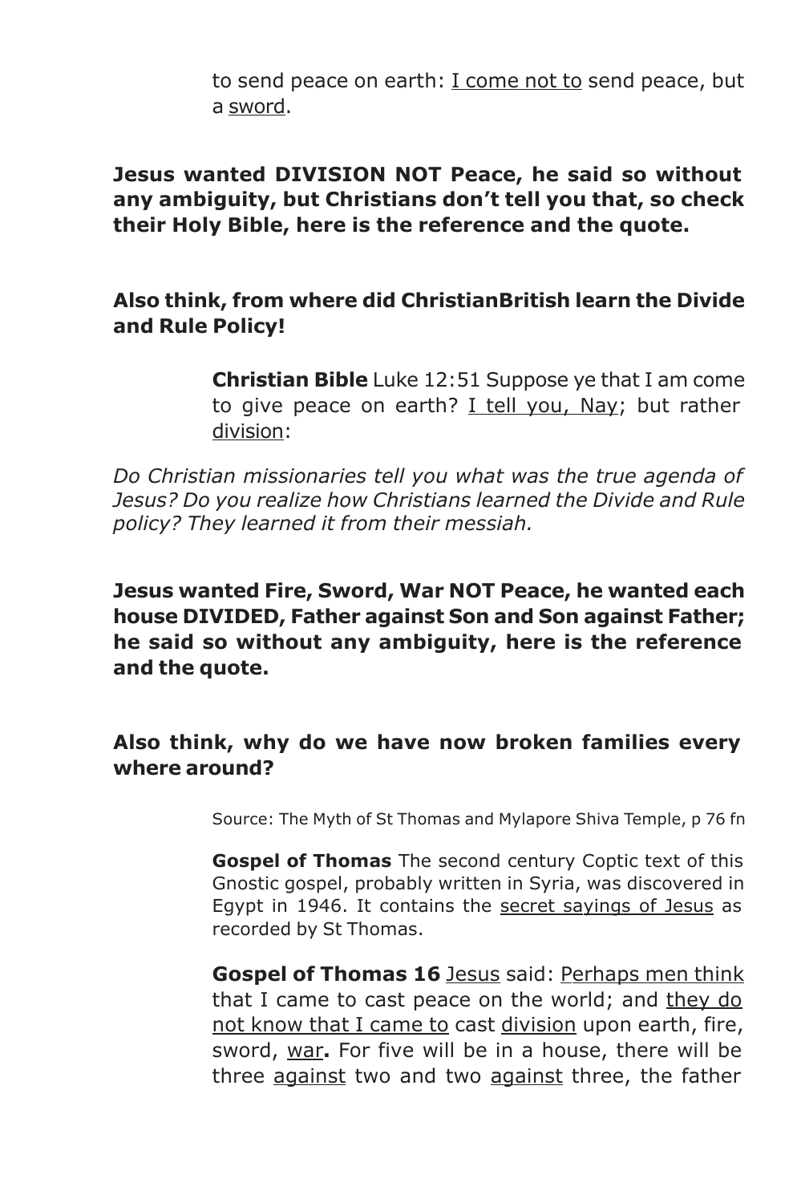to send peace on earth: I come not to send peace, but a sword.

**Jesus wanted DIVISION NOT Peace, he said so without any ambiguity, but Christians don't tell you that, so check their Holy Bible, here is the reference and the quote.**

**Also think, from where did ChristianBritish learn the Divide and Rule Policy!**

**Christian Bible** Luke 12:51 Suppose ye that I am come to give peace on earth? I tell you, Nay; but rather division:

*Do Christian missionaries tell you what was the true agenda of Jesus? Do you realize how Christians learned the Divide and Rule policy? They learned it from their messiah.*

**Jesus wanted Fire, Sword, War NOT Peace, he wanted each house DIVIDED, Father against Son and Son against Father; he said so without any ambiguity, here is the reference and the quote.**

**Also think, why do we have now broken families every where around?**

Source: The Myth of St Thomas and Mylapore Shiva Temple, p 76 fn

**Gospel of Thomas** The second century Coptic text of this Gnostic gospel, probably written in Syria, was discovered in Egypt in 1946. It contains the secret sayings of Jesus as recorded by St Thomas.

**Gospel of Thomas 16** Jesus said: Perhaps men think that I came to cast peace on the world; and they do not know that I came to cast division upon earth, fire, sword, war**.** For five will be in a house, there will be three against two and two against three, the father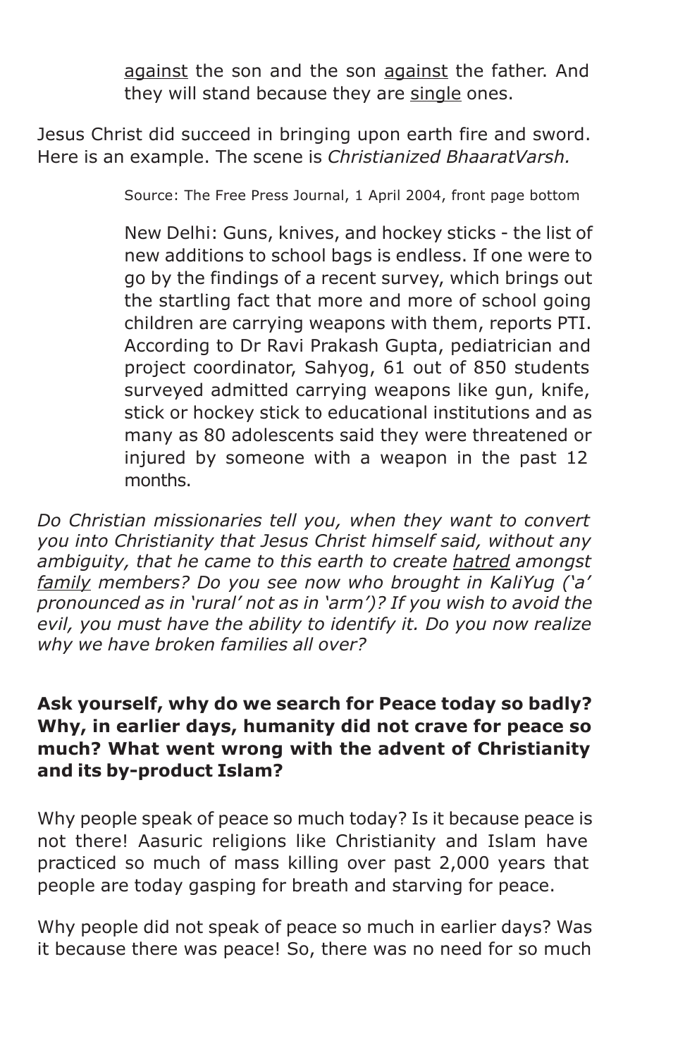against the son and the son against the father. And they will stand because they are single ones.

Jesus Christ did succeed in bringing upon earth fire and sword. Here is an example. The scene is *Christianized BhaaratVarsh.*

> Source: The Free Press Journal, 1 April 2004, front page bottom
>
> New Delhi: Guns, knives, and hockey sticks - the list of new additions to school bags is endless. If one were to go by the findings of a recent survey, which brings out the startling fact that more and more of school going children are carrying weapons with them, reports PTI. According to Dr Ravi Prakash Gupta, pediatrician and project coordinator, Sahyog, 61 out of 850 students surveyed admitted carrying weapons like gun, knife, stick or hockey stick to educational institutions and as many as 80 adolescents said they were threatened or injured by someone with a weapon in the past 12 months.

*Do Christian missionaries tell you, when they want to convert you into Christianity that Jesus Christ himself said, without any ambiguity, that he came to this earth to create hatred amongst family members? Do you see now who brought in KaliYug ('a' pronounced as in 'rural' not as in 'arm')? If you wish to avoid the evil, you must have the ability to identify it. Do you now realize why we have broken families all over?*

**Ask yourself, why do we search for Peace today so badly? Why, in earlier days, humanity did not crave for peace so much? What went wrong with the advent of Christianity and its by-product Islam?**

Why people speak of peace so much today? Is it because peace is not there! Aasuric religions like Christianity and Islam have practiced so much of mass killing over past 2,000 years that people are today gasping for breath and starving for peace.

Why people did not speak of peace so much in earlier days? Was it because there was peace! So, there was no need for so much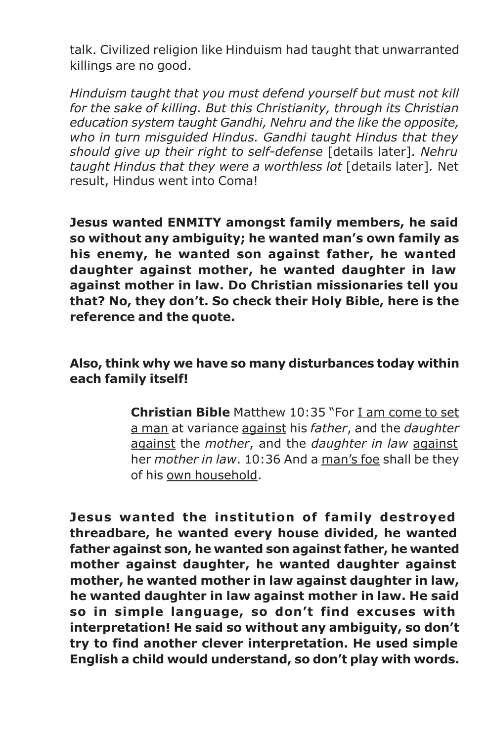talk. Civilized religion like Hinduism had taught that unwarranted killings are no good.

*Hinduism taught that you must defend yourself but must not kill for the sake of killing. But this Christianity, through its Christian education system taught Gandhi, Nehru and the like the opposite, who in turn misguided Hindus. Gandhi taught Hindus that they should give up their right to self-defense* [details later]*. Nehru taught Hindus that they were a worthless lot* [details later]*.* Net result, Hindus went into Coma!

**Jesus wanted ENMITY amongst family members, he said so without any ambiguity; he wanted man's own family as his enemy, he wanted son against father, he wanted daughter against mother, he wanted daughter in law against mother in law. Do Christian missionaries tell you that? No, they don't. So check their Holy Bible, here is the reference and the quote.**

**Also, think why we have so many disturbances today within each family itself!**

> **Christian Bible** Matthew 10:35 "For <u>I am come to set a man</u> at variance <u>against</u> his *father*, and the *daughter* <u>against</u> the *mother*, and the *daughter in law* <u>against</u> her *mother in law*. 10:36 And a <u>man's foe</u> shall be they of his <u>own household</u>.

**Jesus wanted the institution of family destroyed threadbare, he wanted every house divided, he wanted father against son, he wanted son against father, he wanted mother against daughter, he wanted daughter against mother, he wanted mother in law against daughter in law, he wanted daughter in law against mother in law. He said so in simple language, so don't find excuses with interpretation! He said so without any ambiguity, so don't try to find another clever interpretation. He used simple English a child would understand, so don't play with words.**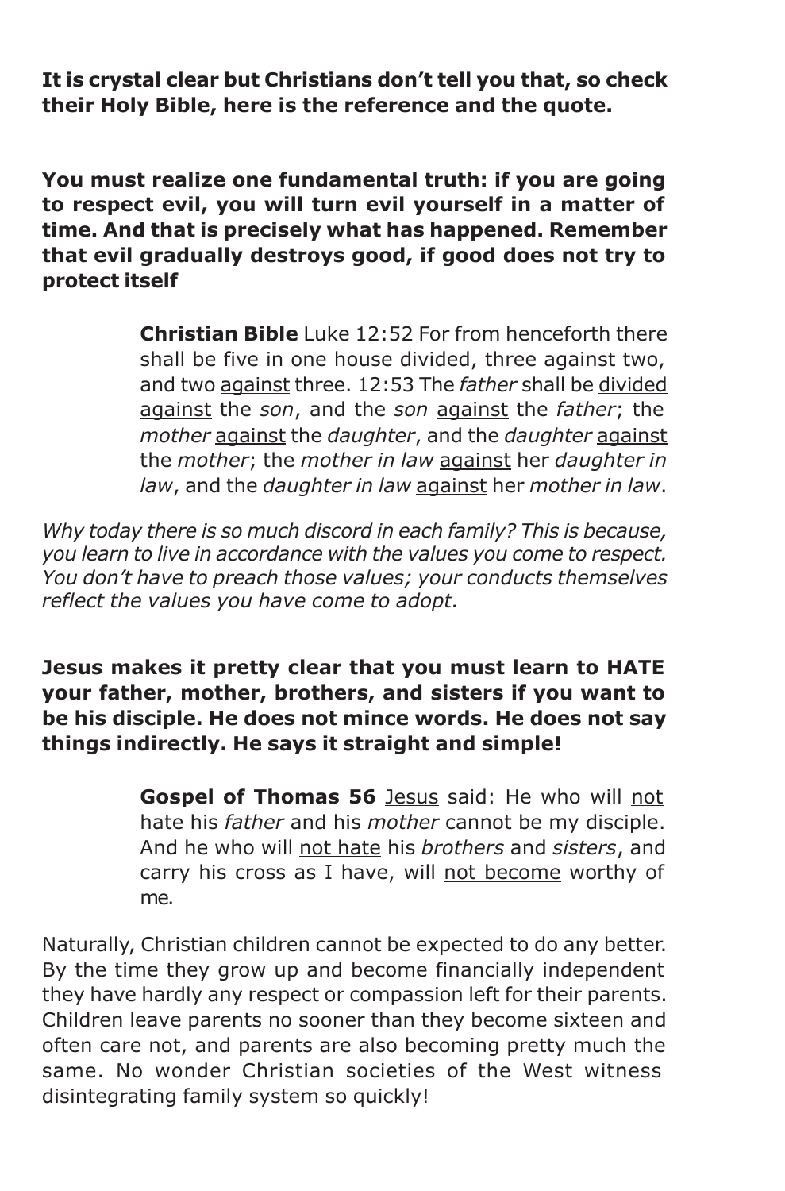**It is crystal clear but Christians don't tell you that, so check their Holy Bible, here is the reference and the quote.**

**You must realize one fundamental truth: if you are going to respect evil, you will turn evil yourself in a matter of time. And that is precisely what has happened. Remember that evil gradually destroys good, if good does not try to protect itself**

> **Christian Bible** Luke 12:52 For from henceforth there shall be five in one <u>house divided</u>, three <u>against</u> two, and two <u>against</u> three. 12:53 The *father* shall be <u>divided against</u> the *son*, and the *son* <u>against</u> the *father*; the *mother* <u>against</u> the *daughter*, and the *daughter* <u>against</u> the *mother*; the *mother in law* <u>against</u> her *daughter in law*, and the *daughter in law* <u>against</u> her *mother in law*.

*Why today there is so much discord in each family? This is because, you learn to live in accordance with the values you come to respect. You don't have to preach those values; your conducts themselves reflect the values you have come to adopt.*

**Jesus makes it pretty clear that you must learn to HATE your father, mother, brothers, and sisters if you want to be his disciple. He does not mince words. He does not say things indirectly. He says it straight and simple!**

> **Gospel of Thomas 56** <u>Jesus</u> said: He who will <u>not hate</u> his *father* and his *mother* <u>cannot</u> be my disciple. And he who will <u>not hate</u> his *brothers* and *sisters*, and carry his cross as I have, will <u>not become</u> worthy of me.

Naturally, Christian children cannot be expected to do any better. By the time they grow up and become financially independent they have hardly any respect or compassion left for their parents. Children leave parents no sooner than they become sixteen and often care not, and parents are also becoming pretty much the same. No wonder Christian societies of the West witness disintegrating family system so quickly!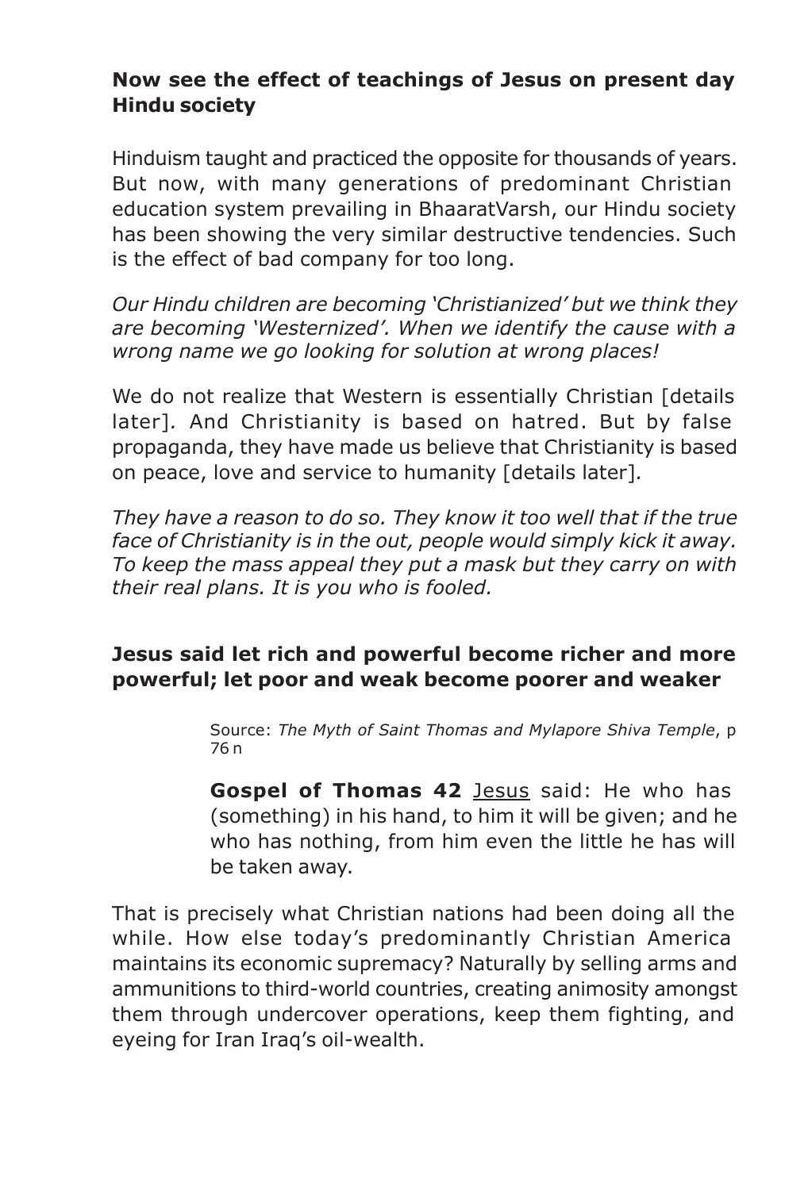**Now see the effect of teachings of Jesus on present day Hindu society**

Hinduism taught and practiced the opposite for thousands of years. But now, with many generations of predominant Christian education system prevailing in BhaaratVarsh, our Hindu society has been showing the very similar destructive tendencies. Such is the effect of bad company for too long.

*Our Hindu children are becoming 'Christianized' but we think they are becoming 'Westernized'. When we identify the cause with a wrong name we go looking for solution at wrong places!*

We do not realize that Western is essentially Christian [details later]. And Christianity is based on hatred. But by false propaganda, they have made us believe that Christianity is based on peace, love and service to humanity [details later].

*They have a reason to do so. They know it too well that if the true face of Christianity is in the out, people would simply kick it away. To keep the mass appeal they put a mask but they carry on with their real plans. It is you who is fooled.*

**Jesus said let rich and powerful become richer and more powerful; let poor and weak become poorer and weaker**

> Source: *The Myth of Saint Thomas and Mylapore Shiva Temple*, p 76 n
>
> **Gospel of Thomas 42** Jesus said: He who has (something) in his hand, to him it will be given; and he who has nothing, from him even the little he has will be taken away.

That is precisely what Christian nations had been doing all the while. How else today's predominantly Christian America maintains its economic supremacy? Naturally by selling arms and ammunitions to third-world countries, creating animosity amongst them through undercover operations, keep them fighting, and eyeing for Iran Iraq's oil-wealth.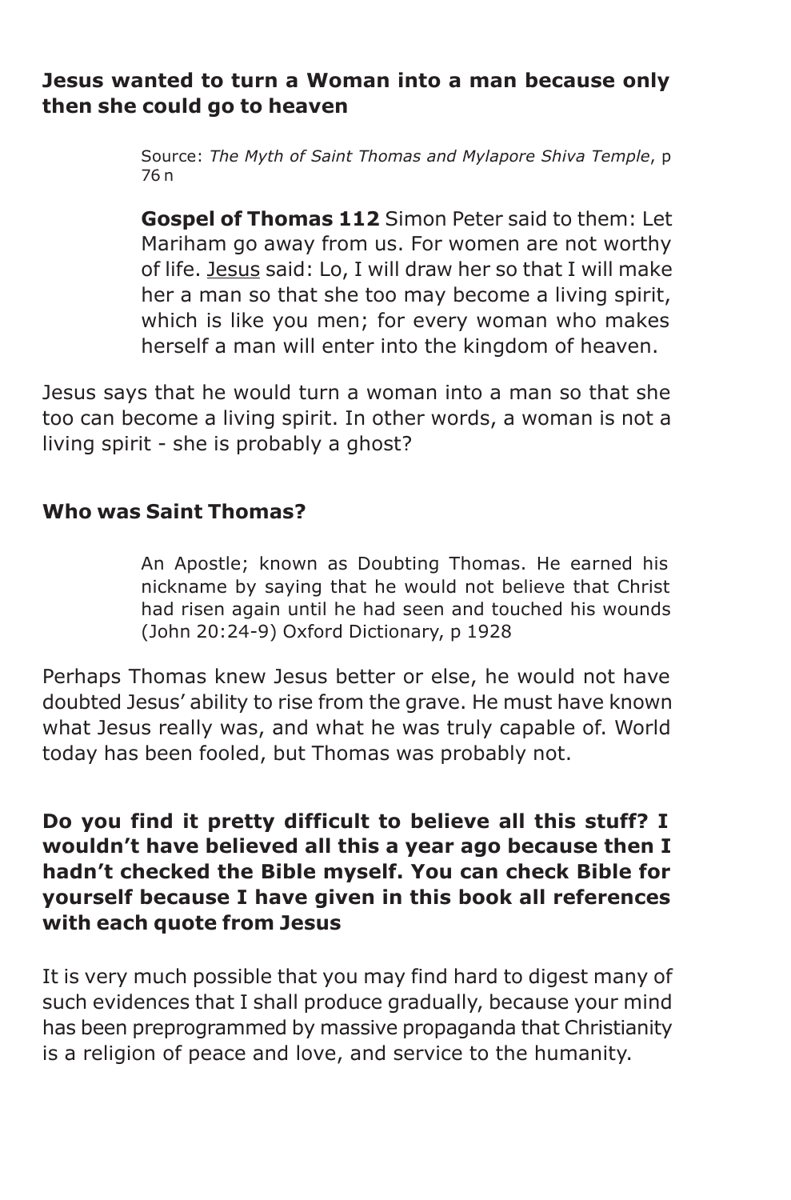**Jesus wanted to turn a Woman into a man because only then she could go to heaven**

> Source: *The Myth of Saint Thomas and Mylapore Shiva Temple*, p 76 n
>
> **Gospel of Thomas 112** Simon Peter said to them: Let Mariham go away from us. For women are not worthy of life. Jesus said: Lo, I will draw her so that I will make her a man so that she too may become a living spirit, which is like you men; for every woman who makes herself a man will enter into the kingdom of heaven.

Jesus says that he would turn a woman into a man so that she too can become a living spirit. In other words, a woman is not a living spirit - she is probably a ghost?

**Who was Saint Thomas?**

> An Apostle; known as Doubting Thomas. He earned his nickname by saying that he would not believe that Christ had risen again until he had seen and touched his wounds (John 20:24-9) Oxford Dictionary, p 1928

Perhaps Thomas knew Jesus better or else, he would not have doubted Jesus' ability to rise from the grave. He must have known what Jesus really was, and what he was truly capable of. World today has been fooled, but Thomas was probably not.

**Do you find it pretty difficult to believe all this stuff? I wouldn't have believed all this a year ago because then I hadn't checked the Bible myself. You can check Bible for yourself because I have given in this book all references with each quote from Jesus**

It is very much possible that you may find hard to digest many of such evidences that I shall produce gradually, because your mind has been preprogrammed by massive propaganda that Christianity is a religion of peace and love, and service to the humanity.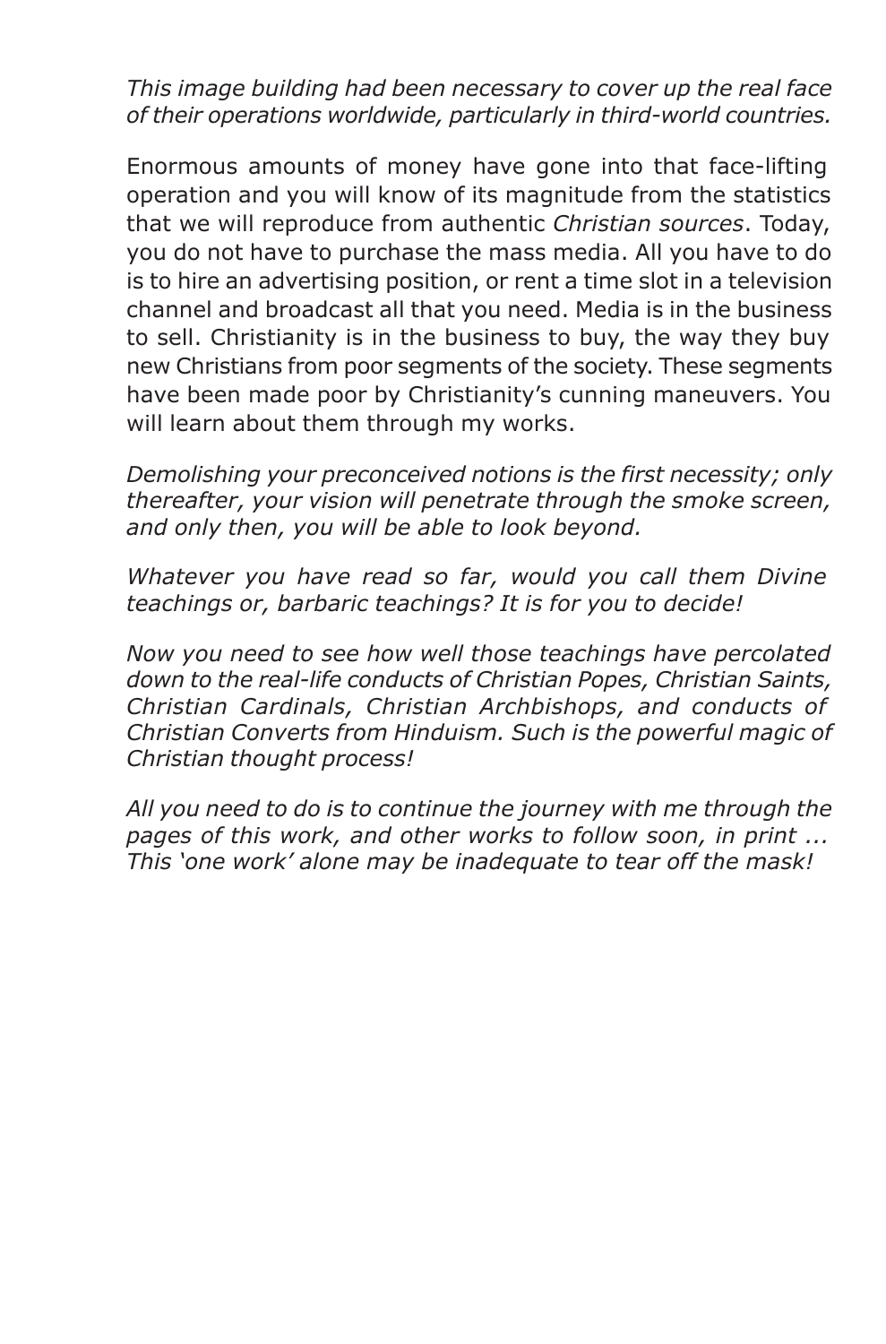*This image building had been necessary to cover up the real face of their operations worldwide, particularly in third-world countries.*

Enormous amounts of money have gone into that face-lifting operation and you will know of its magnitude from the statistics that we will reproduce from authentic *Christian sources*. Today, you do not have to purchase the mass media. All you have to do is to hire an advertising position, or rent a time slot in a television channel and broadcast all that you need. Media is in the business to sell. Christianity is in the business to buy, the way they buy new Christians from poor segments of the society. These segments have been made poor by Christianity's cunning maneuvers. You will learn about them through my works.

*Demolishing your preconceived notions is the first necessity; only thereafter, your vision will penetrate through the smoke screen, and only then, you will be able to look beyond.*

*Whatever you have read so far, would you call them Divine teachings or, barbaric teachings? It is for you to decide!*

*Now you need to see how well those teachings have percolated down to the real-life conducts of Christian Popes, Christian Saints, Christian Cardinals, Christian Archbishops, and conducts of Christian Converts from Hinduism. Such is the powerful magic of Christian thought process!*

*All you need to do is to continue the journey with me through the pages of this work, and other works to follow soon, in print ... This 'one work' alone may be inadequate to tear off the mask!*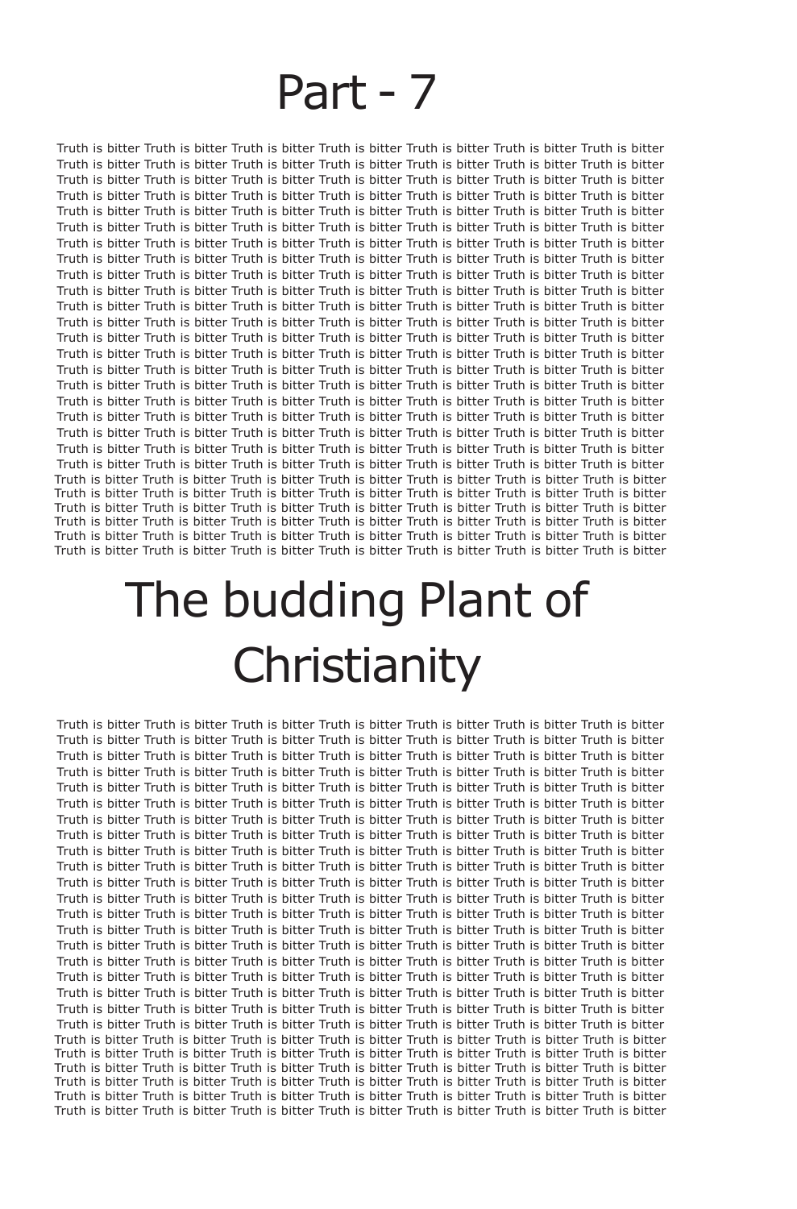# Part - 7

Truth is bitter Truth is bitter Truth is bitter Truth is bitter Truth is bitter Truth is bitter Truth is bitter
Truth is bitter Truth is bitter Truth is bitter Truth is bitter Truth is bitter Truth is bitter Truth is bitter
Truth is bitter Truth is bitter Truth is bitter Truth is bitter Truth is bitter Truth is bitter Truth is bitter
Truth is bitter Truth is bitter Truth is bitter Truth is bitter Truth is bitter Truth is bitter Truth is bitter
Truth is bitter Truth is bitter Truth is bitter Truth is bitter Truth is bitter Truth is bitter Truth is bitter
Truth is bitter Truth is bitter Truth is bitter Truth is bitter Truth is bitter Truth is bitter Truth is bitter
Truth is bitter Truth is bitter Truth is bitter Truth is bitter Truth is bitter Truth is bitter Truth is bitter
Truth is bitter Truth is bitter Truth is bitter Truth is bitter Truth is bitter Truth is bitter Truth is bitter
Truth is bitter Truth is bitter Truth is bitter Truth is bitter Truth is bitter Truth is bitter Truth is bitter
Truth is bitter Truth is bitter Truth is bitter Truth is bitter Truth is bitter Truth is bitter Truth is bitter
Truth is bitter Truth is bitter Truth is bitter Truth is bitter Truth is bitter Truth is bitter Truth is bitter
Truth is bitter Truth is bitter Truth is bitter Truth is bitter Truth is bitter Truth is bitter Truth is bitter
Truth is bitter Truth is bitter Truth is bitter Truth is bitter Truth is bitter Truth is bitter Truth is bitter
Truth is bitter Truth is bitter Truth is bitter Truth is bitter Truth is bitter Truth is bitter Truth is bitter
Truth is bitter Truth is bitter Truth is bitter Truth is bitter Truth is bitter Truth is bitter Truth is bitter
Truth is bitter Truth is bitter Truth is bitter Truth is bitter Truth is bitter Truth is bitter Truth is bitter
Truth is bitter Truth is bitter Truth is bitter Truth is bitter Truth is bitter Truth is bitter Truth is bitter
Truth is bitter Truth is bitter Truth is bitter Truth is bitter Truth is bitter Truth is bitter Truth is bitter
Truth is bitter Truth is bitter Truth is bitter Truth is bitter Truth is bitter Truth is bitter Truth is bitter
Truth is bitter Truth is bitter Truth is bitter Truth is bitter Truth is bitter Truth is bitter Truth is bitter
Truth is bitter Truth is bitter Truth is bitter Truth is bitter Truth is bitter Truth is bitter Truth is bitter
Truth is bitter Truth is bitter Truth is bitter Truth is bitter Truth is bitter Truth is bitter Truth is bitter
Truth is bitter Truth is bitter Truth is bitter Truth is bitter Truth is bitter Truth is bitter Truth is bitter
Truth is bitter Truth is bitter Truth is bitter Truth is bitter Truth is bitter Truth is bitter Truth is bitter
Truth is bitter Truth is bitter Truth is bitter Truth is bitter Truth is bitter Truth is bitter Truth is bitter
Truth is bitter Truth is bitter Truth is bitter Truth is bitter Truth is bitter Truth is bitter Truth is bitter
Truth is bitter Truth is bitter Truth is bitter Truth is bitter Truth is bitter Truth is bitter Truth is bitter

# The budding Plant of Christianity

Truth is bitter Truth is bitter Truth is bitter Truth is bitter Truth is bitter Truth is bitter Truth is bitter
Truth is bitter Truth is bitter Truth is bitter Truth is bitter Truth is bitter Truth is bitter Truth is bitter
Truth is bitter Truth is bitter Truth is bitter Truth is bitter Truth is bitter Truth is bitter Truth is bitter
Truth is bitter Truth is bitter Truth is bitter Truth is bitter Truth is bitter Truth is bitter Truth is bitter
Truth is bitter Truth is bitter Truth is bitter Truth is bitter Truth is bitter Truth is bitter Truth is bitter
Truth is bitter Truth is bitter Truth is bitter Truth is bitter Truth is bitter Truth is bitter Truth is bitter
Truth is bitter Truth is bitter Truth is bitter Truth is bitter Truth is bitter Truth is bitter Truth is bitter
Truth is bitter Truth is bitter Truth is bitter Truth is bitter Truth is bitter Truth is bitter Truth is bitter
Truth is bitter Truth is bitter Truth is bitter Truth is bitter Truth is bitter Truth is bitter Truth is bitter
Truth is bitter Truth is bitter Truth is bitter Truth is bitter Truth is bitter Truth is bitter Truth is bitter
Truth is bitter Truth is bitter Truth is bitter Truth is bitter Truth is bitter Truth is bitter Truth is bitter
Truth is bitter Truth is bitter Truth is bitter Truth is bitter Truth is bitter Truth is bitter Truth is bitter
Truth is bitter Truth is bitter Truth is bitter Truth is bitter Truth is bitter Truth is bitter Truth is bitter
Truth is bitter Truth is bitter Truth is bitter Truth is bitter Truth is bitter Truth is bitter Truth is bitter
Truth is bitter Truth is bitter Truth is bitter Truth is bitter Truth is bitter Truth is bitter Truth is bitter
Truth is bitter Truth is bitter Truth is bitter Truth is bitter Truth is bitter Truth is bitter Truth is bitter
Truth is bitter Truth is bitter Truth is bitter Truth is bitter Truth is bitter Truth is bitter Truth is bitter
Truth is bitter Truth is bitter Truth is bitter Truth is bitter Truth is bitter Truth is bitter Truth is bitter
Truth is bitter Truth is bitter Truth is bitter Truth is bitter Truth is bitter Truth is bitter Truth is bitter
Truth is bitter Truth is bitter Truth is bitter Truth is bitter Truth is bitter Truth is bitter Truth is bitter
Truth is bitter Truth is bitter Truth is bitter Truth is bitter Truth is bitter Truth is bitter Truth is bitter
Truth is bitter Truth is bitter Truth is bitter Truth is bitter Truth is bitter Truth is bitter Truth is bitter
Truth is bitter Truth is bitter Truth is bitter Truth is bitter Truth is bitter Truth is bitter Truth is bitter
Truth is bitter Truth is bitter Truth is bitter Truth is bitter Truth is bitter Truth is bitter Truth is bitter
Truth is bitter Truth is bitter Truth is bitter Truth is bitter Truth is bitter Truth is bitter Truth is bitter
Truth is bitter Truth is bitter Truth is bitter Truth is bitter Truth is bitter Truth is bitter Truth is bitter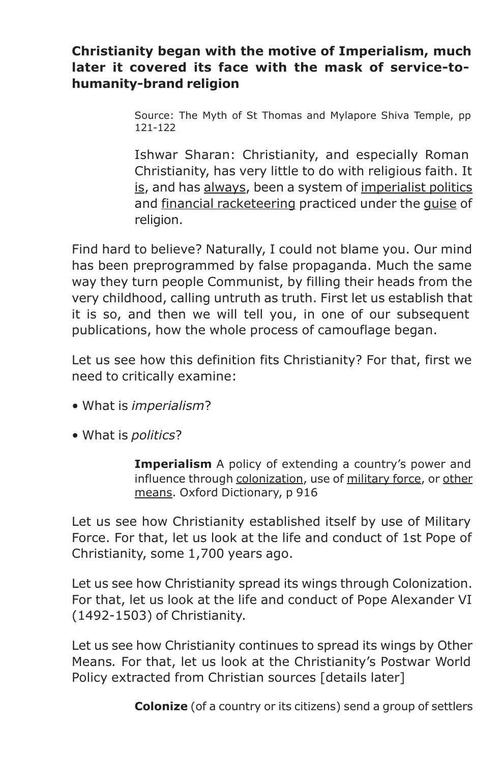**Christianity began with the motive of Imperialism, much later it covered its face with the mask of service-to-humanity-brand religion**

> Source: The Myth of St Thomas and Mylapore Shiva Temple, pp 121-122
>
> Ishwar Sharan: Christianity, and especially Roman Christianity, has very little to do with religious faith. It is, and has always, been a system of imperialist politics and financial racketeering practiced under the guise of religion.

Find hard to believe? Naturally, I could not blame you. Our mind has been preprogrammed by false propaganda. Much the same way they turn people Communist, by filling their heads from the very childhood, calling untruth as truth. First let us establish that it is so, and then we will tell you, in one of our subsequent publications, how the whole process of camouflage began.

Let us see how this definition fits Christianity? For that, first we need to critically examine:

- What is *imperialism*?
- What is *politics*?

> **Imperialism** A policy of extending a country's power and influence through colonization, use of military force, or other means. Oxford Dictionary, p 916

Let us see how Christianity established itself by use of Military Force. For that, let us look at the life and conduct of 1st Pope of Christianity, some 1,700 years ago.

Let us see how Christianity spread its wings through Colonization. For that, let us look at the life and conduct of Pope Alexander VI (1492-1503) of Christianity.

Let us see how Christianity continues to spread its wings by Other Means. For that, let us look at the Christianity's Postwar World Policy extracted from Christian sources [details later]

> **Colonize** (of a country or its citizens) send a group of settlers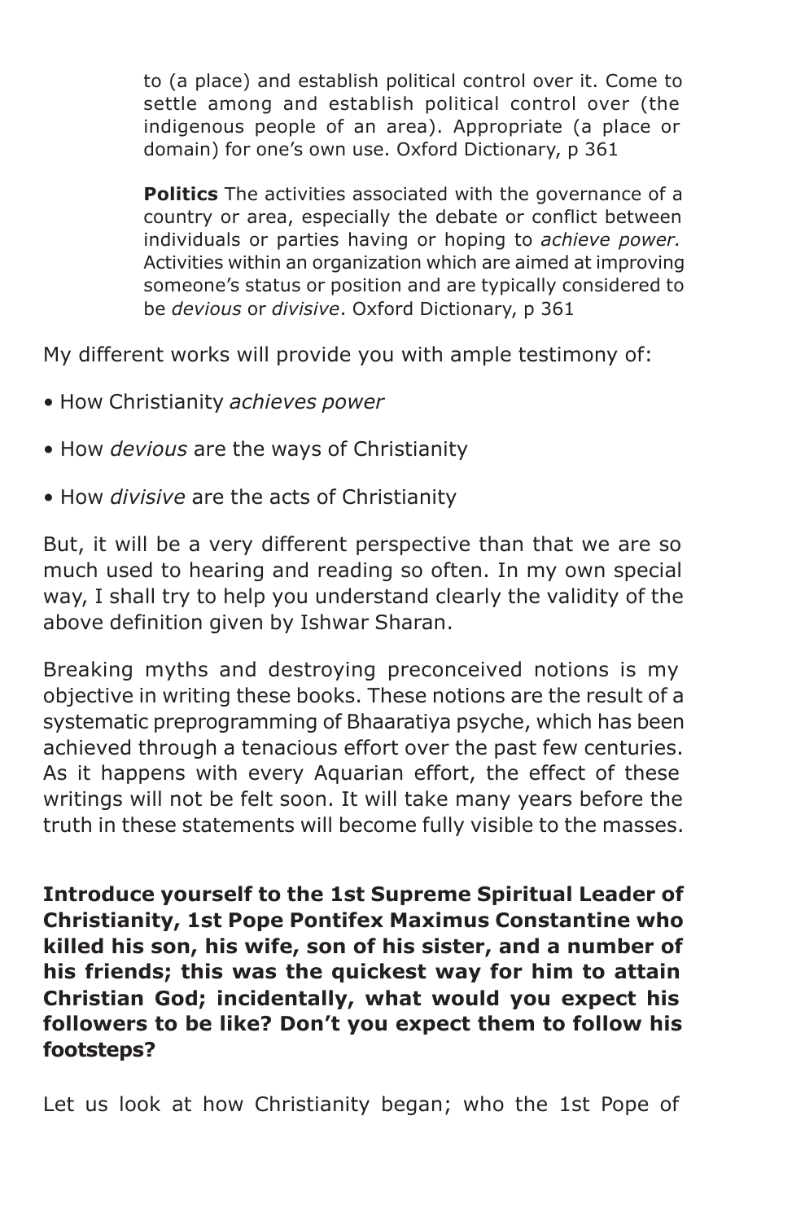to (a place) and establish political control over it. Come to settle among and establish political control over (the indigenous people of an area). Appropriate (a place or domain) for one's own use. Oxford Dictionary, p 361

**Politics** The activities associated with the governance of a country or area, especially the debate or conflict between individuals or parties having or hoping to *achieve power.* Activities within an organization which are aimed at improving someone's status or position and are typically considered to be *devious* or *divisive*. Oxford Dictionary, p 361

My different works will provide you with ample testimony of:

- How Christianity *achieves power*
- How *devious* are the ways of Christianity
- How *divisive* are the acts of Christianity

But, it will be a very different perspective than that we are so much used to hearing and reading so often. In my own special way, I shall try to help you understand clearly the validity of the above definition given by Ishwar Sharan.

Breaking myths and destroying preconceived notions is my objective in writing these books. These notions are the result of a systematic preprogramming of Bhaaratiya psyche, which has been achieved through a tenacious effort over the past few centuries. As it happens with every Aquarian effort, the effect of these writings will not be felt soon. It will take many years before the truth in these statements will become fully visible to the masses.

**Introduce yourself to the 1st Supreme Spiritual Leader of Christianity, 1st Pope Pontifex Maximus Constantine who killed his son, his wife, son of his sister, and a number of his friends; this was the quickest way for him to attain Christian God; incidentally, what would you expect his followers to be like? Don't you expect them to follow his footsteps?**

Let us look at how Christianity began; who the 1st Pope of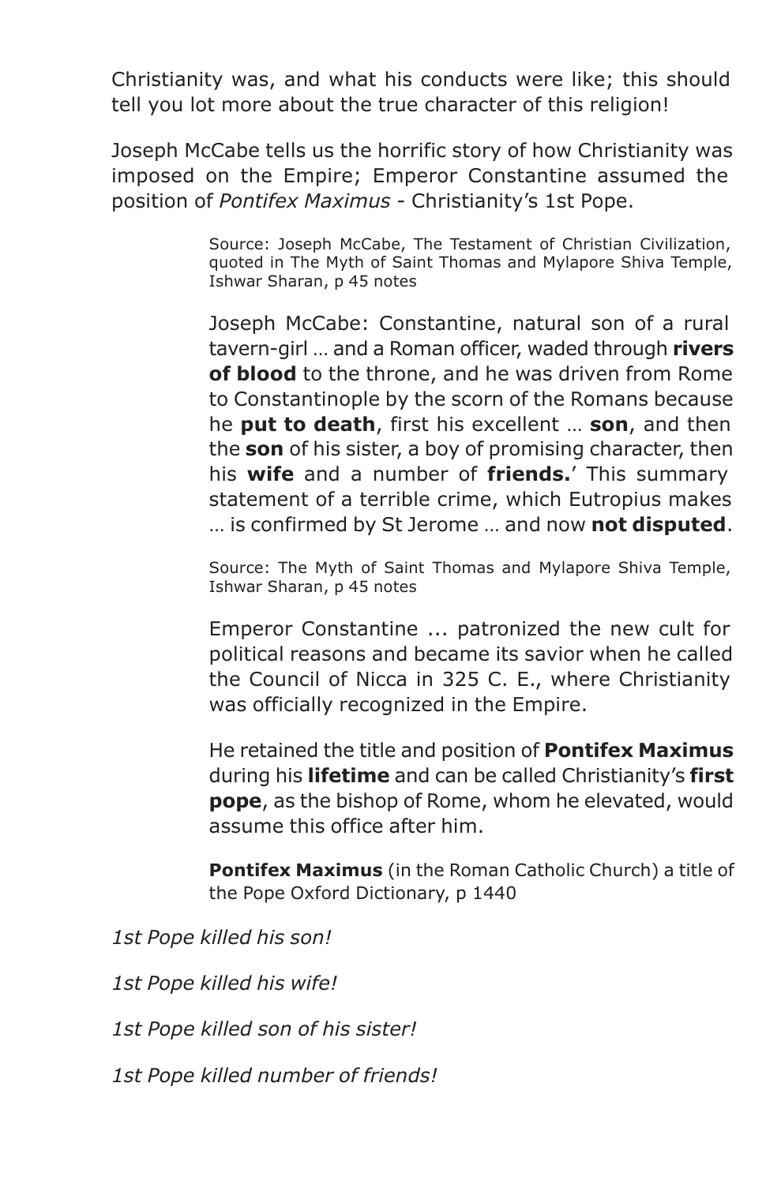Christianity was, and what his conducts were like; this should tell you lot more about the true character of this religion!

Joseph McCabe tells us the horrific story of how Christianity was imposed on the Empire; Emperor Constantine assumed the position of *Pontifex Maximus* - Christianity's 1st Pope.

> Source: Joseph McCabe, The Testament of Christian Civilization, quoted in The Myth of Saint Thomas and Mylapore Shiva Temple, Ishwar Sharan, p 45 notes
>
> Joseph McCabe: Constantine, natural son of a rural tavern-girl … and a Roman officer, waded through **rivers of blood** to the throne, and he was driven from Rome to Constantinople by the scorn of the Romans because he **put to death**, first his excellent … **son**, and then the **son** of his sister, a boy of promising character, then his **wife** and a number of **friends.**' This summary statement of a terrible crime, which Eutropius makes … is confirmed by St Jerome … and now **not disputed**.
>
> Source: The Myth of Saint Thomas and Mylapore Shiva Temple, Ishwar Sharan, p 45 notes
>
> Emperor Constantine ... patronized the new cult for political reasons and became its savior when he called the Council of Nicca in 325 C. E., where Christianity was officially recognized in the Empire.
>
> He retained the title and position of **Pontifex Maximus** during his **lifetime** and can be called Christianity's **first pope**, as the bishop of Rome, whom he elevated, would assume this office after him.
>
> **Pontifex Maximus** (in the Roman Catholic Church) a title of the Pope Oxford Dictionary, p 1440

*1st Pope killed his son!*

*1st Pope killed his wife!*

*1st Pope killed son of his sister!*

*1st Pope killed number of friends!*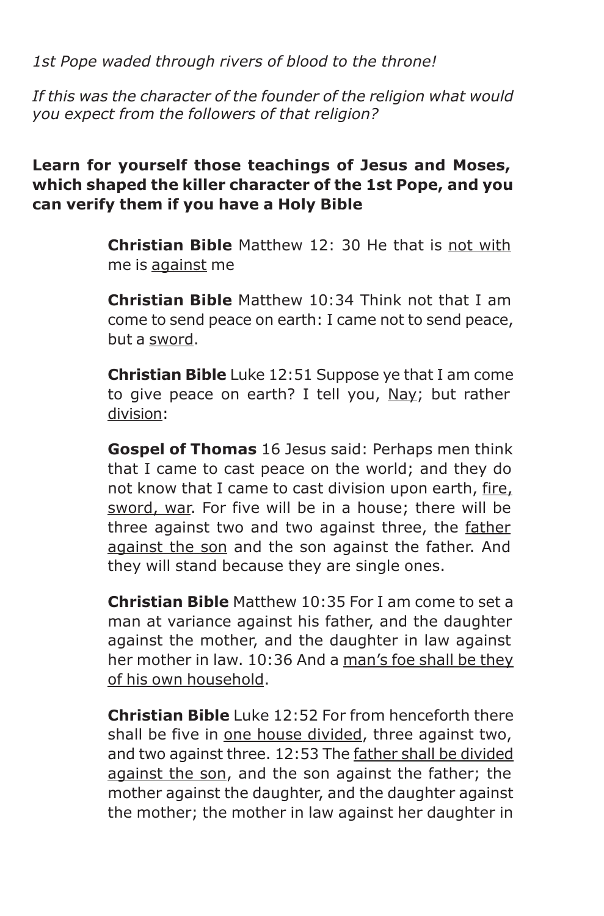*1st Pope waded through rivers of blood to the throne!*

*If this was the character of the founder of the religion what would you expect from the followers of that religion?*

**Learn for yourself those teachings of Jesus and Moses, which shaped the killer character of the 1st Pope, and you can verify them if you have a Holy Bible**

> **Christian Bible** Matthew 12: 30 He that is <u>not with</u> me is <u>against</u> me
>
> **Christian Bible** Matthew 10:34 Think not that I am come to send peace on earth: I came not to send peace, but a <u>sword</u>.
>
> **Christian Bible** Luke 12:51 Suppose ye that I am come to give peace on earth? I tell you, <u>Nay</u>; but rather <u>division</u>:
>
> **Gospel of Thomas** 16 Jesus said: Perhaps men think that I came to cast peace on the world; and they do not know that I came to cast division upon earth, <u>fire, sword, war</u>. For five will be in a house; there will be three against two and two against three, the <u>father against the son</u> and the son against the father. And they will stand because they are single ones.
>
> **Christian Bible** Matthew 10:35 For I am come to set a man at variance against his father, and the daughter against the mother, and the daughter in law against her mother in law. 10:36 And a <u>man's foe shall be they of his own household</u>.
>
> **Christian Bible** Luke 12:52 For from henceforth there shall be five in <u>one house divided</u>, three against two, and two against three. 12:53 The <u>father shall be divided against the son</u>, and the son against the father; the mother against the daughter, and the daughter against the mother; the mother in law against her daughter in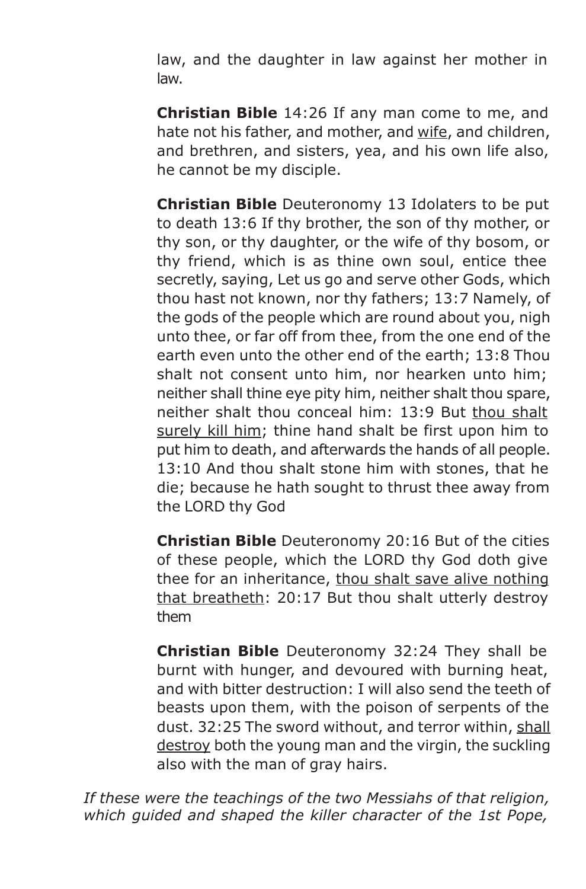law, and the daughter in law against her mother in law.

**Christian Bible** 14:26 If any man come to me, and hate not his father, and mother, and <u>wife</u>, and children, and brethren, and sisters, yea, and his own life also, he cannot be my disciple.

**Christian Bible** Deuteronomy 13 Idolaters to be put to death 13:6 If thy brother, the son of thy mother, or thy son, or thy daughter, or the wife of thy bosom, or thy friend, which is as thine own soul, entice thee secretly, saying, Let us go and serve other Gods, which thou hast not known, nor thy fathers; 13:7 Namely, of the gods of the people which are round about you, nigh unto thee, or far off from thee, from the one end of the earth even unto the other end of the earth; 13:8 Thou shalt not consent unto him, nor hearken unto him; neither shall thine eye pity him, neither shalt thou spare, neither shalt thou conceal him: 13:9 But <u>thou shalt surely kill him</u>; thine hand shalt be first upon him to put him to death, and afterwards the hands of all people. 13:10 And thou shalt stone him with stones, that he die; because he hath sought to thrust thee away from the LORD thy God

**Christian Bible** Deuteronomy 20:16 But of the cities of these people, which the LORD thy God doth give thee for an inheritance, <u>thou shalt save alive nothing that breatheth</u>: 20:17 But thou shalt utterly destroy them

**Christian Bible** Deuteronomy 32:24 They shall be burnt with hunger, and devoured with burning heat, and with bitter destruction: I will also send the teeth of beasts upon them, with the poison of serpents of the dust. 32:25 The sword without, and terror within, <u>shall destroy</u> both the young man and the virgin, the suckling also with the man of gray hairs.

*If these were the teachings of the two Messiahs of that religion, which guided and shaped the killer character of the 1st Pope,*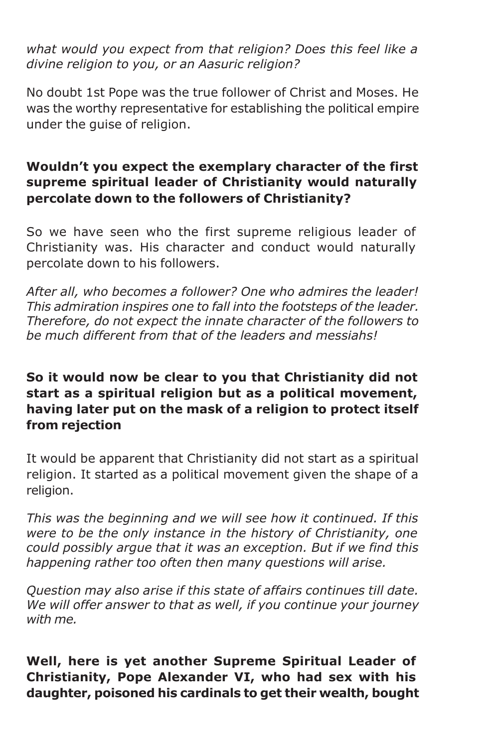*what would you expect from that religion? Does this feel like a divine religion to you, or an Aasuric religion?*

No doubt 1st Pope was the true follower of Christ and Moses. He was the worthy representative for establishing the political empire under the guise of religion.

**Wouldn't you expect the exemplary character of the first supreme spiritual leader of Christianity would naturally percolate down to the followers of Christianity?**

So we have seen who the first supreme religious leader of Christianity was. His character and conduct would naturally percolate down to his followers.

*After all, who becomes a follower? One who admires the leader! This admiration inspires one to fall into the footsteps of the leader. Therefore, do not expect the innate character of the followers to be much different from that of the leaders and messiahs!*

**So it would now be clear to you that Christianity did not start as a spiritual religion but as a political movement, having later put on the mask of a religion to protect itself from rejection**

It would be apparent that Christianity did not start as a spiritual religion. It started as a political movement given the shape of a religion.

*This was the beginning and we will see how it continued. If this were to be the only instance in the history of Christianity, one could possibly argue that it was an exception. But if we find this happening rather too often then many questions will arise.*

*Question may also arise if this state of affairs continues till date. We will offer answer to that as well, if you continue your journey with me.*

**Well, here is yet another Supreme Spiritual Leader of Christianity, Pope Alexander VI, who had sex with his daughter, poisoned his cardinals to get their wealth, bought**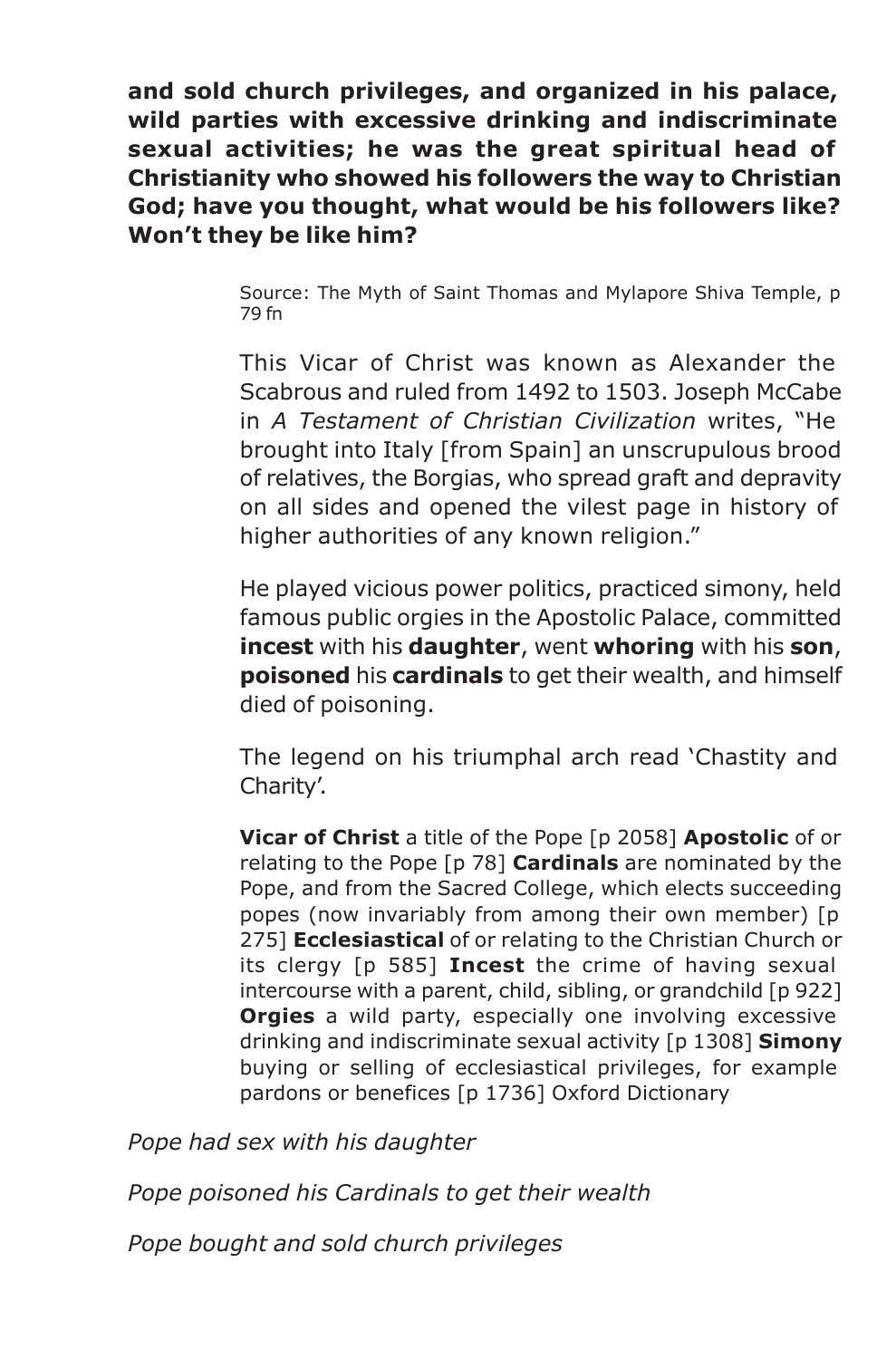**and sold church privileges, and organized in his palace, wild parties with excessive drinking and indiscriminate sexual activities; he was the great spiritual head of Christianity who showed his followers the way to Christian God; have you thought, what would be his followers like? Won't they be like him?**

Source: The Myth of Saint Thomas and Mylapore Shiva Temple, p 79 fn

This Vicar of Christ was known as Alexander the Scabrous and ruled from 1492 to 1503. Joseph McCabe in *A Testament of Christian Civilization* writes, "He brought into Italy [from Spain] an unscrupulous brood of relatives, the Borgias, who spread graft and depravity on all sides and opened the vilest page in history of higher authorities of any known religion."

He played vicious power politics, practiced simony, held famous public orgies in the Apostolic Palace, committed **incest** with his **daughter**, went **whoring** with his **son**, **poisoned** his **cardinals** to get their wealth, and himself died of poisoning.

The legend on his triumphal arch read 'Chastity and Charity'.

**Vicar of Christ** a title of the Pope [p 2058] **Apostolic** of or relating to the Pope [p 78] **Cardinals** are nominated by the Pope, and from the Sacred College, which elects succeeding popes (now invariably from among their own member) [p 275] **Ecclesiastical** of or relating to the Christian Church or its clergy [p 585] **Incest** the crime of having sexual intercourse with a parent, child, sibling, or grandchild [p 922] **Orgies** a wild party, especially one involving excessive drinking and indiscriminate sexual activity [p 1308] **Simony** buying or selling of ecclesiastical privileges, for example pardons or benefices [p 1736] Oxford Dictionary

*Pope had sex with his daughter*

*Pope poisoned his Cardinals to get their wealth*

*Pope bought and sold church privileges*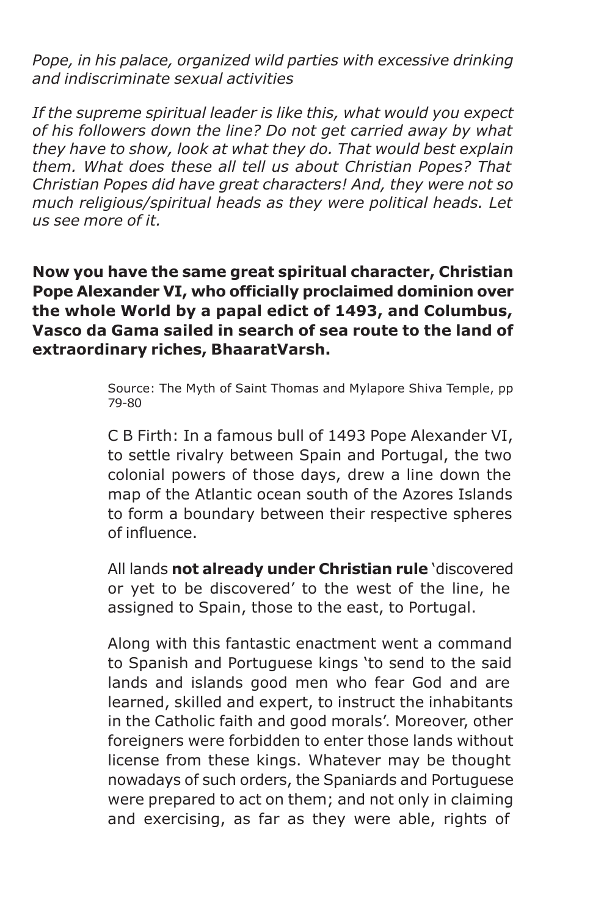*Pope, in his palace, organized wild parties with excessive drinking and indiscriminate sexual activities*

*If the supreme spiritual leader is like this, what would you expect of his followers down the line? Do not get carried away by what they have to show, look at what they do. That would best explain them. What does these all tell us about Christian Popes? That Christian Popes did have great characters! And, they were not so much religious/spiritual heads as they were political heads. Let us see more of it.*

**Now you have the same great spiritual character, Christian Pope Alexander VI, who officially proclaimed dominion over the whole World by a papal edict of 1493, and Columbus, Vasco da Gama sailed in search of sea route to the land of extraordinary riches, BhaaratVarsh.**

Source: The Myth of Saint Thomas and Mylapore Shiva Temple, pp 79-80

C B Firth: In a famous bull of 1493 Pope Alexander VI, to settle rivalry between Spain and Portugal, the two colonial powers of those days, drew a line down the map of the Atlantic ocean south of the Azores Islands to form a boundary between their respective spheres of influence.

All lands **not already under Christian rule** 'discovered or yet to be discovered' to the west of the line, he assigned to Spain, those to the east, to Portugal.

Along with this fantastic enactment went a command to Spanish and Portuguese kings 'to send to the said lands and islands good men who fear God and are learned, skilled and expert, to instruct the inhabitants in the Catholic faith and good morals'. Moreover, other foreigners were forbidden to enter those lands without license from these kings. Whatever may be thought nowadays of such orders, the Spaniards and Portuguese were prepared to act on them; and not only in claiming and exercising, as far as they were able, rights of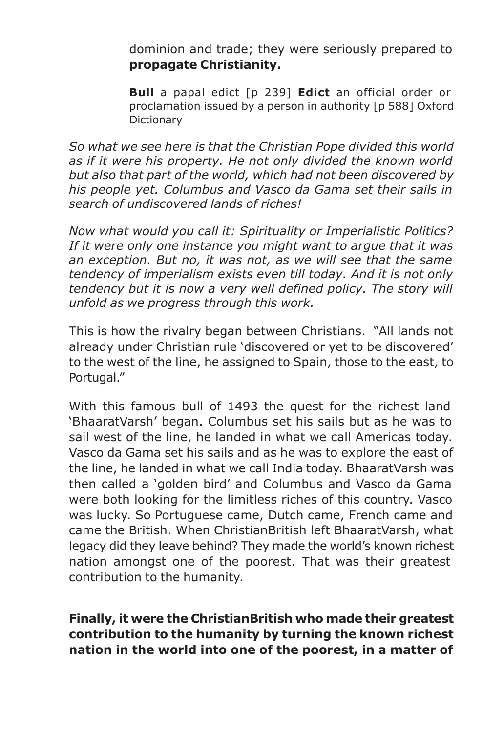dominion and trade; they were seriously prepared to **propagate Christianity.**

**Bull** a papal edict [p 239] **Edict** an official order or proclamation issued by a person in authority [p 588] Oxford Dictionary

*So what we see here is that the Christian Pope divided this world as if it were his property. He not only divided the known world but also that part of the world, which had not been discovered by his people yet. Columbus and Vasco da Gama set their sails in search of undiscovered lands of riches!*

*Now what would you call it: Spirituality or Imperialistic Politics? If it were only one instance you might want to argue that it was an exception. But no, it was not, as we will see that the same tendency of imperialism exists even till today. And it is not only tendency but it is now a very well defined policy. The story will unfold as we progress through this work.*

This is how the rivalry began between Christians. "All lands not already under Christian rule 'discovered or yet to be discovered' to the west of the line, he assigned to Spain, those to the east, to Portugal."

With this famous bull of 1493 the quest for the richest land 'BhaaratVarsh' began. Columbus set his sails but as he was to sail west of the line, he landed in what we call Americas today. Vasco da Gama set his sails and as he was to explore the east of the line, he landed in what we call India today. BhaaratVarsh was then called a 'golden bird' and Columbus and Vasco da Gama were both looking for the limitless riches of this country. Vasco was lucky. So Portuguese came, Dutch came, French came and came the British. When ChristianBritish left BhaaratVarsh, what legacy did they leave behind? They made the world's known richest nation amongst one of the poorest. That was their greatest contribution to the humanity.

**Finally, it were the ChristianBritish who made their greatest contribution to the humanity by turning the known richest nation in the world into one of the poorest, in a matter of**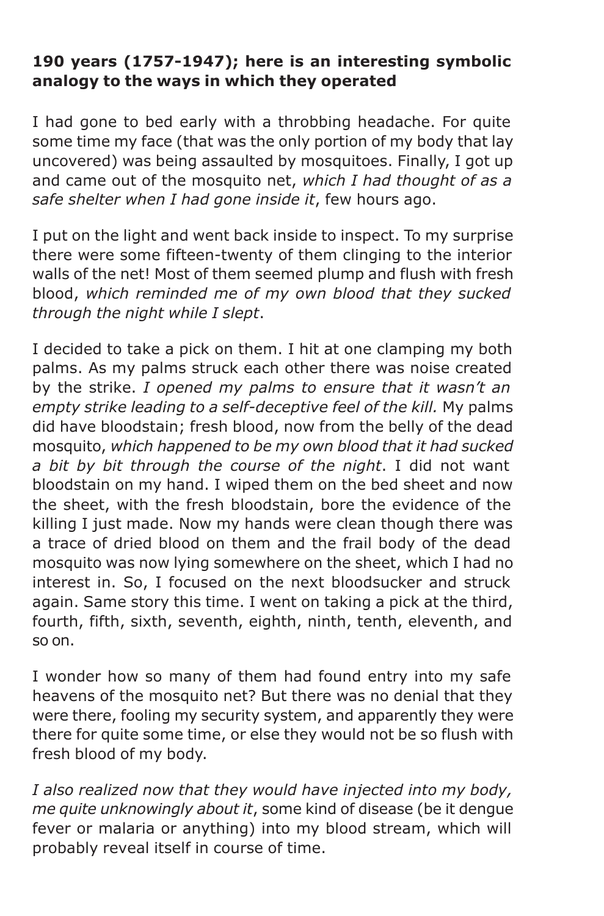**190 years (1757-1947); here is an interesting symbolic analogy to the ways in which they operated**

I had gone to bed early with a throbbing headache. For quite some time my face (that was the only portion of my body that lay uncovered) was being assaulted by mosquitoes. Finally, I got up and came out of the mosquito net, *which I had thought of as a safe shelter when I had gone inside it*, few hours ago.

I put on the light and went back inside to inspect. To my surprise there were some fifteen-twenty of them clinging to the interior walls of the net! Most of them seemed plump and flush with fresh blood, *which reminded me of my own blood that they sucked through the night while I slept*.

I decided to take a pick on them. I hit at one clamping my both palms. As my palms struck each other there was noise created by the strike. *I opened my palms to ensure that it wasn't an empty strike leading to a self-deceptive feel of the kill.* My palms did have bloodstain; fresh blood, now from the belly of the dead mosquito, *which happened to be my own blood that it had sucked a bit by bit through the course of the night*. I did not want bloodstain on my hand. I wiped them on the bed sheet and now the sheet, with the fresh bloodstain, bore the evidence of the killing I just made. Now my hands were clean though there was a trace of dried blood on them and the frail body of the dead mosquito was now lying somewhere on the sheet, which I had no interest in. So, I focused on the next bloodsucker and struck again. Same story this time. I went on taking a pick at the third, fourth, fifth, sixth, seventh, eighth, ninth, tenth, eleventh, and so on.

I wonder how so many of them had found entry into my safe heavens of the mosquito net? But there was no denial that they were there, fooling my security system, and apparently they were there for quite some time, or else they would not be so flush with fresh blood of my body.

*I also realized now that they would have injected into my body, me quite unknowingly about it*, some kind of disease (be it dengue fever or malaria or anything) into my blood stream, which will probably reveal itself in course of time.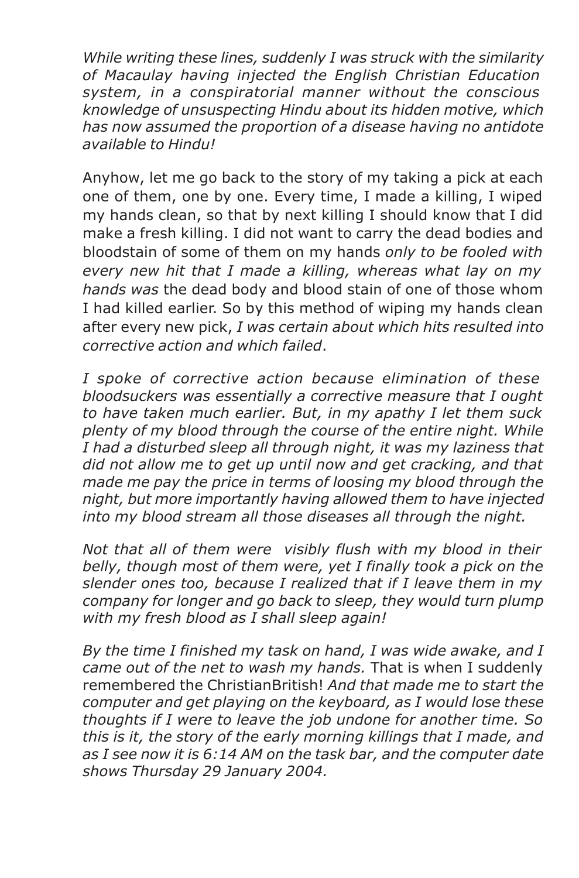*While writing these lines, suddenly I was struck with the similarity of Macaulay having injected the English Christian Education system, in a conspiratorial manner without the conscious knowledge of unsuspecting Hindu about its hidden motive, which has now assumed the proportion of a disease having no antidote available to Hindu!*

Anyhow, let me go back to the story of my taking a pick at each one of them, one by one. Every time, I made a killing, I wiped my hands clean, so that by next killing I should know that I did make a fresh killing. I did not want to carry the dead bodies and bloodstain of some of them on my hands *only to be fooled with every new hit that I made a killing, whereas what lay on my hands was* the dead body and blood stain of one of those whom I had killed earlier. So by this method of wiping my hands clean after every new pick, *I was certain about which hits resulted into corrective action and which failed*.

*I spoke of corrective action because elimination of these bloodsuckers was essentially a corrective measure that I ought to have taken much earlier. But, in my apathy I let them suck plenty of my blood through the course of the entire night. While I had a disturbed sleep all through night, it was my laziness that did not allow me to get up until now and get cracking, and that made me pay the price in terms of loosing my blood through the night, but more importantly having allowed them to have injected into my blood stream all those diseases all through the night.*

*Not that all of them were visibly flush with my blood in their belly, though most of them were, yet I finally took a pick on the slender ones too, because I realized that if I leave them in my company for longer and go back to sleep, they would turn plump with my fresh blood as I shall sleep again!*

*By the time I finished my task on hand, I was wide awake, and I came out of the net to wash my hands.* That is when I suddenly remembered the ChristianBritish! *And that made me to start the computer and get playing on the keyboard, as I would lose these thoughts if I were to leave the job undone for another time. So this is it, the story of the early morning killings that I made, and as I see now it is 6:14 AM on the task bar, and the computer date shows Thursday 29 January 2004.*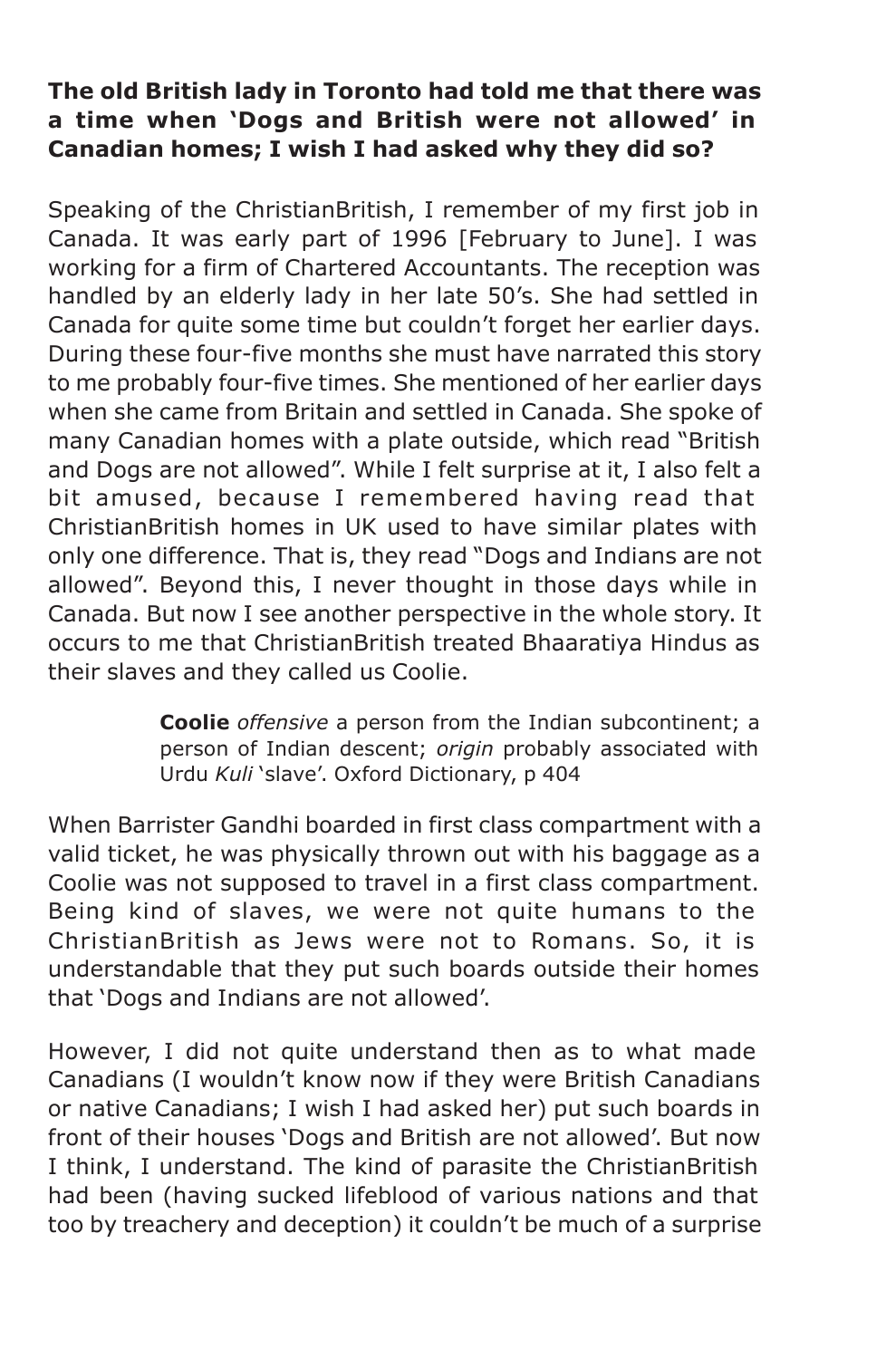**The old British lady in Toronto had told me that there was a time when 'Dogs and British were not allowed' in Canadian homes; I wish I had asked why they did so?**

Speaking of the ChristianBritish, I remember of my first job in Canada. It was early part of 1996 [February to June]. I was working for a firm of Chartered Accountants. The reception was handled by an elderly lady in her late 50's. She had settled in Canada for quite some time but couldn't forget her earlier days. During these four-five months she must have narrated this story to me probably four-five times. She mentioned of her earlier days when she came from Britain and settled in Canada. She spoke of many Canadian homes with a plate outside, which read "British and Dogs are not allowed". While I felt surprise at it, I also felt a bit amused, because I remembered having read that ChristianBritish homes in UK used to have similar plates with only one difference. That is, they read "Dogs and Indians are not allowed". Beyond this, I never thought in those days while in Canada. But now I see another perspective in the whole story. It occurs to me that ChristianBritish treated Bhaaratiya Hindus as their slaves and they called us Coolie.

> **Coolie** *offensive* a person from the Indian subcontinent; a person of Indian descent; *origin* probably associated with Urdu *Kuli* 'slave'. Oxford Dictionary, p 404

When Barrister Gandhi boarded in first class compartment with a valid ticket, he was physically thrown out with his baggage as a Coolie was not supposed to travel in a first class compartment. Being kind of slaves, we were not quite humans to the ChristianBritish as Jews were not to Romans. So, it is understandable that they put such boards outside their homes that 'Dogs and Indians are not allowed'.

However, I did not quite understand then as to what made Canadians (I wouldn't know now if they were British Canadians or native Canadians; I wish I had asked her) put such boards in front of their houses 'Dogs and British are not allowed'. But now I think, I understand. The kind of parasite the ChristianBritish had been (having sucked lifeblood of various nations and that too by treachery and deception) it couldn't be much of a surprise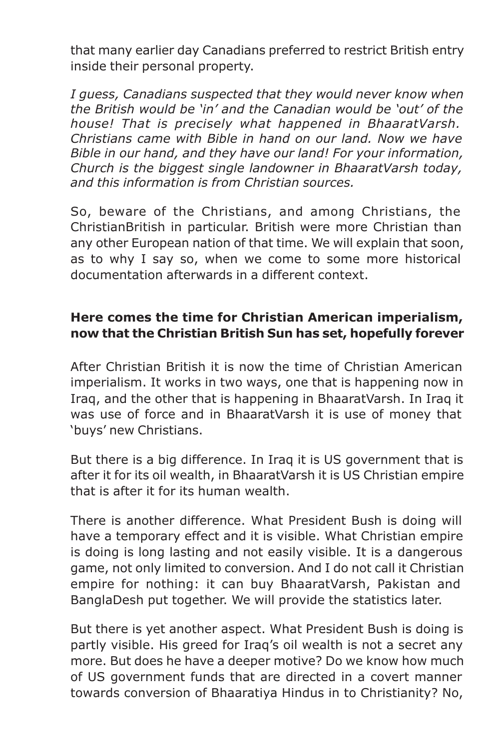that many earlier day Canadians preferred to restrict British entry inside their personal property.

*I guess, Canadians suspected that they would never know when the British would be 'in' and the Canadian would be 'out' of the house! That is precisely what happened in BhaaratVarsh. Christians came with Bible in hand on our land. Now we have Bible in our hand, and they have our land! For your information, Church is the biggest single landowner in BhaaratVarsh today, and this information is from Christian sources.*

So, beware of the Christians, and among Christians, the ChristianBritish in particular. British were more Christian than any other European nation of that time. We will explain that soon, as to why I say so, when we come to some more historical documentation afterwards in a different context.

**Here comes the time for Christian American imperialism, now that the Christian British Sun has set, hopefully forever**

After Christian British it is now the time of Christian American imperialism. It works in two ways, one that is happening now in Iraq, and the other that is happening in BhaaratVarsh. In Iraq it was use of force and in BhaaratVarsh it is use of money that 'buys' new Christians.

But there is a big difference. In Iraq it is US government that is after it for its oil wealth, in BhaaratVarsh it is US Christian empire that is after it for its human wealth.

There is another difference. What President Bush is doing will have a temporary effect and it is visible. What Christian empire is doing is long lasting and not easily visible. It is a dangerous game, not only limited to conversion. And I do not call it Christian empire for nothing: it can buy BhaaratVarsh, Pakistan and BanglaDesh put together. We will provide the statistics later.

But there is yet another aspect. What President Bush is doing is partly visible. His greed for Iraq's oil wealth is not a secret any more. But does he have a deeper motive? Do we know how much of US government funds that are directed in a covert manner towards conversion of Bhaaratiya Hindus in to Christianity? No,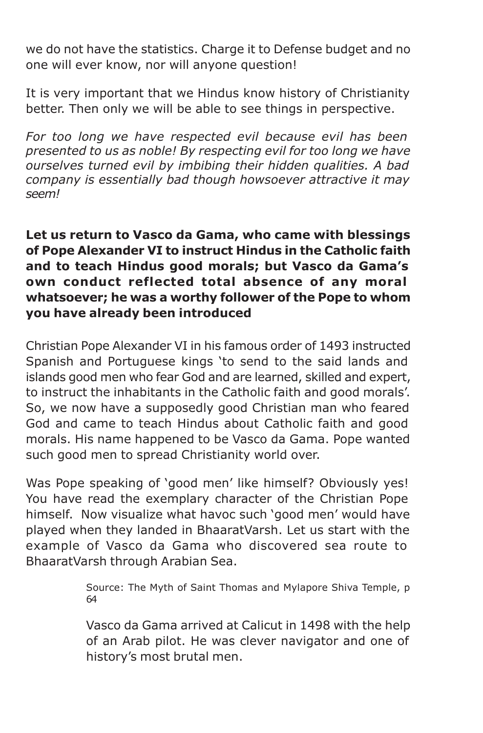we do not have the statistics. Charge it to Defense budget and no one will ever know, nor will anyone question!

It is very important that we Hindus know history of Christianity better. Then only we will be able to see things in perspective.

*For too long we have respected evil because evil has been presented to us as noble! By respecting evil for too long we have ourselves turned evil by imbibing their hidden qualities. A bad company is essentially bad though howsoever attractive it may seem!*

**Let us return to Vasco da Gama, who came with blessings of Pope Alexander VI to instruct Hindus in the Catholic faith and to teach Hindus good morals; but Vasco da Gama's own conduct reflected total absence of any moral whatsoever; he was a worthy follower of the Pope to whom you have already been introduced**

Christian Pope Alexander VI in his famous order of 1493 instructed Spanish and Portuguese kings 'to send to the said lands and islands good men who fear God and are learned, skilled and expert, to instruct the inhabitants in the Catholic faith and good morals'. So, we now have a supposedly good Christian man who feared God and came to teach Hindus about Catholic faith and good morals. His name happened to be Vasco da Gama. Pope wanted such good men to spread Christianity world over.

Was Pope speaking of 'good men' like himself? Obviously yes! You have read the exemplary character of the Christian Pope himself. Now visualize what havoc such 'good men' would have played when they landed in BhaaratVarsh. Let us start with the example of Vasco da Gama who discovered sea route to BhaaratVarsh through Arabian Sea.

> Source: The Myth of Saint Thomas and Mylapore Shiva Temple, p 64
>
> Vasco da Gama arrived at Calicut in 1498 with the help of an Arab pilot. He was clever navigator and one of history's most brutal men.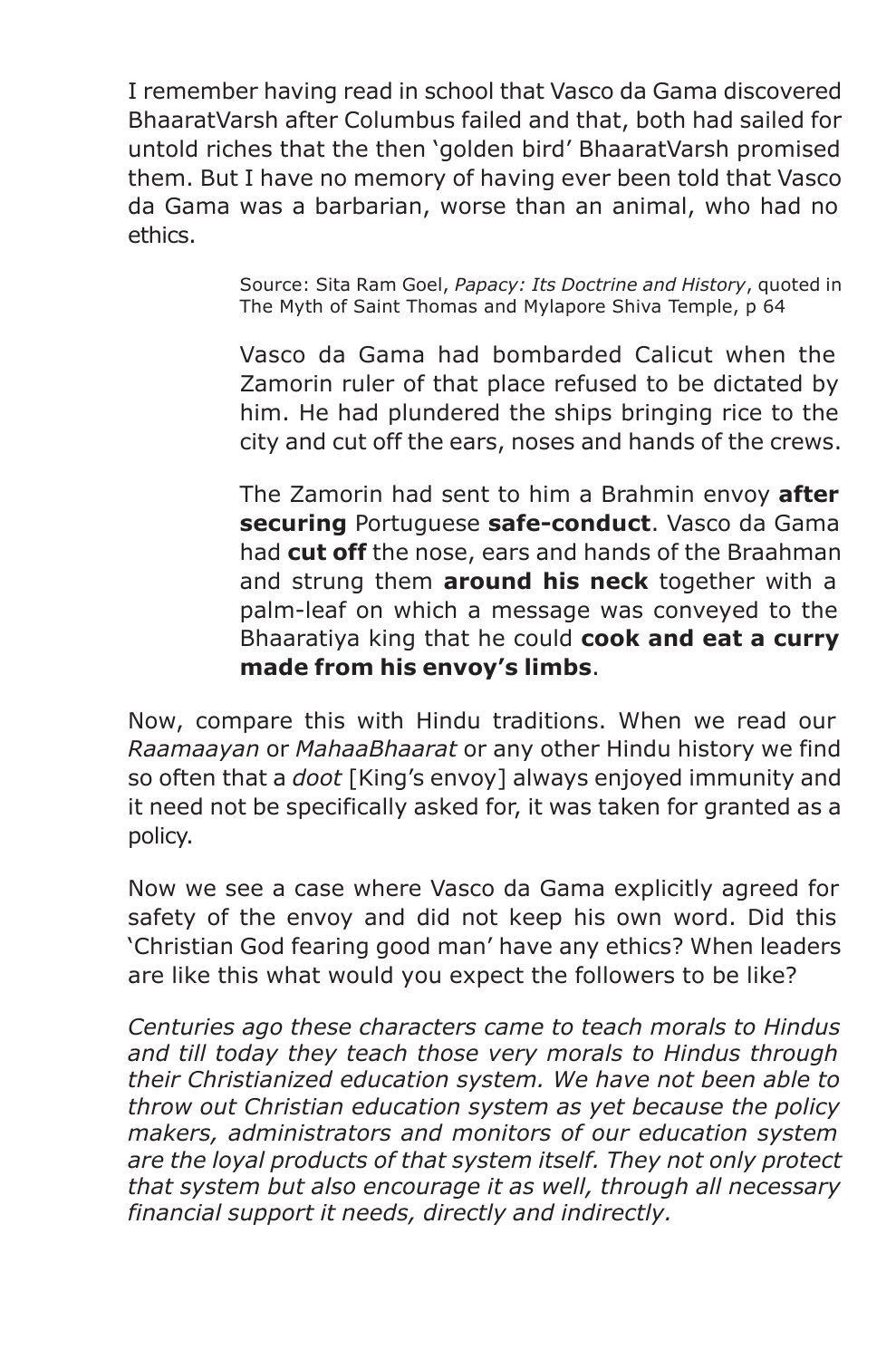I remember having read in school that Vasco da Gama discovered BhaaratVarsh after Columbus failed and that, both had sailed for untold riches that the then 'golden bird' BhaaratVarsh promised them. But I have no memory of having ever been told that Vasco da Gama was a barbarian, worse than an animal, who had no ethics.

> Source: Sita Ram Goel, *Papacy: Its Doctrine and History*, quoted in The Myth of Saint Thomas and Mylapore Shiva Temple, p 64
>
> Vasco da Gama had bombarded Calicut when the Zamorin ruler of that place refused to be dictated by him. He had plundered the ships bringing rice to the city and cut off the ears, noses and hands of the crews.
>
> The Zamorin had sent to him a Brahmin envoy **after securing** Portuguese **safe-conduct**. Vasco da Gama had **cut off** the nose, ears and hands of the Braahman and strung them **around his neck** together with a palm-leaf on which a message was conveyed to the Bhaaratiya king that he could **cook and eat a curry made from his envoy's limbs**.

Now, compare this with Hindu traditions. When we read our *Raamaayan* or *MahaaBhaarat* or any other Hindu history we find so often that a *doot* [King's envoy] always enjoyed immunity and it need not be specifically asked for, it was taken for granted as a policy.

Now we see a case where Vasco da Gama explicitly agreed for safety of the envoy and did not keep his own word. Did this 'Christian God fearing good man' have any ethics? When leaders are like this what would you expect the followers to be like?

*Centuries ago these characters came to teach morals to Hindus and till today they teach those very morals to Hindus through their Christianized education system. We have not been able to throw out Christian education system as yet because the policy makers, administrators and monitors of our education system are the loyal products of that system itself. They not only protect that system but also encourage it as well, through all necessary financial support it needs, directly and indirectly.*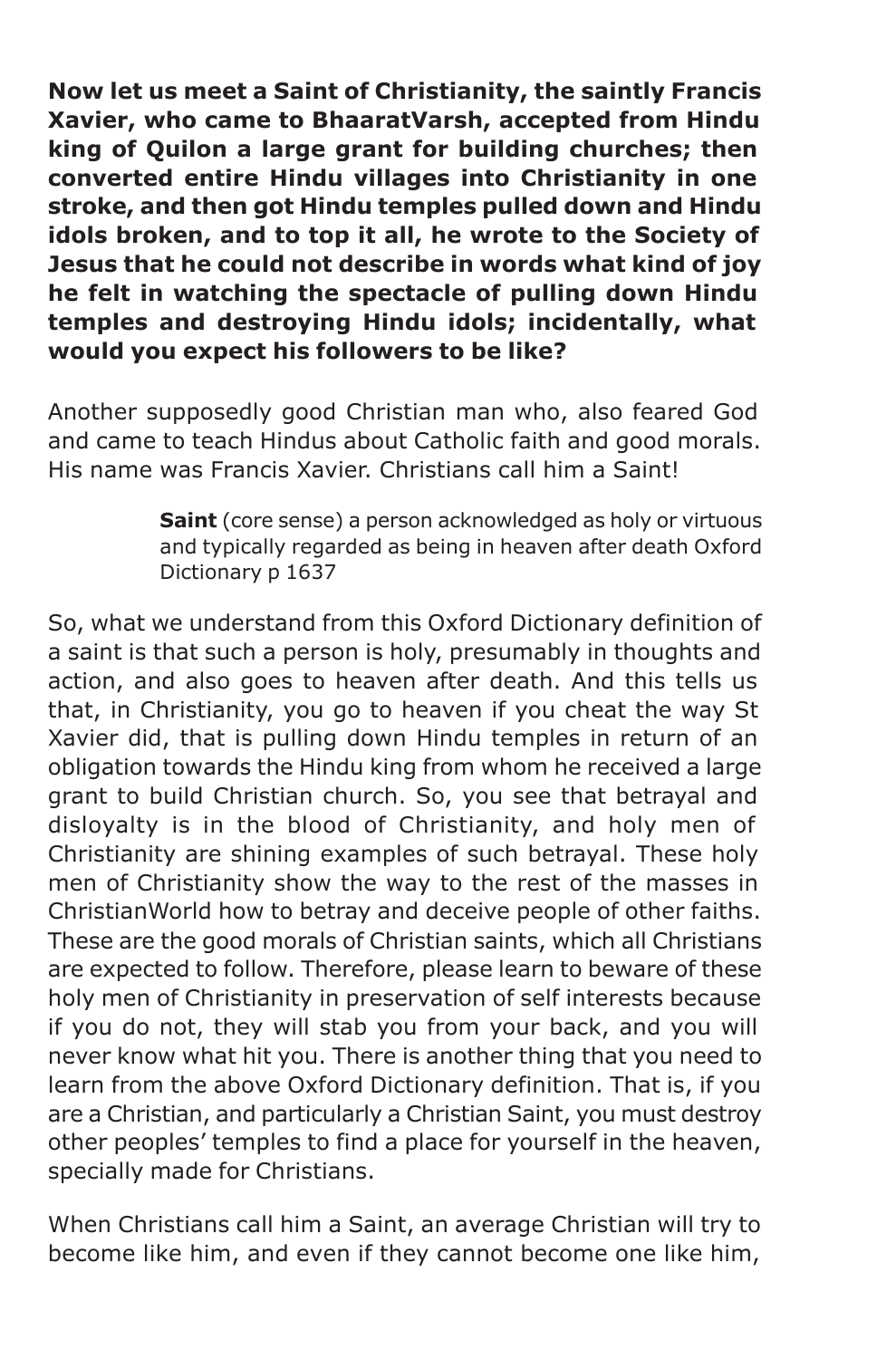**Now let us meet a Saint of Christianity, the saintly Francis Xavier, who came to BhaaratVarsh, accepted from Hindu king of Quilon a large grant for building churches; then converted entire Hindu villages into Christianity in one stroke, and then got Hindu temples pulled down and Hindu idols broken, and to top it all, he wrote to the Society of Jesus that he could not describe in words what kind of joy he felt in watching the spectacle of pulling down Hindu temples and destroying Hindu idols; incidentally, what would you expect his followers to be like?**

Another supposedly good Christian man who, also feared God and came to teach Hindus about Catholic faith and good morals. His name was Francis Xavier. Christians call him a Saint!

> **Saint** (core sense) a person acknowledged as holy or virtuous and typically regarded as being in heaven after death Oxford Dictionary p 1637

So, what we understand from this Oxford Dictionary definition of a saint is that such a person is holy, presumably in thoughts and action, and also goes to heaven after death. And this tells us that, in Christianity, you go to heaven if you cheat the way St Xavier did, that is pulling down Hindu temples in return of an obligation towards the Hindu king from whom he received a large grant to build Christian church. So, you see that betrayal and disloyalty is in the blood of Christianity, and holy men of Christianity are shining examples of such betrayal. These holy men of Christianity show the way to the rest of the masses in ChristianWorld how to betray and deceive people of other faiths. These are the good morals of Christian saints, which all Christians are expected to follow. Therefore, please learn to beware of these holy men of Christianity in preservation of self interests because if you do not, they will stab you from your back, and you will never know what hit you. There is another thing that you need to learn from the above Oxford Dictionary definition. That is, if you are a Christian, and particularly a Christian Saint, you must destroy other peoples' temples to find a place for yourself in the heaven, specially made for Christians.

When Christians call him a Saint, an average Christian will try to become like him, and even if they cannot become one like him,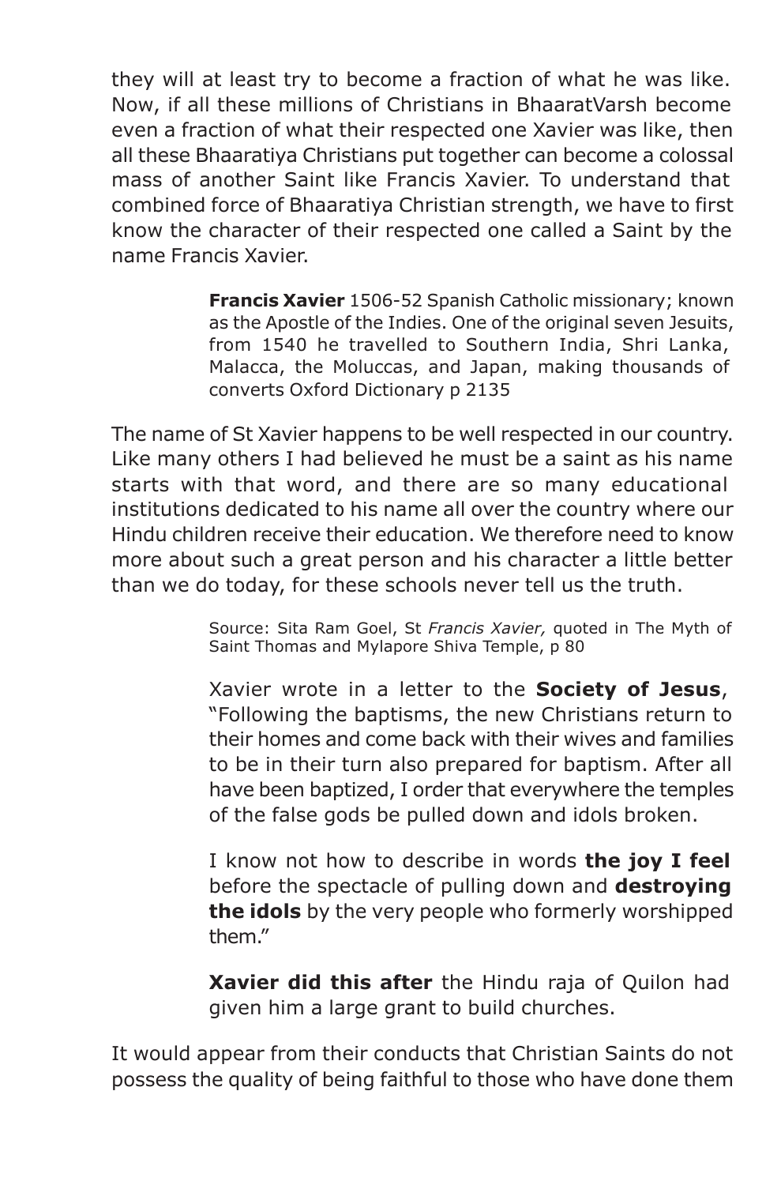they will at least try to become a fraction of what he was like. Now, if all these millions of Christians in BhaaratVarsh become even a fraction of what their respected one Xavier was like, then all these Bhaaratiya Christians put together can become a colossal mass of another Saint like Francis Xavier. To understand that combined force of Bhaaratiya Christian strength, we have to first know the character of their respected one called a Saint by the name Francis Xavier.

> **Francis Xavier** 1506-52 Spanish Catholic missionary; known as the Apostle of the Indies. One of the original seven Jesuits, from 1540 he travelled to Southern India, Shri Lanka, Malacca, the Moluccas, and Japan, making thousands of converts Oxford Dictionary p 2135

The name of St Xavier happens to be well respected in our country. Like many others I had believed he must be a saint as his name starts with that word, and there are so many educational institutions dedicated to his name all over the country where our Hindu children receive their education. We therefore need to know more about such a great person and his character a little better than we do today, for these schools never tell us the truth.

> Source: Sita Ram Goel, St *Francis Xavier,* quoted in The Myth of Saint Thomas and Mylapore Shiva Temple, p 80
>
> Xavier wrote in a letter to the **Society of Jesus**, "Following the baptisms, the new Christians return to their homes and come back with their wives and families to be in their turn also prepared for baptism. After all have been baptized, I order that everywhere the temples of the false gods be pulled down and idols broken.
>
> I know not how to describe in words **the joy I feel** before the spectacle of pulling down and **destroying the idols** by the very people who formerly worshipped them."
>
> **Xavier did this after** the Hindu raja of Quilon had given him a large grant to build churches.

It would appear from their conducts that Christian Saints do not possess the quality of being faithful to those who have done them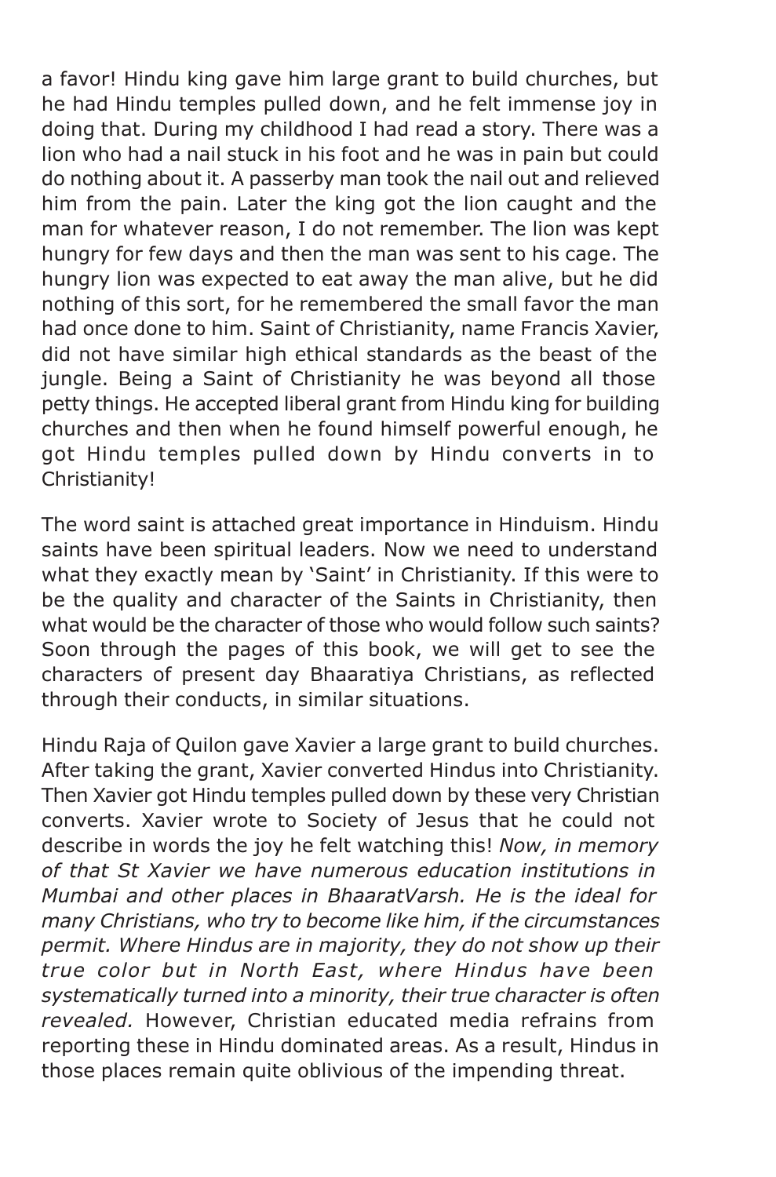a favor! Hindu king gave him large grant to build churches, but he had Hindu temples pulled down, and he felt immense joy in doing that. During my childhood I had read a story. There was a lion who had a nail stuck in his foot and he was in pain but could do nothing about it. A passerby man took the nail out and relieved him from the pain. Later the king got the lion caught and the man for whatever reason, I do not remember. The lion was kept hungry for few days and then the man was sent to his cage. The hungry lion was expected to eat away the man alive, but he did nothing of this sort, for he remembered the small favor the man had once done to him. Saint of Christianity, name Francis Xavier, did not have similar high ethical standards as the beast of the jungle. Being a Saint of Christianity he was beyond all those petty things. He accepted liberal grant from Hindu king for building churches and then when he found himself powerful enough, he got Hindu temples pulled down by Hindu converts in to Christianity!

The word saint is attached great importance in Hinduism. Hindu saints have been spiritual leaders. Now we need to understand what they exactly mean by 'Saint' in Christianity. If this were to be the quality and character of the Saints in Christianity, then what would be the character of those who would follow such saints? Soon through the pages of this book, we will get to see the characters of present day Bhaaratiya Christians, as reflected through their conducts, in similar situations.

Hindu Raja of Quilon gave Xavier a large grant to build churches. After taking the grant, Xavier converted Hindus into Christianity. Then Xavier got Hindu temples pulled down by these very Christian converts. Xavier wrote to Society of Jesus that he could not describe in words the joy he felt watching this! *Now, in memory of that St Xavier we have numerous education institutions in Mumbai and other places in BhaaratVarsh. He is the ideal for many Christians, who try to become like him, if the circumstances permit. Where Hindus are in majority, they do not show up their true color but in North East, where Hindus have been systematically turned into a minority, their true character is often revealed.* However, Christian educated media refrains from reporting these in Hindu dominated areas. As a result, Hindus in those places remain quite oblivious of the impending threat.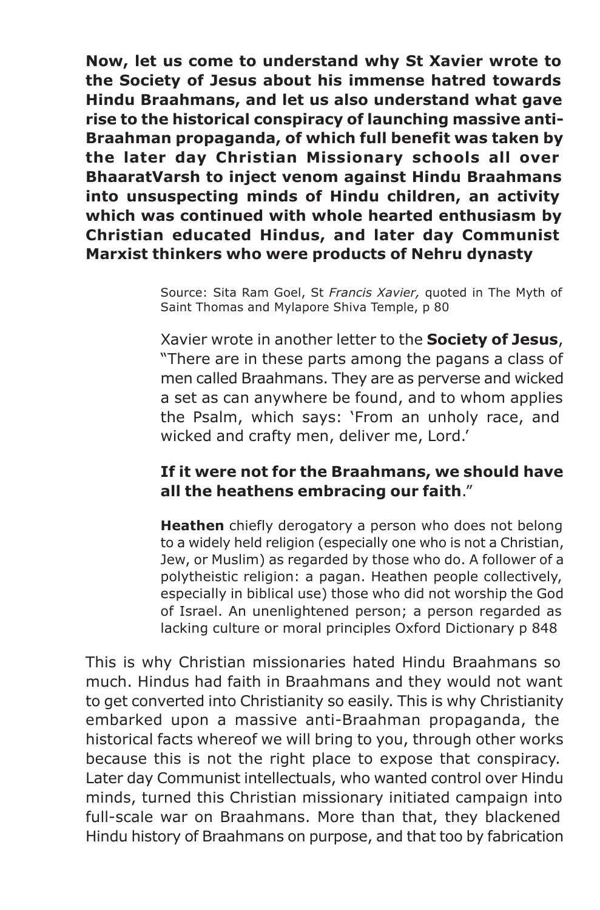**Now, let us come to understand why St Xavier wrote to the Society of Jesus about his immense hatred towards Hindu Braahmans, and let us also understand what gave rise to the historical conspiracy of launching massive anti-Braahman propaganda, of which full benefit was taken by the later day Christian Missionary schools all over BhaaratVarsh to inject venom against Hindu Braahmans into unsuspecting minds of Hindu children, an activity which was continued with whole hearted enthusiasm by Christian educated Hindus, and later day Communist Marxist thinkers who were products of Nehru dynasty**

Source: Sita Ram Goel, St *Francis Xavier,* quoted in The Myth of Saint Thomas and Mylapore Shiva Temple, p 80

Xavier wrote in another letter to the **Society of Jesus**, "There are in these parts among the pagans a class of men called Braahmans. They are as perverse and wicked a set as can anywhere be found, and to whom applies the Psalm, which says: 'From an unholy race, and wicked and crafty men, deliver me, Lord.'

**If it were not for the Braahmans, we should have all the heathens embracing our faith**."

**Heathen** chiefly derogatory a person who does not belong to a widely held religion (especially one who is not a Christian, Jew, or Muslim) as regarded by those who do. A follower of a polytheistic religion: a pagan. Heathen people collectively, especially in biblical use) those who did not worship the God of Israel. An unenlightened person; a person regarded as lacking culture or moral principles Oxford Dictionary p 848

This is why Christian missionaries hated Hindu Braahmans so much. Hindus had faith in Braahmans and they would not want to get converted into Christianity so easily. This is why Christianity embarked upon a massive anti-Braahman propaganda, the historical facts whereof we will bring to you, through other works because this is not the right place to expose that conspiracy. Later day Communist intellectuals, who wanted control over Hindu minds, turned this Christian missionary initiated campaign into full-scale war on Braahmans. More than that, they blackened Hindu history of Braahmans on purpose, and that too by fabrication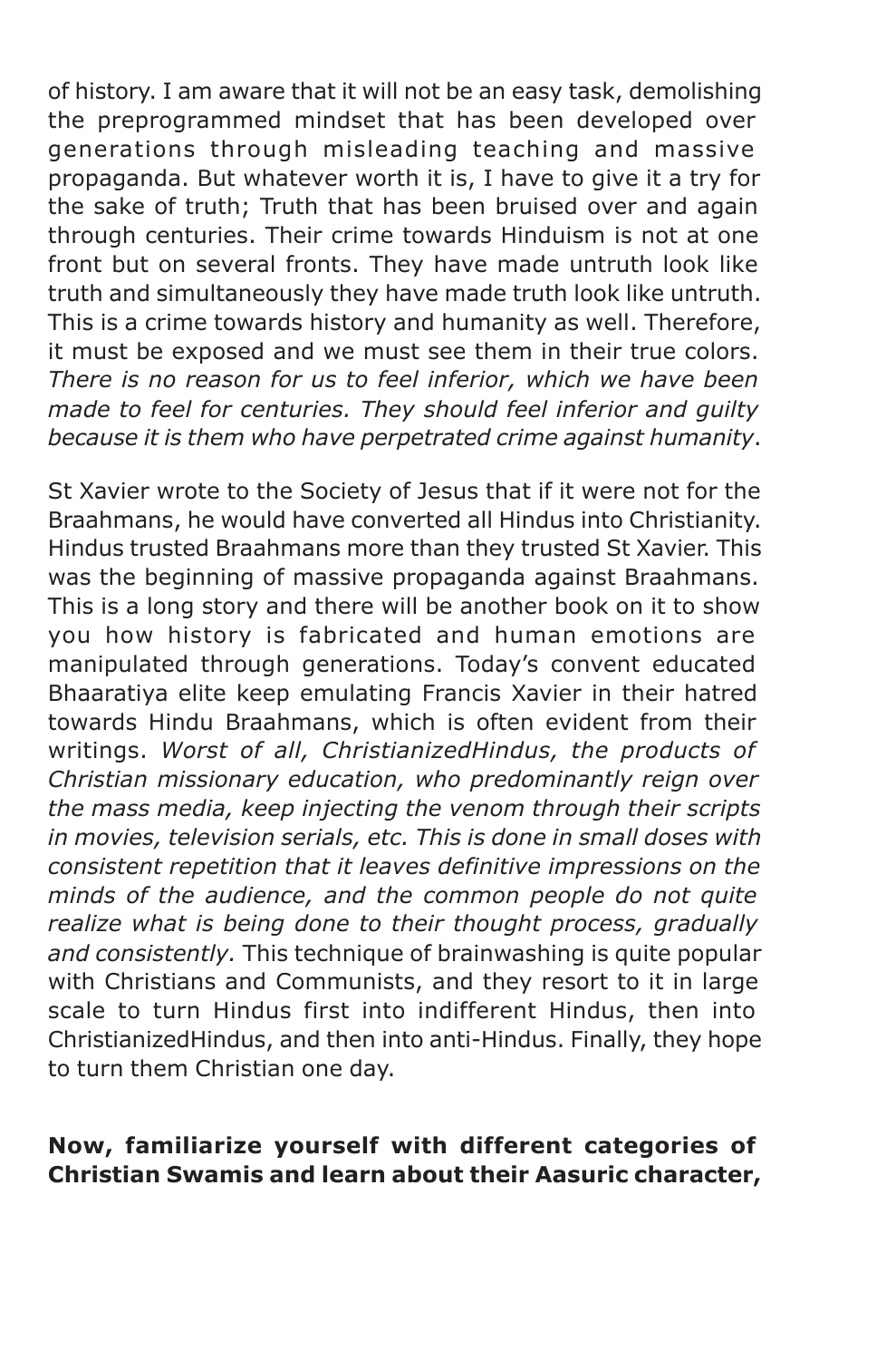of history. I am aware that it will not be an easy task, demolishing the preprogrammed mindset that has been developed over generations through misleading teaching and massive propaganda. But whatever worth it is, I have to give it a try for the sake of truth; Truth that has been bruised over and again through centuries. Their crime towards Hinduism is not at one front but on several fronts. They have made untruth look like truth and simultaneously they have made truth look like untruth. This is a crime towards history and humanity as well. Therefore, it must be exposed and we must see them in their true colors. *There is no reason for us to feel inferior, which we have been made to feel for centuries. They should feel inferior and guilty because it is them who have perpetrated crime against humanity*.

St Xavier wrote to the Society of Jesus that if it were not for the Braahmans, he would have converted all Hindus into Christianity. Hindus trusted Braahmans more than they trusted St Xavier. This was the beginning of massive propaganda against Braahmans. This is a long story and there will be another book on it to show you how history is fabricated and human emotions are manipulated through generations. Today's convent educated Bhaaratiya elite keep emulating Francis Xavier in their hatred towards Hindu Braahmans, which is often evident from their writings. *Worst of all, ChristianizedHindus, the products of Christian missionary education, who predominantly reign over the mass media, keep injecting the venom through their scripts in movies, television serials, etc. This is done in small doses with consistent repetition that it leaves definitive impressions on the minds of the audience, and the common people do not quite realize what is being done to their thought process, gradually and consistently.* This technique of brainwashing is quite popular with Christians and Communists, and they resort to it in large scale to turn Hindus first into indifferent Hindus, then into ChristianizedHindus, and then into anti-Hindus. Finally, they hope to turn them Christian one day.

**Now, familiarize yourself with different categories of Christian Swamis and learn about their Aasuric character,**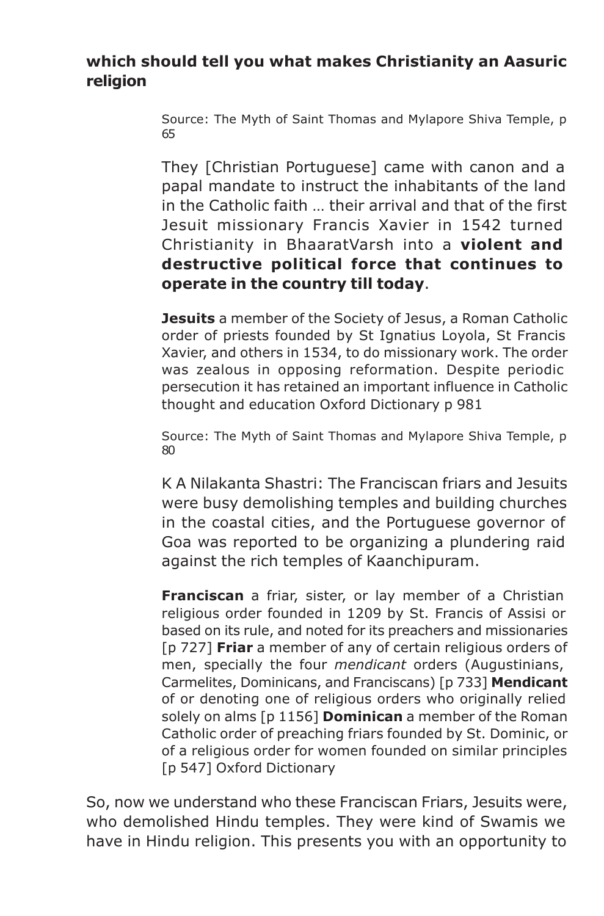**which should tell you what makes Christianity an Aasuric religion**

> Source: The Myth of Saint Thomas and Mylapore Shiva Temple, p 65
>
> They [Christian Portuguese] came with canon and a papal mandate to instruct the inhabitants of the land in the Catholic faith … their arrival and that of the first Jesuit missionary Francis Xavier in 1542 turned Christianity in BhaaratVarsh into a **violent and destructive political force that continues to operate in the country till today**.
>
> **Jesuits** a member of the Society of Jesus, a Roman Catholic order of priests founded by St Ignatius Loyola, St Francis Xavier, and others in 1534, to do missionary work. The order was zealous in opposing reformation. Despite periodic persecution it has retained an important influence in Catholic thought and education Oxford Dictionary p 981
>
> Source: The Myth of Saint Thomas and Mylapore Shiva Temple, p 80
>
> K A Nilakanta Shastri: The Franciscan friars and Jesuits were busy demolishing temples and building churches in the coastal cities, and the Portuguese governor of Goa was reported to be organizing a plundering raid against the rich temples of Kaanchipuram.
>
> **Franciscan** a friar, sister, or lay member of a Christian religious order founded in 1209 by St. Francis of Assisi or based on its rule, and noted for its preachers and missionaries [p 727] **Friar** a member of any of certain religious orders of men, specially the four *mendicant* orders (Augustinians, Carmelites, Dominicans, and Franciscans) [p 733] **Mendicant** of or denoting one of religious orders who originally relied solely on alms [p 1156] **Dominican** a member of the Roman Catholic order of preaching friars founded by St. Dominic, or of a religious order for women founded on similar principles [p 547] Oxford Dictionary

So, now we understand who these Franciscan Friars, Jesuits were, who demolished Hindu temples. They were kind of Swamis we have in Hindu religion. This presents you with an opportunity to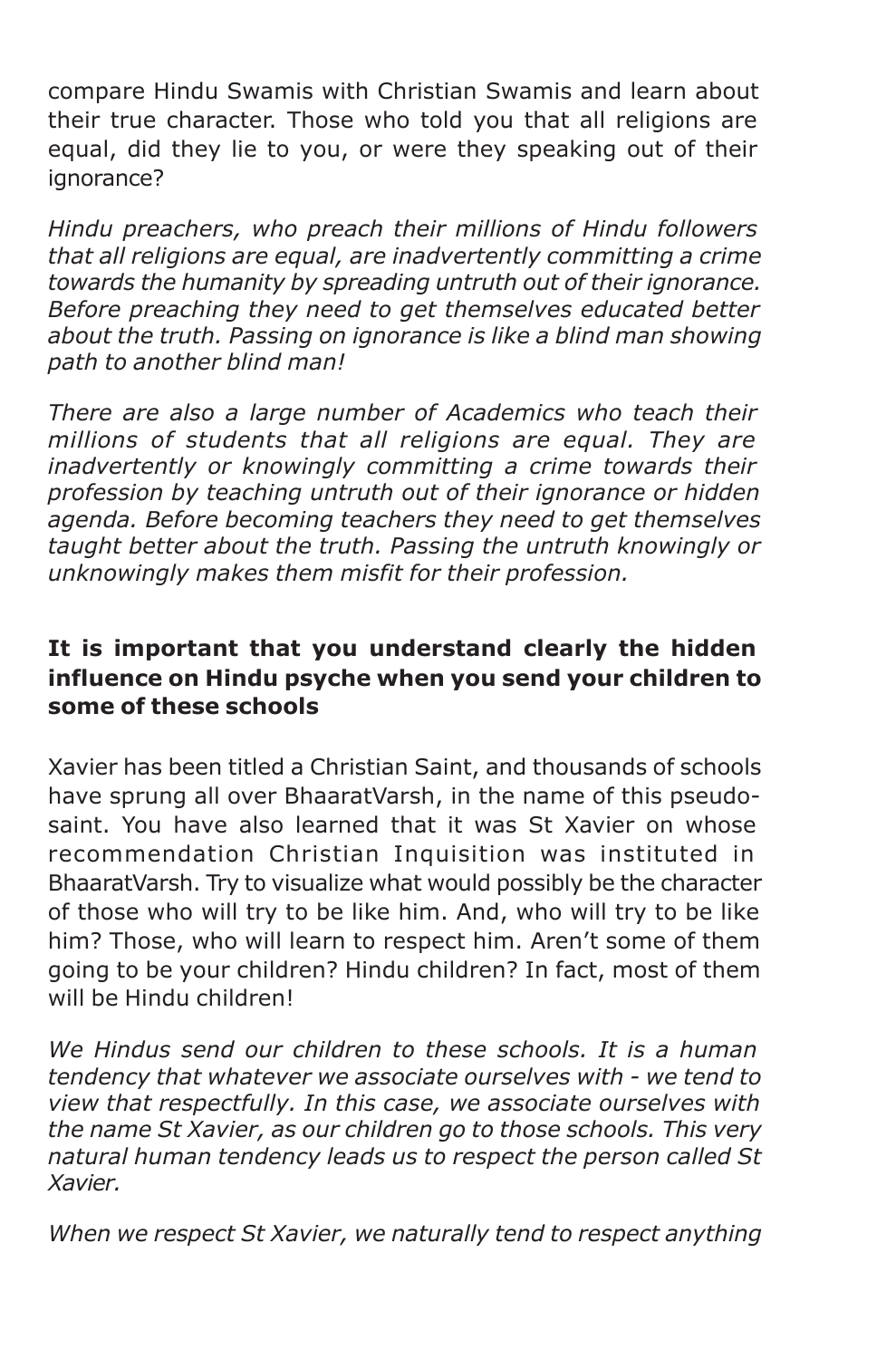compare Hindu Swamis with Christian Swamis and learn about their true character. Those who told you that all religions are equal, did they lie to you, or were they speaking out of their ignorance?

*Hindu preachers, who preach their millions of Hindu followers that all religions are equal, are inadvertently committing a crime towards the humanity by spreading untruth out of their ignorance. Before preaching they need to get themselves educated better about the truth. Passing on ignorance is like a blind man showing path to another blind man!*

*There are also a large number of Academics who teach their millions of students that all religions are equal. They are inadvertently or knowingly committing a crime towards their profession by teaching untruth out of their ignorance or hidden agenda. Before becoming teachers they need to get themselves taught better about the truth. Passing the untruth knowingly or unknowingly makes them misfit for their profession.*

**It is important that you understand clearly the hidden influence on Hindu psyche when you send your children to some of these schools**

Xavier has been titled a Christian Saint, and thousands of schools have sprung all over BhaaratVarsh, in the name of this pseudo-saint. You have also learned that it was St Xavier on whose recommendation Christian Inquisition was instituted in BhaaratVarsh. Try to visualize what would possibly be the character of those who will try to be like him. And, who will try to be like him? Those, who will learn to respect him. Aren't some of them going to be your children? Hindu children? In fact, most of them will be Hindu children!

*We Hindus send our children to these schools. It is a human tendency that whatever we associate ourselves with - we tend to view that respectfully. In this case, we associate ourselves with the name St Xavier, as our children go to those schools. This very natural human tendency leads us to respect the person called St Xavier.*

*When we respect St Xavier, we naturally tend to respect anything*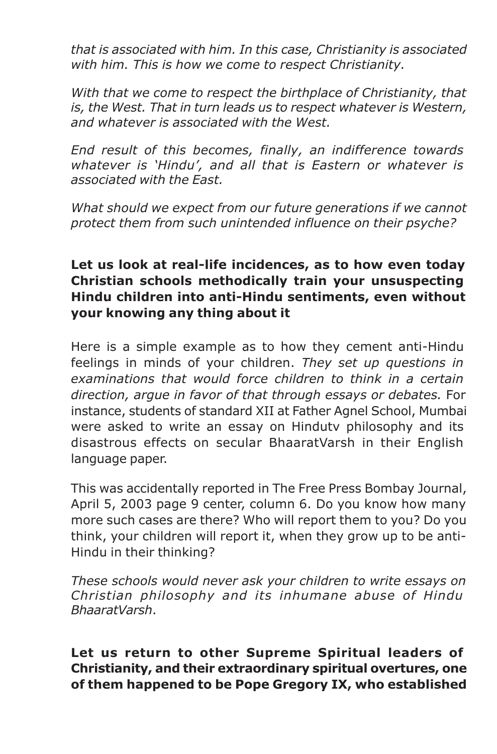*that is associated with him. In this case, Christianity is associated with him. This is how we come to respect Christianity.*

*With that we come to respect the birthplace of Christianity, that is, the West. That in turn leads us to respect whatever is Western, and whatever is associated with the West.*

*End result of this becomes, finally, an indifference towards whatever is 'Hindu', and all that is Eastern or whatever is associated with the East.*

*What should we expect from our future generations if we cannot protect them from such unintended influence on their psyche?*

**Let us look at real-life incidences, as to how even today Christian schools methodically train your unsuspecting Hindu children into anti-Hindu sentiments, even without your knowing any thing about it**

Here is a simple example as to how they cement anti-Hindu feelings in minds of your children. *They set up questions in examinations that would force children to think in a certain direction, argue in favor of that through essays or debates.* For instance, students of standard XII at Father Agnel School, Mumbai were asked to write an essay on Hindutv philosophy and its disastrous effects on secular BhaaratVarsh in their English language paper.

This was accidentally reported in The Free Press Bombay Journal, April 5, 2003 page 9 center, column 6. Do you know how many more such cases are there? Who will report them to you? Do you think, your children will report it, when they grow up to be anti-Hindu in their thinking?

*These schools would never ask your children to write essays on Christian philosophy and its inhumane abuse of Hindu BhaaratVarsh*.

**Let us return to other Supreme Spiritual leaders of Christianity, and their extraordinary spiritual overtures, one of them happened to be Pope Gregory IX, who established**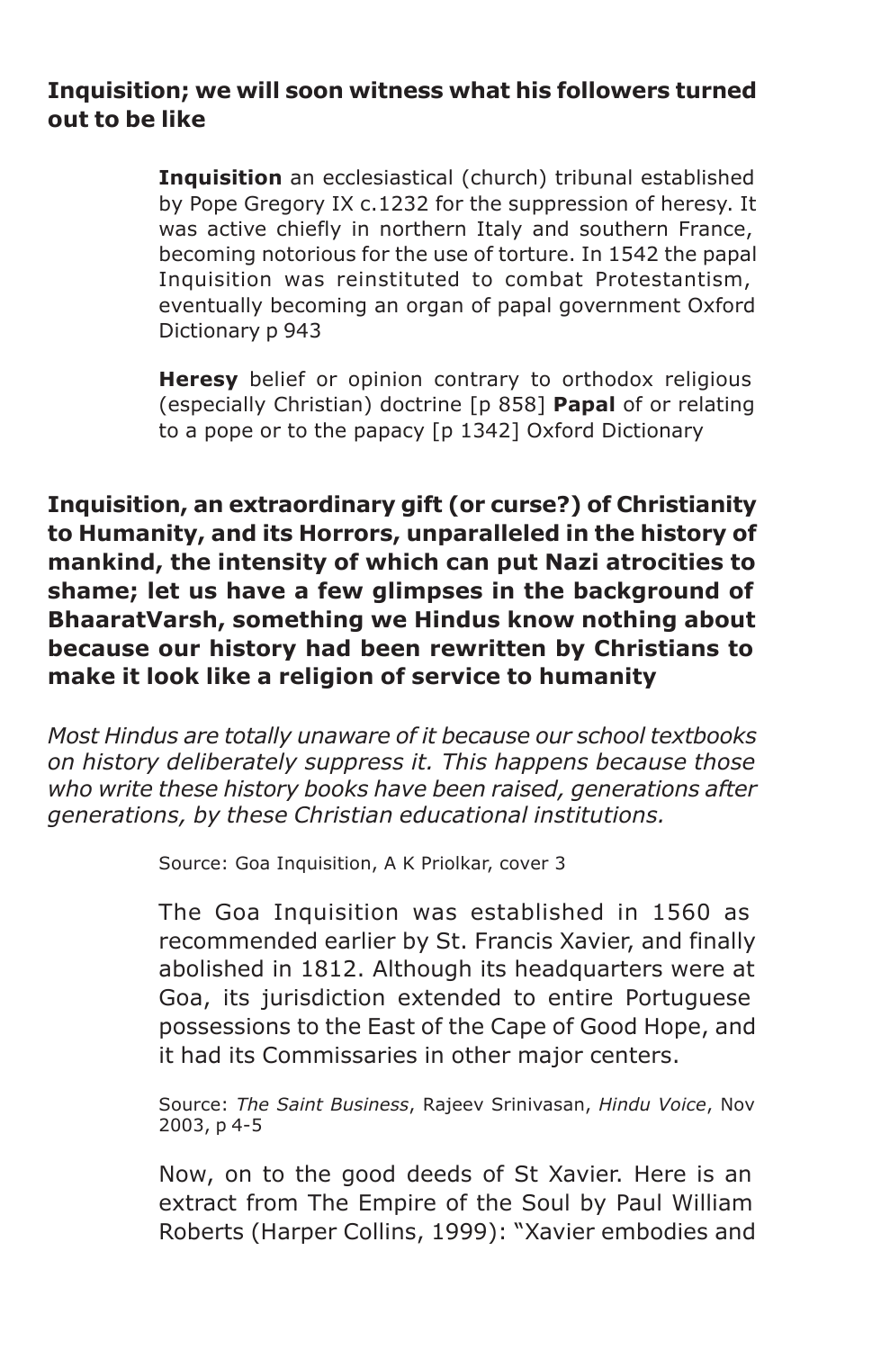**Inquisition; we will soon witness what his followers turned out to be like**

> **Inquisition** an ecclesiastical (church) tribunal established by Pope Gregory IX c.1232 for the suppression of heresy. It was active chiefly in northern Italy and southern France, becoming notorious for the use of torture. In 1542 the papal Inquisition was reinstituted to combat Protestantism, eventually becoming an organ of papal government Oxford Dictionary p 943
>
> **Heresy** belief or opinion contrary to orthodox religious (especially Christian) doctrine [p 858] **Papal** of or relating to a pope or to the papacy [p 1342] Oxford Dictionary

**Inquisition, an extraordinary gift (or curse?) of Christianity to Humanity, and its Horrors, unparalleled in the history of mankind, the intensity of which can put Nazi atrocities to shame; let us have a few glimpses in the background of BhaaratVarsh, something we Hindus know nothing about because our history had been rewritten by Christians to make it look like a religion of service to humanity**

*Most Hindus are totally unaware of it because our school textbooks on history deliberately suppress it. This happens because those who write these history books have been raised, generations after generations, by these Christian educational institutions.*

> Source: Goa Inquisition, A K Priolkar, cover 3
>
> The Goa Inquisition was established in 1560 as recommended earlier by St. Francis Xavier, and finally abolished in 1812. Although its headquarters were at Goa, its jurisdiction extended to entire Portuguese possessions to the East of the Cape of Good Hope, and it had its Commissaries in other major centers.
>
> Source: *The Saint Business*, Rajeev Srinivasan, *Hindu Voice*, Nov 2003, p 4-5
>
> Now, on to the good deeds of St Xavier. Here is an extract from The Empire of the Soul by Paul William Roberts (Harper Collins, 1999): "Xavier embodies and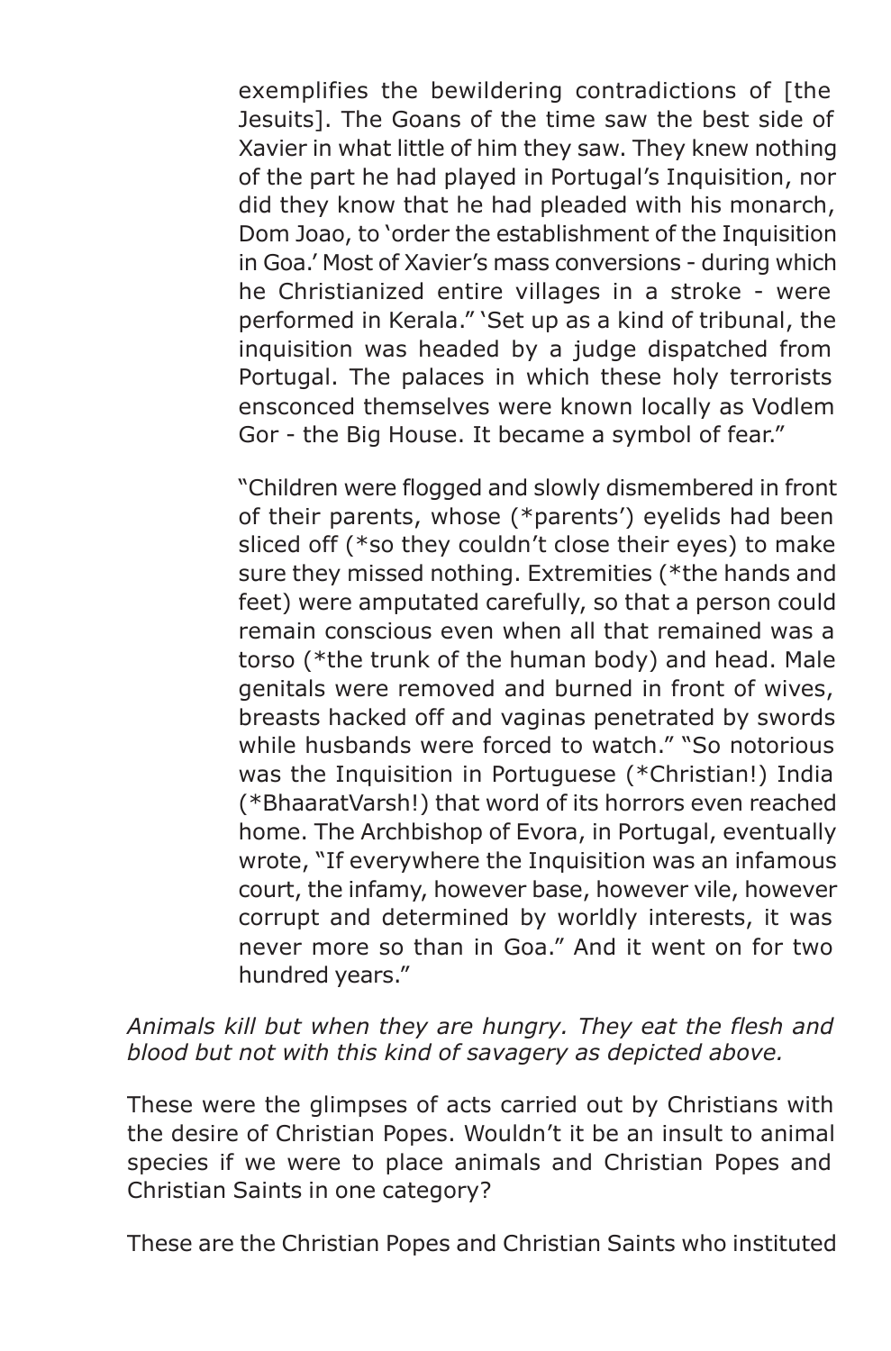exemplifies the bewildering contradictions of [the Jesuits]. The Goans of the time saw the best side of Xavier in what little of him they saw. They knew nothing of the part he had played in Portugal's Inquisition, nor did they know that he had pleaded with his monarch, Dom Joao, to 'order the establishment of the Inquisition in Goa.' Most of Xavier's mass conversions - during which he Christianized entire villages in a stroke - were performed in Kerala." 'Set up as a kind of tribunal, the inquisition was headed by a judge dispatched from Portugal. The palaces in which these holy terrorists ensconced themselves were known locally as Vodlem Gor - the Big House. It became a symbol of fear."

"Children were flogged and slowly dismembered in front of their parents, whose (*parents') eyelids had been sliced off (*so they couldn't close their eyes) to make sure they missed nothing. Extremities (*the hands and feet) were amputated carefully, so that a person could remain conscious even when all that remained was a torso (*the trunk of the human body) and head. Male genitals were removed and burned in front of wives, breasts hacked off and vaginas penetrated by swords while husbands were forced to watch." "So notorious was the Inquisition in Portuguese (*Christian!) India (*BhaaratVarsh!) that word of its horrors even reached home. The Archbishop of Evora, in Portugal, eventually wrote, "If everywhere the Inquisition was an infamous court, the infamy, however base, however vile, however corrupt and determined by worldly interests, it was never more so than in Goa." And it went on for two hundred years."

*Animals kill but when they are hungry. They eat the flesh and blood but not with this kind of savagery as depicted above.*

These were the glimpses of acts carried out by Christians with the desire of Christian Popes. Wouldn't it be an insult to animal species if we were to place animals and Christian Popes and Christian Saints in one category?

These are the Christian Popes and Christian Saints who instituted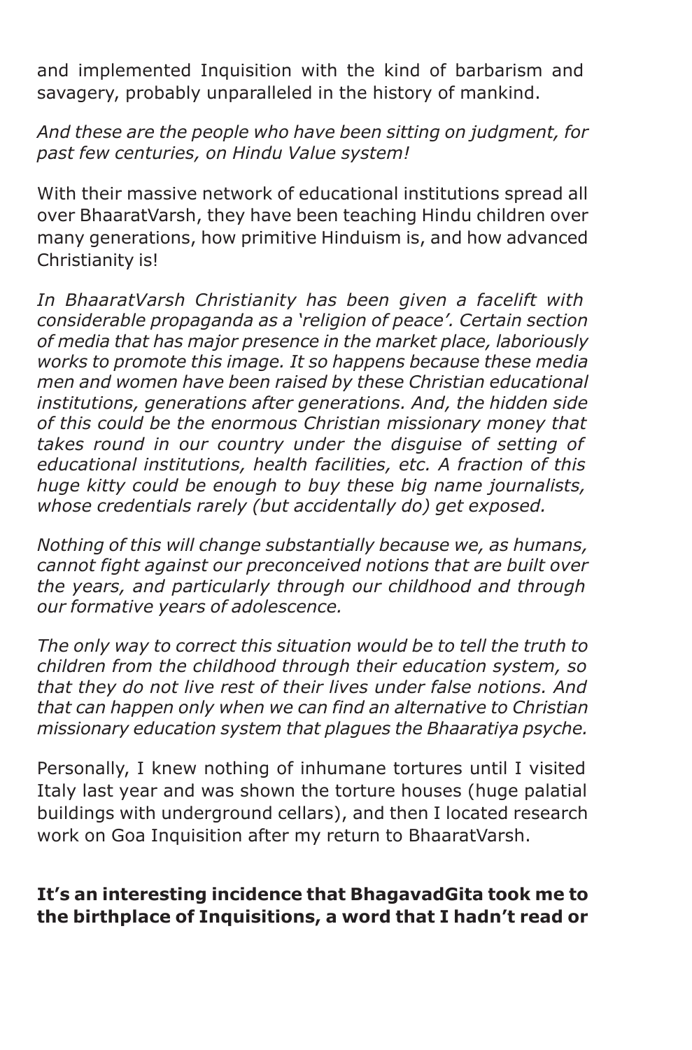and implemented Inquisition with the kind of barbarism and savagery, probably unparalleled in the history of mankind.

*And these are the people who have been sitting on judgment, for past few centuries, on Hindu Value system!*

With their massive network of educational institutions spread all over BhaaratVarsh, they have been teaching Hindu children over many generations, how primitive Hinduism is, and how advanced Christianity is!

*In BhaaratVarsh Christianity has been given a facelift with considerable propaganda as a 'religion of peace'. Certain section of media that has major presence in the market place, laboriously works to promote this image. It so happens because these media men and women have been raised by these Christian educational institutions, generations after generations. And, the hidden side of this could be the enormous Christian missionary money that takes round in our country under the disguise of setting of educational institutions, health facilities, etc. A fraction of this huge kitty could be enough to buy these big name journalists, whose credentials rarely (but accidentally do) get exposed.*

*Nothing of this will change substantially because we, as humans, cannot fight against our preconceived notions that are built over the years, and particularly through our childhood and through our formative years of adolescence.*

*The only way to correct this situation would be to tell the truth to children from the childhood through their education system, so that they do not live rest of their lives under false notions. And that can happen only when we can find an alternative to Christian missionary education system that plagues the Bhaaratiya psyche.*

Personally, I knew nothing of inhumane tortures until I visited Italy last year and was shown the torture houses (huge palatial buildings with underground cellars), and then I located research work on Goa Inquisition after my return to BhaaratVarsh.

**It's an interesting incidence that BhagavadGita took me to the birthplace of Inquisitions, a word that I hadn't read or**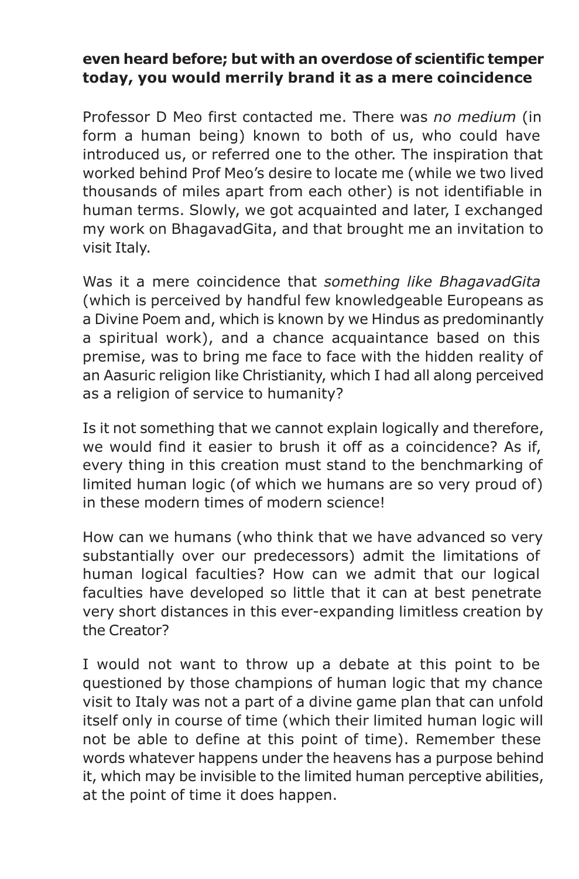**even heard before; but with an overdose of scientific temper today, you would merrily brand it as a mere coincidence**

Professor D Meo first contacted me. There was *no medium* (in form a human being) known to both of us, who could have introduced us, or referred one to the other. The inspiration that worked behind Prof Meo's desire to locate me (while we two lived thousands of miles apart from each other) is not identifiable in human terms. Slowly, we got acquainted and later, I exchanged my work on BhagavadGita, and that brought me an invitation to visit Italy.

Was it a mere coincidence that *something like BhagavadGita* (which is perceived by handful few knowledgeable Europeans as a Divine Poem and, which is known by we Hindus as predominantly a spiritual work), and a chance acquaintance based on this premise, was to bring me face to face with the hidden reality of an Aasuric religion like Christianity, which I had all along perceived as a religion of service to humanity?

Is it not something that we cannot explain logically and therefore, we would find it easier to brush it off as a coincidence? As if, every thing in this creation must stand to the benchmarking of limited human logic (of which we humans are so very proud of) in these modern times of modern science!

How can we humans (who think that we have advanced so very substantially over our predecessors) admit the limitations of human logical faculties? How can we admit that our logical faculties have developed so little that it can at best penetrate very short distances in this ever-expanding limitless creation by the Creator?

I would not want to throw up a debate at this point to be questioned by those champions of human logic that my chance visit to Italy was not a part of a divine game plan that can unfold itself only in course of time (which their limited human logic will not be able to define at this point of time). Remember these words whatever happens under the heavens has a purpose behind it, which may be invisible to the limited human perceptive abilities, at the point of time it does happen.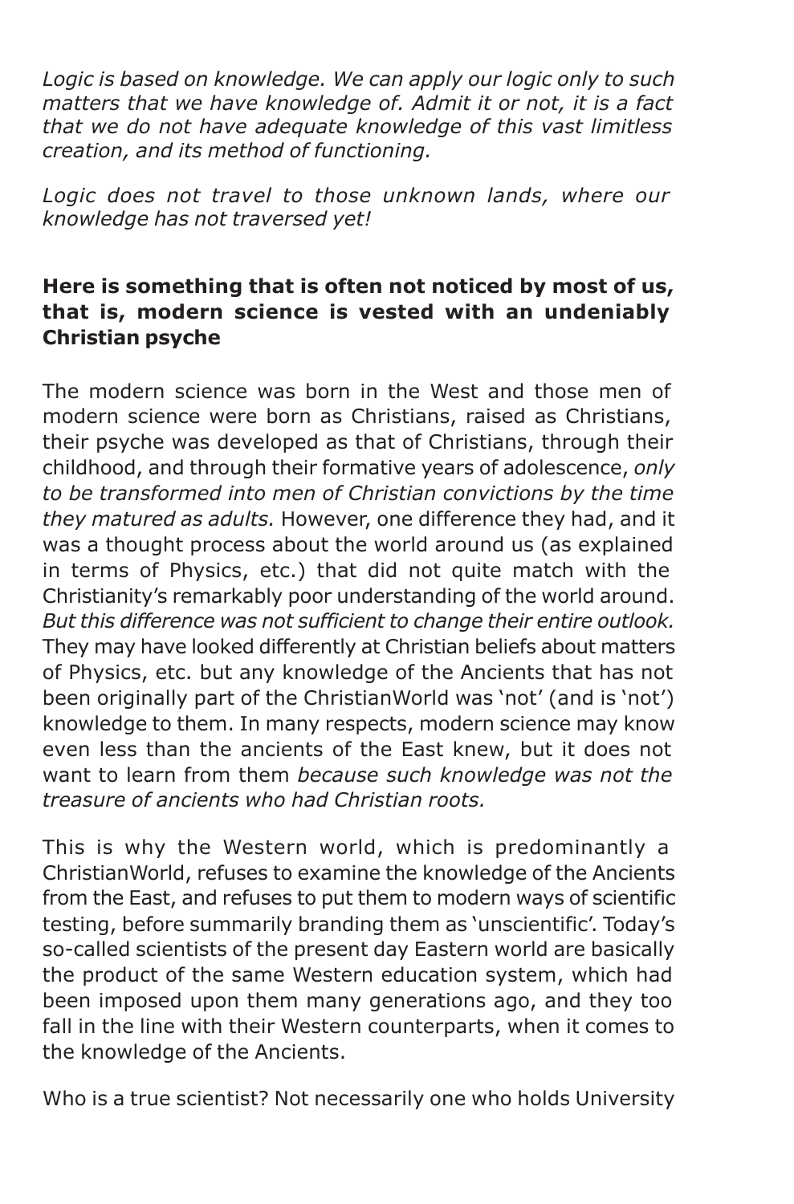*Logic is based on knowledge. We can apply our logic only to such matters that we have knowledge of. Admit it or not, it is a fact that we do not have adequate knowledge of this vast limitless creation, and its method of functioning.*

*Logic does not travel to those unknown lands, where our knowledge has not traversed yet!*

**Here is something that is often not noticed by most of us, that is, modern science is vested with an undeniably Christian psyche**

The modern science was born in the West and those men of modern science were born as Christians, raised as Christians, their psyche was developed as that of Christians, through their childhood, and through their formative years of adolescence, *only to be transformed into men of Christian convictions by the time they matured as adults.* However, one difference they had, and it was a thought process about the world around us (as explained in terms of Physics, etc.) that did not quite match with the Christianity's remarkably poor understanding of the world around. *But this difference was not sufficient to change their entire outlook.* They may have looked differently at Christian beliefs about matters of Physics, etc. but any knowledge of the Ancients that has not been originally part of the ChristianWorld was 'not' (and is 'not') knowledge to them. In many respects, modern science may know even less than the ancients of the East knew, but it does not want to learn from them *because such knowledge was not the treasure of ancients who had Christian roots.*

This is why the Western world, which is predominantly a ChristianWorld, refuses to examine the knowledge of the Ancients from the East, and refuses to put them to modern ways of scientific testing, before summarily branding them as 'unscientific'. Today's so-called scientists of the present day Eastern world are basically the product of the same Western education system, which had been imposed upon them many generations ago, and they too fall in the line with their Western counterparts, when it comes to the knowledge of the Ancients.

Who is a true scientist? Not necessarily one who holds University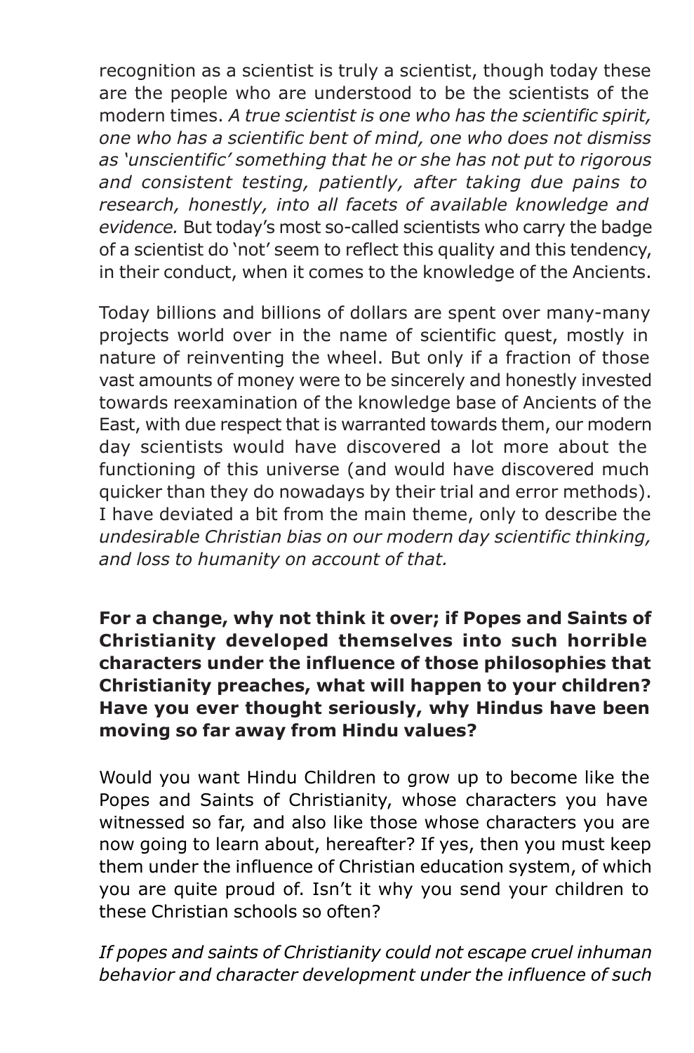recognition as a scientist is truly a scientist, though today these are the people who are understood to be the scientists of the modern times. *A true scientist is one who has the scientific spirit, one who has a scientific bent of mind, one who does not dismiss as 'unscientific' something that he or she has not put to rigorous and consistent testing, patiently, after taking due pains to research, honestly, into all facets of available knowledge and evidence.* But today's most so-called scientists who carry the badge of a scientist do 'not' seem to reflect this quality and this tendency, in their conduct, when it comes to the knowledge of the Ancients.

Today billions and billions of dollars are spent over many-many projects world over in the name of scientific quest, mostly in nature of reinventing the wheel. But only if a fraction of those vast amounts of money were to be sincerely and honestly invested towards reexamination of the knowledge base of Ancients of the East, with due respect that is warranted towards them, our modern day scientists would have discovered a lot more about the functioning of this universe (and would have discovered much quicker than they do nowadays by their trial and error methods). I have deviated a bit from the main theme, only to describe the *undesirable Christian bias on our modern day scientific thinking, and loss to humanity on account of that.*

**For a change, why not think it over; if Popes and Saints of Christianity developed themselves into such horrible characters under the influence of those philosophies that Christianity preaches, what will happen to your children? Have you ever thought seriously, why Hindus have been moving so far away from Hindu values?**

Would you want Hindu Children to grow up to become like the Popes and Saints of Christianity, whose characters you have witnessed so far, and also like those whose characters you are now going to learn about, hereafter? If yes, then you must keep them under the influence of Christian education system, of which you are quite proud of. Isn't it why you send your children to these Christian schools so often?

*If popes and saints of Christianity could not escape cruel inhuman behavior and character development under the influence of such*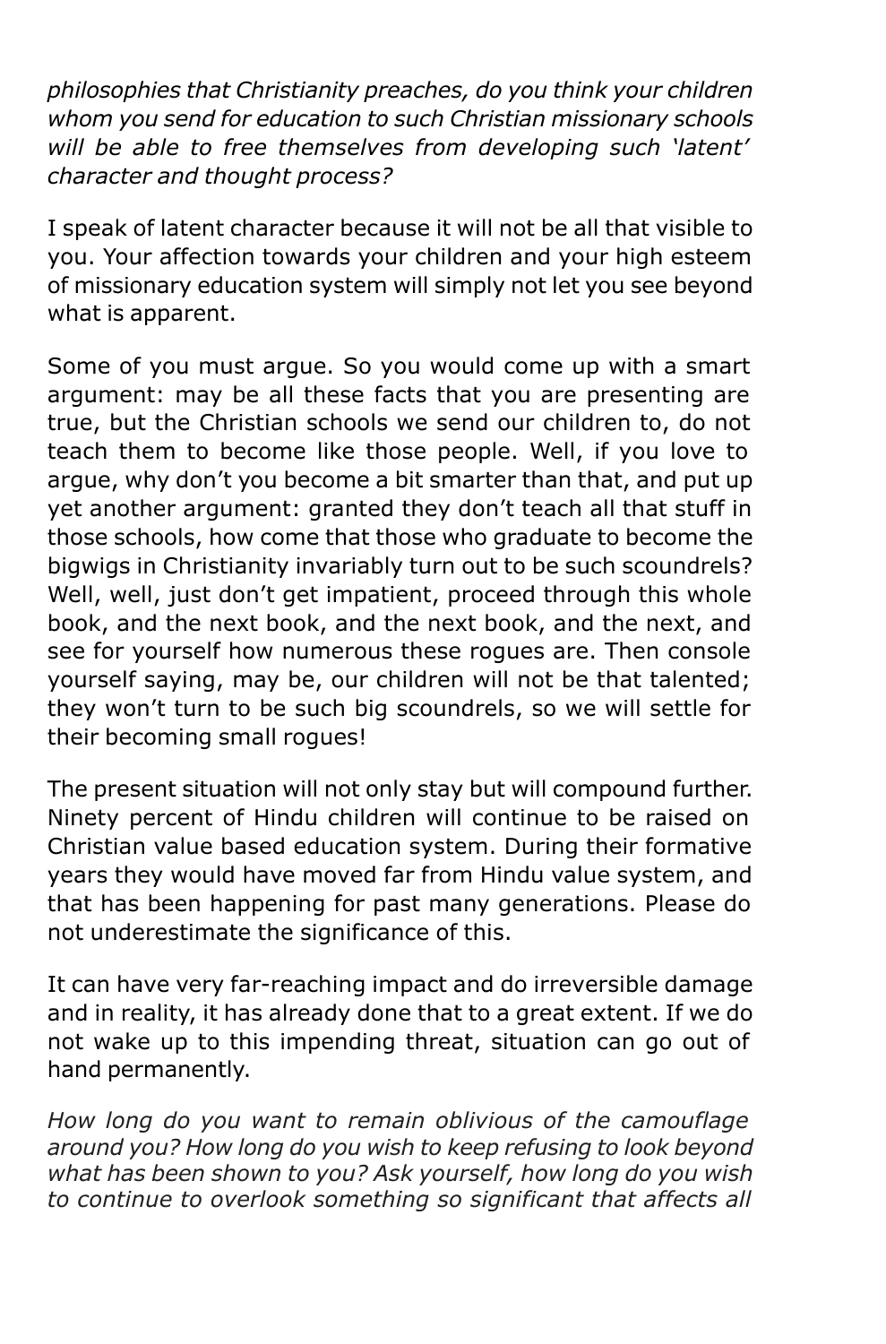*philosophies that Christianity preaches, do you think your children whom you send for education to such Christian missionary schools will be able to free themselves from developing such 'latent' character and thought process?*

I speak of latent character because it will not be all that visible to you. Your affection towards your children and your high esteem of missionary education system will simply not let you see beyond what is apparent.

Some of you must argue. So you would come up with a smart argument: may be all these facts that you are presenting are true, but the Christian schools we send our children to, do not teach them to become like those people. Well, if you love to argue, why don't you become a bit smarter than that, and put up yet another argument: granted they don't teach all that stuff in those schools, how come that those who graduate to become the bigwigs in Christianity invariably turn out to be such scoundrels? Well, well, just don't get impatient, proceed through this whole book, and the next book, and the next book, and the next, and see for yourself how numerous these rogues are. Then console yourself saying, may be, our children will not be that talented; they won't turn to be such big scoundrels, so we will settle for their becoming small rogues!

The present situation will not only stay but will compound further. Ninety percent of Hindu children will continue to be raised on Christian value based education system. During their formative years they would have moved far from Hindu value system, and that has been happening for past many generations. Please do not underestimate the significance of this.

It can have very far-reaching impact and do irreversible damage and in reality, it has already done that to a great extent. If we do not wake up to this impending threat, situation can go out of hand permanently.

*How long do you want to remain oblivious of the camouflage around you? How long do you wish to keep refusing to look beyond what has been shown to you? Ask yourself, how long do you wish to continue to overlook something so significant that affects all*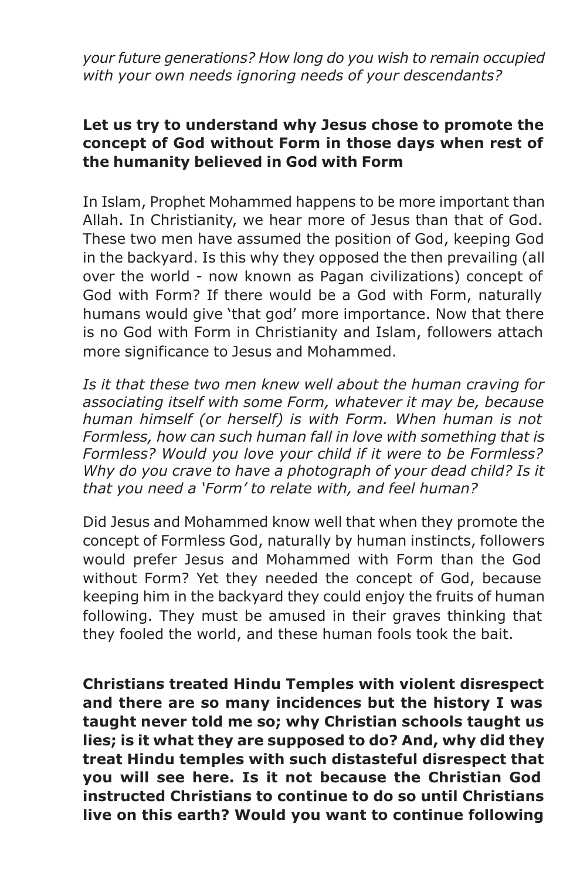*your future generations? How long do you wish to remain occupied with your own needs ignoring needs of your descendants?*

**Let us try to understand why Jesus chose to promote the concept of God without Form in those days when rest of the humanity believed in God with Form**

In Islam, Prophet Mohammed happens to be more important than Allah. In Christianity, we hear more of Jesus than that of God. These two men have assumed the position of God, keeping God in the backyard. Is this why they opposed the then prevailing (all over the world - now known as Pagan civilizations) concept of God with Form? If there would be a God with Form, naturally humans would give 'that god' more importance. Now that there is no God with Form in Christianity and Islam, followers attach more significance to Jesus and Mohammed.

*Is it that these two men knew well about the human craving for associating itself with some Form, whatever it may be, because human himself (or herself) is with Form. When human is not Formless, how can such human fall in love with something that is Formless? Would you love your child if it were to be Formless? Why do you crave to have a photograph of your dead child? Is it that you need a 'Form' to relate with, and feel human?*

Did Jesus and Mohammed know well that when they promote the concept of Formless God, naturally by human instincts, followers would prefer Jesus and Mohammed with Form than the God without Form? Yet they needed the concept of God, because keeping him in the backyard they could enjoy the fruits of human following. They must be amused in their graves thinking that they fooled the world, and these human fools took the bait.

**Christians treated Hindu Temples with violent disrespect and there are so many incidences but the history I was taught never told me so; why Christian schools taught us lies; is it what they are supposed to do? And, why did they treat Hindu temples with such distasteful disrespect that you will see here. Is it not because the Christian God instructed Christians to continue to do so until Christians live on this earth? Would you want to continue following**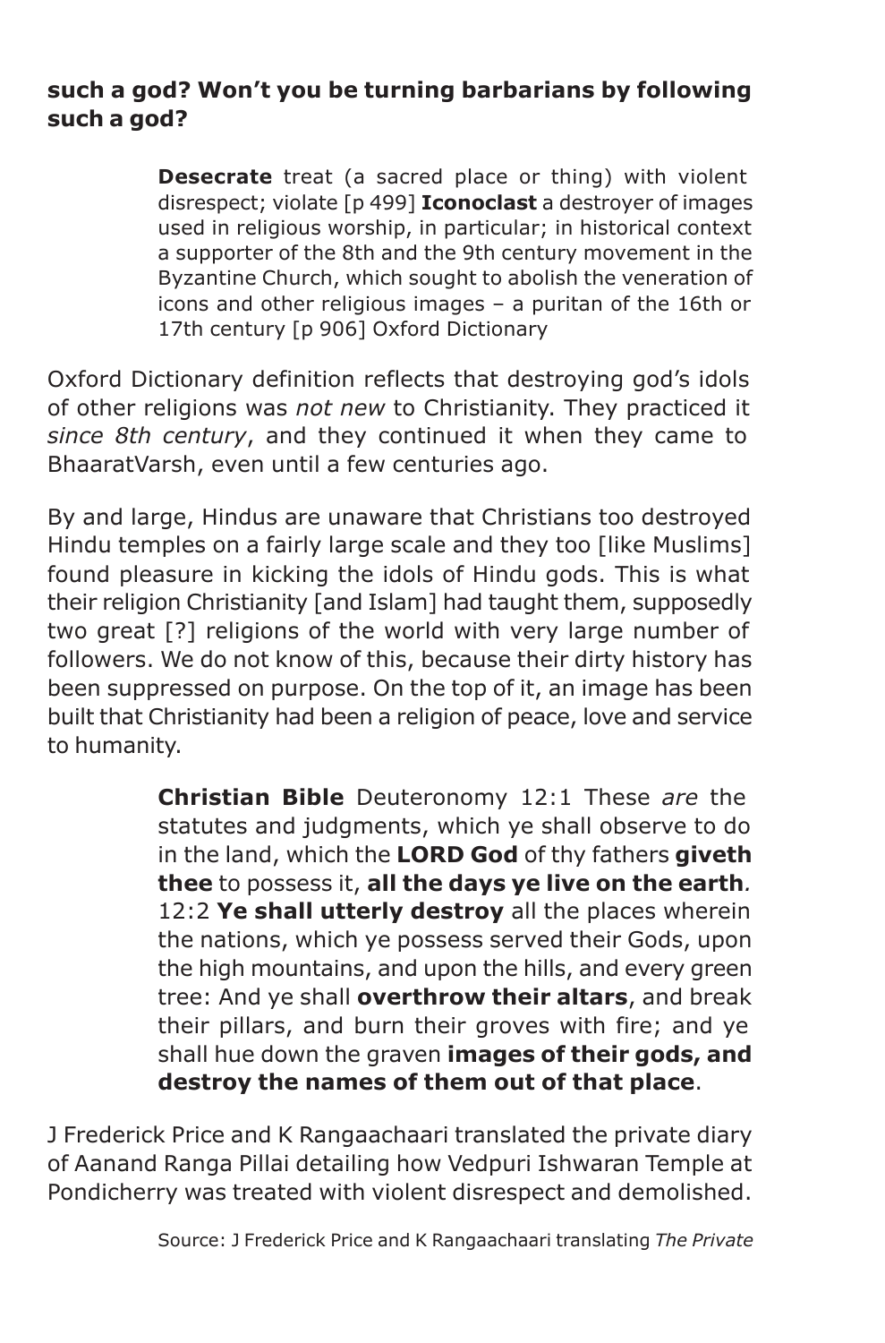**such a god? Won't you be turning barbarians by following such a god?**

> **Desecrate** treat (a sacred place or thing) with violent disrespect; violate [p 499] **Iconoclast** a destroyer of images used in religious worship, in particular; in historical context a supporter of the 8th and the 9th century movement in the Byzantine Church, which sought to abolish the veneration of icons and other religious images – a puritan of the 16th or 17th century [p 906] Oxford Dictionary

Oxford Dictionary definition reflects that destroying god's idols of other religions was *not new* to Christianity. They practiced it *since 8th century*, and they continued it when they came to BhaaratVarsh, even until a few centuries ago.

By and large, Hindus are unaware that Christians too destroyed Hindu temples on a fairly large scale and they too [like Muslims] found pleasure in kicking the idols of Hindu gods. This is what their religion Christianity [and Islam] had taught them, supposedly two great [?] religions of the world with very large number of followers. We do not know of this, because their dirty history has been suppressed on purpose. On the top of it, an image has been built that Christianity had been a religion of peace, love and service to humanity.

> **Christian Bible** Deuteronomy 12:1 These *are* the statutes and judgments, which ye shall observe to do in the land, which the **LORD God** of thy fathers **giveth thee** to possess it, **all the days ye live on the earth**. 12:2 **Ye shall utterly destroy** all the places wherein the nations, which ye possess served their Gods, upon the high mountains, and upon the hills, and every green tree: And ye shall **overthrow their altars**, and break their pillars, and burn their groves with fire; and ye shall hue down the graven **images of their gods, and destroy the names of them out of that place**.

J Frederick Price and K Rangaachaari translated the private diary of Aanand Ranga Pillai detailing how Vedpuri Ishwaran Temple at Pondicherry was treated with violent disrespect and demolished.

> Source: J Frederick Price and K Rangaachaari translating *The Private*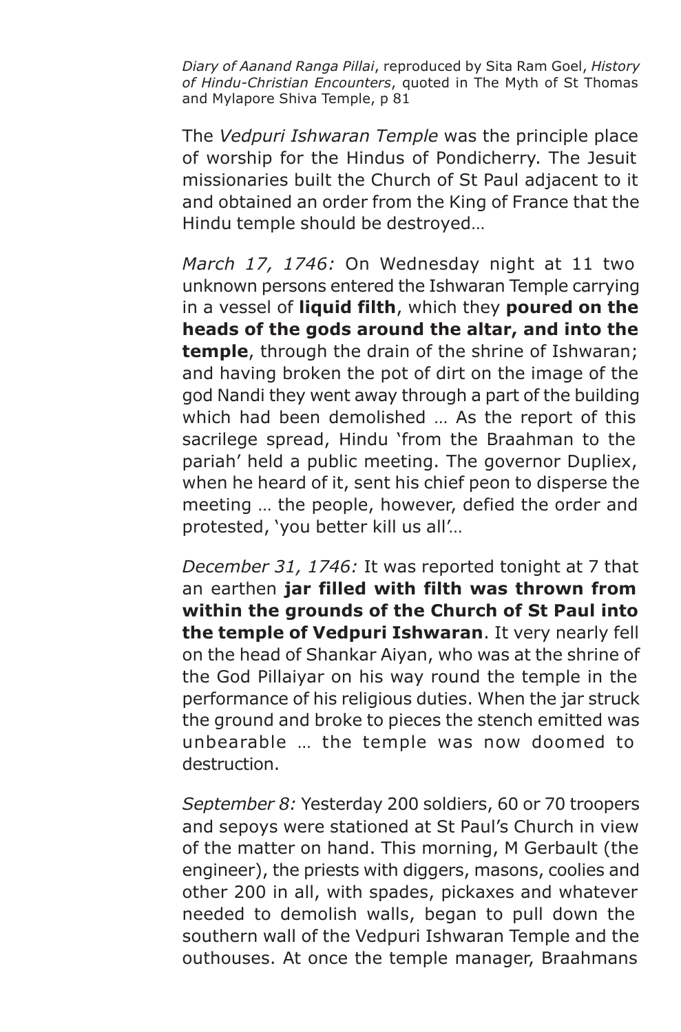*Diary of Aanand Ranga Pillai*, reproduced by Sita Ram Goel, *History of Hindu-Christian Encounters*, quoted in The Myth of St Thomas and Mylapore Shiva Temple, p 81

The *Vedpuri Ishwaran Temple* was the principle place of worship for the Hindus of Pondicherry. The Jesuit missionaries built the Church of St Paul adjacent to it and obtained an order from the King of France that the Hindu temple should be destroyed…

*March 17, 1746:* On Wednesday night at 11 two unknown persons entered the Ishwaran Temple carrying in a vessel of **liquid filth**, which they **poured on the heads of the gods around the altar, and into the temple**, through the drain of the shrine of Ishwaran; and having broken the pot of dirt on the image of the god Nandi they went away through a part of the building which had been demolished … As the report of this sacrilege spread, Hindu 'from the Braahman to the pariah' held a public meeting. The governor Dupliex, when he heard of it, sent his chief peon to disperse the meeting … the people, however, defied the order and protested, 'you better kill us all'…

*December 31, 1746:* It was reported tonight at 7 that an earthen **jar filled with filth was thrown from within the grounds of the Church of St Paul into the temple of Vedpuri Ishwaran**. It very nearly fell on the head of Shankar Aiyan, who was at the shrine of the God Pillaiyar on his way round the temple in the performance of his religious duties. When the jar struck the ground and broke to pieces the stench emitted was unbearable … the temple was now doomed to destruction.

*September 8:* Yesterday 200 soldiers, 60 or 70 troopers and sepoys were stationed at St Paul's Church in view of the matter on hand. This morning, M Gerbault (the engineer), the priests with diggers, masons, coolies and other 200 in all, with spades, pickaxes and whatever needed to demolish walls, began to pull down the southern wall of the Vedpuri Ishwaran Temple and the outhouses. At once the temple manager, Braahmans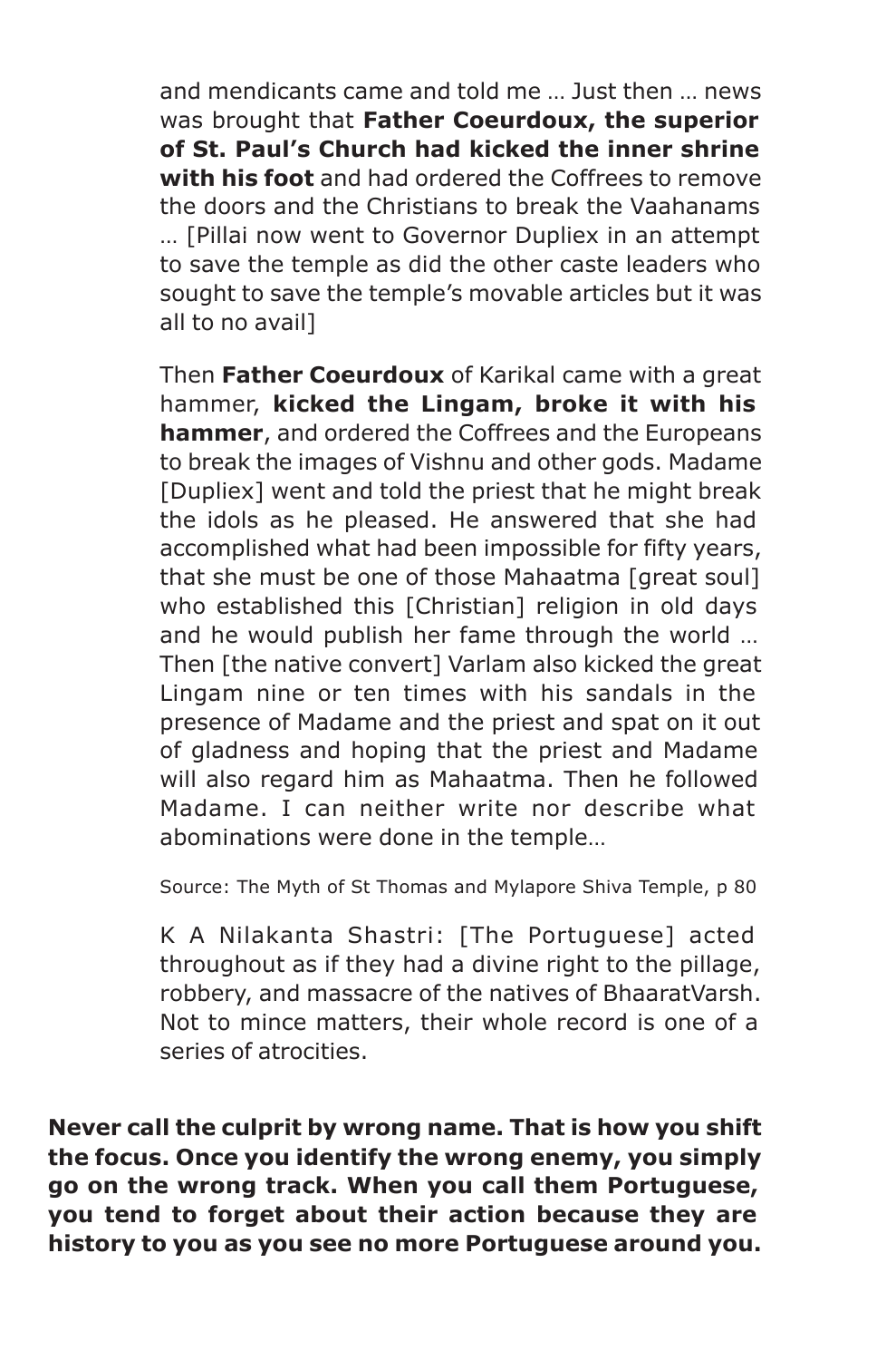and mendicants came and told me … Just then … news was brought that **Father Coeurdoux, the superior of St. Paul's Church had kicked the inner shrine with his foot** and had ordered the Coffrees to remove the doors and the Christians to break the Vaahanams … [Pillai now went to Governor Dupliex in an attempt to save the temple as did the other caste leaders who sought to save the temple's movable articles but it was all to no avail]

Then **Father Coeurdoux** of Karikal came with a great hammer, **kicked the Lingam, broke it with his hammer**, and ordered the Coffrees and the Europeans to break the images of Vishnu and other gods. Madame [Dupliex] went and told the priest that he might break the idols as he pleased. He answered that she had accomplished what had been impossible for fifty years, that she must be one of those Mahaatma [great soul] who established this [Christian] religion in old days and he would publish her fame through the world … Then [the native convert] Varlam also kicked the great Lingam nine or ten times with his sandals in the presence of Madame and the priest and spat on it out of gladness and hoping that the priest and Madame will also regard him as Mahaatma. Then he followed Madame. I can neither write nor describe what abominations were done in the temple…

Source: The Myth of St Thomas and Mylapore Shiva Temple, p 80

K A Nilakanta Shastri: [The Portuguese] acted throughout as if they had a divine right to the pillage, robbery, and massacre of the natives of BhaaratVarsh. Not to mince matters, their whole record is one of a series of atrocities.

**Never call the culprit by wrong name. That is how you shift the focus. Once you identify the wrong enemy, you simply go on the wrong track. When you call them Portuguese, you tend to forget about their action because they are history to you as you see no more Portuguese around you.**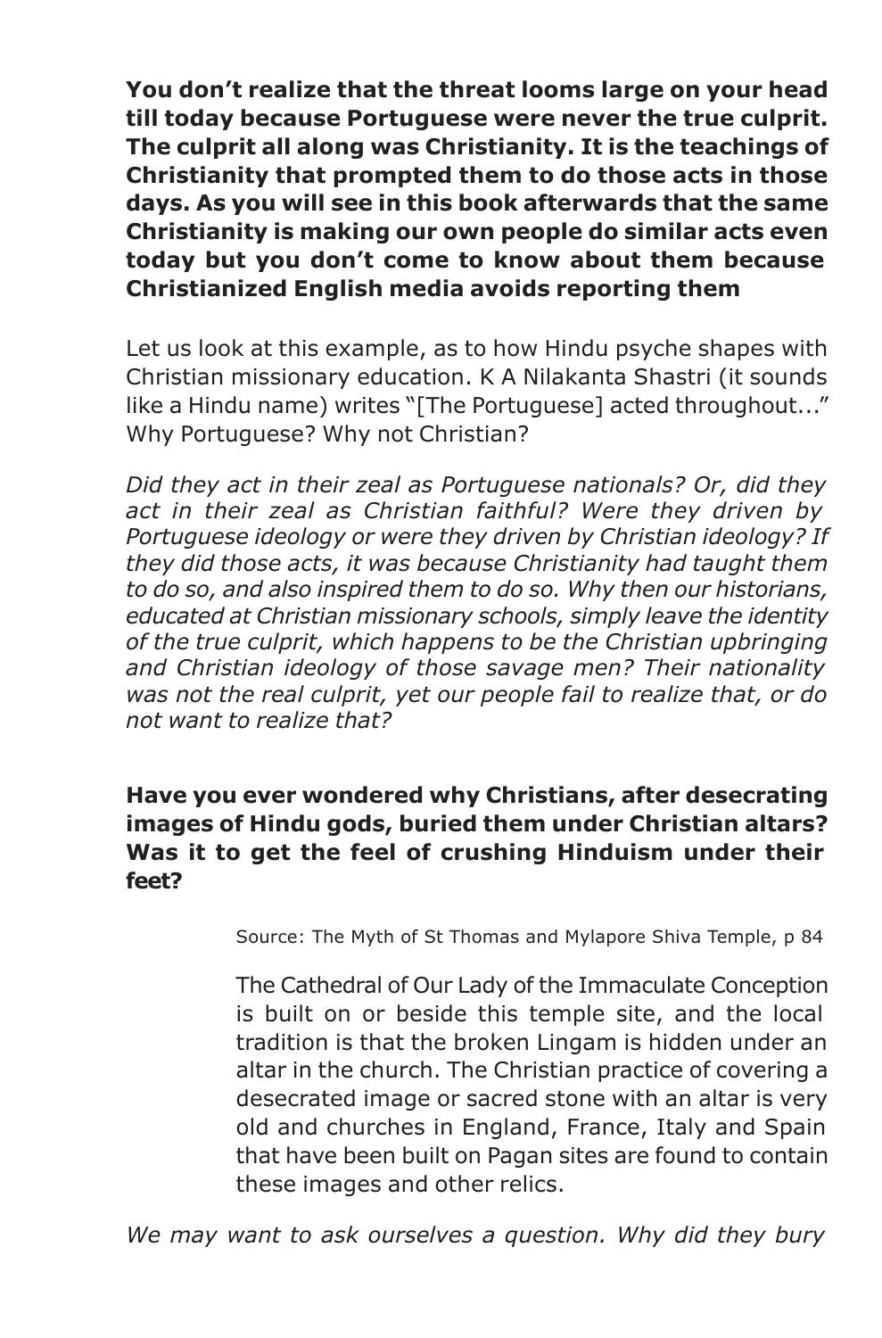**You don't realize that the threat looms large on your head till today because Portuguese were never the true culprit. The culprit all along was Christianity. It is the teachings of Christianity that prompted them to do those acts in those days. As you will see in this book afterwards that the same Christianity is making our own people do similar acts even today but you don't come to know about them because Christianized English media avoids reporting them**

Let us look at this example, as to how Hindu psyche shapes with Christian missionary education. K A Nilakanta Shastri (it sounds like a Hindu name) writes "[The Portuguese] acted throughout..." Why Portuguese? Why not Christian?

*Did they act in their zeal as Portuguese nationals? Or, did they act in their zeal as Christian faithful? Were they driven by Portuguese ideology or were they driven by Christian ideology? If they did those acts, it was because Christianity had taught them to do so, and also inspired them to do so. Why then our historians, educated at Christian missionary schools, simply leave the identity of the true culprit, which happens to be the Christian upbringing and Christian ideology of those savage men? Their nationality was not the real culprit, yet our people fail to realize that, or do not want to realize that?*

**Have you ever wondered why Christians, after desecrating images of Hindu gods, buried them under Christian altars? Was it to get the feel of crushing Hinduism under their feet?**

Source: The Myth of St Thomas and Mylapore Shiva Temple, p 84

> The Cathedral of Our Lady of the Immaculate Conception is built on or beside this temple site, and the local tradition is that the broken Lingam is hidden under an altar in the church. The Christian practice of covering a desecrated image or sacred stone with an altar is very old and churches in England, France, Italy and Spain that have been built on Pagan sites are found to contain these images and other relics.

*We may want to ask ourselves a question. Why did they bury*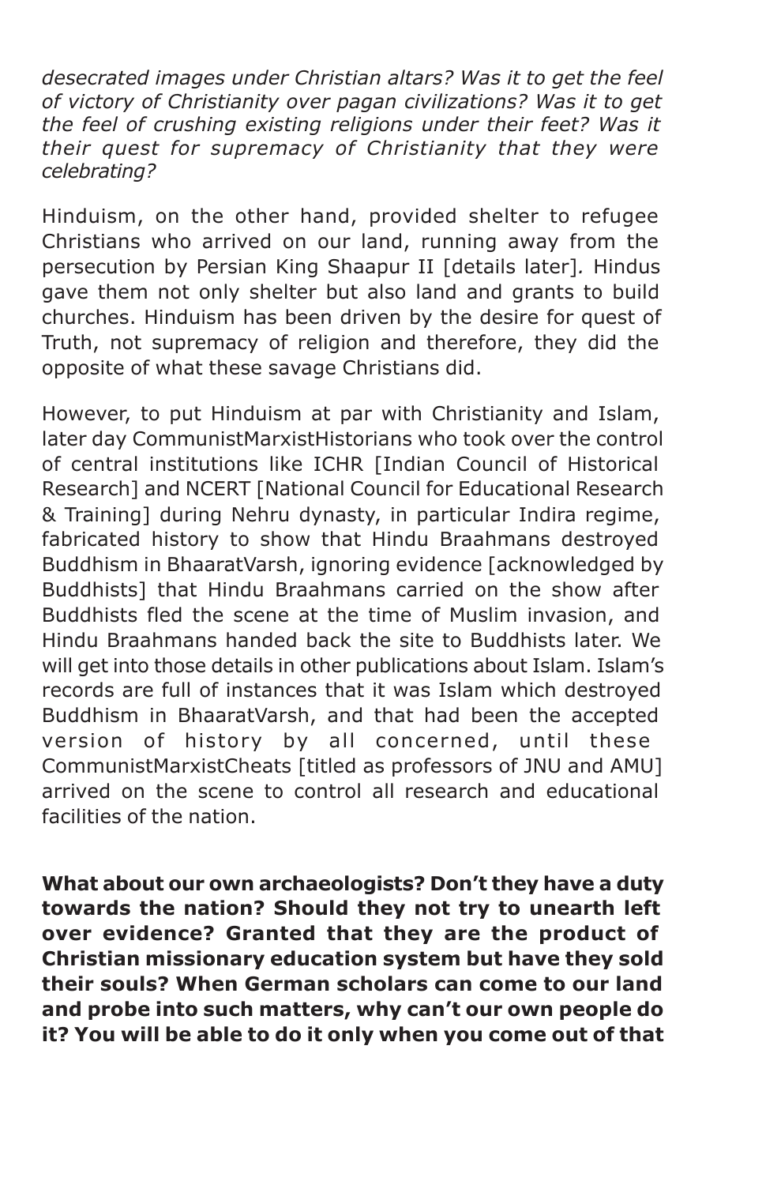*desecrated images under Christian altars? Was it to get the feel of victory of Christianity over pagan civilizations? Was it to get the feel of crushing existing religions under their feet? Was it their quest for supremacy of Christianity that they were celebrating?*

Hinduism, on the other hand, provided shelter to refugee Christians who arrived on our land, running away from the persecution by Persian King Shaapur II [details later]*.* Hindus gave them not only shelter but also land and grants to build churches. Hinduism has been driven by the desire for quest of Truth, not supremacy of religion and therefore, they did the opposite of what these savage Christians did.

However, to put Hinduism at par with Christianity and Islam, later day CommunistMarxistHistorians who took over the control of central institutions like ICHR [Indian Council of Historical Research] and NCERT [National Council for Educational Research & Training] during Nehru dynasty, in particular Indira regime, fabricated history to show that Hindu Braahmans destroyed Buddhism in BhaaratVarsh, ignoring evidence [acknowledged by Buddhists] that Hindu Braahmans carried on the show after Buddhists fled the scene at the time of Muslim invasion, and Hindu Braahmans handed back the site to Buddhists later. We will get into those details in other publications about Islam. Islam's records are full of instances that it was Islam which destroyed Buddhism in BhaaratVarsh, and that had been the accepted version of history by all concerned, until these CommunistMarxistCheats [titled as professors of JNU and AMU] arrived on the scene to control all research and educational facilities of the nation.

**What about our own archaeologists? Don't they have a duty towards the nation? Should they not try to unearth left over evidence? Granted that they are the product of Christian missionary education system but have they sold their souls? When German scholars can come to our land and probe into such matters, why can't our own people do it? You will be able to do it only when you come out of that**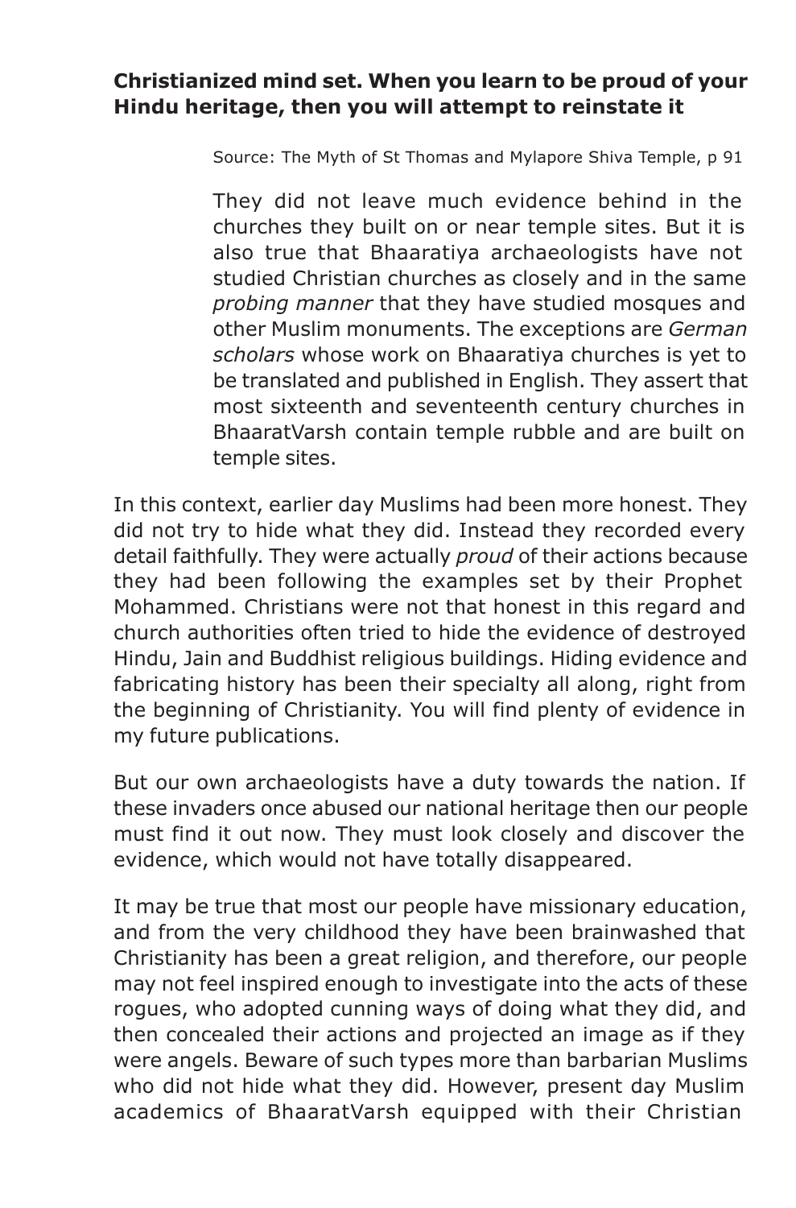**Christianized mind set. When you learn to be proud of your Hindu heritage, then you will attempt to reinstate it**

> Source: The Myth of St Thomas and Mylapore Shiva Temple, p 91
>
> They did not leave much evidence behind in the churches they built on or near temple sites. But it is also true that Bhaaratiya archaeologists have not studied Christian churches as closely and in the same *probing manner* that they have studied mosques and other Muslim monuments. The exceptions are *German scholars* whose work on Bhaaratiya churches is yet to be translated and published in English. They assert that most sixteenth and seventeenth century churches in BhaaratVarsh contain temple rubble and are built on temple sites.

In this context, earlier day Muslims had been more honest. They did not try to hide what they did. Instead they recorded every detail faithfully. They were actually *proud* of their actions because they had been following the examples set by their Prophet Mohammed. Christians were not that honest in this regard and church authorities often tried to hide the evidence of destroyed Hindu, Jain and Buddhist religious buildings. Hiding evidence and fabricating history has been their specialty all along, right from the beginning of Christianity. You will find plenty of evidence in my future publications.

But our own archaeologists have a duty towards the nation. If these invaders once abused our national heritage then our people must find it out now. They must look closely and discover the evidence, which would not have totally disappeared.

It may be true that most our people have missionary education, and from the very childhood they have been brainwashed that Christianity has been a great religion, and therefore, our people may not feel inspired enough to investigate into the acts of these rogues, who adopted cunning ways of doing what they did, and then concealed their actions and projected an image as if they were angels. Beware of such types more than barbarian Muslims who did not hide what they did. However, present day Muslim academics of BhaaratVarsh equipped with their Christian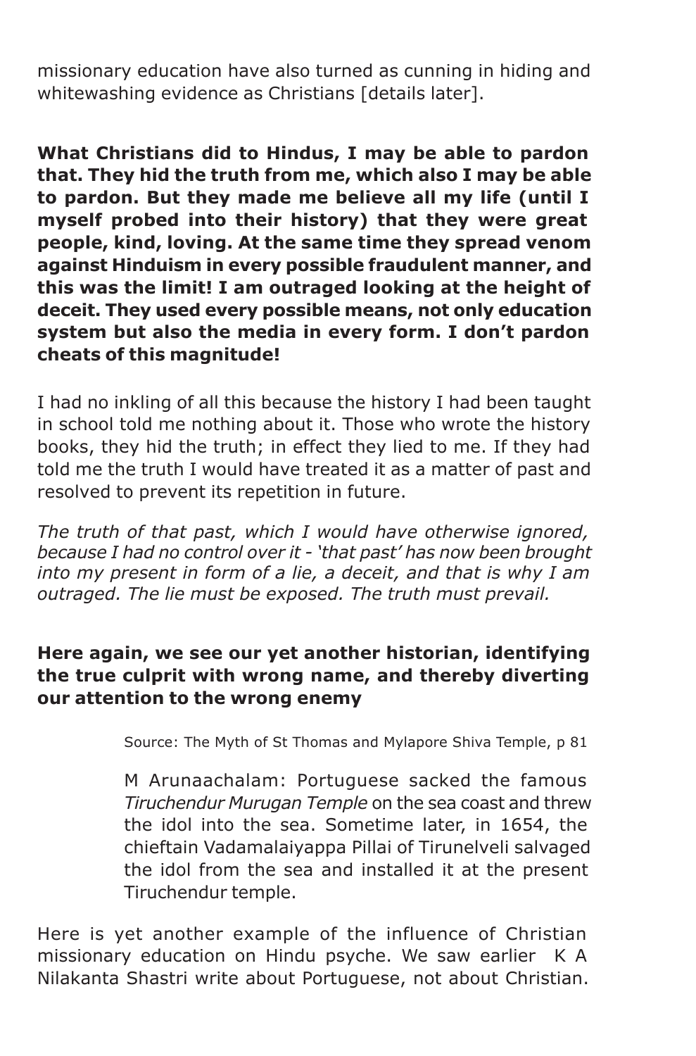missionary education have also turned as cunning in hiding and whitewashing evidence as Christians [details later].

**What Christians did to Hindus, I may be able to pardon that. They hid the truth from me, which also I may be able to pardon. But they made me believe all my life (until I myself probed into their history) that they were great people, kind, loving. At the same time they spread venom against Hinduism in every possible fraudulent manner, and this was the limit! I am outraged looking at the height of deceit. They used every possible means, not only education system but also the media in every form. I don't pardon cheats of this magnitude!**

I had no inkling of all this because the history I had been taught in school told me nothing about it. Those who wrote the history books, they hid the truth; in effect they lied to me. If they had told me the truth I would have treated it as a matter of past and resolved to prevent its repetition in future.

*The truth of that past, which I would have otherwise ignored, because I had no control over it - 'that past' has now been brought into my present in form of a lie, a deceit, and that is why I am outraged. The lie must be exposed. The truth must prevail.*

**Here again, we see our yet another historian, identifying the true culprit with wrong name, and thereby diverting our attention to the wrong enemy**

Source: The Myth of St Thomas and Mylapore Shiva Temple, p 81

> M Arunaachalam: Portuguese sacked the famous *Tiruchendur Murugan Temple* on the sea coast and threw the idol into the sea. Sometime later, in 1654, the chieftain Vadamalaiyappa Pillai of Tirunelveli salvaged the idol from the sea and installed it at the present Tiruchendur temple.

Here is yet another example of the influence of Christian missionary education on Hindu psyche. We saw earlier K A Nilakanta Shastri write about Portuguese, not about Christian.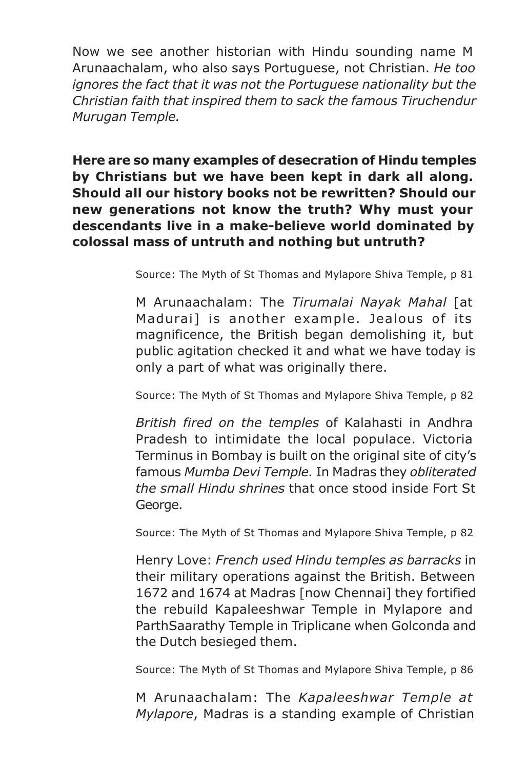Now we see another historian with Hindu sounding name M Arunaachalam, who also says Portuguese, not Christian. *He too ignores the fact that it was not the Portuguese nationality but the Christian faith that inspired them to sack the famous Tiruchendur Murugan Temple.*

**Here are so many examples of desecration of Hindu temples by Christians but we have been kept in dark all along. Should all our history books not be rewritten? Should our new generations not know the truth? Why must your descendants live in a make-believe world dominated by colossal mass of untruth and nothing but untruth?**

Source: The Myth of St Thomas and Mylapore Shiva Temple, p 81

M Arunaachalam: The *Tirumalai Nayak Mahal* [at Madurai] is another example. Jealous of its magnificence, the British began demolishing it, but public agitation checked it and what we have today is only a part of what was originally there.

Source: The Myth of St Thomas and Mylapore Shiva Temple, p 82

*British fired on the temples* of Kalahasti in Andhra Pradesh to intimidate the local populace. Victoria Terminus in Bombay is built on the original site of city's famous *Mumba Devi Temple.* In Madras they *obliterated the small Hindu shrines* that once stood inside Fort St George.

Source: The Myth of St Thomas and Mylapore Shiva Temple, p 82

Henry Love: *French used Hindu temples as barracks* in their military operations against the British. Between 1672 and 1674 at Madras [now Chennai] they fortified the rebuild Kapaleeshwar Temple in Mylapore and ParthSaarathy Temple in Triplicane when Golconda and the Dutch besieged them.

Source: The Myth of St Thomas and Mylapore Shiva Temple, p 86

M Arunaachalam: The *Kapaleeshwar Temple at Mylapore*, Madras is a standing example of Christian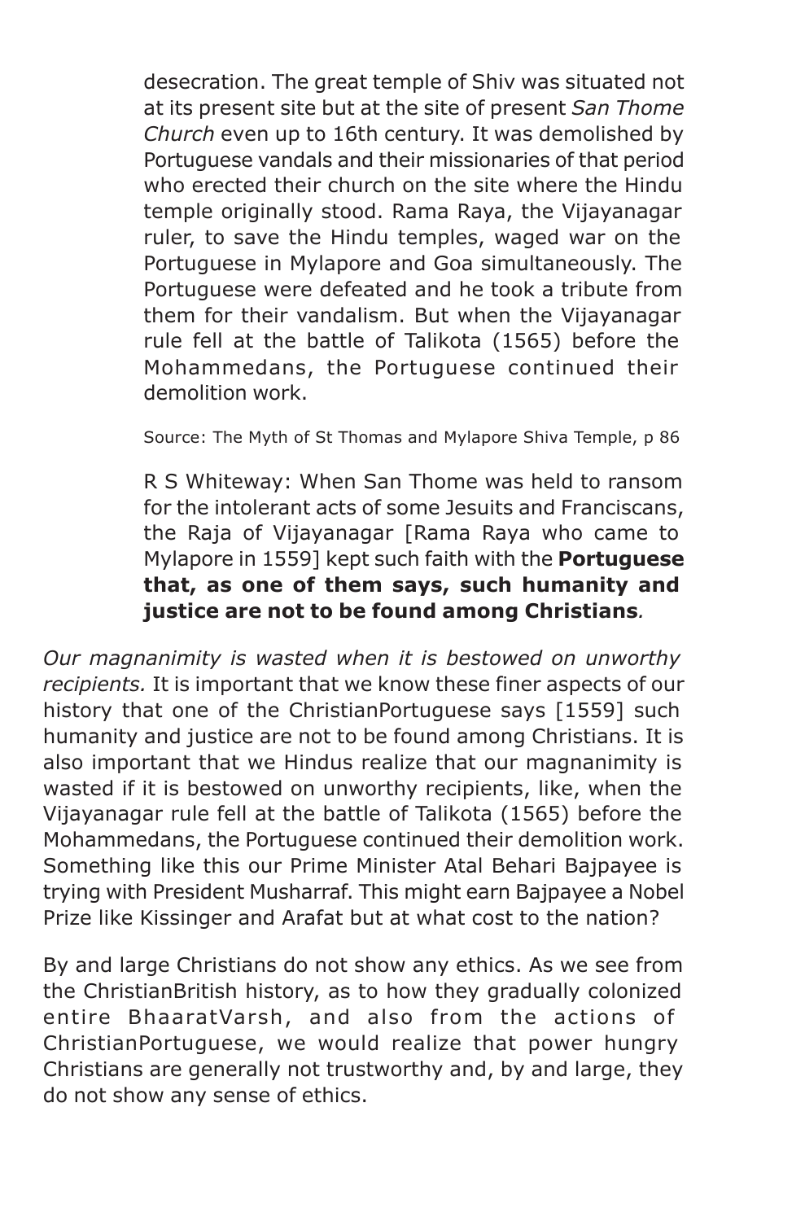desecration. The great temple of Shiv was situated not at its present site but at the site of present *San Thome Church* even up to 16th century. It was demolished by Portuguese vandals and their missionaries of that period who erected their church on the site where the Hindu temple originally stood. Rama Raya, the Vijayanagar ruler, to save the Hindu temples, waged war on the Portuguese in Mylapore and Goa simultaneously. The Portuguese were defeated and he took a tribute from them for their vandalism. But when the Vijayanagar rule fell at the battle of Talikota (1565) before the Mohammedans, the Portuguese continued their demolition work.

Source: The Myth of St Thomas and Mylapore Shiva Temple, p 86

R S Whiteway: When San Thome was held to ransom for the intolerant acts of some Jesuits and Franciscans, the Raja of Vijayanagar [Rama Raya who came to Mylapore in 1559] kept such faith with the **Portuguese that, as one of them says, such humanity and justice are not to be found among Christians***.*

*Our magnanimity is wasted when it is bestowed on unworthy recipients.* It is important that we know these finer aspects of our history that one of the ChristianPortuguese says [1559] such humanity and justice are not to be found among Christians. It is also important that we Hindus realize that our magnanimity is wasted if it is bestowed on unworthy recipients, like, when the Vijayanagar rule fell at the battle of Talikota (1565) before the Mohammedans, the Portuguese continued their demolition work. Something like this our Prime Minister Atal Behari Bajpayee is trying with President Musharraf. This might earn Bajpayee a Nobel Prize like Kissinger and Arafat but at what cost to the nation?

By and large Christians do not show any ethics. As we see from the ChristianBritish history, as to how they gradually colonized entire BhaaratVarsh, and also from the actions of ChristianPortuguese, we would realize that power hungry Christians are generally not trustworthy and, by and large, they do not show any sense of ethics.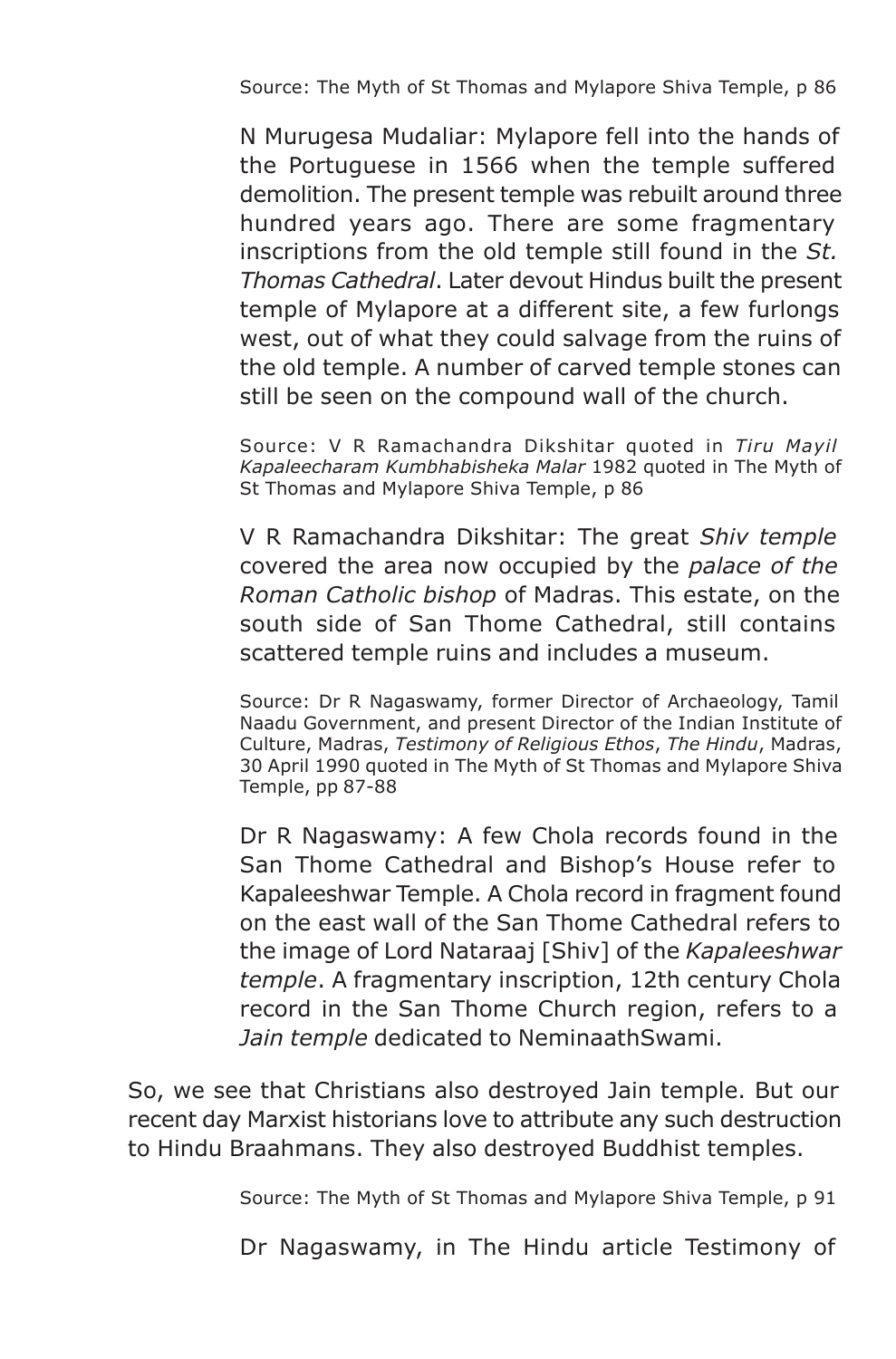Source: The Myth of St Thomas and Mylapore Shiva Temple, p 86

> N Murugesa Mudaliar: Mylapore fell into the hands of the Portuguese in 1566 when the temple suffered demolition. The present temple was rebuilt around three hundred years ago. There are some fragmentary inscriptions from the old temple still found in the *St. Thomas Cathedral*. Later devout Hindus built the present temple of Mylapore at a different site, a few furlongs west, out of what they could salvage from the ruins of the old temple. A number of carved temple stones can still be seen on the compound wall of the church.

Source: V R Ramachandra Dikshitar quoted in *Tiru Mayil Kapaleecharam Kumbhabisheka Malar* 1982 quoted in The Myth of St Thomas and Mylapore Shiva Temple, p 86

> V R Ramachandra Dikshitar: The great *Shiv temple* covered the area now occupied by the *palace of the Roman Catholic bishop* of Madras. This estate, on the south side of San Thome Cathedral, still contains scattered temple ruins and includes a museum.

Source: Dr R Nagaswamy, former Director of Archaeology, Tamil Naadu Government, and present Director of the Indian Institute of Culture, Madras, *Testimony of Religious Ethos*, *The Hindu*, Madras, 30 April 1990 quoted in The Myth of St Thomas and Mylapore Shiva Temple, pp 87-88

> Dr R Nagaswamy: A few Chola records found in the San Thome Cathedral and Bishop's House refer to Kapaleeshwar Temple. A Chola record in fragment found on the east wall of the San Thome Cathedral refers to the image of Lord Nataraaj [Shiv] of the *Kapaleeshwar temple*. A fragmentary inscription, 12th century Chola record in the San Thome Church region, refers to a *Jain temple* dedicated to NeminaathSwami.

So, we see that Christians also destroyed Jain temple. But our recent day Marxist historians love to attribute any such destruction to Hindu Braahmans. They also destroyed Buddhist temples.

Source: The Myth of St Thomas and Mylapore Shiva Temple, p 91

> Dr Nagaswamy, in The Hindu article Testimony of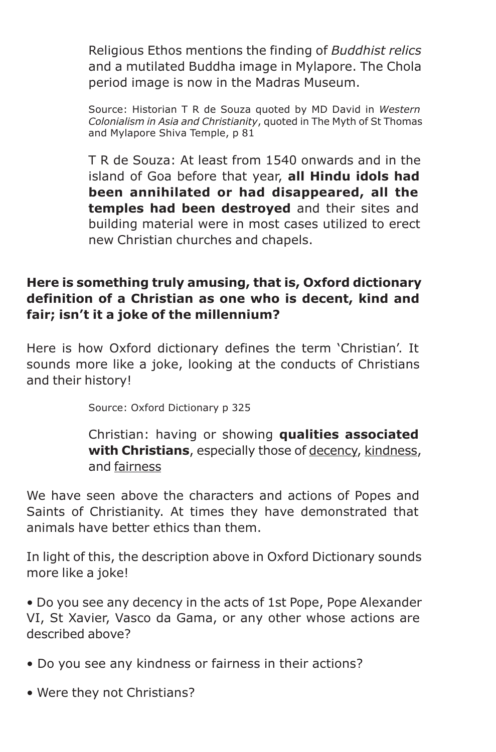Religious Ethos mentions the finding of *Buddhist relics* and a mutilated Buddha image in Mylapore. The Chola period image is now in the Madras Museum.

Source: Historian T R de Souza quoted by MD David in *Western Colonialism in Asia and Christianity*, quoted in The Myth of St Thomas and Mylapore Shiva Temple, p 81

T R de Souza: At least from 1540 onwards and in the island of Goa before that year, **all Hindu idols had been annihilated or had disappeared, all the temples had been destroyed** and their sites and building material were in most cases utilized to erect new Christian churches and chapels.

**Here is something truly amusing, that is, Oxford dictionary definition of a Christian as one who is decent, kind and fair; isn't it a joke of the millennium?**

Here is how Oxford dictionary defines the term 'Christian'. It sounds more like a joke, looking at the conducts of Christians and their history!

Source: Oxford Dictionary p 325

Christian: having or showing **qualities associated with Christians**, especially those of <u>decency</u>, <u>kindness</u>, and <u>fairness</u>

We have seen above the characters and actions of Popes and Saints of Christianity. At times they have demonstrated that animals have better ethics than them.

In light of this, the description above in Oxford Dictionary sounds more like a joke!

- Do you see any decency in the acts of 1st Pope, Pope Alexander VI, St Xavier, Vasco da Gama, or any other whose actions are described above?
- Do you see any kindness or fairness in their actions?
- Were they not Christians?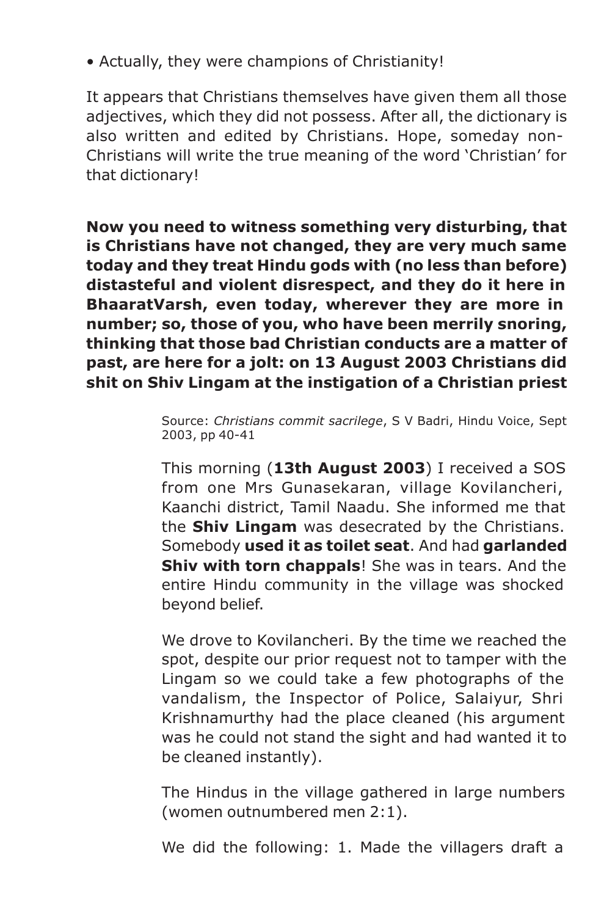• Actually, they were champions of Christianity!

It appears that Christians themselves have given them all those adjectives, which they did not possess. After all, the dictionary is also written and edited by Christians. Hope, someday non-Christians will write the true meaning of the word 'Christian' for that dictionary!

**Now you need to witness something very disturbing, that is Christians have not changed, they are very much same today and they treat Hindu gods with (no less than before) distasteful and violent disrespect, and they do it here in BhaaratVarsh, even today, wherever they are more in number; so, those of you, who have been merrily snoring, thinking that those bad Christian conducts are a matter of past, are here for a jolt: on 13 August 2003 Christians did shit on Shiv Lingam at the instigation of a Christian priest**

> Source: *Christians commit sacrilege*, S V Badri, Hindu Voice, Sept 2003, pp 40-41
>
> This morning (**13th August 2003**) I received a SOS from one Mrs Gunasekaran, village Kovilancheri, Kaanchi district, Tamil Naadu. She informed me that the **Shiv Lingam** was desecrated by the Christians. Somebody **used it as toilet seat**. And had **garlanded Shiv with torn chappals**! She was in tears. And the entire Hindu community in the village was shocked beyond belief.
>
> We drove to Kovilancheri. By the time we reached the spot, despite our prior request not to tamper with the Lingam so we could take a few photographs of the vandalism, the Inspector of Police, Salaiyur, Shri Krishnamurthy had the place cleaned (his argument was he could not stand the sight and had wanted it to be cleaned instantly).
>
> The Hindus in the village gathered in large numbers (women outnumbered men 2:1).
>
> We did the following: 1. Made the villagers draft a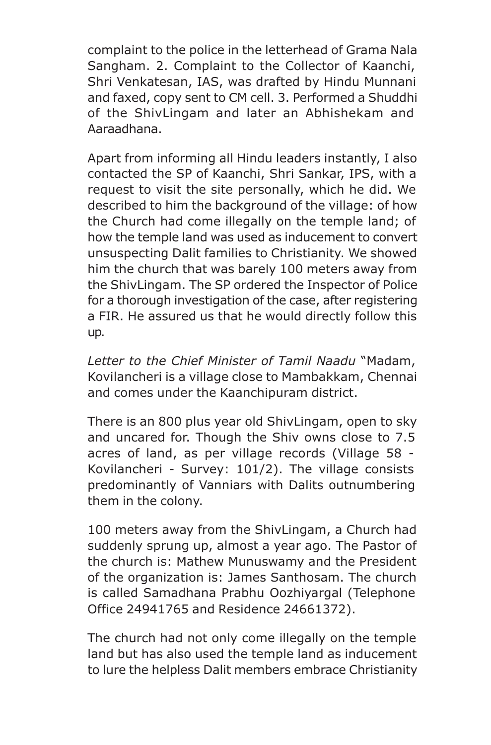complaint to the police in the letterhead of Grama Nala Sangham. 2. Complaint to the Collector of Kaanchi, Shri Venkatesan, IAS, was drafted by Hindu Munnani and faxed, copy sent to CM cell. 3. Performed a Shuddhi of the ShivLingam and later an Abhishekam and Aaraadhana.

Apart from informing all Hindu leaders instantly, I also contacted the SP of Kaanchi, Shri Sankar, IPS, with a request to visit the site personally, which he did. We described to him the background of the village: of how the Church had come illegally on the temple land; of how the temple land was used as inducement to convert unsuspecting Dalit families to Christianity. We showed him the church that was barely 100 meters away from the ShivLingam. The SP ordered the Inspector of Police for a thorough investigation of the case, after registering a FIR. He assured us that he would directly follow this up.

*Letter to the Chief Minister of Tamil Naadu* "Madam, Kovilancheri is a village close to Mambakkam, Chennai and comes under the Kaanchipuram district.

There is an 800 plus year old ShivLingam, open to sky and uncared for. Though the Shiv owns close to 7.5 acres of land, as per village records (Village 58 - Kovilancheri - Survey: 101/2). The village consists predominantly of Vanniars with Dalits outnumbering them in the colony.

100 meters away from the ShivLingam, a Church had suddenly sprung up, almost a year ago. The Pastor of the church is: Mathew Munuswamy and the President of the organization is: James Santhosam. The church is called Samadhana Prabhu Oozhiyargal (Telephone Office 24941765 and Residence 24661372).

The church had not only come illegally on the temple land but has also used the temple land as inducement to lure the helpless Dalit members embrace Christianity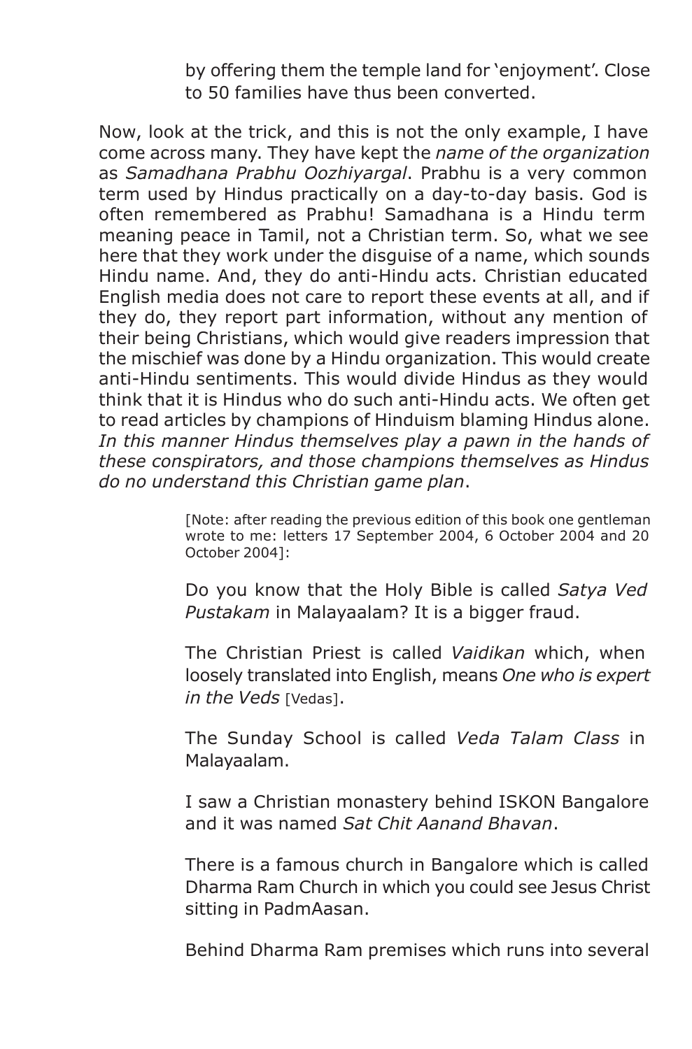by offering them the temple land for 'enjoyment'. Close to 50 families have thus been converted.

Now, look at the trick, and this is not the only example, I have come across many. They have kept the *name of the organization* as *Samadhana Prabhu Oozhiyargal*. Prabhu is a very common term used by Hindus practically on a day-to-day basis. God is often remembered as Prabhu! Samadhana is a Hindu term meaning peace in Tamil, not a Christian term. So, what we see here that they work under the disguise of a name, which sounds Hindu name. And, they do anti-Hindu acts. Christian educated English media does not care to report these events at all, and if they do, they report part information, without any mention of their being Christians, which would give readers impression that the mischief was done by a Hindu organization. This would create anti-Hindu sentiments. This would divide Hindus as they would think that it is Hindus who do such anti-Hindu acts. We often get to read articles by champions of Hinduism blaming Hindus alone. *In this manner Hindus themselves play a pawn in the hands of these conspirators, and those champions themselves as Hindus do no understand this Christian game plan*.

[Note: after reading the previous edition of this book one gentleman wrote to me: letters 17 September 2004, 6 October 2004 and 20 October 2004]:

Do you know that the Holy Bible is called *Satya Ved Pustakam* in Malayaalam? It is a bigger fraud.

The Christian Priest is called *Vaidikan* which, when loosely translated into English, means *One who is expert in the Veds* [Vedas].

The Sunday School is called *Veda Talam Class* in Malayaalam.

I saw a Christian monastery behind ISKON Bangalore and it was named *Sat Chit Aanand Bhavan*.

There is a famous church in Bangalore which is called Dharma Ram Church in which you could see Jesus Christ sitting in PadmAasan.

Behind Dharma Ram premises which runs into several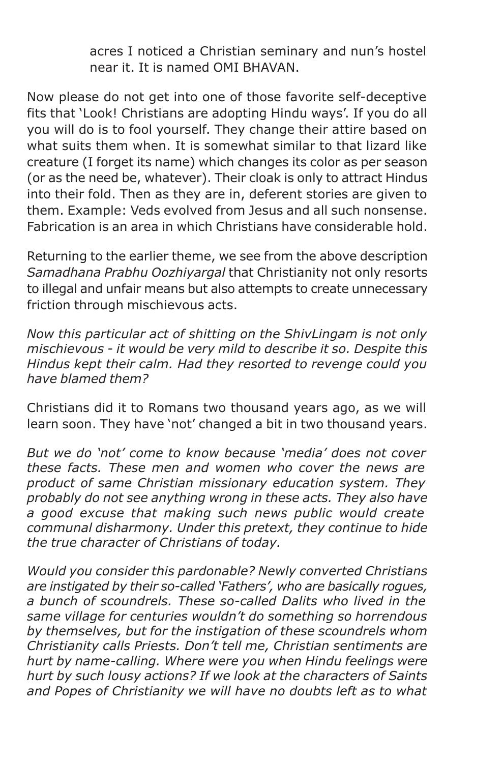acres I noticed a Christian seminary and nun's hostel near it. It is named OMI BHAVAN.

Now please do not get into one of those favorite self-deceptive fits that 'Look! Christians are adopting Hindu ways'. If you do all you will do is to fool yourself. They change their attire based on what suits them when. It is somewhat similar to that lizard like creature (I forget its name) which changes its color as per season (or as the need be, whatever). Their cloak is only to attract Hindus into their fold. Then as they are in, deferent stories are given to them. Example: Veds evolved from Jesus and all such nonsense. Fabrication is an area in which Christians have considerable hold.

Returning to the earlier theme, we see from the above description *Samadhana Prabhu Oozhiyargal* that Christianity not only resorts to illegal and unfair means but also attempts to create unnecessary friction through mischievous acts.

*Now this particular act of shitting on the ShivLingam is not only mischievous - it would be very mild to describe it so. Despite this Hindus kept their calm. Had they resorted to revenge could you have blamed them?*

Christians did it to Romans two thousand years ago, as we will learn soon. They have 'not' changed a bit in two thousand years.

*But we do 'not' come to know because 'media' does not cover these facts. These men and women who cover the news are product of same Christian missionary education system. They probably do not see anything wrong in these acts. They also have a good excuse that making such news public would create communal disharmony. Under this pretext, they continue to hide the true character of Christians of today.*

*Would you consider this pardonable? Newly converted Christians are instigated by their so-called 'Fathers', who are basically rogues, a bunch of scoundrels. These so-called Dalits who lived in the same village for centuries wouldn't do something so horrendous by themselves, but for the instigation of these scoundrels whom Christianity calls Priests. Don't tell me, Christian sentiments are hurt by name-calling. Where were you when Hindu feelings were hurt by such lousy actions? If we look at the characters of Saints and Popes of Christianity we will have no doubts left as to what*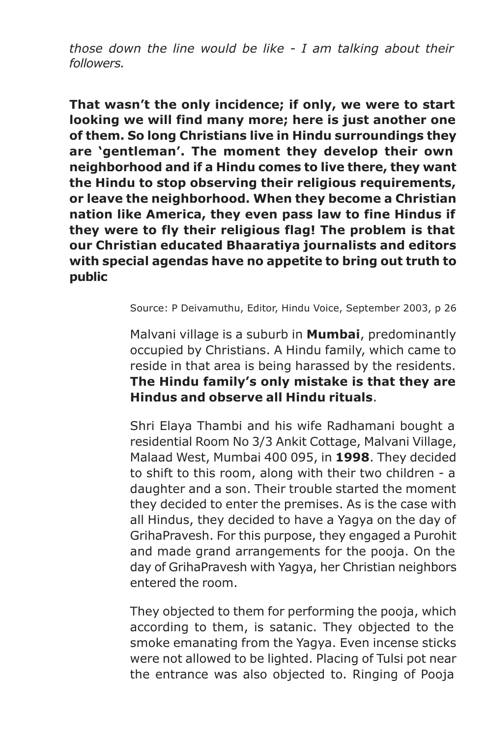*those down the line would be like - I am talking about their followers.*

**That wasn't the only incidence; if only, we were to start looking we will find many more; here is just another one of them. So long Christians live in Hindu surroundings they are 'gentleman'. The moment they develop their own neighborhood and if a Hindu comes to live there, they want the Hindu to stop observing their religious requirements, or leave the neighborhood. When they become a Christian nation like America, they even pass law to fine Hindus if they were to fly their religious flag! The problem is that our Christian educated Bhaaratiya journalists and editors with special agendas have no appetite to bring out truth to public**

Source: P Deivamuthu, Editor, Hindu Voice, September 2003, p 26

Malvani village is a suburb in **Mumbai**, predominantly occupied by Christians. A Hindu family, which came to reside in that area is being harassed by the residents. **The Hindu family's only mistake is that they are Hindus and observe all Hindu rituals**.

Shri Elaya Thambi and his wife Radhamani bought a residential Room No 3/3 Ankit Cottage, Malvani Village, Malaad West, Mumbai 400 095, in **1998**. They decided to shift to this room, along with their two children - a daughter and a son. Their trouble started the moment they decided to enter the premises. As is the case with all Hindus, they decided to have a Yagya on the day of GrihaPravesh. For this purpose, they engaged a Purohit and made grand arrangements for the pooja. On the day of GrihaPravesh with Yagya, her Christian neighbors entered the room.

They objected to them for performing the pooja, which according to them, is satanic. They objected to the smoke emanating from the Yagya. Even incense sticks were not allowed to be lighted. Placing of Tulsi pot near the entrance was also objected to. Ringing of Pooja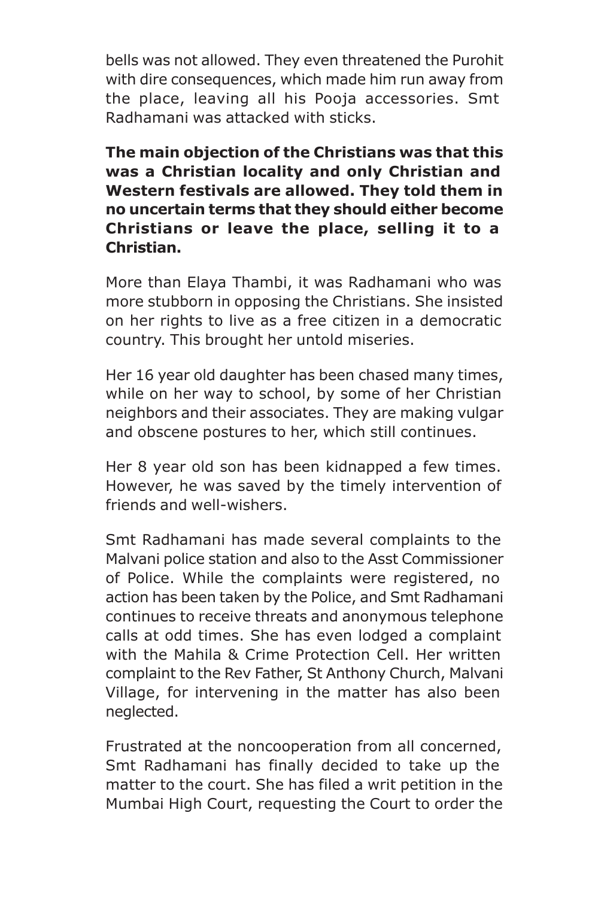bells was not allowed. They even threatened the Purohit with dire consequences, which made him run away from the place, leaving all his Pooja accessories. Smt Radhamani was attacked with sticks.

**The main objection of the Christians was that this was a Christian locality and only Christian and Western festivals are allowed. They told them in no uncertain terms that they should either become Christians or leave the place, selling it to a Christian.**

More than Elaya Thambi, it was Radhamani who was more stubborn in opposing the Christians. She insisted on her rights to live as a free citizen in a democratic country. This brought her untold miseries.

Her 16 year old daughter has been chased many times, while on her way to school, by some of her Christian neighbors and their associates. They are making vulgar and obscene postures to her, which still continues.

Her 8 year old son has been kidnapped a few times. However, he was saved by the timely intervention of friends and well-wishers.

Smt Radhamani has made several complaints to the Malvani police station and also to the Asst Commissioner of Police. While the complaints were registered, no action has been taken by the Police, and Smt Radhamani continues to receive threats and anonymous telephone calls at odd times. She has even lodged a complaint with the Mahila & Crime Protection Cell. Her written complaint to the Rev Father, St Anthony Church, Malvani Village, for intervening in the matter has also been neglected.

Frustrated at the noncooperation from all concerned, Smt Radhamani has finally decided to take up the matter to the court. She has filed a writ petition in the Mumbai High Court, requesting the Court to order the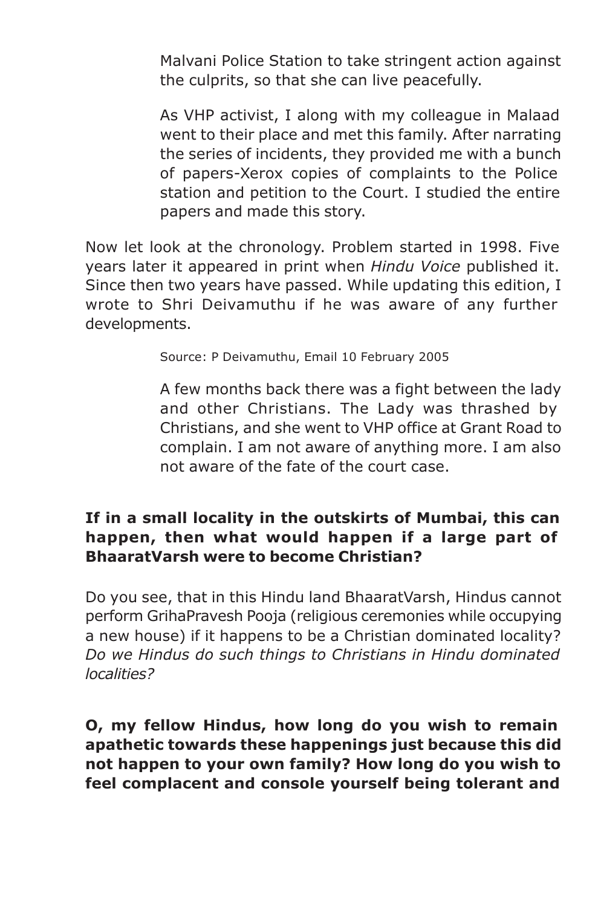Malvani Police Station to take stringent action against the culprits, so that she can live peacefully.

> As VHP activist, I along with my colleague in Malaad went to their place and met this family. After narrating the series of incidents, they provided me with a bunch of papers-Xerox copies of complaints to the Police station and petition to the Court. I studied the entire papers and made this story.

Now let look at the chronology. Problem started in 1998. Five years later it appeared in print when *Hindu Voice* published it. Since then two years have passed. While updating this edition, I wrote to Shri Deivamuthu if he was aware of any further developments.

> Source: P Deivamuthu, Email 10 February 2005
>
> A few months back there was a fight between the lady and other Christians. The Lady was thrashed by Christians, and she went to VHP office at Grant Road to complain. I am not aware of anything more. I am also not aware of the fate of the court case.

**If in a small locality in the outskirts of Mumbai, this can happen, then what would happen if a large part of BhaaratVarsh were to become Christian?**

Do you see, that in this Hindu land BhaaratVarsh, Hindus cannot perform GrihaPravesh Pooja (religious ceremonies while occupying a new house) if it happens to be a Christian dominated locality? *Do we Hindus do such things to Christians in Hindu dominated localities?*

**O, my fellow Hindus, how long do you wish to remain apathetic towards these happenings just because this did not happen to your own family? How long do you wish to feel complacent and console yourself being tolerant and**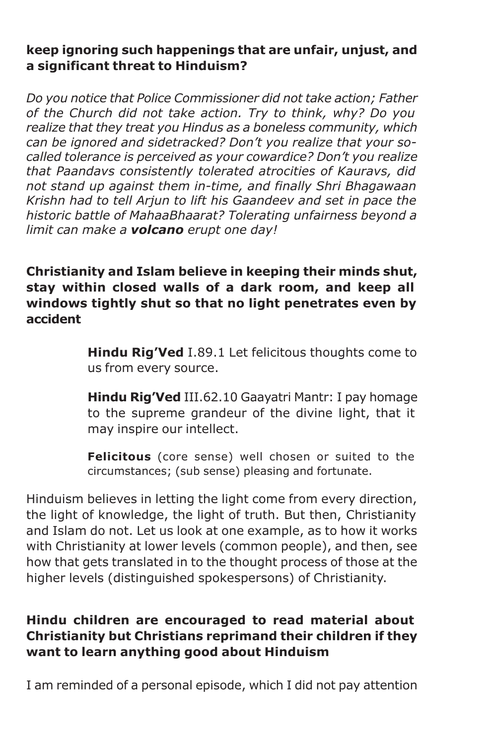**keep ignoring such happenings that are unfair, unjust, and a significant threat to Hinduism?**

*Do you notice that Police Commissioner did not take action; Father of the Church did not take action. Try to think, why? Do you realize that they treat you Hindus as a boneless community, which can be ignored and sidetracked? Don't you realize that your so-called tolerance is perceived as your cowardice? Don't you realize that Paandavs consistently tolerated atrocities of Kauravs, did not stand up against them in-time, and finally Shri Bhagawaan Krishn had to tell Arjun to lift his Gaandeev and set in pace the historic battle of MahaaBhaarat? Tolerating unfairness beyond a limit can make a **volcano** erupt one day!*

**Christianity and Islam believe in keeping their minds shut, stay within closed walls of a dark room, and keep all windows tightly shut so that no light penetrates even by accident**

> **Hindu Rig'Ved** I.89.1 Let felicitous thoughts come to us from every source.
>
> **Hindu Rig'Ved** III.62.10 Gaayatri Mantr: I pay homage to the supreme grandeur of the divine light, that it may inspire our intellect.
>
> **Felicitous** (core sense) well chosen or suited to the circumstances; (sub sense) pleasing and fortunate.

Hinduism believes in letting the light come from every direction, the light of knowledge, the light of truth. But then, Christianity and Islam do not. Let us look at one example, as to how it works with Christianity at lower levels (common people), and then, see how that gets translated in to the thought process of those at the higher levels (distinguished spokespersons) of Christianity.

**Hindu children are encouraged to read material about Christianity but Christians reprimand their children if they want to learn anything good about Hinduism**

I am reminded of a personal episode, which I did not pay attention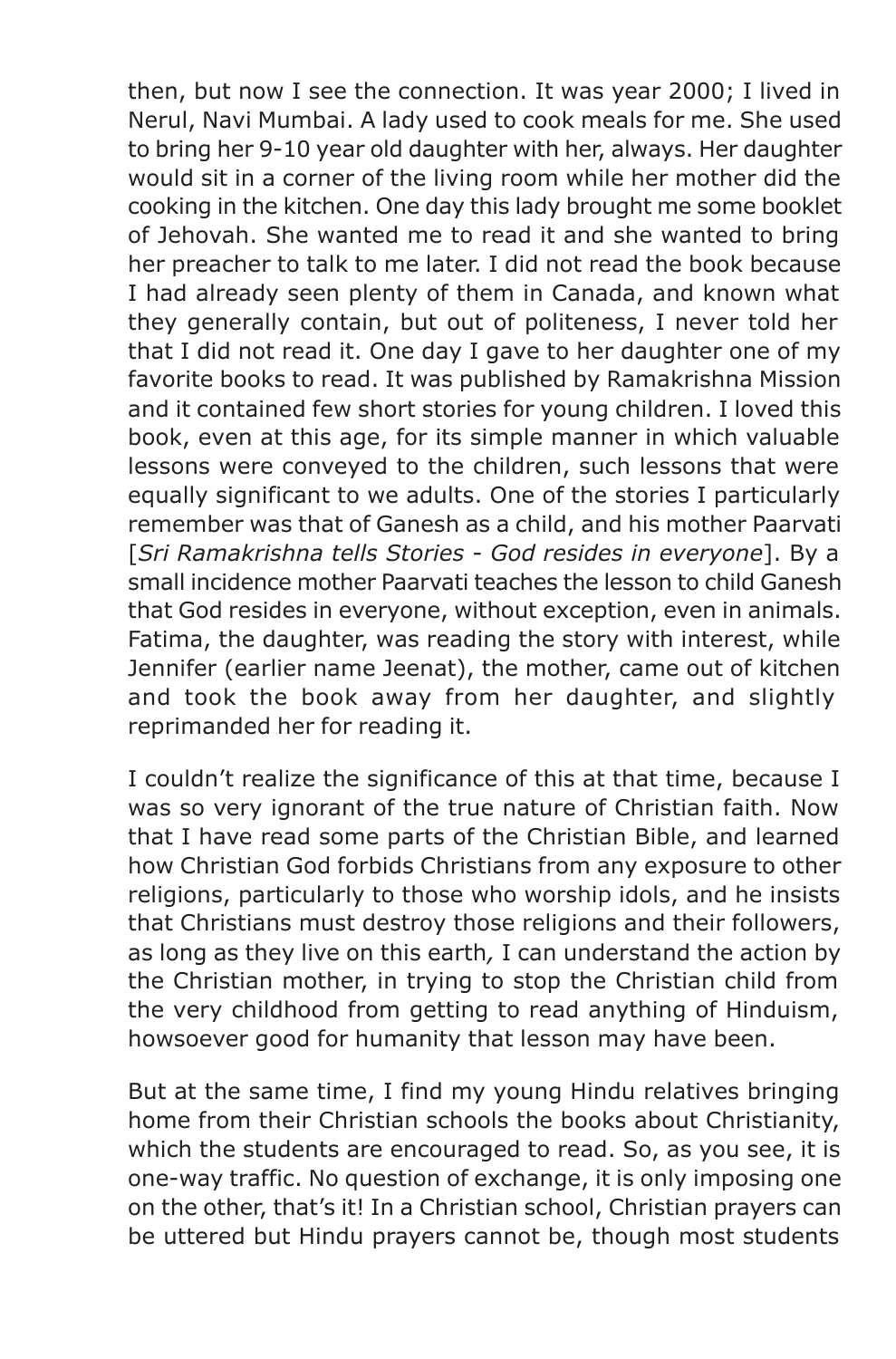then, but now I see the connection. It was year 2000; I lived in Nerul, Navi Mumbai. A lady used to cook meals for me. She used to bring her 9-10 year old daughter with her, always. Her daughter would sit in a corner of the living room while her mother did the cooking in the kitchen. One day this lady brought me some booklet of Jehovah. She wanted me to read it and she wanted to bring her preacher to talk to me later. I did not read the book because I had already seen plenty of them in Canada, and known what they generally contain, but out of politeness, I never told her that I did not read it. One day I gave to her daughter one of my favorite books to read. It was published by Ramakrishna Mission and it contained few short stories for young children. I loved this book, even at this age, for its simple manner in which valuable lessons were conveyed to the children, such lessons that were equally significant to we adults. One of the stories I particularly remember was that of Ganesh as a child, and his mother Paarvati [*Sri Ramakrishna tells Stories - God resides in everyone*]. By a small incidence mother Paarvati teaches the lesson to child Ganesh that God resides in everyone, without exception, even in animals. Fatima, the daughter, was reading the story with interest, while Jennifer (earlier name Jeenat), the mother, came out of kitchen and took the book away from her daughter, and slightly reprimanded her for reading it.

I couldn't realize the significance of this at that time, because I was so very ignorant of the true nature of Christian faith. Now that I have read some parts of the Christian Bible, and learned how Christian God forbids Christians from any exposure to other religions, particularly to those who worship idols, and he insists that Christians must destroy those religions and their followers, as long as they live on this earth, I can understand the action by the Christian mother, in trying to stop the Christian child from the very childhood from getting to read anything of Hinduism, howsoever good for humanity that lesson may have been.

But at the same time, I find my young Hindu relatives bringing home from their Christian schools the books about Christianity, which the students are encouraged to read. So, as you see, it is one-way traffic. No question of exchange, it is only imposing one on the other, that's it! In a Christian school, Christian prayers can be uttered but Hindu prayers cannot be, though most students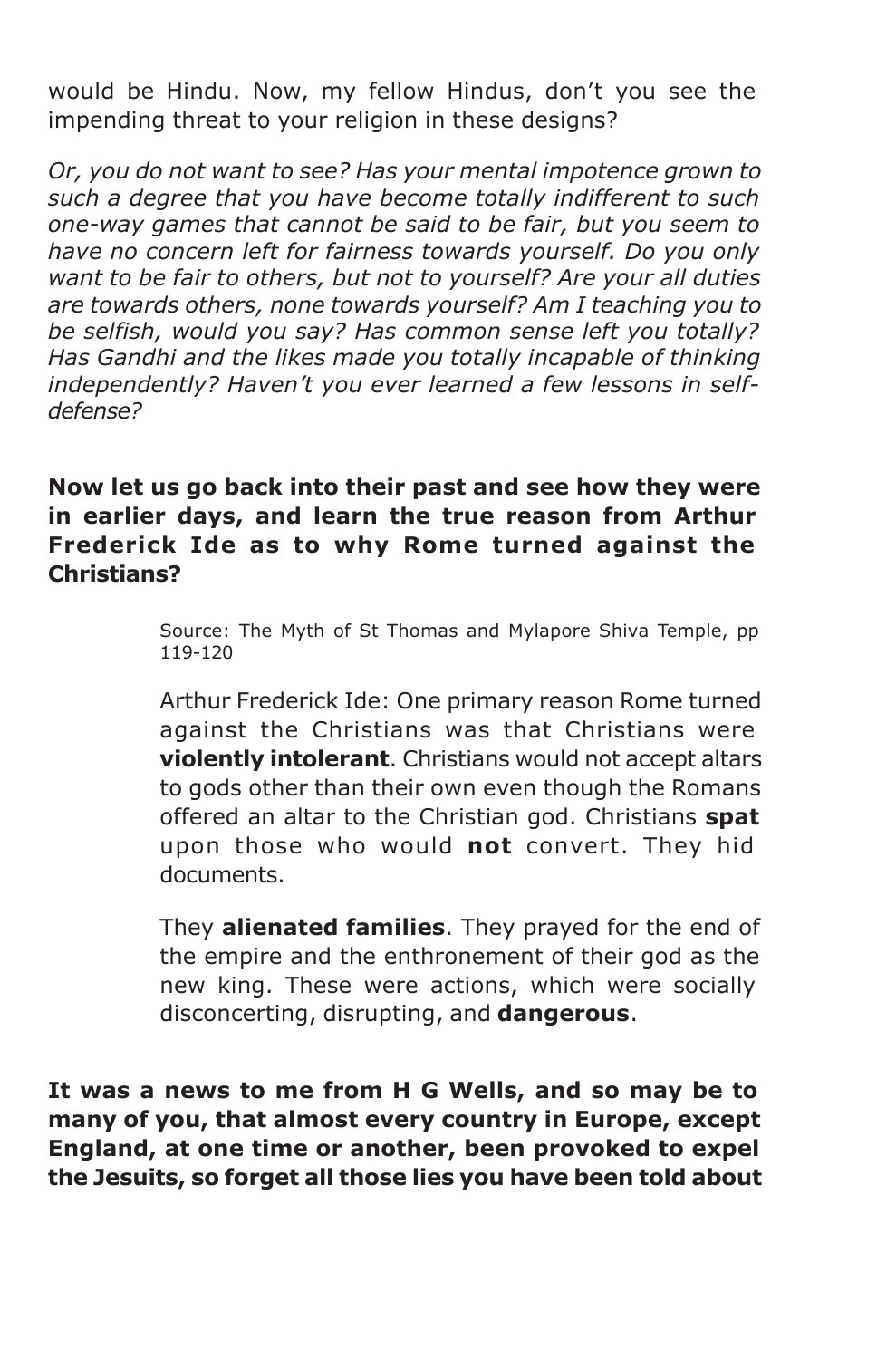would be Hindu. Now, my fellow Hindus, don't you see the impending threat to your religion in these designs?

*Or, you do not want to see? Has your mental impotence grown to such a degree that you have become totally indifferent to such one-way games that cannot be said to be fair, but you seem to have no concern left for fairness towards yourself. Do you only want to be fair to others, but not to yourself? Are your all duties are towards others, none towards yourself? Am I teaching you to be selfish, would you say? Has common sense left you totally? Has Gandhi and the likes made you totally incapable of thinking independently? Haven't you ever learned a few lessons in self-defense?*

**Now let us go back into their past and see how they were in earlier days, and learn the true reason from Arthur Frederick Ide as to why Rome turned against the Christians?**

> Source: The Myth of St Thomas and Mylapore Shiva Temple, pp 119-120
>
> Arthur Frederick Ide: One primary reason Rome turned against the Christians was that Christians were **violently intolerant**. Christians would not accept altars to gods other than their own even though the Romans offered an altar to the Christian god. Christians **spat** upon those who would **not** convert. They hid documents.
>
> They **alienated families**. They prayed for the end of the empire and the enthronement of their god as the new king. These were actions, which were socially disconcerting, disrupting, and **dangerous**.

**It was a news to me from H G Wells, and so may be to many of you, that almost every country in Europe, except England, at one time or another, been provoked to expel the Jesuits, so forget all those lies you have been told about**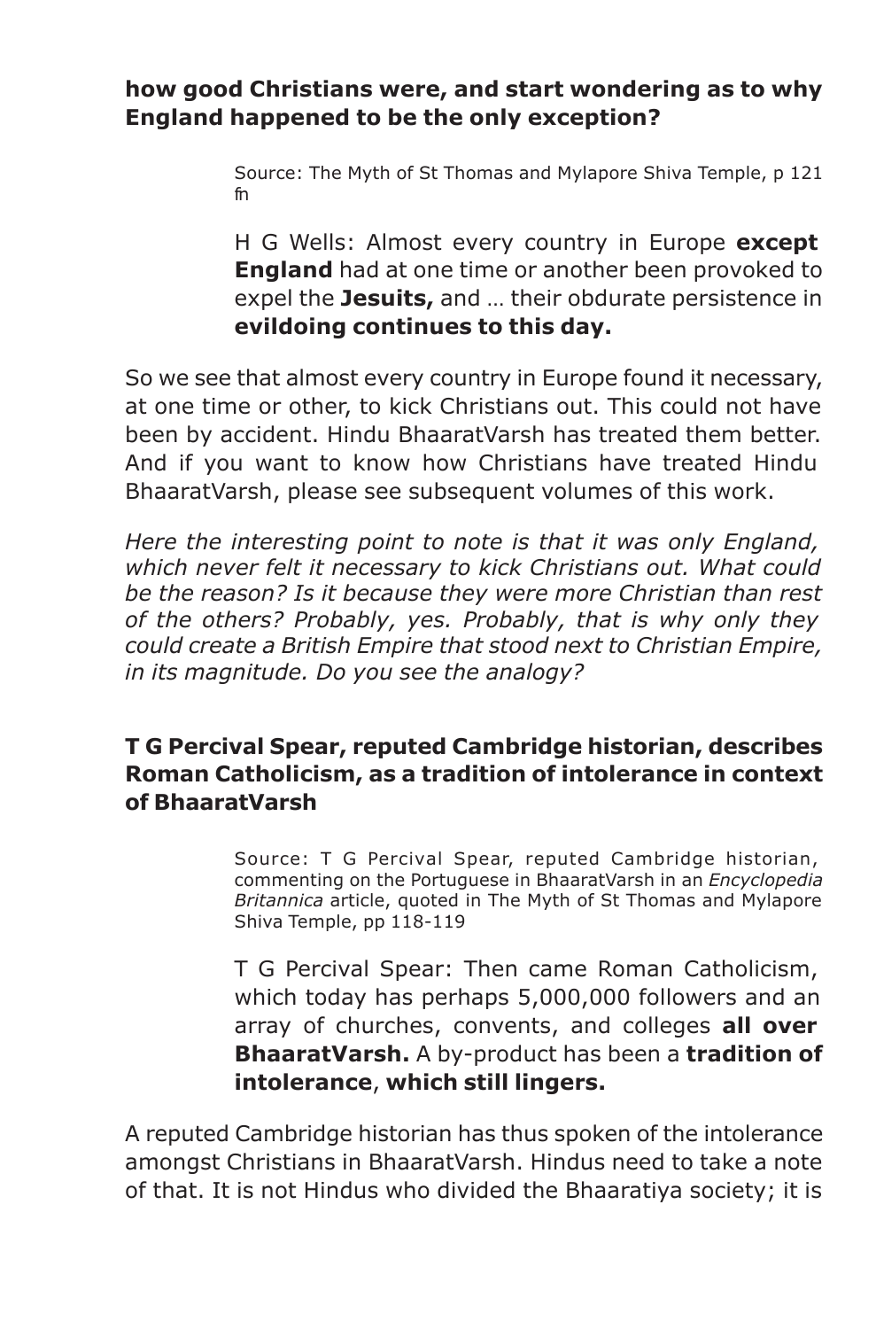**how good Christians were, and start wondering as to why England happened to be the only exception?**

Source: The Myth of St Thomas and Mylapore Shiva Temple, p 121 fn

H G Wells: Almost every country in Europe **except England** had at one time or another been provoked to expel the **Jesuits,** and … their obdurate persistence in **evildoing continues to this day.**

So we see that almost every country in Europe found it necessary, at one time or other, to kick Christians out. This could not have been by accident. Hindu BhaaratVarsh has treated them better. And if you want to know how Christians have treated Hindu BhaaratVarsh, please see subsequent volumes of this work.

*Here the interesting point to note is that it was only England, which never felt it necessary to kick Christians out. What could be the reason? Is it because they were more Christian than rest of the others? Probably, yes. Probably, that is why only they could create a British Empire that stood next to Christian Empire, in its magnitude. Do you see the analogy?*

**T G Percival Spear, reputed Cambridge historian, describes Roman Catholicism, as a tradition of intolerance in context of BhaaratVarsh**

Source: T G Percival Spear, reputed Cambridge historian, commenting on the Portuguese in BhaaratVarsh in an *Encyclopedia Britannica* article, quoted in The Myth of St Thomas and Mylapore Shiva Temple, pp 118-119

T G Percival Spear: Then came Roman Catholicism, which today has perhaps 5,000,000 followers and an array of churches, convents, and colleges **all over BhaaratVarsh.** A by-product has been a **tradition of intolerance**, **which still lingers.**

A reputed Cambridge historian has thus spoken of the intolerance amongst Christians in BhaaratVarsh. Hindus need to take a note of that. It is not Hindus who divided the Bhaaratiya society; it is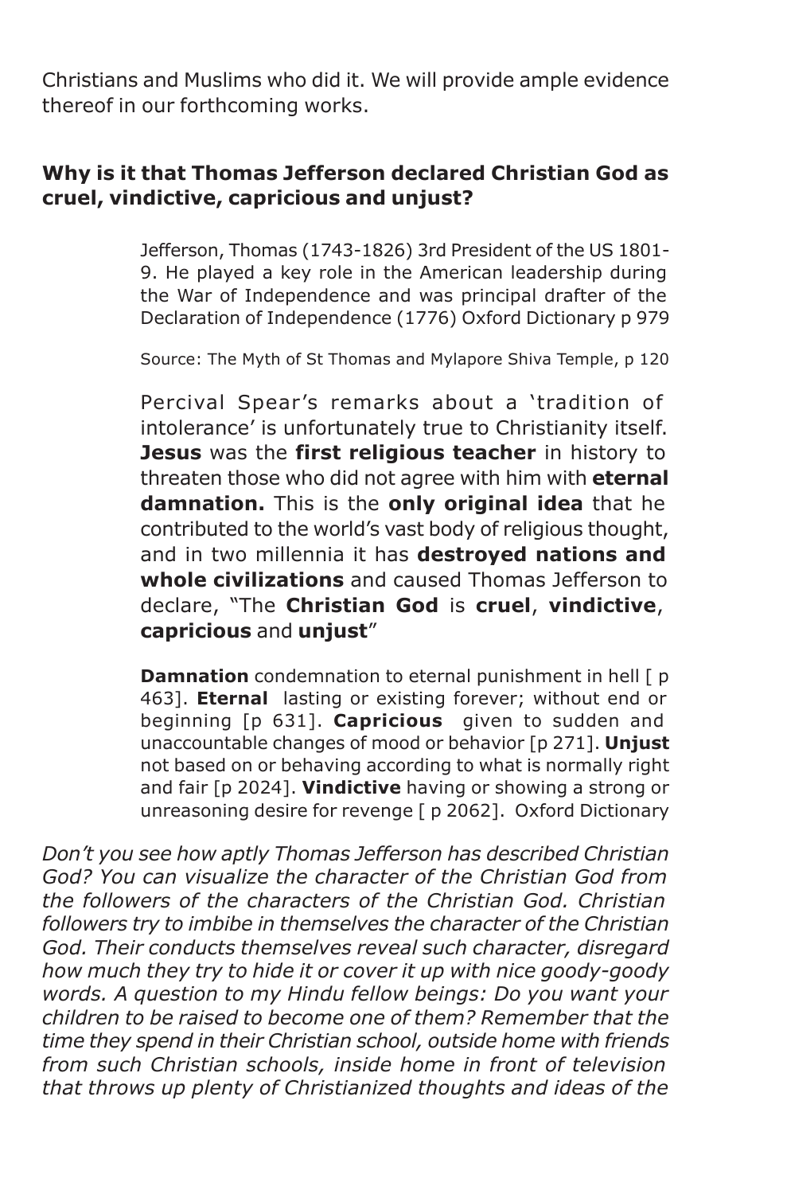Christians and Muslims who did it. We will provide ample evidence thereof in our forthcoming works.

**Why is it that Thomas Jefferson declared Christian God as cruel, vindictive, capricious and unjust?**

> Jefferson, Thomas (1743-1826) 3rd President of the US 1801-9. He played a key role in the American leadership during the War of Independence and was principal drafter of the Declaration of Independence (1776) Oxford Dictionary p 979
>
> Source: The Myth of St Thomas and Mylapore Shiva Temple, p 120
>
> Percival Spear's remarks about a 'tradition of intolerance' is unfortunately true to Christianity itself. **Jesus** was the **first religious teacher** in history to threaten those who did not agree with him with **eternal damnation.** This is the **only original idea** that he contributed to the world's vast body of religious thought, and in two millennia it has **destroyed nations and whole civilizations** and caused Thomas Jefferson to declare, "The **Christian God** is **cruel**, **vindictive**, **capricious** and **unjust**"
>
> **Damnation** condemnation to eternal punishment in hell [ p 463]. **Eternal** lasting or existing forever; without end or beginning [p 631]. **Capricious** given to sudden and unaccountable changes of mood or behavior [p 271]. **Unjust** not based on or behaving according to what is normally right and fair [p 2024]. **Vindictive** having or showing a strong or unreasoning desire for revenge [ p 2062]. Oxford Dictionary

*Don't you see how aptly Thomas Jefferson has described Christian God? You can visualize the character of the Christian God from the followers of the characters of the Christian God. Christian followers try to imbibe in themselves the character of the Christian God. Their conducts themselves reveal such character, disregard how much they try to hide it or cover it up with nice goody-goody words. A question to my Hindu fellow beings: Do you want your children to be raised to become one of them? Remember that the time they spend in their Christian school, outside home with friends from such Christian schools, inside home in front of television that throws up plenty of Christianized thoughts and ideas of the*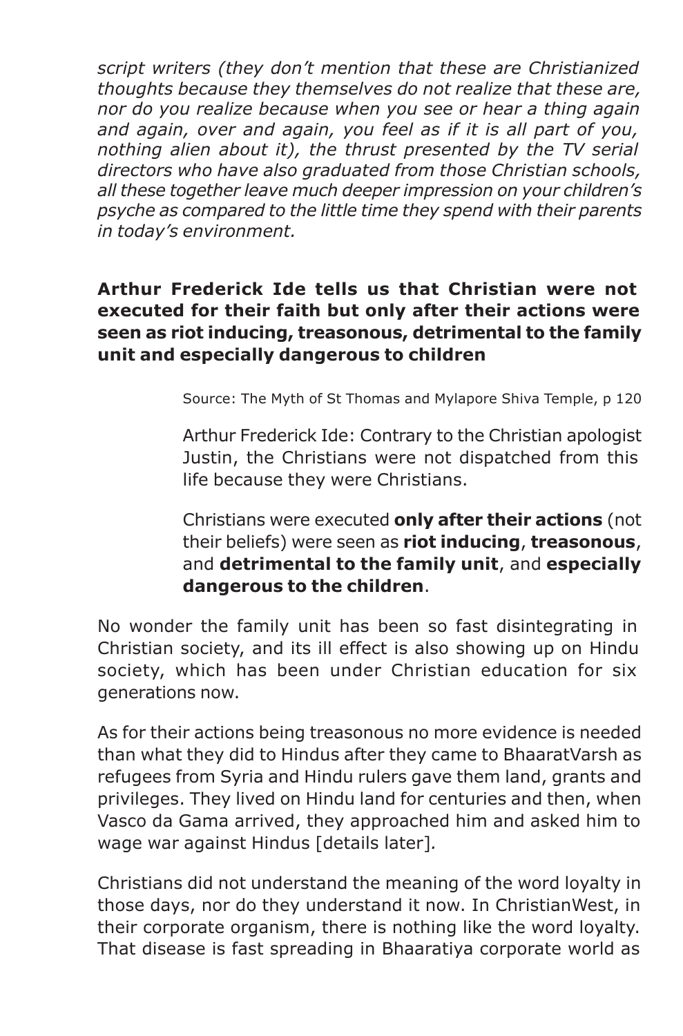*script writers (they don't mention that these are Christianized thoughts because they themselves do not realize that these are, nor do you realize because when you see or hear a thing again and again, over and again, you feel as if it is all part of you, nothing alien about it), the thrust presented by the TV serial directors who have also graduated from those Christian schools, all these together leave much deeper impression on your children's psyche as compared to the little time they spend with their parents in today's environment.*

**Arthur Frederick Ide tells us that Christian were not executed for their faith but only after their actions were seen as riot inducing, treasonous, detrimental to the family unit and especially dangerous to children**

Source: The Myth of St Thomas and Mylapore Shiva Temple, p 120

> Arthur Frederick Ide: Contrary to the Christian apologist Justin, the Christians were not dispatched from this life because they were Christians.
>
> Christians were executed **only after their actions** (not their beliefs) were seen as **riot inducing**, **treasonous**, and **detrimental to the family unit**, and **especially dangerous to the children**.

No wonder the family unit has been so fast disintegrating in Christian society, and its ill effect is also showing up on Hindu society, which has been under Christian education for six generations now.

As for their actions being treasonous no more evidence is needed than what they did to Hindus after they came to BhaaratVarsh as refugees from Syria and Hindu rulers gave them land, grants and privileges. They lived on Hindu land for centuries and then, when Vasco da Gama arrived, they approached him and asked him to wage war against Hindus [details later].

Christians did not understand the meaning of the word loyalty in those days, nor do they understand it now. In ChristianWest, in their corporate organism, there is nothing like the word loyalty. That disease is fast spreading in Bhaaratiya corporate world as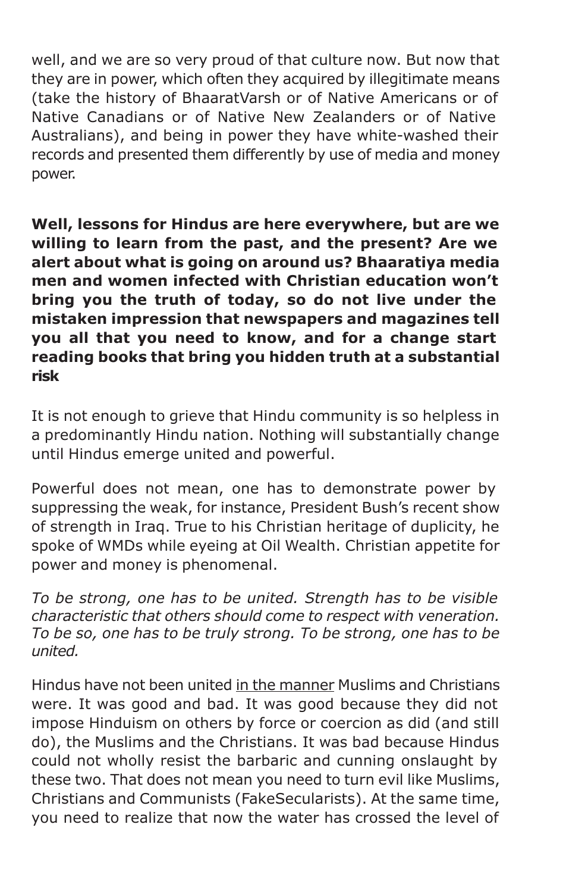well, and we are so very proud of that culture now. But now that they are in power, which often they acquired by illegitimate means (take the history of BhaaratVarsh or of Native Americans or of Native Canadians or of Native New Zealanders or of Native Australians), and being in power they have white-washed their records and presented them differently by use of media and money power.

**Well, lessons for Hindus are here everywhere, but are we willing to learn from the past, and the present? Are we alert about what is going on around us? Bhaaratiya media men and women infected with Christian education won't bring you the truth of today, so do not live under the mistaken impression that newspapers and magazines tell you all that you need to know, and for a change start reading books that bring you hidden truth at a substantial risk**

It is not enough to grieve that Hindu community is so helpless in a predominantly Hindu nation. Nothing will substantially change until Hindus emerge united and powerful.

Powerful does not mean, one has to demonstrate power by suppressing the weak, for instance, President Bush's recent show of strength in Iraq. True to his Christian heritage of duplicity, he spoke of WMDs while eyeing at Oil Wealth. Christian appetite for power and money is phenomenal.

*To be strong, one has to be united. Strength has to be visible characteristic that others should come to respect with veneration. To be so, one has to be truly strong. To be strong, one has to be united.*

Hindus have not been united in the manner Muslims and Christians were. It was good and bad. It was good because they did not impose Hinduism on others by force or coercion as did (and still do), the Muslims and the Christians. It was bad because Hindus could not wholly resist the barbaric and cunning onslaught by these two. That does not mean you need to turn evil like Muslims, Christians and Communists (FakeSecularists). At the same time, you need to realize that now the water has crossed the level of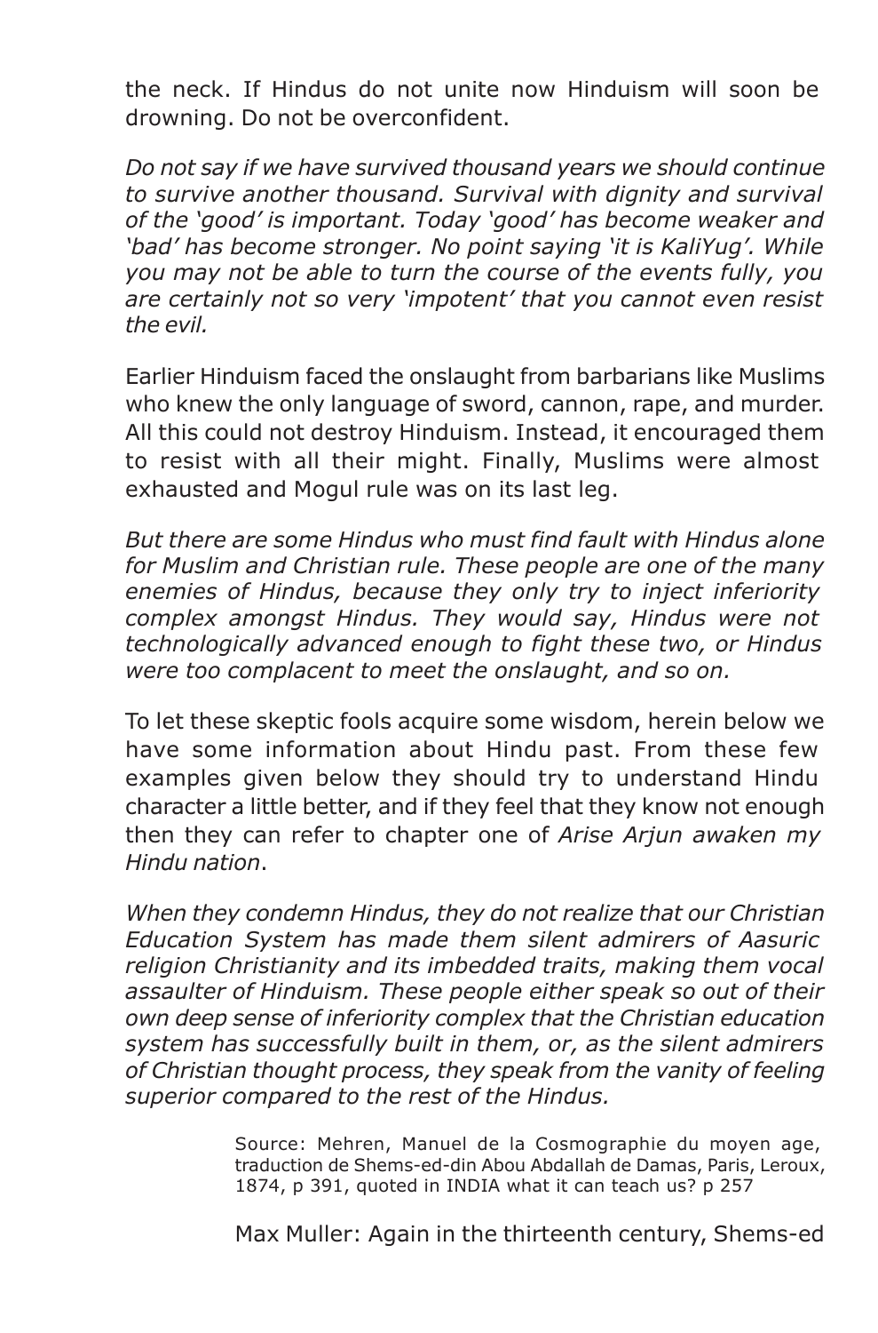the neck. If Hindus do not unite now Hinduism will soon be drowning. Do not be overconfident.

*Do not say if we have survived thousand years we should continue to survive another thousand. Survival with dignity and survival of the 'good' is important. Today 'good' has become weaker and 'bad' has become stronger. No point saying 'it is KaliYug'. While you may not be able to turn the course of the events fully, you are certainly not so very 'impotent' that you cannot even resist the evil.*

Earlier Hinduism faced the onslaught from barbarians like Muslims who knew the only language of sword, cannon, rape, and murder. All this could not destroy Hinduism. Instead, it encouraged them to resist with all their might. Finally, Muslims were almost exhausted and Mogul rule was on its last leg.

*But there are some Hindus who must find fault with Hindus alone for Muslim and Christian rule. These people are one of the many enemies of Hindus, because they only try to inject inferiority complex amongst Hindus. They would say, Hindus were not technologically advanced enough to fight these two, or Hindus were too complacent to meet the onslaught, and so on.*

To let these skeptic fools acquire some wisdom, herein below we have some information about Hindu past. From these few examples given below they should try to understand Hindu character a little better, and if they feel that they know not enough then they can refer to chapter one of *Arise Arjun awaken my Hindu nation*.

*When they condemn Hindus, they do not realize that our Christian Education System has made them silent admirers of Aasuric religion Christianity and its imbedded traits, making them vocal assaulter of Hinduism. These people either speak so out of their own deep sense of inferiority complex that the Christian education system has successfully built in them, or, as the silent admirers of Christian thought process, they speak from the vanity of feeling superior compared to the rest of the Hindus.*

Source: Mehren, Manuel de la Cosmographie du moyen age, traduction de Shems-ed-din Abou Abdallah de Damas, Paris, Leroux, 1874, p 391, quoted in INDIA what it can teach us? p 257

Max Muller: Again in the thirteenth century, Shems-ed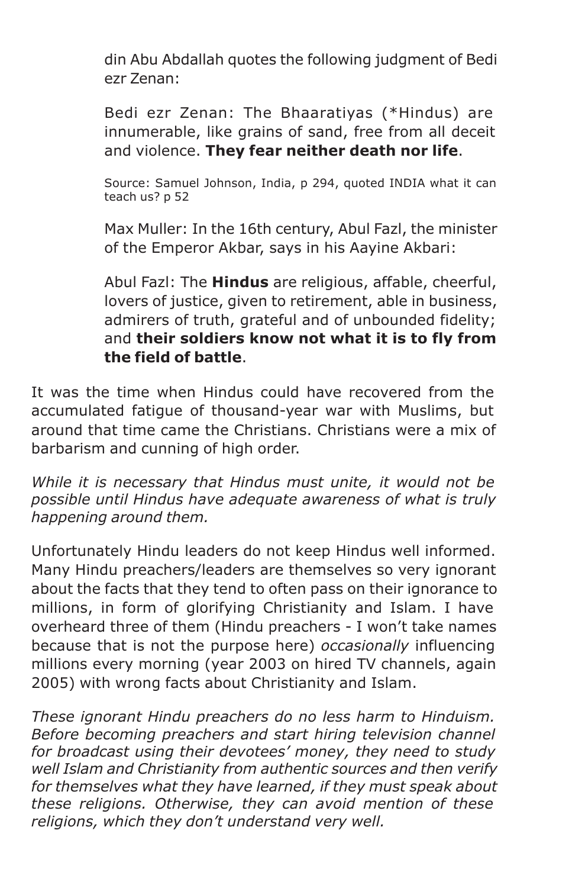din Abu Abdallah quotes the following judgment of Bedi ezr Zenan:

Bedi ezr Zenan: The Bhaaratiyas (*Hindus) are innumerable, like grains of sand, free from all deceit and violence. **They fear neither death nor life**.

Source: Samuel Johnson, India, p 294, quoted INDIA what it can teach us? p 52

Max Muller: In the 16th century, Abul Fazl, the minister of the Emperor Akbar, says in his Aayine Akbari:

Abul Fazl: The **Hindus** are religious, affable, cheerful, lovers of justice, given to retirement, able in business, admirers of truth, grateful and of unbounded fidelity; and **their soldiers know not what it is to fly from the field of battle**.

It was the time when Hindus could have recovered from the accumulated fatigue of thousand-year war with Muslims, but around that time came the Christians. Christians were a mix of barbarism and cunning of high order.

*While it is necessary that Hindus must unite, it would not be possible until Hindus have adequate awareness of what is truly happening around them.*

Unfortunately Hindu leaders do not keep Hindus well informed. Many Hindu preachers/leaders are themselves so very ignorant about the facts that they tend to often pass on their ignorance to millions, in form of glorifying Christianity and Islam. I have overheard three of them (Hindu preachers - I won't take names because that is not the purpose here) *occasionally* influencing millions every morning (year 2003 on hired TV channels, again 2005) with wrong facts about Christianity and Islam.

*These ignorant Hindu preachers do no less harm to Hinduism. Before becoming preachers and start hiring television channel for broadcast using their devotees' money, they need to study well Islam and Christianity from authentic sources and then verify for themselves what they have learned, if they must speak about these religions. Otherwise, they can avoid mention of these religions, which they don't understand very well.*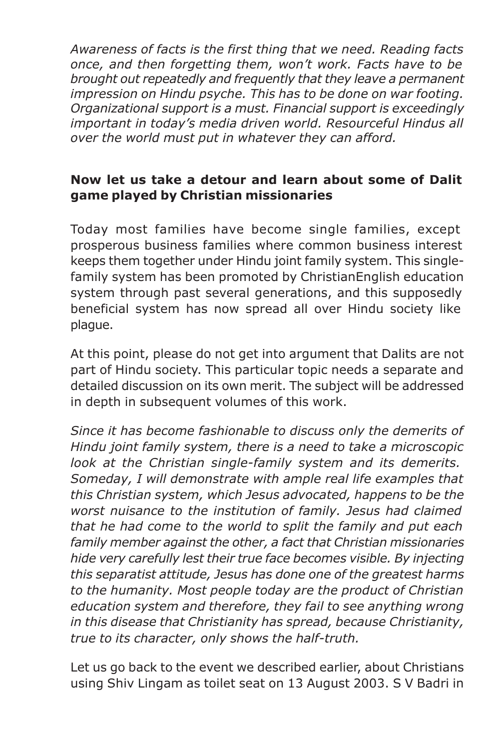*Awareness of facts is the first thing that we need. Reading facts once, and then forgetting them, won't work. Facts have to be brought out repeatedly and frequently that they leave a permanent impression on Hindu psyche. This has to be done on war footing. Organizational support is a must. Financial support is exceedingly important in today's media driven world. Resourceful Hindus all over the world must put in whatever they can afford.*

**Now let us take a detour and learn about some of Dalit game played by Christian missionaries**

Today most families have become single families, except prosperous business families where common business interest keeps them together under Hindu joint family system. This single-family system has been promoted by ChristianEnglish education system through past several generations, and this supposedly beneficial system has now spread all over Hindu society like plague.

At this point, please do not get into argument that Dalits are not part of Hindu society. This particular topic needs a separate and detailed discussion on its own merit. The subject will be addressed in depth in subsequent volumes of this work.

*Since it has become fashionable to discuss only the demerits of Hindu joint family system, there is a need to take a microscopic look at the Christian single-family system and its demerits. Someday, I will demonstrate with ample real life examples that this Christian system, which Jesus advocated, happens to be the worst nuisance to the institution of family. Jesus had claimed that he had come to the world to split the family and put each family member against the other, a fact that Christian missionaries hide very carefully lest their true face becomes visible. By injecting this separatist attitude, Jesus has done one of the greatest harms to the humanity. Most people today are the product of Christian education system and therefore, they fail to see anything wrong in this disease that Christianity has spread, because Christianity, true to its character, only shows the half-truth.*

Let us go back to the event we described earlier, about Christians using Shiv Lingam as toilet seat on 13 August 2003. S V Badri in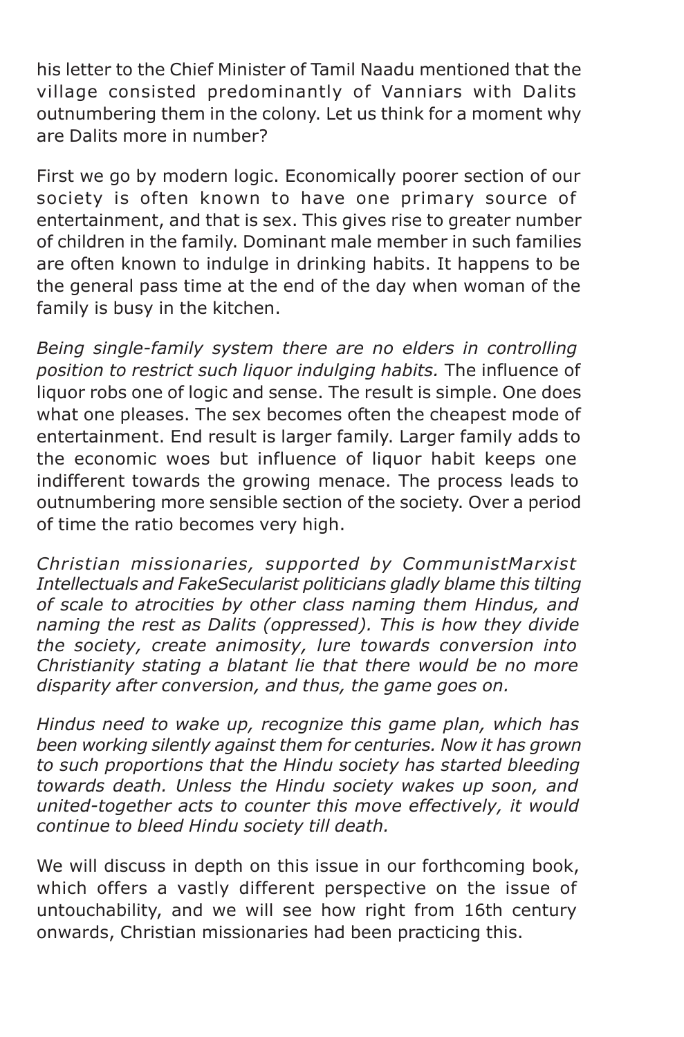his letter to the Chief Minister of Tamil Naadu mentioned that the village consisted predominantly of Vanniars with Dalits outnumbering them in the colony. Let us think for a moment why are Dalits more in number?

First we go by modern logic. Economically poorer section of our society is often known to have one primary source of entertainment, and that is sex. This gives rise to greater number of children in the family. Dominant male member in such families are often known to indulge in drinking habits. It happens to be the general pass time at the end of the day when woman of the family is busy in the kitchen.

*Being single-family system there are no elders in controlling position to restrict such liquor indulging habits.* The influence of liquor robs one of logic and sense. The result is simple. One does what one pleases. The sex becomes often the cheapest mode of entertainment. End result is larger family. Larger family adds to the economic woes but influence of liquor habit keeps one indifferent towards the growing menace. The process leads to outnumbering more sensible section of the society. Over a period of time the ratio becomes very high.

*Christian missionaries, supported by CommunistMarxist Intellectuals and FakeSecularist politicians gladly blame this tilting of scale to atrocities by other class naming them Hindus, and naming the rest as Dalits (oppressed). This is how they divide the society, create animosity, lure towards conversion into Christianity stating a blatant lie that there would be no more disparity after conversion, and thus, the game goes on.*

*Hindus need to wake up, recognize this game plan, which has been working silently against them for centuries. Now it has grown to such proportions that the Hindu society has started bleeding towards death. Unless the Hindu society wakes up soon, and united-together acts to counter this move effectively, it would continue to bleed Hindu society till death.*

We will discuss in depth on this issue in our forthcoming book, which offers a vastly different perspective on the issue of untouchability, and we will see how right from 16th century onwards, Christian missionaries had been practicing this.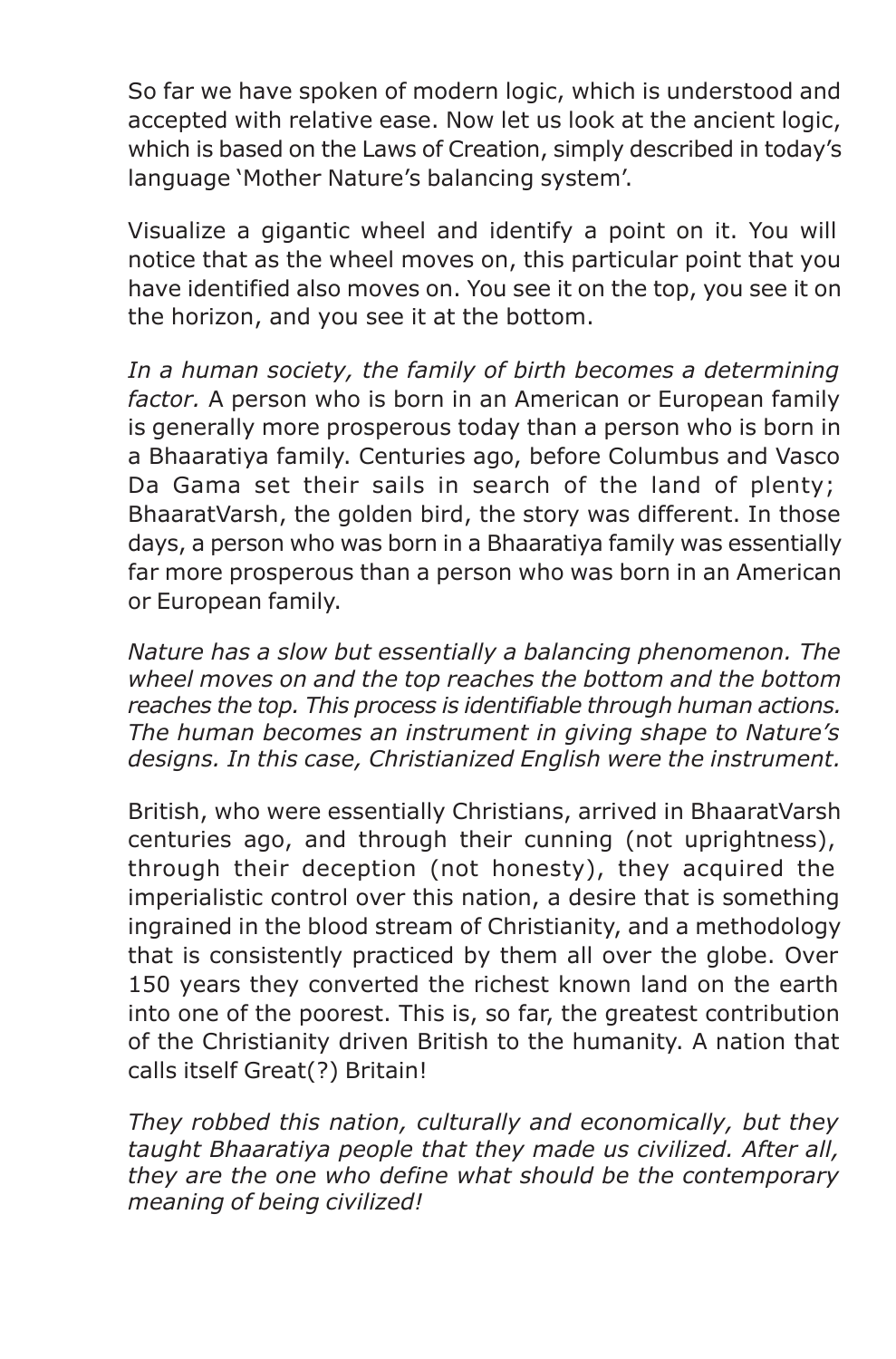So far we have spoken of modern logic, which is understood and accepted with relative ease. Now let us look at the ancient logic, which is based on the Laws of Creation, simply described in today's language 'Mother Nature's balancing system'.

Visualize a gigantic wheel and identify a point on it. You will notice that as the wheel moves on, this particular point that you have identified also moves on. You see it on the top, you see it on the horizon, and you see it at the bottom.

*In a human society, the family of birth becomes a determining factor.* A person who is born in an American or European family is generally more prosperous today than a person who is born in a Bhaaratiya family. Centuries ago, before Columbus and Vasco Da Gama set their sails in search of the land of plenty; BhaaratVarsh, the golden bird, the story was different. In those days, a person who was born in a Bhaaratiya family was essentially far more prosperous than a person who was born in an American or European family.

*Nature has a slow but essentially a balancing phenomenon. The wheel moves on and the top reaches the bottom and the bottom reaches the top. This process is identifiable through human actions. The human becomes an instrument in giving shape to Nature's designs. In this case, Christianized English were the instrument.*

British, who were essentially Christians, arrived in BhaaratVarsh centuries ago, and through their cunning (not uprightness), through their deception (not honesty), they acquired the imperialistic control over this nation, a desire that is something ingrained in the blood stream of Christianity, and a methodology that is consistently practiced by them all over the globe. Over 150 years they converted the richest known land on the earth into one of the poorest. This is, so far, the greatest contribution of the Christianity driven British to the humanity. A nation that calls itself Great(?) Britain!

*They robbed this nation, culturally and economically, but they taught Bhaaratiya people that they made us civilized. After all, they are the one who define what should be the contemporary meaning of being civilized!*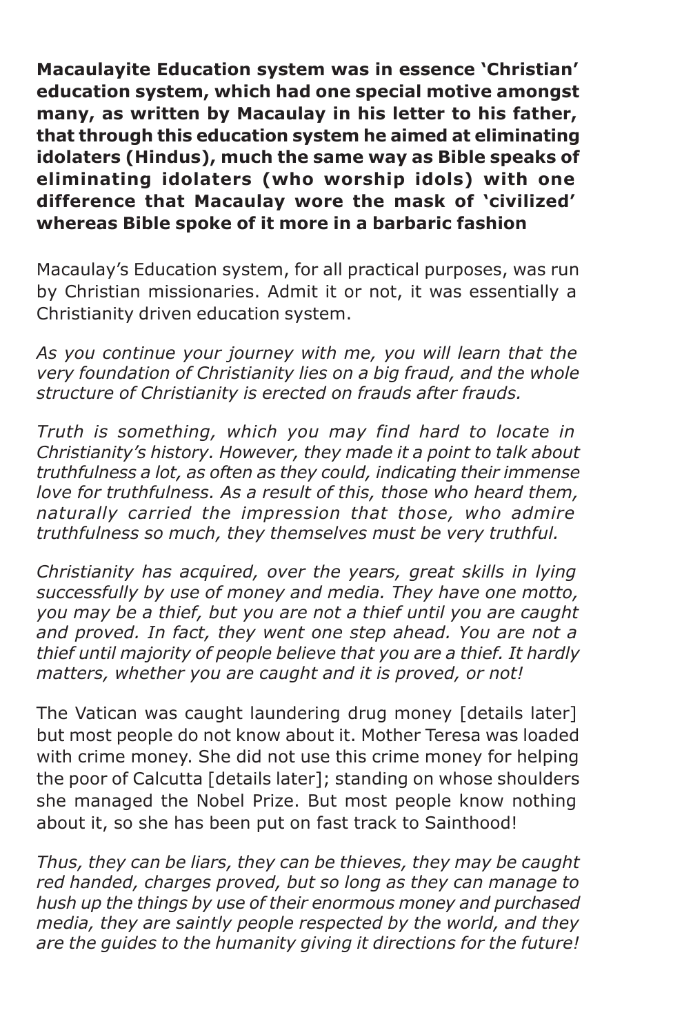**Macaulayite Education system was in essence 'Christian' education system, which had one special motive amongst many, as written by Macaulay in his letter to his father, that through this education system he aimed at eliminating idolaters (Hindus), much the same way as Bible speaks of eliminating idolaters (who worship idols) with one difference that Macaulay wore the mask of 'civilized' whereas Bible spoke of it more in a barbaric fashion**

Macaulay's Education system, for all practical purposes, was run by Christian missionaries. Admit it or not, it was essentially a Christianity driven education system.

*As you continue your journey with me, you will learn that the very foundation of Christianity lies on a big fraud, and the whole structure of Christianity is erected on frauds after frauds.*

*Truth is something, which you may find hard to locate in Christianity's history. However, they made it a point to talk about truthfulness a lot, as often as they could, indicating their immense love for truthfulness. As a result of this, those who heard them, naturally carried the impression that those, who admire truthfulness so much, they themselves must be very truthful.*

*Christianity has acquired, over the years, great skills in lying successfully by use of money and media. They have one motto, you may be a thief, but you are not a thief until you are caught and proved. In fact, they went one step ahead. You are not a thief until majority of people believe that you are a thief. It hardly matters, whether you are caught and it is proved, or not!*

The Vatican was caught laundering drug money [details later] but most people do not know about it. Mother Teresa was loaded with crime money. She did not use this crime money for helping the poor of Calcutta [details later]; standing on whose shoulders she managed the Nobel Prize. But most people know nothing about it, so she has been put on fast track to Sainthood!

*Thus, they can be liars, they can be thieves, they may be caught red handed, charges proved, but so long as they can manage to hush up the things by use of their enormous money and purchased media, they are saintly people respected by the world, and they are the guides to the humanity giving it directions for the future!*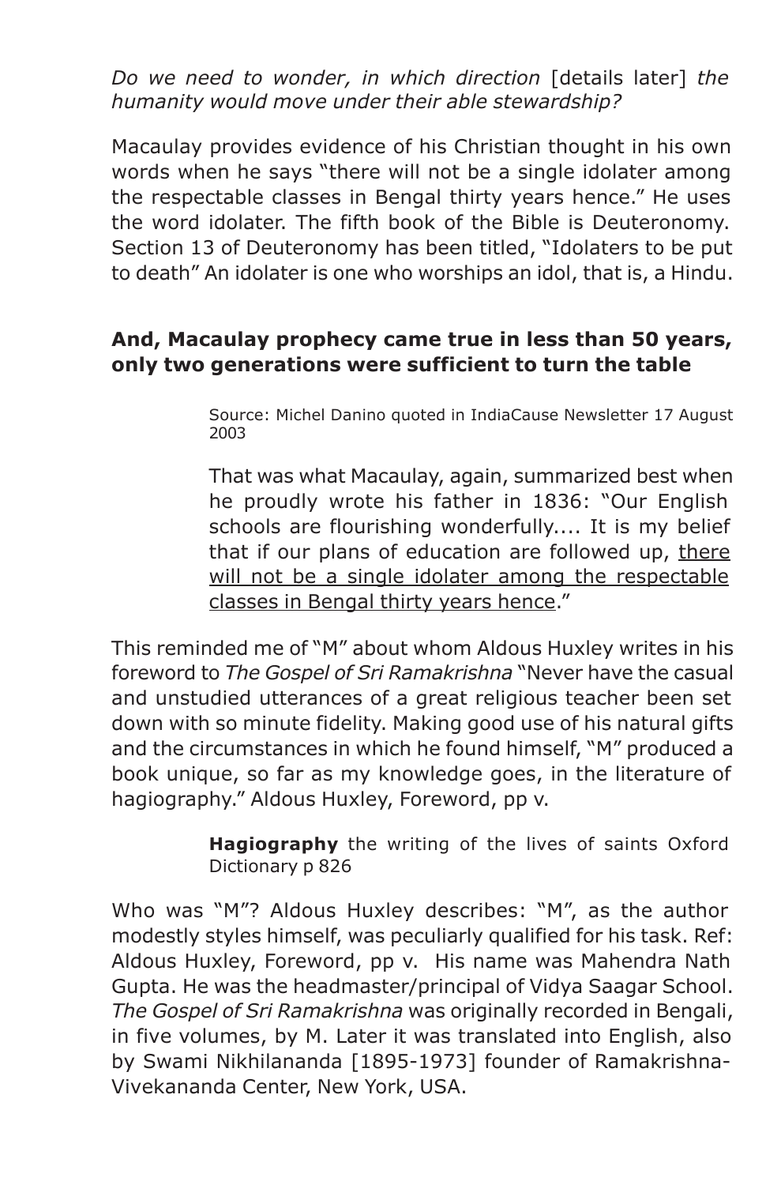*Do we need to wonder, in which direction* [details later] *the humanity would move under their able stewardship?*

Macaulay provides evidence of his Christian thought in his own words when he says "there will not be a single idolater among the respectable classes in Bengal thirty years hence." He uses the word idolater. The fifth book of the Bible is Deuteronomy. Section 13 of Deuteronomy has been titled, "Idolaters to be put to death" An idolater is one who worships an idol, that is, a Hindu.

**And, Macaulay prophecy came true in less than 50 years, only two generations were sufficient to turn the table**

> Source: Michel Danino quoted in IndiaCause Newsletter 17 August 2003
>
> That was what Macaulay, again, summarized best when he proudly wrote his father in 1836: "Our English schools are flourishing wonderfully.... It is my belief that if our plans of education are followed up, there will not be a single idolater among the respectable classes in Bengal thirty years hence."

This reminded me of "M" about whom Aldous Huxley writes in his foreword to *The Gospel of Sri Ramakrishna* "Never have the casual and unstudied utterances of a great religious teacher been set down with so minute fidelity. Making good use of his natural gifts and the circumstances in which he found himself, "M" produced a book unique, so far as my knowledge goes, in the literature of hagiography." Aldous Huxley, Foreword, pp v.

> **Hagiography** the writing of the lives of saints Oxford Dictionary p 826

Who was "M"? Aldous Huxley describes: "M", as the author modestly styles himself, was peculiarly qualified for his task. Ref: Aldous Huxley, Foreword, pp v. His name was Mahendra Nath Gupta. He was the headmaster/principal of Vidya Saagar School. *The Gospel of Sri Ramakrishna* was originally recorded in Bengali, in five volumes, by M. Later it was translated into English, also by Swami Nikhilananda [1895-1973] founder of Ramakrishna-Vivekananda Center, New York, USA.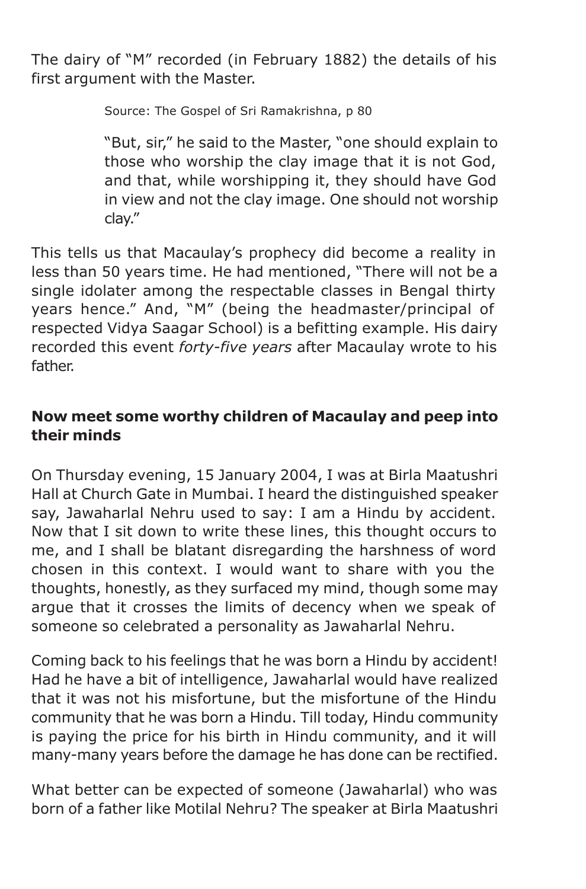The dairy of "M" recorded (in February 1882) the details of his first argument with the Master.

> Source: The Gospel of Sri Ramakrishna, p 80
>
> "But, sir," he said to the Master, "one should explain to those who worship the clay image that it is not God, and that, while worshipping it, they should have God in view and not the clay image. One should not worship clay."

This tells us that Macaulay's prophecy did become a reality in less than 50 years time. He had mentioned, "There will not be a single idolater among the respectable classes in Bengal thirty years hence." And, "M" (being the headmaster/principal of respected Vidya Saagar School) is a befitting example. His dairy recorded this event *forty-five years* after Macaulay wrote to his father.

**Now meet some worthy children of Macaulay and peep into their minds**

On Thursday evening, 15 January 2004, I was at Birla Maatushri Hall at Church Gate in Mumbai. I heard the distinguished speaker say, Jawaharlal Nehru used to say: I am a Hindu by accident. Now that I sit down to write these lines, this thought occurs to me, and I shall be blatant disregarding the harshness of word chosen in this context. I would want to share with you the thoughts, honestly, as they surfaced my mind, though some may argue that it crosses the limits of decency when we speak of someone so celebrated a personality as Jawaharlal Nehru.

Coming back to his feelings that he was born a Hindu by accident! Had he have a bit of intelligence, Jawaharlal would have realized that it was not his misfortune, but the misfortune of the Hindu community that he was born a Hindu. Till today, Hindu community is paying the price for his birth in Hindu community, and it will many-many years before the damage he has done can be rectified.

What better can be expected of someone (Jawaharlal) who was born of a father like Motilal Nehru? The speaker at Birla Maatushri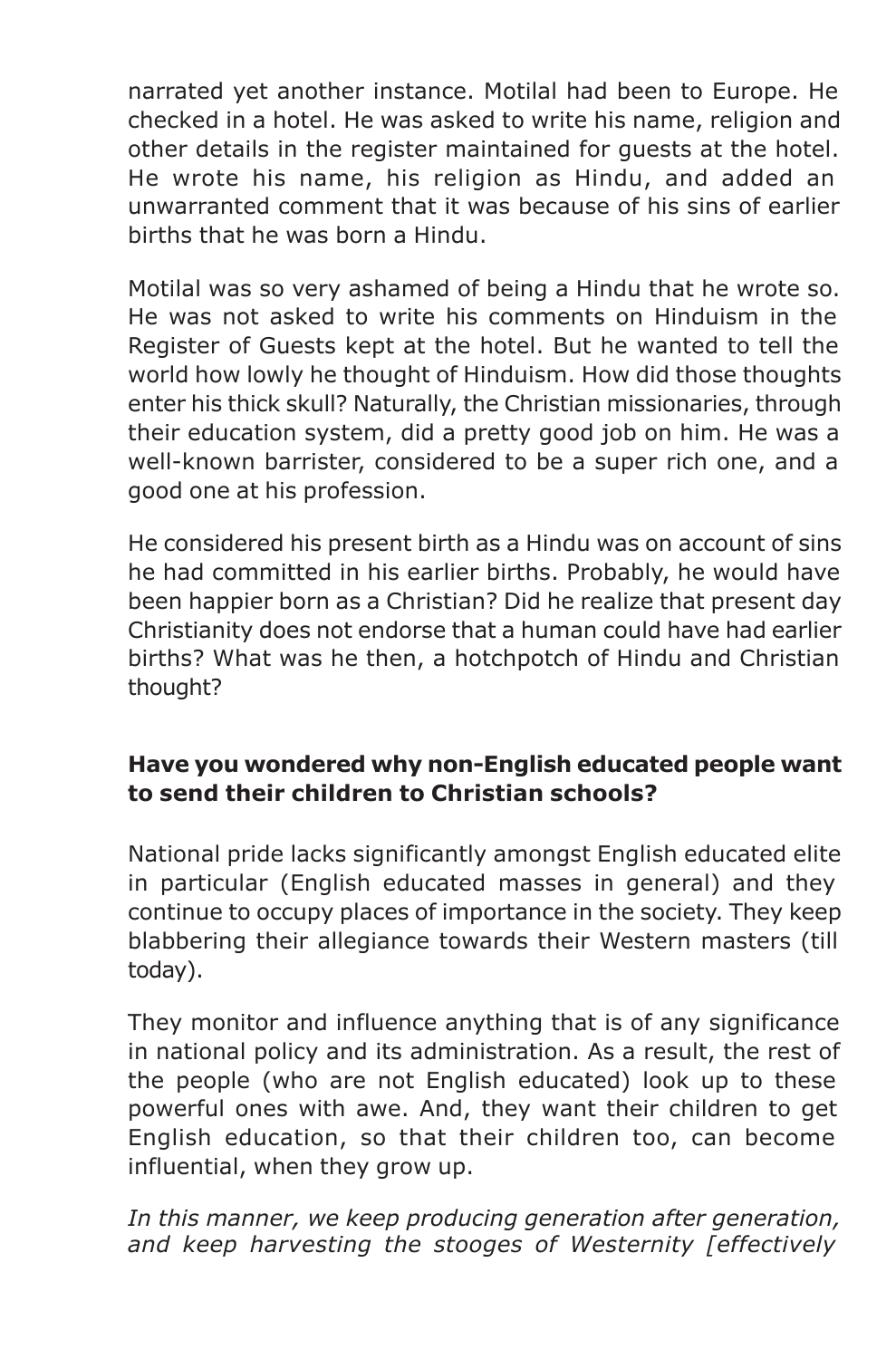narrated yet another instance. Motilal had been to Europe. He checked in a hotel. He was asked to write his name, religion and other details in the register maintained for guests at the hotel. He wrote his name, his religion as Hindu, and added an unwarranted comment that it was because of his sins of earlier births that he was born a Hindu.

Motilal was so very ashamed of being a Hindu that he wrote so. He was not asked to write his comments on Hinduism in the Register of Guests kept at the hotel. But he wanted to tell the world how lowly he thought of Hinduism. How did those thoughts enter his thick skull? Naturally, the Christian missionaries, through their education system, did a pretty good job on him. He was a well-known barrister, considered to be a super rich one, and a good one at his profession.

He considered his present birth as a Hindu was on account of sins he had committed in his earlier births. Probably, he would have been happier born as a Christian? Did he realize that present day Christianity does not endorse that a human could have had earlier births? What was he then, a hotchpotch of Hindu and Christian thought?

**Have you wondered why non-English educated people want to send their children to Christian schools?**

National pride lacks significantly amongst English educated elite in particular (English educated masses in general) and they continue to occupy places of importance in the society. They keep blabbering their allegiance towards their Western masters (till today).

They monitor and influence anything that is of any significance in national policy and its administration. As a result, the rest of the people (who are not English educated) look up to these powerful ones with awe. And, they want their children to get English education, so that their children too, can become influential, when they grow up.

*In this manner, we keep producing generation after generation, and keep harvesting the stooges of Westernity [effectively*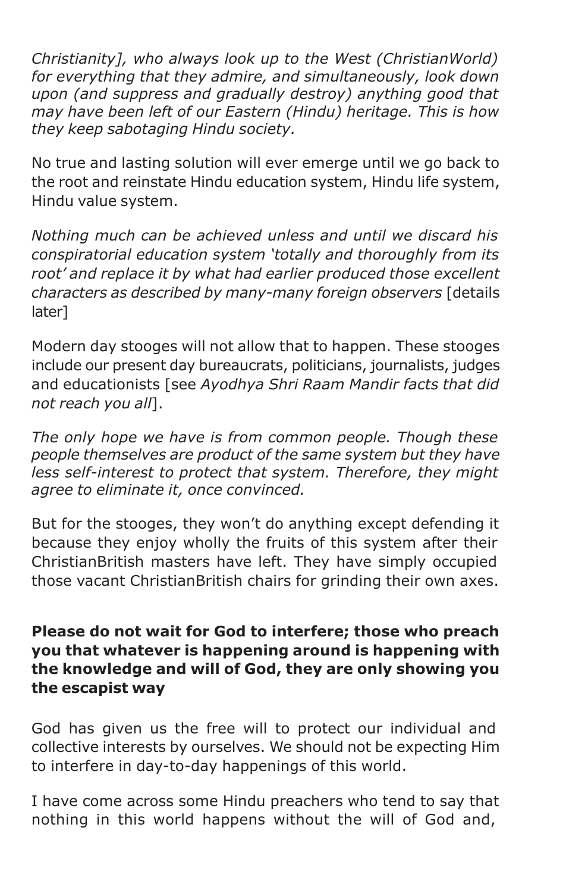*Christianity], who always look up to the West (ChristianWorld) for everything that they admire, and simultaneously, look down upon (and suppress and gradually destroy) anything good that may have been left of our Eastern (Hindu) heritage. This is how they keep sabotaging Hindu society.*

No true and lasting solution will ever emerge until we go back to the root and reinstate Hindu education system, Hindu life system, Hindu value system.

*Nothing much can be achieved unless and until we discard his conspiratorial education system 'totally and thoroughly from its root' and replace it by what had earlier produced those excellent characters as described by many-many foreign observers* [details later]

Modern day stooges will not allow that to happen. These stooges include our present day bureaucrats, politicians, journalists, judges and educationists [see *Ayodhya Shri Raam Mandir facts that did not reach you all*].

*The only hope we have is from common people. Though these people themselves are product of the same system but they have less self-interest to protect that system. Therefore, they might agree to eliminate it, once convinced.*

But for the stooges, they won't do anything except defending it because they enjoy wholly the fruits of this system after their ChristianBritish masters have left. They have simply occupied those vacant ChristianBritish chairs for grinding their own axes.

**Please do not wait for God to interfere; those who preach you that whatever is happening around is happening with the knowledge and will of God, they are only showing you the escapist way**

God has given us the free will to protect our individual and collective interests by ourselves. We should not be expecting Him to interfere in day-to-day happenings of this world.

I have come across some Hindu preachers who tend to say that nothing in this world happens without the will of God and,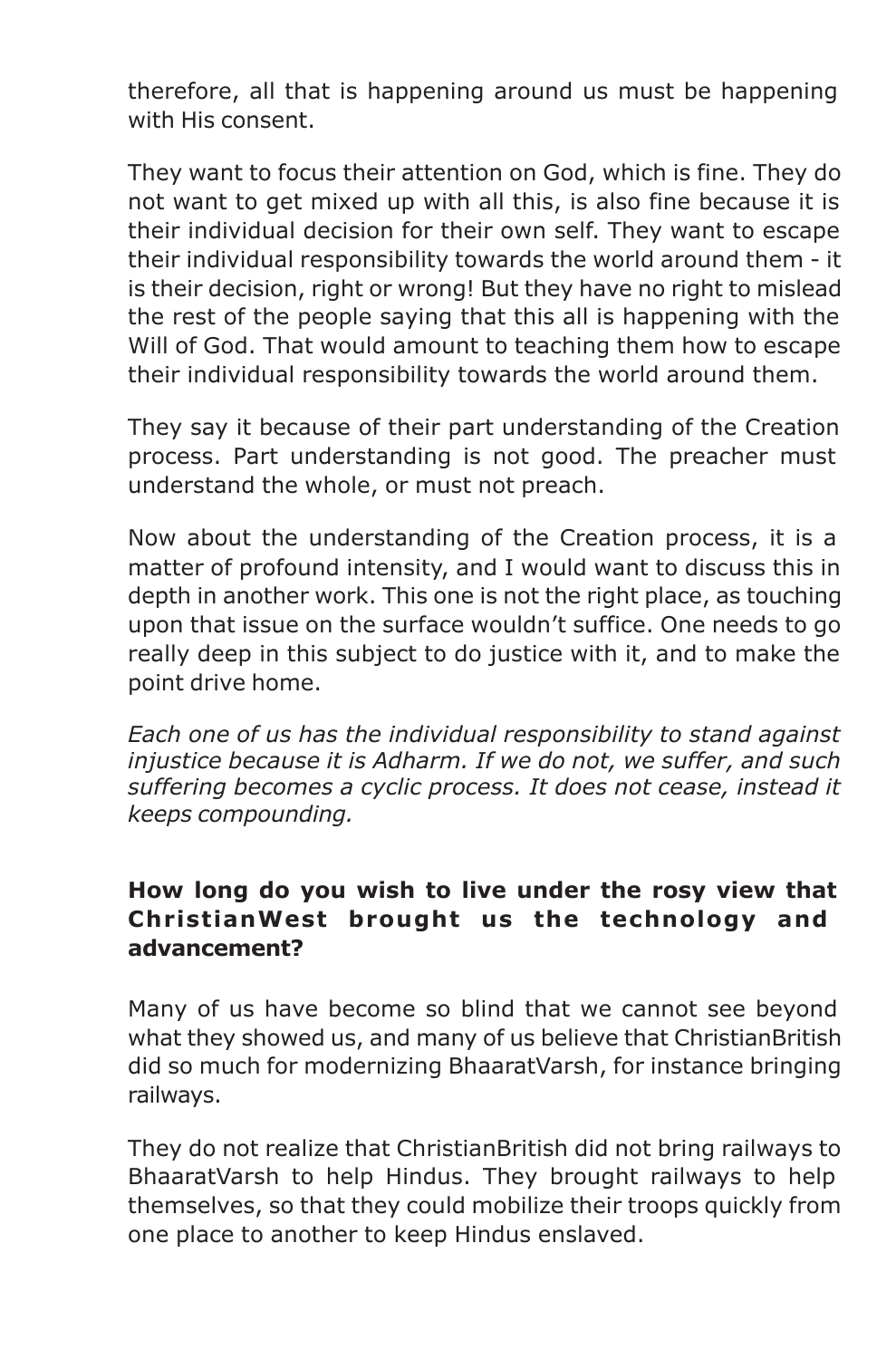therefore, all that is happening around us must be happening with His consent.

They want to focus their attention on God, which is fine. They do not want to get mixed up with all this, is also fine because it is their individual decision for their own self. They want to escape their individual responsibility towards the world around them - it is their decision, right or wrong! But they have no right to mislead the rest of the people saying that this all is happening with the Will of God. That would amount to teaching them how to escape their individual responsibility towards the world around them.

They say it because of their part understanding of the Creation process. Part understanding is not good. The preacher must understand the whole, or must not preach.

Now about the understanding of the Creation process, it is a matter of profound intensity, and I would want to discuss this in depth in another work. This one is not the right place, as touching upon that issue on the surface wouldn't suffice. One needs to go really deep in this subject to do justice with it, and to make the point drive home.

*Each one of us has the individual responsibility to stand against injustice because it is Adharm. If we do not, we suffer, and such suffering becomes a cyclic process. It does not cease, instead it keeps compounding.*

**How long do you wish to live under the rosy view that ChristianWest brought us the technology and advancement?**

Many of us have become so blind that we cannot see beyond what they showed us, and many of us believe that ChristianBritish did so much for modernizing BhaaratVarsh, for instance bringing railways.

They do not realize that ChristianBritish did not bring railways to BhaaratVarsh to help Hindus. They brought railways to help themselves, so that they could mobilize their troops quickly from one place to another to keep Hindus enslaved.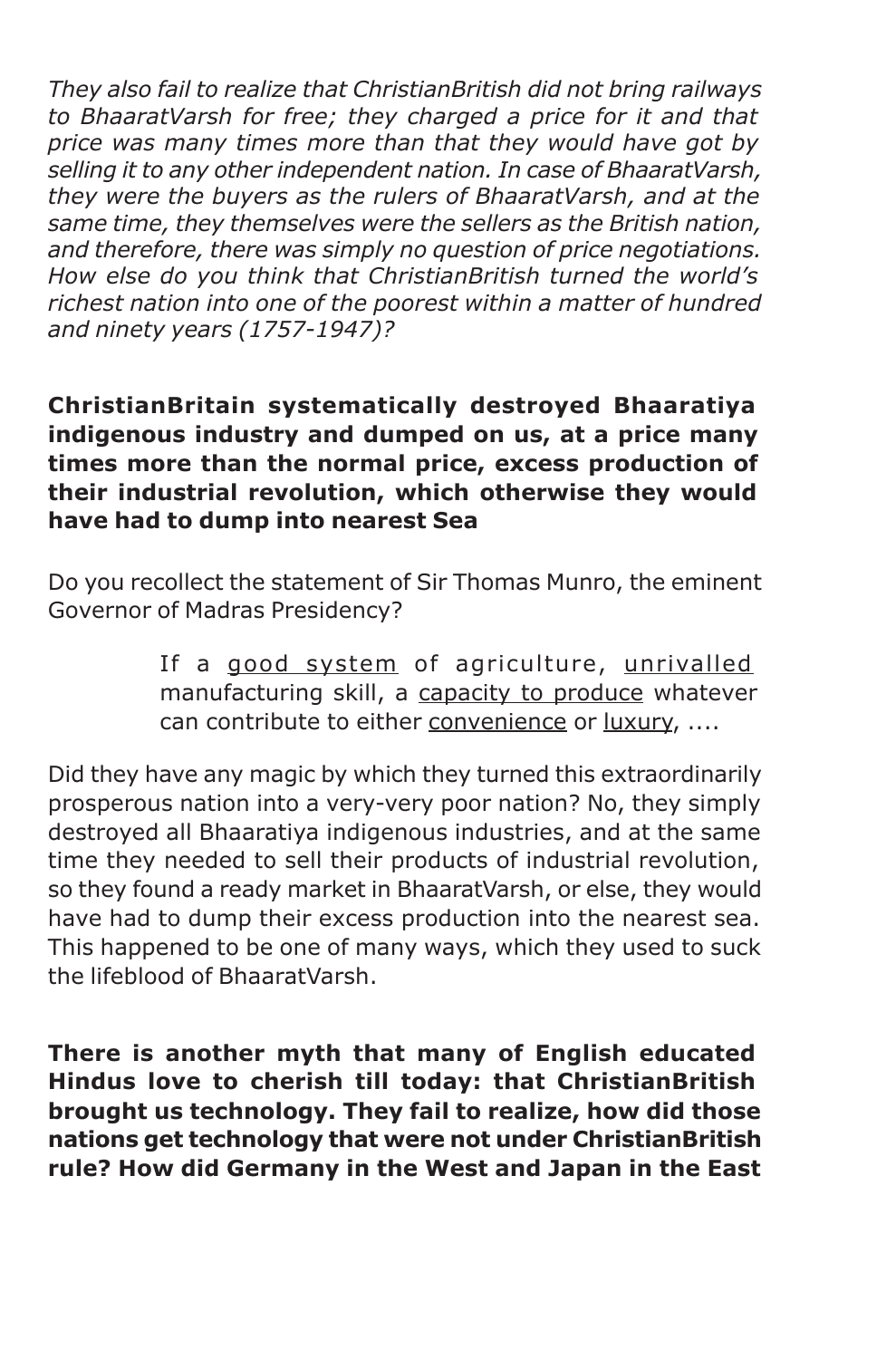*They also fail to realize that ChristianBritish did not bring railways to BhaaratVarsh for free; they charged a price for it and that price was many times more than that they would have got by selling it to any other independent nation. In case of BhaaratVarsh, they were the buyers as the rulers of BhaaratVarsh, and at the same time, they themselves were the sellers as the British nation, and therefore, there was simply no question of price negotiations. How else do you think that ChristianBritish turned the world's richest nation into one of the poorest within a matter of hundred and ninety years (1757-1947)?*

**ChristianBritain systematically destroyed Bhaaratiya indigenous industry and dumped on us, at a price many times more than the normal price, excess production of their industrial revolution, which otherwise they would have had to dump into nearest Sea**

Do you recollect the statement of Sir Thomas Munro, the eminent Governor of Madras Presidency?

> If a <u>good system</u> of agriculture, <u>unrivalled</u> manufacturing skill, a <u>capacity to produce</u> whatever can contribute to either <u>convenience</u> or <u>luxury</u>, ....

Did they have any magic by which they turned this extraordinarily prosperous nation into a very-very poor nation? No, they simply destroyed all Bhaaratiya indigenous industries, and at the same time they needed to sell their products of industrial revolution, so they found a ready market in BhaaratVarsh, or else, they would have had to dump their excess production into the nearest sea. This happened to be one of many ways, which they used to suck the lifeblood of BhaaratVarsh.

**There is another myth that many of English educated Hindus love to cherish till today: that ChristianBritish brought us technology. They fail to realize, how did those nations get technology that were not under ChristianBritish rule? How did Germany in the West and Japan in the East**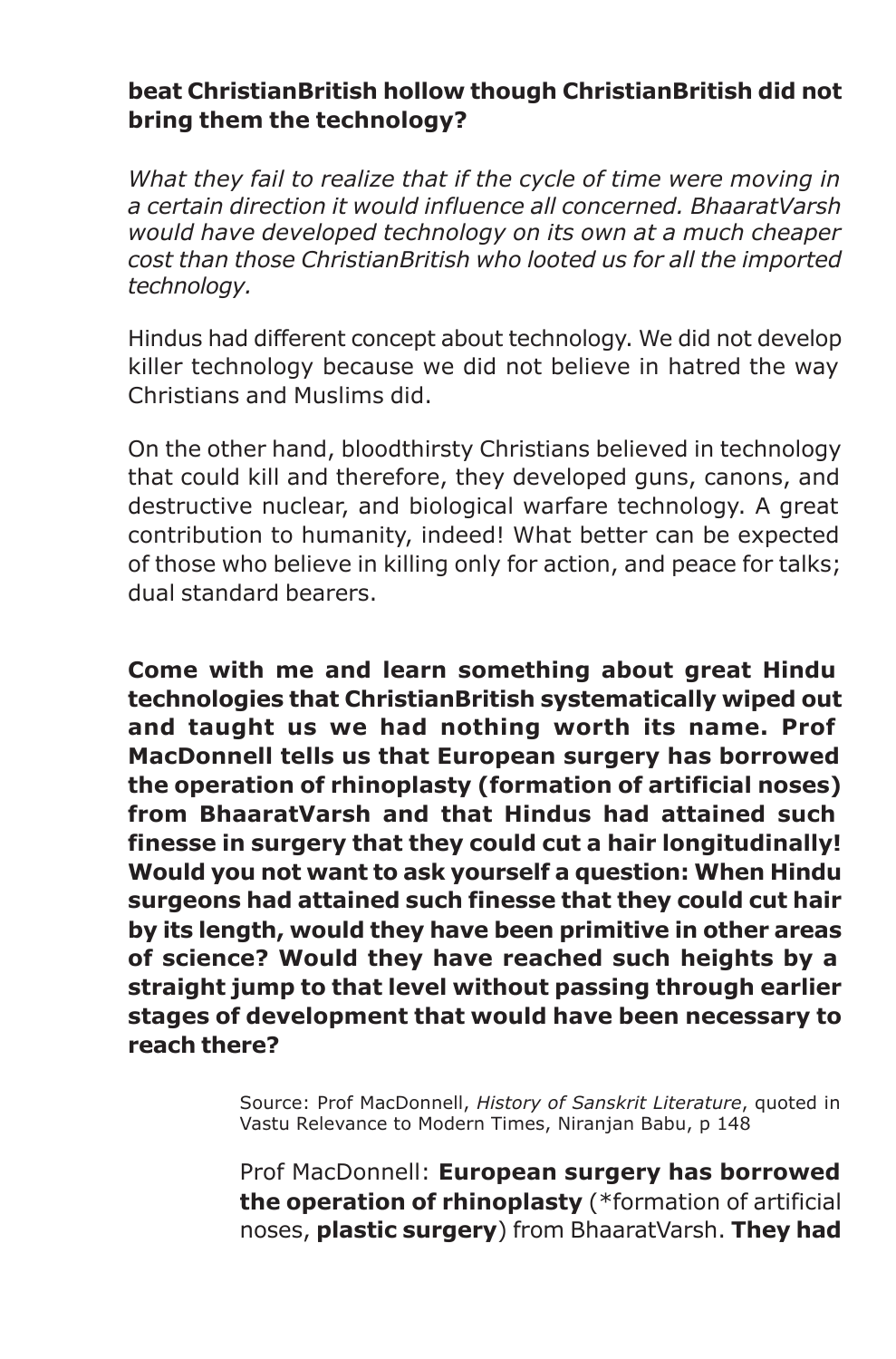**beat ChristianBritish hollow though ChristianBritish did not bring them the technology?**

*What they fail to realize that if the cycle of time were moving in a certain direction it would influence all concerned. BhaaratVarsh would have developed technology on its own at a much cheaper cost than those ChristianBritish who looted us for all the imported technology.*

Hindus had different concept about technology. We did not develop killer technology because we did not believe in hatred the way Christians and Muslims did.

On the other hand, bloodthirsty Christians believed in technology that could kill and therefore, they developed guns, canons, and destructive nuclear, and biological warfare technology. A great contribution to humanity, indeed! What better can be expected of those who believe in killing only for action, and peace for talks; dual standard bearers.

**Come with me and learn something about great Hindu technologies that ChristianBritish systematically wiped out and taught us we had nothing worth its name. Prof MacDonnell tells us that European surgery has borrowed the operation of rhinoplasty (formation of artificial noses) from BhaaratVarsh and that Hindus had attained such finesse in surgery that they could cut a hair longitudinally! Would you not want to ask yourself a question: When Hindu surgeons had attained such finesse that they could cut hair by its length, would they have been primitive in other areas of science? Would they have reached such heights by a straight jump to that level without passing through earlier stages of development that would have been necessary to reach there?**

Source: Prof MacDonnell, *History of Sanskrit Literature*, quoted in Vastu Relevance to Modern Times, Niranjan Babu, p 148

Prof MacDonnell: **European surgery has borrowed the operation of rhinoplasty** (*formation of artificial noses, **plastic surgery**) from BhaaratVarsh. **They had**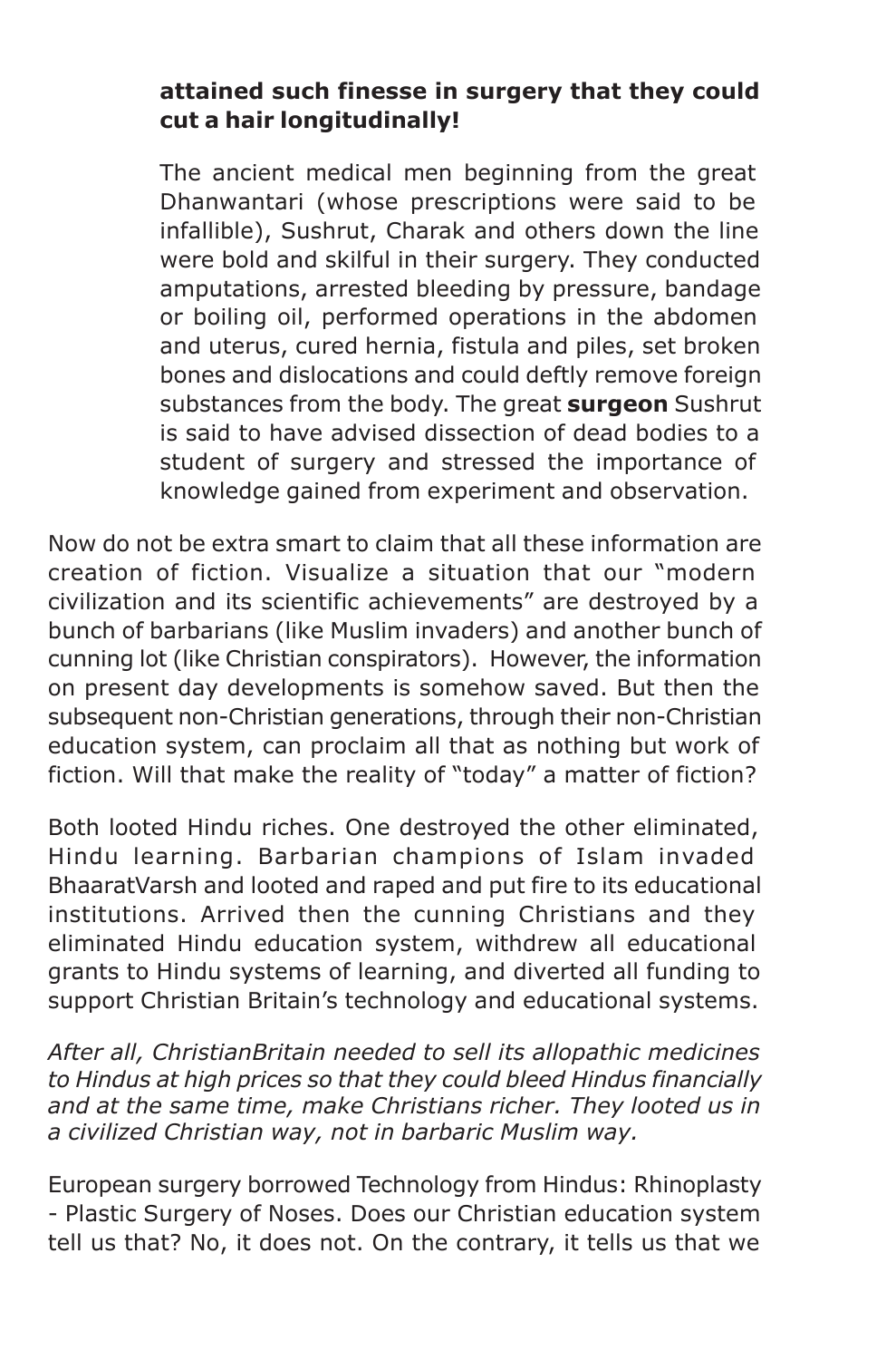**attained such finesse in surgery that they could cut a hair longitudinally!**

> The ancient medical men beginning from the great Dhanwantari (whose prescriptions were said to be infallible), Sushrut, Charak and others down the line were bold and skilful in their surgery. They conducted amputations, arrested bleeding by pressure, bandage or boiling oil, performed operations in the abdomen and uterus, cured hernia, fistula and piles, set broken bones and dislocations and could deftly remove foreign substances from the body. The great **surgeon** Sushrut is said to have advised dissection of dead bodies to a student of surgery and stressed the importance of knowledge gained from experiment and observation.

Now do not be extra smart to claim that all these information are creation of fiction. Visualize a situation that our "modern civilization and its scientific achievements" are destroyed by a bunch of barbarians (like Muslim invaders) and another bunch of cunning lot (like Christian conspirators). However, the information on present day developments is somehow saved. But then the subsequent non-Christian generations, through their non-Christian education system, can proclaim all that as nothing but work of fiction. Will that make the reality of "today" a matter of fiction?

Both looted Hindu riches. One destroyed the other eliminated, Hindu learning. Barbarian champions of Islam invaded BhaaratVarsh and looted and raped and put fire to its educational institutions. Arrived then the cunning Christians and they eliminated Hindu education system, withdrew all educational grants to Hindu systems of learning, and diverted all funding to support Christian Britain's technology and educational systems.

*After all, ChristianBritain needed to sell its allopathic medicines to Hindus at high prices so that they could bleed Hindus financially and at the same time, make Christians richer. They looted us in a civilized Christian way, not in barbaric Muslim way.*

European surgery borrowed Technology from Hindus: Rhinoplasty - Plastic Surgery of Noses. Does our Christian education system tell us that? No, it does not. On the contrary, it tells us that we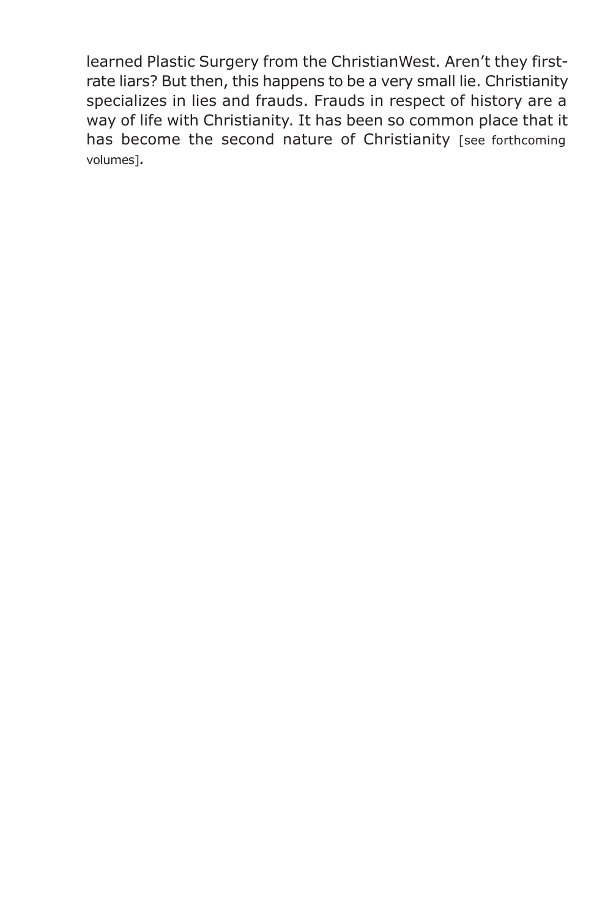learned Plastic Surgery from the ChristianWest. Aren't they first-rate liars? But then, this happens to be a very small lie. Christianity specializes in lies and frauds. Frauds in respect of history are a way of life with Christianity. It has been so common place that it has become the second nature of Christianity [see forthcoming volumes].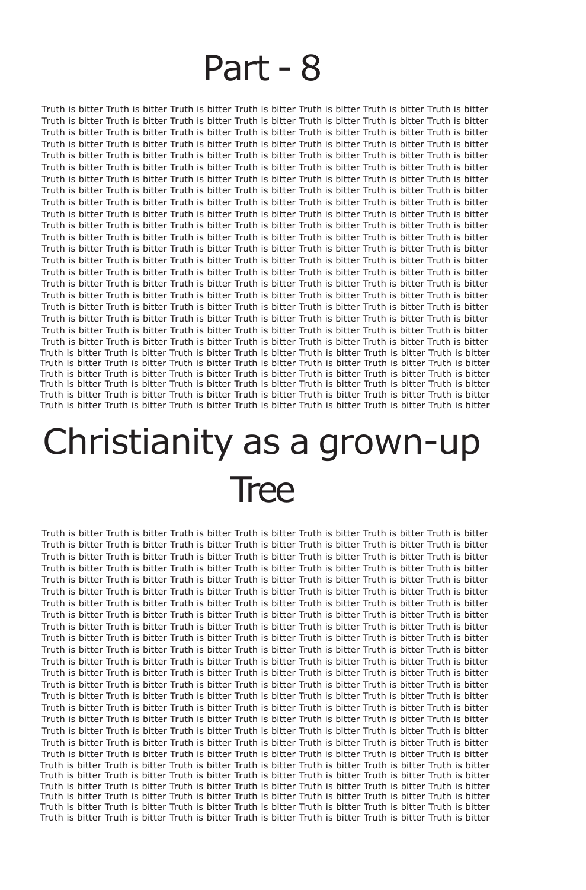# Part - 8

Truth is bitter Truth is bitter Truth is bitter Truth is bitter Truth is bitter Truth is bitter Truth is bitter
Truth is bitter Truth is bitter Truth is bitter Truth is bitter Truth is bitter Truth is bitter Truth is bitter
Truth is bitter Truth is bitter Truth is bitter Truth is bitter Truth is bitter Truth is bitter Truth is bitter
Truth is bitter Truth is bitter Truth is bitter Truth is bitter Truth is bitter Truth is bitter Truth is bitter
Truth is bitter Truth is bitter Truth is bitter Truth is bitter Truth is bitter Truth is bitter Truth is bitter
Truth is bitter Truth is bitter Truth is bitter Truth is bitter Truth is bitter Truth is bitter Truth is bitter
Truth is bitter Truth is bitter Truth is bitter Truth is bitter Truth is bitter Truth is bitter Truth is bitter
Truth is bitter Truth is bitter Truth is bitter Truth is bitter Truth is bitter Truth is bitter Truth is bitter
Truth is bitter Truth is bitter Truth is bitter Truth is bitter Truth is bitter Truth is bitter Truth is bitter
Truth is bitter Truth is bitter Truth is bitter Truth is bitter Truth is bitter Truth is bitter Truth is bitter
Truth is bitter Truth is bitter Truth is bitter Truth is bitter Truth is bitter Truth is bitter Truth is bitter
Truth is bitter Truth is bitter Truth is bitter Truth is bitter Truth is bitter Truth is bitter Truth is bitter
Truth is bitter Truth is bitter Truth is bitter Truth is bitter Truth is bitter Truth is bitter Truth is bitter
Truth is bitter Truth is bitter Truth is bitter Truth is bitter Truth is bitter Truth is bitter Truth is bitter
Truth is bitter Truth is bitter Truth is bitter Truth is bitter Truth is bitter Truth is bitter Truth is bitter
Truth is bitter Truth is bitter Truth is bitter Truth is bitter Truth is bitter Truth is bitter Truth is bitter
Truth is bitter Truth is bitter Truth is bitter Truth is bitter Truth is bitter Truth is bitter Truth is bitter
Truth is bitter Truth is bitter Truth is bitter Truth is bitter Truth is bitter Truth is bitter Truth is bitter
Truth is bitter Truth is bitter Truth is bitter Truth is bitter Truth is bitter Truth is bitter Truth is bitter
Truth is bitter Truth is bitter Truth is bitter Truth is bitter Truth is bitter Truth is bitter Truth is bitter
Truth is bitter Truth is bitter Truth is bitter Truth is bitter Truth is bitter Truth is bitter Truth is bitter
Truth is bitter Truth is bitter Truth is bitter Truth is bitter Truth is bitter Truth is bitter Truth is bitter
Truth is bitter Truth is bitter Truth is bitter Truth is bitter Truth is bitter Truth is bitter Truth is bitter
Truth is bitter Truth is bitter Truth is bitter Truth is bitter Truth is bitter Truth is bitter Truth is bitter
Truth is bitter Truth is bitter Truth is bitter Truth is bitter Truth is bitter Truth is bitter Truth is bitter
Truth is bitter Truth is bitter Truth is bitter Truth is bitter Truth is bitter Truth is bitter Truth is bitter
Truth is bitter Truth is bitter Truth is bitter Truth is bitter Truth is bitter Truth is bitter Truth is bitter

# Christianity as a grown-up Tree

Truth is bitter Truth is bitter Truth is bitter Truth is bitter Truth is bitter Truth is bitter Truth is bitter
Truth is bitter Truth is bitter Truth is bitter Truth is bitter Truth is bitter Truth is bitter Truth is bitter
Truth is bitter Truth is bitter Truth is bitter Truth is bitter Truth is bitter Truth is bitter Truth is bitter
Truth is bitter Truth is bitter Truth is bitter Truth is bitter Truth is bitter Truth is bitter Truth is bitter
Truth is bitter Truth is bitter Truth is bitter Truth is bitter Truth is bitter Truth is bitter Truth is bitter
Truth is bitter Truth is bitter Truth is bitter Truth is bitter Truth is bitter Truth is bitter Truth is bitter
Truth is bitter Truth is bitter Truth is bitter Truth is bitter Truth is bitter Truth is bitter Truth is bitter
Truth is bitter Truth is bitter Truth is bitter Truth is bitter Truth is bitter Truth is bitter Truth is bitter
Truth is bitter Truth is bitter Truth is bitter Truth is bitter Truth is bitter Truth is bitter Truth is bitter
Truth is bitter Truth is bitter Truth is bitter Truth is bitter Truth is bitter Truth is bitter Truth is bitter
Truth is bitter Truth is bitter Truth is bitter Truth is bitter Truth is bitter Truth is bitter Truth is bitter
Truth is bitter Truth is bitter Truth is bitter Truth is bitter Truth is bitter Truth is bitter Truth is bitter
Truth is bitter Truth is bitter Truth is bitter Truth is bitter Truth is bitter Truth is bitter Truth is bitter
Truth is bitter Truth is bitter Truth is bitter Truth is bitter Truth is bitter Truth is bitter Truth is bitter
Truth is bitter Truth is bitter Truth is bitter Truth is bitter Truth is bitter Truth is bitter Truth is bitter
Truth is bitter Truth is bitter Truth is bitter Truth is bitter Truth is bitter Truth is bitter Truth is bitter
Truth is bitter Truth is bitter Truth is bitter Truth is bitter Truth is bitter Truth is bitter Truth is bitter
Truth is bitter Truth is bitter Truth is bitter Truth is bitter Truth is bitter Truth is bitter Truth is bitter
Truth is bitter Truth is bitter Truth is bitter Truth is bitter Truth is bitter Truth is bitter Truth is bitter
Truth is bitter Truth is bitter Truth is bitter Truth is bitter Truth is bitter Truth is bitter Truth is bitter
Truth is bitter Truth is bitter Truth is bitter Truth is bitter Truth is bitter Truth is bitter Truth is bitter
Truth is bitter Truth is bitter Truth is bitter Truth is bitter Truth is bitter Truth is bitter Truth is bitter
Truth is bitter Truth is bitter Truth is bitter Truth is bitter Truth is bitter Truth is bitter Truth is bitter
Truth is bitter Truth is bitter Truth is bitter Truth is bitter Truth is bitter Truth is bitter Truth is bitter
Truth is bitter Truth is bitter Truth is bitter Truth is bitter Truth is bitter Truth is bitter Truth is bitter
Truth is bitter Truth is bitter Truth is bitter Truth is bitter Truth is bitter Truth is bitter Truth is bitter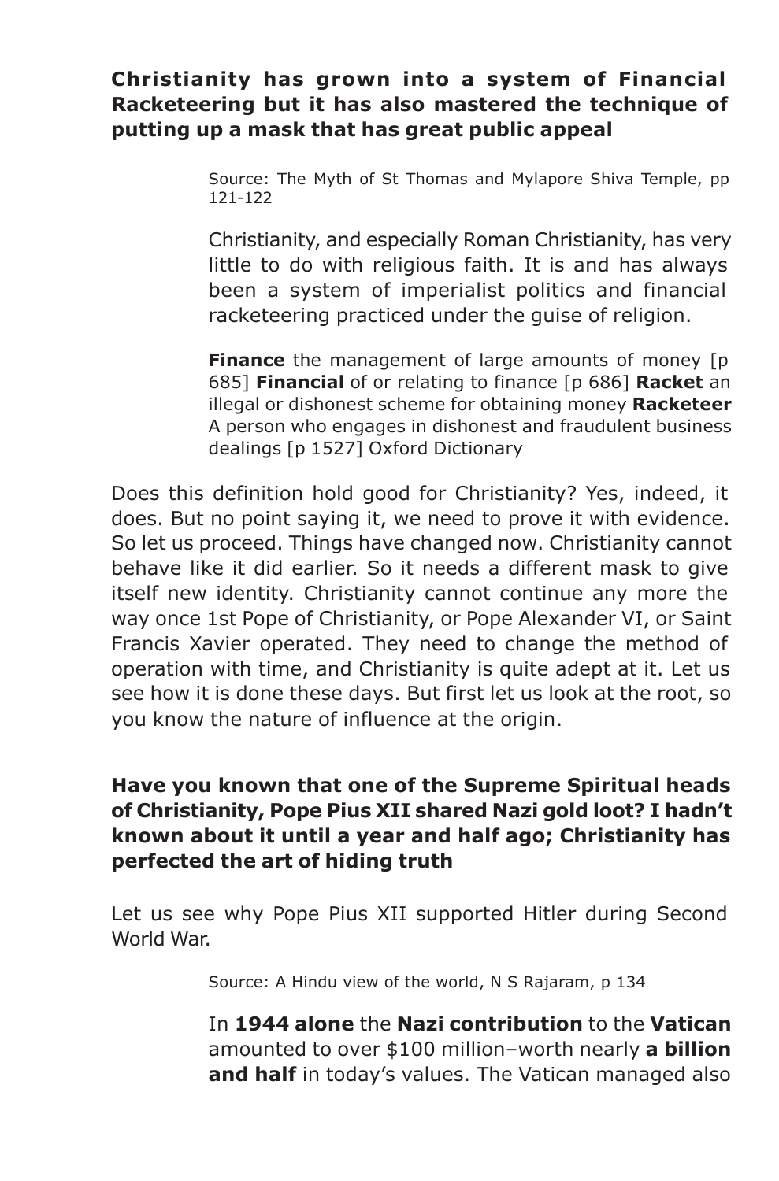**Christianity has grown into a system of Financial Racketeering but it has also mastered the technique of putting up a mask that has great public appeal**

> Source: The Myth of St Thomas and Mylapore Shiva Temple, pp 121-122
>
> Christianity, and especially Roman Christianity, has very little to do with religious faith. It is and has always been a system of imperialist politics and financial racketeering practiced under the guise of religion.
>
> **Finance** the management of large amounts of money [p 685] **Financial** of or relating to finance [p 686] **Racket** an illegal or dishonest scheme for obtaining money **Racketeer** A person who engages in dishonest and fraudulent business dealings [p 1527] Oxford Dictionary

Does this definition hold good for Christianity? Yes, indeed, it does. But no point saying it, we need to prove it with evidence. So let us proceed. Things have changed now. Christianity cannot behave like it did earlier. So it needs a different mask to give itself new identity. Christianity cannot continue any more the way once 1st Pope of Christianity, or Pope Alexander VI, or Saint Francis Xavier operated. They need to change the method of operation with time, and Christianity is quite adept at it. Let us see how it is done these days. But first let us look at the root, so you know the nature of influence at the origin.

**Have you known that one of the Supreme Spiritual heads of Christianity, Pope Pius XII shared Nazi gold loot? I hadn't known about it until a year and half ago; Christianity has perfected the art of hiding truth**

Let us see why Pope Pius XII supported Hitler during Second World War.

> Source: A Hindu view of the world, N S Rajaram, p 134
>
> In **1944 alone** the **Nazi contribution** to the **Vatican** amounted to over $100 million–worth nearly **a billion and half** in today's values. The Vatican managed also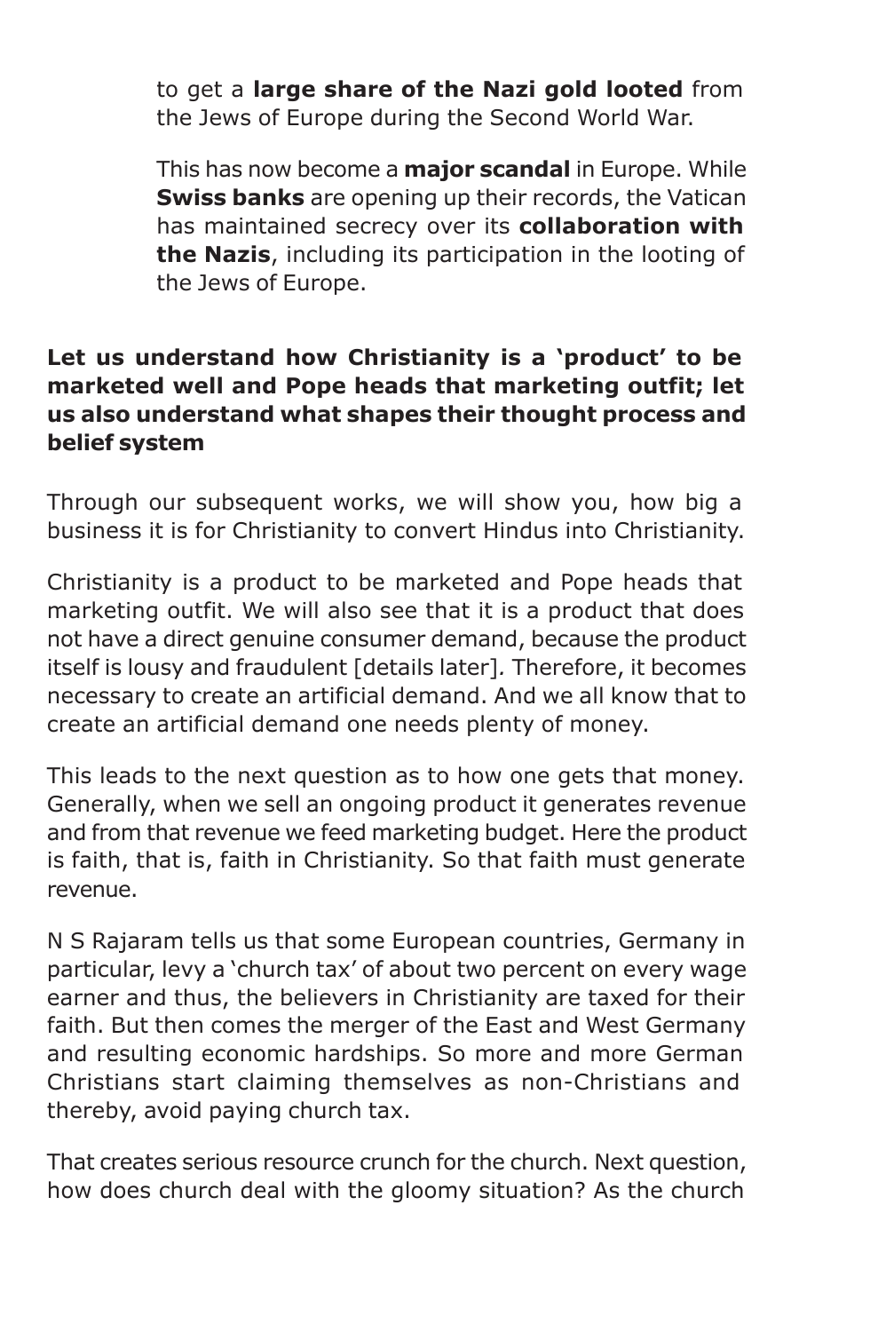to get a **large share of the Nazi gold looted** from the Jews of Europe during the Second World War.

This has now become a **major scandal** in Europe. While **Swiss banks** are opening up their records, the Vatican has maintained secrecy over its **collaboration with the Nazis**, including its participation in the looting of the Jews of Europe.

**Let us understand how Christianity is a 'product' to be marketed well and Pope heads that marketing outfit; let us also understand what shapes their thought process and belief system**

Through our subsequent works, we will show you, how big a business it is for Christianity to convert Hindus into Christianity.

Christianity is a product to be marketed and Pope heads that marketing outfit. We will also see that it is a product that does not have a direct genuine consumer demand, because the product itself is lousy and fraudulent [details later]. Therefore, it becomes necessary to create an artificial demand. And we all know that to create an artificial demand one needs plenty of money.

This leads to the next question as to how one gets that money. Generally, when we sell an ongoing product it generates revenue and from that revenue we feed marketing budget. Here the product is faith, that is, faith in Christianity. So that faith must generate revenue.

N S Rajaram tells us that some European countries, Germany in particular, levy a 'church tax' of about two percent on every wage earner and thus, the believers in Christianity are taxed for their faith. But then comes the merger of the East and West Germany and resulting economic hardships. So more and more German Christians start claiming themselves as non-Christians and thereby, avoid paying church tax.

That creates serious resource crunch for the church. Next question, how does church deal with the gloomy situation? As the church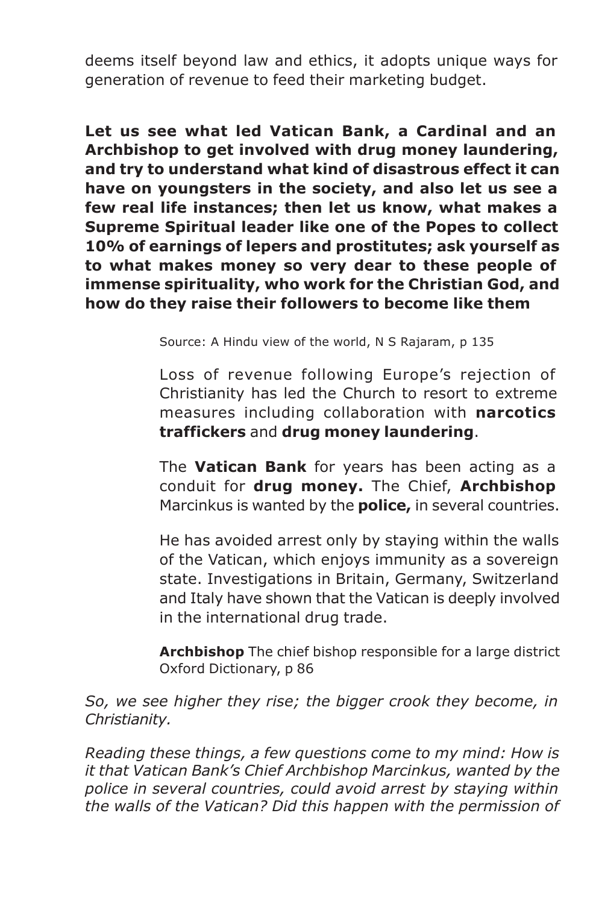deems itself beyond law and ethics, it adopts unique ways for generation of revenue to feed their marketing budget.

**Let us see what led Vatican Bank, a Cardinal and an Archbishop to get involved with drug money laundering, and try to understand what kind of disastrous effect it can have on youngsters in the society, and also let us see a few real life instances; then let us know, what makes a Supreme Spiritual leader like one of the Popes to collect 10% of earnings of lepers and prostitutes; ask yourself as to what makes money so very dear to these people of immense spirituality, who work for the Christian God, and how do they raise their followers to become like them**

Source: A Hindu view of the world, N S Rajaram, p 135

Loss of revenue following Europe's rejection of Christianity has led the Church to resort to extreme measures including collaboration with **narcotics traffickers** and **drug money laundering**.

The **Vatican Bank** for years has been acting as a conduit for **drug money.** The Chief, **Archbishop** Marcinkus is wanted by the **police,** in several countries.

He has avoided arrest only by staying within the walls of the Vatican, which enjoys immunity as a sovereign state. Investigations in Britain, Germany, Switzerland and Italy have shown that the Vatican is deeply involved in the international drug trade.

**Archbishop** The chief bishop responsible for a large district Oxford Dictionary, p 86

*So, we see higher they rise; the bigger crook they become, in Christianity.*

*Reading these things, a few questions come to my mind: How is it that Vatican Bank's Chief Archbishop Marcinkus, wanted by the police in several countries, could avoid arrest by staying within the walls of the Vatican? Did this happen with the permission of*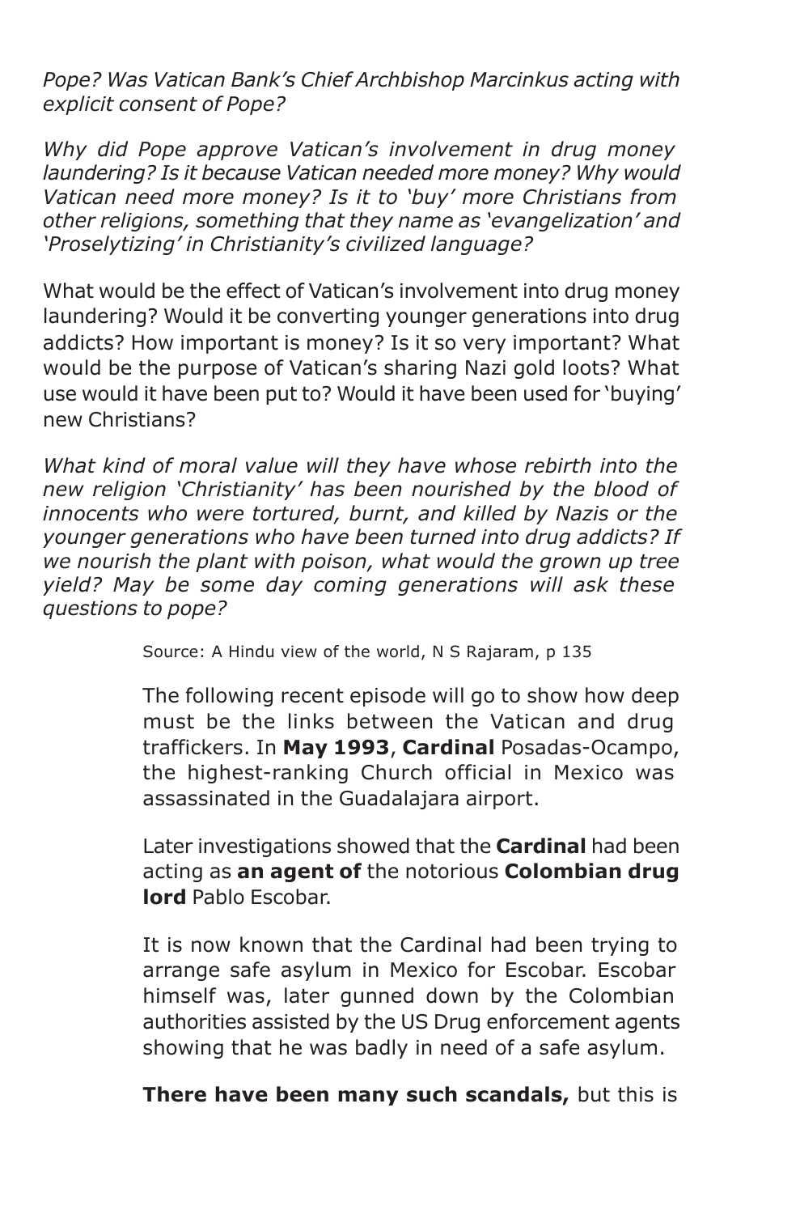*Pope? Was Vatican Bank's Chief Archbishop Marcinkus acting with explicit consent of Pope?*

*Why did Pope approve Vatican's involvement in drug money laundering? Is it because Vatican needed more money? Why would Vatican need more money? Is it to 'buy' more Christians from other religions, something that they name as 'evangelization' and 'Proselytizing' in Christianity's civilized language?*

What would be the effect of Vatican's involvement into drug money laundering? Would it be converting younger generations into drug addicts? How important is money? Is it so very important? What would be the purpose of Vatican's sharing Nazi gold loots? What use would it have been put to? Would it have been used for 'buying' new Christians?

*What kind of moral value will they have whose rebirth into the new religion 'Christianity' has been nourished by the blood of innocents who were tortured, burnt, and killed by Nazis or the younger generations who have been turned into drug addicts? If we nourish the plant with poison, what would the grown up tree yield? May be some day coming generations will ask these questions to pope?*

Source: A Hindu view of the world, N S Rajaram, p 135

The following recent episode will go to show how deep must be the links between the Vatican and drug traffickers. In **May 1993**, **Cardinal** Posadas-Ocampo, the highest-ranking Church official in Mexico was assassinated in the Guadalajara airport.

Later investigations showed that the **Cardinal** had been acting as **an agent of** the notorious **Colombian drug lord** Pablo Escobar.

It is now known that the Cardinal had been trying to arrange safe asylum in Mexico for Escobar. Escobar himself was, later gunned down by the Colombian authorities assisted by the US Drug enforcement agents showing that he was badly in need of a safe asylum.

**There have been many such scandals,** but this is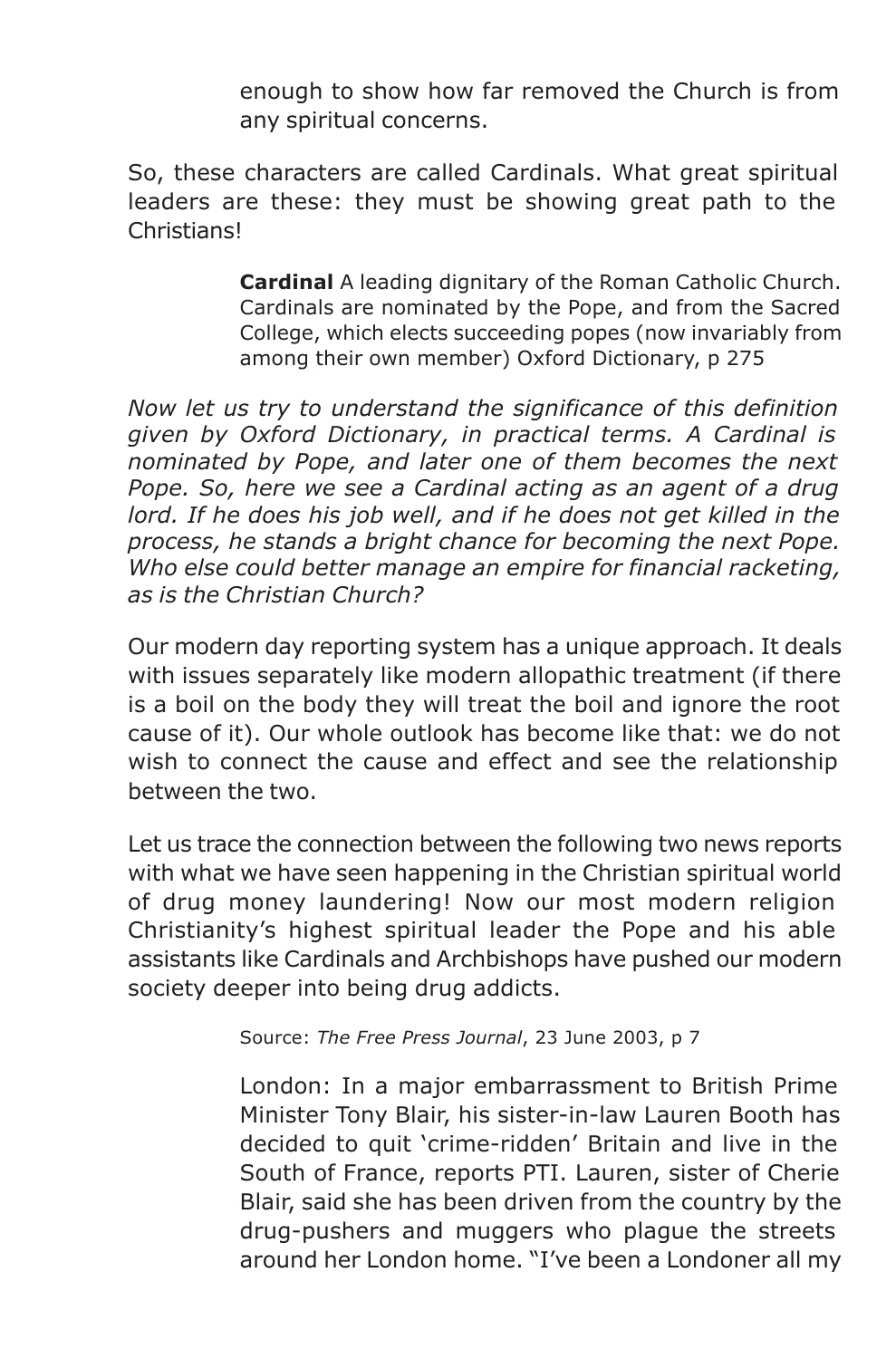> enough to show how far removed the Church is from any spiritual concerns.

So, these characters are called Cardinals. What great spiritual leaders are these: they must be showing great path to the Christians!

> **Cardinal** A leading dignitary of the Roman Catholic Church. Cardinals are nominated by the Pope, and from the Sacred College, which elects succeeding popes (now invariably from among their own member) Oxford Dictionary, p 275

*Now let us try to understand the significance of this definition given by Oxford Dictionary, in practical terms. A Cardinal is nominated by Pope, and later one of them becomes the next Pope. So, here we see a Cardinal acting as an agent of a drug lord. If he does his job well, and if he does not get killed in the process, he stands a bright chance for becoming the next Pope. Who else could better manage an empire for financial racketing, as is the Christian Church?*

Our modern day reporting system has a unique approach. It deals with issues separately like modern allopathic treatment (if there is a boil on the body they will treat the boil and ignore the root cause of it). Our whole outlook has become like that: we do not wish to connect the cause and effect and see the relationship between the two.

Let us trace the connection between the following two news reports with what we have seen happening in the Christian spiritual world of drug money laundering! Now our most modern religion Christianity's highest spiritual leader the Pope and his able assistants like Cardinals and Archbishops have pushed our modern society deeper into being drug addicts.

> Source: *The Free Press Journal*, 23 June 2003, p 7
>
> London: In a major embarrassment to British Prime Minister Tony Blair, his sister-in-law Lauren Booth has decided to quit 'crime-ridden' Britain and live in the South of France, reports PTI. Lauren, sister of Cherie Blair, said she has been driven from the country by the drug-pushers and muggers who plague the streets around her London home. "I've been a Londoner all my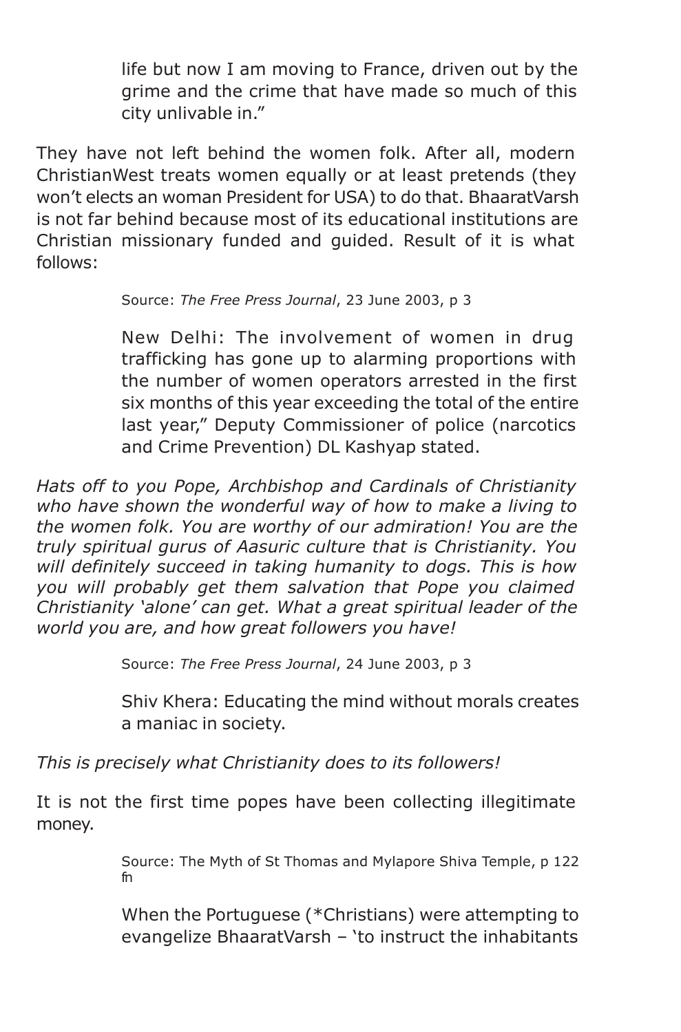> life but now I am moving to France, driven out by the grime and the crime that have made so much of this city unlivable in."

They have not left behind the women folk. After all, modern ChristianWest treats women equally or at least pretends (they won't elects an woman President for USA) to do that. BhaaratVarsh is not far behind because most of its educational institutions are Christian missionary funded and guided. Result of it is what follows:

> Source: *The Free Press Journal*, 23 June 2003, p 3
>
> New Delhi: The involvement of women in drug trafficking has gone up to alarming proportions with the number of women operators arrested in the first six months of this year exceeding the total of the entire last year," Deputy Commissioner of police (narcotics and Crime Prevention) DL Kashyap stated.

*Hats off to you Pope, Archbishop and Cardinals of Christianity who have shown the wonderful way of how to make a living to the women folk. You are worthy of our admiration! You are the truly spiritual gurus of Aasuric culture that is Christianity. You will definitely succeed in taking humanity to dogs. This is how you will probably get them salvation that Pope you claimed Christianity 'alone' can get. What a great spiritual leader of the world you are, and how great followers you have!*

> Source: *The Free Press Journal*, 24 June 2003, p 3
>
> Shiv Khera: Educating the mind without morals creates a maniac in society.

*This is precisely what Christianity does to its followers!*

It is not the first time popes have been collecting illegitimate money.

> Source: The Myth of St Thomas and Mylapore Shiva Temple, p 122 fn
>
> When the Portuguese (*Christians) were attempting to evangelize BhaaratVarsh – 'to instruct the inhabitants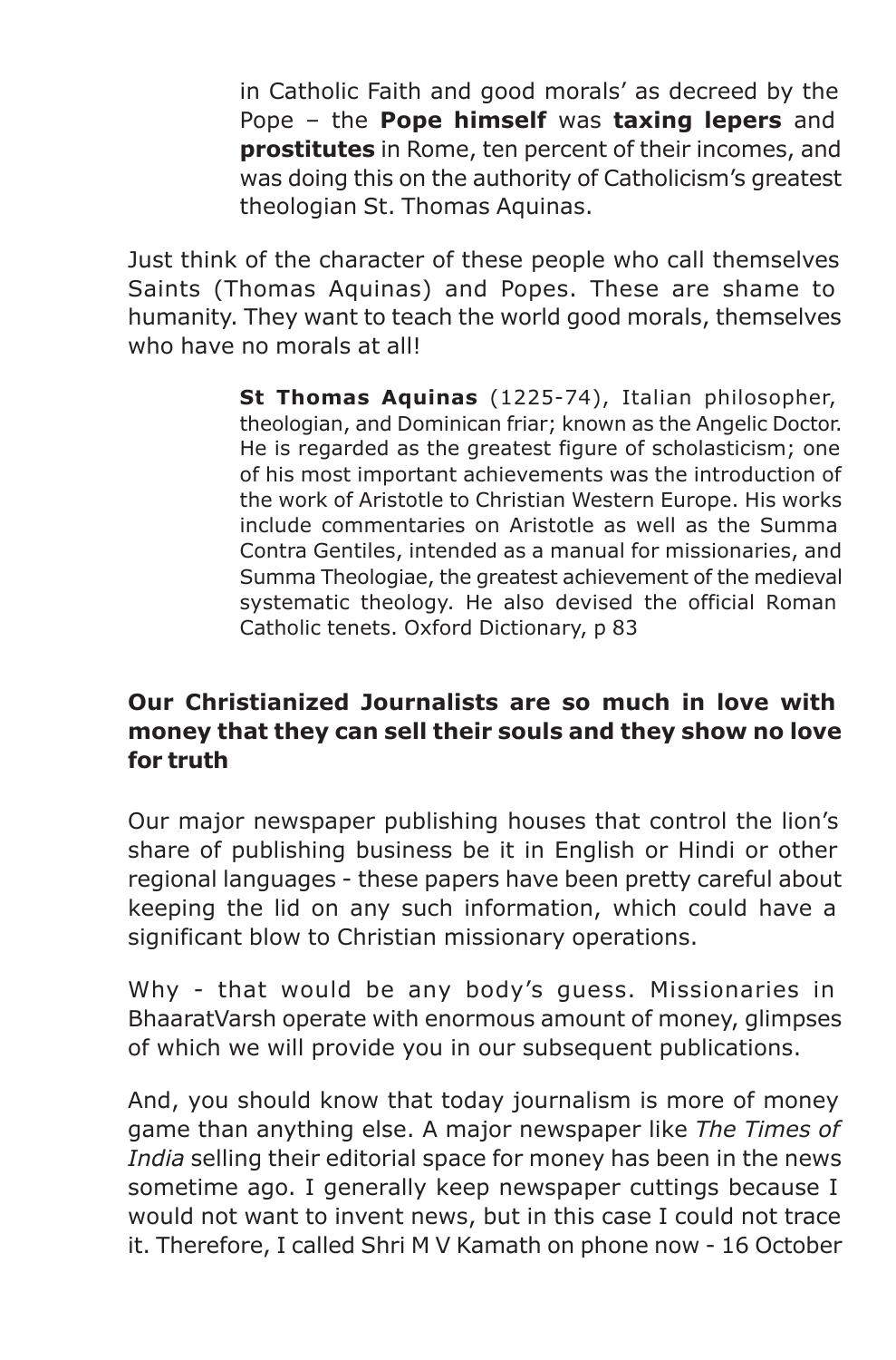> in Catholic Faith and good morals' as decreed by the Pope – the **Pope himself** was **taxing lepers** and **prostitutes** in Rome, ten percent of their incomes, and was doing this on the authority of Catholicism's greatest theologian St. Thomas Aquinas.

Just think of the character of these people who call themselves Saints (Thomas Aquinas) and Popes. These are shame to humanity. They want to teach the world good morals, themselves who have no morals at all!

> **St Thomas Aquinas** (1225-74), Italian philosopher, theologian, and Dominican friar; known as the Angelic Doctor. He is regarded as the greatest figure of scholasticism; one of his most important achievements was the introduction of the work of Aristotle to Christian Western Europe. His works include commentaries on Aristotle as well as the Summa Contra Gentiles, intended as a manual for missionaries, and Summa Theologiae, the greatest achievement of the medieval systematic theology. He also devised the official Roman Catholic tenets. Oxford Dictionary, p 83

**Our Christianized Journalists are so much in love with money that they can sell their souls and they show no love for truth**

Our major newspaper publishing houses that control the lion's share of publishing business be it in English or Hindi or other regional languages - these papers have been pretty careful about keeping the lid on any such information, which could have a significant blow to Christian missionary operations.

Why - that would be any body's guess. Missionaries in BhaaratVarsh operate with enormous amount of money, glimpses of which we will provide you in our subsequent publications.

And, you should know that today journalism is more of money game than anything else. A major newspaper like *The Times of India* selling their editorial space for money has been in the news sometime ago. I generally keep newspaper cuttings because I would not want to invent news, but in this case I could not trace it. Therefore, I called Shri M V Kamath on phone now - 16 October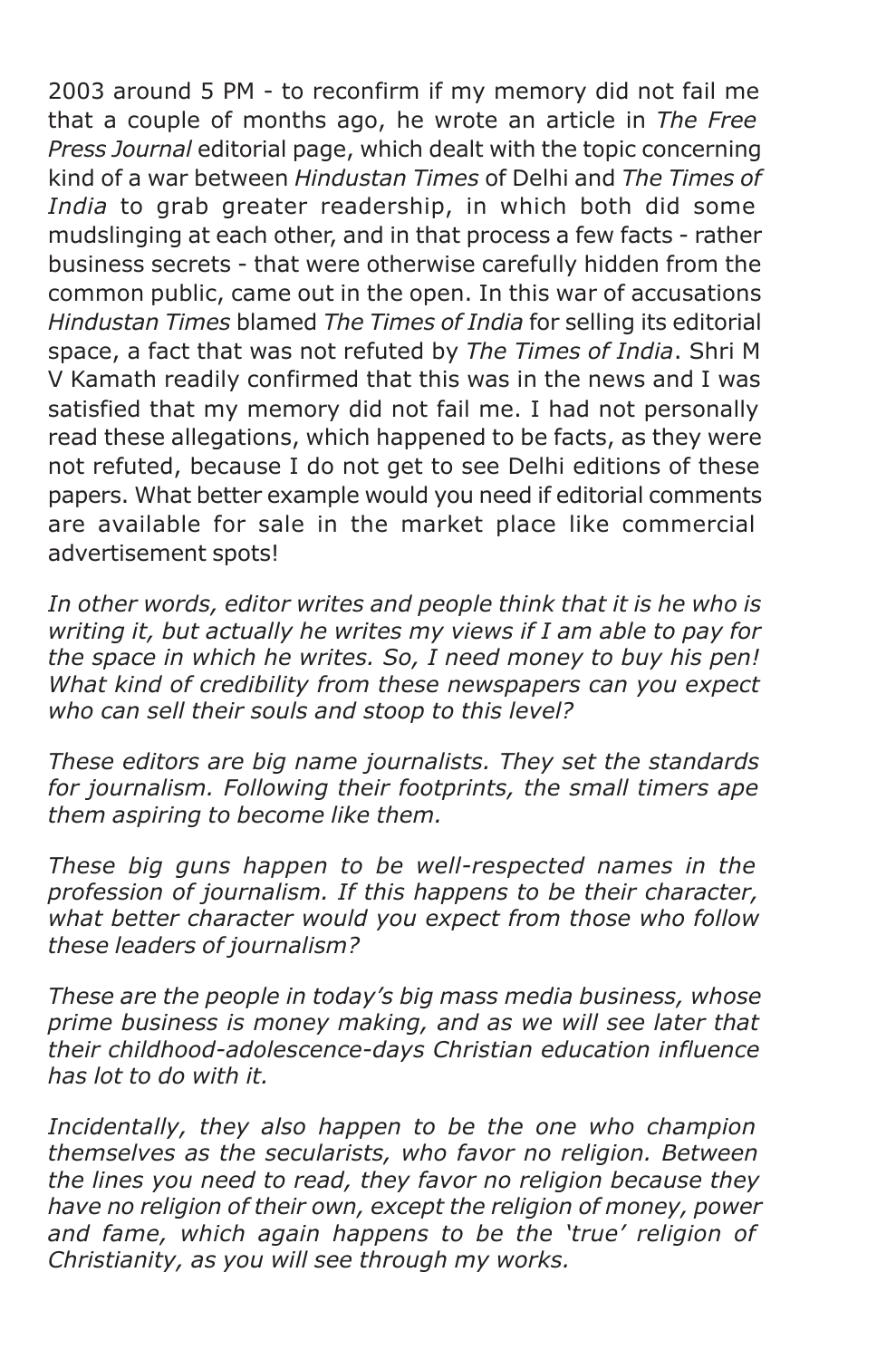2003 around 5 PM - to reconfirm if my memory did not fail me that a couple of months ago, he wrote an article in *The Free Press Journal* editorial page, which dealt with the topic concerning kind of a war between *Hindustan Times* of Delhi and *The Times of India* to grab greater readership, in which both did some mudslinging at each other, and in that process a few facts - rather business secrets - that were otherwise carefully hidden from the common public, came out in the open. In this war of accusations *Hindustan Times* blamed *The Times of India* for selling its editorial space, a fact that was not refuted by *The Times of India*. Shri M V Kamath readily confirmed that this was in the news and I was satisfied that my memory did not fail me. I had not personally read these allegations, which happened to be facts, as they were not refuted, because I do not get to see Delhi editions of these papers. What better example would you need if editorial comments are available for sale in the market place like commercial advertisement spots!

*In other words, editor writes and people think that it is he who is writing it, but actually he writes my views if I am able to pay for the space in which he writes. So, I need money to buy his pen! What kind of credibility from these newspapers can you expect who can sell their souls and stoop to this level?*

*These editors are big name journalists. They set the standards for journalism. Following their footprints, the small timers ape them aspiring to become like them.*

*These big guns happen to be well-respected names in the profession of journalism. If this happens to be their character, what better character would you expect from those who follow these leaders of journalism?*

*These are the people in today's big mass media business, whose prime business is money making, and as we will see later that their childhood-adolescence-days Christian education influence has lot to do with it.*

*Incidentally, they also happen to be the one who champion themselves as the secularists, who favor no religion. Between the lines you need to read, they favor no religion because they have no religion of their own, except the religion of money, power and fame, which again happens to be the 'true' religion of Christianity, as you will see through my works.*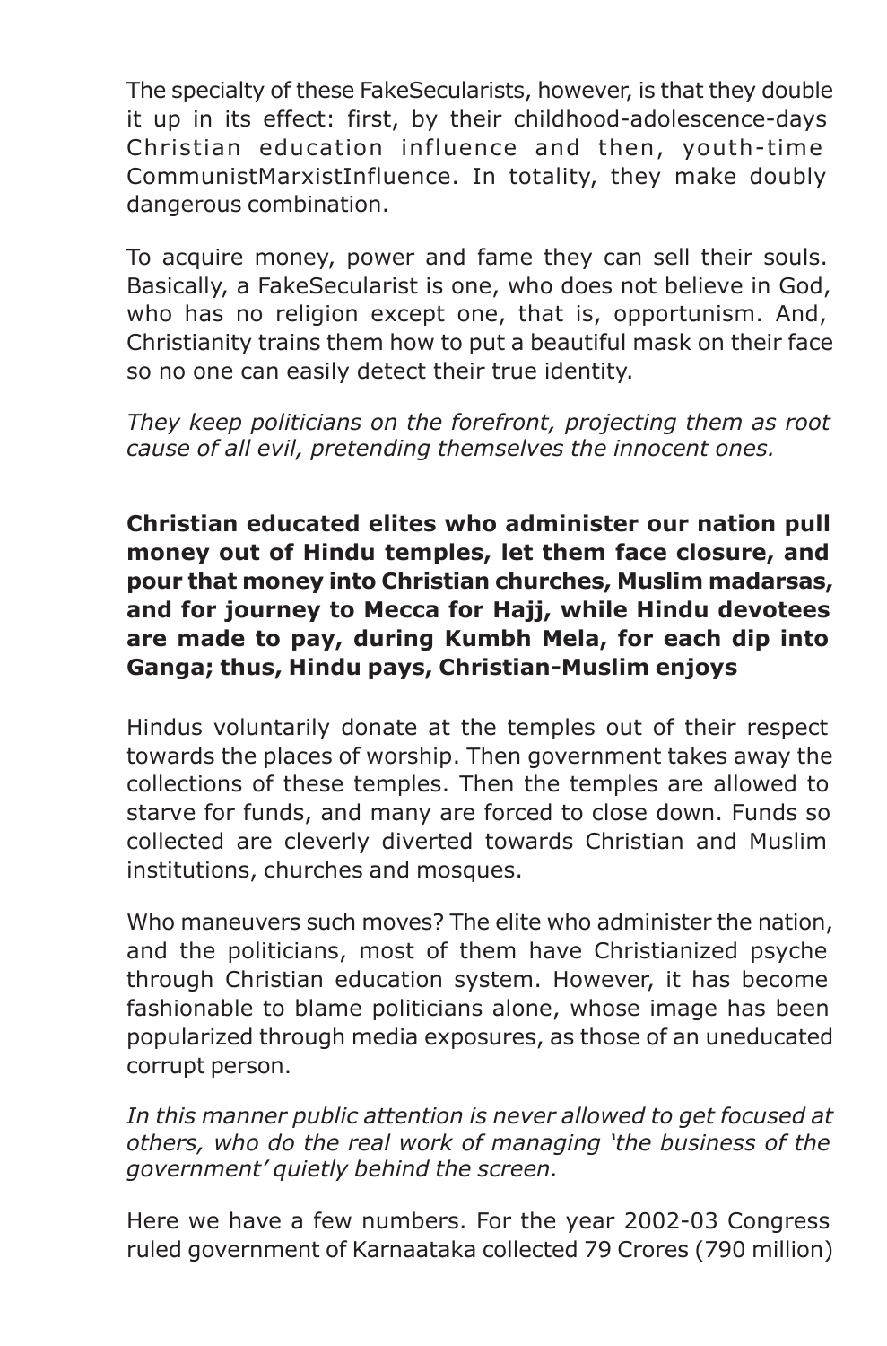The specialty of these FakeSecularists, however, is that they double it up in its effect: first, by their childhood-adolescence-days Christian education influence and then, youth-time CommunistMarxistInfluence. In totality, they make doubly dangerous combination.

To acquire money, power and fame they can sell their souls. Basically, a FakeSecularist is one, who does not believe in God, who has no religion except one, that is, opportunism. And, Christianity trains them how to put a beautiful mask on their face so no one can easily detect their true identity.

*They keep politicians on the forefront, projecting them as root cause of all evil, pretending themselves the innocent ones.*

**Christian educated elites who administer our nation pull money out of Hindu temples, let them face closure, and pour that money into Christian churches, Muslim madarsas, and for journey to Mecca for Hajj, while Hindu devotees are made to pay, during Kumbh Mela, for each dip into Ganga; thus, Hindu pays, Christian-Muslim enjoys**

Hindus voluntarily donate at the temples out of their respect towards the places of worship. Then government takes away the collections of these temples. Then the temples are allowed to starve for funds, and many are forced to close down. Funds so collected are cleverly diverted towards Christian and Muslim institutions, churches and mosques.

Who maneuvers such moves? The elite who administer the nation, and the politicians, most of them have Christianized psyche through Christian education system. However, it has become fashionable to blame politicians alone, whose image has been popularized through media exposures, as those of an uneducated corrupt person.

*In this manner public attention is never allowed to get focused at others, who do the real work of managing 'the business of the government' quietly behind the screen.*

Here we have a few numbers. For the year 2002-03 Congress ruled government of Karnaataka collected 79 Crores (790 million)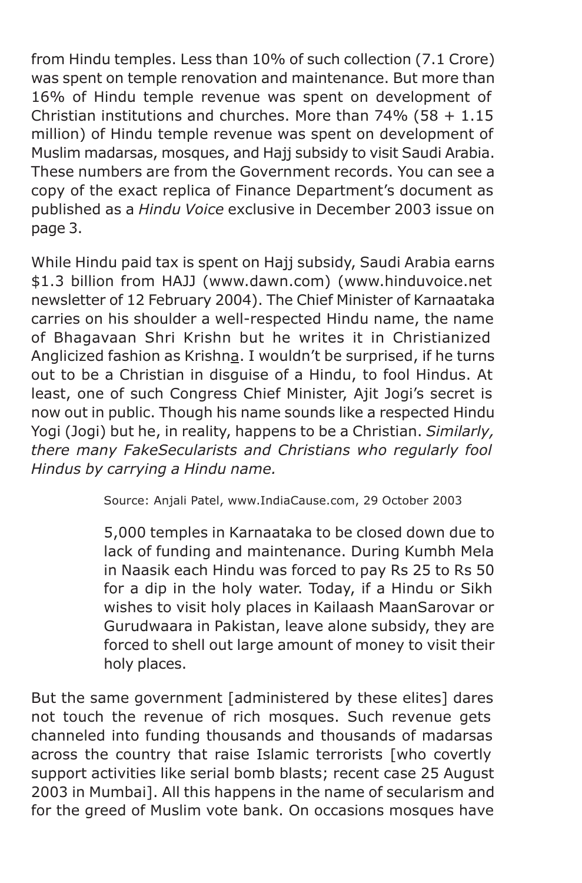from Hindu temples. Less than 10% of such collection (7.1 Crore) was spent on temple renovation and maintenance. But more than 16% of Hindu temple revenue was spent on development of Christian institutions and churches. More than 74% (58 + 1.15 million) of Hindu temple revenue was spent on development of Muslim madarsas, mosques, and Hajj subsidy to visit Saudi Arabia. These numbers are from the Government records. You can see a copy of the exact replica of Finance Department's document as published as a *Hindu Voice* exclusive in December 2003 issue on page 3.

While Hindu paid tax is spent on Hajj subsidy, Saudi Arabia earns $1.3 billion from HAJJ (www.dawn.com) (www.hinduvoice.net newsletter of 12 February 2004). The Chief Minister of Karnaataka carries on his shoulder a well-respected Hindu name, the name of Bhagavaan Shri Krishn but he writes it in Christianized Anglicized fashion as Krishn<u>a</u>. I wouldn't be surprised, if he turns out to be a Christian in disguise of a Hindu, to fool Hindus. At least, one of such Congress Chief Minister, Ajit Jogi's secret is now out in public. Though his name sounds like a respected Hindu Yogi (Jogi) but he, in reality, happens to be a Christian. *Similarly, there many FakeSecularists and Christians who regularly fool Hindus by carrying a Hindu name.*

Source: Anjali Patel, www.IndiaCause.com, 29 October 2003

> 5,000 temples in Karnaataka to be closed down due to lack of funding and maintenance. During Kumbh Mela in Naasik each Hindu was forced to pay Rs 25 to Rs 50 for a dip in the holy water. Today, if a Hindu or Sikh wishes to visit holy places in Kailaash MaanSarovar or Gurudwaara in Pakistan, leave alone subsidy, they are forced to shell out large amount of money to visit their holy places.

But the same government [administered by these elites] dares not touch the revenue of rich mosques. Such revenue gets channeled into funding thousands and thousands of madarsas across the country that raise Islamic terrorists [who covertly support activities like serial bomb blasts; recent case 25 August 2003 in Mumbai]. All this happens in the name of secularism and for the greed of Muslim vote bank. On occasions mosques have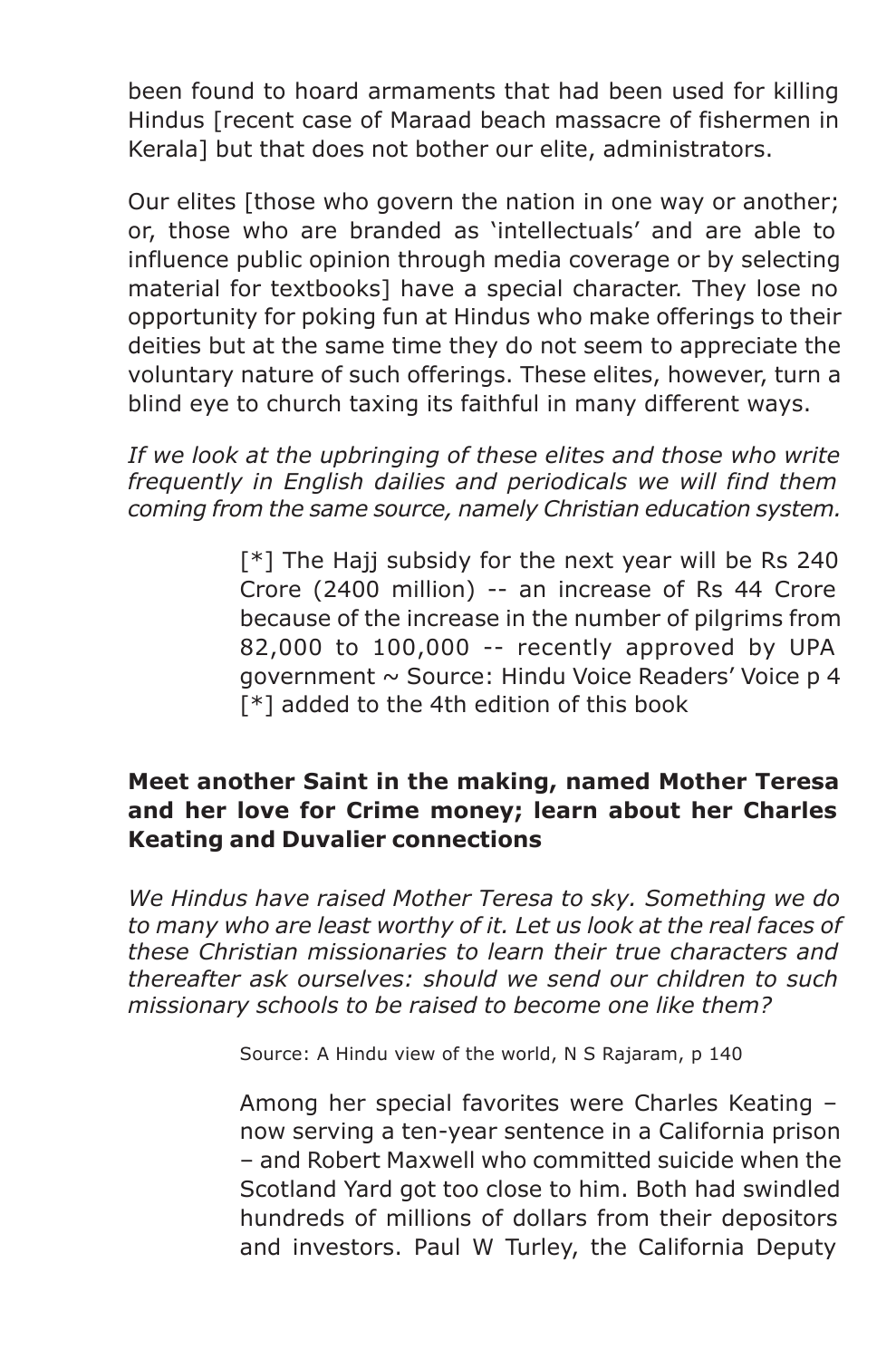been found to hoard armaments that had been used for killing Hindus [recent case of Maraad beach massacre of fishermen in Kerala] but that does not bother our elite, administrators.

Our elites [those who govern the nation in one way or another; or, those who are branded as 'intellectuals' and are able to influence public opinion through media coverage or by selecting material for textbooks] have a special character. They lose no opportunity for poking fun at Hindus who make offerings to their deities but at the same time they do not seem to appreciate the voluntary nature of such offerings. These elites, however, turn a blind eye to church taxing its faithful in many different ways.

*If we look at the upbringing of these elites and those who write frequently in English dailies and periodicals we will find them coming from the same source, namely Christian education system.*

> [*] The Hajj subsidy for the next year will be Rs 240 Crore (2400 million) -- an increase of Rs 44 Crore because of the increase in the number of pilgrims from 82,000 to 100,000 -- recently approved by UPA government ~ Source: Hindu Voice Readers' Voice p 4
> [*] added to the 4th edition of this book

**Meet another Saint in the making, named Mother Teresa and her love for Crime money; learn about her Charles Keating and Duvalier connections**

*We Hindus have raised Mother Teresa to sky. Something we do to many who are least worthy of it. Let us look at the real faces of these Christian missionaries to learn their true characters and thereafter ask ourselves: should we send our children to such missionary schools to be raised to become one like them?*

> Source: A Hindu view of the world, N S Rajaram, p 140
>
> Among her special favorites were Charles Keating – now serving a ten-year sentence in a California prison – and Robert Maxwell who committed suicide when the Scotland Yard got too close to him. Both had swindled hundreds of millions of dollars from their depositors and investors. Paul W Turley, the California Deputy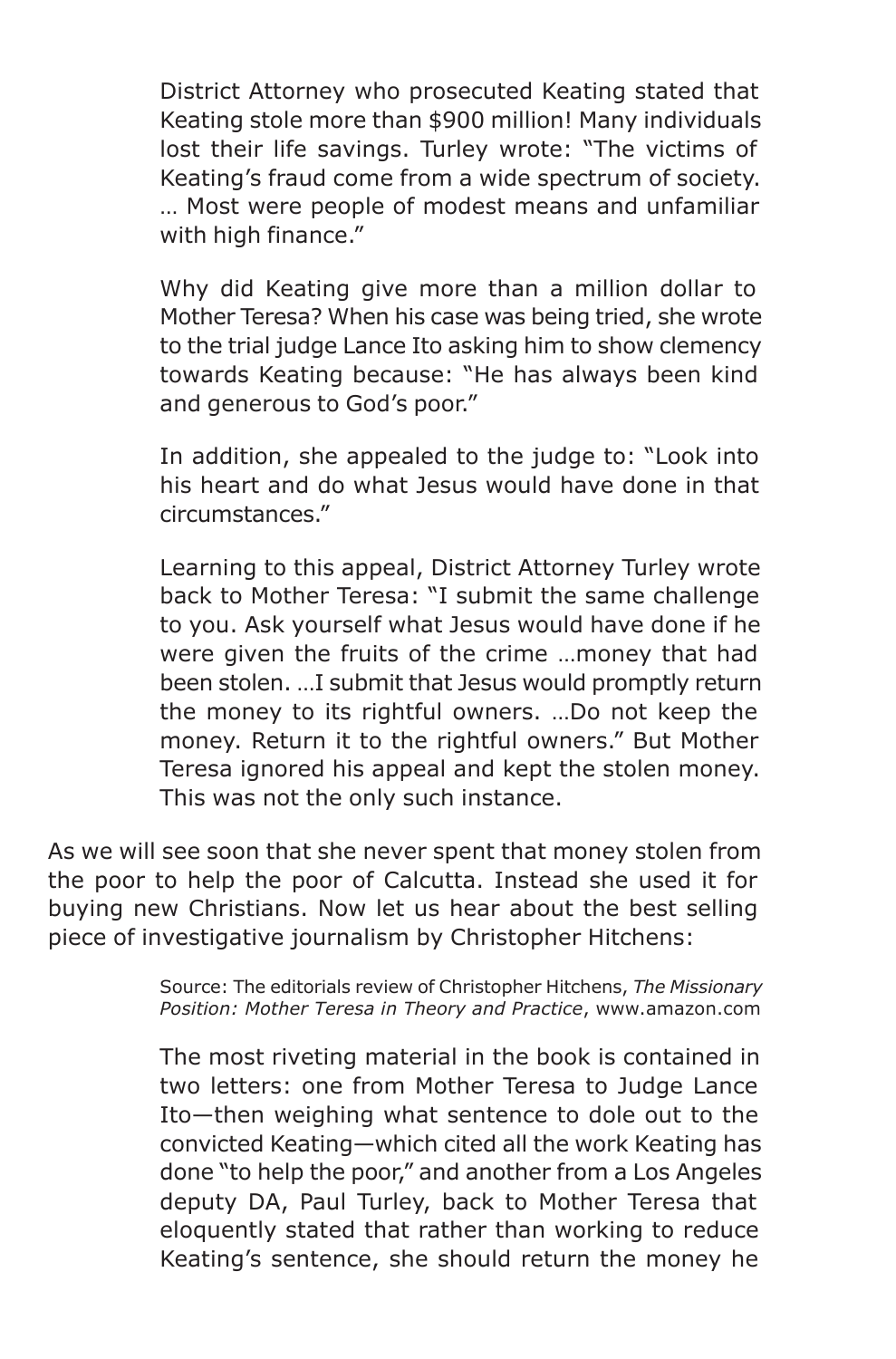District Attorney who prosecuted Keating stated that Keating stole more than $900 million! Many individuals lost their life savings. Turley wrote: "The victims of Keating's fraud come from a wide spectrum of society. … Most were people of modest means and unfamiliar with high finance."

Why did Keating give more than a million dollar to Mother Teresa? When his case was being tried, she wrote to the trial judge Lance Ito asking him to show clemency towards Keating because: "He has always been kind and generous to God's poor."

In addition, she appealed to the judge to: "Look into his heart and do what Jesus would have done in that circumstances."

Learning to this appeal, District Attorney Turley wrote back to Mother Teresa: "I submit the same challenge to you. Ask yourself what Jesus would have done if he were given the fruits of the crime …money that had been stolen. …I submit that Jesus would promptly return the money to its rightful owners. …Do not keep the money. Return it to the rightful owners." But Mother Teresa ignored his appeal and kept the stolen money. This was not the only such instance.

As we will see soon that she never spent that money stolen from the poor to help the poor of Calcutta. Instead she used it for buying new Christians. Now let us hear about the best selling piece of investigative journalism by Christopher Hitchens:

Source: The editorials review of Christopher Hitchens, *The Missionary Position: Mother Teresa in Theory and Practice*, www.amazon.com

The most riveting material in the book is contained in two letters: one from Mother Teresa to Judge Lance Ito—then weighing what sentence to dole out to the convicted Keating—which cited all the work Keating has done "to help the poor," and another from a Los Angeles deputy DA, Paul Turley, back to Mother Teresa that eloquently stated that rather than working to reduce Keating's sentence, she should return the money he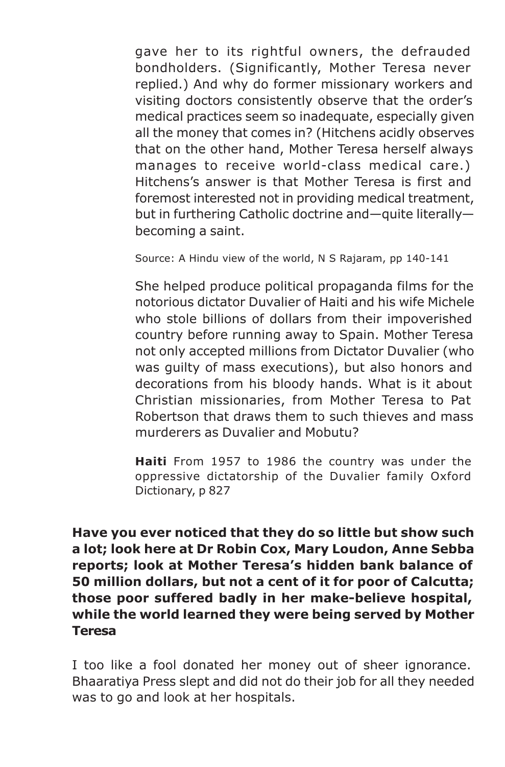gave her to its rightful owners, the defrauded bondholders. (Significantly, Mother Teresa never replied.) And why do former missionary workers and visiting doctors consistently observe that the order's medical practices seem so inadequate, especially given all the money that comes in? (Hitchens acidly observes that on the other hand, Mother Teresa herself always manages to receive world-class medical care.) Hitchens's answer is that Mother Teresa is first and foremost interested not in providing medical treatment, but in furthering Catholic doctrine and—quite literally—becoming a saint.

Source: A Hindu view of the world, N S Rajaram, pp 140-141

She helped produce political propaganda films for the notorious dictator Duvalier of Haiti and his wife Michele who stole billions of dollars from their impoverished country before running away to Spain. Mother Teresa not only accepted millions from Dictator Duvalier (who was guilty of mass executions), but also honors and decorations from his bloody hands. What is it about Christian missionaries, from Mother Teresa to Pat Robertson that draws them to such thieves and mass murderers as Duvalier and Mobutu?

**Haiti** From 1957 to 1986 the country was under the oppressive dictatorship of the Duvalier family Oxford Dictionary, p 827

**Have you ever noticed that they do so little but show such a lot; look here at Dr Robin Cox, Mary Loudon, Anne Sebba reports; look at Mother Teresa's hidden bank balance of 50 million dollars, but not a cent of it for poor of Calcutta; those poor suffered badly in her make-believe hospital, while the world learned they were being served by Mother Teresa**

I too like a fool donated her money out of sheer ignorance. Bhaaratiya Press slept and did not do their job for all they needed was to go and look at her hospitals.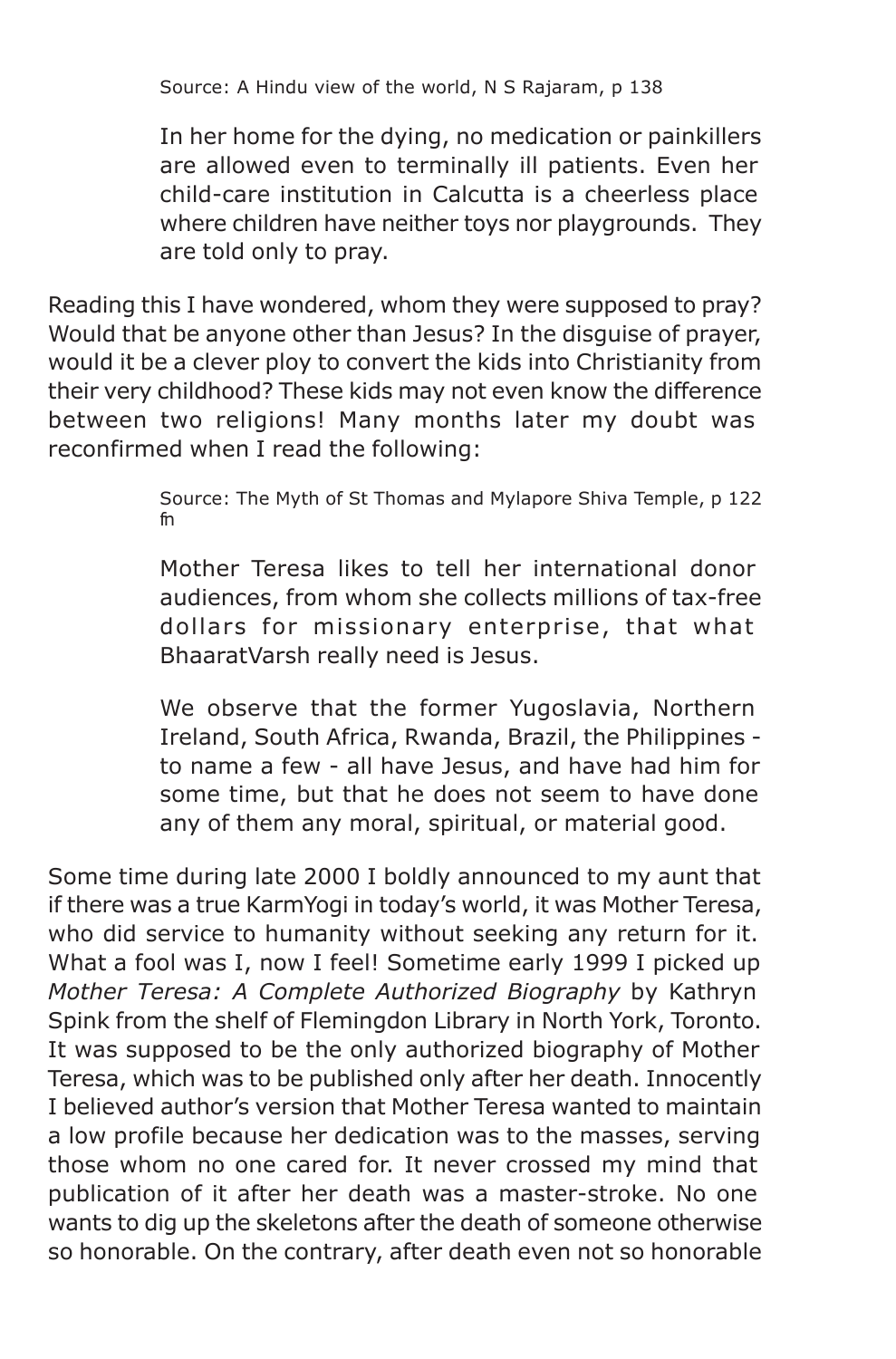> Source: A Hindu view of the world, N S Rajaram, p 138
>
> In her home for the dying, no medication or painkillers are allowed even to terminally ill patients. Even her child-care institution in Calcutta is a cheerless place where children have neither toys nor playgrounds. They are told only to pray.

Reading this I have wondered, whom they were supposed to pray? Would that be anyone other than Jesus? In the disguise of prayer, would it be a clever ploy to convert the kids into Christianity from their very childhood? These kids may not even know the difference between two religions! Many months later my doubt was reconfirmed when I read the following:

> Source: The Myth of St Thomas and Mylapore Shiva Temple, p 122 fn
>
> Mother Teresa likes to tell her international donor audiences, from whom she collects millions of tax-free dollars for missionary enterprise, that what BhaaratVarsh really need is Jesus.
>
> We observe that the former Yugoslavia, Northern Ireland, South Africa, Rwanda, Brazil, the Philippines - to name a few - all have Jesus, and have had him for some time, but that he does not seem to have done any of them any moral, spiritual, or material good.

Some time during late 2000 I boldly announced to my aunt that if there was a true KarmYogi in today's world, it was Mother Teresa, who did service to humanity without seeking any return for it. What a fool was I, now I feel! Sometime early 1999 I picked up *Mother Teresa: A Complete Authorized Biography* by Kathryn Spink from the shelf of Flemingdon Library in North York, Toronto. It was supposed to be the only authorized biography of Mother Teresa, which was to be published only after her death. Innocently I believed author's version that Mother Teresa wanted to maintain a low profile because her dedication was to the masses, serving those whom no one cared for. It never crossed my mind that publication of it after her death was a master-stroke. No one wants to dig up the skeletons after the death of someone otherwise so honorable. On the contrary, after death even not so honorable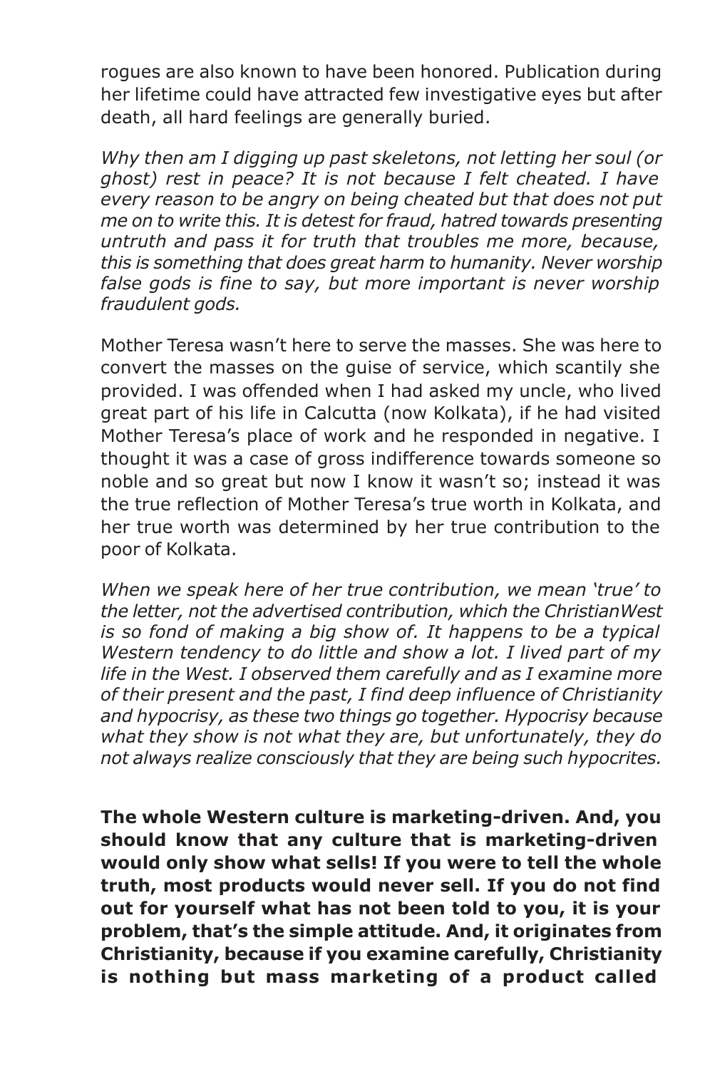rogues are also known to have been honored. Publication during her lifetime could have attracted few investigative eyes but after death, all hard feelings are generally buried.

*Why then am I digging up past skeletons, not letting her soul (or ghost) rest in peace? It is not because I felt cheated. I have every reason to be angry on being cheated but that does not put me on to write this. It is detest for fraud, hatred towards presenting untruth and pass it for truth that troubles me more, because, this is something that does great harm to humanity. Never worship false gods is fine to say, but more important is never worship fraudulent gods.*

Mother Teresa wasn't here to serve the masses. She was here to convert the masses on the guise of service, which scantily she provided. I was offended when I had asked my uncle, who lived great part of his life in Calcutta (now Kolkata), if he had visited Mother Teresa's place of work and he responded in negative. I thought it was a case of gross indifference towards someone so noble and so great but now I know it wasn't so; instead it was the true reflection of Mother Teresa's true worth in Kolkata, and her true worth was determined by her true contribution to the poor of Kolkata.

*When we speak here of her true contribution, we mean 'true' to the letter, not the advertised contribution, which the ChristianWest is so fond of making a big show of. It happens to be a typical Western tendency to do little and show a lot. I lived part of my life in the West. I observed them carefully and as I examine more of their present and the past, I find deep influence of Christianity and hypocrisy, as these two things go together. Hypocrisy because what they show is not what they are, but unfortunately, they do not always realize consciously that they are being such hypocrites.*

**The whole Western culture is marketing-driven. And, you should know that any culture that is marketing-driven would only show what sells! If you were to tell the whole truth, most products would never sell. If you do not find out for yourself what has not been told to you, it is your problem, that's the simple attitude. And, it originates from Christianity, because if you examine carefully, Christianity is nothing but mass marketing of a product called**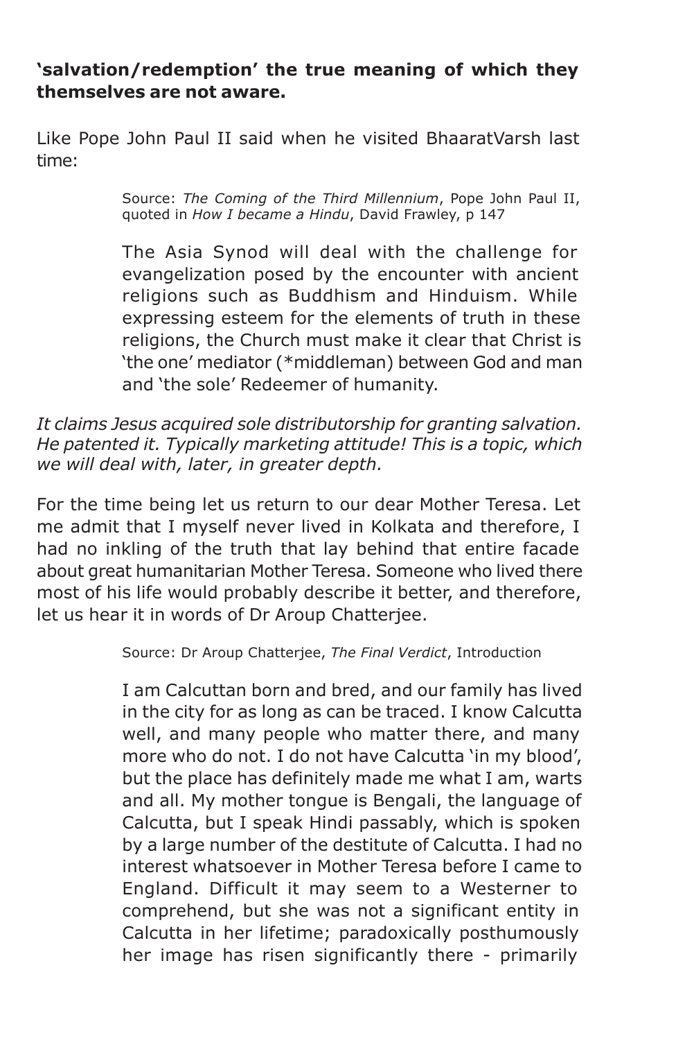**'salvation/redemption' the true meaning of which they themselves are not aware.**

Like Pope John Paul II said when he visited BhaaratVarsh last time:

> Source: *The Coming of the Third Millennium*, Pope John Paul II, quoted in *How I became a Hindu*, David Frawley, p 147
>
> The Asia Synod will deal with the challenge for evangelization posed by the encounter with ancient religions such as Buddhism and Hinduism. While expressing esteem for the elements of truth in these religions, the Church must make it clear that Christ is 'the one' mediator (*middleman) between God and man and 'the sole' Redeemer of humanity.

*It claims Jesus acquired sole distributorship for granting salvation. He patented it. Typically marketing attitude! This is a topic, which we will deal with, later, in greater depth.*

For the time being let us return to our dear Mother Teresa. Let me admit that I myself never lived in Kolkata and therefore, I had no inkling of the truth that lay behind that entire facade about great humanitarian Mother Teresa. Someone who lived there most of his life would probably describe it better, and therefore, let us hear it in words of Dr Aroup Chatterjee.

> Source: Dr Aroup Chatterjee, *The Final Verdict*, Introduction
>
> I am Calcuttan born and bred, and our family has lived in the city for as long as can be traced. I know Calcutta well, and many people who matter there, and many more who do not. I do not have Calcutta 'in my blood', but the place has definitely made me what I am, warts and all. My mother tongue is Bengali, the language of Calcutta, but I speak Hindi passably, which is spoken by a large number of the destitute of Calcutta. I had no interest whatsoever in Mother Teresa before I came to England. Difficult it may seem to a Westerner to comprehend, but she was not a significant entity in Calcutta in her lifetime; paradoxically posthumously her image has risen significantly there - primarily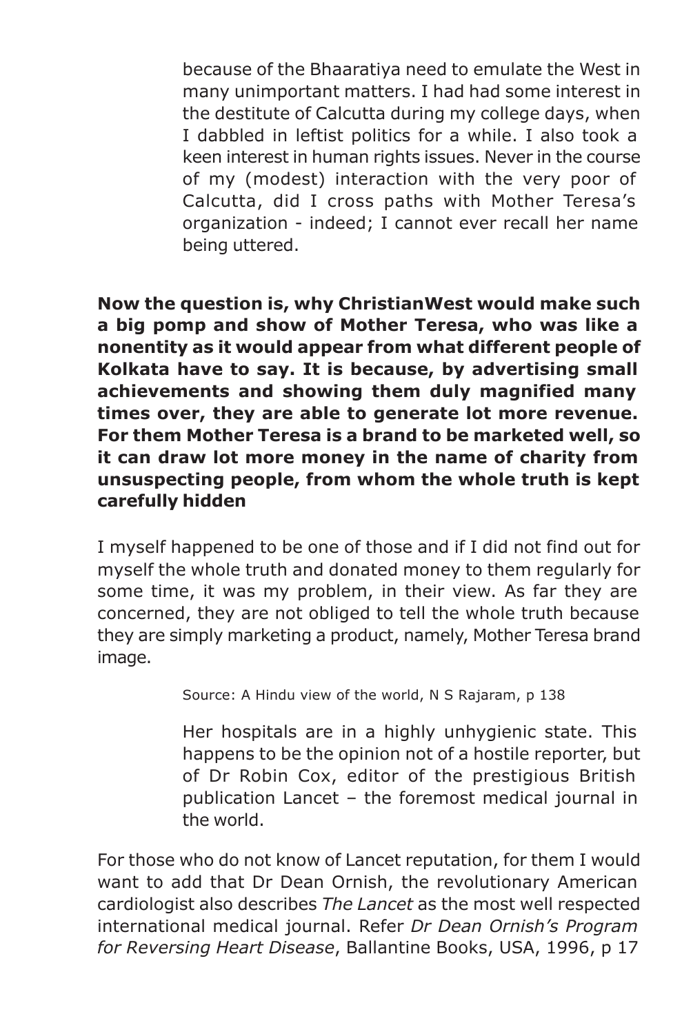> because of the Bhaaratiya need to emulate the West in many unimportant matters. I had had some interest in the destitute of Calcutta during my college days, when I dabbled in leftist politics for a while. I also took a keen interest in human rights issues. Never in the course of my (modest) interaction with the very poor of Calcutta, did I cross paths with Mother Teresa's organization - indeed; I cannot ever recall her name being uttered.

**Now the question is, why ChristianWest would make such a big pomp and show of Mother Teresa, who was like a nonentity as it would appear from what different people of Kolkata have to say. It is because, by advertising small achievements and showing them duly magnified many times over, they are able to generate lot more revenue. For them Mother Teresa is a brand to be marketed well, so it can draw lot more money in the name of charity from unsuspecting people, from whom the whole truth is kept carefully hidden**

I myself happened to be one of those and if I did not find out for myself the whole truth and donated money to them regularly for some time, it was my problem, in their view. As far they are concerned, they are not obliged to tell the whole truth because they are simply marketing a product, namely, Mother Teresa brand image.

Source: A Hindu view of the world, N S Rajaram, p 138

> Her hospitals are in a highly unhygienic state. This happens to be the opinion not of a hostile reporter, but of Dr Robin Cox, editor of the prestigious British publication Lancet – the foremost medical journal in the world.

For those who do not know of Lancet reputation, for them I would want to add that Dr Dean Ornish, the revolutionary American cardiologist also describes *The Lancet* as the most well respected international medical journal. Refer *Dr Dean Ornish's Program for Reversing Heart Disease*, Ballantine Books, USA, 1996, p 17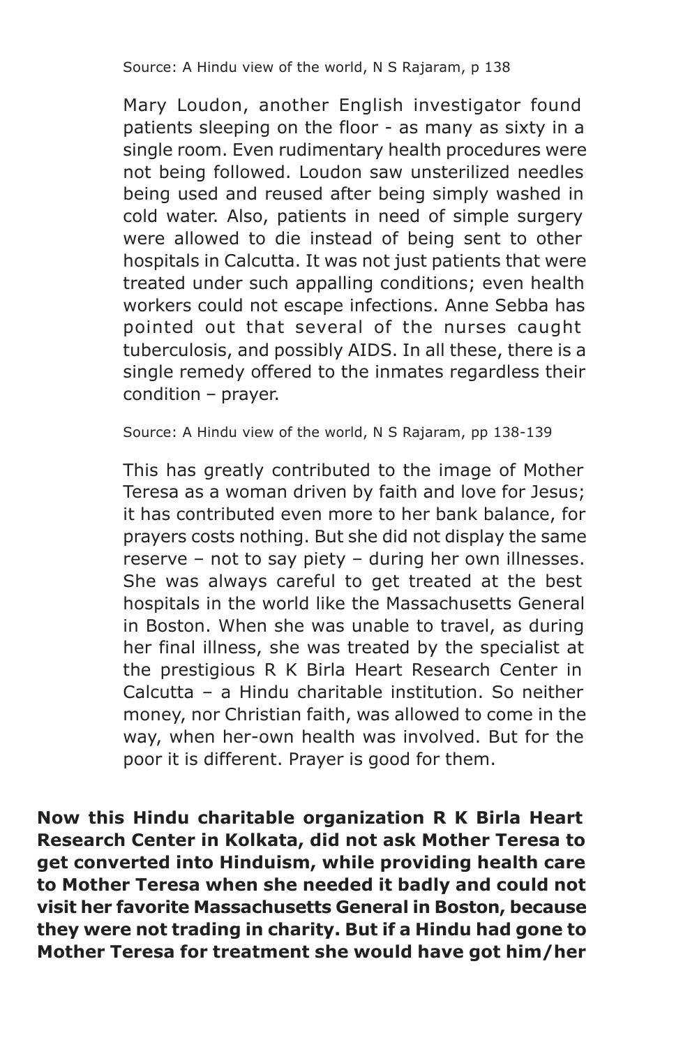Source: A Hindu view of the world, N S Rajaram, p 138

> Mary Loudon, another English investigator found patients sleeping on the floor - as many as sixty in a single room. Even rudimentary health procedures were not being followed. Loudon saw unsterilized needles being used and reused after being simply washed in cold water. Also, patients in need of simple surgery were allowed to die instead of being sent to other hospitals in Calcutta. It was not just patients that were treated under such appalling conditions; even health workers could not escape infections. Anne Sebba has pointed out that several of the nurses caught tuberculosis, and possibly AIDS. In all these, there is a single remedy offered to the inmates regardless their condition – prayer.

Source: A Hindu view of the world, N S Rajaram, pp 138-139

> This has greatly contributed to the image of Mother Teresa as a woman driven by faith and love for Jesus; it has contributed even more to her bank balance, for prayers costs nothing. But she did not display the same reserve – not to say piety – during her own illnesses. She was always careful to get treated at the best hospitals in the world like the Massachusetts General in Boston. When she was unable to travel, as during her final illness, she was treated by the specialist at the prestigious R K Birla Heart Research Center in Calcutta – a Hindu charitable institution. So neither money, nor Christian faith, was allowed to come in the way, when her-own health was involved. But for the poor it is different. Prayer is good for them.

**Now this Hindu charitable organization R K Birla Heart Research Center in Kolkata, did not ask Mother Teresa to get converted into Hinduism, while providing health care to Mother Teresa when she needed it badly and could not visit her favorite Massachusetts General in Boston, because they were not trading in charity. But if a Hindu had gone to Mother Teresa for treatment she would have got him/her**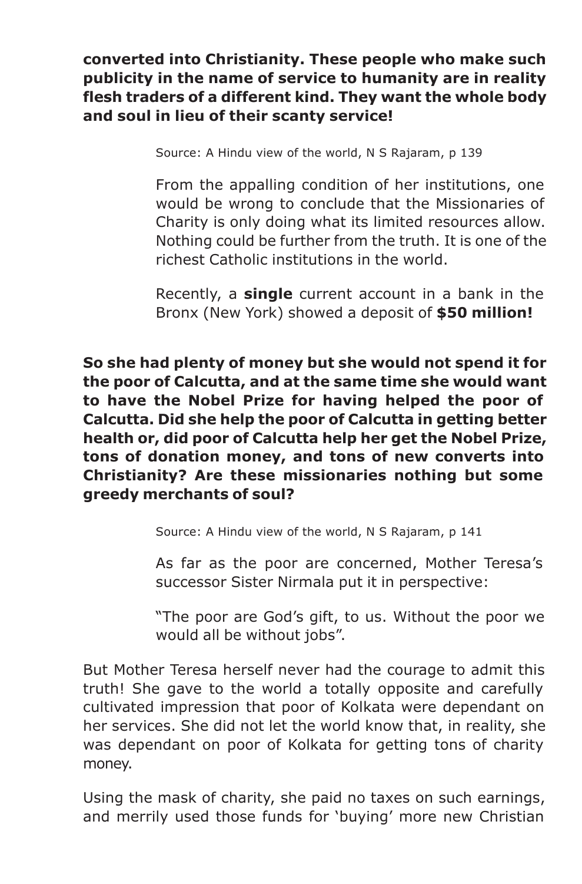**converted into Christianity. These people who make such publicity in the name of service to humanity are in reality flesh traders of a different kind. They want the whole body and soul in lieu of their scanty service!**

Source: A Hindu view of the world, N S Rajaram, p 139

> From the appalling condition of her institutions, one would be wrong to conclude that the Missionaries of Charity is only doing what its limited resources allow. Nothing could be further from the truth. It is one of the richest Catholic institutions in the world.
>
> Recently, a **single** current account in a bank in the Bronx (New York) showed a deposit of **$50 million!**

**So she had plenty of money but she would not spend it for the poor of Calcutta, and at the same time she would want to have the Nobel Prize for having helped the poor of Calcutta. Did she help the poor of Calcutta in getting better health or, did poor of Calcutta help her get the Nobel Prize, tons of donation money, and tons of new converts into Christianity? Are these missionaries nothing but some greedy merchants of soul?**

Source: A Hindu view of the world, N S Rajaram, p 141

> As far as the poor are concerned, Mother Teresa's successor Sister Nirmala put it in perspective:
>
> "The poor are God's gift, to us. Without the poor we would all be without jobs".

But Mother Teresa herself never had the courage to admit this truth! She gave to the world a totally opposite and carefully cultivated impression that poor of Kolkata were dependant on her services. She did not let the world know that, in reality, she was dependant on poor of Kolkata for getting tons of charity money.

Using the mask of charity, she paid no taxes on such earnings, and merrily used those funds for 'buying' more new Christian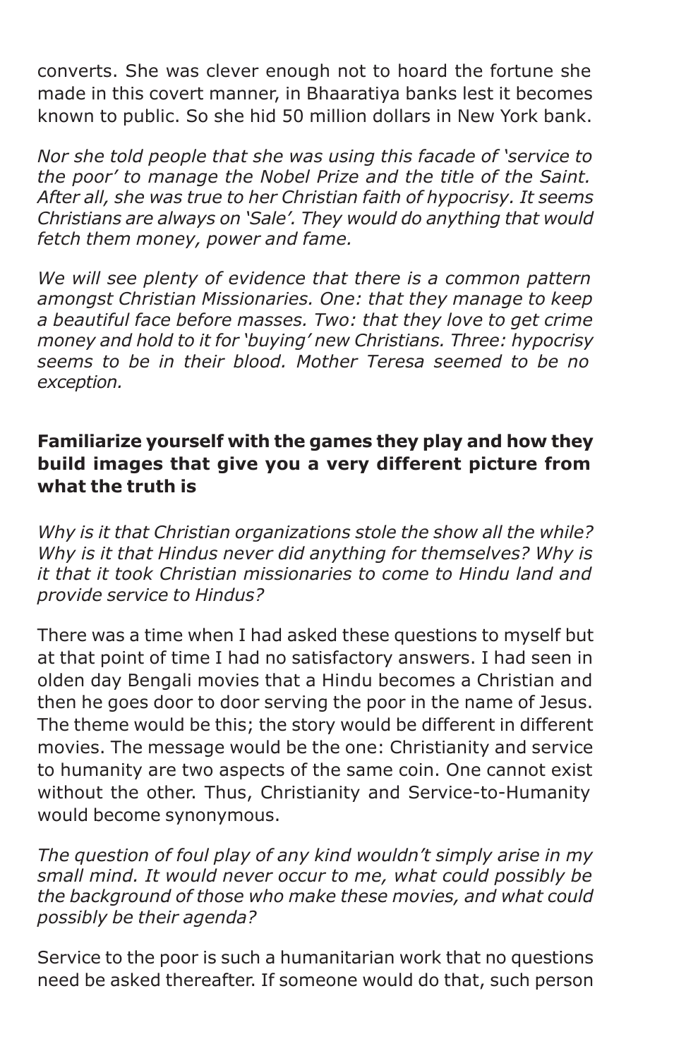converts. She was clever enough not to hoard the fortune she made in this covert manner, in Bhaaratiya banks lest it becomes known to public. So she hid 50 million dollars in New York bank.

*Nor she told people that she was using this facade of 'service to the poor' to manage the Nobel Prize and the title of the Saint. After all, she was true to her Christian faith of hypocrisy. It seems Christians are always on 'Sale'. They would do anything that would fetch them money, power and fame.*

*We will see plenty of evidence that there is a common pattern amongst Christian Missionaries. One: that they manage to keep a beautiful face before masses. Two: that they love to get crime money and hold to it for 'buying' new Christians. Three: hypocrisy seems to be in their blood. Mother Teresa seemed to be no exception.*

**Familiarize yourself with the games they play and how they build images that give you a very different picture from what the truth is**

*Why is it that Christian organizations stole the show all the while? Why is it that Hindus never did anything for themselves? Why is it that it took Christian missionaries to come to Hindu land and provide service to Hindus?*

There was a time when I had asked these questions to myself but at that point of time I had no satisfactory answers. I had seen in olden day Bengali movies that a Hindu becomes a Christian and then he goes door to door serving the poor in the name of Jesus. The theme would be this; the story would be different in different movies. The message would be the one: Christianity and service to humanity are two aspects of the same coin. One cannot exist without the other. Thus, Christianity and Service-to-Humanity would become synonymous.

*The question of foul play of any kind wouldn't simply arise in my small mind. It would never occur to me, what could possibly be the background of those who make these movies, and what could possibly be their agenda?*

Service to the poor is such a humanitarian work that no questions need be asked thereafter. If someone would do that, such person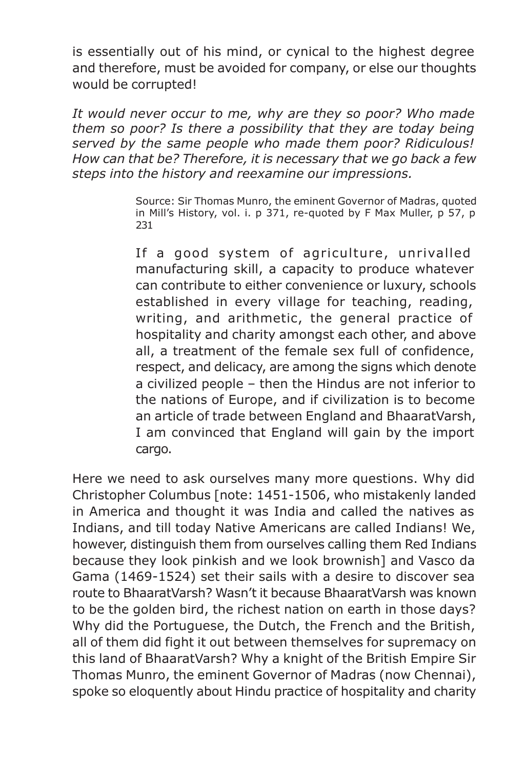is essentially out of his mind, or cynical to the highest degree and therefore, must be avoided for company, or else our thoughts would be corrupted!

*It would never occur to me, why are they so poor? Who made them so poor? Is there a possibility that they are today being served by the same people who made them poor? Ridiculous! How can that be? Therefore, it is necessary that we go back a few steps into the history and reexamine our impressions.*

> Source: Sir Thomas Munro, the eminent Governor of Madras, quoted in Mill's History, vol. i. p 371, re-quoted by F Max Muller, p 57, p 231
>
> If a good system of agriculture, unrivalled manufacturing skill, a capacity to produce whatever can contribute to either convenience or luxury, schools established in every village for teaching, reading, writing, and arithmetic, the general practice of hospitality and charity amongst each other, and above all, a treatment of the female sex full of confidence, respect, and delicacy, are among the signs which denote a civilized people – then the Hindus are not inferior to the nations of Europe, and if civilization is to become an article of trade between England and BhaaratVarsh, I am convinced that England will gain by the import cargo.

Here we need to ask ourselves many more questions. Why did Christopher Columbus [note: 1451-1506, who mistakenly landed in America and thought it was India and called the natives as Indians, and till today Native Americans are called Indians! We, however, distinguish them from ourselves calling them Red Indians because they look pinkish and we look brownish] and Vasco da Gama (1469-1524) set their sails with a desire to discover sea route to BhaaratVarsh? Wasn't it because BhaaratVarsh was known to be the golden bird, the richest nation on earth in those days? Why did the Portuguese, the Dutch, the French and the British, all of them did fight it out between themselves for supremacy on this land of BhaaratVarsh? Why a knight of the British Empire Sir Thomas Munro, the eminent Governor of Madras (now Chennai), spoke so eloquently about Hindu practice of hospitality and charity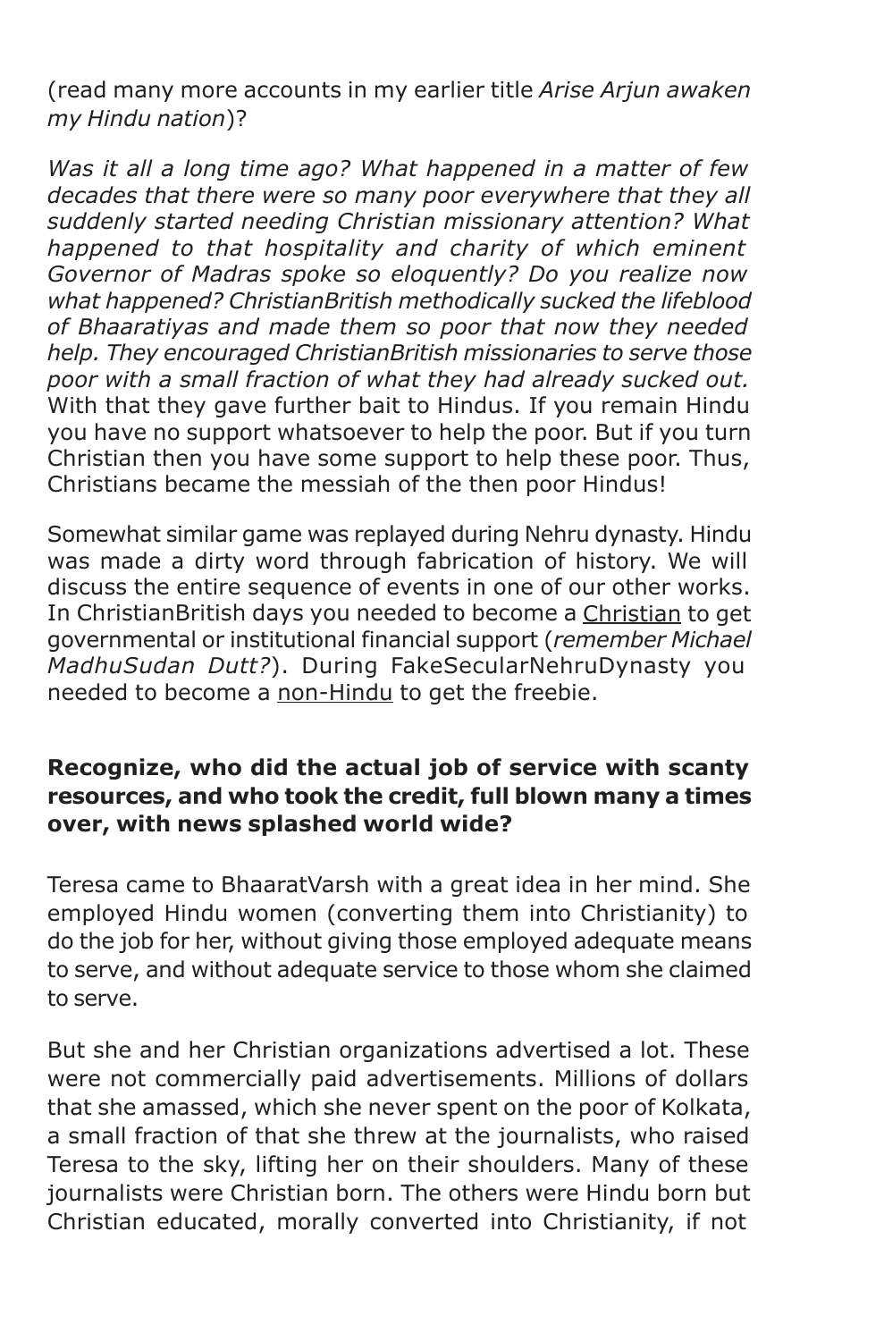(read many more accounts in my earlier title *Arise Arjun awaken my Hindu nation*)?

*Was it all a long time ago? What happened in a matter of few decades that there were so many poor everywhere that they all suddenly started needing Christian missionary attention? What happened to that hospitality and charity of which eminent Governor of Madras spoke so eloquently? Do you realize now what happened? ChristianBritish methodically sucked the lifeblood of Bhaaratiyas and made them so poor that now they needed help. They encouraged ChristianBritish missionaries to serve those poor with a small fraction of what they had already sucked out.* With that they gave further bait to Hindus. If you remain Hindu you have no support whatsoever to help the poor. But if you turn Christian then you have some support to help these poor. Thus, Christians became the messiah of the then poor Hindus!

Somewhat similar game was replayed during Nehru dynasty. Hindu was made a dirty word through fabrication of history. We will discuss the entire sequence of events in one of our other works. In ChristianBritish days you needed to become a <u>Christian</u> to get governmental or institutional financial support (*remember Michael MadhuSudan Dutt?*). During FakeSecularNehruDynasty you needed to become a <u>non-Hindu</u> to get the freebie.

**Recognize, who did the actual job of service with scanty resources, and who took the credit, full blown many a times over, with news splashed world wide?**

Teresa came to BhaaratVarsh with a great idea in her mind. She employed Hindu women (converting them into Christianity) to do the job for her, without giving those employed adequate means to serve, and without adequate service to those whom she claimed to serve.

But she and her Christian organizations advertised a lot. These were not commercially paid advertisements. Millions of dollars that she amassed, which she never spent on the poor of Kolkata, a small fraction of that she threw at the journalists, who raised Teresa to the sky, lifting her on their shoulders. Many of these journalists were Christian born. The others were Hindu born but Christian educated, morally converted into Christianity, if not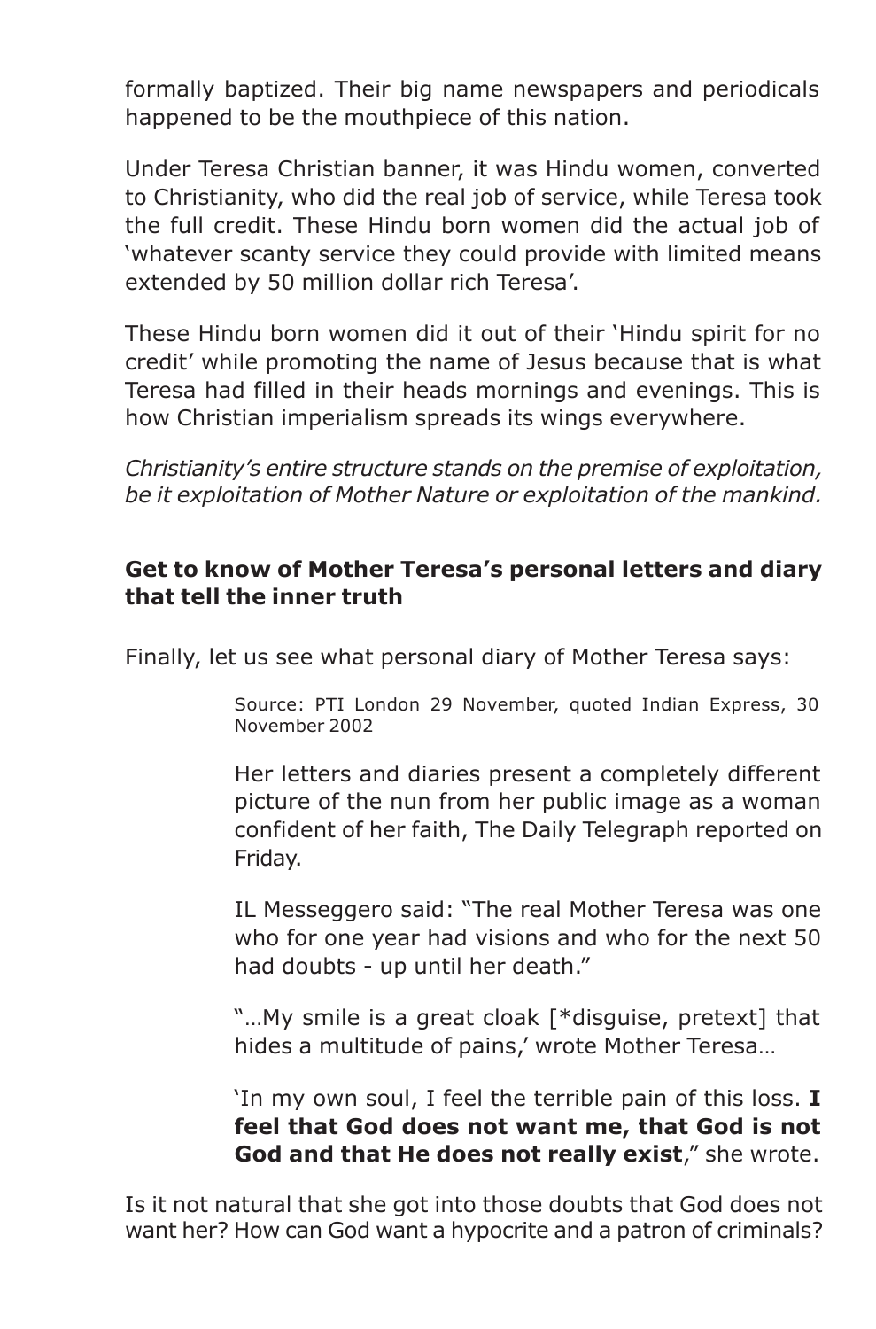formally baptized. Their big name newspapers and periodicals happened to be the mouthpiece of this nation.

Under Teresa Christian banner, it was Hindu women, converted to Christianity, who did the real job of service, while Teresa took the full credit. These Hindu born women did the actual job of 'whatever scanty service they could provide with limited means extended by 50 million dollar rich Teresa'.

These Hindu born women did it out of their 'Hindu spirit for no credit' while promoting the name of Jesus because that is what Teresa had filled in their heads mornings and evenings. This is how Christian imperialism spreads its wings everywhere.

*Christianity's entire structure stands on the premise of exploitation, be it exploitation of Mother Nature or exploitation of the mankind.*

### Get to know of Mother Teresa's personal letters and diary that tell the inner truth

Finally, let us see what personal diary of Mother Teresa says:

> Source: PTI London 29 November, quoted Indian Express, 30 November 2002
>
> Her letters and diaries present a completely different picture of the nun from her public image as a woman confident of her faith, The Daily Telegraph reported on Friday.
>
> IL Messeggero said: "The real Mother Teresa was one who for one year had visions and who for the next 50 had doubts - up until her death."
>
> "…My smile is a great cloak [*disguise, pretext] that hides a multitude of pains,' wrote Mother Teresa…
>
> 'In my own soul, I feel the terrible pain of this loss. **I feel that God does not want me, that God is not God and that He does not really exist**," she wrote.

Is it not natural that she got into those doubts that God does not want her? How can God want a hypocrite and a patron of criminals?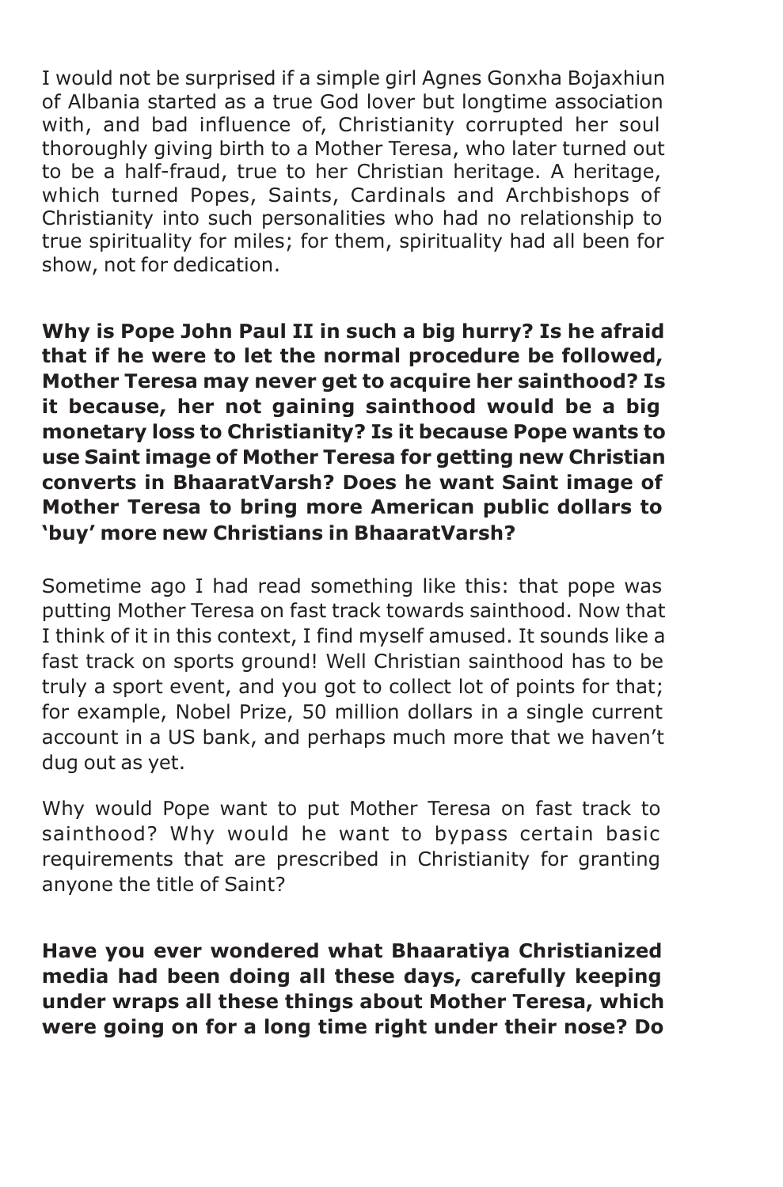I would not be surprised if a simple girl Agnes Gonxha Bojaxhiun of Albania started as a true God lover but longtime association with, and bad influence of, Christianity corrupted her soul thoroughly giving birth to a Mother Teresa, who later turned out to be a half-fraud, true to her Christian heritage. A heritage, which turned Popes, Saints, Cardinals and Archbishops of Christianity into such personalities who had no relationship to true spirituality for miles; for them, spirituality had all been for show, not for dedication.

**Why is Pope John Paul II in such a big hurry? Is he afraid that if he were to let the normal procedure be followed, Mother Teresa may never get to acquire her sainthood? Is it because, her not gaining sainthood would be a big monetary loss to Christianity? Is it because Pope wants to use Saint image of Mother Teresa for getting new Christian converts in BhaaratVarsh? Does he want Saint image of Mother Teresa to bring more American public dollars to 'buy' more new Christians in BhaaratVarsh?**

Sometime ago I had read something like this: that pope was putting Mother Teresa on fast track towards sainthood. Now that I think of it in this context, I find myself amused. It sounds like a fast track on sports ground! Well Christian sainthood has to be truly a sport event, and you got to collect lot of points for that; for example, Nobel Prize, 50 million dollars in a single current account in a US bank, and perhaps much more that we haven't dug out as yet.

Why would Pope want to put Mother Teresa on fast track to sainthood? Why would he want to bypass certain basic requirements that are prescribed in Christianity for granting anyone the title of Saint?

**Have you ever wondered what Bhaaratiya Christianized media had been doing all these days, carefully keeping under wraps all these things about Mother Teresa, which were going on for a long time right under their nose? Do**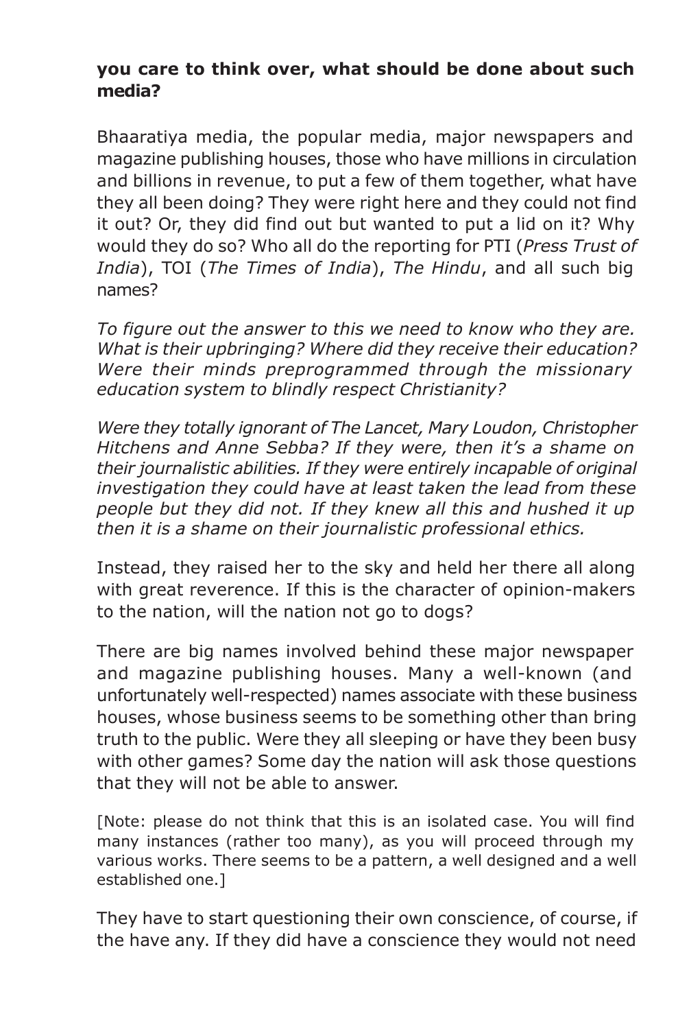**you care to think over, what should be done about such media?**

Bhaaratiya media, the popular media, major newspapers and magazine publishing houses, those who have millions in circulation and billions in revenue, to put a few of them together, what have they all been doing? They were right here and they could not find it out? Or, they did find out but wanted to put a lid on it? Why would they do so? Who all do the reporting for PTI (*Press Trust of India*), TOI (*The Times of India*), *The Hindu*, and all such big names?

*To figure out the answer to this we need to know who they are. What is their upbringing? Where did they receive their education? Were their minds preprogrammed through the missionary education system to blindly respect Christianity?*

*Were they totally ignorant of The Lancet, Mary Loudon, Christopher Hitchens and Anne Sebba? If they were, then it's a shame on their journalistic abilities. If they were entirely incapable of original investigation they could have at least taken the lead from these people but they did not. If they knew all this and hushed it up then it is a shame on their journalistic professional ethics.*

Instead, they raised her to the sky and held her there all along with great reverence. If this is the character of opinion-makers to the nation, will the nation not go to dogs?

There are big names involved behind these major newspaper and magazine publishing houses. Many a well-known (and unfortunately well-respected) names associate with these business houses, whose business seems to be something other than bring truth to the public. Were they all sleeping or have they been busy with other games? Some day the nation will ask those questions that they will not be able to answer.

[Note: please do not think that this is an isolated case. You will find many instances (rather too many), as you will proceed through my various works. There seems to be a pattern, a well designed and a well established one.]

They have to start questioning their own conscience, of course, if the have any. If they did have a conscience they would not need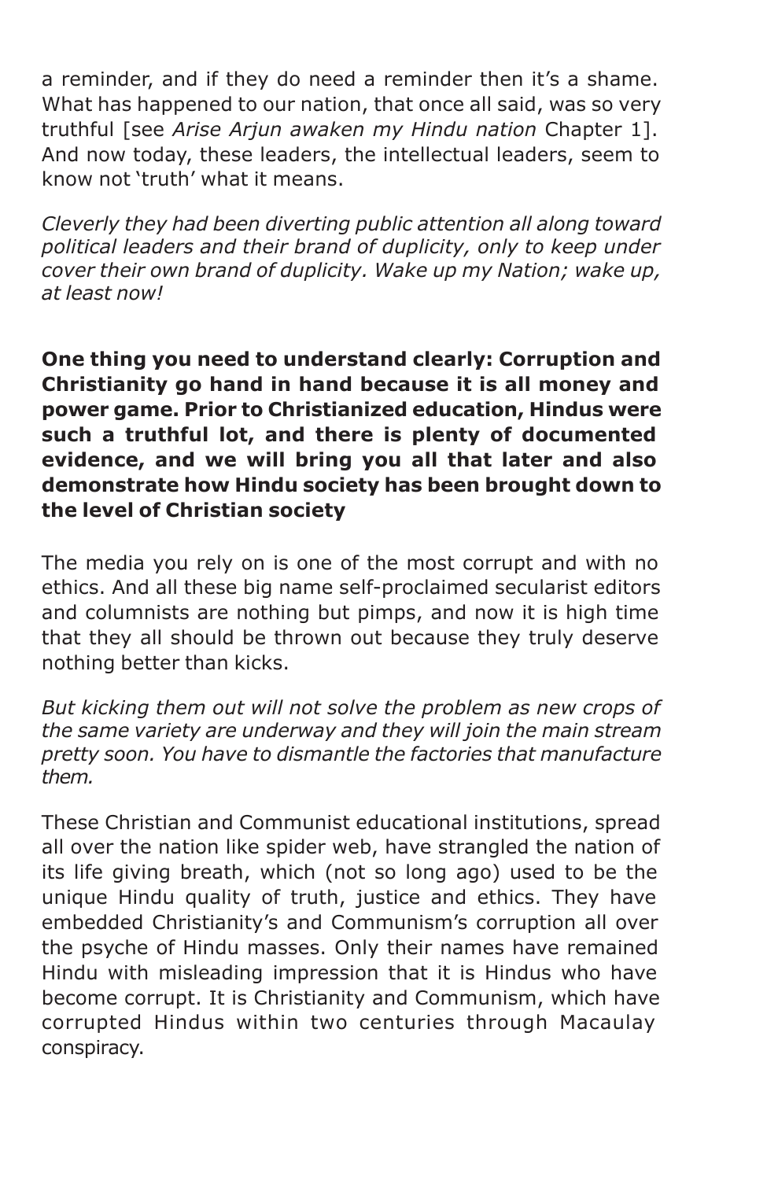a reminder, and if they do need a reminder then it's a shame. What has happened to our nation, that once all said, was so very truthful [see *Arise Arjun awaken my Hindu nation* Chapter 1]. And now today, these leaders, the intellectual leaders, seem to know not 'truth' what it means.

*Cleverly they had been diverting public attention all along toward political leaders and their brand of duplicity, only to keep under cover their own brand of duplicity. Wake up my Nation; wake up, at least now!*

**One thing you need to understand clearly: Corruption and Christianity go hand in hand because it is all money and power game. Prior to Christianized education, Hindus were such a truthful lot, and there is plenty of documented evidence, and we will bring you all that later and also demonstrate how Hindu society has been brought down to the level of Christian society**

The media you rely on is one of the most corrupt and with no ethics. And all these big name self-proclaimed secularist editors and columnists are nothing but pimps, and now it is high time that they all should be thrown out because they truly deserve nothing better than kicks.

*But kicking them out will not solve the problem as new crops of the same variety are underway and they will join the main stream pretty soon. You have to dismantle the factories that manufacture them.*

These Christian and Communist educational institutions, spread all over the nation like spider web, have strangled the nation of its life giving breath, which (not so long ago) used to be the unique Hindu quality of truth, justice and ethics. They have embedded Christianity's and Communism's corruption all over the psyche of Hindu masses. Only their names have remained Hindu with misleading impression that it is Hindus who have become corrupt. It is Christianity and Communism, which have corrupted Hindus within two centuries through Macaulay conspiracy.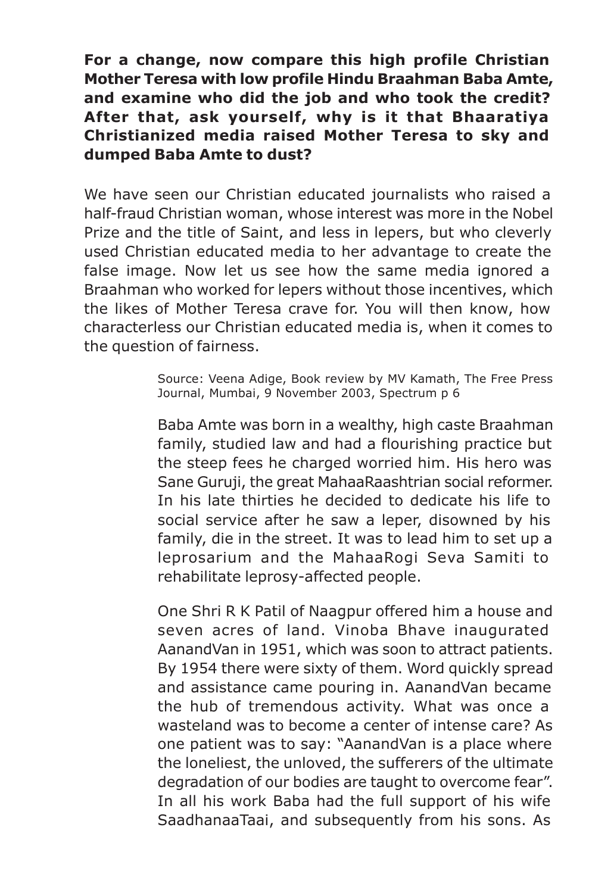**For a change, now compare this high profile Christian Mother Teresa with low profile Hindu Braahman Baba Amte, and examine who did the job and who took the credit? After that, ask yourself, why is it that Bhaaratiya Christianized media raised Mother Teresa to sky and dumped Baba Amte to dust?**

We have seen our Christian educated journalists who raised a half-fraud Christian woman, whose interest was more in the Nobel Prize and the title of Saint, and less in lepers, but who cleverly used Christian educated media to her advantage to create the false image. Now let us see how the same media ignored a Braahman who worked for lepers without those incentives, which the likes of Mother Teresa crave for. You will then know, how characterless our Christian educated media is, when it comes to the question of fairness.

> Source: Veena Adige, Book review by MV Kamath, The Free Press Journal, Mumbai, 9 November 2003, Spectrum p 6
>
> Baba Amte was born in a wealthy, high caste Braahman family, studied law and had a flourishing practice but the steep fees he charged worried him. His hero was Sane Guruji, the great MahaaRaashtrian social reformer. In his late thirties he decided to dedicate his life to social service after he saw a leper, disowned by his family, die in the street. It was to lead him to set up a leprosarium and the MahaaRogi Seva Samiti to rehabilitate leprosy-affected people.
>
> One Shri R K Patil of Naagpur offered him a house and seven acres of land. Vinoba Bhave inaugurated AanandVan in 1951, which was soon to attract patients. By 1954 there were sixty of them. Word quickly spread and assistance came pouring in. AanandVan became the hub of tremendous activity. What was once a wasteland was to become a center of intense care? As one patient was to say: "AanandVan is a place where the loneliest, the unloved, the sufferers of the ultimate degradation of our bodies are taught to overcome fear". In all his work Baba had the full support of his wife SaadhanaaTaai, and subsequently from his sons. As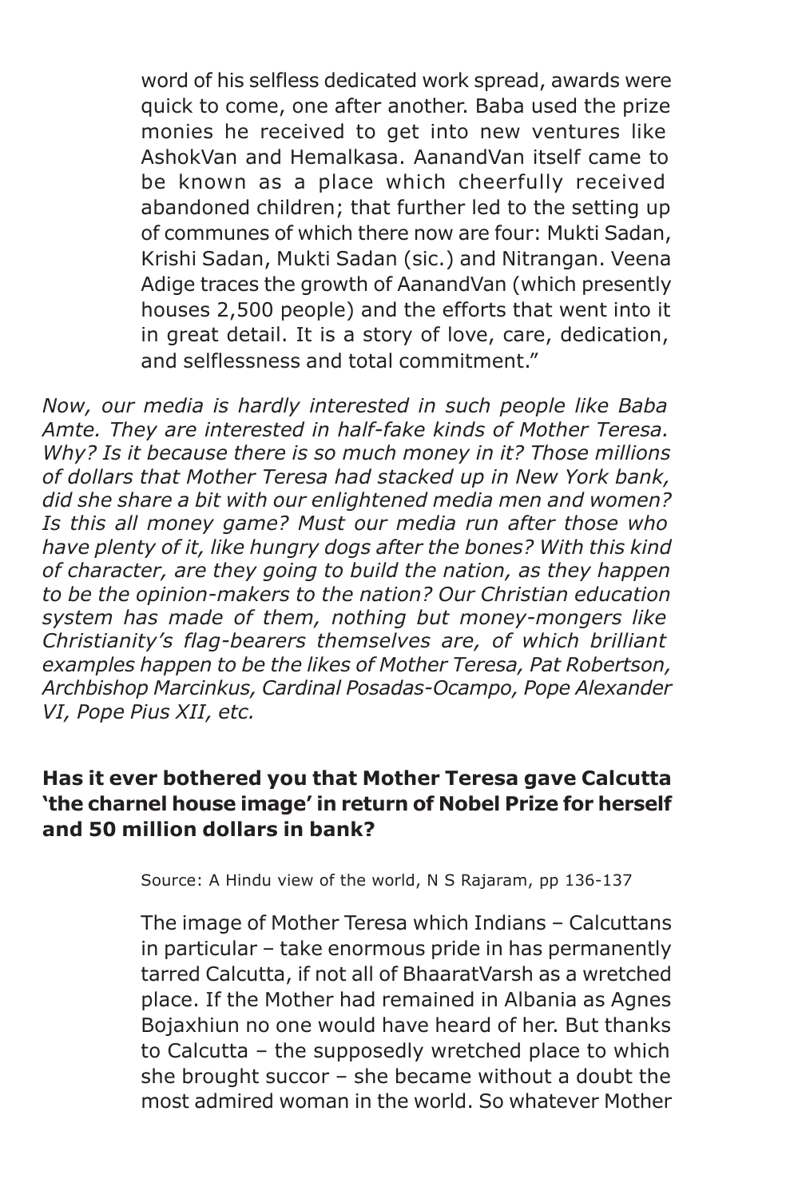word of his selfless dedicated work spread, awards were quick to come, one after another. Baba used the prize monies he received to get into new ventures like AshokVan and Hemalkasa. AanandVan itself came to be known as a place which cheerfully received abandoned children; that further led to the setting up of communes of which there now are four: Mukti Sadan, Krishi Sadan, Mukti Sadan (sic.) and Nitrangan. Veena Adige traces the growth of AanandVan (which presently houses 2,500 people) and the efforts that went into it in great detail. It is a story of love, care, dedication, and selflessness and total commitment."

*Now, our media is hardly interested in such people like Baba Amte. They are interested in half-fake kinds of Mother Teresa. Why? Is it because there is so much money in it? Those millions of dollars that Mother Teresa had stacked up in New York bank, did she share a bit with our enlightened media men and women? Is this all money game? Must our media run after those who have plenty of it, like hungry dogs after the bones? With this kind of character, are they going to build the nation, as they happen to be the opinion-makers to the nation? Our Christian education system has made of them, nothing but money-mongers like Christianity's flag-bearers themselves are, of which brilliant examples happen to be the likes of Mother Teresa, Pat Robertson, Archbishop Marcinkus, Cardinal Posadas-Ocampo, Pope Alexander VI, Pope Pius XII, etc.*

**Has it ever bothered you that Mother Teresa gave Calcutta 'the charnel house image' in return of Nobel Prize for herself and 50 million dollars in bank?**

Source: A Hindu view of the world, N S Rajaram, pp 136-137

The image of Mother Teresa which Indians – Calcuttans in particular – take enormous pride in has permanently tarred Calcutta, if not all of BhaaratVarsh as a wretched place. If the Mother had remained in Albania as Agnes Bojaxhiun no one would have heard of her. But thanks to Calcutta – the supposedly wretched place to which she brought succor – she became without a doubt the most admired woman in the world. So whatever Mother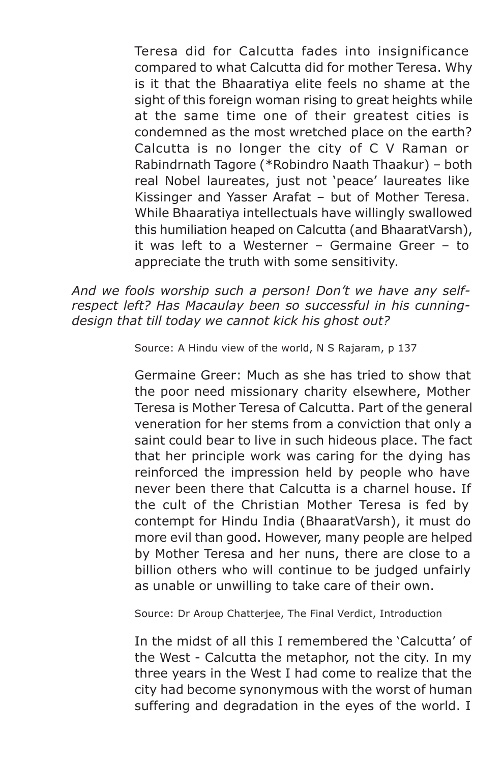Teresa did for Calcutta fades into insignificance compared to what Calcutta did for mother Teresa. Why is it that the Bhaaratiya elite feels no shame at the sight of this foreign woman rising to great heights while at the same time one of their greatest cities is condemned as the most wretched place on the earth? Calcutta is no longer the city of C V Raman or Rabindrnath Tagore (*Robindro Naath Thaakur) – both real Nobel laureates, just not 'peace' laureates like Kissinger and Yasser Arafat – but of Mother Teresa. While Bhaaratiya intellectuals have willingly swallowed this humiliation heaped on Calcutta (and BhaaratVarsh), it was left to a Westerner – Germaine Greer – to appreciate the truth with some sensitivity.

*And we fools worship such a person! Don't we have any self-respect left? Has Macaulay been so successful in his cunning-design that till today we cannot kick his ghost out?*

Source: A Hindu view of the world, N S Rajaram, p 137

Germaine Greer: Much as she has tried to show that the poor need missionary charity elsewhere, Mother Teresa is Mother Teresa of Calcutta. Part of the general veneration for her stems from a conviction that only a saint could bear to live in such hideous place. The fact that her principle work was caring for the dying has reinforced the impression held by people who have never been there that Calcutta is a charnel house. If the cult of the Christian Mother Teresa is fed by contempt for Hindu India (BhaaratVarsh), it must do more evil than good. However, many people are helped by Mother Teresa and her nuns, there are close to a billion others who will continue to be judged unfairly as unable or unwilling to take care of their own.

Source: Dr Aroup Chatterjee, The Final Verdict, Introduction

In the midst of all this I remembered the 'Calcutta' of the West - Calcutta the metaphor, not the city. In my three years in the West I had come to realize that the city had become synonymous with the worst of human suffering and degradation in the eyes of the world. I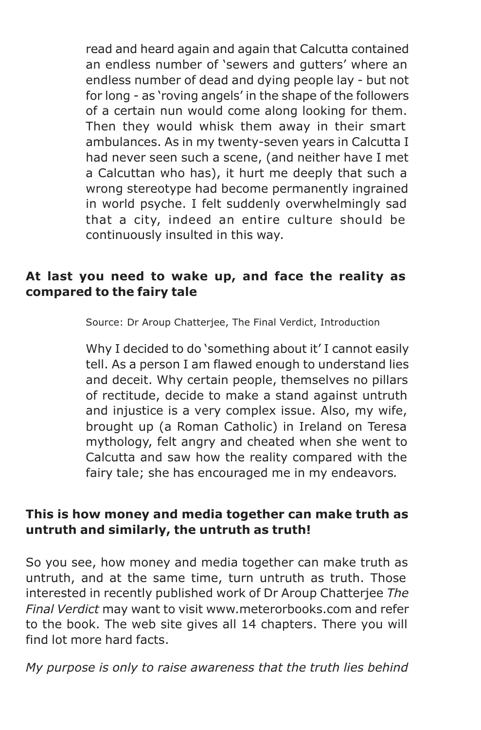read and heard again and again that Calcutta contained an endless number of 'sewers and gutters' where an endless number of dead and dying people lay - but not for long - as 'roving angels' in the shape of the followers of a certain nun would come along looking for them. Then they would whisk them away in their smart ambulances. As in my twenty-seven years in Calcutta I had never seen such a scene, (and neither have I met a Calcuttan who has), it hurt me deeply that such a wrong stereotype had become permanently ingrained in world psyche. I felt suddenly overwhelmingly sad that a city, indeed an entire culture should be continuously insulted in this way*.*

**At last you need to wake up, and face the reality as compared to the fairy tale**

Source: Dr Aroup Chatterjee, The Final Verdict, Introduction

Why I decided to do 'something about it' I cannot easily tell. As a person I am flawed enough to understand lies and deceit. Why certain people, themselves no pillars of rectitude, decide to make a stand against untruth and injustice is a very complex issue. Also, my wife, brought up (a Roman Catholic) in Ireland on Teresa mythology, felt angry and cheated when she went to Calcutta and saw how the reality compared with the fairy tale; she has encouraged me in my endeavors*.*

**This is how money and media together can make truth as untruth and similarly, the untruth as truth!**

So you see, how money and media together can make truth as untruth, and at the same time, turn untruth as truth. Those interested in recently published work of Dr Aroup Chatterjee *The Final Verdict* may want to visit www.meterorbooks.com and refer to the book. The web site gives all 14 chapters. There you will find lot more hard facts.

*My purpose is only to raise awareness that the truth lies behind*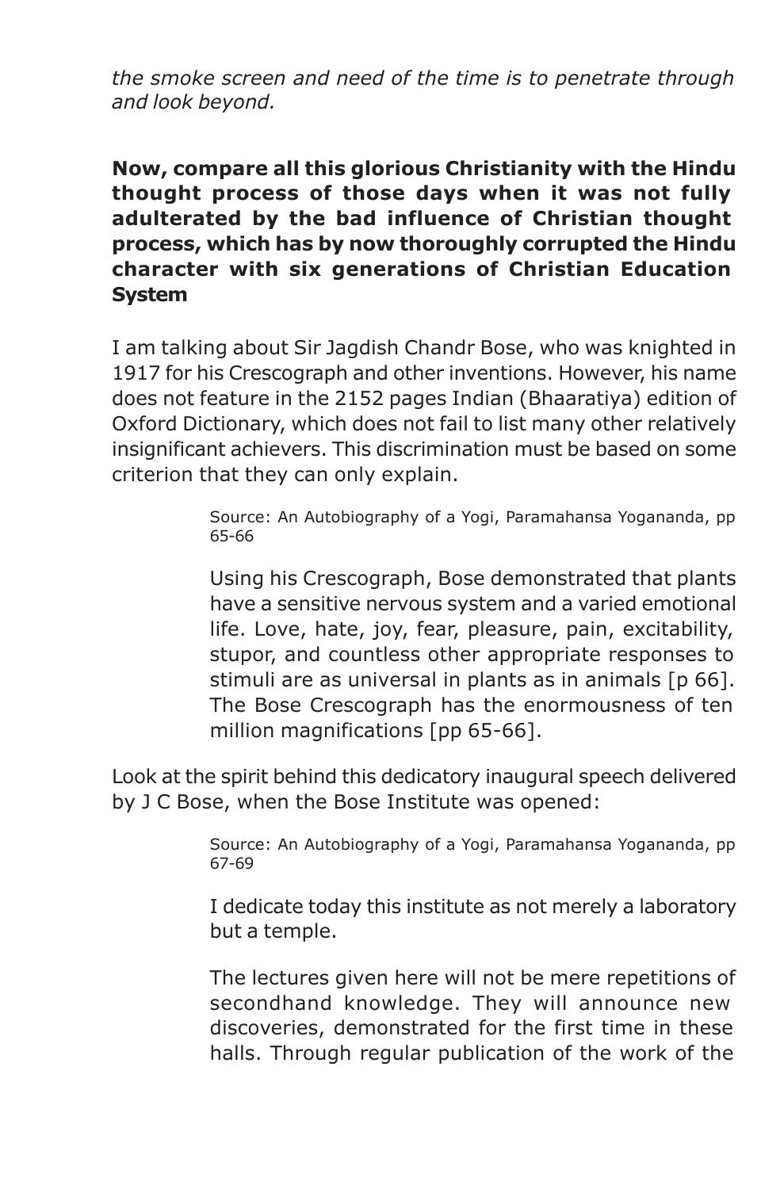*the smoke screen and need of the time is to penetrate through and look beyond.*

**Now, compare all this glorious Christianity with the Hindu thought process of those days when it was not fully adulterated by the bad influence of Christian thought process, which has by now thoroughly corrupted the Hindu character with six generations of Christian Education System**

I am talking about Sir Jagdish Chandr Bose, who was knighted in 1917 for his Crescograph and other inventions. However, his name does not feature in the 2152 pages Indian (Bhaaratiya) edition of Oxford Dictionary, which does not fail to list many other relatively insignificant achievers. This discrimination must be based on some criterion that they can only explain.

> Source: An Autobiography of a Yogi, Paramahansa Yogananda, pp 65-66
>
> Using his Crescograph, Bose demonstrated that plants have a sensitive nervous system and a varied emotional life. Love, hate, joy, fear, pleasure, pain, excitability, stupor, and countless other appropriate responses to stimuli are as universal in plants as in animals [p 66]. The Bose Crescograph has the enormousness of ten million magnifications [pp 65-66].

Look at the spirit behind this dedicatory inaugural speech delivered by J C Bose, when the Bose Institute was opened:

> Source: An Autobiography of a Yogi, Paramahansa Yogananda, pp 67-69
>
> I dedicate today this institute as not merely a laboratory but a temple.
>
> The lectures given here will not be mere repetitions of secondhand knowledge. They will announce new discoveries, demonstrated for the first time in these halls. Through regular publication of the work of the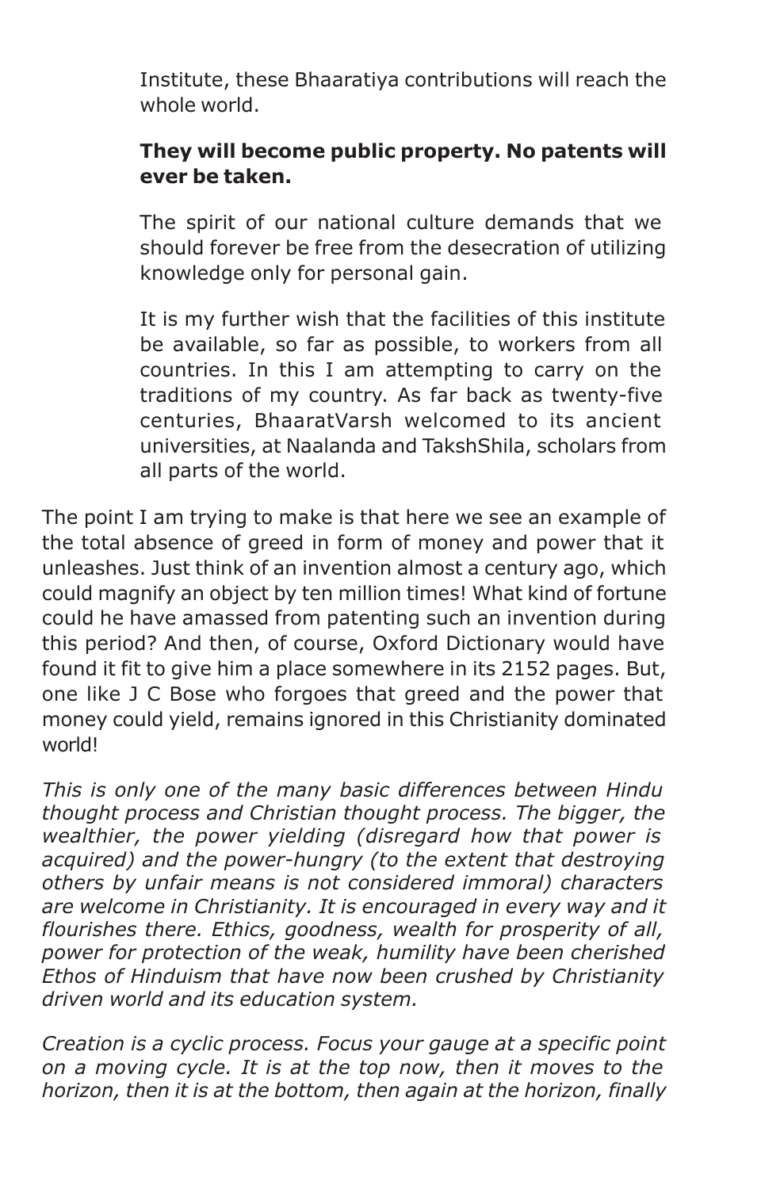Institute, these Bhaaratiya contributions will reach the whole world.

**They will become public property. No patents will ever be taken.**

The spirit of our national culture demands that we should forever be free from the desecration of utilizing knowledge only for personal gain.

It is my further wish that the facilities of this institute be available, so far as possible, to workers from all countries. In this I am attempting to carry on the traditions of my country. As far back as twenty-five centuries, BhaaratVarsh welcomed to its ancient universities, at Naalanda and TakshShila, scholars from all parts of the world.

The point I am trying to make is that here we see an example of the total absence of greed in form of money and power that it unleashes. Just think of an invention almost a century ago, which could magnify an object by ten million times! What kind of fortune could he have amassed from patenting such an invention during this period? And then, of course, Oxford Dictionary would have found it fit to give him a place somewhere in its 2152 pages. But, one like J C Bose who forgoes that greed and the power that money could yield, remains ignored in this Christianity dominated world!

*This is only one of the many basic differences between Hindu thought process and Christian thought process. The bigger, the wealthier, the power yielding (disregard how that power is acquired) and the power-hungry (to the extent that destroying others by unfair means is not considered immoral) characters are welcome in Christianity. It is encouraged in every way and it flourishes there. Ethics, goodness, wealth for prosperity of all, power for protection of the weak, humility have been cherished Ethos of Hinduism that have now been crushed by Christianity driven world and its education system.*

*Creation is a cyclic process. Focus your gauge at a specific point on a moving cycle. It is at the top now, then it moves to the horizon, then it is at the bottom, then again at the horizon, finally*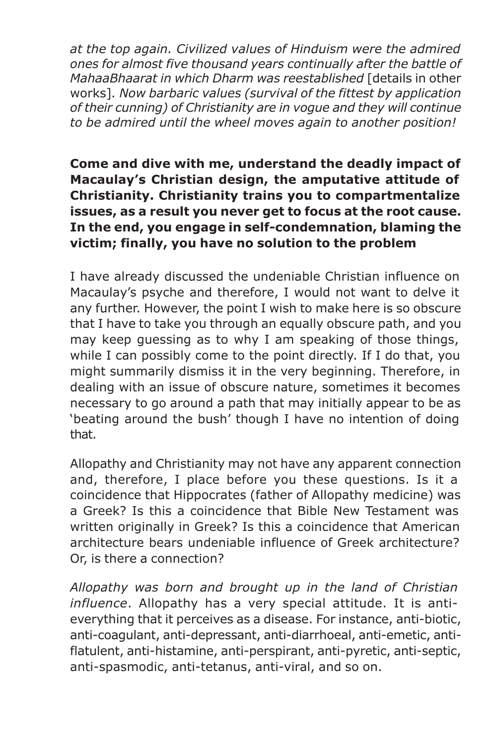*at the top again. Civilized values of Hinduism were the admired ones for almost five thousand years continually after the battle of MahaaBhaarat in which Dharm was reestablished* [details in other works]*. Now barbaric values (survival of the fittest by application of their cunning) of Christianity are in vogue and they will continue to be admired until the wheel moves again to another position!*

**Come and dive with me, understand the deadly impact of Macaulay's Christian design, the amputative attitude of Christianity. Christianity trains you to compartmentalize issues, as a result you never get to focus at the root cause. In the end, you engage in self-condemnation, blaming the victim; finally, you have no solution to the problem**

I have already discussed the undeniable Christian influence on Macaulay's psyche and therefore, I would not want to delve it any further. However, the point I wish to make here is so obscure that I have to take you through an equally obscure path, and you may keep guessing as to why I am speaking of those things, while I can possibly come to the point directly. If I do that, you might summarily dismiss it in the very beginning. Therefore, in dealing with an issue of obscure nature, sometimes it becomes necessary to go around a path that may initially appear to be as 'beating around the bush' though I have no intention of doing that.

Allopathy and Christianity may not have any apparent connection and, therefore, I place before you these questions. Is it a coincidence that Hippocrates (father of Allopathy medicine) was a Greek? Is this a coincidence that Bible New Testament was written originally in Greek? Is this a coincidence that American architecture bears undeniable influence of Greek architecture? Or, is there a connection?

*Allopathy was born and brought up in the land of Christian influence*. Allopathy has a very special attitude. It is anti-everything that it perceives as a disease. For instance, anti-biotic, anti-coagulant, anti-depressant, anti-diarrhoeal, anti-emetic, anti-flatulent, anti-histamine, anti-perspirant, anti-pyretic, anti-septic, anti-spasmodic, anti-tetanus, anti-viral, and so on.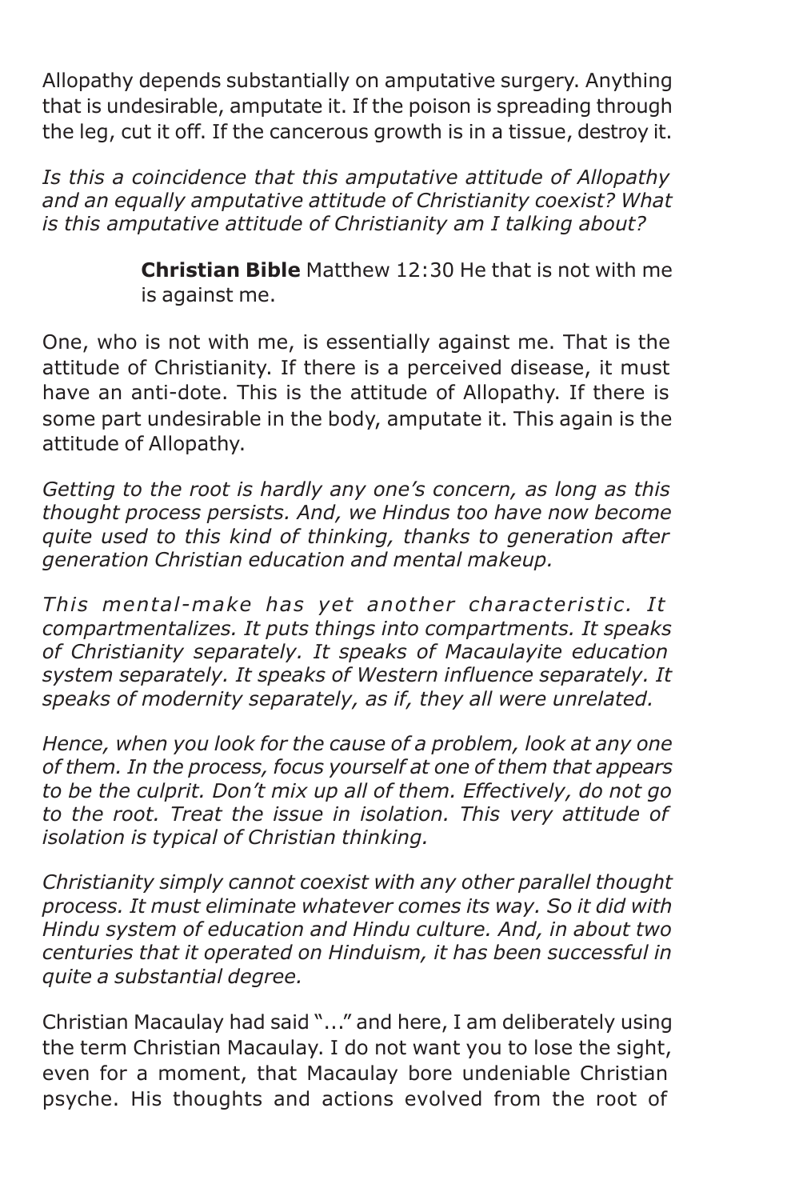Allopathy depends substantially on amputative surgery. Anything that is undesirable, amputate it. If the poison is spreading through the leg, cut it off. If the cancerous growth is in a tissue, destroy it.

*Is this a coincidence that this amputative attitude of Allopathy and an equally amputative attitude of Christianity coexist? What is this amputative attitude of Christianity am I talking about?*

> **Christian Bible** Matthew 12:30 He that is not with me is against me.

One, who is not with me, is essentially against me. That is the attitude of Christianity. If there is a perceived disease, it must have an anti-dote. This is the attitude of Allopathy. If there is some part undesirable in the body, amputate it. This again is the attitude of Allopathy.

*Getting to the root is hardly any one's concern, as long as this thought process persists. And, we Hindus too have now become quite used to this kind of thinking, thanks to generation after generation Christian education and mental makeup.*

*This mental-make has yet another characteristic. It compartmentalizes. It puts things into compartments. It speaks of Christianity separately. It speaks of Macaulayite education system separately. It speaks of Western influence separately. It speaks of modernity separately, as if, they all were unrelated.*

*Hence, when you look for the cause of a problem, look at any one of them. In the process, focus yourself at one of them that appears to be the culprit. Don't mix up all of them. Effectively, do not go to the root. Treat the issue in isolation. This very attitude of isolation is typical of Christian thinking.*

*Christianity simply cannot coexist with any other parallel thought process. It must eliminate whatever comes its way. So it did with Hindu system of education and Hindu culture. And, in about two centuries that it operated on Hinduism, it has been successful in quite a substantial degree.*

Christian Macaulay had said "..." and here, I am deliberately using the term Christian Macaulay. I do not want you to lose the sight, even for a moment, that Macaulay bore undeniable Christian psyche. His thoughts and actions evolved from the root of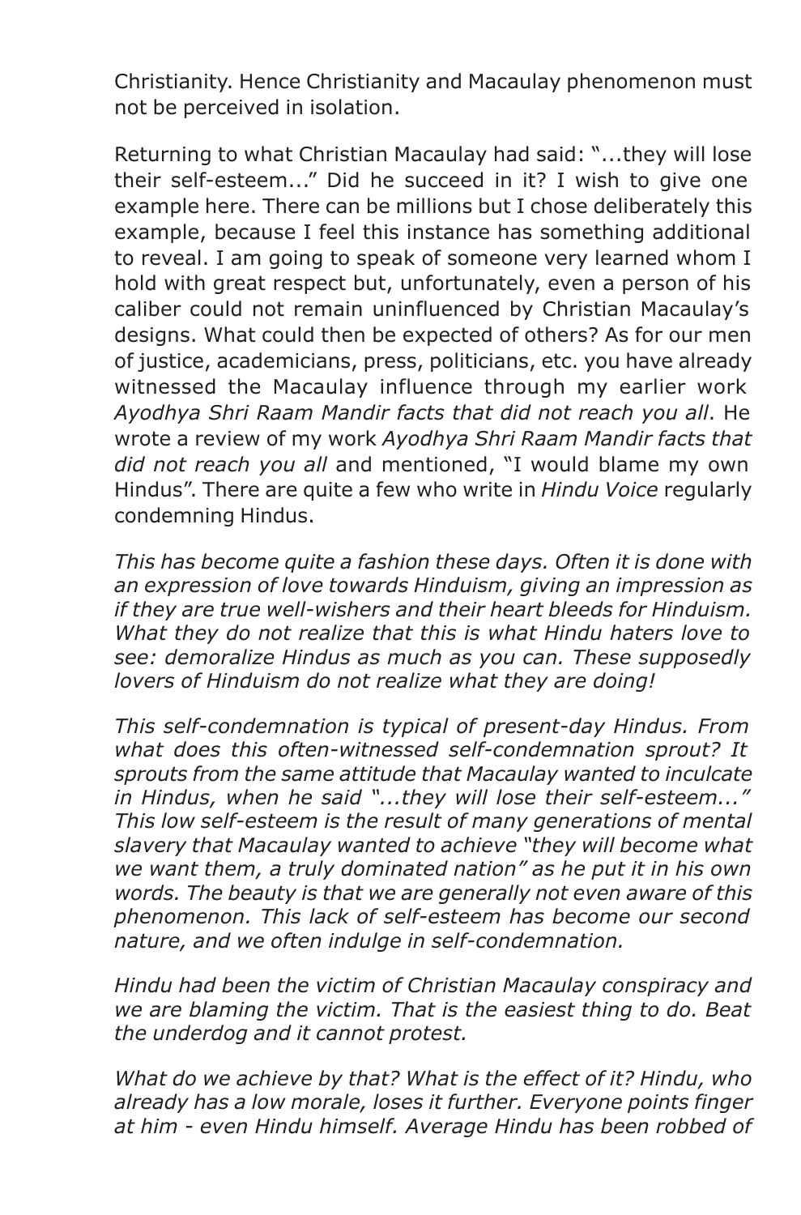Christianity. Hence Christianity and Macaulay phenomenon must not be perceived in isolation.

Returning to what Christian Macaulay had said: "...they will lose their self-esteem..." Did he succeed in it? I wish to give one example here. There can be millions but I chose deliberately this example, because I feel this instance has something additional to reveal. I am going to speak of someone very learned whom I hold with great respect but, unfortunately, even a person of his caliber could not remain uninfluenced by Christian Macaulay's designs. What could then be expected of others? As for our men of justice, academicians, press, politicians, etc. you have already witnessed the Macaulay influence through my earlier work *Ayodhya Shri Raam Mandir facts that did not reach you all*. He wrote a review of my work *Ayodhya Shri Raam Mandir facts that did not reach you all* and mentioned, "I would blame my own Hindus". There are quite a few who write in *Hindu Voice* regularly condemning Hindus.

*This has become quite a fashion these days. Often it is done with an expression of love towards Hinduism, giving an impression as if they are true well-wishers and their heart bleeds for Hinduism. What they do not realize that this is what Hindu haters love to see: demoralize Hindus as much as you can. These supposedly lovers of Hinduism do not realize what they are doing!*

*This self-condemnation is typical of present-day Hindus. From what does this often-witnessed self-condemnation sprout? It sprouts from the same attitude that Macaulay wanted to inculcate in Hindus, when he said "...they will lose their self-esteem..." This low self-esteem is the result of many generations of mental slavery that Macaulay wanted to achieve "they will become what we want them, a truly dominated nation" as he put it in his own words. The beauty is that we are generally not even aware of this phenomenon. This lack of self-esteem has become our second nature, and we often indulge in self-condemnation.*

*Hindu had been the victim of Christian Macaulay conspiracy and we are blaming the victim. That is the easiest thing to do. Beat the underdog and it cannot protest.*

*What do we achieve by that? What is the effect of it? Hindu, who already has a low morale, loses it further. Everyone points finger at him - even Hindu himself. Average Hindu has been robbed of*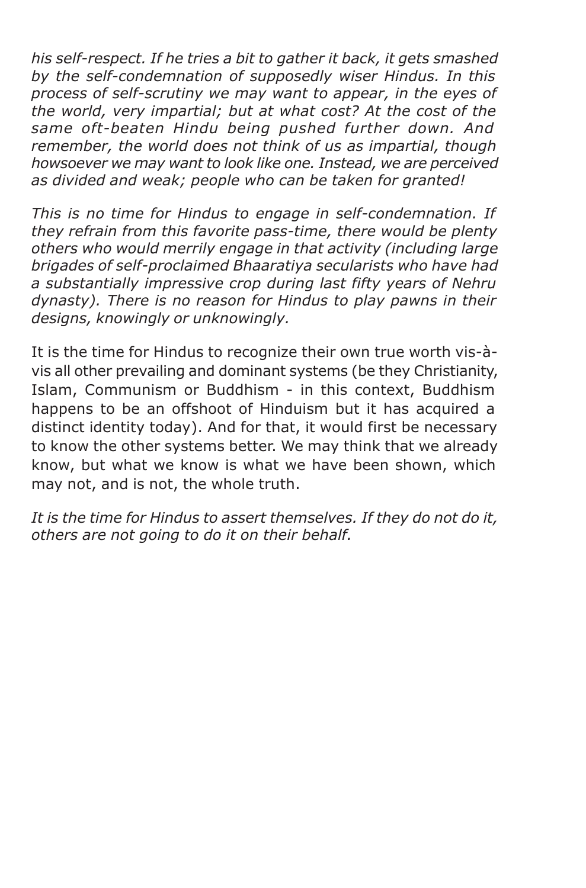*his self-respect. If he tries a bit to gather it back, it gets smashed by the self-condemnation of supposedly wiser Hindus. In this process of self-scrutiny we may want to appear, in the eyes of the world, very impartial; but at what cost? At the cost of the same oft-beaten Hindu being pushed further down. And remember, the world does not think of us as impartial, though howsoever we may want to look like one. Instead, we are perceived as divided and weak; people who can be taken for granted!*

*This is no time for Hindus to engage in self-condemnation. If they refrain from this favorite pass-time, there would be plenty others who would merrily engage in that activity (including large brigades of self-proclaimed Bhaaratiya secularists who have had a substantially impressive crop during last fifty years of Nehru dynasty). There is no reason for Hindus to play pawns in their designs, knowingly or unknowingly.*

It is the time for Hindus to recognize their own true worth vis-à-vis all other prevailing and dominant systems (be they Christianity, Islam, Communism or Buddhism - in this context, Buddhism happens to be an offshoot of Hinduism but it has acquired a distinct identity today). And for that, it would first be necessary to know the other systems better. We may think that we already know, but what we know is what we have been shown, which may not, and is not, the whole truth.

*It is the time for Hindus to assert themselves. If they do not do it, others are not going to do it on their behalf.*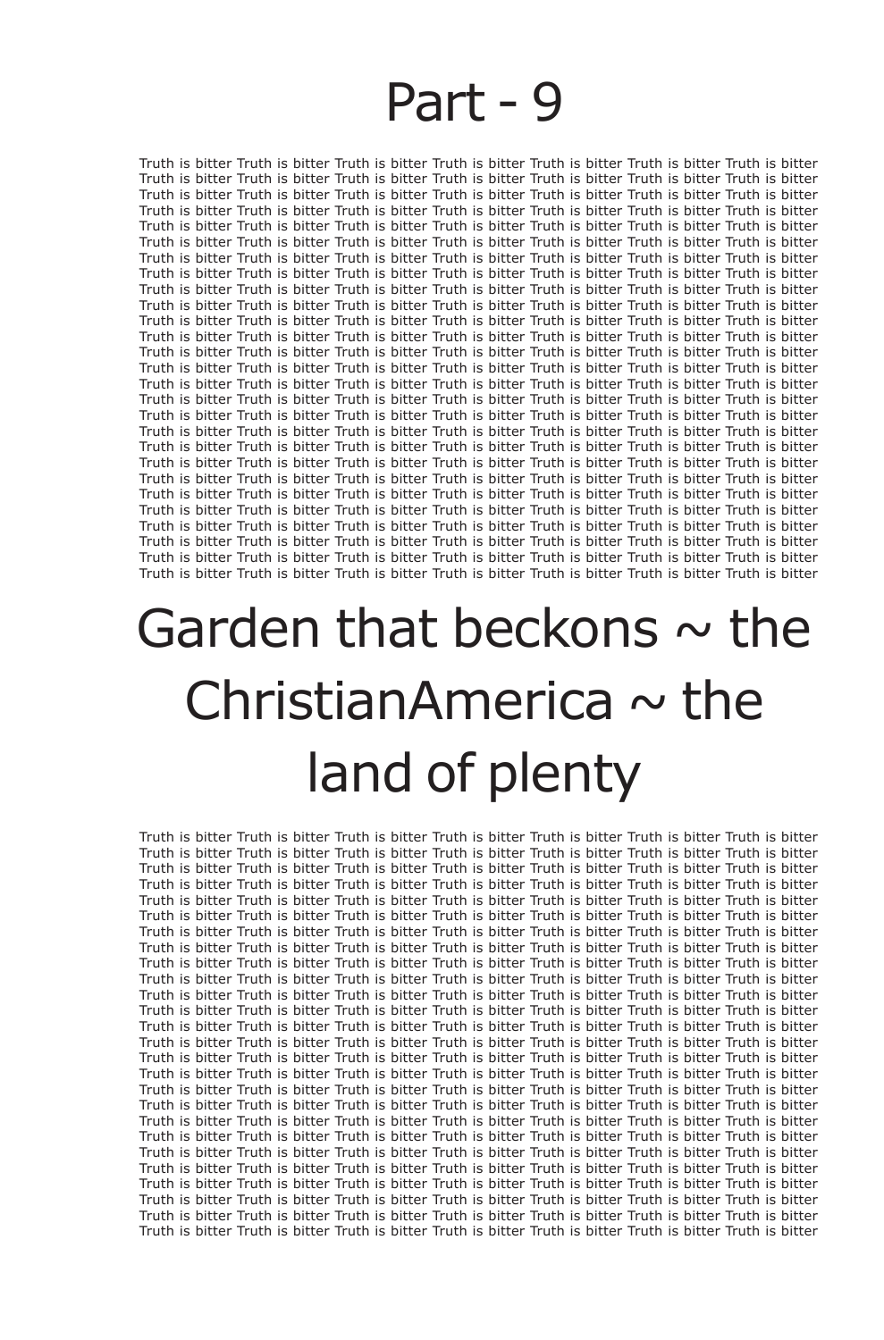# Part - 9

Truth is bitter Truth is bitter Truth is bitter Truth is bitter Truth is bitter Truth is bitter Truth is bitter
Truth is bitter Truth is bitter Truth is bitter Truth is bitter Truth is bitter Truth is bitter Truth is bitter
Truth is bitter Truth is bitter Truth is bitter Truth is bitter Truth is bitter Truth is bitter Truth is bitter
Truth is bitter Truth is bitter Truth is bitter Truth is bitter Truth is bitter Truth is bitter Truth is bitter
Truth is bitter Truth is bitter Truth is bitter Truth is bitter Truth is bitter Truth is bitter Truth is bitter
Truth is bitter Truth is bitter Truth is bitter Truth is bitter Truth is bitter Truth is bitter Truth is bitter
Truth is bitter Truth is bitter Truth is bitter Truth is bitter Truth is bitter Truth is bitter Truth is bitter
Truth is bitter Truth is bitter Truth is bitter Truth is bitter Truth is bitter Truth is bitter Truth is bitter
Truth is bitter Truth is bitter Truth is bitter Truth is bitter Truth is bitter Truth is bitter Truth is bitter
Truth is bitter Truth is bitter Truth is bitter Truth is bitter Truth is bitter Truth is bitter Truth is bitter
Truth is bitter Truth is bitter Truth is bitter Truth is bitter Truth is bitter Truth is bitter Truth is bitter
Truth is bitter Truth is bitter Truth is bitter Truth is bitter Truth is bitter Truth is bitter Truth is bitter
Truth is bitter Truth is bitter Truth is bitter Truth is bitter Truth is bitter Truth is bitter Truth is bitter
Truth is bitter Truth is bitter Truth is bitter Truth is bitter Truth is bitter Truth is bitter Truth is bitter
Truth is bitter Truth is bitter Truth is bitter Truth is bitter Truth is bitter Truth is bitter Truth is bitter
Truth is bitter Truth is bitter Truth is bitter Truth is bitter Truth is bitter Truth is bitter Truth is bitter
Truth is bitter Truth is bitter Truth is bitter Truth is bitter Truth is bitter Truth is bitter Truth is bitter
Truth is bitter Truth is bitter Truth is bitter Truth is bitter Truth is bitter Truth is bitter Truth is bitter
Truth is bitter Truth is bitter Truth is bitter Truth is bitter Truth is bitter Truth is bitter Truth is bitter
Truth is bitter Truth is bitter Truth is bitter Truth is bitter Truth is bitter Truth is bitter Truth is bitter
Truth is bitter Truth is bitter Truth is bitter Truth is bitter Truth is bitter Truth is bitter Truth is bitter
Truth is bitter Truth is bitter Truth is bitter Truth is bitter Truth is bitter Truth is bitter Truth is bitter
Truth is bitter Truth is bitter Truth is bitter Truth is bitter Truth is bitter Truth is bitter Truth is bitter
Truth is bitter Truth is bitter Truth is bitter Truth is bitter Truth is bitter Truth is bitter Truth is bitter
Truth is bitter Truth is bitter Truth is bitter Truth is bitter Truth is bitter Truth is bitter Truth is bitter
Truth is bitter Truth is bitter Truth is bitter Truth is bitter Truth is bitter Truth is bitter Truth is bitter
Truth is bitter Truth is bitter Truth is bitter Truth is bitter Truth is bitter Truth is bitter Truth is bitter

# Garden that beckons ~ the ChristianAmerica ~ the land of plenty

Truth is bitter Truth is bitter Truth is bitter Truth is bitter Truth is bitter Truth is bitter Truth is bitter
Truth is bitter Truth is bitter Truth is bitter Truth is bitter Truth is bitter Truth is bitter Truth is bitter
Truth is bitter Truth is bitter Truth is bitter Truth is bitter Truth is bitter Truth is bitter Truth is bitter
Truth is bitter Truth is bitter Truth is bitter Truth is bitter Truth is bitter Truth is bitter Truth is bitter
Truth is bitter Truth is bitter Truth is bitter Truth is bitter Truth is bitter Truth is bitter Truth is bitter
Truth is bitter Truth is bitter Truth is bitter Truth is bitter Truth is bitter Truth is bitter Truth is bitter
Truth is bitter Truth is bitter Truth is bitter Truth is bitter Truth is bitter Truth is bitter Truth is bitter
Truth is bitter Truth is bitter Truth is bitter Truth is bitter Truth is bitter Truth is bitter Truth is bitter
Truth is bitter Truth is bitter Truth is bitter Truth is bitter Truth is bitter Truth is bitter Truth is bitter
Truth is bitter Truth is bitter Truth is bitter Truth is bitter Truth is bitter Truth is bitter Truth is bitter
Truth is bitter Truth is bitter Truth is bitter Truth is bitter Truth is bitter Truth is bitter Truth is bitter
Truth is bitter Truth is bitter Truth is bitter Truth is bitter Truth is bitter Truth is bitter Truth is bitter
Truth is bitter Truth is bitter Truth is bitter Truth is bitter Truth is bitter Truth is bitter Truth is bitter
Truth is bitter Truth is bitter Truth is bitter Truth is bitter Truth is bitter Truth is bitter Truth is bitter
Truth is bitter Truth is bitter Truth is bitter Truth is bitter Truth is bitter Truth is bitter Truth is bitter
Truth is bitter Truth is bitter Truth is bitter Truth is bitter Truth is bitter Truth is bitter Truth is bitter
Truth is bitter Truth is bitter Truth is bitter Truth is bitter Truth is bitter Truth is bitter Truth is bitter
Truth is bitter Truth is bitter Truth is bitter Truth is bitter Truth is bitter Truth is bitter Truth is bitter
Truth is bitter Truth is bitter Truth is bitter Truth is bitter Truth is bitter Truth is bitter Truth is bitter
Truth is bitter Truth is bitter Truth is bitter Truth is bitter Truth is bitter Truth is bitter Truth is bitter
Truth is bitter Truth is bitter Truth is bitter Truth is bitter Truth is bitter Truth is bitter Truth is bitter
Truth is bitter Truth is bitter Truth is bitter Truth is bitter Truth is bitter Truth is bitter Truth is bitter
Truth is bitter Truth is bitter Truth is bitter Truth is bitter Truth is bitter Truth is bitter Truth is bitter
Truth is bitter Truth is bitter Truth is bitter Truth is bitter Truth is bitter Truth is bitter Truth is bitter
Truth is bitter Truth is bitter Truth is bitter Truth is bitter Truth is bitter Truth is bitter Truth is bitter
Truth is bitter Truth is bitter Truth is bitter Truth is bitter Truth is bitter Truth is bitter Truth is bitter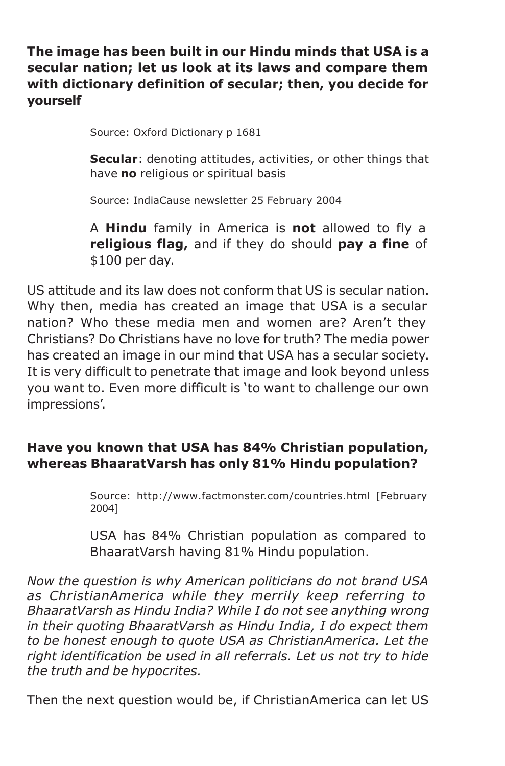**The image has been built in our Hindu minds that USA is a secular nation; let us look at its laws and compare them with dictionary definition of secular; then, you decide for yourself**

> Source: Oxford Dictionary p 1681
>
> **Secular**: denoting attitudes, activities, or other things that have **no** religious or spiritual basis
>
> Source: IndiaCause newsletter 25 February 2004
>
> A **Hindu** family in America is **not** allowed to fly a **religious flag,** and if they do should **pay a fine** of $100 per day.

US attitude and its law does not conform that US is secular nation. Why then, media has created an image that USA is a secular nation? Who these media men and women are? Aren't they Christians? Do Christians have no love for truth? The media power has created an image in our mind that USA has a secular society. It is very difficult to penetrate that image and look beyond unless you want to. Even more difficult is 'to want to challenge our own impressions'.

**Have you known that USA has 84% Christian population, whereas BhaaratVarsh has only 81% Hindu population?**

> Source: http://www.factmonster.com/countries.html [February 2004]
>
> USA has 84% Christian population as compared to BhaaratVarsh having 81% Hindu population.

*Now the question is why American politicians do not brand USA as ChristianAmerica while they merrily keep referring to BhaaratVarsh as Hindu India? While I do not see anything wrong in their quoting BhaaratVarsh as Hindu India, I do expect them to be honest enough to quote USA as ChristianAmerica. Let the right identification be used in all referrals. Let us not try to hide the truth and be hypocrites.*

Then the next question would be, if ChristianAmerica can let US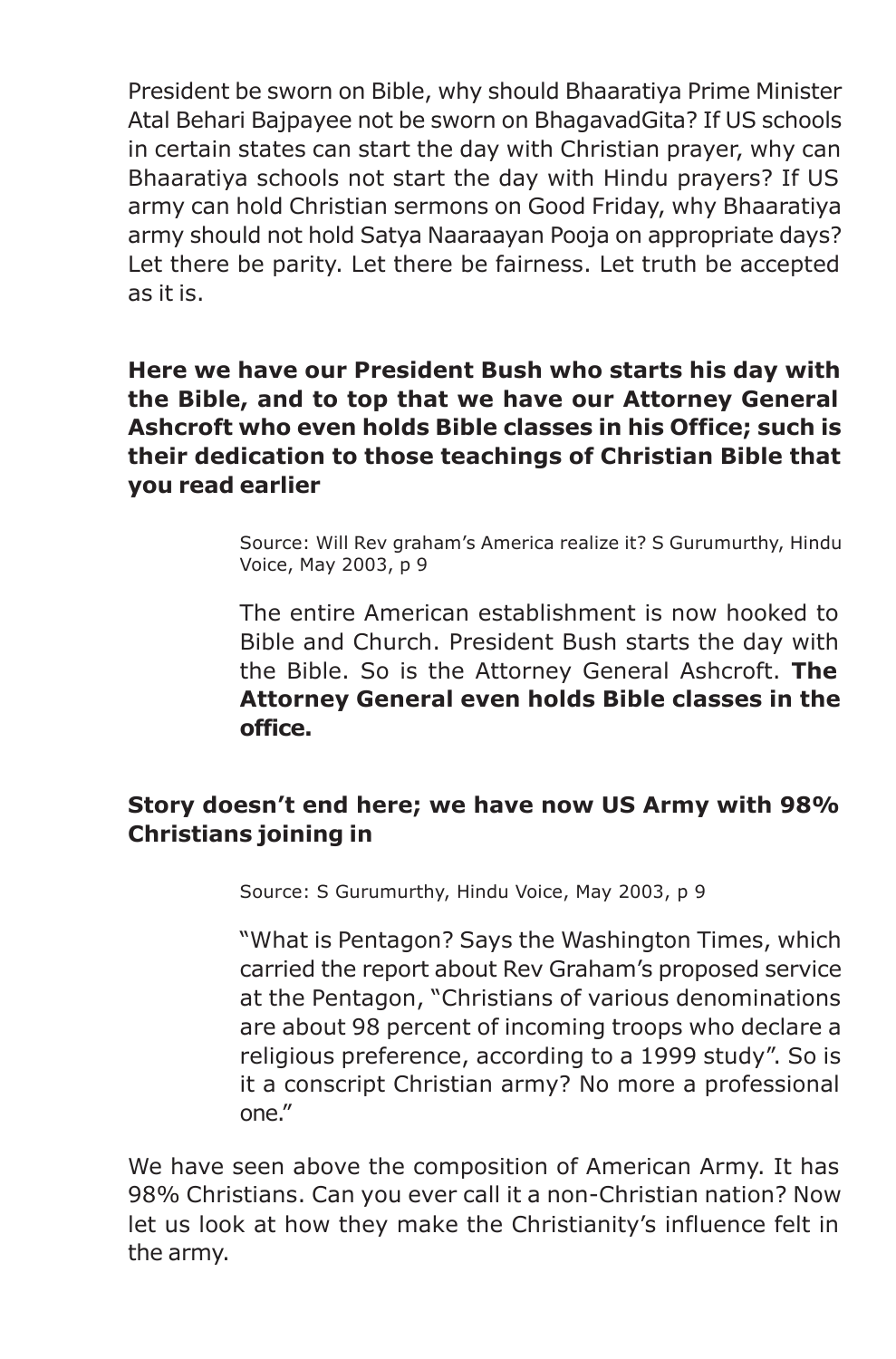President be sworn on Bible, why should Bhaaratiya Prime Minister Atal Behari Bajpayee not be sworn on BhagavadGita? If US schools in certain states can start the day with Christian prayer, why can Bhaaratiya schools not start the day with Hindu prayers? If US army can hold Christian sermons on Good Friday, why Bhaaratiya army should not hold Satya Naaraayan Pooja on appropriate days? Let there be parity. Let there be fairness. Let truth be accepted as it is.

**Here we have our President Bush who starts his day with the Bible, and to top that we have our Attorney General Ashcroft who even holds Bible classes in his Office; such is their dedication to those teachings of Christian Bible that you read earlier**

> Source: Will Rev graham's America realize it? S Gurumurthy, Hindu Voice, May 2003, p 9
>
> The entire American establishment is now hooked to Bible and Church. President Bush starts the day with the Bible. So is the Attorney General Ashcroft. **The Attorney General even holds Bible classes in the office.**

**Story doesn't end here; we have now US Army with 98% Christians joining in**

> Source: S Gurumurthy, Hindu Voice, May 2003, p 9
>
> "What is Pentagon? Says the Washington Times, which carried the report about Rev Graham's proposed service at the Pentagon, "Christians of various denominations are about 98 percent of incoming troops who declare a religious preference, according to a 1999 study". So is it a conscript Christian army? No more a professional one."

We have seen above the composition of American Army. It has 98% Christians. Can you ever call it a non-Christian nation? Now let us look at how they make the Christianity's influence felt in the army.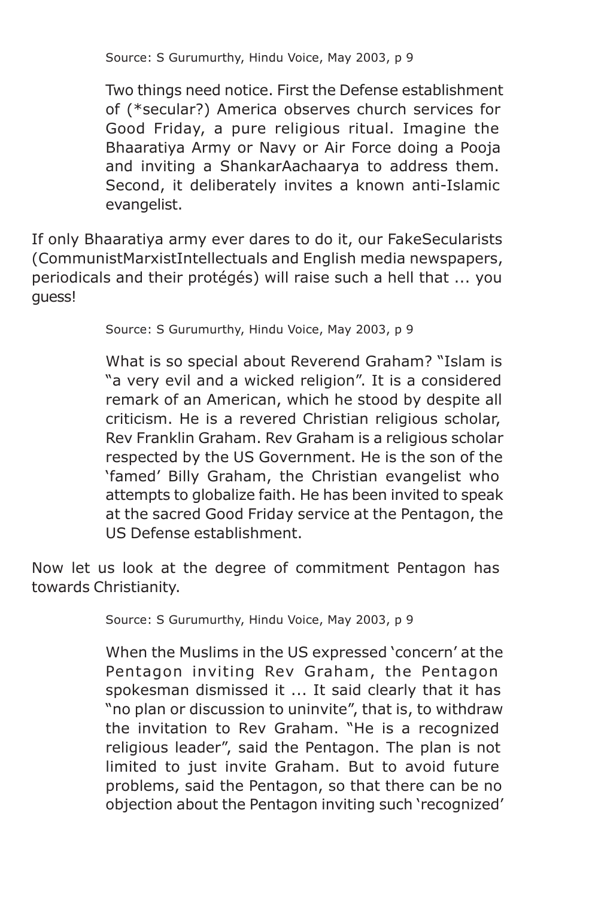Source: S Gurumurthy, Hindu Voice, May 2003, p 9

> Two things need notice. First the Defense establishment of (*secular?) America observes church services for Good Friday, a pure religious ritual. Imagine the Bhaaratiya Army or Navy or Air Force doing a Pooja and inviting a ShankarAachaarya to address them. Second, it deliberately invites a known anti-Islamic evangelist.

If only Bhaaratiya army ever dares to do it, our FakeSecularists (CommunistMarxistIntellectuals and English media newspapers, periodicals and their protégés) will raise such a hell that ... you guess!

Source: S Gurumurthy, Hindu Voice, May 2003, p 9

> What is so special about Reverend Graham? "Islam is "a very evil and a wicked religion". It is a considered remark of an American, which he stood by despite all criticism. He is a revered Christian religious scholar, Rev Franklin Graham. Rev Graham is a religious scholar respected by the US Government. He is the son of the 'famed' Billy Graham, the Christian evangelist who attempts to globalize faith. He has been invited to speak at the sacred Good Friday service at the Pentagon, the US Defense establishment.

Now let us look at the degree of commitment Pentagon has towards Christianity.

Source: S Gurumurthy, Hindu Voice, May 2003, p 9

> When the Muslims in the US expressed 'concern' at the Pentagon inviting Rev Graham, the Pentagon spokesman dismissed it ... It said clearly that it has "no plan or discussion to uninvite", that is, to withdraw the invitation to Rev Graham. "He is a recognized religious leader", said the Pentagon. The plan is not limited to just invite Graham. But to avoid future problems, said the Pentagon, so that there can be no objection about the Pentagon inviting such 'recognized'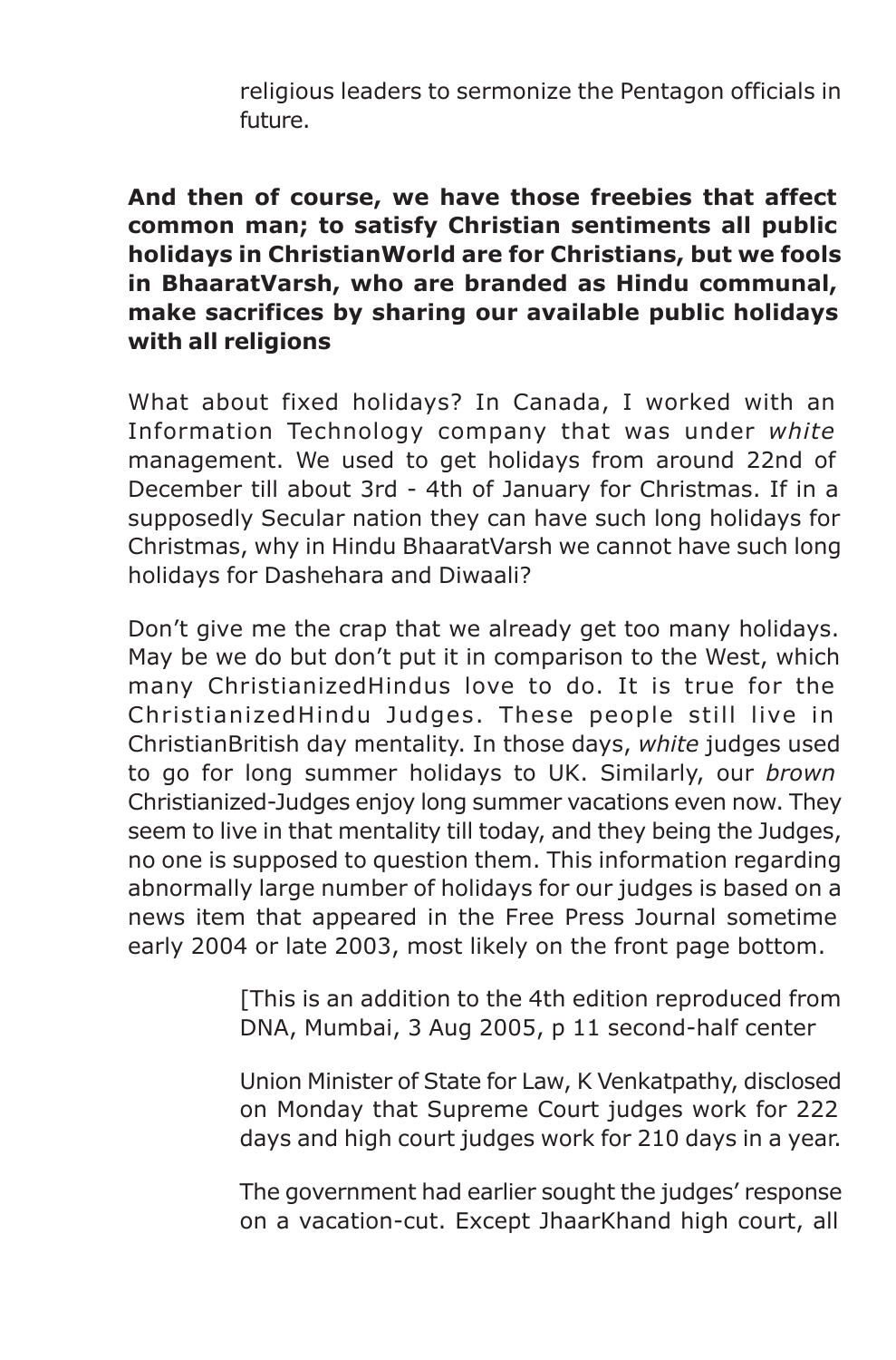religious leaders to sermonize the Pentagon officials in future.

**And then of course, we have those freebies that affect common man; to satisfy Christian sentiments all public holidays in ChristianWorld are for Christians, but we fools in BhaaratVarsh, who are branded as Hindu communal, make sacrifices by sharing our available public holidays with all religions**

What about fixed holidays? In Canada, I worked with an Information Technology company that was under *white* management. We used to get holidays from around 22nd of December till about 3rd - 4th of January for Christmas. If in a supposedly Secular nation they can have such long holidays for Christmas, why in Hindu BhaaratVarsh we cannot have such long holidays for Dashehara and Diwaali?

Don't give me the crap that we already get too many holidays. May be we do but don't put it in comparison to the West, which many ChristianizedHindus love to do. It is true for the ChristianizedHindu Judges. These people still live in ChristianBritish day mentality. In those days, *white* judges used to go for long summer holidays to UK. Similarly, our *brown* Christianized-Judges enjoy long summer vacations even now. They seem to live in that mentality till today, and they being the Judges, no one is supposed to question them. This information regarding abnormally large number of holidays for our judges is based on a news item that appeared in the Free Press Journal sometime early 2004 or late 2003, most likely on the front page bottom.

> [This is an addition to the 4th edition reproduced from DNA, Mumbai, 3 Aug 2005, p 11 second-half center
>
> Union Minister of State for Law, K Venkatpathy, disclosed on Monday that Supreme Court judges work for 222 days and high court judges work for 210 days in a year.
>
> The government had earlier sought the judges' response on a vacation-cut. Except JhaarKhand high court, all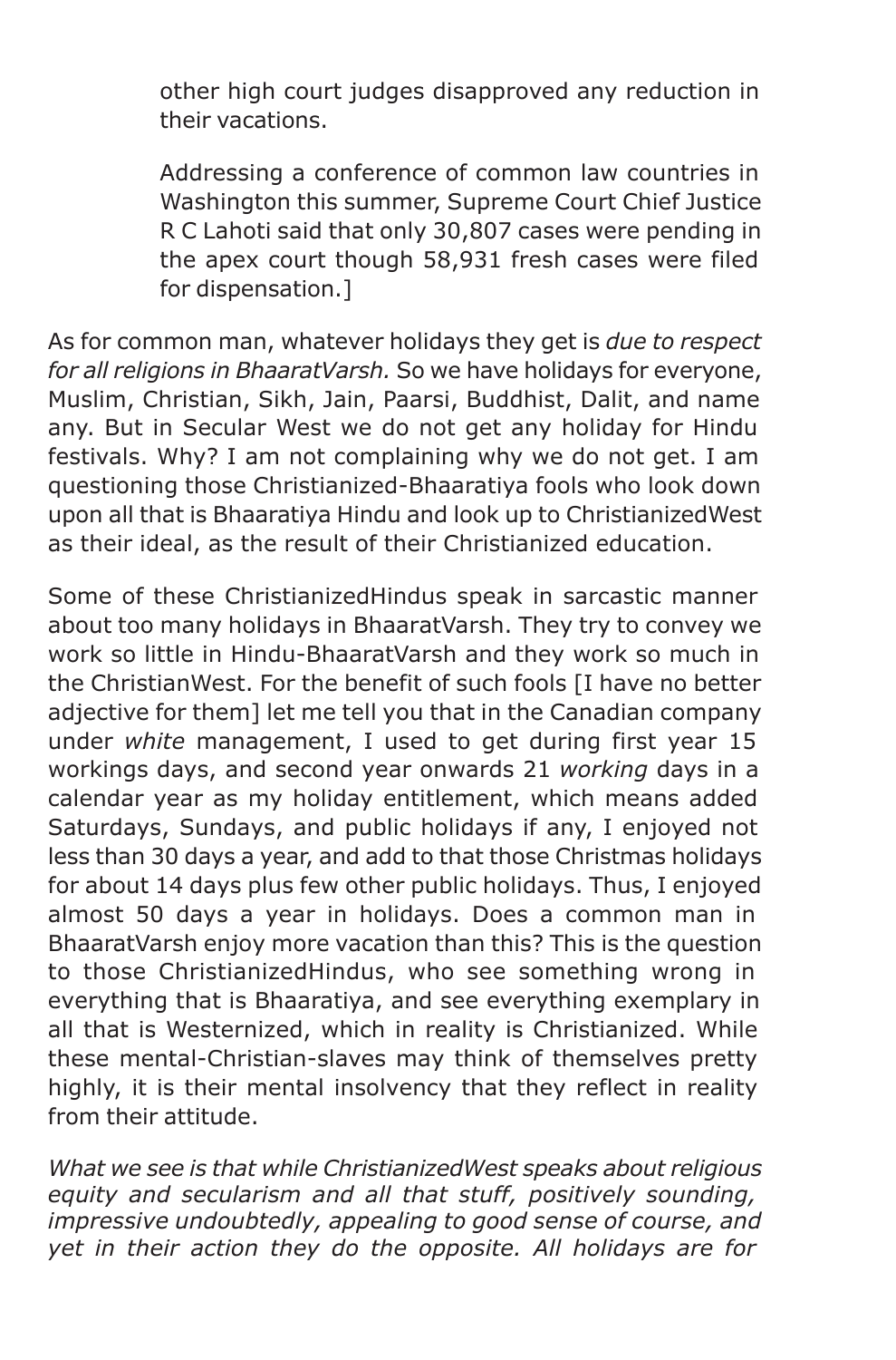other high court judges disapproved any reduction in their vacations.

Addressing a conference of common law countries in Washington this summer, Supreme Court Chief Justice R C Lahoti said that only 30,807 cases were pending in the apex court though 58,931 fresh cases were filed for dispensation.]

As for common man, whatever holidays they get is *due to respect for all religions in BhaaratVarsh.* So we have holidays for everyone, Muslim, Christian, Sikh, Jain, Paarsi, Buddhist, Dalit, and name any. But in Secular West we do not get any holiday for Hindu festivals. Why? I am not complaining why we do not get. I am questioning those Christianized-Bhaaratiya fools who look down upon all that is Bhaaratiya Hindu and look up to ChristianizedWest as their ideal, as the result of their Christianized education.

Some of these ChristianizedHindus speak in sarcastic manner about too many holidays in BhaaratVarsh. They try to convey we work so little in Hindu-BhaaratVarsh and they work so much in the ChristianWest. For the benefit of such fools [I have no better adjective for them] let me tell you that in the Canadian company under *white* management, I used to get during first year 15 workings days, and second year onwards 21 *working* days in a calendar year as my holiday entitlement, which means added Saturdays, Sundays, and public holidays if any, I enjoyed not less than 30 days a year, and add to that those Christmas holidays for about 14 days plus few other public holidays. Thus, I enjoyed almost 50 days a year in holidays. Does a common man in BhaaratVarsh enjoy more vacation than this? This is the question to those ChristianizedHindus, who see something wrong in everything that is Bhaaratiya, and see everything exemplary in all that is Westernized, which in reality is Christianized. While these mental-Christian-slaves may think of themselves pretty highly, it is their mental insolvency that they reflect in reality from their attitude.

*What we see is that while ChristianizedWest speaks about religious equity and secularism and all that stuff, positively sounding, impressive undoubtedly, appealing to good sense of course, and yet in their action they do the opposite. All holidays are for*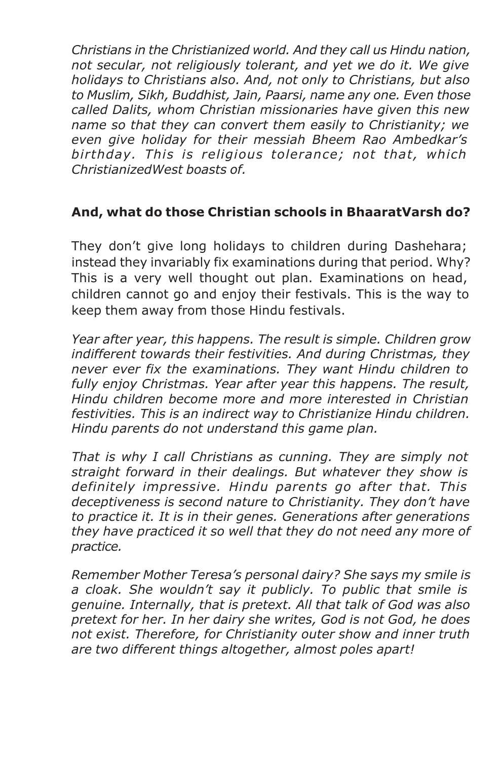*Christians in the Christianized world. And they call us Hindu nation, not secular, not religiously tolerant, and yet we do it. We give holidays to Christians also. And, not only to Christians, but also to Muslim, Sikh, Buddhist, Jain, Paarsi, name any one. Even those called Dalits, whom Christian missionaries have given this new name so that they can convert them easily to Christianity; we even give holiday for their messiah Bheem Rao Ambedkar's birthday. This is religious tolerance; not that, which ChristianizedWest boasts of.*

**And, what do those Christian schools in BhaaratVarsh do?**

They don't give long holidays to children during Dashehara; instead they invariably fix examinations during that period. Why? This is a very well thought out plan. Examinations on head, children cannot go and enjoy their festivals. This is the way to keep them away from those Hindu festivals.

*Year after year, this happens. The result is simple. Children grow indifferent towards their festivities. And during Christmas, they never ever fix the examinations. They want Hindu children to fully enjoy Christmas. Year after year this happens. The result, Hindu children become more and more interested in Christian festivities. This is an indirect way to Christianize Hindu children. Hindu parents do not understand this game plan.*

*That is why I call Christians as cunning. They are simply not straight forward in their dealings. But whatever they show is definitely impressive. Hindu parents go after that. This deceptiveness is second nature to Christianity. They don't have to practice it. It is in their genes. Generations after generations they have practiced it so well that they do not need any more of practice.*

*Remember Mother Teresa's personal dairy? She says my smile is a cloak. She wouldn't say it publicly. To public that smile is genuine. Internally, that is pretext. All that talk of God was also pretext for her. In her dairy she writes, God is not God, he does not exist. Therefore, for Christianity outer show and inner truth are two different things altogether, almost poles apart!*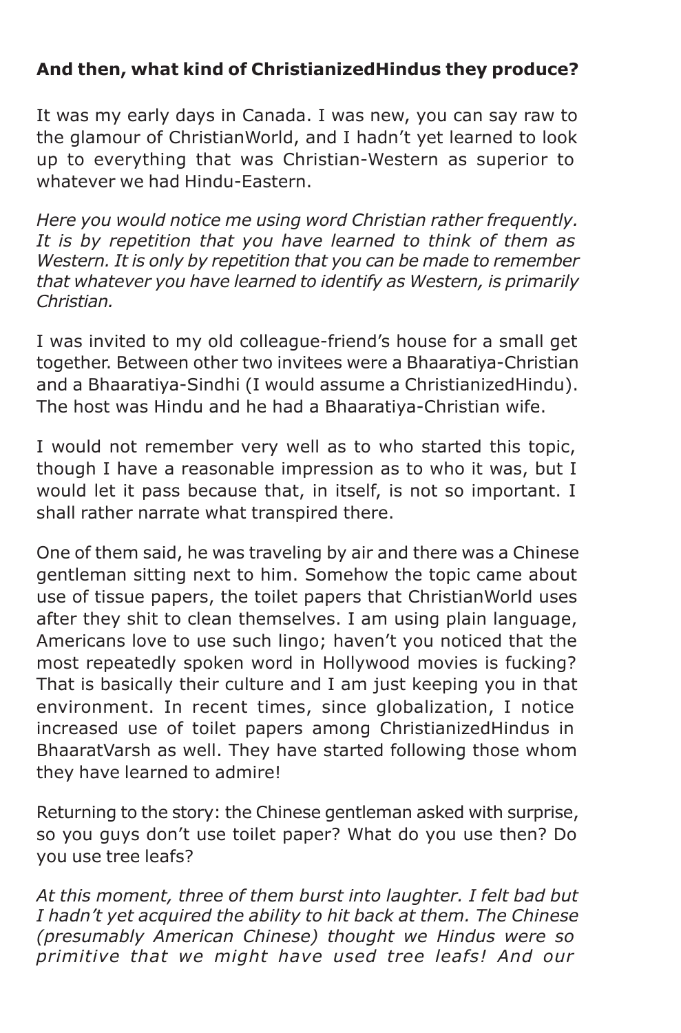**And then, what kind of ChristianizedHindus they produce?**

It was my early days in Canada. I was new, you can say raw to the glamour of ChristianWorld, and I hadn't yet learned to look up to everything that was Christian-Western as superior to whatever we had Hindu-Eastern.

*Here you would notice me using word Christian rather frequently. It is by repetition that you have learned to think of them as Western. It is only by repetition that you can be made to remember that whatever you have learned to identify as Western, is primarily Christian.*

I was invited to my old colleague-friend's house for a small get together. Between other two invitees were a Bhaaratiya-Christian and a Bhaaratiya-Sindhi (I would assume a ChristianizedHindu). The host was Hindu and he had a Bhaaratiya-Christian wife.

I would not remember very well as to who started this topic, though I have a reasonable impression as to who it was, but I would let it pass because that, in itself, is not so important. I shall rather narrate what transpired there.

One of them said, he was traveling by air and there was a Chinese gentleman sitting next to him. Somehow the topic came about use of tissue papers, the toilet papers that ChristianWorld uses after they shit to clean themselves. I am using plain language, Americans love to use such lingo; haven't you noticed that the most repeatedly spoken word in Hollywood movies is fucking? That is basically their culture and I am just keeping you in that environment. In recent times, since globalization, I notice increased use of toilet papers among ChristianizedHindus in BhaaratVarsh as well. They have started following those whom they have learned to admire!

Returning to the story: the Chinese gentleman asked with surprise, so you guys don't use toilet paper? What do you use then? Do you use tree leafs?

*At this moment, three of them burst into laughter. I felt bad but I hadn't yet acquired the ability to hit back at them. The Chinese (presumably American Chinese) thought we Hindus were so primitive that we might have used tree leafs! And our*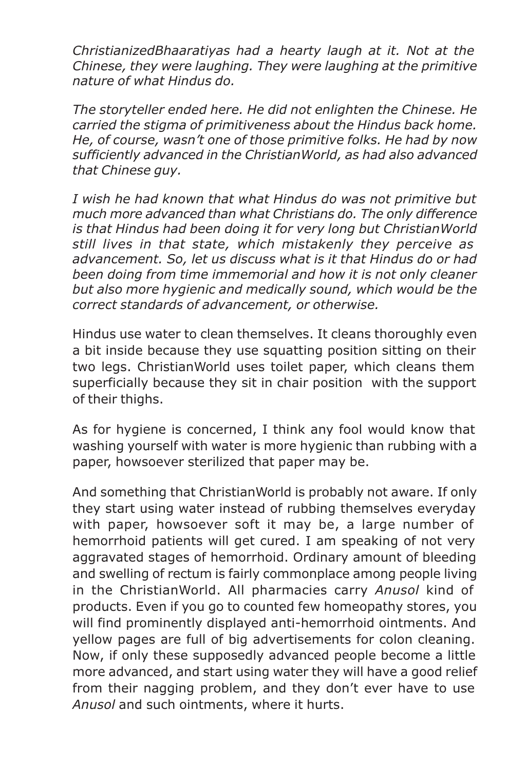*ChristianizedBhaaratiyas had a hearty laugh at it. Not at the Chinese, they were laughing. They were laughing at the primitive nature of what Hindus do.*

*The storyteller ended here. He did not enlighten the Chinese. He carried the stigma of primitiveness about the Hindus back home. He, of course, wasn't one of those primitive folks. He had by now sufficiently advanced in the ChristianWorld, as had also advanced that Chinese guy.*

*I wish he had known that what Hindus do was not primitive but much more advanced than what Christians do. The only difference is that Hindus had been doing it for very long but ChristianWorld still lives in that state, which mistakenly they perceive as advancement. So, let us discuss what is it that Hindus do or had been doing from time immemorial and how it is not only cleaner but also more hygienic and medically sound, which would be the correct standards of advancement, or otherwise.*

Hindus use water to clean themselves. It cleans thoroughly even a bit inside because they use squatting position sitting on their two legs. ChristianWorld uses toilet paper, which cleans them superficially because they sit in chair position with the support of their thighs.

As for hygiene is concerned, I think any fool would know that washing yourself with water is more hygienic than rubbing with a paper, howsoever sterilized that paper may be.

And something that ChristianWorld is probably not aware. If only they start using water instead of rubbing themselves everyday with paper, howsoever soft it may be, a large number of hemorrhoid patients will get cured. I am speaking of not very aggravated stages of hemorrhoid. Ordinary amount of bleeding and swelling of rectum is fairly commonplace among people living in the ChristianWorld. All pharmacies carry *Anusol* kind of products. Even if you go to counted few homeopathy stores, you will find prominently displayed anti-hemorrhoid ointments. And yellow pages are full of big advertisements for colon cleaning. Now, if only these supposedly advanced people become a little more advanced, and start using water they will have a good relief from their nagging problem, and they don't ever have to use *Anusol* and such ointments, where it hurts.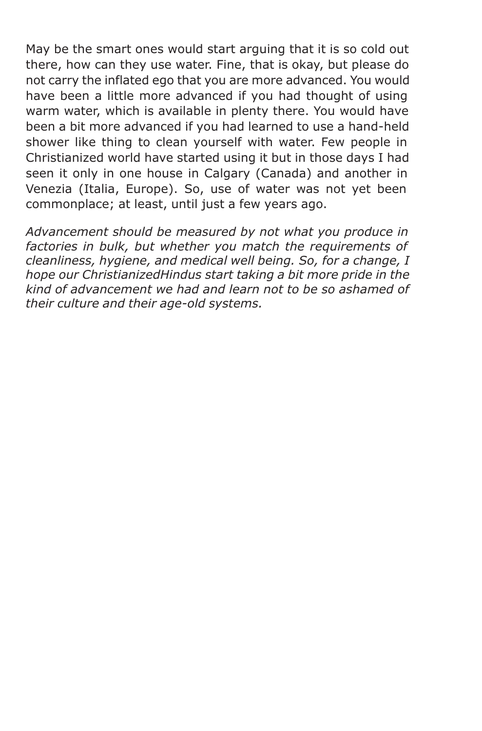May be the smart ones would start arguing that it is so cold out there, how can they use water. Fine, that is okay, but please do not carry the inflated ego that you are more advanced. You would have been a little more advanced if you had thought of using warm water, which is available in plenty there. You would have been a bit more advanced if you had learned to use a hand-held shower like thing to clean yourself with water. Few people in Christianized world have started using it but in those days I had seen it only in one house in Calgary (Canada) and another in Venezia (Italia, Europe). So, use of water was not yet been commonplace; at least, until just a few years ago.

*Advancement should be measured by not what you produce in factories in bulk, but whether you match the requirements of cleanliness, hygiene, and medical well being. So, for a change, I hope our ChristianizedHindus start taking a bit more pride in the kind of advancement we had and learn not to be so ashamed of their culture and their age-old systems.*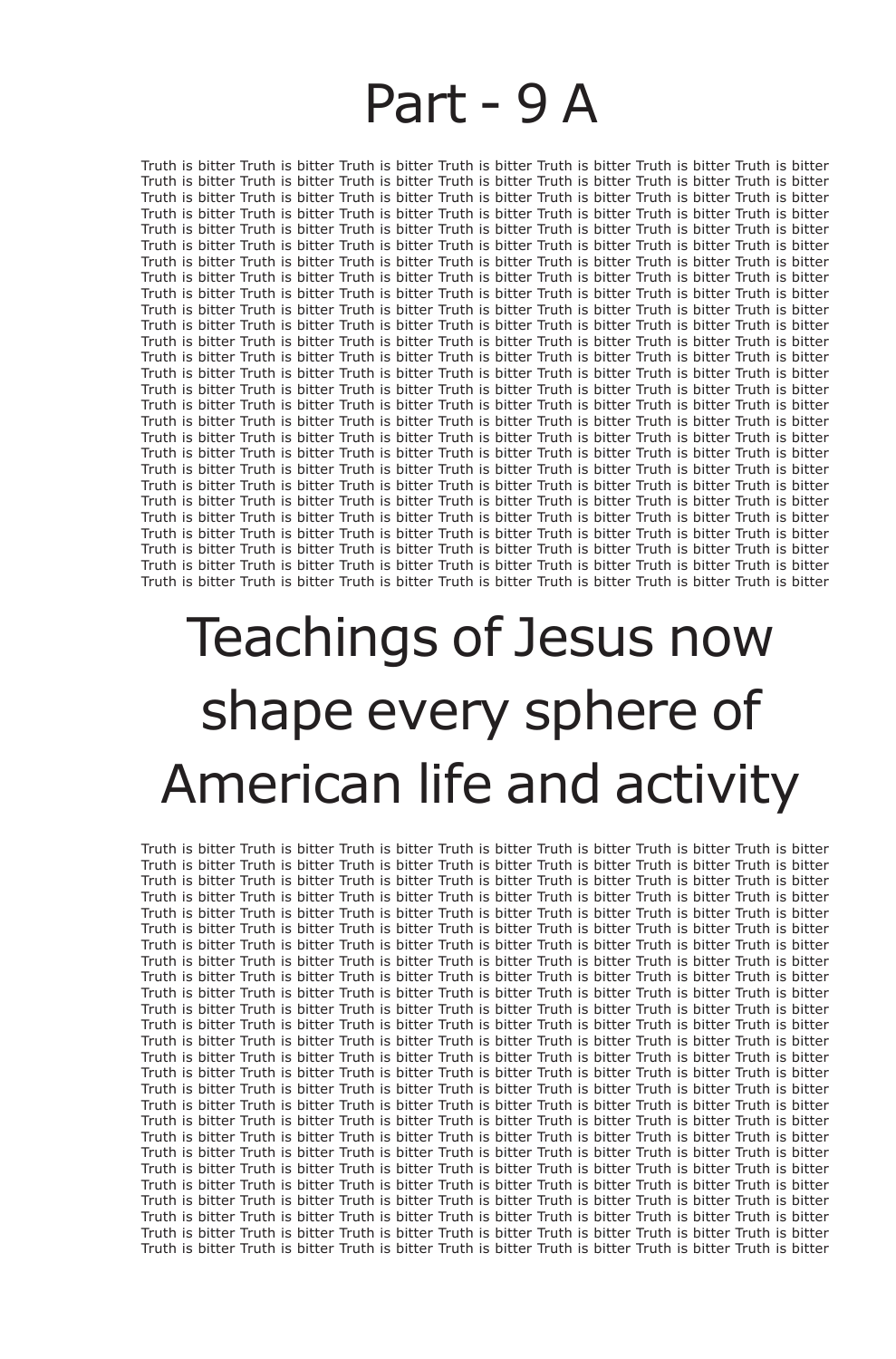# Part - 9 A

Truth is bitter Truth is bitter Truth is bitter Truth is bitter Truth is bitter Truth is bitter Truth is bitter
Truth is bitter Truth is bitter Truth is bitter Truth is bitter Truth is bitter Truth is bitter Truth is bitter
Truth is bitter Truth is bitter Truth is bitter Truth is bitter Truth is bitter Truth is bitter Truth is bitter
Truth is bitter Truth is bitter Truth is bitter Truth is bitter Truth is bitter Truth is bitter Truth is bitter
Truth is bitter Truth is bitter Truth is bitter Truth is bitter Truth is bitter Truth is bitter Truth is bitter
Truth is bitter Truth is bitter Truth is bitter Truth is bitter Truth is bitter Truth is bitter Truth is bitter
Truth is bitter Truth is bitter Truth is bitter Truth is bitter Truth is bitter Truth is bitter Truth is bitter
Truth is bitter Truth is bitter Truth is bitter Truth is bitter Truth is bitter Truth is bitter Truth is bitter
Truth is bitter Truth is bitter Truth is bitter Truth is bitter Truth is bitter Truth is bitter Truth is bitter
Truth is bitter Truth is bitter Truth is bitter Truth is bitter Truth is bitter Truth is bitter Truth is bitter
Truth is bitter Truth is bitter Truth is bitter Truth is bitter Truth is bitter Truth is bitter Truth is bitter
Truth is bitter Truth is bitter Truth is bitter Truth is bitter Truth is bitter Truth is bitter Truth is bitter
Truth is bitter Truth is bitter Truth is bitter Truth is bitter Truth is bitter Truth is bitter Truth is bitter
Truth is bitter Truth is bitter Truth is bitter Truth is bitter Truth is bitter Truth is bitter Truth is bitter
Truth is bitter Truth is bitter Truth is bitter Truth is bitter Truth is bitter Truth is bitter Truth is bitter
Truth is bitter Truth is bitter Truth is bitter Truth is bitter Truth is bitter Truth is bitter Truth is bitter
Truth is bitter Truth is bitter Truth is bitter Truth is bitter Truth is bitter Truth is bitter Truth is bitter
Truth is bitter Truth is bitter Truth is bitter Truth is bitter Truth is bitter Truth is bitter Truth is bitter
Truth is bitter Truth is bitter Truth is bitter Truth is bitter Truth is bitter Truth is bitter Truth is bitter
Truth is bitter Truth is bitter Truth is bitter Truth is bitter Truth is bitter Truth is bitter Truth is bitter
Truth is bitter Truth is bitter Truth is bitter Truth is bitter Truth is bitter Truth is bitter Truth is bitter
Truth is bitter Truth is bitter Truth is bitter Truth is bitter Truth is bitter Truth is bitter Truth is bitter
Truth is bitter Truth is bitter Truth is bitter Truth is bitter Truth is bitter Truth is bitter Truth is bitter
Truth is bitter Truth is bitter Truth is bitter Truth is bitter Truth is bitter Truth is bitter Truth is bitter
Truth is bitter Truth is bitter Truth is bitter Truth is bitter Truth is bitter Truth is bitter Truth is bitter
Truth is bitter Truth is bitter Truth is bitter Truth is bitter Truth is bitter Truth is bitter Truth is bitter
Truth is bitter Truth is bitter Truth is bitter Truth is bitter Truth is bitter Truth is bitter Truth is bitter

# Teachings of Jesus now shape every sphere of American life and activity

Truth is bitter Truth is bitter Truth is bitter Truth is bitter Truth is bitter Truth is bitter Truth is bitter
Truth is bitter Truth is bitter Truth is bitter Truth is bitter Truth is bitter Truth is bitter Truth is bitter
Truth is bitter Truth is bitter Truth is bitter Truth is bitter Truth is bitter Truth is bitter Truth is bitter
Truth is bitter Truth is bitter Truth is bitter Truth is bitter Truth is bitter Truth is bitter Truth is bitter
Truth is bitter Truth is bitter Truth is bitter Truth is bitter Truth is bitter Truth is bitter Truth is bitter
Truth is bitter Truth is bitter Truth is bitter Truth is bitter Truth is bitter Truth is bitter Truth is bitter
Truth is bitter Truth is bitter Truth is bitter Truth is bitter Truth is bitter Truth is bitter Truth is bitter
Truth is bitter Truth is bitter Truth is bitter Truth is bitter Truth is bitter Truth is bitter Truth is bitter
Truth is bitter Truth is bitter Truth is bitter Truth is bitter Truth is bitter Truth is bitter Truth is bitter
Truth is bitter Truth is bitter Truth is bitter Truth is bitter Truth is bitter Truth is bitter Truth is bitter
Truth is bitter Truth is bitter Truth is bitter Truth is bitter Truth is bitter Truth is bitter Truth is bitter
Truth is bitter Truth is bitter Truth is bitter Truth is bitter Truth is bitter Truth is bitter Truth is bitter
Truth is bitter Truth is bitter Truth is bitter Truth is bitter Truth is bitter Truth is bitter Truth is bitter
Truth is bitter Truth is bitter Truth is bitter Truth is bitter Truth is bitter Truth is bitter Truth is bitter
Truth is bitter Truth is bitter Truth is bitter Truth is bitter Truth is bitter Truth is bitter Truth is bitter
Truth is bitter Truth is bitter Truth is bitter Truth is bitter Truth is bitter Truth is bitter Truth is bitter
Truth is bitter Truth is bitter Truth is bitter Truth is bitter Truth is bitter Truth is bitter Truth is bitter
Truth is bitter Truth is bitter Truth is bitter Truth is bitter Truth is bitter Truth is bitter Truth is bitter
Truth is bitter Truth is bitter Truth is bitter Truth is bitter Truth is bitter Truth is bitter Truth is bitter
Truth is bitter Truth is bitter Truth is bitter Truth is bitter Truth is bitter Truth is bitter Truth is bitter
Truth is bitter Truth is bitter Truth is bitter Truth is bitter Truth is bitter Truth is bitter Truth is bitter
Truth is bitter Truth is bitter Truth is bitter Truth is bitter Truth is bitter Truth is bitter Truth is bitter
Truth is bitter Truth is bitter Truth is bitter Truth is bitter Truth is bitter Truth is bitter Truth is bitter
Truth is bitter Truth is bitter Truth is bitter Truth is bitter Truth is bitter Truth is bitter Truth is bitter
Truth is bitter Truth is bitter Truth is bitter Truth is bitter Truth is bitter Truth is bitter Truth is bitter
Truth is bitter Truth is bitter Truth is bitter Truth is bitter Truth is bitter Truth is bitter Truth is bitter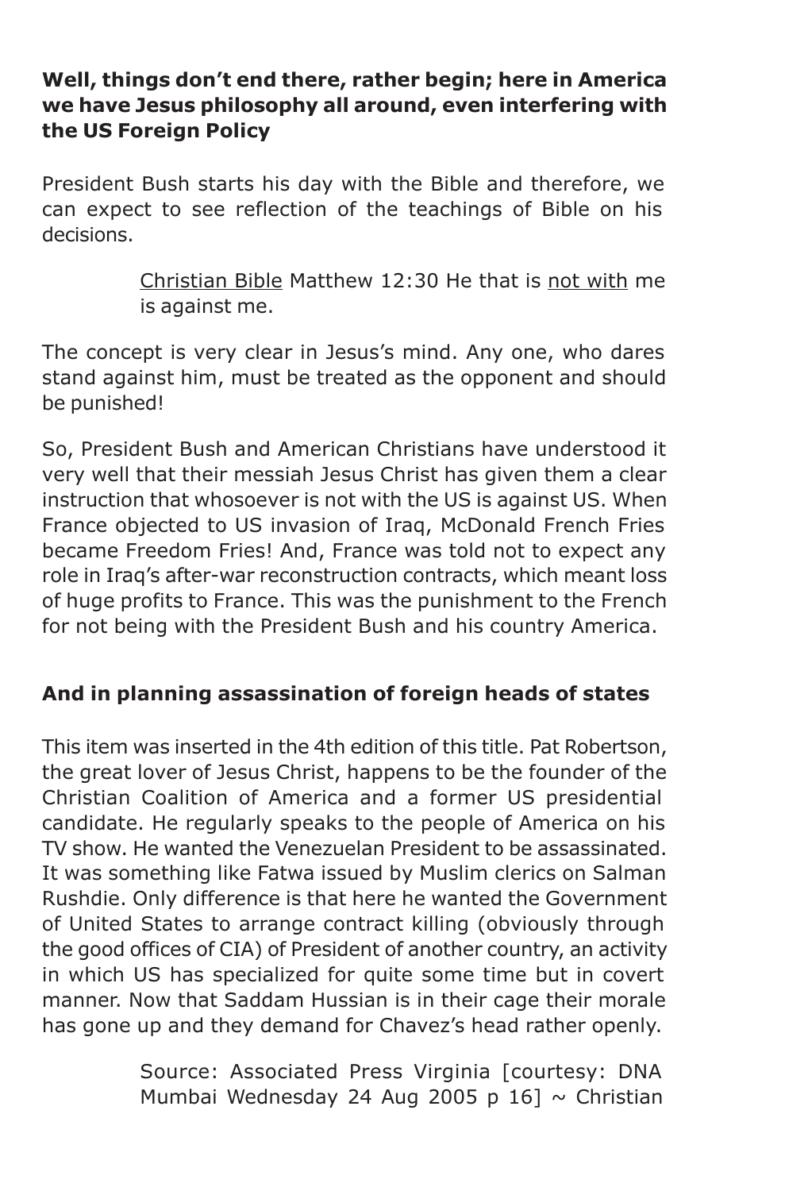**Well, things don't end there, rather begin; here in America we have Jesus philosophy all around, even interfering with the US Foreign Policy**

President Bush starts his day with the Bible and therefore, we can expect to see reflection of the teachings of Bible on his decisions.

> Christian Bible Matthew 12:30 He that is not with me is against me.

The concept is very clear in Jesus's mind. Any one, who dares stand against him, must be treated as the opponent and should be punished!

So, President Bush and American Christians have understood it very well that their messiah Jesus Christ has given them a clear instruction that whosoever is not with the US is against US. When France objected to US invasion of Iraq, McDonald French Fries became Freedom Fries! And, France was told not to expect any role in Iraq's after-war reconstruction contracts, which meant loss of huge profits to France. This was the punishment to the French for not being with the President Bush and his country America.

**And in planning assassination of foreign heads of states**

This item was inserted in the 4th edition of this title. Pat Robertson, the great lover of Jesus Christ, happens to be the founder of the Christian Coalition of America and a former US presidential candidate. He regularly speaks to the people of America on his TV show. He wanted the Venezuelan President to be assassinated. It was something like Fatwa issued by Muslim clerics on Salman Rushdie. Only difference is that here he wanted the Government of United States to arrange contract killing (obviously through the good offices of CIA) of President of another country, an activity in which US has specialized for quite some time but in covert manner. Now that Saddam Hussian is in their cage their morale has gone up and they demand for Chavez's head rather openly.

> Source: Associated Press Virginia [courtesy: DNA Mumbai Wednesday 24 Aug 2005 p 16] ~ Christian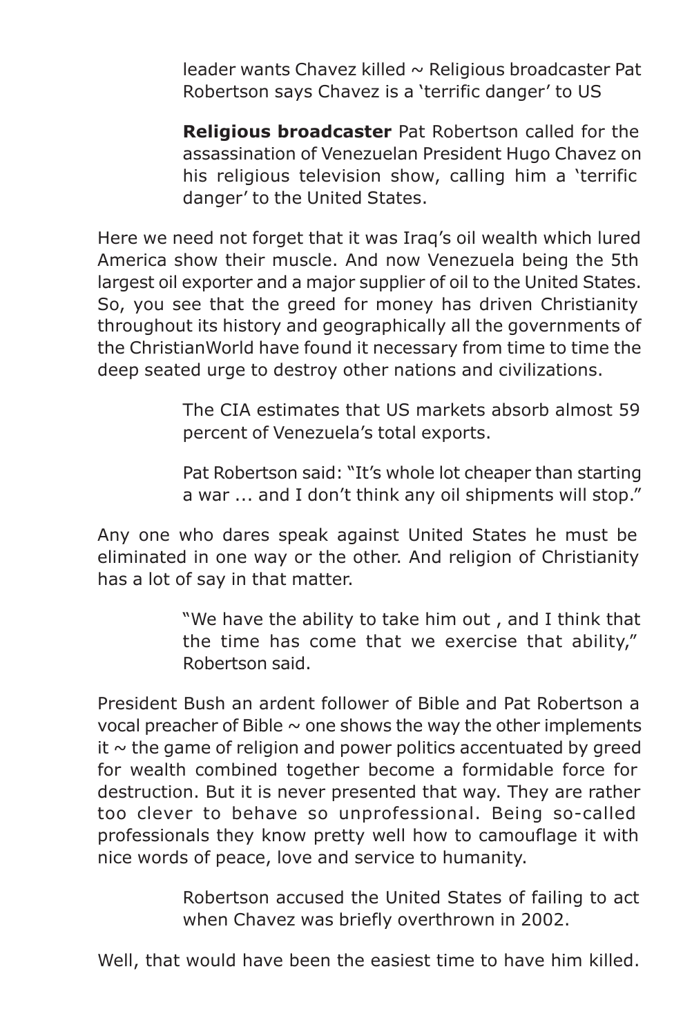leader wants Chavez killed ~ Religious broadcaster Pat Robertson says Chavez is a 'terrific danger' to US

**Religious broadcaster** Pat Robertson called for the assassination of Venezuelan President Hugo Chavez on his religious television show, calling him a 'terrific danger' to the United States.

Here we need not forget that it was Iraq's oil wealth which lured America show their muscle. And now Venezuela being the 5th largest oil exporter and a major supplier of oil to the United States. So, you see that the greed for money has driven Christianity throughout its history and geographically all the governments of the ChristianWorld have found it necessary from time to time the deep seated urge to destroy other nations and civilizations.

The CIA estimates that US markets absorb almost 59 percent of Venezuela's total exports.

Pat Robertson said: "It's whole lot cheaper than starting a war ... and I don't think any oil shipments will stop."

Any one who dares speak against United States he must be eliminated in one way or the other. And religion of Christianity has a lot of say in that matter.

"We have the ability to take him out , and I think that the time has come that we exercise that ability," Robertson said.

President Bush an ardent follower of Bible and Pat Robertson a vocal preacher of Bible ~ one shows the way the other implements it ~ the game of religion and power politics accentuated by greed for wealth combined together become a formidable force for destruction. But it is never presented that way. They are rather too clever to behave so unprofessional. Being so-called professionals they know pretty well how to camouflage it with nice words of peace, love and service to humanity.

Robertson accused the United States of failing to act when Chavez was briefly overthrown in 2002.

Well, that would have been the easiest time to have him killed.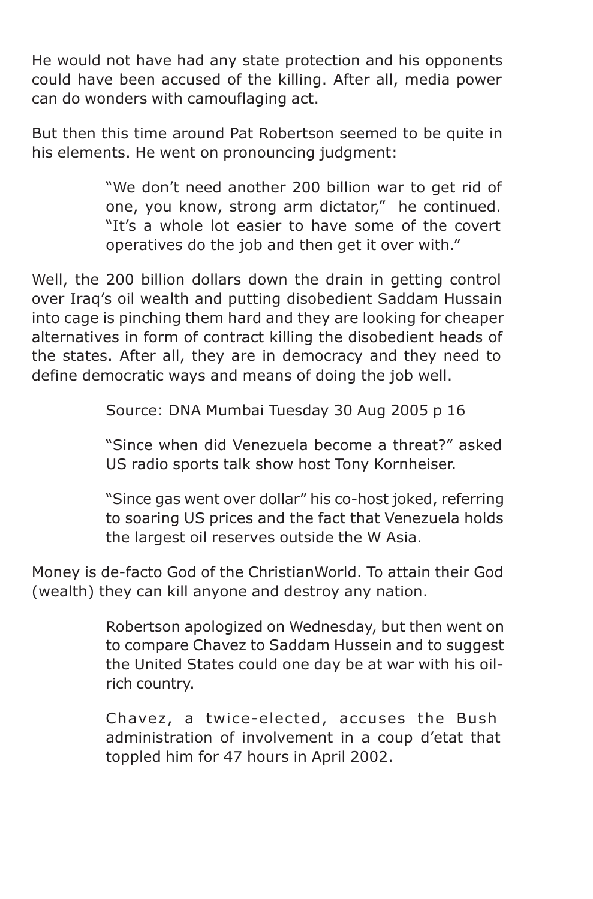He would not have had any state protection and his opponents could have been accused of the killing. After all, media power can do wonders with camouflaging act.

But then this time around Pat Robertson seemed to be quite in his elements. He went on pronouncing judgment:

> "We don't need another 200 billion war to get rid of one, you know, strong arm dictator," he continued. "It's a whole lot easier to have some of the covert operatives do the job and then get it over with."

Well, the 200 billion dollars down the drain in getting control over Iraq's oil wealth and putting disobedient Saddam Hussain into cage is pinching them hard and they are looking for cheaper alternatives in form of contract killing the disobedient heads of the states. After all, they are in democracy and they need to define democratic ways and means of doing the job well.

> Source: DNA Mumbai Tuesday 30 Aug 2005 p 16
>
> "Since when did Venezuela become a threat?" asked US radio sports talk show host Tony Kornheiser.
>
> "Since gas went over dollar" his co-host joked, referring to soaring US prices and the fact that Venezuela holds the largest oil reserves outside the W Asia.

Money is de-facto God of the ChristianWorld. To attain their God (wealth) they can kill anyone and destroy any nation.

> Robertson apologized on Wednesday, but then went on to compare Chavez to Saddam Hussein and to suggest the United States could one day be at war with his oil-rich country.
>
> Chavez, a twice-elected, accuses the Bush administration of involvement in a coup d'etat that toppled him for 47 hours in April 2002.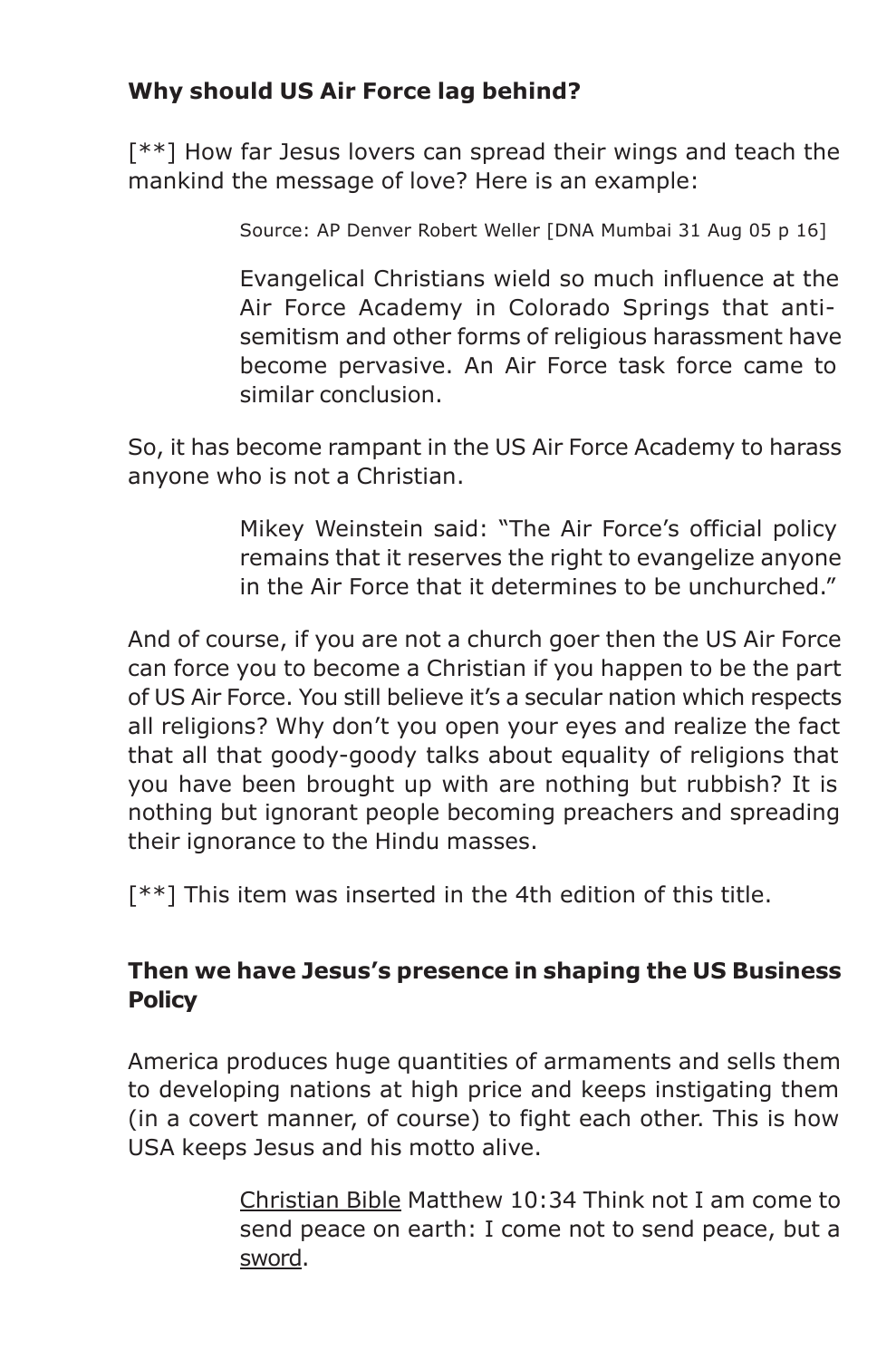**Why should US Air Force lag behind?**

[**] How far Jesus lovers can spread their wings and teach the mankind the message of love? Here is an example:

> Source: AP Denver Robert Weller [DNA Mumbai 31 Aug 05 p 16]
>
> Evangelical Christians wield so much influence at the Air Force Academy in Colorado Springs that anti-semitism and other forms of religious harassment have become pervasive. An Air Force task force came to similar conclusion.

So, it has become rampant in the US Air Force Academy to harass anyone who is not a Christian.

> Mikey Weinstein said: "The Air Force's official policy remains that it reserves the right to evangelize anyone in the Air Force that it determines to be unchurched."

And of course, if you are not a church goer then the US Air Force can force you to become a Christian if you happen to be the part of US Air Force. You still believe it's a secular nation which respects all religions? Why don't you open your eyes and realize the fact that all that goody-goody talks about equality of religions that you have been brought up with are nothing but rubbish? It is nothing but ignorant people becoming preachers and spreading their ignorance to the Hindu masses.

[**] This item was inserted in the 4th edition of this title.

**Then we have Jesus's presence in shaping the US Business Policy**

America produces huge quantities of armaments and sells them to developing nations at high price and keeps instigating them (in a covert manner, of course) to fight each other. This is how USA keeps Jesus and his motto alive.

> Christian Bible Matthew 10:34 Think not I am come to send peace on earth: I come not to send peace, but a sword.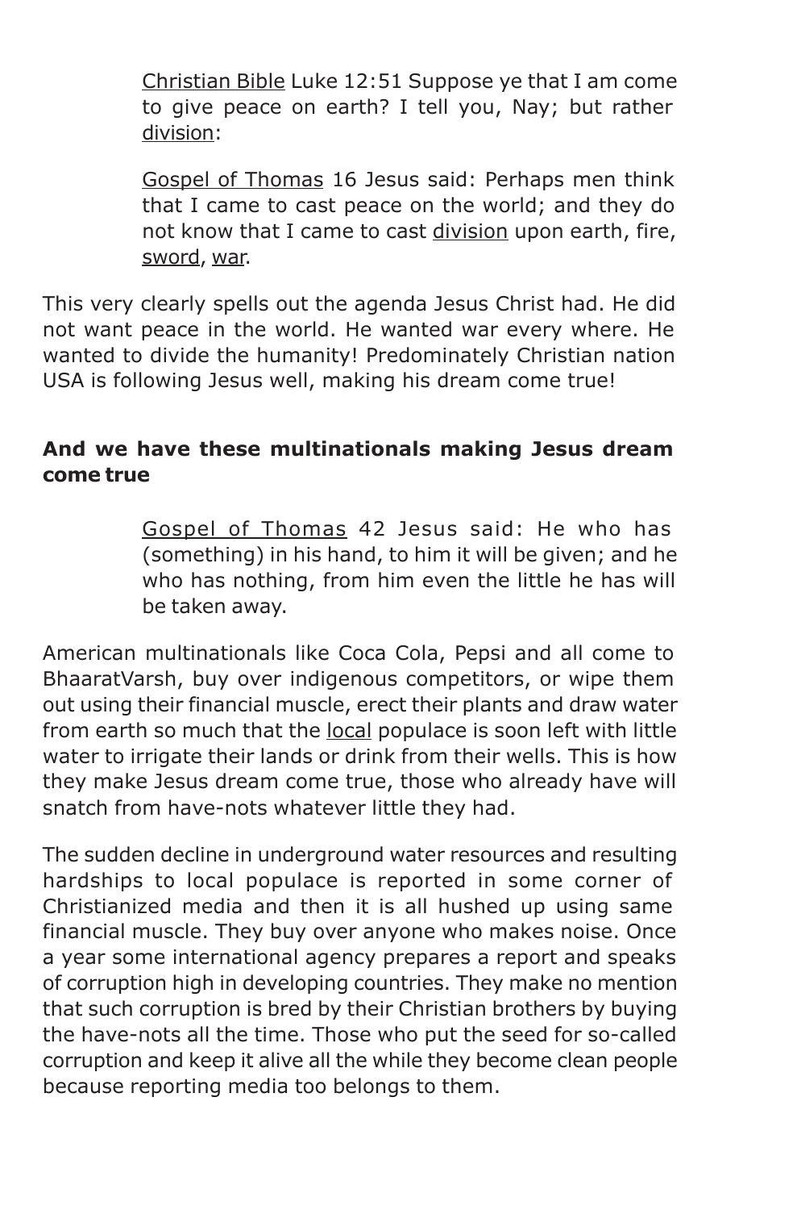> Christian Bible Luke 12:51 Suppose ye that I am come to give peace on earth? I tell you, Nay; but rather division:

> Gospel of Thomas 16 Jesus said: Perhaps men think that I came to cast peace on the world; and they do not know that I came to cast division upon earth, fire, sword, war.

This very clearly spells out the agenda Jesus Christ had. He did not want peace in the world. He wanted war every where. He wanted to divide the humanity! Predominately Christian nation USA is following Jesus well, making his dream come true!

**And we have these multinationals making Jesus dream come true**

> Gospel of Thomas 42 Jesus said: He who has (something) in his hand, to him it will be given; and he who has nothing, from him even the little he has will be taken away.

American multinationals like Coca Cola, Pepsi and all come to BhaaratVarsh, buy over indigenous competitors, or wipe them out using their financial muscle, erect their plants and draw water from earth so much that the local populace is soon left with little water to irrigate their lands or drink from their wells. This is how they make Jesus dream come true, those who already have will snatch from have-nots whatever little they had.

The sudden decline in underground water resources and resulting hardships to local populace is reported in some corner of Christianized media and then it is all hushed up using same financial muscle. They buy over anyone who makes noise. Once a year some international agency prepares a report and speaks of corruption high in developing countries. They make no mention that such corruption is bred by their Christian brothers by buying the have-nots all the time. Those who put the seed for so-called corruption and keep it alive all the while they become clean people because reporting media too belongs to them.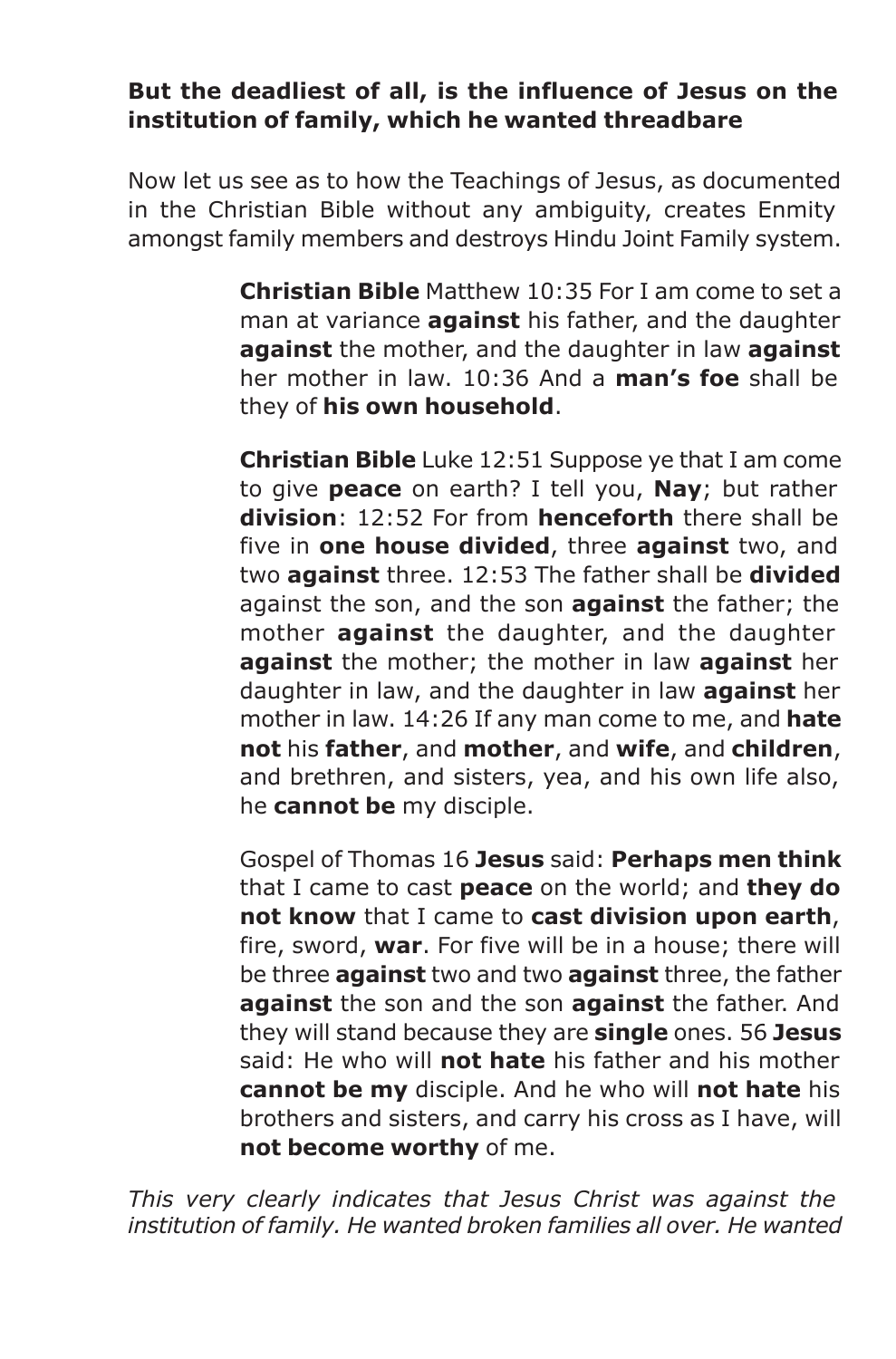**But the deadliest of all, is the influence of Jesus on the institution of family, which he wanted threadbare**

Now let us see as to how the Teachings of Jesus, as documented in the Christian Bible without any ambiguity, creates Enmity amongst family members and destroys Hindu Joint Family system.

> **Christian Bible** Matthew 10:35 For I am come to set a man at variance **against** his father, and the daughter **against** the mother, and the daughter in law **against** her mother in law. 10:36 And a **man's foe** shall be they of **his own household**.
>
> **Christian Bible** Luke 12:51 Suppose ye that I am come to give **peace** on earth? I tell you, **Nay**; but rather **division**: 12:52 For from **henceforth** there shall be five in **one house divided**, three **against** two, and two **against** three. 12:53 The father shall be **divided** against the son, and the son **against** the father; the mother **against** the daughter, and the daughter **against** the mother; the mother in law **against** her daughter in law, and the daughter in law **against** her mother in law. 14:26 If any man come to me, and **hate not** his **father**, and **mother**, and **wife**, and **children**, and brethren, and sisters, yea, and his own life also, he **cannot be** my disciple.
>
> Gospel of Thomas 16 **Jesus** said: **Perhaps men think** that I came to cast **peace** on the world; and **they do not know** that I came to **cast division upon earth**, fire, sword, **war**. For five will be in a house; there will be three **against** two and two **against** three, the father **against** the son and the son **against** the father. And they will stand because they are **single** ones. 56 **Jesus** said: He who will **not hate** his father and his mother **cannot be my** disciple. And he who will **not hate** his brothers and sisters, and carry his cross as I have, will **not become worthy** of me.

*This very clearly indicates that Jesus Christ was against the institution of family. He wanted broken families all over. He wanted*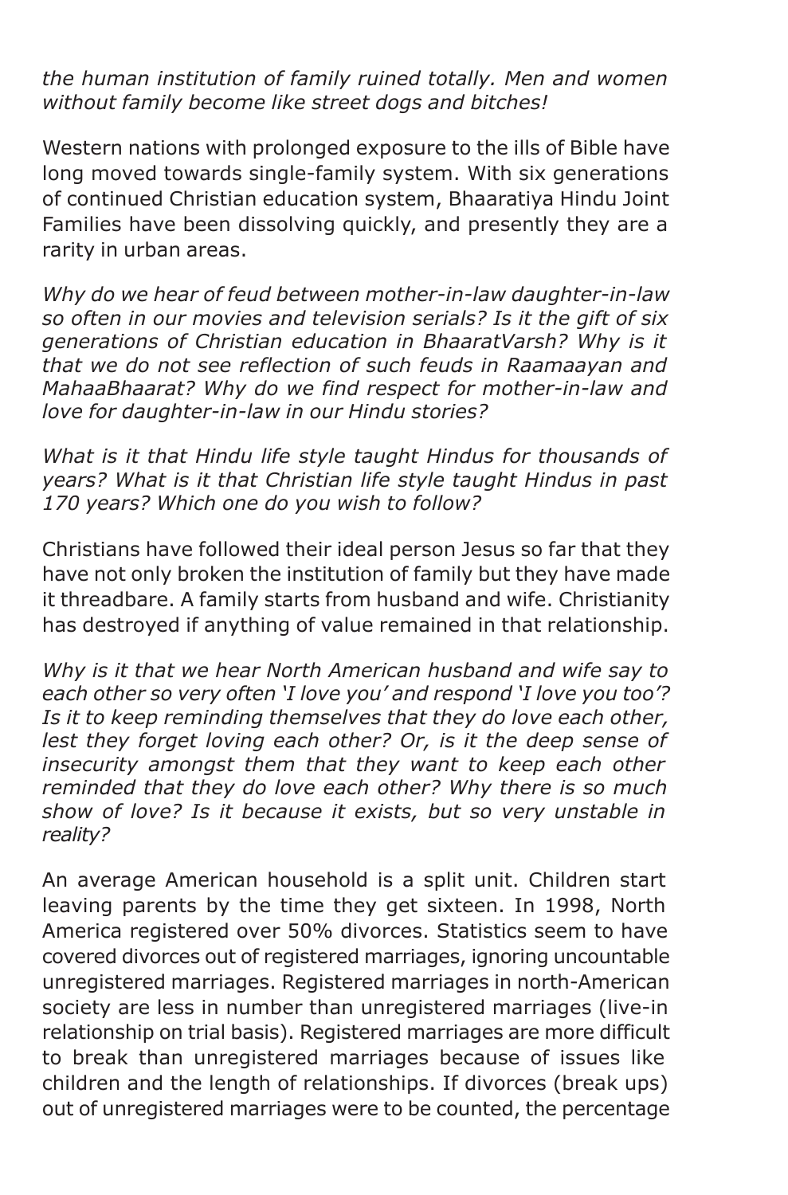*the human institution of family ruined totally. Men and women without family become like street dogs and bitches!*

Western nations with prolonged exposure to the ills of Bible have long moved towards single-family system. With six generations of continued Christian education system, Bhaaratiya Hindu Joint Families have been dissolving quickly, and presently they are a rarity in urban areas.

*Why do we hear of feud between mother-in-law daughter-in-law so often in our movies and television serials? Is it the gift of six generations of Christian education in BhaaratVarsh? Why is it that we do not see reflection of such feuds in Raamaayan and MahaaBhaarat? Why do we find respect for mother-in-law and love for daughter-in-law in our Hindu stories?*

*What is it that Hindu life style taught Hindus for thousands of years? What is it that Christian life style taught Hindus in past 170 years? Which one do you wish to follow?*

Christians have followed their ideal person Jesus so far that they have not only broken the institution of family but they have made it threadbare. A family starts from husband and wife. Christianity has destroyed if anything of value remained in that relationship.

*Why is it that we hear North American husband and wife say to each other so very often 'I love you' and respond 'I love you too'? Is it to keep reminding themselves that they do love each other, lest they forget loving each other? Or, is it the deep sense of insecurity amongst them that they want to keep each other reminded that they do love each other? Why there is so much show of love? Is it because it exists, but so very unstable in reality?*

An average American household is a split unit. Children start leaving parents by the time they get sixteen. In 1998, North America registered over 50% divorces. Statistics seem to have covered divorces out of registered marriages, ignoring uncountable unregistered marriages. Registered marriages in north-American society are less in number than unregistered marriages (live-in relationship on trial basis). Registered marriages are more difficult to break than unregistered marriages because of issues like children and the length of relationships. If divorces (break ups) out of unregistered marriages were to be counted, the percentage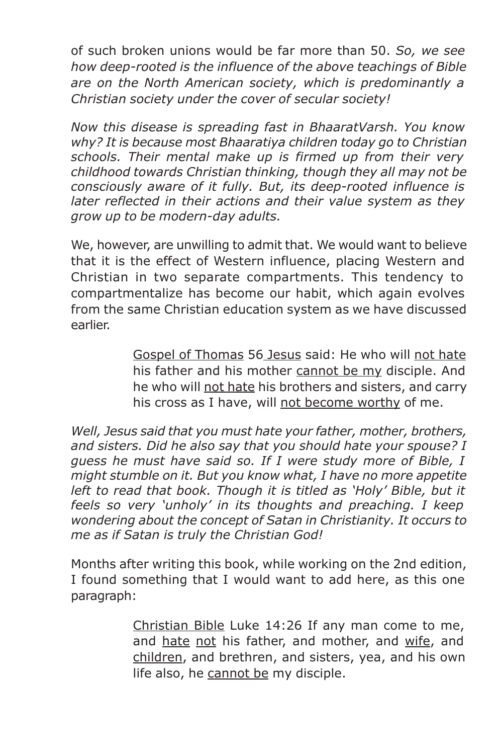of such broken unions would be far more than 50. *So, we see how deep-rooted is the influence of the above teachings of Bible are on the North American society, which is predominantly a Christian society under the cover of secular society!*

*Now this disease is spreading fast in BhaaratVarsh. You know why? It is because most Bhaaratiya children today go to Christian schools. Their mental make up is firmed up from their very childhood towards Christian thinking, though they all may not be consciously aware of it fully. But, its deep-rooted influence is later reflected in their actions and their value system as they grow up to be modern-day adults.*

We, however, are unwilling to admit that. We would want to believe that it is the effect of Western influence, placing Western and Christian in two separate compartments. This tendency to compartmentalize has become our habit, which again evolves from the same Christian education system as we have discussed earlier.

> <u>Gospel of Thomas</u> 56 <u>Jesus</u> said: He who will <u>not hate</u> his father and his mother <u>cannot be my</u> disciple. And he who will <u>not hate</u> his brothers and sisters, and carry his cross as I have, will <u>not become worthy</u> of me.

*Well, Jesus said that you must hate your father, mother, brothers, and sisters. Did he also say that you should hate your spouse? I guess he must have said so. If I were study more of Bible, I might stumble on it. But you know what, I have no more appetite left to read that book. Though it is titled as 'Holy' Bible, but it feels so very 'unholy' in its thoughts and preaching. I keep wondering about the concept of Satan in Christianity. It occurs to me as if Satan is truly the Christian God!*

Months after writing this book, while working on the 2nd edition, I found something that I would want to add here, as this one paragraph:

> <u>Christian Bible</u> Luke 14:26 If any man come to me, and <u>hate</u> <u>not</u> his father, and mother, and <u>wife</u>, and <u>children</u>, and brethren, and sisters, yea, and his own life also, he <u>cannot be</u> my disciple.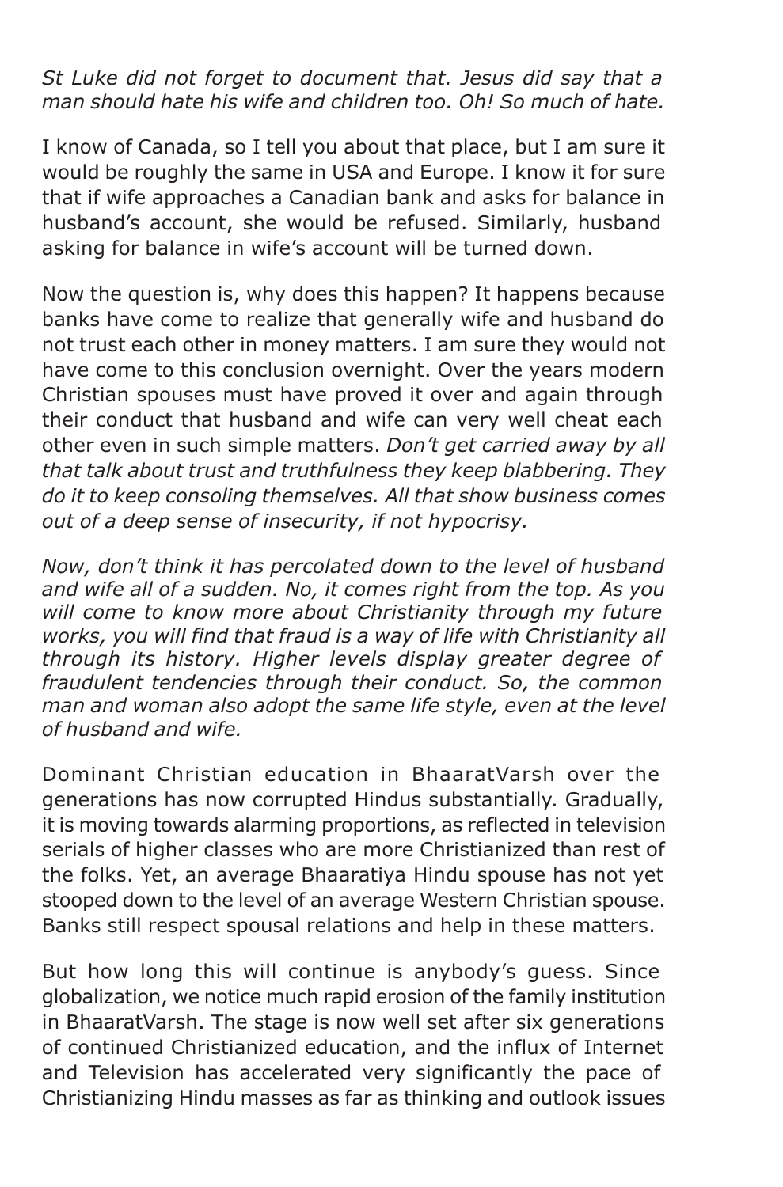*St Luke did not forget to document that. Jesus did say that a man should hate his wife and children too. Oh! So much of hate.*

I know of Canada, so I tell you about that place, but I am sure it would be roughly the same in USA and Europe. I know it for sure that if wife approaches a Canadian bank and asks for balance in husband's account, she would be refused. Similarly, husband asking for balance in wife's account will be turned down.

Now the question is, why does this happen? It happens because banks have come to realize that generally wife and husband do not trust each other in money matters. I am sure they would not have come to this conclusion overnight. Over the years modern Christian spouses must have proved it over and again through their conduct that husband and wife can very well cheat each other even in such simple matters. *Don't get carried away by all that talk about trust and truthfulness they keep blabbering. They do it to keep consoling themselves. All that show business comes out of a deep sense of insecurity, if not hypocrisy.*

*Now, don't think it has percolated down to the level of husband and wife all of a sudden. No, it comes right from the top. As you will come to know more about Christianity through my future works, you will find that fraud is a way of life with Christianity all through its history. Higher levels display greater degree of fraudulent tendencies through their conduct. So, the common man and woman also adopt the same life style, even at the level of husband and wife.*

Dominant Christian education in BhaaratVarsh over the generations has now corrupted Hindus substantially. Gradually, it is moving towards alarming proportions, as reflected in television serials of higher classes who are more Christianized than rest of the folks. Yet, an average Bhaaratiya Hindu spouse has not yet stooped down to the level of an average Western Christian spouse. Banks still respect spousal relations and help in these matters.

But how long this will continue is anybody's guess. Since globalization, we notice much rapid erosion of the family institution in BhaaratVarsh. The stage is now well set after six generations of continued Christianized education, and the influx of Internet and Television has accelerated very significantly the pace of Christianizing Hindu masses as far as thinking and outlook issues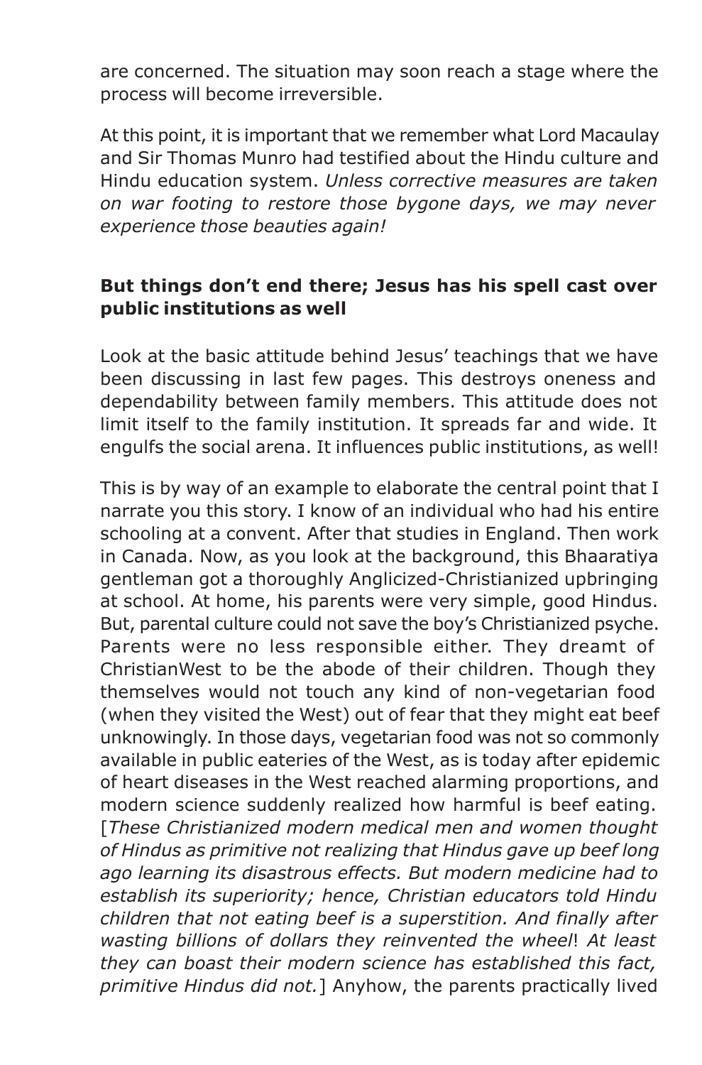are concerned. The situation may soon reach a stage where the process will become irreversible.

At this point, it is important that we remember what Lord Macaulay and Sir Thomas Munro had testified about the Hindu culture and Hindu education system. *Unless corrective measures are taken on war footing to restore those bygone days, we may never experience those beauties again!*

**But things don't end there; Jesus has his spell cast over public institutions as well**

Look at the basic attitude behind Jesus' teachings that we have been discussing in last few pages. This destroys oneness and dependability between family members. This attitude does not limit itself to the family institution. It spreads far and wide. It engulfs the social arena. It influences public institutions, as well!

This is by way of an example to elaborate the central point that I narrate you this story. I know of an individual who had his entire schooling at a convent. After that studies in England. Then work in Canada. Now, as you look at the background, this Bhaaratiya gentleman got a thoroughly Anglicized-Christianized upbringing at school. At home, his parents were very simple, good Hindus. But, parental culture could not save the boy's Christianized psyche. Parents were no less responsible either. They dreamt of ChristianWest to be the abode of their children. Though they themselves would not touch any kind of non-vegetarian food (when they visited the West) out of fear that they might eat beef unknowingly. In those days, vegetarian food was not so commonly available in public eateries of the West, as is today after epidemic of heart diseases in the West reached alarming proportions, and modern science suddenly realized how harmful is beef eating. [*These Christianized modern medical men and women thought of Hindus as primitive not realizing that Hindus gave up beef long ago learning its disastrous effects. But modern medicine had to establish its superiority; hence, Christian educators told Hindu children that not eating beef is a superstition. And finally after wasting billions of dollars they reinvented the wheel*! *At least they can boast their modern science has established this fact, primitive Hindus did not.*] Anyhow, the parents practically lived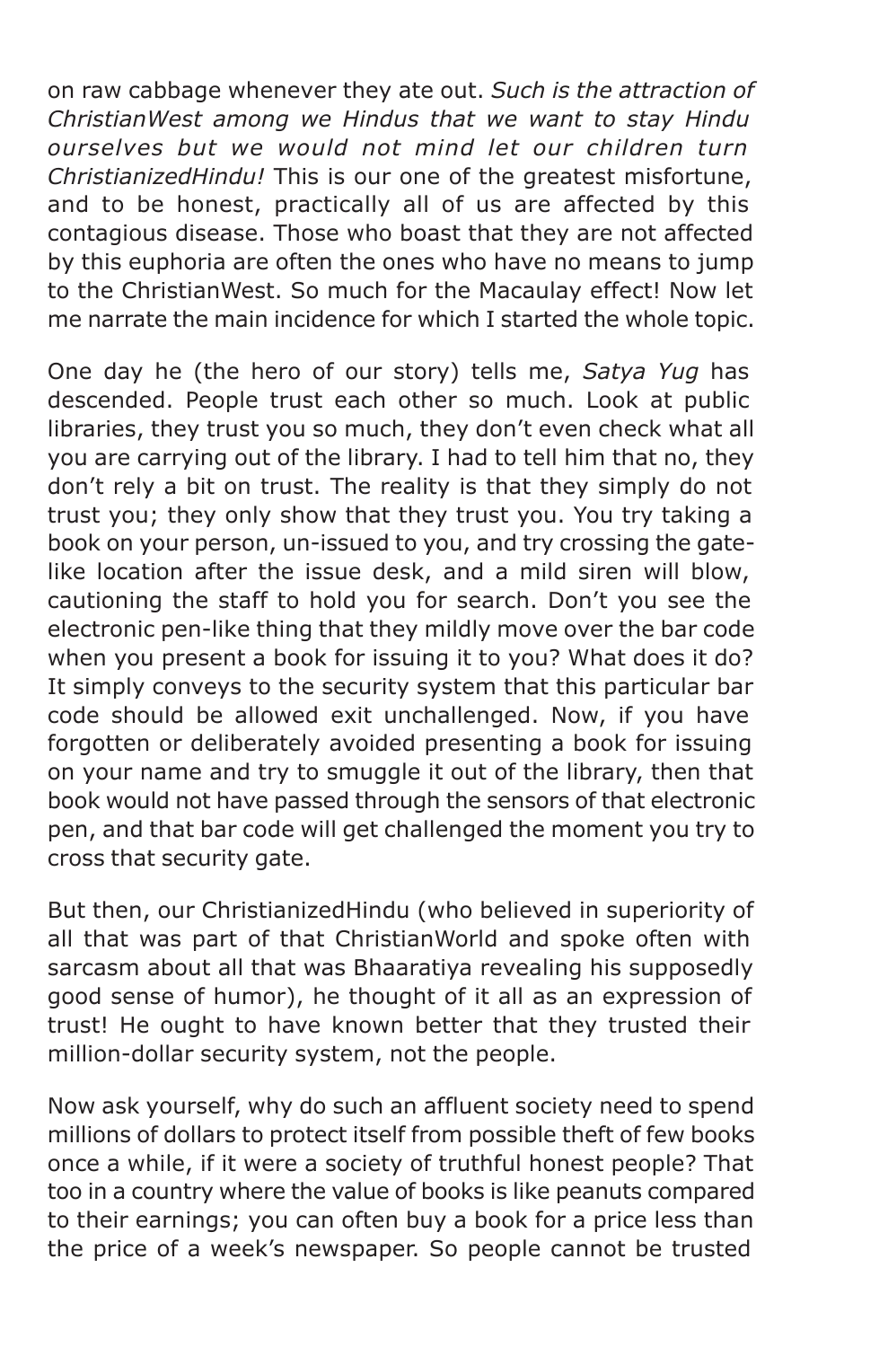on raw cabbage whenever they ate out. *Such is the attraction of ChristianWest among we Hindus that we want to stay Hindu ourselves but we would not mind let our children turn ChristianizedHindu!* This is our one of the greatest misfortune, and to be honest, practically all of us are affected by this contagious disease. Those who boast that they are not affected by this euphoria are often the ones who have no means to jump to the ChristianWest. So much for the Macaulay effect! Now let me narrate the main incidence for which I started the whole topic.

One day he (the hero of our story) tells me, *Satya Yug* has descended. People trust each other so much. Look at public libraries, they trust you so much, they don't even check what all you are carrying out of the library. I had to tell him that no, they don't rely a bit on trust. The reality is that they simply do not trust you; they only show that they trust you. You try taking a book on your person, un-issued to you, and try crossing the gate-like location after the issue desk, and a mild siren will blow, cautioning the staff to hold you for search. Don't you see the electronic pen-like thing that they mildly move over the bar code when you present a book for issuing it to you? What does it do? It simply conveys to the security system that this particular bar code should be allowed exit unchallenged. Now, if you have forgotten or deliberately avoided presenting a book for issuing on your name and try to smuggle it out of the library, then that book would not have passed through the sensors of that electronic pen, and that bar code will get challenged the moment you try to cross that security gate.

But then, our ChristianizedHindu (who believed in superiority of all that was part of that ChristianWorld and spoke often with sarcasm about all that was Bhaaratiya revealing his supposedly good sense of humor), he thought of it all as an expression of trust! He ought to have known better that they trusted their million-dollar security system, not the people.

Now ask yourself, why do such an affluent society need to spend millions of dollars to protect itself from possible theft of few books once a while, if it were a society of truthful honest people? That too in a country where the value of books is like peanuts compared to their earnings; you can often buy a book for a price less than the price of a week's newspaper. So people cannot be trusted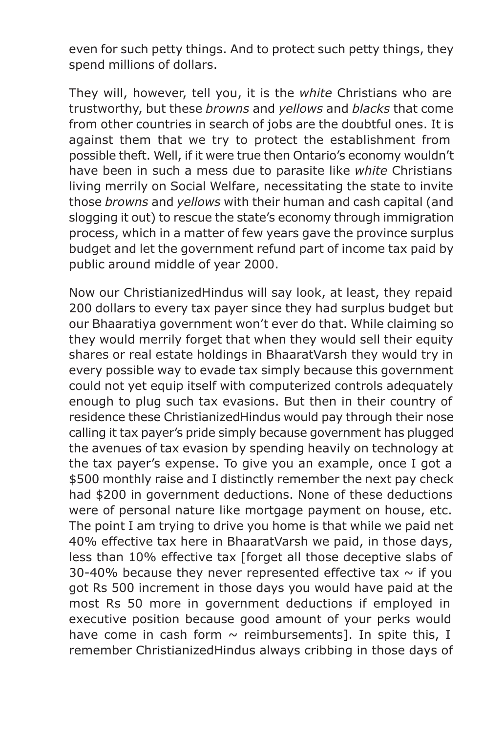even for such petty things. And to protect such petty things, they spend millions of dollars.

They will, however, tell you, it is the *white* Christians who are trustworthy, but these *browns* and *yellows* and *blacks* that come from other countries in search of jobs are the doubtful ones. It is against them that we try to protect the establishment from possible theft. Well, if it were true then Ontario's economy wouldn't have been in such a mess due to parasite like *white* Christians living merrily on Social Welfare, necessitating the state to invite those *browns* and *yellows* with their human and cash capital (and slogging it out) to rescue the state's economy through immigration process, which in a matter of few years gave the province surplus budget and let the government refund part of income tax paid by public around middle of year 2000.

Now our ChristianizedHindus will say look, at least, they repaid 200 dollars to every tax payer since they had surplus budget but our Bhaaratiya government won't ever do that. While claiming so they would merrily forget that when they would sell their equity shares or real estate holdings in BhaaratVarsh they would try in every possible way to evade tax simply because this government could not yet equip itself with computerized controls adequately enough to plug such tax evasions. But then in their country of residence these ChristianizedHindus would pay through their nose calling it tax payer's pride simply because government has plugged the avenues of tax evasion by spending heavily on technology at the tax payer's expense. To give you an example, once I got a $500 monthly raise and I distinctly remember the next pay check had $200 in government deductions. None of these deductions were of personal nature like mortgage payment on house, etc. The point I am trying to drive you home is that while we paid net 40% effective tax here in BhaaratVarsh we paid, in those days, less than 10% effective tax [forget all those deceptive slabs of 30-40% because they never represented effective tax ~ if you got Rs 500 increment in those days you would have paid at the most Rs 50 more in government deductions if employed in executive position because good amount of your perks would have come in cash form ~ reimbursements]. In spite this, I remember ChristianizedHindus always cribbing in those days of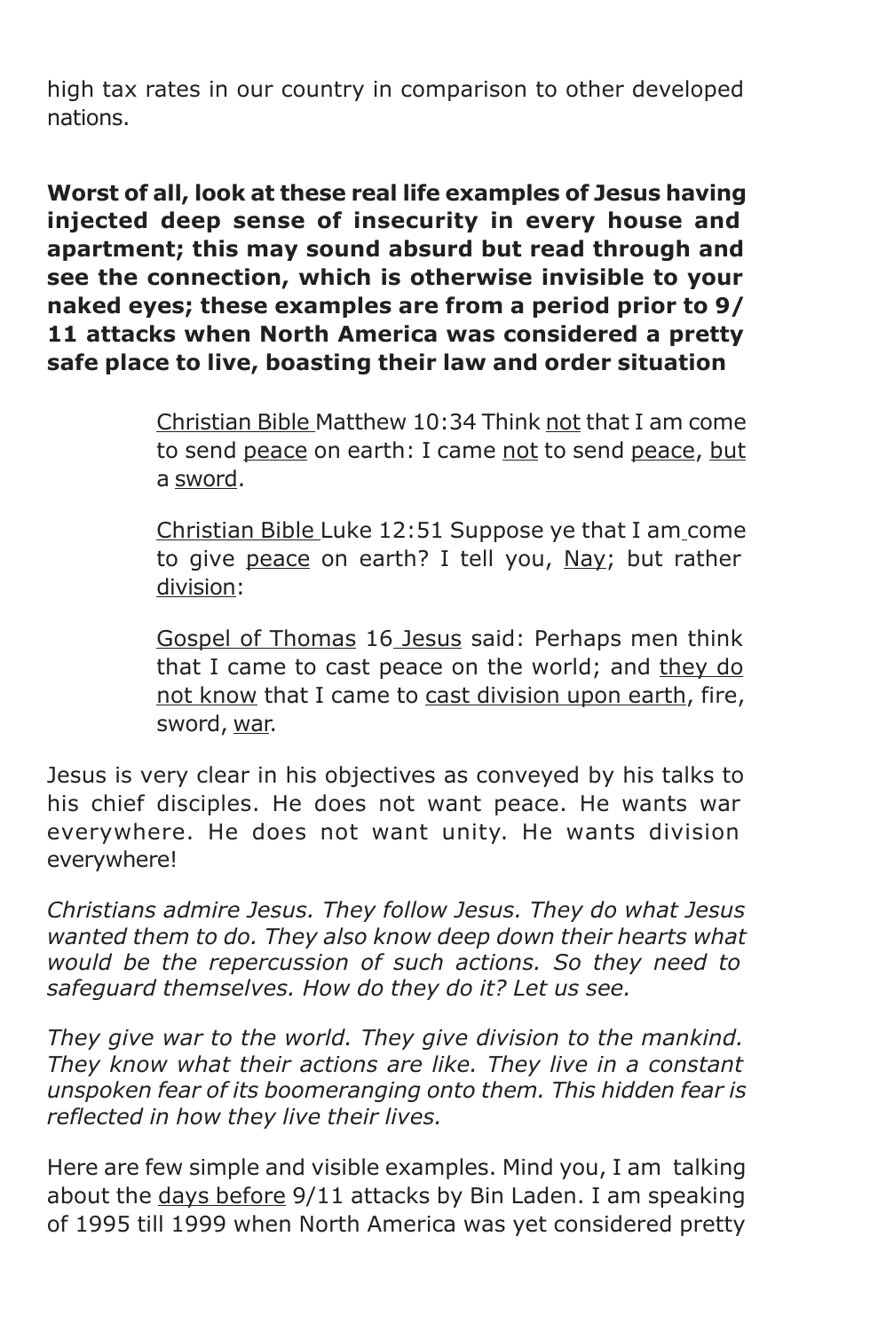high tax rates in our country in comparison to other developed nations.

**Worst of all, look at these real life examples of Jesus having injected deep sense of insecurity in every house and apartment; this may sound absurd but read through and see the connection, which is otherwise invisible to your naked eyes; these examples are from a period prior to 9/11 attacks when North America was considered a pretty safe place to live, boasting their law and order situation**

> Christian Bible Matthew 10:34 Think not that I am come to send peace on earth: I came not to send peace, but a sword.
>
> Christian Bible Luke 12:51 Suppose ye that I am come to give peace on earth? I tell you, Nay; but rather division:
>
> Gospel of Thomas 16 Jesus said: Perhaps men think that I came to cast peace on the world; and they do not know that I came to cast division upon earth, fire, sword, war.

Jesus is very clear in his objectives as conveyed by his talks to his chief disciples. He does not want peace. He wants war everywhere. He does not want unity. He wants division everywhere!

*Christians admire Jesus. They follow Jesus. They do what Jesus wanted them to do. They also know deep down their hearts what would be the repercussion of such actions. So they need to safeguard themselves. How do they do it? Let us see.*

*They give war to the world. They give division to the mankind. They know what their actions are like. They live in a constant unspoken fear of its boomeranging onto them. This hidden fear is reflected in how they live their lives.*

Here are few simple and visible examples. Mind you, I am talking about the days before 9/11 attacks by Bin Laden. I am speaking of 1995 till 1999 when North America was yet considered pretty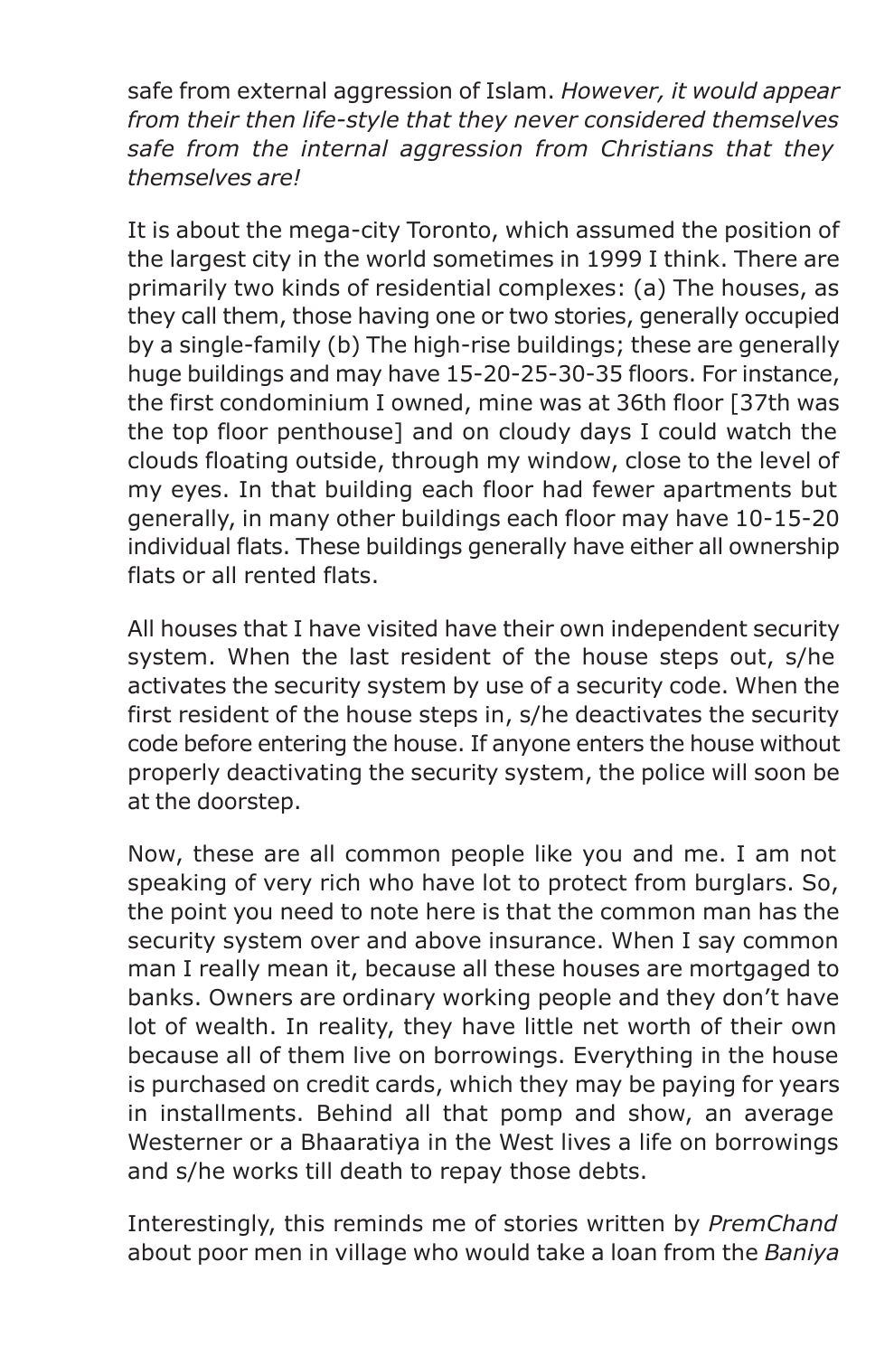safe from external aggression of Islam. *However, it would appear from their then life-style that they never considered themselves safe from the internal aggression from Christians that they themselves are!*

It is about the mega-city Toronto, which assumed the position of the largest city in the world sometimes in 1999 I think. There are primarily two kinds of residential complexes: (a) The houses, as they call them, those having one or two stories, generally occupied by a single-family (b) The high-rise buildings; these are generally huge buildings and may have 15-20-25-30-35 floors. For instance, the first condominium I owned, mine was at 36th floor [37th was the top floor penthouse] and on cloudy days I could watch the clouds floating outside, through my window, close to the level of my eyes. In that building each floor had fewer apartments but generally, in many other buildings each floor may have 10-15-20 individual flats. These buildings generally have either all ownership flats or all rented flats.

All houses that I have visited have their own independent security system. When the last resident of the house steps out, s/he activates the security system by use of a security code. When the first resident of the house steps in, s/he deactivates the security code before entering the house. If anyone enters the house without properly deactivating the security system, the police will soon be at the doorstep.

Now, these are all common people like you and me. I am not speaking of very rich who have lot to protect from burglars. So, the point you need to note here is that the common man has the security system over and above insurance. When I say common man I really mean it, because all these houses are mortgaged to banks. Owners are ordinary working people and they don't have lot of wealth. In reality, they have little net worth of their own because all of them live on borrowings. Everything in the house is purchased on credit cards, which they may be paying for years in installments. Behind all that pomp and show, an average Westerner or a Bhaaratiya in the West lives a life on borrowings and s/he works till death to repay those debts.

Interestingly, this reminds me of stories written by *PremChand* about poor men in village who would take a loan from the *Baniya*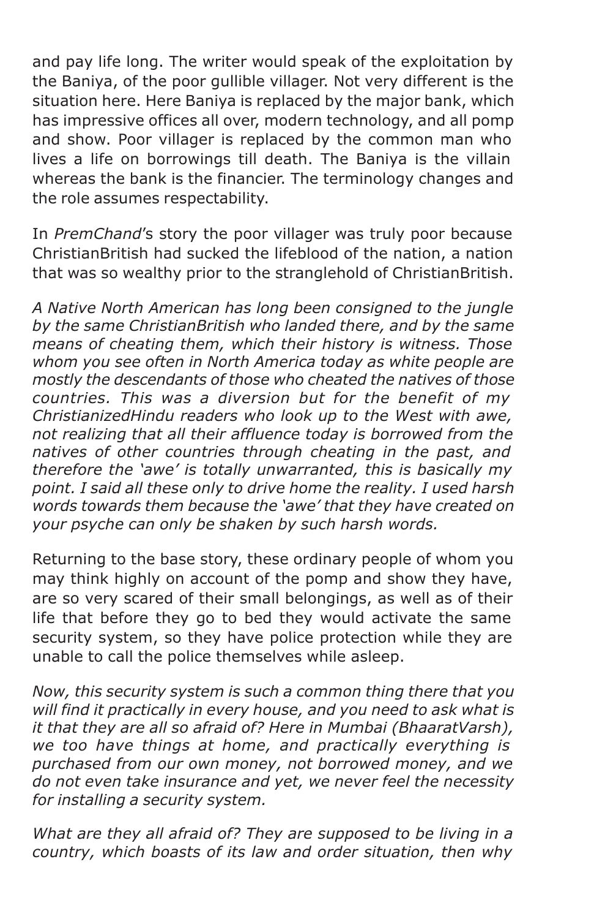and pay life long. The writer would speak of the exploitation by the Baniya, of the poor gullible villager. Not very different is the situation here. Here Baniya is replaced by the major bank, which has impressive offices all over, modern technology, and all pomp and show. Poor villager is replaced by the common man who lives a life on borrowings till death. The Baniya is the villain whereas the bank is the financier. The terminology changes and the role assumes respectability.

In *PremChand*'s story the poor villager was truly poor because ChristianBritish had sucked the lifeblood of the nation, a nation that was so wealthy prior to the stranglehold of ChristianBritish.

*A Native North American has long been consigned to the jungle by the same ChristianBritish who landed there, and by the same means of cheating them, which their history is witness. Those whom you see often in North America today as white people are mostly the descendants of those who cheated the natives of those countries. This was a diversion but for the benefit of my ChristianizedHindu readers who look up to the West with awe, not realizing that all their affluence today is borrowed from the natives of other countries through cheating in the past, and therefore the 'awe' is totally unwarranted, this is basically my point. I said all these only to drive home the reality. I used harsh words towards them because the 'awe' that they have created on your psyche can only be shaken by such harsh words.*

Returning to the base story, these ordinary people of whom you may think highly on account of the pomp and show they have, are so very scared of their small belongings, as well as of their life that before they go to bed they would activate the same security system, so they have police protection while they are unable to call the police themselves while asleep.

*Now, this security system is such a common thing there that you will find it practically in every house, and you need to ask what is it that they are all so afraid of? Here in Mumbai (BhaaratVarsh), we too have things at home, and practically everything is purchased from our own money, not borrowed money, and we do not even take insurance and yet, we never feel the necessity for installing a security system.*

*What are they all afraid of? They are supposed to be living in a country, which boasts of its law and order situation, then why*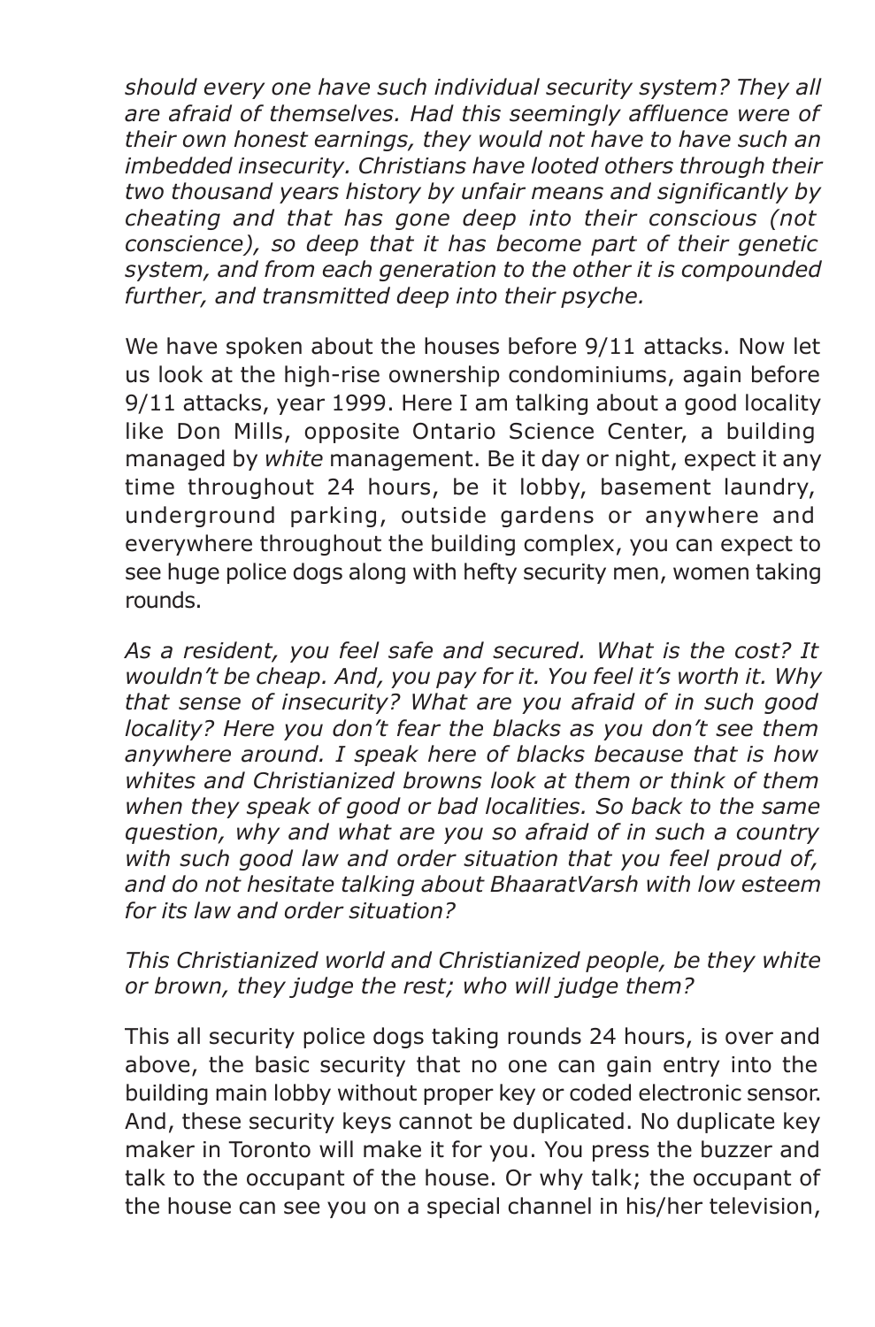*should every one have such individual security system? They all are afraid of themselves. Had this seemingly affluence were of their own honest earnings, they would not have to have such an imbedded insecurity. Christians have looted others through their two thousand years history by unfair means and significantly by cheating and that has gone deep into their conscious (not conscience), so deep that it has become part of their genetic system, and from each generation to the other it is compounded further, and transmitted deep into their psyche.*

We have spoken about the houses before 9/11 attacks. Now let us look at the high-rise ownership condominiums, again before 9/11 attacks, year 1999. Here I am talking about a good locality like Don Mills, opposite Ontario Science Center, a building managed by *white* management. Be it day or night, expect it any time throughout 24 hours, be it lobby, basement laundry, underground parking, outside gardens or anywhere and everywhere throughout the building complex, you can expect to see huge police dogs along with hefty security men, women taking rounds.

*As a resident, you feel safe and secured. What is the cost? It wouldn't be cheap. And, you pay for it. You feel it's worth it. Why that sense of insecurity? What are you afraid of in such good locality? Here you don't fear the blacks as you don't see them anywhere around. I speak here of blacks because that is how whites and Christianized browns look at them or think of them when they speak of good or bad localities. So back to the same question, why and what are you so afraid of in such a country with such good law and order situation that you feel proud of, and do not hesitate talking about BhaaratVarsh with low esteem for its law and order situation?*

*This Christianized world and Christianized people, be they white or brown, they judge the rest; who will judge them?*

This all security police dogs taking rounds 24 hours, is over and above, the basic security that no one can gain entry into the building main lobby without proper key or coded electronic sensor. And, these security keys cannot be duplicated. No duplicate key maker in Toronto will make it for you. You press the buzzer and talk to the occupant of the house. Or why talk; the occupant of the house can see you on a special channel in his/her television,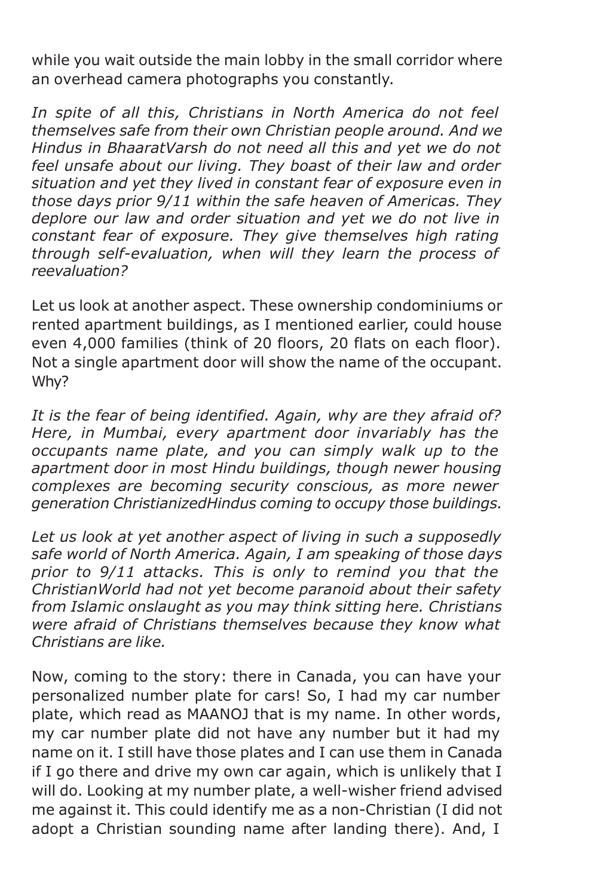while you wait outside the main lobby in the small corridor where an overhead camera photographs you constantly.

*In spite of all this, Christians in North America do not feel themselves safe from their own Christian people around. And we Hindus in BhaaratVarsh do not need all this and yet we do not feel unsafe about our living. They boast of their law and order situation and yet they lived in constant fear of exposure even in those days prior 9/11 within the safe heaven of Americas. They deplore our law and order situation and yet we do not live in constant fear of exposure. They give themselves high rating through self-evaluation, when will they learn the process of reevaluation?*

Let us look at another aspect. These ownership condominiums or rented apartment buildings, as I mentioned earlier, could house even 4,000 families (think of 20 floors, 20 flats on each floor). Not a single apartment door will show the name of the occupant. Why?

*It is the fear of being identified. Again, why are they afraid of? Here, in Mumbai, every apartment door invariably has the occupants name plate, and you can simply walk up to the apartment door in most Hindu buildings, though newer housing complexes are becoming security conscious, as more newer generation ChristianizedHindus coming to occupy those buildings.*

*Let us look at yet another aspect of living in such a supposedly safe world of North America. Again, I am speaking of those days prior to 9/11 attacks. This is only to remind you that the ChristianWorld had not yet become paranoid about their safety from Islamic onslaught as you may think sitting here. Christians were afraid of Christians themselves because they know what Christians are like.*

Now, coming to the story: there in Canada, you can have your personalized number plate for cars! So, I had my car number plate, which read as MAANOJ that is my name. In other words, my car number plate did not have any number but it had my name on it. I still have those plates and I can use them in Canada if I go there and drive my own car again, which is unlikely that I will do. Looking at my number plate, a well-wisher friend advised me against it. This could identify me as a non-Christian (I did not adopt a Christian sounding name after landing there). And, I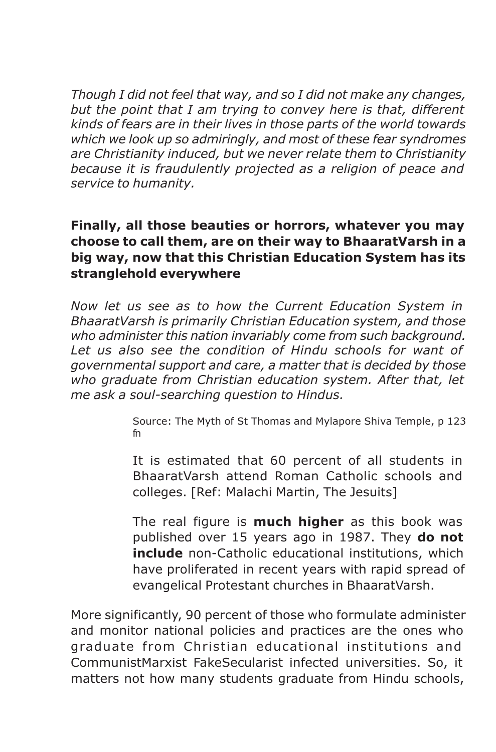*Though I did not feel that way, and so I did not make any changes, but the point that I am trying to convey here is that, different kinds of fears are in their lives in those parts of the world towards which we look up so admiringly, and most of these fear syndromes are Christianity induced, but we never relate them to Christianity because it is fraudulently projected as a religion of peace and service to humanity.*

**Finally, all those beauties or horrors, whatever you may choose to call them, are on their way to BhaaratVarsh in a big way, now that this Christian Education System has its stranglehold everywhere**

*Now let us see as to how the Current Education System in BhaaratVarsh is primarily Christian Education system, and those who administer this nation invariably come from such background. Let us also see the condition of Hindu schools for want of governmental support and care, a matter that is decided by those who graduate from Christian education system. After that, let me ask a soul-searching question to Hindus.*

> Source: The Myth of St Thomas and Mylapore Shiva Temple, p 123 fn
>
> It is estimated that 60 percent of all students in BhaaratVarsh attend Roman Catholic schools and colleges. [Ref: Malachi Martin, The Jesuits]
>
> The real figure is **much higher** as this book was published over 15 years ago in 1987. They **do not include** non-Catholic educational institutions, which have proliferated in recent years with rapid spread of evangelical Protestant churches in BhaaratVarsh.

More significantly, 90 percent of those who formulate administer and monitor national policies and practices are the ones who graduate from Christian educational institutions and CommunistMarxist FakeSecularist infected universities. So, it matters not how many students graduate from Hindu schools,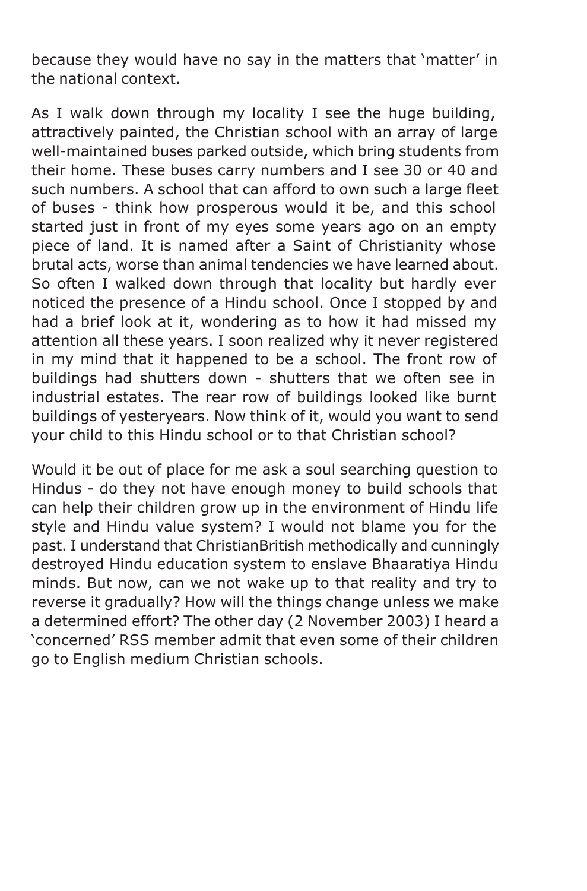because they would have no say in the matters that 'matter' in the national context.

As I walk down through my locality I see the huge building, attractively painted, the Christian school with an array of large well-maintained buses parked outside, which bring students from their home. These buses carry numbers and I see 30 or 40 and such numbers. A school that can afford to own such a large fleet of buses - think how prosperous would it be, and this school started just in front of my eyes some years ago on an empty piece of land. It is named after a Saint of Christianity whose brutal acts, worse than animal tendencies we have learned about. So often I walked down through that locality but hardly ever noticed the presence of a Hindu school. Once I stopped by and had a brief look at it, wondering as to how it had missed my attention all these years. I soon realized why it never registered in my mind that it happened to be a school. The front row of buildings had shutters down - shutters that we often see in industrial estates. The rear row of buildings looked like burnt buildings of yesteryears. Now think of it, would you want to send your child to this Hindu school or to that Christian school?

Would it be out of place for me ask a soul searching question to Hindus - do they not have enough money to build schools that can help their children grow up in the environment of Hindu life style and Hindu value system? I would not blame you for the past. I understand that ChristianBritish methodically and cunningly destroyed Hindu education system to enslave Bhaaratiya Hindu minds. But now, can we not wake up to that reality and try to reverse it gradually? How will the things change unless we make a determined effort? The other day (2 November 2003) I heard a 'concerned' RSS member admit that even some of their children go to English medium Christian schools.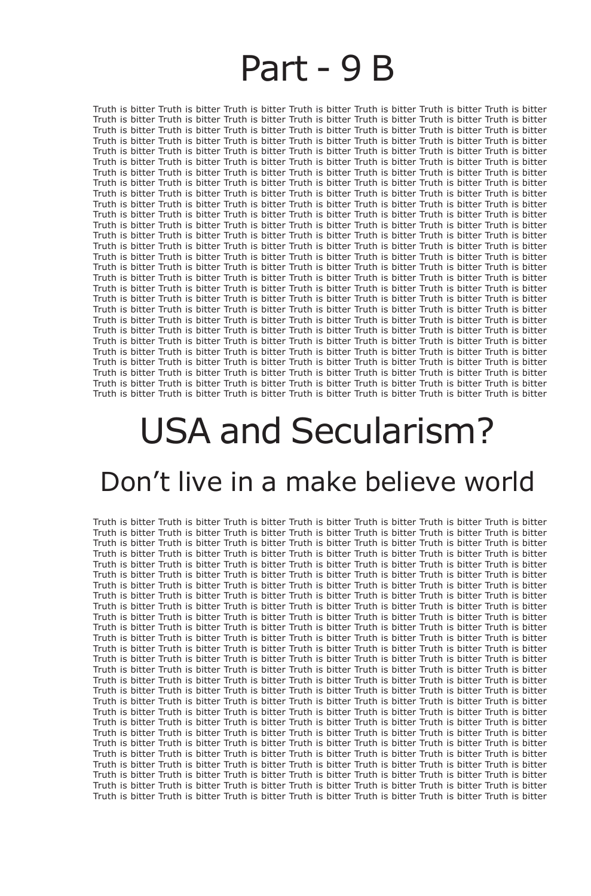# Part - 9 B

Truth is bitter Truth is bitter Truth is bitter Truth is bitter Truth is bitter Truth is bitter Truth is bitter
Truth is bitter Truth is bitter Truth is bitter Truth is bitter Truth is bitter Truth is bitter Truth is bitter
Truth is bitter Truth is bitter Truth is bitter Truth is bitter Truth is bitter Truth is bitter Truth is bitter
Truth is bitter Truth is bitter Truth is bitter Truth is bitter Truth is bitter Truth is bitter Truth is bitter
Truth is bitter Truth is bitter Truth is bitter Truth is bitter Truth is bitter Truth is bitter Truth is bitter
Truth is bitter Truth is bitter Truth is bitter Truth is bitter Truth is bitter Truth is bitter Truth is bitter
Truth is bitter Truth is bitter Truth is bitter Truth is bitter Truth is bitter Truth is bitter Truth is bitter
Truth is bitter Truth is bitter Truth is bitter Truth is bitter Truth is bitter Truth is bitter Truth is bitter
Truth is bitter Truth is bitter Truth is bitter Truth is bitter Truth is bitter Truth is bitter Truth is bitter
Truth is bitter Truth is bitter Truth is bitter Truth is bitter Truth is bitter Truth is bitter Truth is bitter
Truth is bitter Truth is bitter Truth is bitter Truth is bitter Truth is bitter Truth is bitter Truth is bitter
Truth is bitter Truth is bitter Truth is bitter Truth is bitter Truth is bitter Truth is bitter Truth is bitter
Truth is bitter Truth is bitter Truth is bitter Truth is bitter Truth is bitter Truth is bitter Truth is bitter
Truth is bitter Truth is bitter Truth is bitter Truth is bitter Truth is bitter Truth is bitter Truth is bitter
Truth is bitter Truth is bitter Truth is bitter Truth is bitter Truth is bitter Truth is bitter Truth is bitter
Truth is bitter Truth is bitter Truth is bitter Truth is bitter Truth is bitter Truth is bitter Truth is bitter
Truth is bitter Truth is bitter Truth is bitter Truth is bitter Truth is bitter Truth is bitter Truth is bitter
Truth is bitter Truth is bitter Truth is bitter Truth is bitter Truth is bitter Truth is bitter Truth is bitter
Truth is bitter Truth is bitter Truth is bitter Truth is bitter Truth is bitter Truth is bitter Truth is bitter
Truth is bitter Truth is bitter Truth is bitter Truth is bitter Truth is bitter Truth is bitter Truth is bitter
Truth is bitter Truth is bitter Truth is bitter Truth is bitter Truth is bitter Truth is bitter Truth is bitter
Truth is bitter Truth is bitter Truth is bitter Truth is bitter Truth is bitter Truth is bitter Truth is bitter
Truth is bitter Truth is bitter Truth is bitter Truth is bitter Truth is bitter Truth is bitter Truth is bitter
Truth is bitter Truth is bitter Truth is bitter Truth is bitter Truth is bitter Truth is bitter Truth is bitter
Truth is bitter Truth is bitter Truth is bitter Truth is bitter Truth is bitter Truth is bitter Truth is bitter
Truth is bitter Truth is bitter Truth is bitter Truth is bitter Truth is bitter Truth is bitter Truth is bitter
Truth is bitter Truth is bitter Truth is bitter Truth is bitter Truth is bitter Truth is bitter Truth is bitter
Truth is bitter Truth is bitter Truth is bitter Truth is bitter Truth is bitter Truth is bitter Truth is bitter

# USA and Secularism?

## Don't live in a make believe world

Truth is bitter Truth is bitter Truth is bitter Truth is bitter Truth is bitter Truth is bitter Truth is bitter
Truth is bitter Truth is bitter Truth is bitter Truth is bitter Truth is bitter Truth is bitter Truth is bitter
Truth is bitter Truth is bitter Truth is bitter Truth is bitter Truth is bitter Truth is bitter Truth is bitter
Truth is bitter Truth is bitter Truth is bitter Truth is bitter Truth is bitter Truth is bitter Truth is bitter
Truth is bitter Truth is bitter Truth is bitter Truth is bitter Truth is bitter Truth is bitter Truth is bitter
Truth is bitter Truth is bitter Truth is bitter Truth is bitter Truth is bitter Truth is bitter Truth is bitter
Truth is bitter Truth is bitter Truth is bitter Truth is bitter Truth is bitter Truth is bitter Truth is bitter
Truth is bitter Truth is bitter Truth is bitter Truth is bitter Truth is bitter Truth is bitter Truth is bitter
Truth is bitter Truth is bitter Truth is bitter Truth is bitter Truth is bitter Truth is bitter Truth is bitter
Truth is bitter Truth is bitter Truth is bitter Truth is bitter Truth is bitter Truth is bitter Truth is bitter
Truth is bitter Truth is bitter Truth is bitter Truth is bitter Truth is bitter Truth is bitter Truth is bitter
Truth is bitter Truth is bitter Truth is bitter Truth is bitter Truth is bitter Truth is bitter Truth is bitter
Truth is bitter Truth is bitter Truth is bitter Truth is bitter Truth is bitter Truth is bitter Truth is bitter
Truth is bitter Truth is bitter Truth is bitter Truth is bitter Truth is bitter Truth is bitter Truth is bitter
Truth is bitter Truth is bitter Truth is bitter Truth is bitter Truth is bitter Truth is bitter Truth is bitter
Truth is bitter Truth is bitter Truth is bitter Truth is bitter Truth is bitter Truth is bitter Truth is bitter
Truth is bitter Truth is bitter Truth is bitter Truth is bitter Truth is bitter Truth is bitter Truth is bitter
Truth is bitter Truth is bitter Truth is bitter Truth is bitter Truth is bitter Truth is bitter Truth is bitter
Truth is bitter Truth is bitter Truth is bitter Truth is bitter Truth is bitter Truth is bitter Truth is bitter
Truth is bitter Truth is bitter Truth is bitter Truth is bitter Truth is bitter Truth is bitter Truth is bitter
Truth is bitter Truth is bitter Truth is bitter Truth is bitter Truth is bitter Truth is bitter Truth is bitter
Truth is bitter Truth is bitter Truth is bitter Truth is bitter Truth is bitter Truth is bitter Truth is bitter
Truth is bitter Truth is bitter Truth is bitter Truth is bitter Truth is bitter Truth is bitter Truth is bitter
Truth is bitter Truth is bitter Truth is bitter Truth is bitter Truth is bitter Truth is bitter Truth is bitter
Truth is bitter Truth is bitter Truth is bitter Truth is bitter Truth is bitter Truth is bitter Truth is bitter
Truth is bitter Truth is bitter Truth is bitter Truth is bitter Truth is bitter Truth is bitter Truth is bitter
Truth is bitter Truth is bitter Truth is bitter Truth is bitter Truth is bitter Truth is bitter Truth is bitter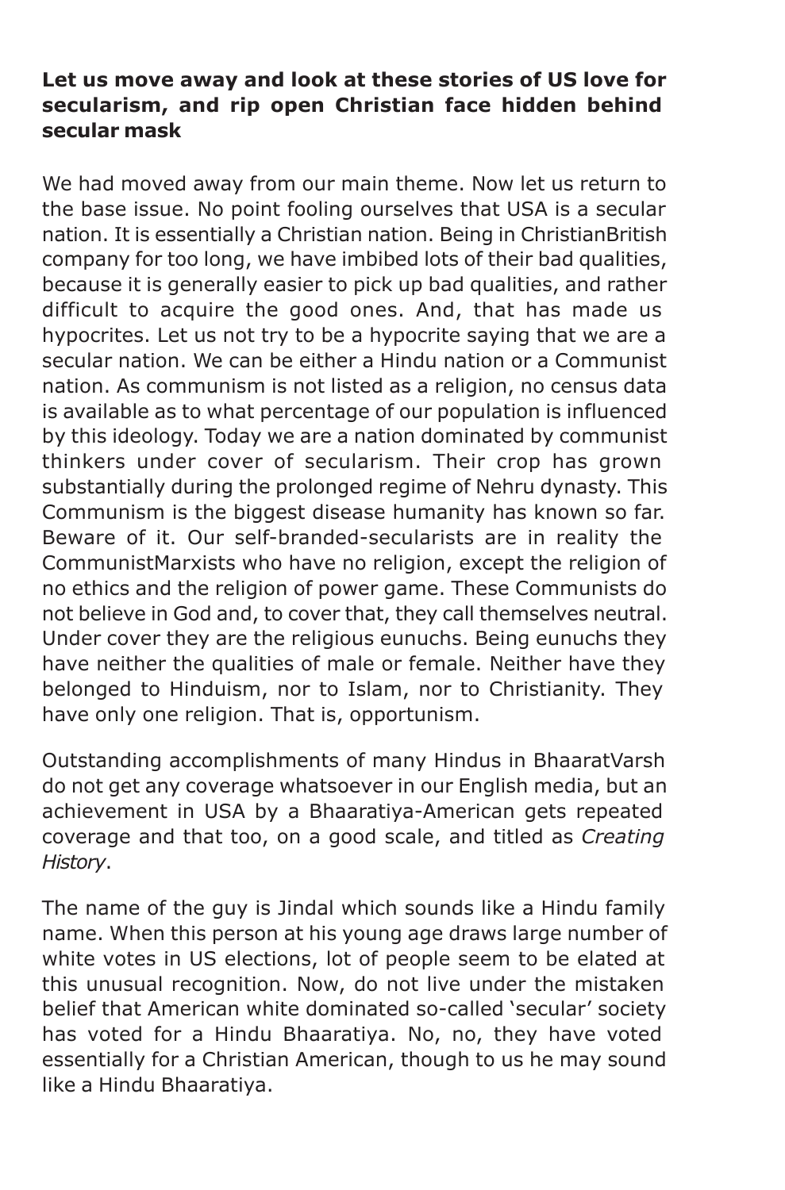**Let us move away and look at these stories of US love for secularism, and rip open Christian face hidden behind secular mask**

We had moved away from our main theme. Now let us return to the base issue. No point fooling ourselves that USA is a secular nation. It is essentially a Christian nation. Being in ChristianBritish company for too long, we have imbibed lots of their bad qualities, because it is generally easier to pick up bad qualities, and rather difficult to acquire the good ones. And, that has made us hypocrites. Let us not try to be a hypocrite saying that we are a secular nation. We can be either a Hindu nation or a Communist nation. As communism is not listed as a religion, no census data is available as to what percentage of our population is influenced by this ideology. Today we are a nation dominated by communist thinkers under cover of secularism. Their crop has grown substantially during the prolonged regime of Nehru dynasty. This Communism is the biggest disease humanity has known so far. Beware of it. Our self-branded-secularists are in reality the CommunistMarxists who have no religion, except the religion of no ethics and the religion of power game. These Communists do not believe in God and, to cover that, they call themselves neutral. Under cover they are the religious eunuchs. Being eunuchs they have neither the qualities of male or female. Neither have they belonged to Hinduism, nor to Islam, nor to Christianity. They have only one religion. That is, opportunism.

Outstanding accomplishments of many Hindus in BhaaratVarsh do not get any coverage whatsoever in our English media, but an achievement in USA by a Bhaaratiya-American gets repeated coverage and that too, on a good scale, and titled as *Creating History*.

The name of the guy is Jindal which sounds like a Hindu family name. When this person at his young age draws large number of white votes in US elections, lot of people seem to be elated at this unusual recognition. Now, do not live under the mistaken belief that American white dominated so-called 'secular' society has voted for a Hindu Bhaaratiya. No, no, they have voted essentially for a Christian American, though to us he may sound like a Hindu Bhaaratiya.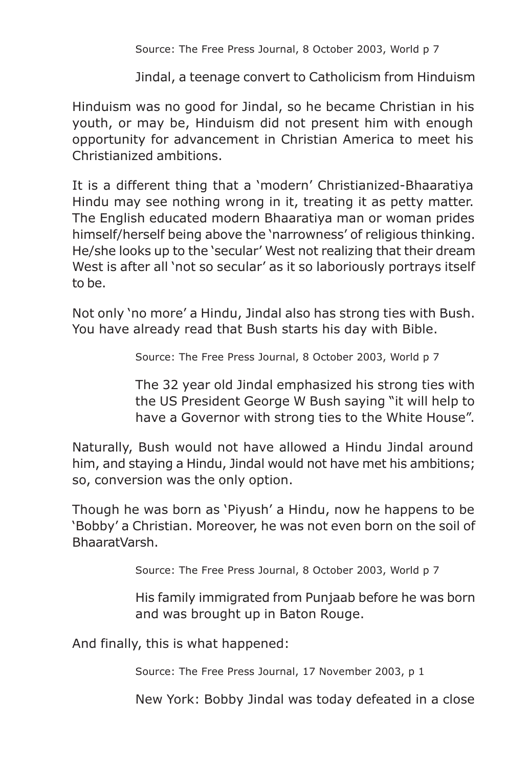Source: The Free Press Journal, 8 October 2003, World p 7

> Jindal, a teenage convert to Catholicism from Hinduism

Hinduism was no good for Jindal, so he became Christian in his youth, or may be, Hinduism did not present him with enough opportunity for advancement in Christian America to meet his Christianized ambitions.

It is a different thing that a 'modern' Christianized-Bhaaratiya Hindu may see nothing wrong in it, treating it as petty matter. The English educated modern Bhaaratiya man or woman prides himself/herself being above the 'narrowness' of religious thinking. He/she looks up to the 'secular' West not realizing that their dream West is after all 'not so secular' as it so laboriously portrays itself to be.

Not only 'no more' a Hindu, Jindal also has strong ties with Bush. You have already read that Bush starts his day with Bible.

Source: The Free Press Journal, 8 October 2003, World p 7

> The 32 year old Jindal emphasized his strong ties with the US President George W Bush saying "it will help to have a Governor with strong ties to the White House".

Naturally, Bush would not have allowed a Hindu Jindal around him, and staying a Hindu, Jindal would not have met his ambitions; so, conversion was the only option.

Though he was born as 'Piyush' a Hindu, now he happens to be 'Bobby' a Christian. Moreover, he was not even born on the soil of BhaaratVarsh.

Source: The Free Press Journal, 8 October 2003, World p 7

> His family immigrated from Punjaab before he was born and was brought up in Baton Rouge.

And finally, this is what happened:

Source: The Free Press Journal, 17 November 2003, p 1

> New York: Bobby Jindal was today defeated in a close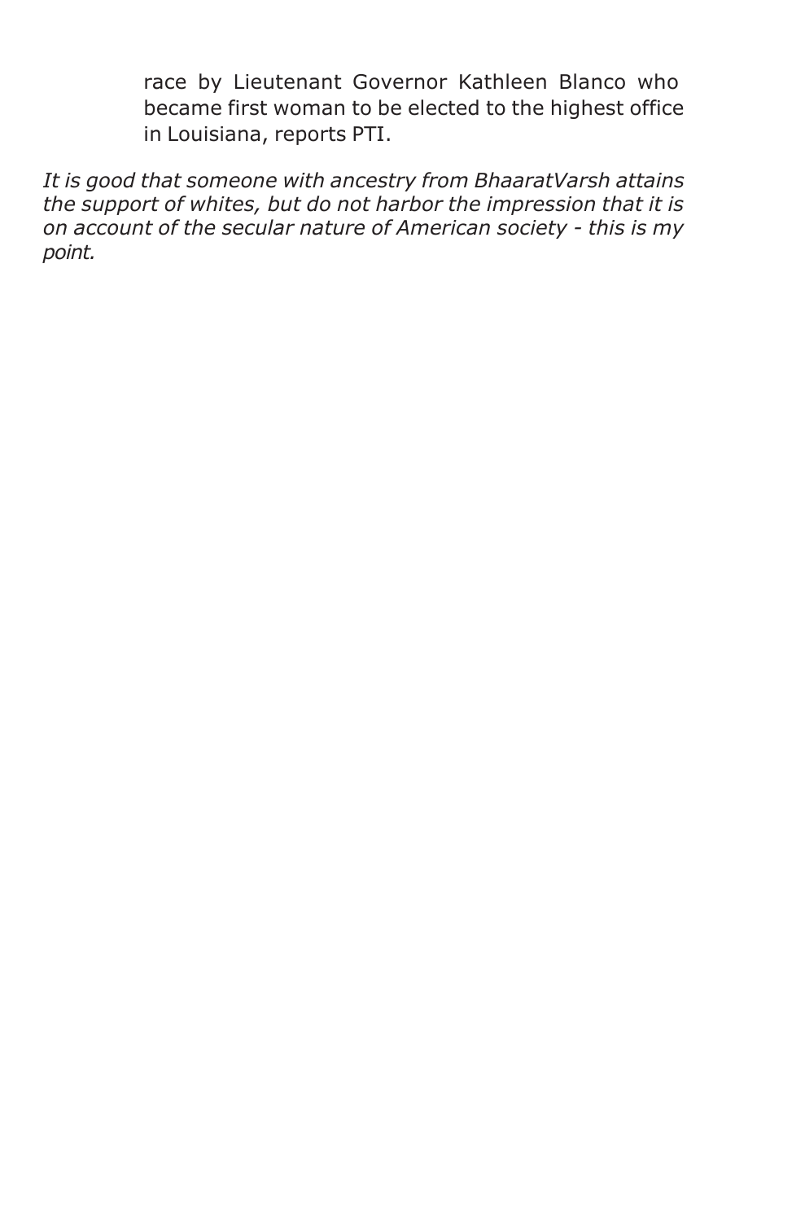> race by Lieutenant Governor Kathleen Blanco who became first woman to be elected to the highest office in Louisiana, reports PTI.

*It is good that someone with ancestry from BhaaratVarsh attains the support of whites, but do not harbor the impression that it is on account of the secular nature of American society - this is my point.*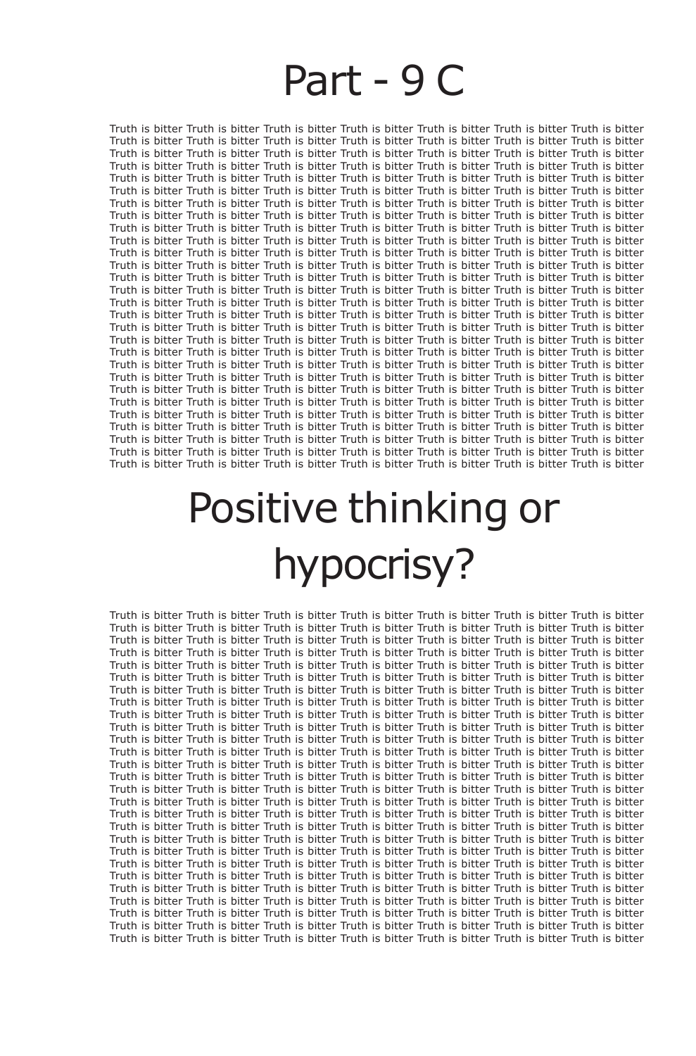# Part - 9 C

Truth is bitter Truth is bitter Truth is bitter Truth is bitter Truth is bitter Truth is bitter Truth is bitter
Truth is bitter Truth is bitter Truth is bitter Truth is bitter Truth is bitter Truth is bitter Truth is bitter
Truth is bitter Truth is bitter Truth is bitter Truth is bitter Truth is bitter Truth is bitter Truth is bitter
Truth is bitter Truth is bitter Truth is bitter Truth is bitter Truth is bitter Truth is bitter Truth is bitter
Truth is bitter Truth is bitter Truth is bitter Truth is bitter Truth is bitter Truth is bitter Truth is bitter
Truth is bitter Truth is bitter Truth is bitter Truth is bitter Truth is bitter Truth is bitter Truth is bitter
Truth is bitter Truth is bitter Truth is bitter Truth is bitter Truth is bitter Truth is bitter Truth is bitter
Truth is bitter Truth is bitter Truth is bitter Truth is bitter Truth is bitter Truth is bitter Truth is bitter
Truth is bitter Truth is bitter Truth is bitter Truth is bitter Truth is bitter Truth is bitter Truth is bitter
Truth is bitter Truth is bitter Truth is bitter Truth is bitter Truth is bitter Truth is bitter Truth is bitter
Truth is bitter Truth is bitter Truth is bitter Truth is bitter Truth is bitter Truth is bitter Truth is bitter
Truth is bitter Truth is bitter Truth is bitter Truth is bitter Truth is bitter Truth is bitter Truth is bitter
Truth is bitter Truth is bitter Truth is bitter Truth is bitter Truth is bitter Truth is bitter Truth is bitter
Truth is bitter Truth is bitter Truth is bitter Truth is bitter Truth is bitter Truth is bitter Truth is bitter
Truth is bitter Truth is bitter Truth is bitter Truth is bitter Truth is bitter Truth is bitter Truth is bitter
Truth is bitter Truth is bitter Truth is bitter Truth is bitter Truth is bitter Truth is bitter Truth is bitter
Truth is bitter Truth is bitter Truth is bitter Truth is bitter Truth is bitter Truth is bitter Truth is bitter
Truth is bitter Truth is bitter Truth is bitter Truth is bitter Truth is bitter Truth is bitter Truth is bitter
Truth is bitter Truth is bitter Truth is bitter Truth is bitter Truth is bitter Truth is bitter Truth is bitter
Truth is bitter Truth is bitter Truth is bitter Truth is bitter Truth is bitter Truth is bitter Truth is bitter
Truth is bitter Truth is bitter Truth is bitter Truth is bitter Truth is bitter Truth is bitter Truth is bitter
Truth is bitter Truth is bitter Truth is bitter Truth is bitter Truth is bitter Truth is bitter Truth is bitter
Truth is bitter Truth is bitter Truth is bitter Truth is bitter Truth is bitter Truth is bitter Truth is bitter
Truth is bitter Truth is bitter Truth is bitter Truth is bitter Truth is bitter Truth is bitter Truth is bitter
Truth is bitter Truth is bitter Truth is bitter Truth is bitter Truth is bitter Truth is bitter Truth is bitter
Truth is bitter Truth is bitter Truth is bitter Truth is bitter Truth is bitter Truth is bitter Truth is bitter
Truth is bitter Truth is bitter Truth is bitter Truth is bitter Truth is bitter Truth is bitter Truth is bitter
Truth is bitter Truth is bitter Truth is bitter Truth is bitter Truth is bitter Truth is bitter Truth is bitter

# Positive thinking or hypocrisy?

Truth is bitter Truth is bitter Truth is bitter Truth is bitter Truth is bitter Truth is bitter Truth is bitter
Truth is bitter Truth is bitter Truth is bitter Truth is bitter Truth is bitter Truth is bitter Truth is bitter
Truth is bitter Truth is bitter Truth is bitter Truth is bitter Truth is bitter Truth is bitter Truth is bitter
Truth is bitter Truth is bitter Truth is bitter Truth is bitter Truth is bitter Truth is bitter Truth is bitter
Truth is bitter Truth is bitter Truth is bitter Truth is bitter Truth is bitter Truth is bitter Truth is bitter
Truth is bitter Truth is bitter Truth is bitter Truth is bitter Truth is bitter Truth is bitter Truth is bitter
Truth is bitter Truth is bitter Truth is bitter Truth is bitter Truth is bitter Truth is bitter Truth is bitter
Truth is bitter Truth is bitter Truth is bitter Truth is bitter Truth is bitter Truth is bitter Truth is bitter
Truth is bitter Truth is bitter Truth is bitter Truth is bitter Truth is bitter Truth is bitter Truth is bitter
Truth is bitter Truth is bitter Truth is bitter Truth is bitter Truth is bitter Truth is bitter Truth is bitter
Truth is bitter Truth is bitter Truth is bitter Truth is bitter Truth is bitter Truth is bitter Truth is bitter
Truth is bitter Truth is bitter Truth is bitter Truth is bitter Truth is bitter Truth is bitter Truth is bitter
Truth is bitter Truth is bitter Truth is bitter Truth is bitter Truth is bitter Truth is bitter Truth is bitter
Truth is bitter Truth is bitter Truth is bitter Truth is bitter Truth is bitter Truth is bitter Truth is bitter
Truth is bitter Truth is bitter Truth is bitter Truth is bitter Truth is bitter Truth is bitter Truth is bitter
Truth is bitter Truth is bitter Truth is bitter Truth is bitter Truth is bitter Truth is bitter Truth is bitter
Truth is bitter Truth is bitter Truth is bitter Truth is bitter Truth is bitter Truth is bitter Truth is bitter
Truth is bitter Truth is bitter Truth is bitter Truth is bitter Truth is bitter Truth is bitter Truth is bitter
Truth is bitter Truth is bitter Truth is bitter Truth is bitter Truth is bitter Truth is bitter Truth is bitter
Truth is bitter Truth is bitter Truth is bitter Truth is bitter Truth is bitter Truth is bitter Truth is bitter
Truth is bitter Truth is bitter Truth is bitter Truth is bitter Truth is bitter Truth is bitter Truth is bitter
Truth is bitter Truth is bitter Truth is bitter Truth is bitter Truth is bitter Truth is bitter Truth is bitter
Truth is bitter Truth is bitter Truth is bitter Truth is bitter Truth is bitter Truth is bitter Truth is bitter
Truth is bitter Truth is bitter Truth is bitter Truth is bitter Truth is bitter Truth is bitter Truth is bitter
Truth is bitter Truth is bitter Truth is bitter Truth is bitter Truth is bitter Truth is bitter Truth is bitter
Truth is bitter Truth is bitter Truth is bitter Truth is bitter Truth is bitter Truth is bitter Truth is bitter
Truth is bitter Truth is bitter Truth is bitter Truth is bitter Truth is bitter Truth is bitter Truth is bitter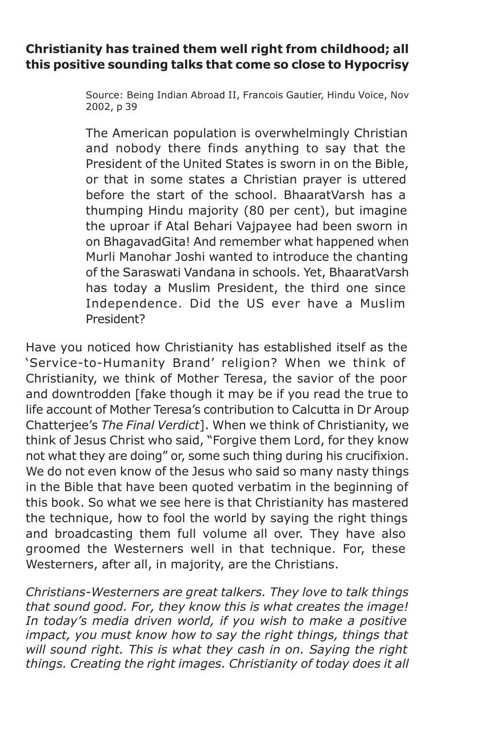**Christianity has trained them well right from childhood; all this positive sounding talks that come so close to Hypocrisy**

> Source: Being Indian Abroad II, Francois Gautier, Hindu Voice, Nov 2002, p 39
>
> The American population is overwhelmingly Christian and nobody there finds anything to say that the President of the United States is sworn in on the Bible, or that in some states a Christian prayer is uttered before the start of the school. BhaaratVarsh has a thumping Hindu majority (80 per cent), but imagine the uproar if Atal Behari Vajpayee had been sworn in on BhagavadGita! And remember what happened when Murli Manohar Joshi wanted to introduce the chanting of the Saraswati Vandana in schools. Yet, BhaaratVarsh has today a Muslim President, the third one since Independence. Did the US ever have a Muslim President?

Have you noticed how Christianity has established itself as the 'Service-to-Humanity Brand' religion? When we think of Christianity, we think of Mother Teresa, the savior of the poor and downtrodden [fake though it may be if you read the true to life account of Mother Teresa's contribution to Calcutta in Dr Aroup Chatterjee's *The Final Verdict*]. When we think of Christianity, we think of Jesus Christ who said, "Forgive them Lord, for they know not what they are doing" or, some such thing during his crucifixion. We do not even know of the Jesus who said so many nasty things in the Bible that have been quoted verbatim in the beginning of this book. So what we see here is that Christianity has mastered the technique, how to fool the world by saying the right things and broadcasting them full volume all over. They have also groomed the Westerners well in that technique. For, these Westerners, after all, in majority, are the Christians.

*Christians-Westerners are great talkers. They love to talk things that sound good. For, they know this is what creates the image! In today's media driven world, if you wish to make a positive impact, you must know how to say the right things, things that will sound right. This is what they cash in on. Saying the right things. Creating the right images. Christianity of today does it all*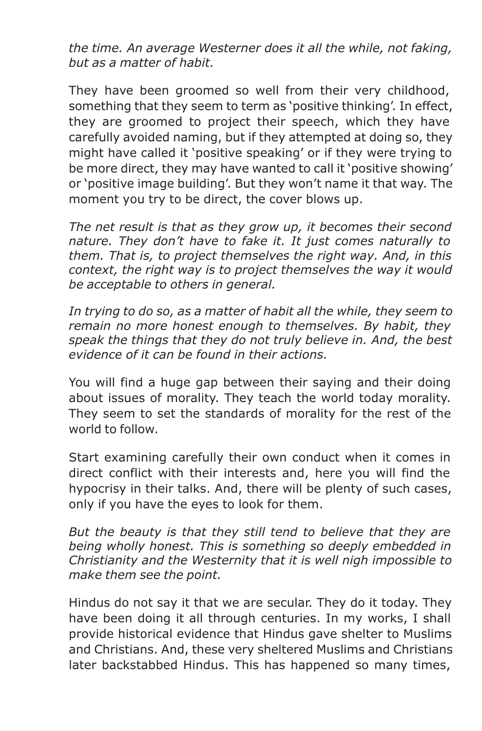*the time. An average Westerner does it all the while, not faking, but as a matter of habit.*

They have been groomed so well from their very childhood, something that they seem to term as 'positive thinking'. In effect, they are groomed to project their speech, which they have carefully avoided naming, but if they attempted at doing so, they might have called it 'positive speaking' or if they were trying to be more direct, they may have wanted to call it 'positive showing' or 'positive image building'. But they won't name it that way. The moment you try to be direct, the cover blows up.

*The net result is that as they grow up, it becomes their second nature. They don't have to fake it. It just comes naturally to them. That is, to project themselves the right way. And, in this context, the right way is to project themselves the way it would be acceptable to others in general.*

*In trying to do so, as a matter of habit all the while, they seem to remain no more honest enough to themselves. By habit, they speak the things that they do not truly believe in. And, the best evidence of it can be found in their actions.*

You will find a huge gap between their saying and their doing about issues of morality. They teach the world today morality. They seem to set the standards of morality for the rest of the world to follow.

Start examining carefully their own conduct when it comes in direct conflict with their interests and, here you will find the hypocrisy in their talks. And, there will be plenty of such cases, only if you have the eyes to look for them.

*But the beauty is that they still tend to believe that they are being wholly honest. This is something so deeply embedded in Christianity and the Westernity that it is well nigh impossible to make them see the point.*

Hindus do not say it that we are secular. They do it today. They have been doing it all through centuries. In my works, I shall provide historical evidence that Hindus gave shelter to Muslims and Christians. And, these very sheltered Muslims and Christians later backstabbed Hindus. This has happened so many times,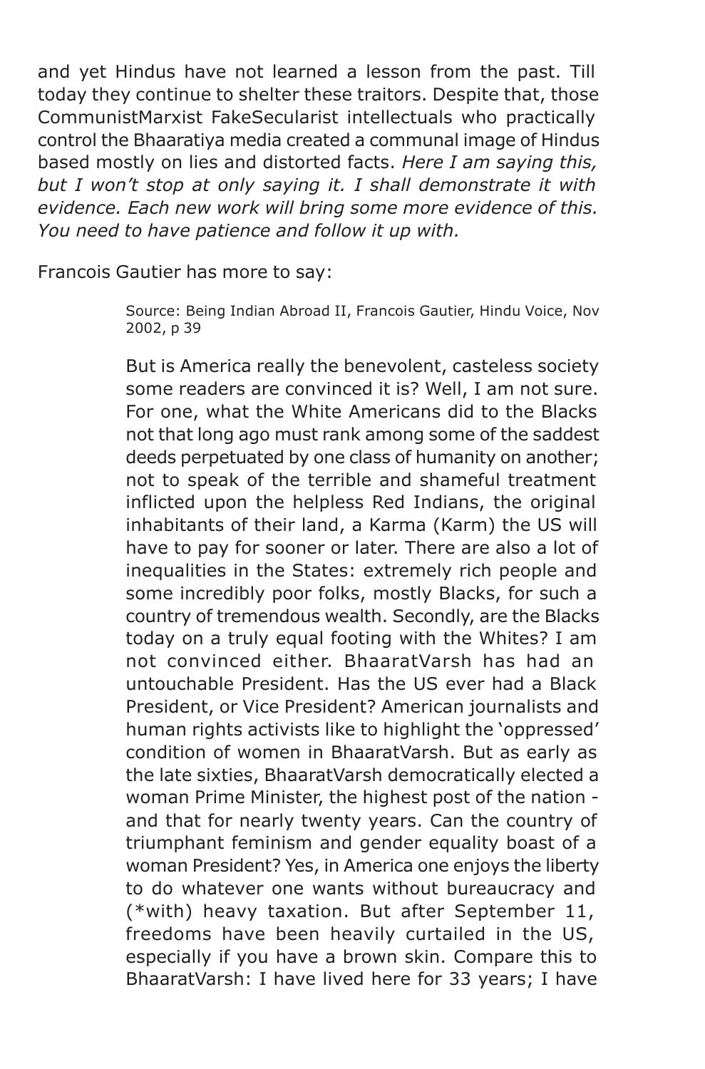and yet Hindus have not learned a lesson from the past. Till today they continue to shelter these traitors. Despite that, those CommunistMarxist FakeSecularist intellectuals who practically control the Bhaaratiya media created a communal image of Hindus based mostly on lies and distorted facts. *Here I am saying this, but I won't stop at only saying it. I shall demonstrate it with evidence. Each new work will bring some more evidence of this. You need to have patience and follow it up with.*

Francois Gautier has more to say:

> Source: Being Indian Abroad II, Francois Gautier, Hindu Voice, Nov 2002, p 39
>
> But is America really the benevolent, casteless society some readers are convinced it is? Well, I am not sure. For one, what the White Americans did to the Blacks not that long ago must rank among some of the saddest deeds perpetuated by one class of humanity on another; not to speak of the terrible and shameful treatment inflicted upon the helpless Red Indians, the original inhabitants of their land, a Karma (Karm) the US will have to pay for sooner or later. There are also a lot of inequalities in the States: extremely rich people and some incredibly poor folks, mostly Blacks, for such a country of tremendous wealth. Secondly, are the Blacks today on a truly equal footing with the Whites? I am not convinced either. BhaaratVarsh has had an untouchable President. Has the US ever had a Black President, or Vice President? American journalists and human rights activists like to highlight the 'oppressed' condition of women in BhaaratVarsh. But as early as the late sixties, BhaaratVarsh democratically elected a woman Prime Minister, the highest post of the nation - and that for nearly twenty years. Can the country of triumphant feminism and gender equality boast of a woman President? Yes, in America one enjoys the liberty to do whatever one wants without bureaucracy and (*with) heavy taxation. But after September 11, freedoms have been heavily curtailed in the US, especially if you have a brown skin. Compare this to BhaaratVarsh: I have lived here for 33 years; I have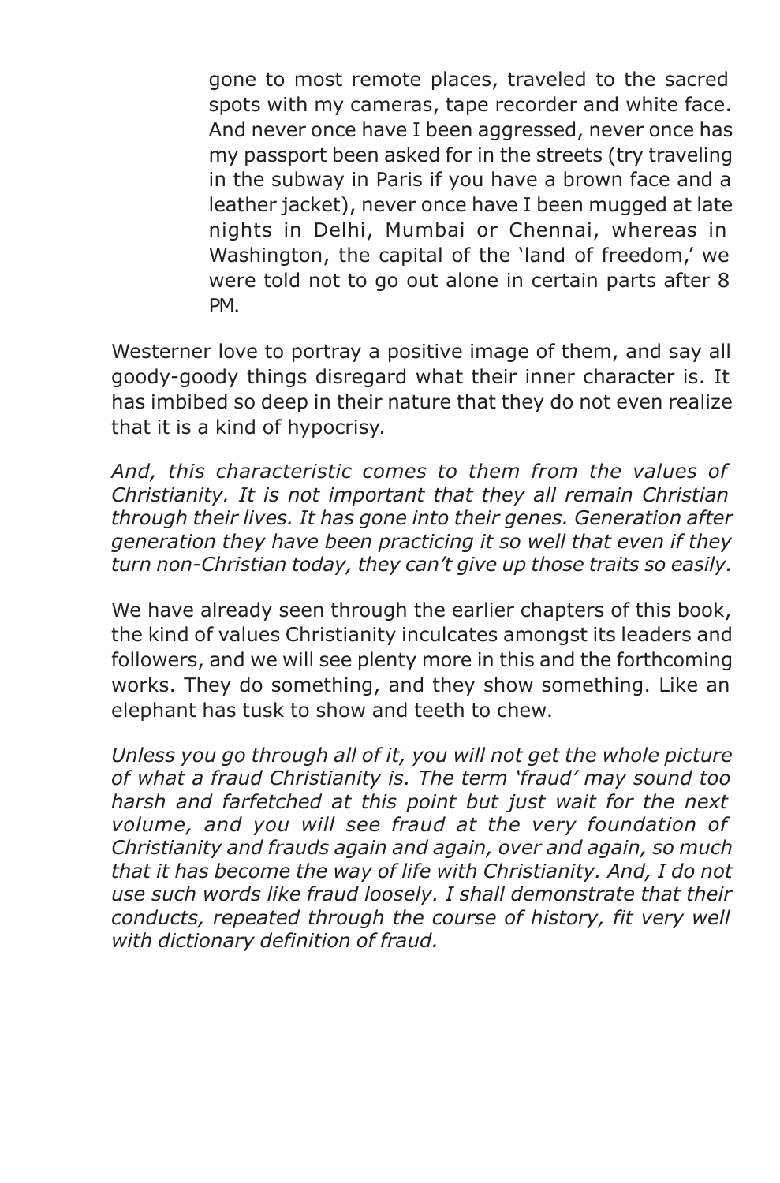> gone to most remote places, traveled to the sacred spots with my cameras, tape recorder and white face. And never once have I been aggressed, never once has my passport been asked for in the streets (try traveling in the subway in Paris if you have a brown face and a leather jacket), never once have I been mugged at late nights in Delhi, Mumbai or Chennai, whereas in Washington, the capital of the 'land of freedom,' we were told not to go out alone in certain parts after 8 PM.

Westerner love to portray a positive image of them, and say all goody-goody things disregard what their inner character is. It has imbibed so deep in their nature that they do not even realize that it is a kind of hypocrisy.

*And, this characteristic comes to them from the values of Christianity. It is not important that they all remain Christian through their lives. It has gone into their genes. Generation after generation they have been practicing it so well that even if they turn non-Christian today, they can't give up those traits so easily.*

We have already seen through the earlier chapters of this book, the kind of values Christianity inculcates amongst its leaders and followers, and we will see plenty more in this and the forthcoming works. They do something, and they show something. Like an elephant has tusk to show and teeth to chew.

*Unless you go through all of it, you will not get the whole picture of what a fraud Christianity is. The term 'fraud' may sound too harsh and farfetched at this point but just wait for the next volume, and you will see fraud at the very foundation of Christianity and frauds again and again, over and again, so much that it has become the way of life with Christianity. And, I do not use such words like fraud loosely. I shall demonstrate that their conducts, repeated through the course of history, fit very well with dictionary definition of fraud.*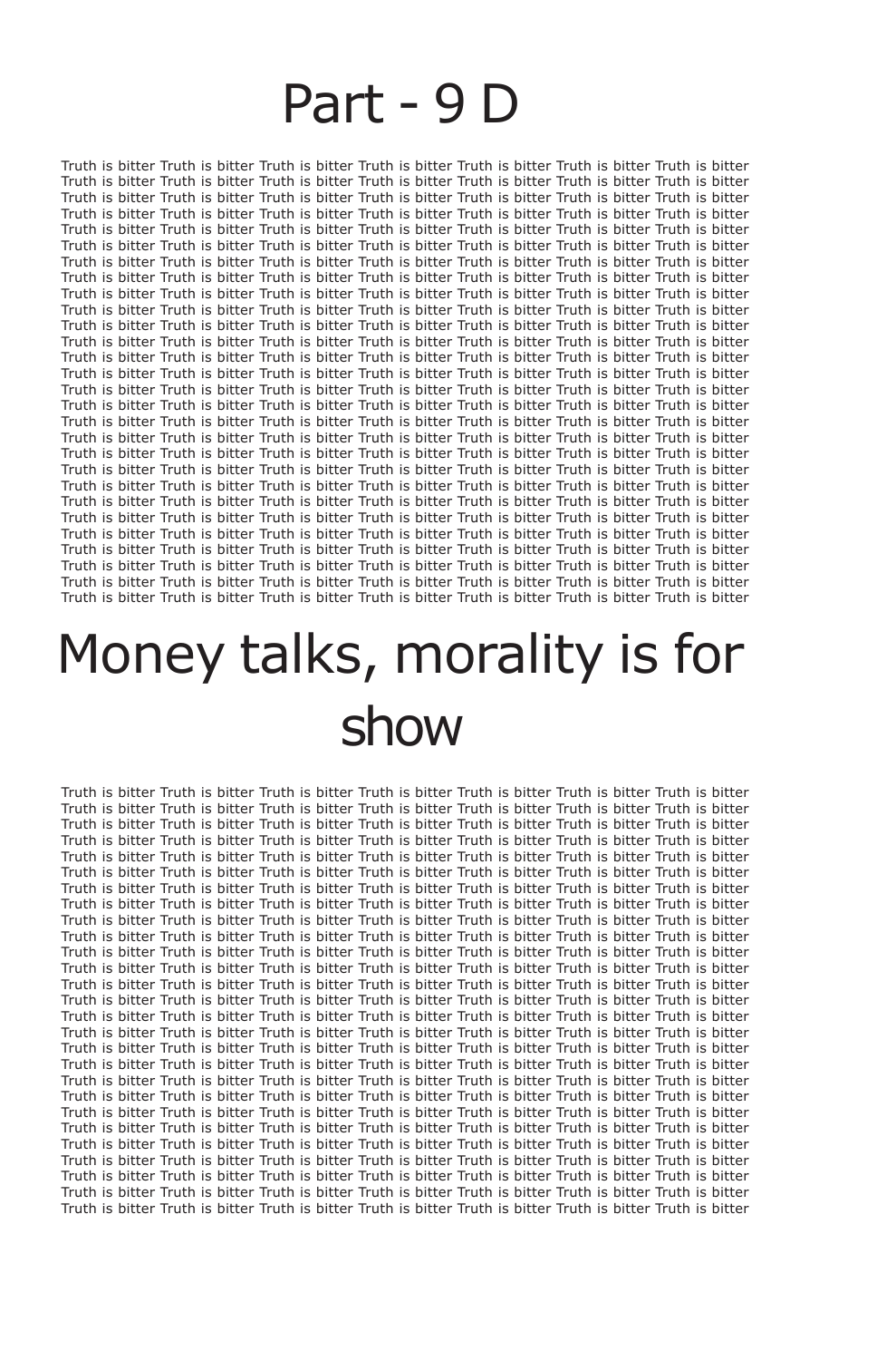# Part - 9 D

Truth is bitter Truth is bitter Truth is bitter Truth is bitter Truth is bitter Truth is bitter Truth is bitter
Truth is bitter Truth is bitter Truth is bitter Truth is bitter Truth is bitter Truth is bitter Truth is bitter
Truth is bitter Truth is bitter Truth is bitter Truth is bitter Truth is bitter Truth is bitter Truth is bitter
Truth is bitter Truth is bitter Truth is bitter Truth is bitter Truth is bitter Truth is bitter Truth is bitter
Truth is bitter Truth is bitter Truth is bitter Truth is bitter Truth is bitter Truth is bitter Truth is bitter
Truth is bitter Truth is bitter Truth is bitter Truth is bitter Truth is bitter Truth is bitter Truth is bitter
Truth is bitter Truth is bitter Truth is bitter Truth is bitter Truth is bitter Truth is bitter Truth is bitter
Truth is bitter Truth is bitter Truth is bitter Truth is bitter Truth is bitter Truth is bitter Truth is bitter
Truth is bitter Truth is bitter Truth is bitter Truth is bitter Truth is bitter Truth is bitter Truth is bitter
Truth is bitter Truth is bitter Truth is bitter Truth is bitter Truth is bitter Truth is bitter Truth is bitter
Truth is bitter Truth is bitter Truth is bitter Truth is bitter Truth is bitter Truth is bitter Truth is bitter
Truth is bitter Truth is bitter Truth is bitter Truth is bitter Truth is bitter Truth is bitter Truth is bitter
Truth is bitter Truth is bitter Truth is bitter Truth is bitter Truth is bitter Truth is bitter Truth is bitter
Truth is bitter Truth is bitter Truth is bitter Truth is bitter Truth is bitter Truth is bitter Truth is bitter
Truth is bitter Truth is bitter Truth is bitter Truth is bitter Truth is bitter Truth is bitter Truth is bitter
Truth is bitter Truth is bitter Truth is bitter Truth is bitter Truth is bitter Truth is bitter Truth is bitter
Truth is bitter Truth is bitter Truth is bitter Truth is bitter Truth is bitter Truth is bitter Truth is bitter
Truth is bitter Truth is bitter Truth is bitter Truth is bitter Truth is bitter Truth is bitter Truth is bitter
Truth is bitter Truth is bitter Truth is bitter Truth is bitter Truth is bitter Truth is bitter Truth is bitter
Truth is bitter Truth is bitter Truth is bitter Truth is bitter Truth is bitter Truth is bitter Truth is bitter
Truth is bitter Truth is bitter Truth is bitter Truth is bitter Truth is bitter Truth is bitter Truth is bitter
Truth is bitter Truth is bitter Truth is bitter Truth is bitter Truth is bitter Truth is bitter Truth is bitter
Truth is bitter Truth is bitter Truth is bitter Truth is bitter Truth is bitter Truth is bitter Truth is bitter
Truth is bitter Truth is bitter Truth is bitter Truth is bitter Truth is bitter Truth is bitter Truth is bitter
Truth is bitter Truth is bitter Truth is bitter Truth is bitter Truth is bitter Truth is bitter Truth is bitter
Truth is bitter Truth is bitter Truth is bitter Truth is bitter Truth is bitter Truth is bitter Truth is bitter
Truth is bitter Truth is bitter Truth is bitter Truth is bitter Truth is bitter Truth is bitter Truth is bitter
Truth is bitter Truth is bitter Truth is bitter Truth is bitter Truth is bitter Truth is bitter Truth is bitter

# Money talks, morality is for show

Truth is bitter Truth is bitter Truth is bitter Truth is bitter Truth is bitter Truth is bitter Truth is bitter
Truth is bitter Truth is bitter Truth is bitter Truth is bitter Truth is bitter Truth is bitter Truth is bitter
Truth is bitter Truth is bitter Truth is bitter Truth is bitter Truth is bitter Truth is bitter Truth is bitter
Truth is bitter Truth is bitter Truth is bitter Truth is bitter Truth is bitter Truth is bitter Truth is bitter
Truth is bitter Truth is bitter Truth is bitter Truth is bitter Truth is bitter Truth is bitter Truth is bitter
Truth is bitter Truth is bitter Truth is bitter Truth is bitter Truth is bitter Truth is bitter Truth is bitter
Truth is bitter Truth is bitter Truth is bitter Truth is bitter Truth is bitter Truth is bitter Truth is bitter
Truth is bitter Truth is bitter Truth is bitter Truth is bitter Truth is bitter Truth is bitter Truth is bitter
Truth is bitter Truth is bitter Truth is bitter Truth is bitter Truth is bitter Truth is bitter Truth is bitter
Truth is bitter Truth is bitter Truth is bitter Truth is bitter Truth is bitter Truth is bitter Truth is bitter
Truth is bitter Truth is bitter Truth is bitter Truth is bitter Truth is bitter Truth is bitter Truth is bitter
Truth is bitter Truth is bitter Truth is bitter Truth is bitter Truth is bitter Truth is bitter Truth is bitter
Truth is bitter Truth is bitter Truth is bitter Truth is bitter Truth is bitter Truth is bitter Truth is bitter
Truth is bitter Truth is bitter Truth is bitter Truth is bitter Truth is bitter Truth is bitter Truth is bitter
Truth is bitter Truth is bitter Truth is bitter Truth is bitter Truth is bitter Truth is bitter Truth is bitter
Truth is bitter Truth is bitter Truth is bitter Truth is bitter Truth is bitter Truth is bitter Truth is bitter
Truth is bitter Truth is bitter Truth is bitter Truth is bitter Truth is bitter Truth is bitter Truth is bitter
Truth is bitter Truth is bitter Truth is bitter Truth is bitter Truth is bitter Truth is bitter Truth is bitter
Truth is bitter Truth is bitter Truth is bitter Truth is bitter Truth is bitter Truth is bitter Truth is bitter
Truth is bitter Truth is bitter Truth is bitter Truth is bitter Truth is bitter Truth is bitter Truth is bitter
Truth is bitter Truth is bitter Truth is bitter Truth is bitter Truth is bitter Truth is bitter Truth is bitter
Truth is bitter Truth is bitter Truth is bitter Truth is bitter Truth is bitter Truth is bitter Truth is bitter
Truth is bitter Truth is bitter Truth is bitter Truth is bitter Truth is bitter Truth is bitter Truth is bitter
Truth is bitter Truth is bitter Truth is bitter Truth is bitter Truth is bitter Truth is bitter Truth is bitter
Truth is bitter Truth is bitter Truth is bitter Truth is bitter Truth is bitter Truth is bitter Truth is bitter
Truth is bitter Truth is bitter Truth is bitter Truth is bitter Truth is bitter Truth is bitter Truth is bitter
Truth is bitter Truth is bitter Truth is bitter Truth is bitter Truth is bitter Truth is bitter Truth is bitter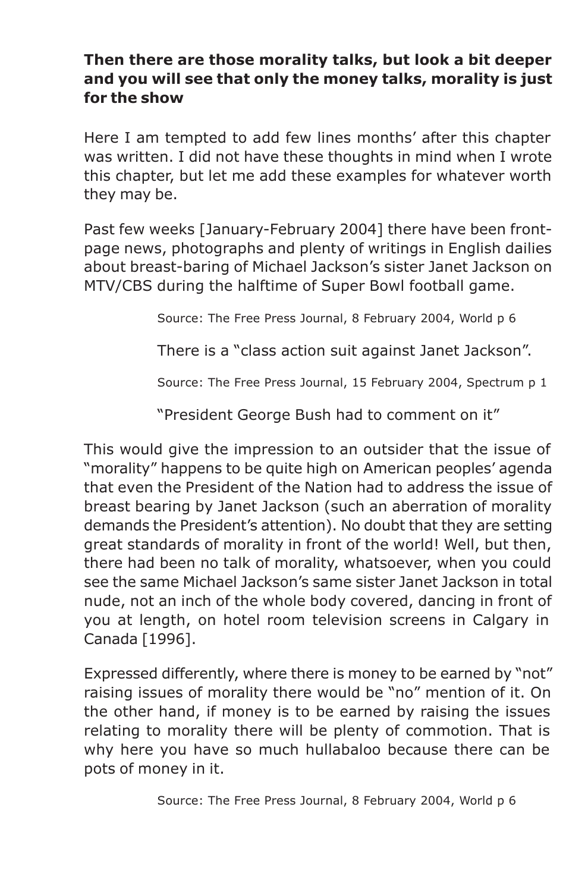**Then there are those morality talks, but look a bit deeper and you will see that only the money talks, morality is just for the show**

Here I am tempted to add few lines months' after this chapter was written. I did not have these thoughts in mind when I wrote this chapter, but let me add these examples for whatever worth they may be.

Past few weeks [January-February 2004] there have been front-page news, photographs and plenty of writings in English dailies about breast-baring of Michael Jackson's sister Janet Jackson on MTV/CBS during the halftime of Super Bowl football game.

Source: The Free Press Journal, 8 February 2004, World p 6

There is a "class action suit against Janet Jackson".

Source: The Free Press Journal, 15 February 2004, Spectrum p 1

"President George Bush had to comment on it"

This would give the impression to an outsider that the issue of "morality" happens to be quite high on American peoples' agenda that even the President of the Nation had to address the issue of breast bearing by Janet Jackson (such an aberration of morality demands the President's attention). No doubt that they are setting great standards of morality in front of the world! Well, but then, there had been no talk of morality, whatsoever, when you could see the same Michael Jackson's same sister Janet Jackson in total nude, not an inch of the whole body covered, dancing in front of you at length, on hotel room television screens in Calgary in Canada [1996].

Expressed differently, where there is money to be earned by "not" raising issues of morality there would be "no" mention of it. On the other hand, if money is to be earned by raising the issues relating to morality there will be plenty of commotion. That is why here you have so much hullabaloo because there can be pots of money in it.

Source: The Free Press Journal, 8 February 2004, World p 6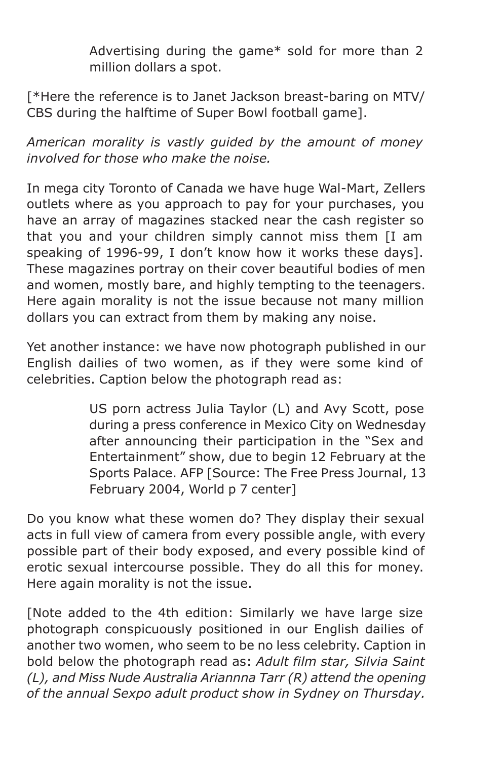> Advertising during the game* sold for more than 2 million dollars a spot.

[*Here the reference is to Janet Jackson breast-baring on MTV/CBS during the halftime of Super Bowl football game].

*American morality is vastly guided by the amount of money involved for those who make the noise.*

In mega city Toronto of Canada we have huge Wal-Mart, Zellers outlets where as you approach to pay for your purchases, you have an array of magazines stacked near the cash register so that you and your children simply cannot miss them [I am speaking of 1996-99, I don't know how it works these days]. These magazines portray on their cover beautiful bodies of men and women, mostly bare, and highly tempting to the teenagers. Here again morality is not the issue because not many million dollars you can extract from them by making any noise.

Yet another instance: we have now photograph published in our English dailies of two women, as if they were some kind of celebrities. Caption below the photograph read as:

> US porn actress Julia Taylor (L) and Avy Scott, pose during a press conference in Mexico City on Wednesday after announcing their participation in the "Sex and Entertainment" show, due to begin 12 February at the Sports Palace. AFP [Source: The Free Press Journal, 13 February 2004, World p 7 center]

Do you know what these women do? They display their sexual acts in full view of camera from every possible angle, with every possible part of their body exposed, and every possible kind of erotic sexual intercourse possible. They do all this for money. Here again morality is not the issue.

[Note added to the 4th edition: Similarly we have large size photograph conspicuously positioned in our English dailies of another two women, who seem to be no less celebrity. Caption in bold below the photograph read as: *Adult film star, Silvia Saint (L), and Miss Nude Australia Ariannna Tarr (R) attend the opening of the annual Sexpo adult product show in Sydney on Thursday.*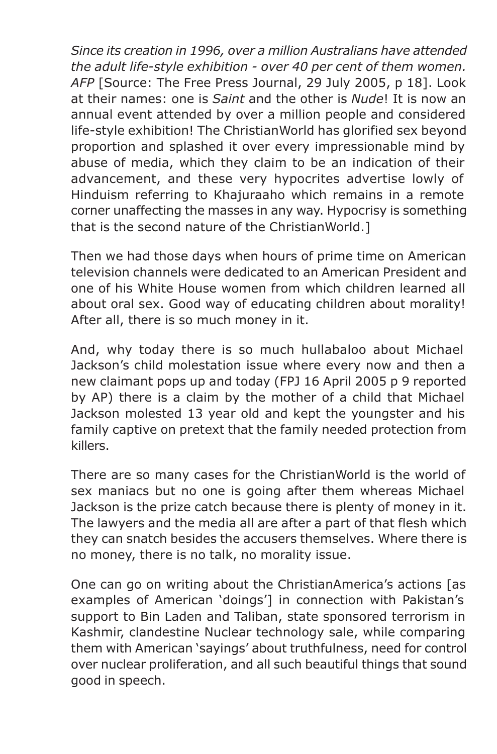*Since its creation in 1996, over a million Australians have attended the adult life-style exhibition - over 40 per cent of them women. AFP* [Source: The Free Press Journal, 29 July 2005, p 18]. Look at their names: one is *Saint* and the other is *Nude*! It is now an annual event attended by over a million people and considered life-style exhibition! The ChristianWorld has glorified sex beyond proportion and splashed it over every impressionable mind by abuse of media, which they claim to be an indication of their advancement, and these very hypocrites advertise lowly of Hinduism referring to Khajuraaho which remains in a remote corner unaffecting the masses in any way. Hypocrisy is something that is the second nature of the ChristianWorld.]

Then we had those days when hours of prime time on American television channels were dedicated to an American President and one of his White House women from which children learned all about oral sex. Good way of educating children about morality! After all, there is so much money in it.

And, why today there is so much hullabaloo about Michael Jackson's child molestation issue where every now and then a new claimant pops up and today (FPJ 16 April 2005 p 9 reported by AP) there is a claim by the mother of a child that Michael Jackson molested 13 year old and kept the youngster and his family captive on pretext that the family needed protection from killers.

There are so many cases for the ChristianWorld is the world of sex maniacs but no one is going after them whereas Michael Jackson is the prize catch because there is plenty of money in it. The lawyers and the media all are after a part of that flesh which they can snatch besides the accusers themselves. Where there is no money, there is no talk, no morality issue.

One can go on writing about the ChristianAmerica's actions [as examples of American 'doings'] in connection with Pakistan's support to Bin Laden and Taliban, state sponsored terrorism in Kashmir, clandestine Nuclear technology sale, while comparing them with American 'sayings' about truthfulness, need for control over nuclear proliferation, and all such beautiful things that sound good in speech.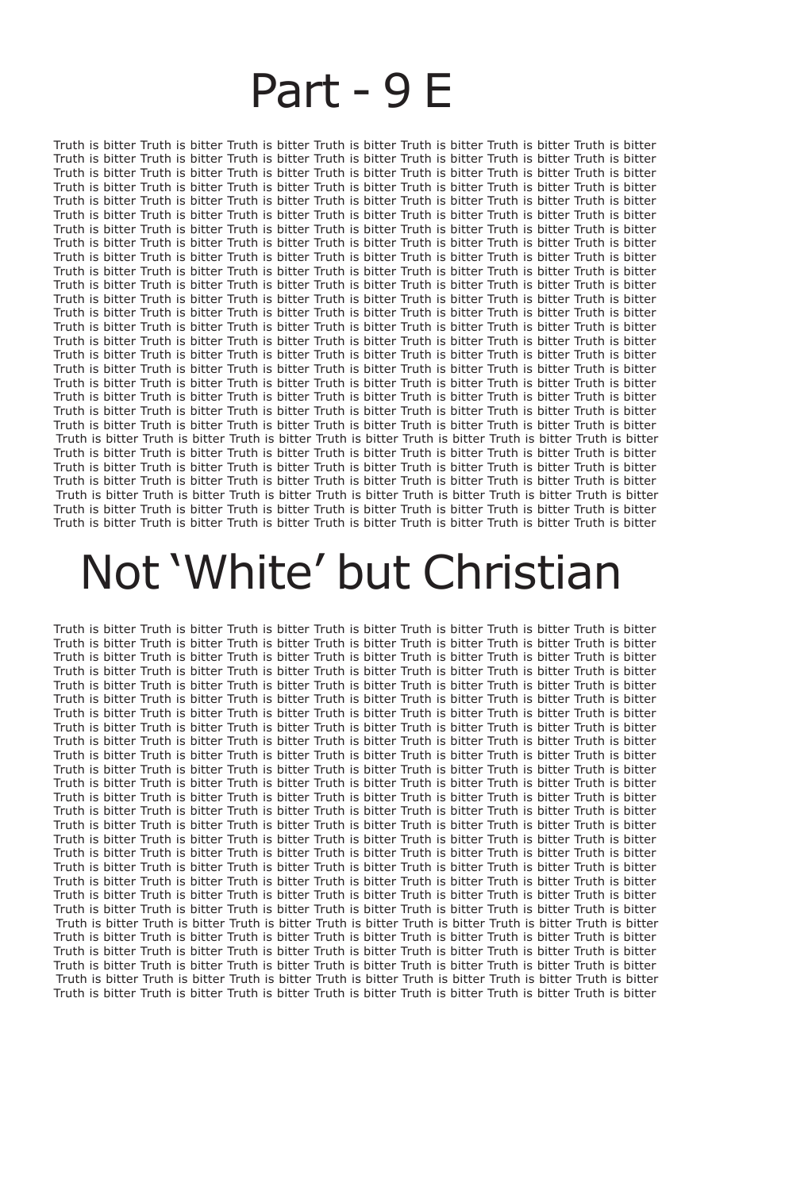# Part - 9 E

Truth is bitter Truth is bitter Truth is bitter Truth is bitter Truth is bitter Truth is bitter Truth is bitter
Truth is bitter Truth is bitter Truth is bitter Truth is bitter Truth is bitter Truth is bitter Truth is bitter
Truth is bitter Truth is bitter Truth is bitter Truth is bitter Truth is bitter Truth is bitter Truth is bitter
Truth is bitter Truth is bitter Truth is bitter Truth is bitter Truth is bitter Truth is bitter Truth is bitter
Truth is bitter Truth is bitter Truth is bitter Truth is bitter Truth is bitter Truth is bitter Truth is bitter
Truth is bitter Truth is bitter Truth is bitter Truth is bitter Truth is bitter Truth is bitter Truth is bitter
Truth is bitter Truth is bitter Truth is bitter Truth is bitter Truth is bitter Truth is bitter Truth is bitter
Truth is bitter Truth is bitter Truth is bitter Truth is bitter Truth is bitter Truth is bitter Truth is bitter
Truth is bitter Truth is bitter Truth is bitter Truth is bitter Truth is bitter Truth is bitter Truth is bitter
Truth is bitter Truth is bitter Truth is bitter Truth is bitter Truth is bitter Truth is bitter Truth is bitter
Truth is bitter Truth is bitter Truth is bitter Truth is bitter Truth is bitter Truth is bitter Truth is bitter
Truth is bitter Truth is bitter Truth is bitter Truth is bitter Truth is bitter Truth is bitter Truth is bitter
Truth is bitter Truth is bitter Truth is bitter Truth is bitter Truth is bitter Truth is bitter Truth is bitter
Truth is bitter Truth is bitter Truth is bitter Truth is bitter Truth is bitter Truth is bitter Truth is bitter
Truth is bitter Truth is bitter Truth is bitter Truth is bitter Truth is bitter Truth is bitter Truth is bitter
Truth is bitter Truth is bitter Truth is bitter Truth is bitter Truth is bitter Truth is bitter Truth is bitter
Truth is bitter Truth is bitter Truth is bitter Truth is bitter Truth is bitter Truth is bitter Truth is bitter
Truth is bitter Truth is bitter Truth is bitter Truth is bitter Truth is bitter Truth is bitter Truth is bitter
Truth is bitter Truth is bitter Truth is bitter Truth is bitter Truth is bitter Truth is bitter Truth is bitter
Truth is bitter Truth is bitter Truth is bitter Truth is bitter Truth is bitter Truth is bitter Truth is bitter
Truth is bitter Truth is bitter Truth is bitter Truth is bitter Truth is bitter Truth is bitter Truth is bitter
Truth is bitter Truth is bitter Truth is bitter Truth is bitter Truth is bitter Truth is bitter Truth is bitter
Truth is bitter Truth is bitter Truth is bitter Truth is bitter Truth is bitter Truth is bitter Truth is bitter
Truth is bitter Truth is bitter Truth is bitter Truth is bitter Truth is bitter Truth is bitter Truth is bitter
Truth is bitter Truth is bitter Truth is bitter Truth is bitter Truth is bitter Truth is bitter Truth is bitter
Truth is bitter Truth is bitter Truth is bitter Truth is bitter Truth is bitter Truth is bitter Truth is bitter
Truth is bitter Truth is bitter Truth is bitter Truth is bitter Truth is bitter Truth is bitter Truth is bitter
Truth is bitter Truth is bitter Truth is bitter Truth is bitter Truth is bitter Truth is bitter Truth is bitter

# Not 'White' but Christian

Truth is bitter Truth is bitter Truth is bitter Truth is bitter Truth is bitter Truth is bitter Truth is bitter
Truth is bitter Truth is bitter Truth is bitter Truth is bitter Truth is bitter Truth is bitter Truth is bitter
Truth is bitter Truth is bitter Truth is bitter Truth is bitter Truth is bitter Truth is bitter Truth is bitter
Truth is bitter Truth is bitter Truth is bitter Truth is bitter Truth is bitter Truth is bitter Truth is bitter
Truth is bitter Truth is bitter Truth is bitter Truth is bitter Truth is bitter Truth is bitter Truth is bitter
Truth is bitter Truth is bitter Truth is bitter Truth is bitter Truth is bitter Truth is bitter Truth is bitter
Truth is bitter Truth is bitter Truth is bitter Truth is bitter Truth is bitter Truth is bitter Truth is bitter
Truth is bitter Truth is bitter Truth is bitter Truth is bitter Truth is bitter Truth is bitter Truth is bitter
Truth is bitter Truth is bitter Truth is bitter Truth is bitter Truth is bitter Truth is bitter Truth is bitter
Truth is bitter Truth is bitter Truth is bitter Truth is bitter Truth is bitter Truth is bitter Truth is bitter
Truth is bitter Truth is bitter Truth is bitter Truth is bitter Truth is bitter Truth is bitter Truth is bitter
Truth is bitter Truth is bitter Truth is bitter Truth is bitter Truth is bitter Truth is bitter Truth is bitter
Truth is bitter Truth is bitter Truth is bitter Truth is bitter Truth is bitter Truth is bitter Truth is bitter
Truth is bitter Truth is bitter Truth is bitter Truth is bitter Truth is bitter Truth is bitter Truth is bitter
Truth is bitter Truth is bitter Truth is bitter Truth is bitter Truth is bitter Truth is bitter Truth is bitter
Truth is bitter Truth is bitter Truth is bitter Truth is bitter Truth is bitter Truth is bitter Truth is bitter
Truth is bitter Truth is bitter Truth is bitter Truth is bitter Truth is bitter Truth is bitter Truth is bitter
Truth is bitter Truth is bitter Truth is bitter Truth is bitter Truth is bitter Truth is bitter Truth is bitter
Truth is bitter Truth is bitter Truth is bitter Truth is bitter Truth is bitter Truth is bitter Truth is bitter
Truth is bitter Truth is bitter Truth is bitter Truth is bitter Truth is bitter Truth is bitter Truth is bitter
Truth is bitter Truth is bitter Truth is bitter Truth is bitter Truth is bitter Truth is bitter Truth is bitter
Truth is bitter Truth is bitter Truth is bitter Truth is bitter Truth is bitter Truth is bitter Truth is bitter
Truth is bitter Truth is bitter Truth is bitter Truth is bitter Truth is bitter Truth is bitter Truth is bitter
Truth is bitter Truth is bitter Truth is bitter Truth is bitter Truth is bitter Truth is bitter Truth is bitter
Truth is bitter Truth is bitter Truth is bitter Truth is bitter Truth is bitter Truth is bitter Truth is bitter
Truth is bitter Truth is bitter Truth is bitter Truth is bitter Truth is bitter Truth is bitter Truth is bitter
Truth is bitter Truth is bitter Truth is bitter Truth is bitter Truth is bitter Truth is bitter Truth is bitter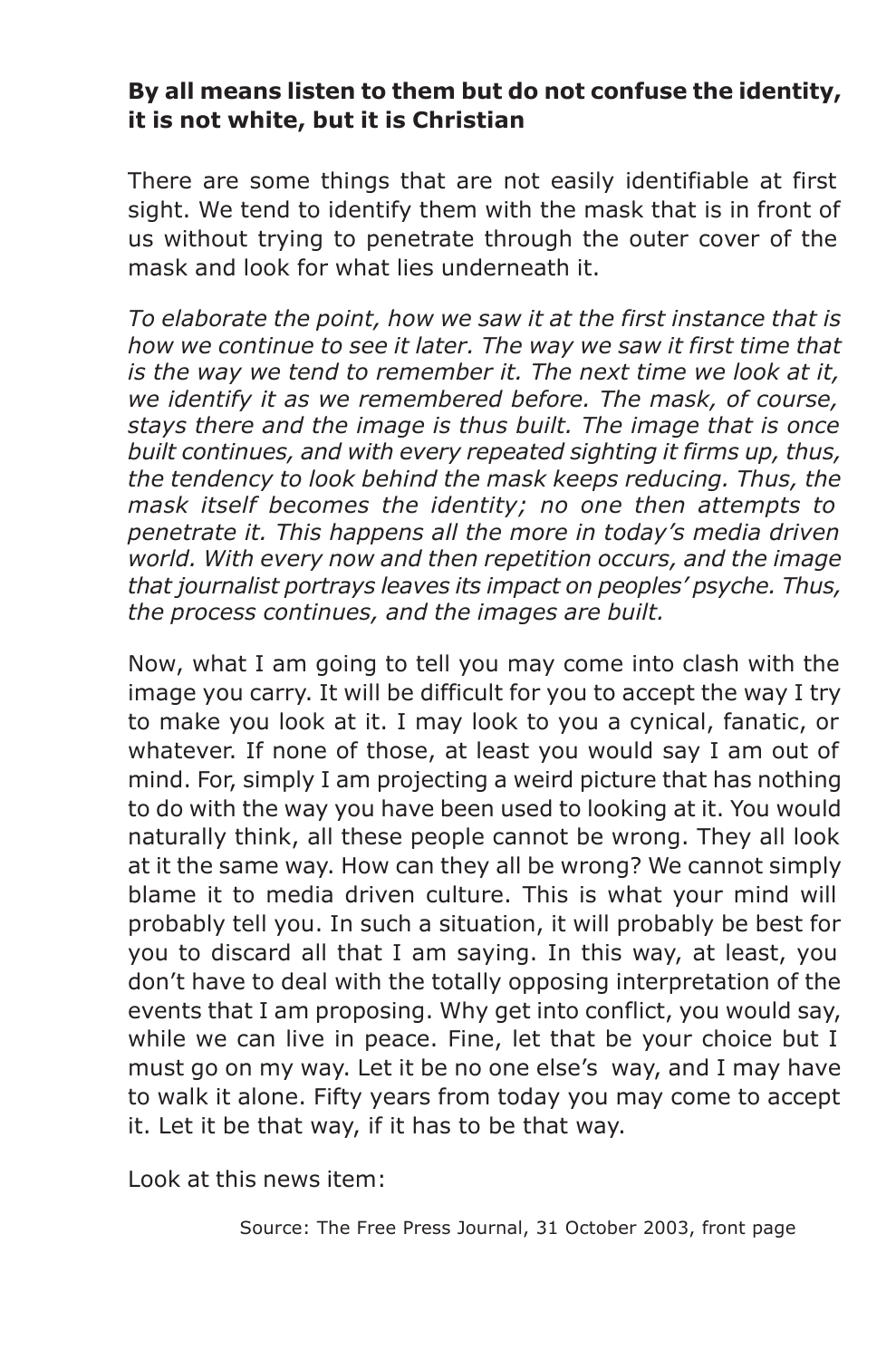**By all means listen to them but do not confuse the identity, it is not white, but it is Christian**

There are some things that are not easily identifiable at first sight. We tend to identify them with the mask that is in front of us without trying to penetrate through the outer cover of the mask and look for what lies underneath it.

*To elaborate the point, how we saw it at the first instance that is how we continue to see it later. The way we saw it first time that is the way we tend to remember it. The next time we look at it, we identify it as we remembered before. The mask, of course, stays there and the image is thus built. The image that is once built continues, and with every repeated sighting it firms up, thus, the tendency to look behind the mask keeps reducing. Thus, the mask itself becomes the identity; no one then attempts to penetrate it. This happens all the more in today's media driven world. With every now and then repetition occurs, and the image that journalist portrays leaves its impact on peoples' psyche. Thus, the process continues, and the images are built.*

Now, what I am going to tell you may come into clash with the image you carry. It will be difficult for you to accept the way I try to make you look at it. I may look to you a cynical, fanatic, or whatever. If none of those, at least you would say I am out of mind. For, simply I am projecting a weird picture that has nothing to do with the way you have been used to looking at it. You would naturally think, all these people cannot be wrong. They all look at it the same way. How can they all be wrong? We cannot simply blame it to media driven culture. This is what your mind will probably tell you. In such a situation, it will probably be best for you to discard all that I am saying. In this way, at least, you don't have to deal with the totally opposing interpretation of the events that I am proposing. Why get into conflict, you would say, while we can live in peace. Fine, let that be your choice but I must go on my way. Let it be no one else's way, and I may have to walk it alone. Fifty years from today you may come to accept it. Let it be that way, if it has to be that way.

Look at this news item:

Source: The Free Press Journal, 31 October 2003, front page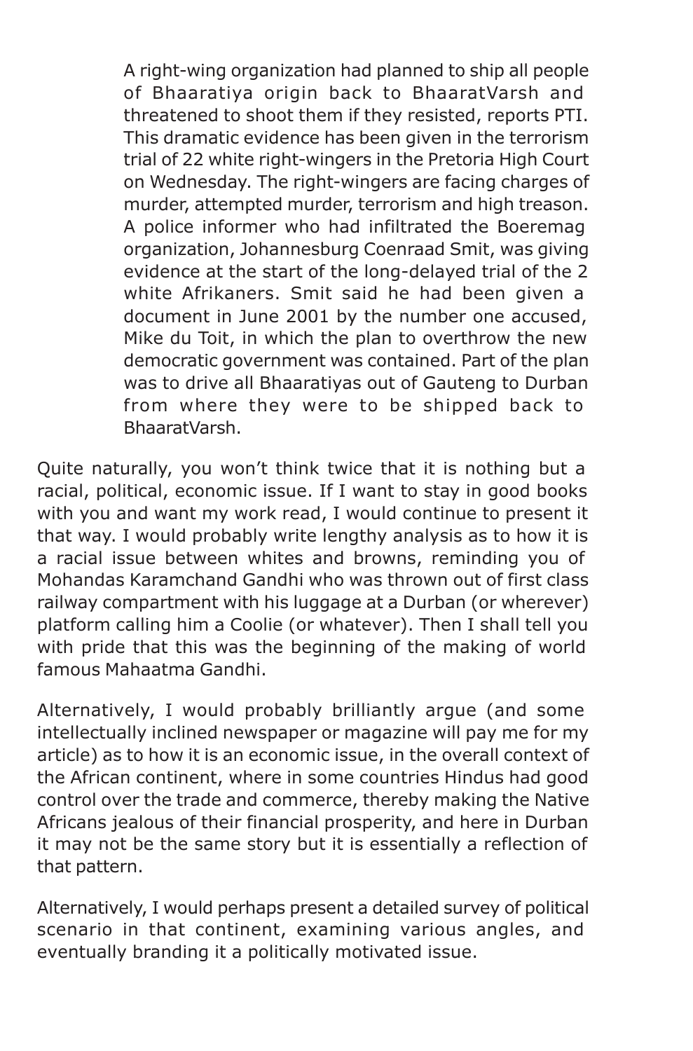> A right-wing organization had planned to ship all people of Bhaaratiya origin back to BhaaratVarsh and threatened to shoot them if they resisted, reports PTI. This dramatic evidence has been given in the terrorism trial of 22 white right-wingers in the Pretoria High Court on Wednesday. The right-wingers are facing charges of murder, attempted murder, terrorism and high treason. A police informer who had infiltrated the Boeremag organization, Johannesburg Coenraad Smit, was giving evidence at the start of the long-delayed trial of the 2 white Afrikaners. Smit said he had been given a document in June 2001 by the number one accused, Mike du Toit, in which the plan to overthrow the new democratic government was contained. Part of the plan was to drive all Bhaaratiyas out of Gauteng to Durban from where they were to be shipped back to BhaaratVarsh.

Quite naturally, you won't think twice that it is nothing but a racial, political, economic issue. If I want to stay in good books with you and want my work read, I would continue to present it that way. I would probably write lengthy analysis as to how it is a racial issue between whites and browns, reminding you of Mohandas Karamchand Gandhi who was thrown out of first class railway compartment with his luggage at a Durban (or wherever) platform calling him a Coolie (or whatever). Then I shall tell you with pride that this was the beginning of the making of world famous Mahaatma Gandhi.

Alternatively, I would probably brilliantly argue (and some intellectually inclined newspaper or magazine will pay me for my article) as to how it is an economic issue, in the overall context of the African continent, where in some countries Hindus had good control over the trade and commerce, thereby making the Native Africans jealous of their financial prosperity, and here in Durban it may not be the same story but it is essentially a reflection of that pattern.

Alternatively, I would perhaps present a detailed survey of political scenario in that continent, examining various angles, and eventually branding it a politically motivated issue.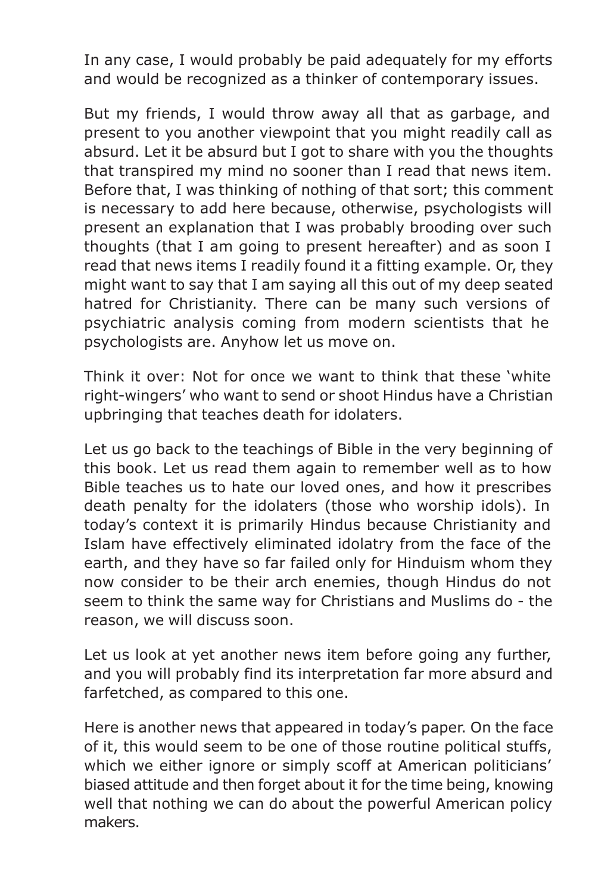In any case, I would probably be paid adequately for my efforts and would be recognized as a thinker of contemporary issues.

But my friends, I would throw away all that as garbage, and present to you another viewpoint that you might readily call as absurd. Let it be absurd but I got to share with you the thoughts that transpired my mind no sooner than I read that news item. Before that, I was thinking of nothing of that sort; this comment is necessary to add here because, otherwise, psychologists will present an explanation that I was probably brooding over such thoughts (that I am going to present hereafter) and as soon I read that news items I readily found it a fitting example. Or, they might want to say that I am saying all this out of my deep seated hatred for Christianity. There can be many such versions of psychiatric analysis coming from modern scientists that he psychologists are. Anyhow let us move on.

Think it over: Not for once we want to think that these 'white right-wingers' who want to send or shoot Hindus have a Christian upbringing that teaches death for idolaters.

Let us go back to the teachings of Bible in the very beginning of this book. Let us read them again to remember well as to how Bible teaches us to hate our loved ones, and how it prescribes death penalty for the idolaters (those who worship idols). In today's context it is primarily Hindus because Christianity and Islam have effectively eliminated idolatry from the face of the earth, and they have so far failed only for Hinduism whom they now consider to be their arch enemies, though Hindus do not seem to think the same way for Christians and Muslims do - the reason, we will discuss soon.

Let us look at yet another news item before going any further, and you will probably find its interpretation far more absurd and farfetched, as compared to this one.

Here is another news that appeared in today's paper. On the face of it, this would seem to be one of those routine political stuffs, which we either ignore or simply scoff at American politicians' biased attitude and then forget about it for the time being, knowing well that nothing we can do about the powerful American policy makers.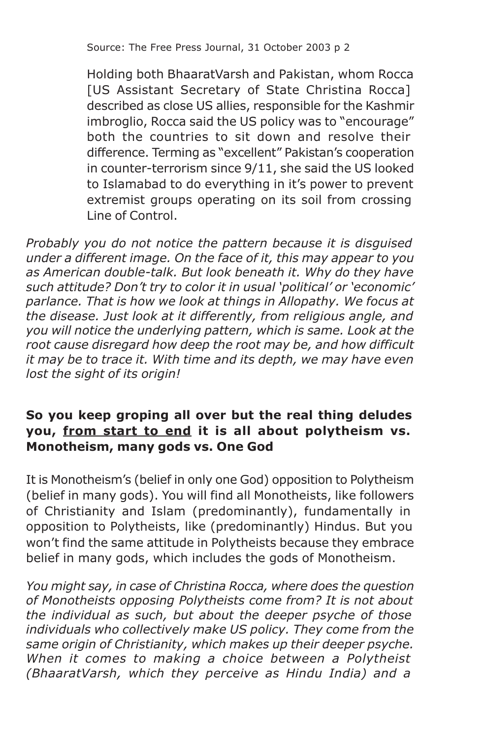Source: The Free Press Journal, 31 October 2003 p 2

> Holding both BhaaratVarsh and Pakistan, whom Rocca [US Assistant Secretary of State Christina Rocca] described as close US allies, responsible for the Kashmir imbroglio, Rocca said the US policy was to "encourage" both the countries to sit down and resolve their difference. Terming as "excellent" Pakistan's cooperation in counter-terrorism since 9/11, she said the US looked to Islamabad to do everything in it's power to prevent extremist groups operating on its soil from crossing Line of Control.

*Probably you do not notice the pattern because it is disguised under a different image. On the face of it, this may appear to you as American double-talk. But look beneath it. Why do they have such attitude? Don't try to color it in usual 'political' or 'economic' parlance. That is how we look at things in Allopathy. We focus at the disease. Just look at it differently, from religious angle, and you will notice the underlying pattern, which is same. Look at the root cause disregard how deep the root may be, and how difficult it may be to trace it. With time and its depth, we may have even lost the sight of its origin!*

**So you keep groping all over but the real thing deludes you, <u>from start to end</u> it is all about polytheism vs. Monotheism, many gods vs. One God**

It is Monotheism's (belief in only one God) opposition to Polytheism (belief in many gods). You will find all Monotheists, like followers of Christianity and Islam (predominantly), fundamentally in opposition to Polytheists, like (predominantly) Hindus. But you won't find the same attitude in Polytheists because they embrace belief in many gods, which includes the gods of Monotheism.

*You might say, in case of Christina Rocca, where does the question of Monotheists opposing Polytheists come from? It is not about the individual as such, but about the deeper psyche of those individuals who collectively make US policy. They come from the same origin of Christianity, which makes up their deeper psyche. When it comes to making a choice between a Polytheist (BhaaratVarsh, which they perceive as Hindu India) and a*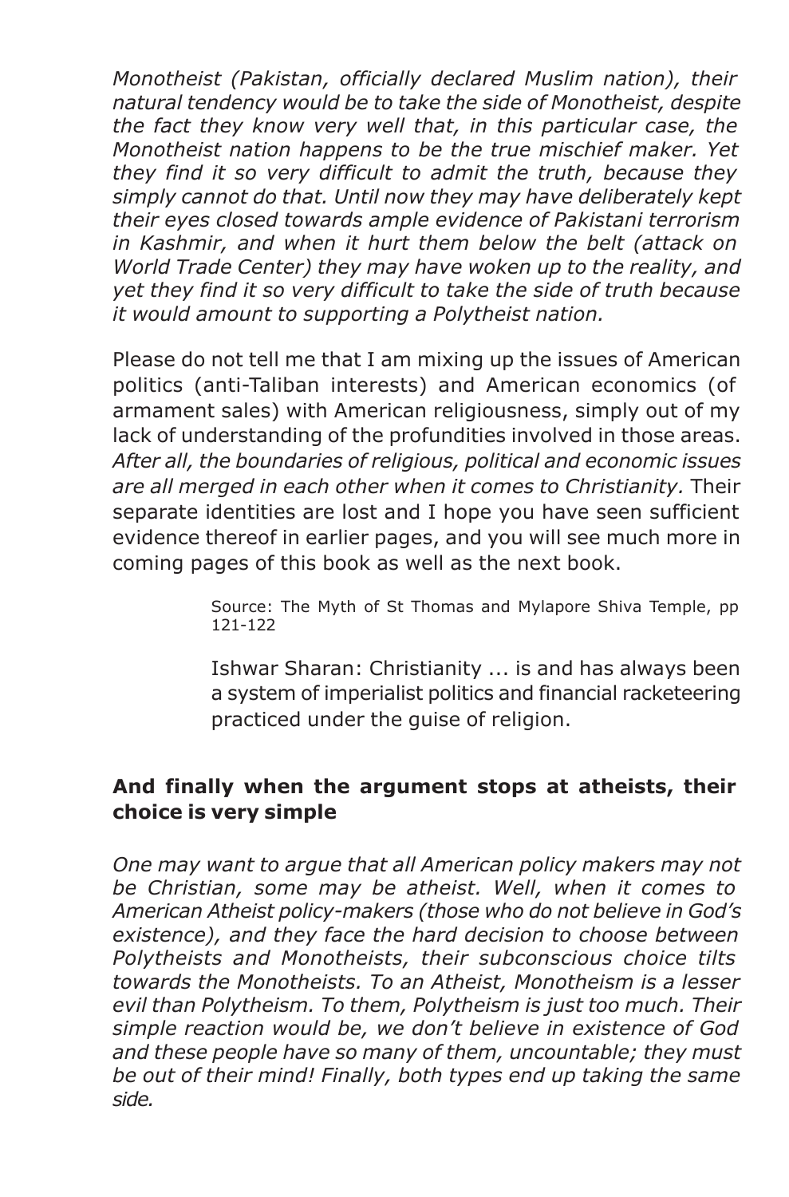*Monotheist (Pakistan, officially declared Muslim nation), their natural tendency would be to take the side of Monotheist, despite the fact they know very well that, in this particular case, the Monotheist nation happens to be the true mischief maker. Yet they find it so very difficult to admit the truth, because they simply cannot do that. Until now they may have deliberately kept their eyes closed towards ample evidence of Pakistani terrorism in Kashmir, and when it hurt them below the belt (attack on World Trade Center) they may have woken up to the reality, and yet they find it so very difficult to take the side of truth because it would amount to supporting a Polytheist nation.*

Please do not tell me that I am mixing up the issues of American politics (anti-Taliban interests) and American economics (of armament sales) with American religiousness, simply out of my lack of understanding of the profundities involved in those areas. *After all, the boundaries of religious, political and economic issues are all merged in each other when it comes to Christianity.* Their separate identities are lost and I hope you have seen sufficient evidence thereof in earlier pages, and you will see much more in coming pages of this book as well as the next book.

> Source: The Myth of St Thomas and Mylapore Shiva Temple, pp 121-122
>
> Ishwar Sharan: Christianity ... is and has always been a system of imperialist politics and financial racketeering practiced under the guise of religion.

**And finally when the argument stops at atheists, their choice is very simple**

*One may want to argue that all American policy makers may not be Christian, some may be atheist. Well, when it comes to American Atheist policy-makers (those who do not believe in God's existence), and they face the hard decision to choose between Polytheists and Monotheists, their subconscious choice tilts towards the Monotheists. To an Atheist, Monotheism is a lesser evil than Polytheism. To them, Polytheism is just too much. Their simple reaction would be, we don't believe in existence of God and these people have so many of them, uncountable; they must be out of their mind! Finally, both types end up taking the same side.*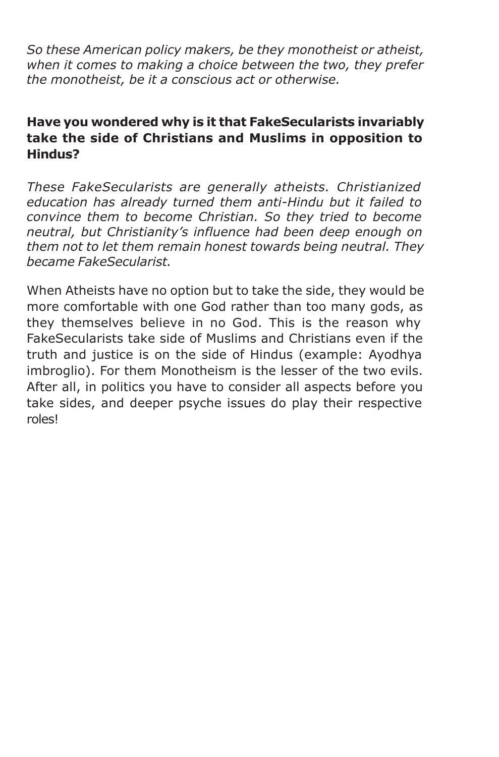*So these American policy makers, be they monotheist or atheist, when it comes to making a choice between the two, they prefer the monotheist, be it a conscious act or otherwise.*

**Have you wondered why is it that FakeSecularists invariably take the side of Christians and Muslims in opposition to Hindus?**

*These FakeSecularists are generally atheists. Christianized education has already turned them anti-Hindu but it failed to convince them to become Christian. So they tried to become neutral, but Christianity's influence had been deep enough on them not to let them remain honest towards being neutral. They became FakeSecularist.*

When Atheists have no option but to take the side, they would be more comfortable with one God rather than too many gods, as they themselves believe in no God. This is the reason why FakeSecularists take side of Muslims and Christians even if the truth and justice is on the side of Hindus (example: Ayodhya imbroglio). For them Monotheism is the lesser of the two evils. After all, in politics you have to consider all aspects before you take sides, and deeper psyche issues do play their respective roles!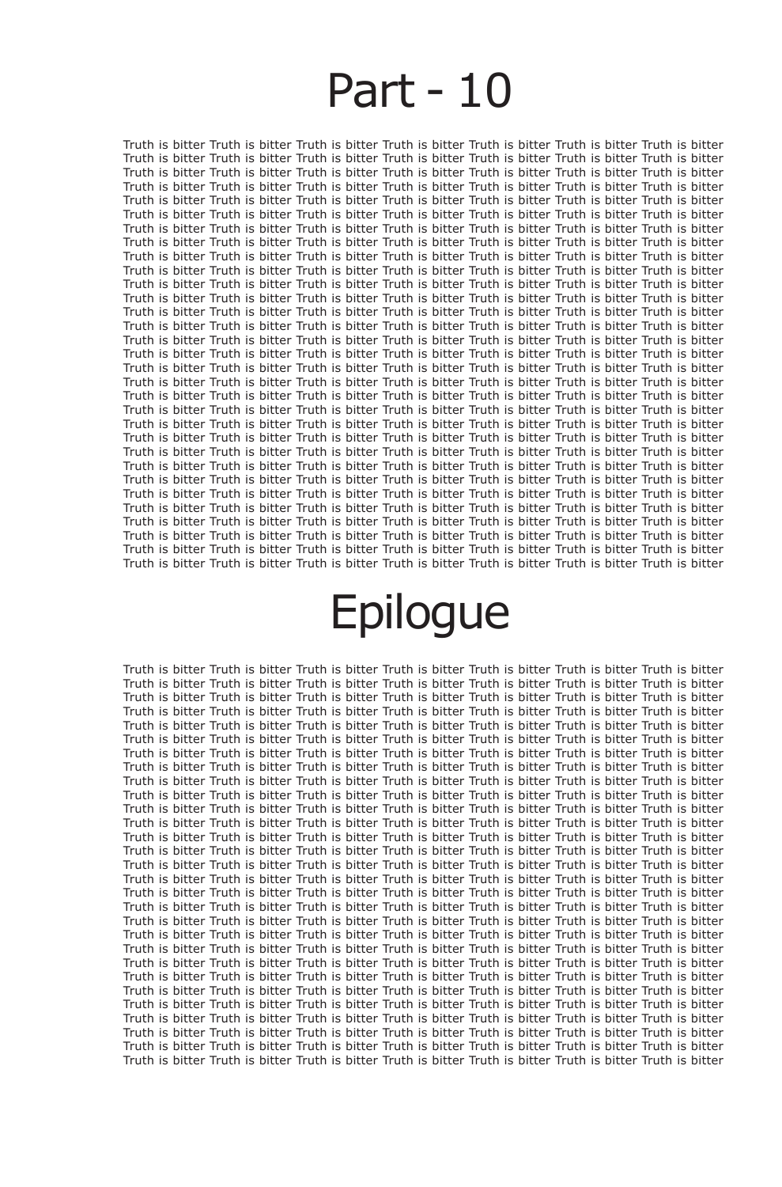# Part - 10

Truth is bitter Truth is bitter Truth is bitter Truth is bitter Truth is bitter Truth is bitter Truth is bitter
Truth is bitter Truth is bitter Truth is bitter Truth is bitter Truth is bitter Truth is bitter Truth is bitter
Truth is bitter Truth is bitter Truth is bitter Truth is bitter Truth is bitter Truth is bitter Truth is bitter
Truth is bitter Truth is bitter Truth is bitter Truth is bitter Truth is bitter Truth is bitter Truth is bitter
Truth is bitter Truth is bitter Truth is bitter Truth is bitter Truth is bitter Truth is bitter Truth is bitter
Truth is bitter Truth is bitter Truth is bitter Truth is bitter Truth is bitter Truth is bitter Truth is bitter
Truth is bitter Truth is bitter Truth is bitter Truth is bitter Truth is bitter Truth is bitter Truth is bitter
Truth is bitter Truth is bitter Truth is bitter Truth is bitter Truth is bitter Truth is bitter Truth is bitter
Truth is bitter Truth is bitter Truth is bitter Truth is bitter Truth is bitter Truth is bitter Truth is bitter
Truth is bitter Truth is bitter Truth is bitter Truth is bitter Truth is bitter Truth is bitter Truth is bitter
Truth is bitter Truth is bitter Truth is bitter Truth is bitter Truth is bitter Truth is bitter Truth is bitter
Truth is bitter Truth is bitter Truth is bitter Truth is bitter Truth is bitter Truth is bitter Truth is bitter
Truth is bitter Truth is bitter Truth is bitter Truth is bitter Truth is bitter Truth is bitter Truth is bitter
Truth is bitter Truth is bitter Truth is bitter Truth is bitter Truth is bitter Truth is bitter Truth is bitter
Truth is bitter Truth is bitter Truth is bitter Truth is bitter Truth is bitter Truth is bitter Truth is bitter
Truth is bitter Truth is bitter Truth is bitter Truth is bitter Truth is bitter Truth is bitter Truth is bitter
Truth is bitter Truth is bitter Truth is bitter Truth is bitter Truth is bitter Truth is bitter Truth is bitter
Truth is bitter Truth is bitter Truth is bitter Truth is bitter Truth is bitter Truth is bitter Truth is bitter
Truth is bitter Truth is bitter Truth is bitter Truth is bitter Truth is bitter Truth is bitter Truth is bitter
Truth is bitter Truth is bitter Truth is bitter Truth is bitter Truth is bitter Truth is bitter Truth is bitter
Truth is bitter Truth is bitter Truth is bitter Truth is bitter Truth is bitter Truth is bitter Truth is bitter
Truth is bitter Truth is bitter Truth is bitter Truth is bitter Truth is bitter Truth is bitter Truth is bitter
Truth is bitter Truth is bitter Truth is bitter Truth is bitter Truth is bitter Truth is bitter Truth is bitter
Truth is bitter Truth is bitter Truth is bitter Truth is bitter Truth is bitter Truth is bitter Truth is bitter
Truth is bitter Truth is bitter Truth is bitter Truth is bitter Truth is bitter Truth is bitter Truth is bitter
Truth is bitter Truth is bitter Truth is bitter Truth is bitter Truth is bitter Truth is bitter Truth is bitter
Truth is bitter Truth is bitter Truth is bitter Truth is bitter Truth is bitter Truth is bitter Truth is bitter
Truth is bitter Truth is bitter Truth is bitter Truth is bitter Truth is bitter Truth is bitter Truth is bitter
Truth is bitter Truth is bitter Truth is bitter Truth is bitter Truth is bitter Truth is bitter Truth is bitter
Truth is bitter Truth is bitter Truth is bitter Truth is bitter Truth is bitter Truth is bitter Truth is bitter
Truth is bitter Truth is bitter Truth is bitter Truth is bitter Truth is bitter Truth is bitter Truth is bitter

# Epilogue

Truth is bitter Truth is bitter Truth is bitter Truth is bitter Truth is bitter Truth is bitter Truth is bitter
Truth is bitter Truth is bitter Truth is bitter Truth is bitter Truth is bitter Truth is bitter Truth is bitter
Truth is bitter Truth is bitter Truth is bitter Truth is bitter Truth is bitter Truth is bitter Truth is bitter
Truth is bitter Truth is bitter Truth is bitter Truth is bitter Truth is bitter Truth is bitter Truth is bitter
Truth is bitter Truth is bitter Truth is bitter Truth is bitter Truth is bitter Truth is bitter Truth is bitter
Truth is bitter Truth is bitter Truth is bitter Truth is bitter Truth is bitter Truth is bitter Truth is bitter
Truth is bitter Truth is bitter Truth is bitter Truth is bitter Truth is bitter Truth is bitter Truth is bitter
Truth is bitter Truth is bitter Truth is bitter Truth is bitter Truth is bitter Truth is bitter Truth is bitter
Truth is bitter Truth is bitter Truth is bitter Truth is bitter Truth is bitter Truth is bitter Truth is bitter
Truth is bitter Truth is bitter Truth is bitter Truth is bitter Truth is bitter Truth is bitter Truth is bitter
Truth is bitter Truth is bitter Truth is bitter Truth is bitter Truth is bitter Truth is bitter Truth is bitter
Truth is bitter Truth is bitter Truth is bitter Truth is bitter Truth is bitter Truth is bitter Truth is bitter
Truth is bitter Truth is bitter Truth is bitter Truth is bitter Truth is bitter Truth is bitter Truth is bitter
Truth is bitter Truth is bitter Truth is bitter Truth is bitter Truth is bitter Truth is bitter Truth is bitter
Truth is bitter Truth is bitter Truth is bitter Truth is bitter Truth is bitter Truth is bitter Truth is bitter
Truth is bitter Truth is bitter Truth is bitter Truth is bitter Truth is bitter Truth is bitter Truth is bitter
Truth is bitter Truth is bitter Truth is bitter Truth is bitter Truth is bitter Truth is bitter Truth is bitter
Truth is bitter Truth is bitter Truth is bitter Truth is bitter Truth is bitter Truth is bitter Truth is bitter
Truth is bitter Truth is bitter Truth is bitter Truth is bitter Truth is bitter Truth is bitter Truth is bitter
Truth is bitter Truth is bitter Truth is bitter Truth is bitter Truth is bitter Truth is bitter Truth is bitter
Truth is bitter Truth is bitter Truth is bitter Truth is bitter Truth is bitter Truth is bitter Truth is bitter
Truth is bitter Truth is bitter Truth is bitter Truth is bitter Truth is bitter Truth is bitter Truth is bitter
Truth is bitter Truth is bitter Truth is bitter Truth is bitter Truth is bitter Truth is bitter Truth is bitter
Truth is bitter Truth is bitter Truth is bitter Truth is bitter Truth is bitter Truth is bitter Truth is bitter
Truth is bitter Truth is bitter Truth is bitter Truth is bitter Truth is bitter Truth is bitter Truth is bitter
Truth is bitter Truth is bitter Truth is bitter Truth is bitter Truth is bitter Truth is bitter Truth is bitter
Truth is bitter Truth is bitter Truth is bitter Truth is bitter Truth is bitter Truth is bitter Truth is bitter
Truth is bitter Truth is bitter Truth is bitter Truth is bitter Truth is bitter Truth is bitter Truth is bitter
Truth is bitter Truth is bitter Truth is bitter Truth is bitter Truth is bitter Truth is bitter Truth is bitter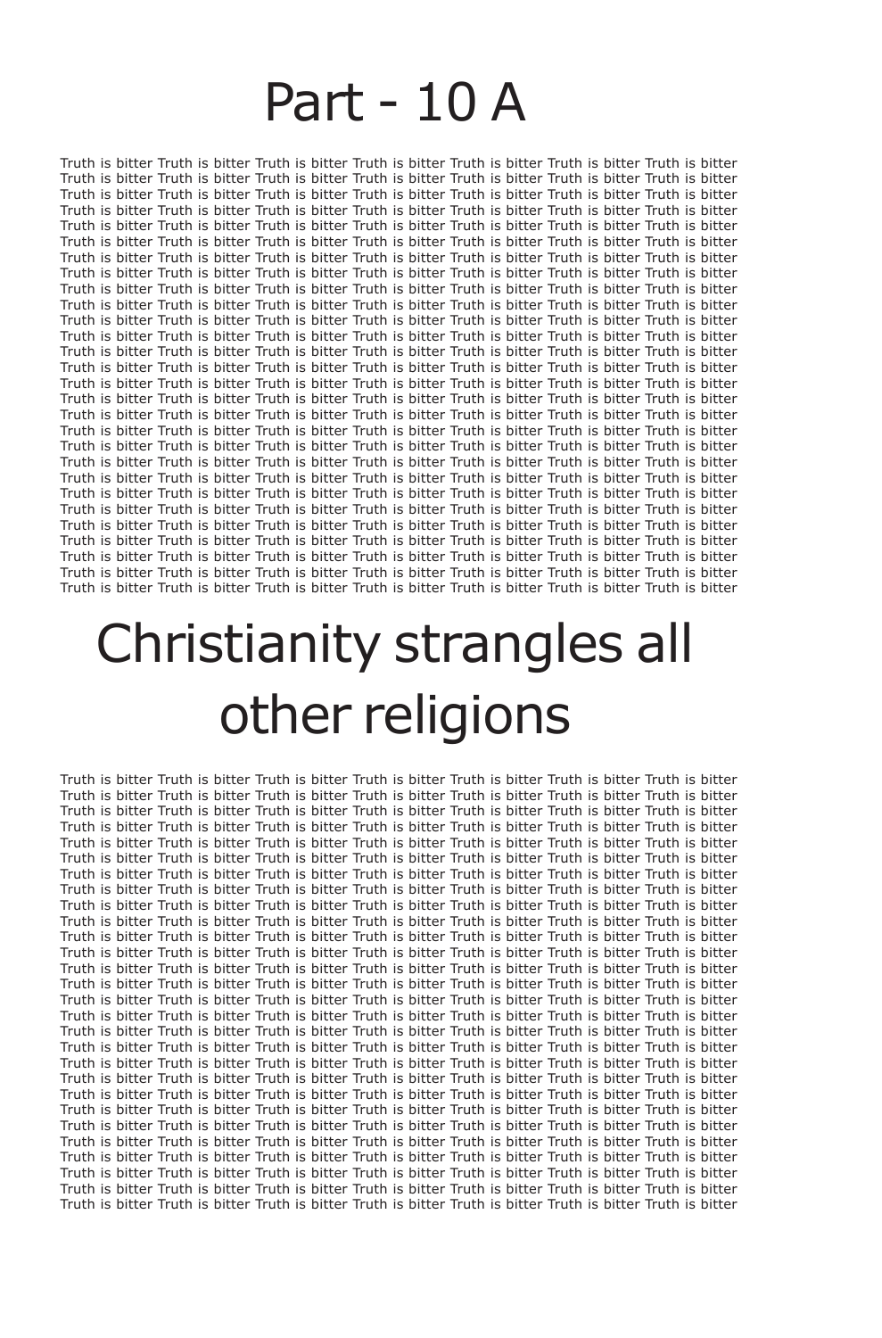# Part - 10 A

Truth is bitter Truth is bitter Truth is bitter Truth is bitter Truth is bitter Truth is bitter Truth is bitter
Truth is bitter Truth is bitter Truth is bitter Truth is bitter Truth is bitter Truth is bitter Truth is bitter
Truth is bitter Truth is bitter Truth is bitter Truth is bitter Truth is bitter Truth is bitter Truth is bitter
Truth is bitter Truth is bitter Truth is bitter Truth is bitter Truth is bitter Truth is bitter Truth is bitter
Truth is bitter Truth is bitter Truth is bitter Truth is bitter Truth is bitter Truth is bitter Truth is bitter
Truth is bitter Truth is bitter Truth is bitter Truth is bitter Truth is bitter Truth is bitter Truth is bitter
Truth is bitter Truth is bitter Truth is bitter Truth is bitter Truth is bitter Truth is bitter Truth is bitter
Truth is bitter Truth is bitter Truth is bitter Truth is bitter Truth is bitter Truth is bitter Truth is bitter
Truth is bitter Truth is bitter Truth is bitter Truth is bitter Truth is bitter Truth is bitter Truth is bitter
Truth is bitter Truth is bitter Truth is bitter Truth is bitter Truth is bitter Truth is bitter Truth is bitter
Truth is bitter Truth is bitter Truth is bitter Truth is bitter Truth is bitter Truth is bitter Truth is bitter
Truth is bitter Truth is bitter Truth is bitter Truth is bitter Truth is bitter Truth is bitter Truth is bitter
Truth is bitter Truth is bitter Truth is bitter Truth is bitter Truth is bitter Truth is bitter Truth is bitter
Truth is bitter Truth is bitter Truth is bitter Truth is bitter Truth is bitter Truth is bitter Truth is bitter
Truth is bitter Truth is bitter Truth is bitter Truth is bitter Truth is bitter Truth is bitter Truth is bitter
Truth is bitter Truth is bitter Truth is bitter Truth is bitter Truth is bitter Truth is bitter Truth is bitter
Truth is bitter Truth is bitter Truth is bitter Truth is bitter Truth is bitter Truth is bitter Truth is bitter
Truth is bitter Truth is bitter Truth is bitter Truth is bitter Truth is bitter Truth is bitter Truth is bitter
Truth is bitter Truth is bitter Truth is bitter Truth is bitter Truth is bitter Truth is bitter Truth is bitter
Truth is bitter Truth is bitter Truth is bitter Truth is bitter Truth is bitter Truth is bitter Truth is bitter
Truth is bitter Truth is bitter Truth is bitter Truth is bitter Truth is bitter Truth is bitter Truth is bitter
Truth is bitter Truth is bitter Truth is bitter Truth is bitter Truth is bitter Truth is bitter Truth is bitter
Truth is bitter Truth is bitter Truth is bitter Truth is bitter Truth is bitter Truth is bitter Truth is bitter
Truth is bitter Truth is bitter Truth is bitter Truth is bitter Truth is bitter Truth is bitter Truth is bitter
Truth is bitter Truth is bitter Truth is bitter Truth is bitter Truth is bitter Truth is bitter Truth is bitter
Truth is bitter Truth is bitter Truth is bitter Truth is bitter Truth is bitter Truth is bitter Truth is bitter
Truth is bitter Truth is bitter Truth is bitter Truth is bitter Truth is bitter Truth is bitter Truth is bitter
Truth is bitter Truth is bitter Truth is bitter Truth is bitter Truth is bitter Truth is bitter Truth is bitter

# Christianity strangles all other religions

Truth is bitter Truth is bitter Truth is bitter Truth is bitter Truth is bitter Truth is bitter Truth is bitter
Truth is bitter Truth is bitter Truth is bitter Truth is bitter Truth is bitter Truth is bitter Truth is bitter
Truth is bitter Truth is bitter Truth is bitter Truth is bitter Truth is bitter Truth is bitter Truth is bitter
Truth is bitter Truth is bitter Truth is bitter Truth is bitter Truth is bitter Truth is bitter Truth is bitter
Truth is bitter Truth is bitter Truth is bitter Truth is bitter Truth is bitter Truth is bitter Truth is bitter
Truth is bitter Truth is bitter Truth is bitter Truth is bitter Truth is bitter Truth is bitter Truth is bitter
Truth is bitter Truth is bitter Truth is bitter Truth is bitter Truth is bitter Truth is bitter Truth is bitter
Truth is bitter Truth is bitter Truth is bitter Truth is bitter Truth is bitter Truth is bitter Truth is bitter
Truth is bitter Truth is bitter Truth is bitter Truth is bitter Truth is bitter Truth is bitter Truth is bitter
Truth is bitter Truth is bitter Truth is bitter Truth is bitter Truth is bitter Truth is bitter Truth is bitter
Truth is bitter Truth is bitter Truth is bitter Truth is bitter Truth is bitter Truth is bitter Truth is bitter
Truth is bitter Truth is bitter Truth is bitter Truth is bitter Truth is bitter Truth is bitter Truth is bitter
Truth is bitter Truth is bitter Truth is bitter Truth is bitter Truth is bitter Truth is bitter Truth is bitter
Truth is bitter Truth is bitter Truth is bitter Truth is bitter Truth is bitter Truth is bitter Truth is bitter
Truth is bitter Truth is bitter Truth is bitter Truth is bitter Truth is bitter Truth is bitter Truth is bitter
Truth is bitter Truth is bitter Truth is bitter Truth is bitter Truth is bitter Truth is bitter Truth is bitter
Truth is bitter Truth is bitter Truth is bitter Truth is bitter Truth is bitter Truth is bitter Truth is bitter
Truth is bitter Truth is bitter Truth is bitter Truth is bitter Truth is bitter Truth is bitter Truth is bitter
Truth is bitter Truth is bitter Truth is bitter Truth is bitter Truth is bitter Truth is bitter Truth is bitter
Truth is bitter Truth is bitter Truth is bitter Truth is bitter Truth is bitter Truth is bitter Truth is bitter
Truth is bitter Truth is bitter Truth is bitter Truth is bitter Truth is bitter Truth is bitter Truth is bitter
Truth is bitter Truth is bitter Truth is bitter Truth is bitter Truth is bitter Truth is bitter Truth is bitter
Truth is bitter Truth is bitter Truth is bitter Truth is bitter Truth is bitter Truth is bitter Truth is bitter
Truth is bitter Truth is bitter Truth is bitter Truth is bitter Truth is bitter Truth is bitter Truth is bitter
Truth is bitter Truth is bitter Truth is bitter Truth is bitter Truth is bitter Truth is bitter Truth is bitter
Truth is bitter Truth is bitter Truth is bitter Truth is bitter Truth is bitter Truth is bitter Truth is bitter
Truth is bitter Truth is bitter Truth is bitter Truth is bitter Truth is bitter Truth is bitter Truth is bitter
Truth is bitter Truth is bitter Truth is bitter Truth is bitter Truth is bitter Truth is bitter Truth is bitter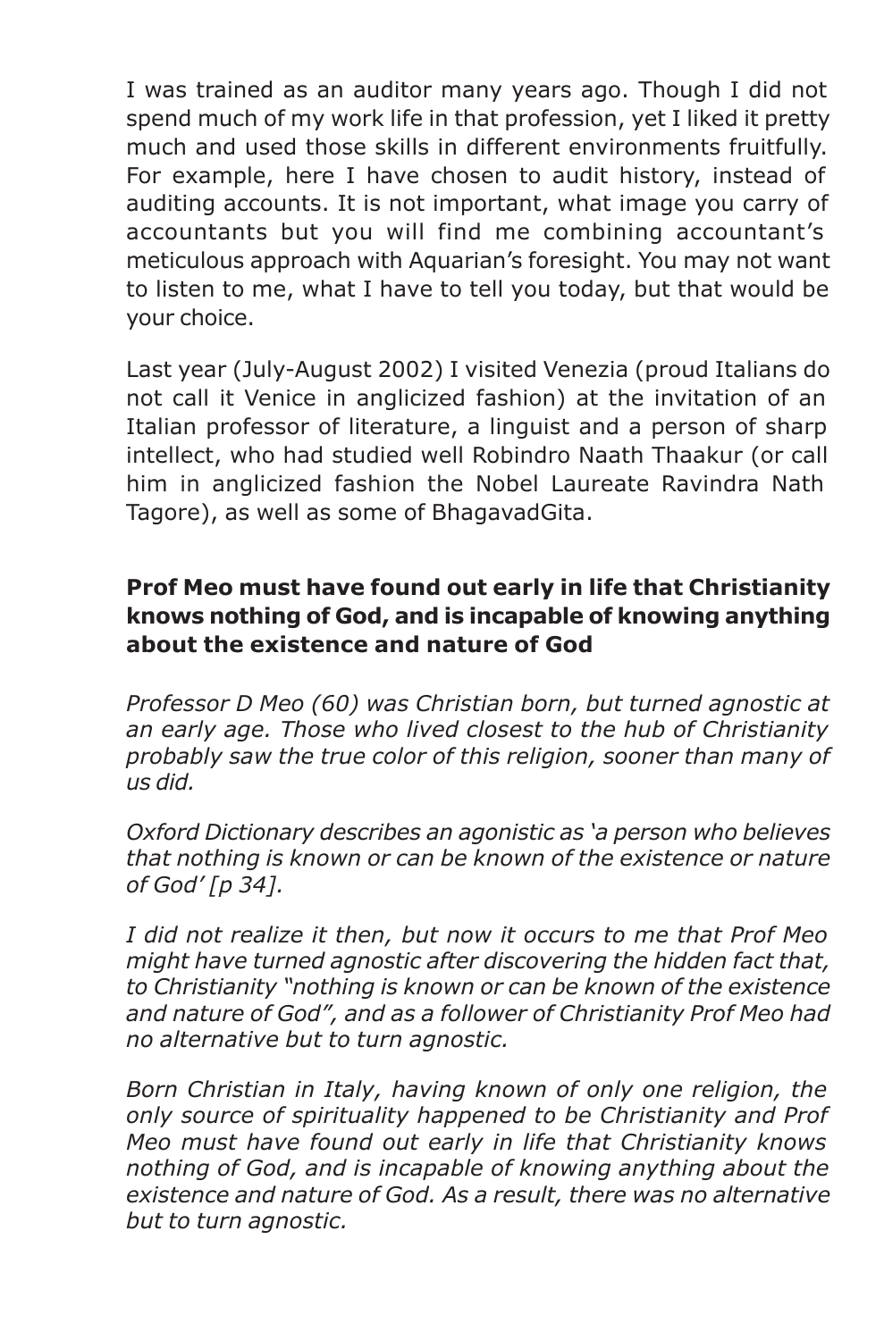I was trained as an auditor many years ago. Though I did not spend much of my work life in that profession, yet I liked it pretty much and used those skills in different environments fruitfully. For example, here I have chosen to audit history, instead of auditing accounts. It is not important, what image you carry of accountants but you will find me combining accountant's meticulous approach with Aquarian's foresight. You may not want to listen to me, what I have to tell you today, but that would be your choice.

Last year (July-August 2002) I visited Venezia (proud Italians do not call it Venice in anglicized fashion) at the invitation of an Italian professor of literature, a linguist and a person of sharp intellect, who had studied well Robindro Naath Thaakur (or call him in anglicized fashion the Nobel Laureate Ravindra Nath Tagore), as well as some of BhagavadGita.

**Prof Meo must have found out early in life that Christianity knows nothing of God, and is incapable of knowing anything about the existence and nature of God**

*Professor D Meo (60) was Christian born, but turned agnostic at an early age. Those who lived closest to the hub of Christianity probably saw the true color of this religion, sooner than many of us did.*

*Oxford Dictionary describes an agonistic as 'a person who believes that nothing is known or can be known of the existence or nature of God' [p 34].*

*I did not realize it then, but now it occurs to me that Prof Meo might have turned agnostic after discovering the hidden fact that, to Christianity "nothing is known or can be known of the existence and nature of God", and as a follower of Christianity Prof Meo had no alternative but to turn agnostic.*

*Born Christian in Italy, having known of only one religion, the only source of spirituality happened to be Christianity and Prof Meo must have found out early in life that Christianity knows nothing of God, and is incapable of knowing anything about the existence and nature of God. As a result, there was no alternative but to turn agnostic.*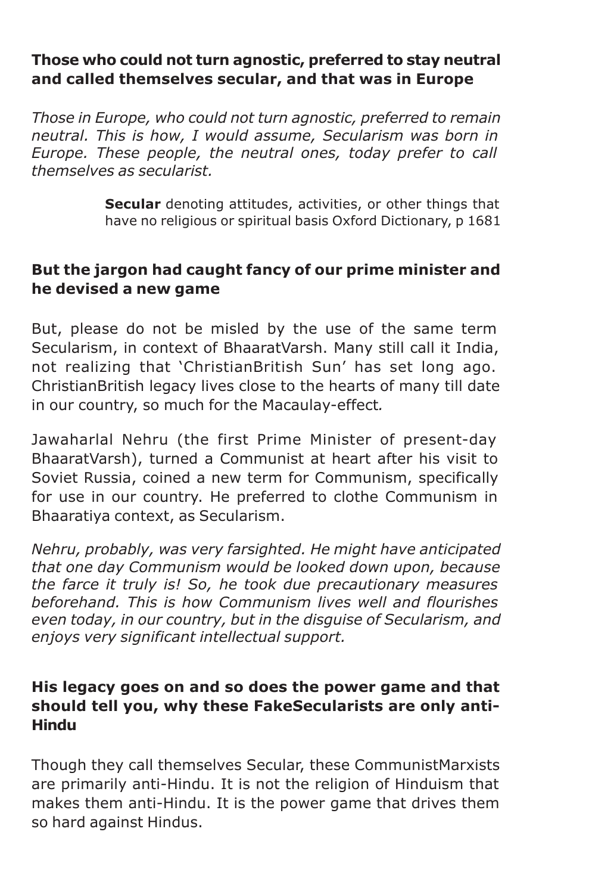### Those who could not turn agnostic, preferred to stay neutral and called themselves secular, and that was in Europe

*Those in Europe, who could not turn agnostic, preferred to remain neutral. This is how, I would assume, Secularism was born in Europe. These people, the neutral ones, today prefer to call themselves as secularist.*

> **Secular** denoting attitudes, activities, or other things that have no religious or spiritual basis Oxford Dictionary, p 1681

### But the jargon had caught fancy of our prime minister and he devised a new game

But, please do not be misled by the use of the same term Secularism, in context of BhaaratVarsh. Many still call it India, not realizing that 'ChristianBritish Sun' has set long ago. ChristianBritish legacy lives close to the hearts of many till date in our country, so much for the Macaulay-effect*.*

Jawaharlal Nehru (the first Prime Minister of present-day BhaaratVarsh), turned a Communist at heart after his visit to Soviet Russia, coined a new term for Communism, specifically for use in our country. He preferred to clothe Communism in Bhaaratiya context, as Secularism.

*Nehru, probably, was very farsighted. He might have anticipated that one day Communism would be looked down upon, because the farce it truly is! So, he took due precautionary measures beforehand. This is how Communism lives well and flourishes even today, in our country, but in the disguise of Secularism, and enjoys very significant intellectual support.*

### His legacy goes on and so does the power game and that should tell you, why these FakeSecularists are only anti-Hindu

Though they call themselves Secular, these CommunistMarxists are primarily anti-Hindu. It is not the religion of Hinduism that makes them anti-Hindu. It is the power game that drives them so hard against Hindus.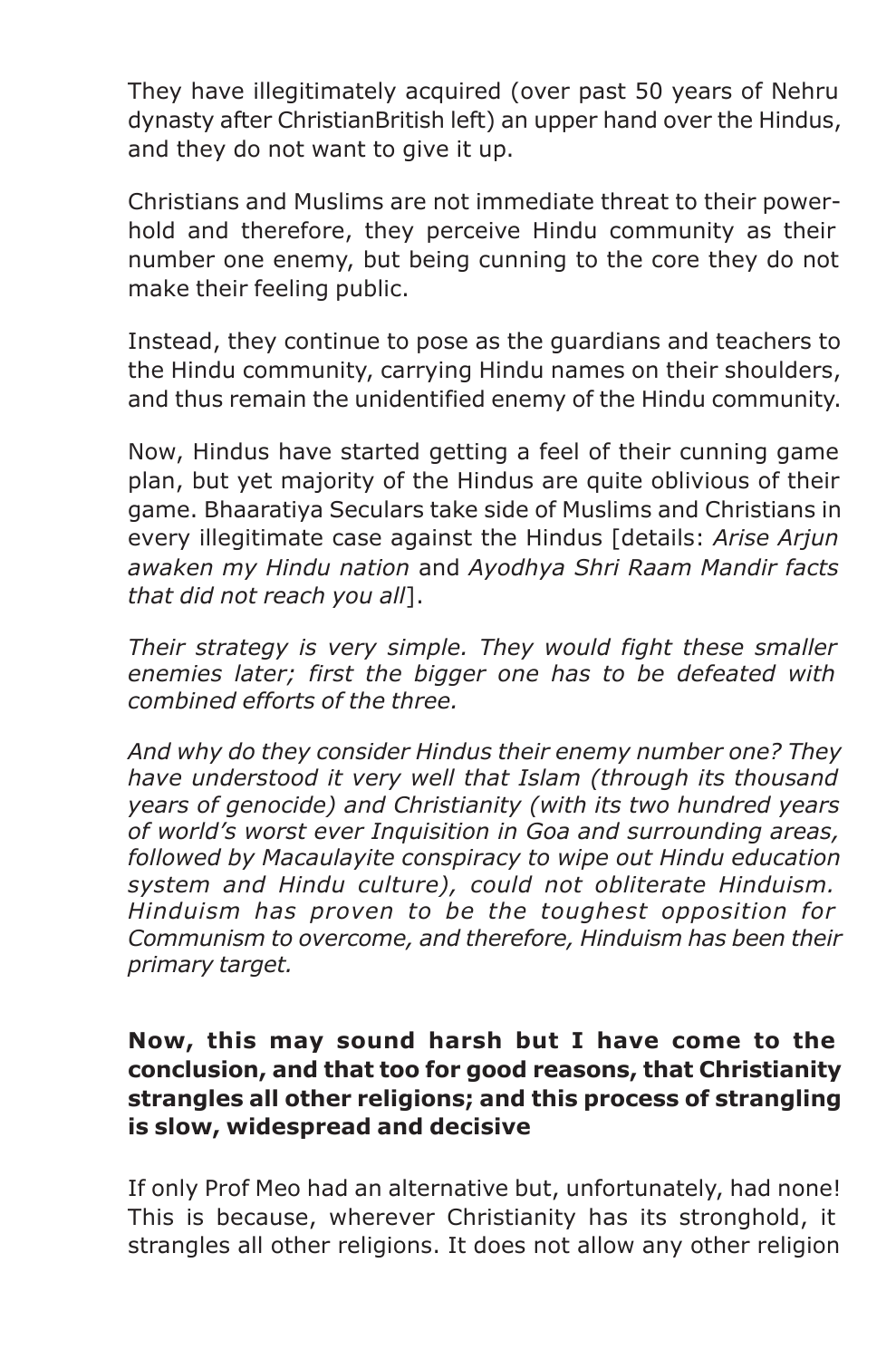They have illegitimately acquired (over past 50 years of Nehru dynasty after ChristianBritish left) an upper hand over the Hindus, and they do not want to give it up.

Christians and Muslims are not immediate threat to their power-hold and therefore, they perceive Hindu community as their number one enemy, but being cunning to the core they do not make their feeling public.

Instead, they continue to pose as the guardians and teachers to the Hindu community, carrying Hindu names on their shoulders, and thus remain the unidentified enemy of the Hindu community.

Now, Hindus have started getting a feel of their cunning game plan, but yet majority of the Hindus are quite oblivious of their game. Bhaaratiya Seculars take side of Muslims and Christians in every illegitimate case against the Hindus [details: *Arise Arjun awaken my Hindu nation* and *Ayodhya Shri Raam Mandir facts that did not reach you all*].

*Their strategy is very simple. They would fight these smaller enemies later; first the bigger one has to be defeated with combined efforts of the three.*

*And why do they consider Hindus their enemy number one? They have understood it very well that Islam (through its thousand years of genocide) and Christianity (with its two hundred years of world's worst ever Inquisition in Goa and surrounding areas, followed by Macaulayite conspiracy to wipe out Hindu education system and Hindu culture), could not obliterate Hinduism. Hinduism has proven to be the toughest opposition for Communism to overcome, and therefore, Hinduism has been their primary target.*

**Now, this may sound harsh but I have come to the conclusion, and that too for good reasons, that Christianity strangles all other religions; and this process of strangling is slow, widespread and decisive**

If only Prof Meo had an alternative but, unfortunately, had none! This is because, wherever Christianity has its stronghold, it strangles all other religions. It does not allow any other religion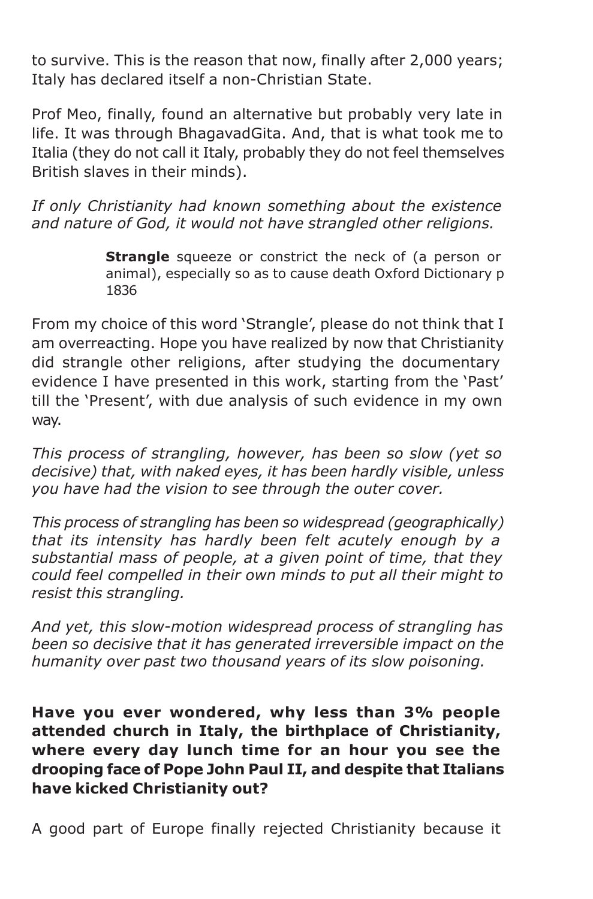to survive. This is the reason that now, finally after 2,000 years; Italy has declared itself a non-Christian State.

Prof Meo, finally, found an alternative but probably very late in life. It was through BhagavadGita. And, that is what took me to Italia (they do not call it Italy, probably they do not feel themselves British slaves in their minds).

*If only Christianity had known something about the existence and nature of God, it would not have strangled other religions.*

> **Strangle** squeeze or constrict the neck of (a person or animal), especially so as to cause death Oxford Dictionary p 1836

From my choice of this word 'Strangle', please do not think that I am overreacting. Hope you have realized by now that Christianity did strangle other religions, after studying the documentary evidence I have presented in this work, starting from the 'Past' till the 'Present', with due analysis of such evidence in my own way.

*This process of strangling, however, has been so slow (yet so decisive) that, with naked eyes, it has been hardly visible, unless you have had the vision to see through the outer cover.*

*This process of strangling has been so widespread (geographically) that its intensity has hardly been felt acutely enough by a substantial mass of people, at a given point of time, that they could feel compelled in their own minds to put all their might to resist this strangling.*

*And yet, this slow-motion widespread process of strangling has been so decisive that it has generated irreversible impact on the humanity over past two thousand years of its slow poisoning.*

**Have you ever wondered, why less than 3% people attended church in Italy, the birthplace of Christianity, where every day lunch time for an hour you see the drooping face of Pope John Paul II, and despite that Italians have kicked Christianity out?**

A good part of Europe finally rejected Christianity because it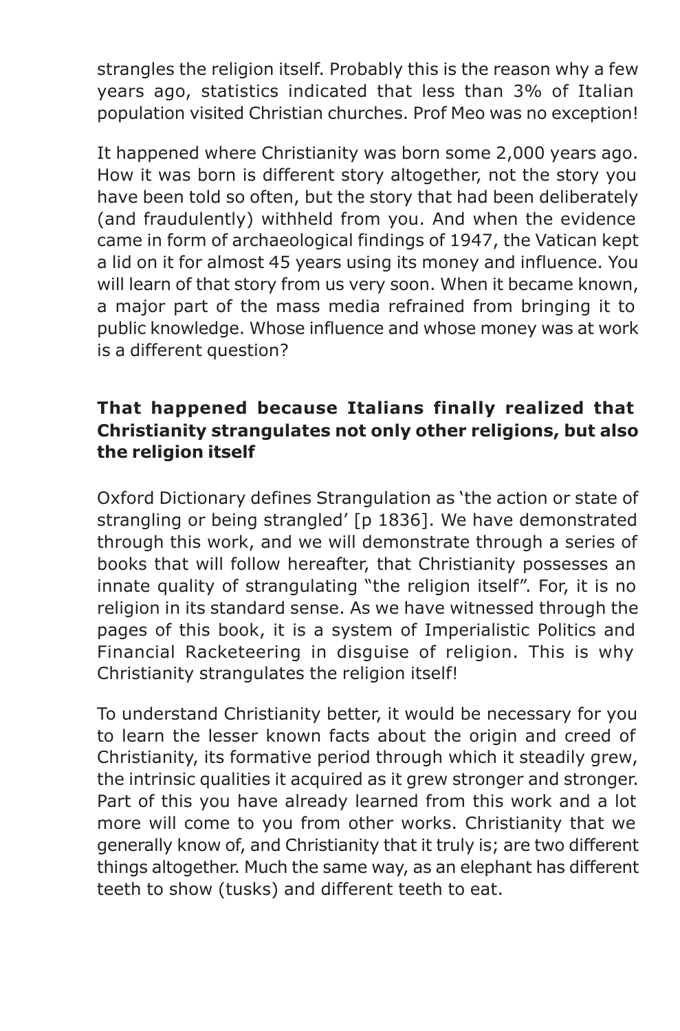strangles the religion itself. Probably this is the reason why a few years ago, statistics indicated that less than 3% of Italian population visited Christian churches. Prof Meo was no exception!

It happened where Christianity was born some 2,000 years ago. How it was born is different story altogether, not the story you have been told so often, but the story that had been deliberately (and fraudulently) withheld from you. And when the evidence came in form of archaeological findings of 1947, the Vatican kept a lid on it for almost 45 years using its money and influence. You will learn of that story from us very soon. When it became known, a major part of the mass media refrained from bringing it to public knowledge. Whose influence and whose money was at work is a different question?

**That happened because Italians finally realized that Christianity strangulates not only other religions, but also the religion itself**

Oxford Dictionary defines Strangulation as 'the action or state of strangling or being strangled' [p 1836]. We have demonstrated through this work, and we will demonstrate through a series of books that will follow hereafter, that Christianity possesses an innate quality of strangulating "the religion itself". For, it is no religion in its standard sense. As we have witnessed through the pages of this book, it is a system of Imperialistic Politics and Financial Racketeering in disguise of religion. This is why Christianity strangulates the religion itself!

To understand Christianity better, it would be necessary for you to learn the lesser known facts about the origin and creed of Christianity, its formative period through which it steadily grew, the intrinsic qualities it acquired as it grew stronger and stronger. Part of this you have already learned from this work and a lot more will come to you from other works. Christianity that we generally know of, and Christianity that it truly is; are two different things altogether. Much the same way, as an elephant has different teeth to show (tusks) and different teeth to eat.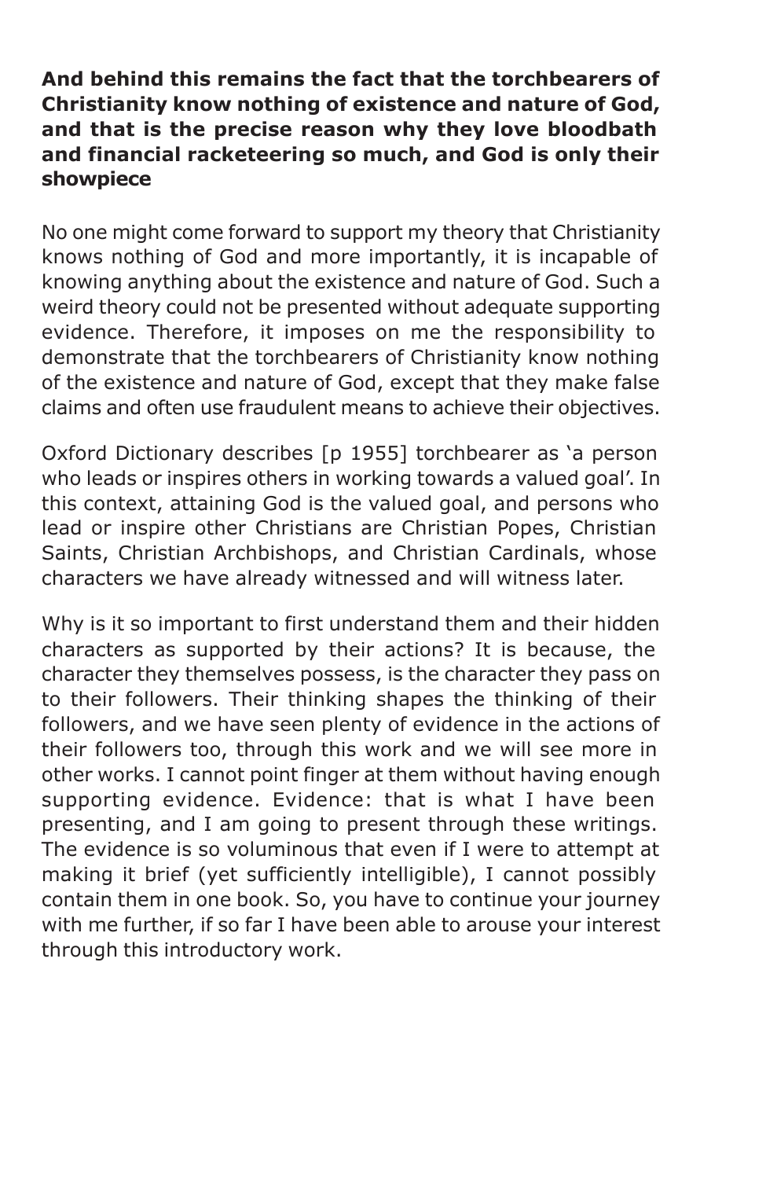**And behind this remains the fact that the torchbearers of Christianity know nothing of existence and nature of God, and that is the precise reason why they love bloodbath and financial racketeering so much, and God is only their showpiece**

No one might come forward to support my theory that Christianity knows nothing of God and more importantly, it is incapable of knowing anything about the existence and nature of God. Such a weird theory could not be presented without adequate supporting evidence. Therefore, it imposes on me the responsibility to demonstrate that the torchbearers of Christianity know nothing of the existence and nature of God, except that they make false claims and often use fraudulent means to achieve their objectives.

Oxford Dictionary describes [p 1955] torchbearer as 'a person who leads or inspires others in working towards a valued goal'. In this context, attaining God is the valued goal, and persons who lead or inspire other Christians are Christian Popes, Christian Saints, Christian Archbishops, and Christian Cardinals, whose characters we have already witnessed and will witness later.

Why is it so important to first understand them and their hidden characters as supported by their actions? It is because, the character they themselves possess, is the character they pass on to their followers. Their thinking shapes the thinking of their followers, and we have seen plenty of evidence in the actions of their followers too, through this work and we will see more in other works. I cannot point finger at them without having enough supporting evidence. Evidence: that is what I have been presenting, and I am going to present through these writings. The evidence is so voluminous that even if I were to attempt at making it brief (yet sufficiently intelligible), I cannot possibly contain them in one book. So, you have to continue your journey with me further, if so far I have been able to arouse your interest through this introductory work.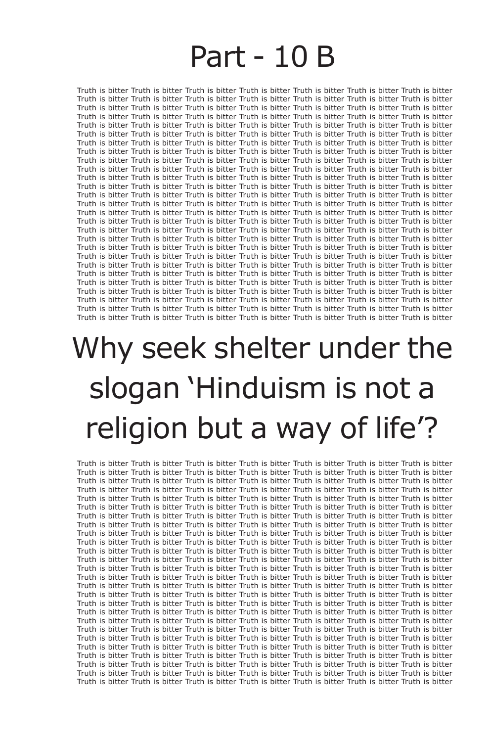# Part - 10 B

Truth is bitter Truth is bitter Truth is bitter Truth is bitter Truth is bitter Truth is bitter Truth is bitter
Truth is bitter Truth is bitter Truth is bitter Truth is bitter Truth is bitter Truth is bitter Truth is bitter
Truth is bitter Truth is bitter Truth is bitter Truth is bitter Truth is bitter Truth is bitter Truth is bitter
Truth is bitter Truth is bitter Truth is bitter Truth is bitter Truth is bitter Truth is bitter Truth is bitter
Truth is bitter Truth is bitter Truth is bitter Truth is bitter Truth is bitter Truth is bitter Truth is bitter
Truth is bitter Truth is bitter Truth is bitter Truth is bitter Truth is bitter Truth is bitter Truth is bitter
Truth is bitter Truth is bitter Truth is bitter Truth is bitter Truth is bitter Truth is bitter Truth is bitter
Truth is bitter Truth is bitter Truth is bitter Truth is bitter Truth is bitter Truth is bitter Truth is bitter
Truth is bitter Truth is bitter Truth is bitter Truth is bitter Truth is bitter Truth is bitter Truth is bitter
Truth is bitter Truth is bitter Truth is bitter Truth is bitter Truth is bitter Truth is bitter Truth is bitter
Truth is bitter Truth is bitter Truth is bitter Truth is bitter Truth is bitter Truth is bitter Truth is bitter
Truth is bitter Truth is bitter Truth is bitter Truth is bitter Truth is bitter Truth is bitter Truth is bitter
Truth is bitter Truth is bitter Truth is bitter Truth is bitter Truth is bitter Truth is bitter Truth is bitter
Truth is bitter Truth is bitter Truth is bitter Truth is bitter Truth is bitter Truth is bitter Truth is bitter
Truth is bitter Truth is bitter Truth is bitter Truth is bitter Truth is bitter Truth is bitter Truth is bitter
Truth is bitter Truth is bitter Truth is bitter Truth is bitter Truth is bitter Truth is bitter Truth is bitter
Truth is bitter Truth is bitter Truth is bitter Truth is bitter Truth is bitter Truth is bitter Truth is bitter
Truth is bitter Truth is bitter Truth is bitter Truth is bitter Truth is bitter Truth is bitter Truth is bitter
Truth is bitter Truth is bitter Truth is bitter Truth is bitter Truth is bitter Truth is bitter Truth is bitter
Truth is bitter Truth is bitter Truth is bitter Truth is bitter Truth is bitter Truth is bitter Truth is bitter
Truth is bitter Truth is bitter Truth is bitter Truth is bitter Truth is bitter Truth is bitter Truth is bitter
Truth is bitter Truth is bitter Truth is bitter Truth is bitter Truth is bitter Truth is bitter Truth is bitter
Truth is bitter Truth is bitter Truth is bitter Truth is bitter Truth is bitter Truth is bitter Truth is bitter
Truth is bitter Truth is bitter Truth is bitter Truth is bitter Truth is bitter Truth is bitter Truth is bitter
Truth is bitter Truth is bitter Truth is bitter Truth is bitter Truth is bitter Truth is bitter Truth is bitter
Truth is bitter Truth is bitter Truth is bitter Truth is bitter Truth is bitter Truth is bitter Truth is bitter
Truth is bitter Truth is bitter Truth is bitter Truth is bitter Truth is bitter Truth is bitter Truth is bitter

# Why seek shelter under the slogan 'Hinduism is not a religion but a way of life'?

Truth is bitter Truth is bitter Truth is bitter Truth is bitter Truth is bitter Truth is bitter Truth is bitter
Truth is bitter Truth is bitter Truth is bitter Truth is bitter Truth is bitter Truth is bitter Truth is bitter
Truth is bitter Truth is bitter Truth is bitter Truth is bitter Truth is bitter Truth is bitter Truth is bitter
Truth is bitter Truth is bitter Truth is bitter Truth is bitter Truth is bitter Truth is bitter Truth is bitter
Truth is bitter Truth is bitter Truth is bitter Truth is bitter Truth is bitter Truth is bitter Truth is bitter
Truth is bitter Truth is bitter Truth is bitter Truth is bitter Truth is bitter Truth is bitter Truth is bitter
Truth is bitter Truth is bitter Truth is bitter Truth is bitter Truth is bitter Truth is bitter Truth is bitter
Truth is bitter Truth is bitter Truth is bitter Truth is bitter Truth is bitter Truth is bitter Truth is bitter
Truth is bitter Truth is bitter Truth is bitter Truth is bitter Truth is bitter Truth is bitter Truth is bitter
Truth is bitter Truth is bitter Truth is bitter Truth is bitter Truth is bitter Truth is bitter Truth is bitter
Truth is bitter Truth is bitter Truth is bitter Truth is bitter Truth is bitter Truth is bitter Truth is bitter
Truth is bitter Truth is bitter Truth is bitter Truth is bitter Truth is bitter Truth is bitter Truth is bitter
Truth is bitter Truth is bitter Truth is bitter Truth is bitter Truth is bitter Truth is bitter Truth is bitter
Truth is bitter Truth is bitter Truth is bitter Truth is bitter Truth is bitter Truth is bitter Truth is bitter
Truth is bitter Truth is bitter Truth is bitter Truth is bitter Truth is bitter Truth is bitter Truth is bitter
Truth is bitter Truth is bitter Truth is bitter Truth is bitter Truth is bitter Truth is bitter Truth is bitter
Truth is bitter Truth is bitter Truth is bitter Truth is bitter Truth is bitter Truth is bitter Truth is bitter
Truth is bitter Truth is bitter Truth is bitter Truth is bitter Truth is bitter Truth is bitter Truth is bitter
Truth is bitter Truth is bitter Truth is bitter Truth is bitter Truth is bitter Truth is bitter Truth is bitter
Truth is bitter Truth is bitter Truth is bitter Truth is bitter Truth is bitter Truth is bitter Truth is bitter
Truth is bitter Truth is bitter Truth is bitter Truth is bitter Truth is bitter Truth is bitter Truth is bitter
Truth is bitter Truth is bitter Truth is bitter Truth is bitter Truth is bitter Truth is bitter Truth is bitter
Truth is bitter Truth is bitter Truth is bitter Truth is bitter Truth is bitter Truth is bitter Truth is bitter
Truth is bitter Truth is bitter Truth is bitter Truth is bitter Truth is bitter Truth is bitter Truth is bitter
Truth is bitter Truth is bitter Truth is bitter Truth is bitter Truth is bitter Truth is bitter Truth is bitter
Truth is bitter Truth is bitter Truth is bitter Truth is bitter Truth is bitter Truth is bitter Truth is bitter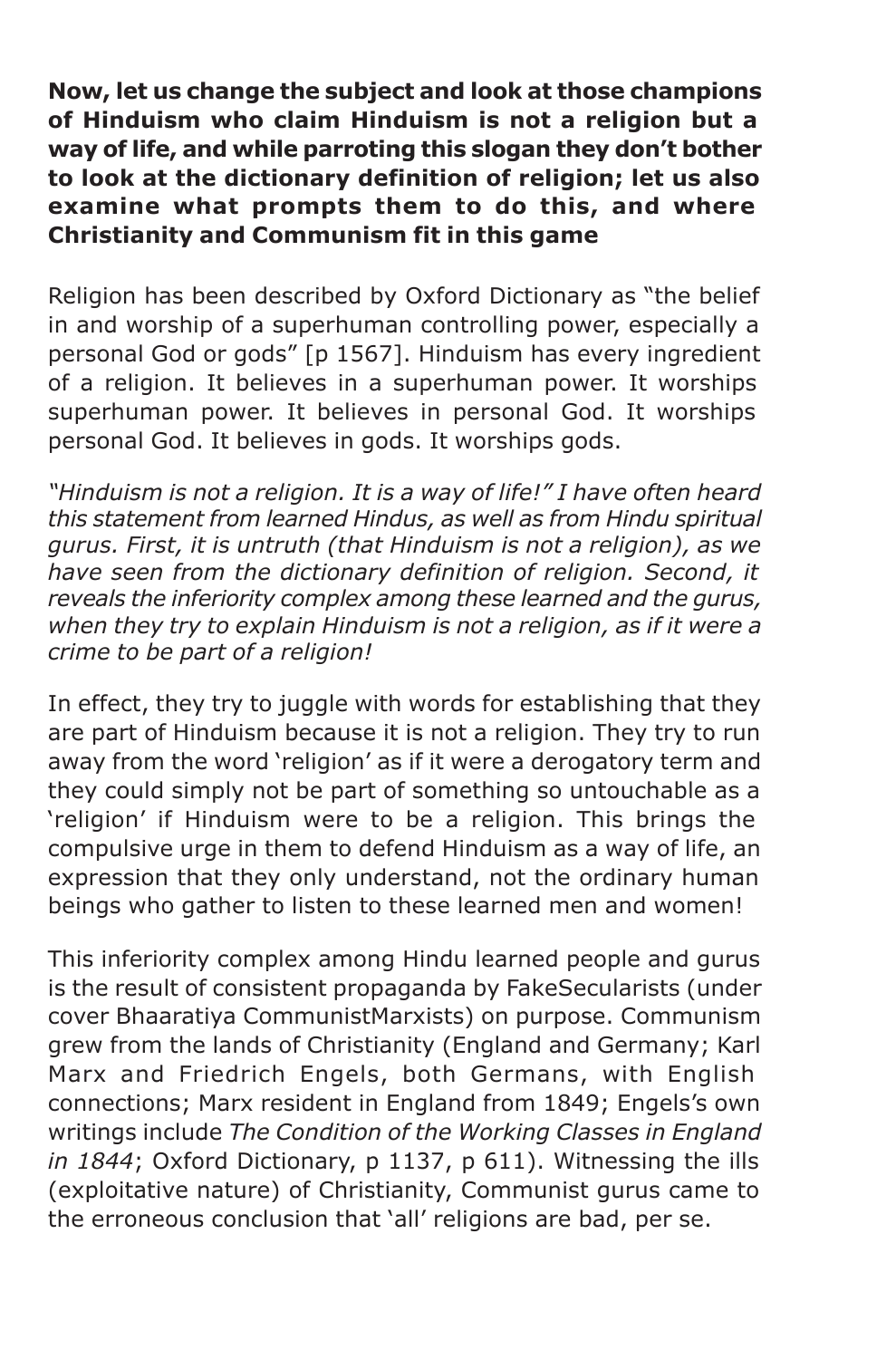**Now, let us change the subject and look at those champions of Hinduism who claim Hinduism is not a religion but a way of life, and while parroting this slogan they don't bother to look at the dictionary definition of religion; let us also examine what prompts them to do this, and where Christianity and Communism fit in this game**

Religion has been described by Oxford Dictionary as "the belief in and worship of a superhuman controlling power, especially a personal God or gods" [p 1567]. Hinduism has every ingredient of a religion. It believes in a superhuman power. It worships superhuman power. It believes in personal God. It worships personal God. It believes in gods. It worships gods.

*"Hinduism is not a religion. It is a way of life!" I have often heard this statement from learned Hindus, as well as from Hindu spiritual gurus. First, it is untruth (that Hinduism is not a religion), as we have seen from the dictionary definition of religion. Second, it reveals the inferiority complex among these learned and the gurus, when they try to explain Hinduism is not a religion, as if it were a crime to be part of a religion!*

In effect, they try to juggle with words for establishing that they are part of Hinduism because it is not a religion. They try to run away from the word 'religion' as if it were a derogatory term and they could simply not be part of something so untouchable as a 'religion' if Hinduism were to be a religion. This brings the compulsive urge in them to defend Hinduism as a way of life, an expression that they only understand, not the ordinary human beings who gather to listen to these learned men and women!

This inferiority complex among Hindu learned people and gurus is the result of consistent propaganda by FakeSecularists (under cover Bhaaratiya CommunistMarxists) on purpose. Communism grew from the lands of Christianity (England and Germany; Karl Marx and Friedrich Engels, both Germans, with English connections; Marx resident in England from 1849; Engels's own writings include *The Condition of the Working Classes in England in 1844*; Oxford Dictionary, p 1137, p 611). Witnessing the ills (exploitative nature) of Christianity, Communist gurus came to the erroneous conclusion that 'all' religions are bad, per se.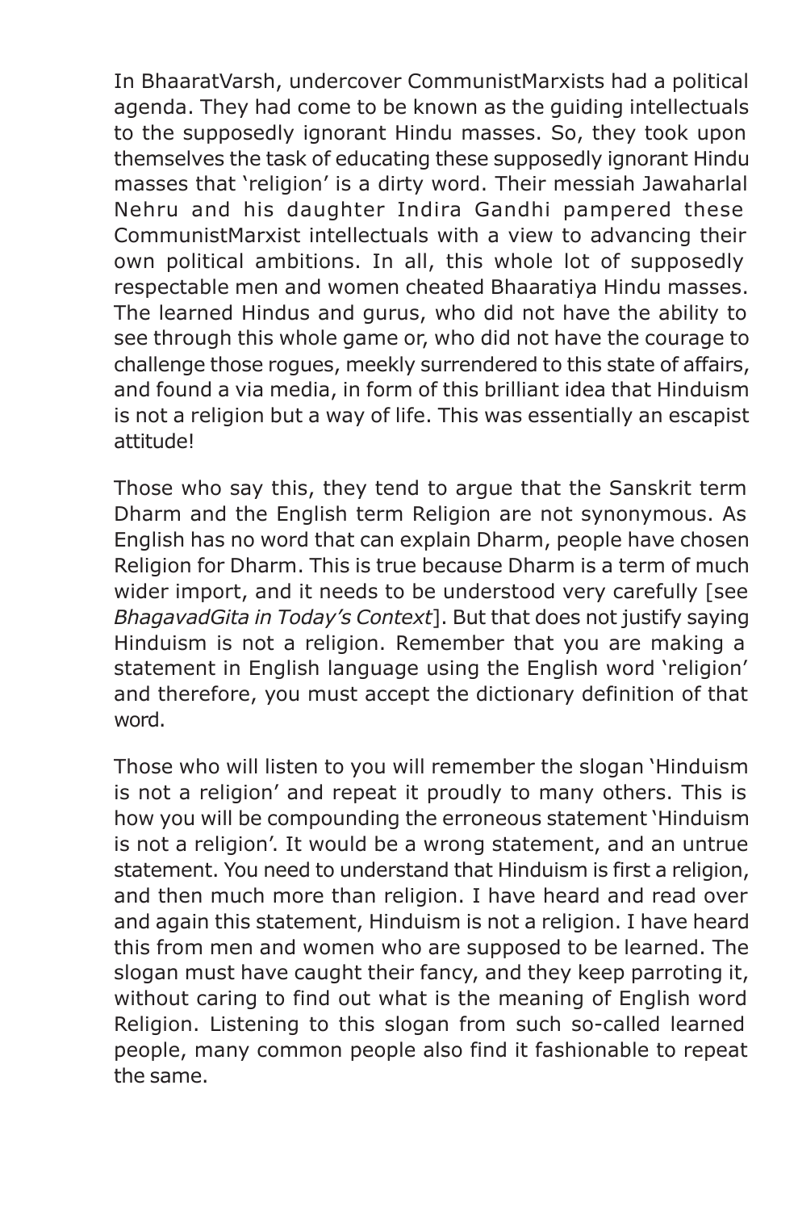In BhaaratVarsh, undercover CommunistMarxists had a political agenda. They had come to be known as the guiding intellectuals to the supposedly ignorant Hindu masses. So, they took upon themselves the task of educating these supposedly ignorant Hindu masses that 'religion' is a dirty word. Their messiah Jawaharlal Nehru and his daughter Indira Gandhi pampered these CommunistMarxist intellectuals with a view to advancing their own political ambitions. In all, this whole lot of supposedly respectable men and women cheated Bhaaratiya Hindu masses. The learned Hindus and gurus, who did not have the ability to see through this whole game or, who did not have the courage to challenge those rogues, meekly surrendered to this state of affairs, and found a via media, in form of this brilliant idea that Hinduism is not a religion but a way of life. This was essentially an escapist attitude!

Those who say this, they tend to argue that the Sanskrit term Dharm and the English term Religion are not synonymous. As English has no word that can explain Dharm, people have chosen Religion for Dharm. This is true because Dharm is a term of much wider import, and it needs to be understood very carefully [see *BhagavadGita in Today's Context*]. But that does not justify saying Hinduism is not a religion. Remember that you are making a statement in English language using the English word 'religion' and therefore, you must accept the dictionary definition of that word.

Those who will listen to you will remember the slogan 'Hinduism is not a religion' and repeat it proudly to many others. This is how you will be compounding the erroneous statement 'Hinduism is not a religion'. It would be a wrong statement, and an untrue statement. You need to understand that Hinduism is first a religion, and then much more than religion. I have heard and read over and again this statement, Hinduism is not a religion. I have heard this from men and women who are supposed to be learned. The slogan must have caught their fancy, and they keep parroting it, without caring to find out what is the meaning of English word Religion. Listening to this slogan from such so-called learned people, many common people also find it fashionable to repeat the same.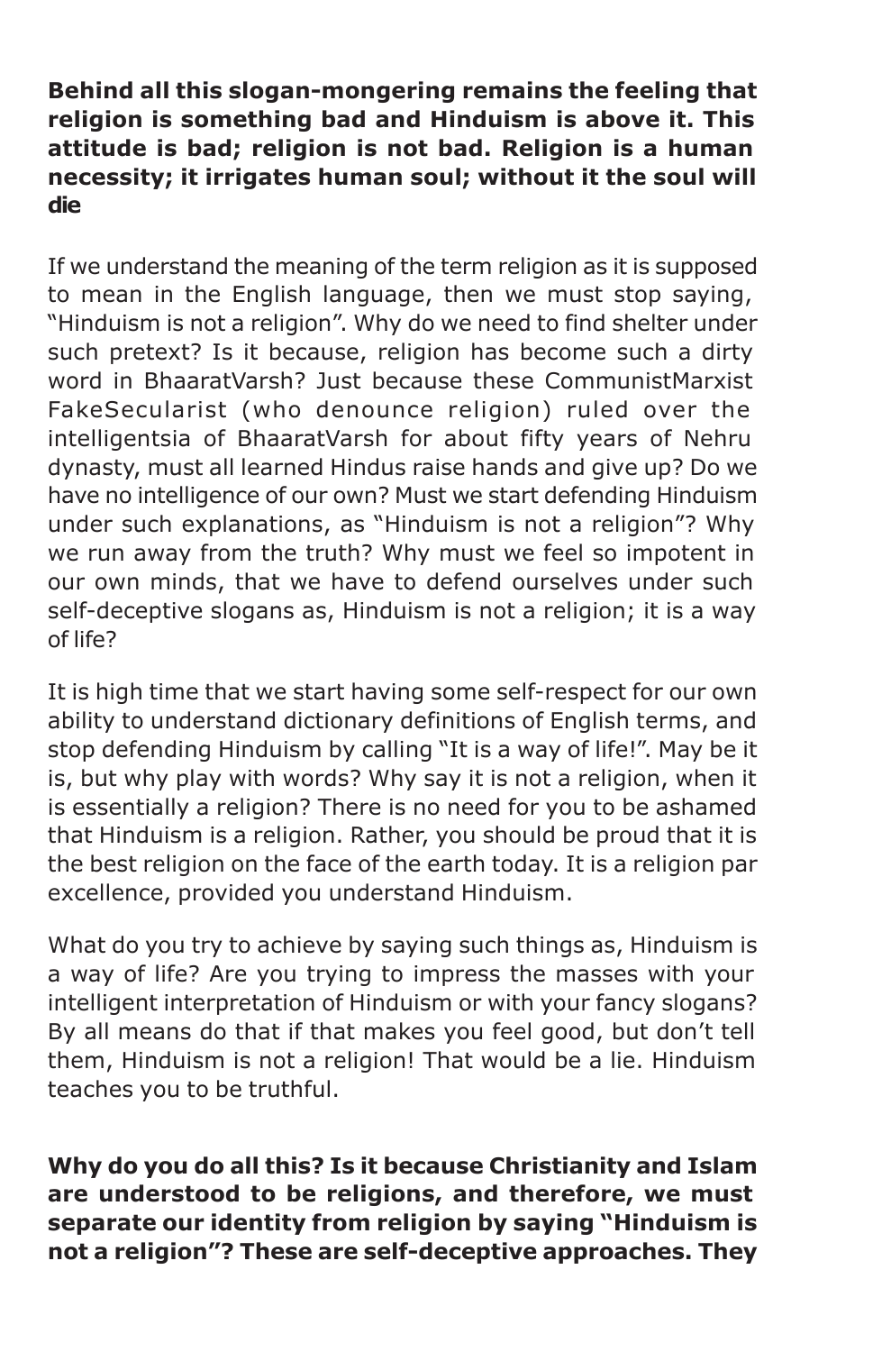**Behind all this slogan-mongering remains the feeling that religion is something bad and Hinduism is above it. This attitude is bad; religion is not bad. Religion is a human necessity; it irrigates human soul; without it the soul will die**

If we understand the meaning of the term religion as it is supposed to mean in the English language, then we must stop saying, "Hinduism is not a religion". Why do we need to find shelter under such pretext? Is it because, religion has become such a dirty word in BhaaratVarsh? Just because these CommunistMarxist FakeSecularist (who denounce religion) ruled over the intelligentsia of BhaaratVarsh for about fifty years of Nehru dynasty, must all learned Hindus raise hands and give up? Do we have no intelligence of our own? Must we start defending Hinduism under such explanations, as "Hinduism is not a religion"? Why we run away from the truth? Why must we feel so impotent in our own minds, that we have to defend ourselves under such self-deceptive slogans as, Hinduism is not a religion; it is a way of life?

It is high time that we start having some self-respect for our own ability to understand dictionary definitions of English terms, and stop defending Hinduism by calling "It is a way of life!". May be it is, but why play with words? Why say it is not a religion, when it is essentially a religion? There is no need for you to be ashamed that Hinduism is a religion. Rather, you should be proud that it is the best religion on the face of the earth today. It is a religion par excellence, provided you understand Hinduism.

What do you try to achieve by saying such things as, Hinduism is a way of life? Are you trying to impress the masses with your intelligent interpretation of Hinduism or with your fancy slogans? By all means do that if that makes you feel good, but don't tell them, Hinduism is not a religion! That would be a lie. Hinduism teaches you to be truthful.

**Why do you do all this? Is it because Christianity and Islam are understood to be religions, and therefore, we must separate our identity from religion by saying "Hinduism is not a religion"? These are self-deceptive approaches. They**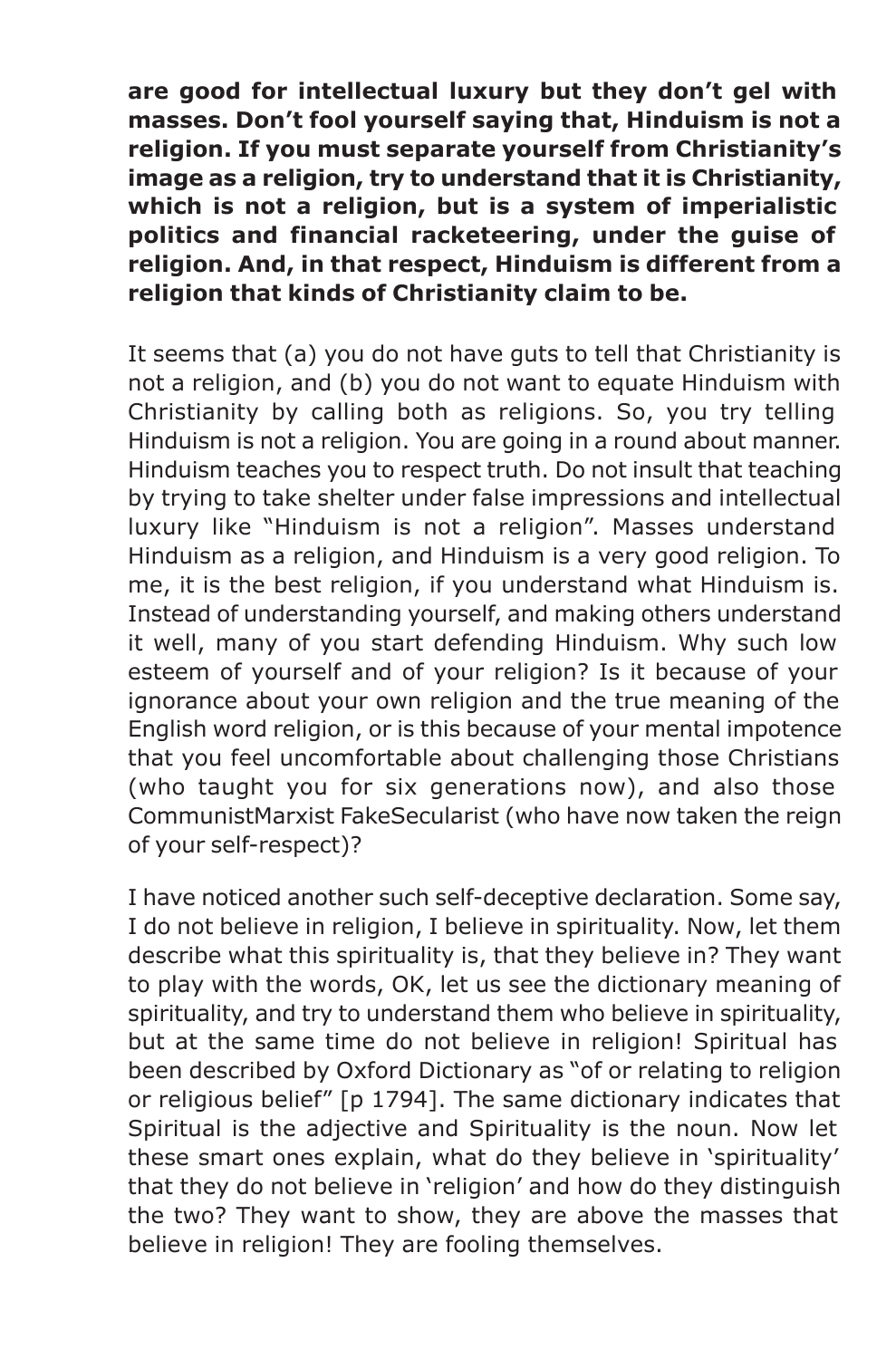**are good for intellectual luxury but they don't gel with masses. Don't fool yourself saying that, Hinduism is not a religion. If you must separate yourself from Christianity's image as a religion, try to understand that it is Christianity, which is not a religion, but is a system of imperialistic politics and financial racketeering, under the guise of religion. And, in that respect, Hinduism is different from a religion that kinds of Christianity claim to be.**

It seems that (a) you do not have guts to tell that Christianity is not a religion, and (b) you do not want to equate Hinduism with Christianity by calling both as religions. So, you try telling Hinduism is not a religion. You are going in a round about manner. Hinduism teaches you to respect truth. Do not insult that teaching by trying to take shelter under false impressions and intellectual luxury like "Hinduism is not a religion". Masses understand Hinduism as a religion, and Hinduism is a very good religion. To me, it is the best religion, if you understand what Hinduism is. Instead of understanding yourself, and making others understand it well, many of you start defending Hinduism. Why such low esteem of yourself and of your religion? Is it because of your ignorance about your own religion and the true meaning of the English word religion, or is this because of your mental impotence that you feel uncomfortable about challenging those Christians (who taught you for six generations now), and also those CommunistMarxist FakeSecularist (who have now taken the reign of your self-respect)?

I have noticed another such self-deceptive declaration. Some say, I do not believe in religion, I believe in spirituality. Now, let them describe what this spirituality is, that they believe in? They want to play with the words, OK, let us see the dictionary meaning of spirituality, and try to understand them who believe in spirituality, but at the same time do not believe in religion! Spiritual has been described by Oxford Dictionary as "of or relating to religion or religious belief" [p 1794]. The same dictionary indicates that Spiritual is the adjective and Spirituality is the noun. Now let these smart ones explain, what do they believe in 'spirituality' that they do not believe in 'religion' and how do they distinguish the two? They want to show, they are above the masses that believe in religion! They are fooling themselves.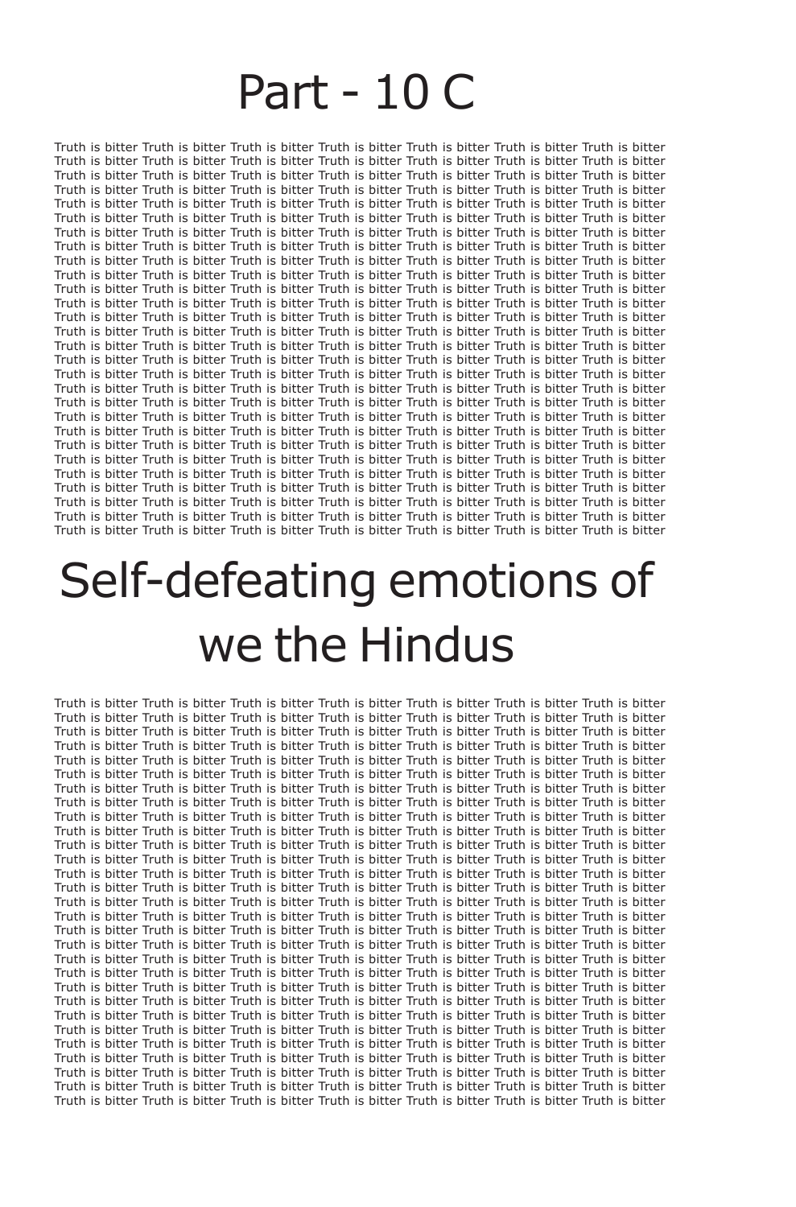# Part - 10 C

Truth is bitter Truth is bitter Truth is bitter Truth is bitter Truth is bitter Truth is bitter Truth is bitter
Truth is bitter Truth is bitter Truth is bitter Truth is bitter Truth is bitter Truth is bitter Truth is bitter
Truth is bitter Truth is bitter Truth is bitter Truth is bitter Truth is bitter Truth is bitter Truth is bitter
Truth is bitter Truth is bitter Truth is bitter Truth is bitter Truth is bitter Truth is bitter Truth is bitter
Truth is bitter Truth is bitter Truth is bitter Truth is bitter Truth is bitter Truth is bitter Truth is bitter
Truth is bitter Truth is bitter Truth is bitter Truth is bitter Truth is bitter Truth is bitter Truth is bitter
Truth is bitter Truth is bitter Truth is bitter Truth is bitter Truth is bitter Truth is bitter Truth is bitter
Truth is bitter Truth is bitter Truth is bitter Truth is bitter Truth is bitter Truth is bitter Truth is bitter
Truth is bitter Truth is bitter Truth is bitter Truth is bitter Truth is bitter Truth is bitter Truth is bitter
Truth is bitter Truth is bitter Truth is bitter Truth is bitter Truth is bitter Truth is bitter Truth is bitter
Truth is bitter Truth is bitter Truth is bitter Truth is bitter Truth is bitter Truth is bitter Truth is bitter
Truth is bitter Truth is bitter Truth is bitter Truth is bitter Truth is bitter Truth is bitter Truth is bitter
Truth is bitter Truth is bitter Truth is bitter Truth is bitter Truth is bitter Truth is bitter Truth is bitter
Truth is bitter Truth is bitter Truth is bitter Truth is bitter Truth is bitter Truth is bitter Truth is bitter
Truth is bitter Truth is bitter Truth is bitter Truth is bitter Truth is bitter Truth is bitter Truth is bitter
Truth is bitter Truth is bitter Truth is bitter Truth is bitter Truth is bitter Truth is bitter Truth is bitter
Truth is bitter Truth is bitter Truth is bitter Truth is bitter Truth is bitter Truth is bitter Truth is bitter
Truth is bitter Truth is bitter Truth is bitter Truth is bitter Truth is bitter Truth is bitter Truth is bitter
Truth is bitter Truth is bitter Truth is bitter Truth is bitter Truth is bitter Truth is bitter Truth is bitter
Truth is bitter Truth is bitter Truth is bitter Truth is bitter Truth is bitter Truth is bitter Truth is bitter
Truth is bitter Truth is bitter Truth is bitter Truth is bitter Truth is bitter Truth is bitter Truth is bitter
Truth is bitter Truth is bitter Truth is bitter Truth is bitter Truth is bitter Truth is bitter Truth is bitter
Truth is bitter Truth is bitter Truth is bitter Truth is bitter Truth is bitter Truth is bitter Truth is bitter
Truth is bitter Truth is bitter Truth is bitter Truth is bitter Truth is bitter Truth is bitter Truth is bitter
Truth is bitter Truth is bitter Truth is bitter Truth is bitter Truth is bitter Truth is bitter Truth is bitter
Truth is bitter Truth is bitter Truth is bitter Truth is bitter Truth is bitter Truth is bitter Truth is bitter
Truth is bitter Truth is bitter Truth is bitter Truth is bitter Truth is bitter Truth is bitter Truth is bitter
Truth is bitter Truth is bitter Truth is bitter Truth is bitter Truth is bitter Truth is bitter Truth is bitter

# Self-defeating emotions of we the Hindus

Truth is bitter Truth is bitter Truth is bitter Truth is bitter Truth is bitter Truth is bitter Truth is bitter
Truth is bitter Truth is bitter Truth is bitter Truth is bitter Truth is bitter Truth is bitter Truth is bitter
Truth is bitter Truth is bitter Truth is bitter Truth is bitter Truth is bitter Truth is bitter Truth is bitter
Truth is bitter Truth is bitter Truth is bitter Truth is bitter Truth is bitter Truth is bitter Truth is bitter
Truth is bitter Truth is bitter Truth is bitter Truth is bitter Truth is bitter Truth is bitter Truth is bitter
Truth is bitter Truth is bitter Truth is bitter Truth is bitter Truth is bitter Truth is bitter Truth is bitter
Truth is bitter Truth is bitter Truth is bitter Truth is bitter Truth is bitter Truth is bitter Truth is bitter
Truth is bitter Truth is bitter Truth is bitter Truth is bitter Truth is bitter Truth is bitter Truth is bitter
Truth is bitter Truth is bitter Truth is bitter Truth is bitter Truth is bitter Truth is bitter Truth is bitter
Truth is bitter Truth is bitter Truth is bitter Truth is bitter Truth is bitter Truth is bitter Truth is bitter
Truth is bitter Truth is bitter Truth is bitter Truth is bitter Truth is bitter Truth is bitter Truth is bitter
Truth is bitter Truth is bitter Truth is bitter Truth is bitter Truth is bitter Truth is bitter Truth is bitter
Truth is bitter Truth is bitter Truth is bitter Truth is bitter Truth is bitter Truth is bitter Truth is bitter
Truth is bitter Truth is bitter Truth is bitter Truth is bitter Truth is bitter Truth is bitter Truth is bitter
Truth is bitter Truth is bitter Truth is bitter Truth is bitter Truth is bitter Truth is bitter Truth is bitter
Truth is bitter Truth is bitter Truth is bitter Truth is bitter Truth is bitter Truth is bitter Truth is bitter
Truth is bitter Truth is bitter Truth is bitter Truth is bitter Truth is bitter Truth is bitter Truth is bitter
Truth is bitter Truth is bitter Truth is bitter Truth is bitter Truth is bitter Truth is bitter Truth is bitter
Truth is bitter Truth is bitter Truth is bitter Truth is bitter Truth is bitter Truth is bitter Truth is bitter
Truth is bitter Truth is bitter Truth is bitter Truth is bitter Truth is bitter Truth is bitter Truth is bitter
Truth is bitter Truth is bitter Truth is bitter Truth is bitter Truth is bitter Truth is bitter Truth is bitter
Truth is bitter Truth is bitter Truth is bitter Truth is bitter Truth is bitter Truth is bitter Truth is bitter
Truth is bitter Truth is bitter Truth is bitter Truth is bitter Truth is bitter Truth is bitter Truth is bitter
Truth is bitter Truth is bitter Truth is bitter Truth is bitter Truth is bitter Truth is bitter Truth is bitter
Truth is bitter Truth is bitter Truth is bitter Truth is bitter Truth is bitter Truth is bitter Truth is bitter
Truth is bitter Truth is bitter Truth is bitter Truth is bitter Truth is bitter Truth is bitter Truth is bitter
Truth is bitter Truth is bitter Truth is bitter Truth is bitter Truth is bitter Truth is bitter Truth is bitter
Truth is bitter Truth is bitter Truth is bitter Truth is bitter Truth is bitter Truth is bitter Truth is bitter
Truth is bitter Truth is bitter Truth is bitter Truth is bitter Truth is bitter Truth is bitter Truth is bitter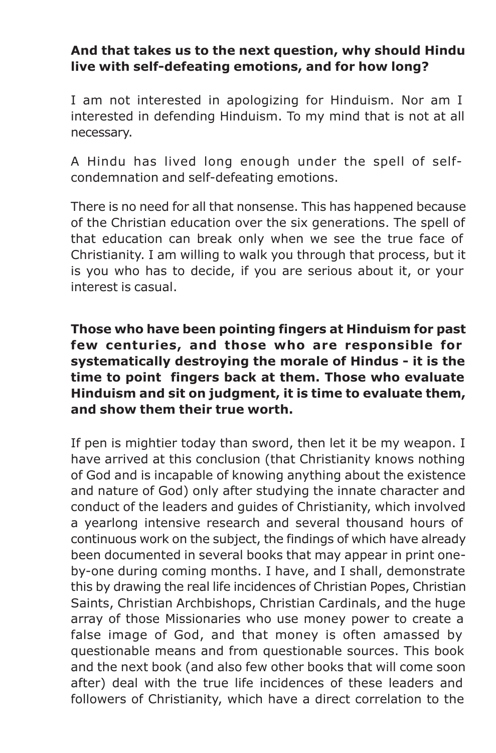**And that takes us to the next question, why should Hindu live with self-defeating emotions, and for how long?**

I am not interested in apologizing for Hinduism. Nor am I interested in defending Hinduism. To my mind that is not at all necessary.

A Hindu has lived long enough under the spell of self-condemnation and self-defeating emotions.

There is no need for all that nonsense. This has happened because of the Christian education over the six generations. The spell of that education can break only when we see the true face of Christianity. I am willing to walk you through that process, but it is you who has to decide, if you are serious about it, or your interest is casual.

**Those who have been pointing fingers at Hinduism for past few centuries, and those who are responsible for systematically destroying the morale of Hindus - it is the time to point fingers back at them. Those who evaluate Hinduism and sit on judgment, it is time to evaluate them, and show them their true worth.**

If pen is mightier today than sword, then let it be my weapon. I have arrived at this conclusion (that Christianity knows nothing of God and is incapable of knowing anything about the existence and nature of God) only after studying the innate character and conduct of the leaders and guides of Christianity, which involved a yearlong intensive research and several thousand hours of continuous work on the subject, the findings of which have already been documented in several books that may appear in print one-by-one during coming months. I have, and I shall, demonstrate this by drawing the real life incidences of Christian Popes, Christian Saints, Christian Archbishops, Christian Cardinals, and the huge array of those Missionaries who use money power to create a false image of God, and that money is often amassed by questionable means and from questionable sources. This book and the next book (and also few other books that will come soon after) deal with the true life incidences of these leaders and followers of Christianity, which have a direct correlation to the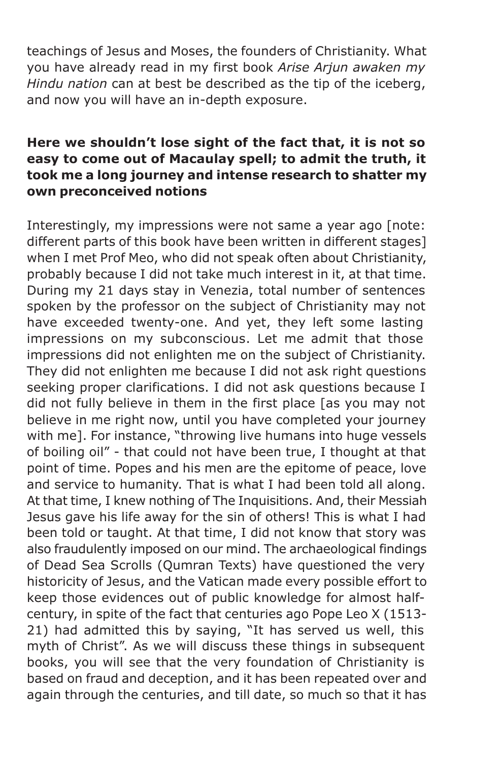teachings of Jesus and Moses, the founders of Christianity. What you have already read in my first book *Arise Arjun awaken my Hindu nation* can at best be described as the tip of the iceberg, and now you will have an in-depth exposure.

**Here we shouldn't lose sight of the fact that, it is not so easy to come out of Macaulay spell; to admit the truth, it took me a long journey and intense research to shatter my own preconceived notions**

Interestingly, my impressions were not same a year ago [note: different parts of this book have been written in different stages] when I met Prof Meo, who did not speak often about Christianity, probably because I did not take much interest in it, at that time. During my 21 days stay in Venezia, total number of sentences spoken by the professor on the subject of Christianity may not have exceeded twenty-one. And yet, they left some lasting impressions on my subconscious. Let me admit that those impressions did not enlighten me on the subject of Christianity. They did not enlighten me because I did not ask right questions seeking proper clarifications. I did not ask questions because I did not fully believe in them in the first place [as you may not believe in me right now, until you have completed your journey with me]. For instance, "throwing live humans into huge vessels of boiling oil" - that could not have been true, I thought at that point of time. Popes and his men are the epitome of peace, love and service to humanity. That is what I had been told all along. At that time, I knew nothing of The Inquisitions. And, their Messiah Jesus gave his life away for the sin of others! This is what I had been told or taught. At that time, I did not know that story was also fraudulently imposed on our mind. The archaeological findings of Dead Sea Scrolls (Qumran Texts) have questioned the very historicity of Jesus, and the Vatican made every possible effort to keep those evidences out of public knowledge for almost half-century, in spite of the fact that centuries ago Pope Leo X (1513-21) had admitted this by saying, "It has served us well, this myth of Christ". As we will discuss these things in subsequent books, you will see that the very foundation of Christianity is based on fraud and deception, and it has been repeated over and again through the centuries, and till date, so much so that it has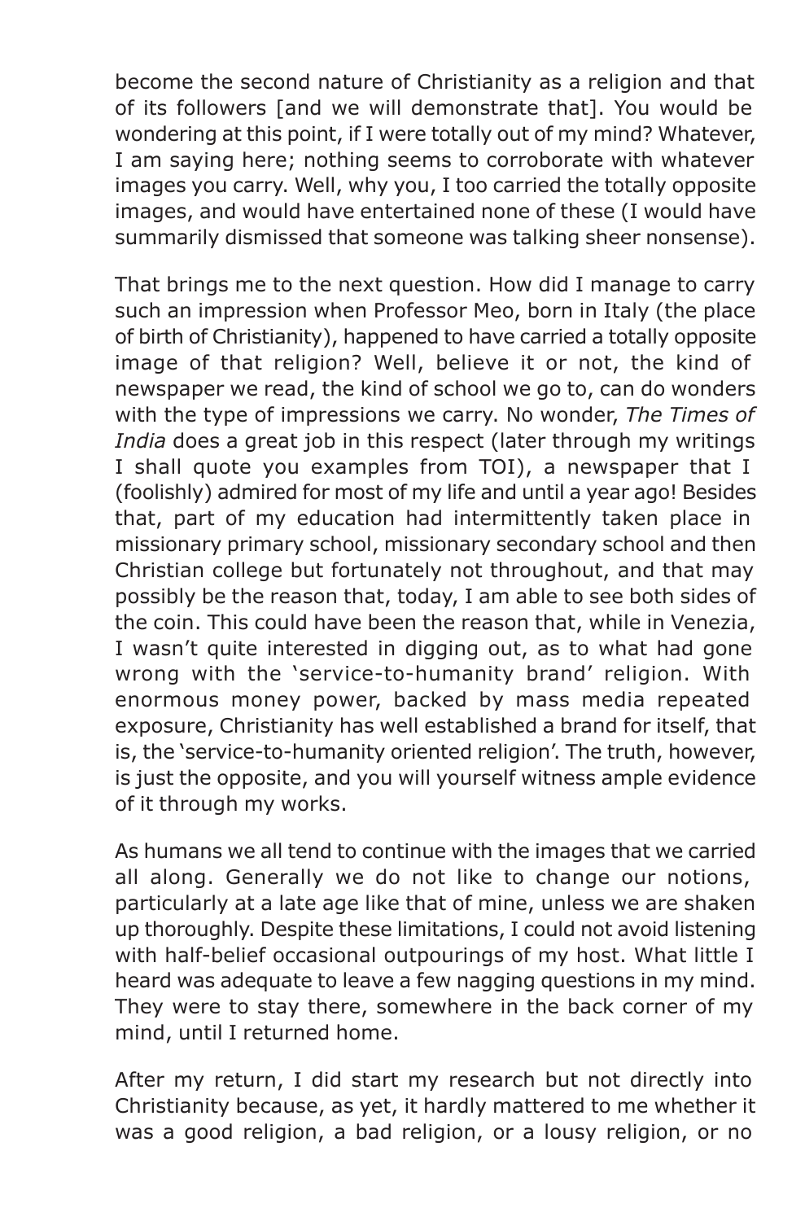become the second nature of Christianity as a religion and that of its followers [and we will demonstrate that]. You would be wondering at this point, if I were totally out of my mind? Whatever, I am saying here; nothing seems to corroborate with whatever images you carry. Well, why you, I too carried the totally opposite images, and would have entertained none of these (I would have summarily dismissed that someone was talking sheer nonsense).

That brings me to the next question. How did I manage to carry such an impression when Professor Meo, born in Italy (the place of birth of Christianity), happened to have carried a totally opposite image of that religion? Well, believe it or not, the kind of newspaper we read, the kind of school we go to, can do wonders with the type of impressions we carry. No wonder, *The Times of India* does a great job in this respect (later through my writings I shall quote you examples from TOI), a newspaper that I (foolishly) admired for most of my life and until a year ago! Besides that, part of my education had intermittently taken place in missionary primary school, missionary secondary school and then Christian college but fortunately not throughout, and that may possibly be the reason that, today, I am able to see both sides of the coin. This could have been the reason that, while in Venezia, I wasn't quite interested in digging out, as to what had gone wrong with the 'service-to-humanity brand' religion. With enormous money power, backed by mass media repeated exposure, Christianity has well established a brand for itself, that is, the 'service-to-humanity oriented religion'. The truth, however, is just the opposite, and you will yourself witness ample evidence of it through my works.

As humans we all tend to continue with the images that we carried all along. Generally we do not like to change our notions, particularly at a late age like that of mine, unless we are shaken up thoroughly. Despite these limitations, I could not avoid listening with half-belief occasional outpourings of my host. What little I heard was adequate to leave a few nagging questions in my mind. They were to stay there, somewhere in the back corner of my mind, until I returned home.

After my return, I did start my research but not directly into Christianity because, as yet, it hardly mattered to me whether it was a good religion, a bad religion, or a lousy religion, or no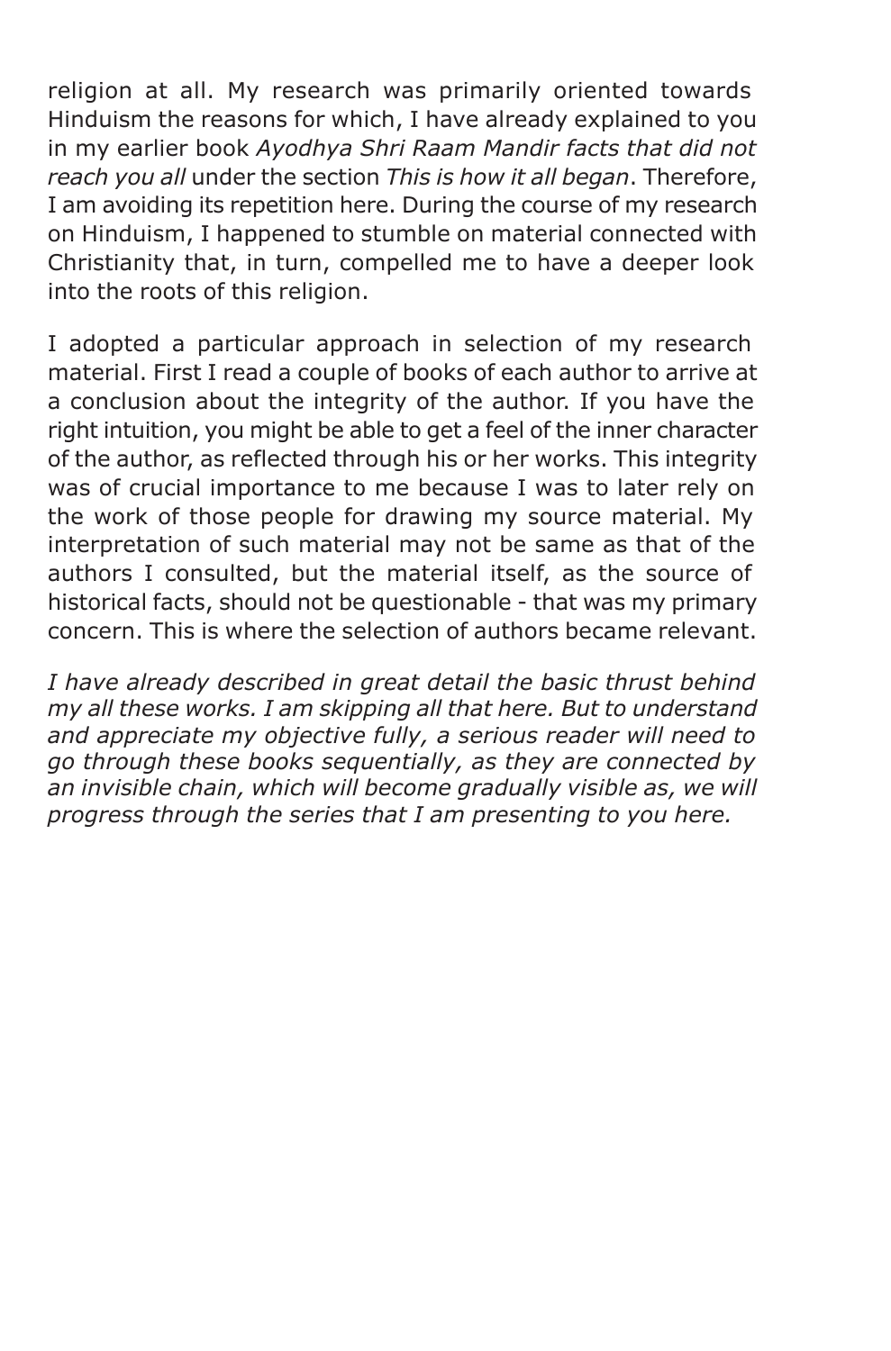religion at all. My research was primarily oriented towards Hinduism the reasons for which, I have already explained to you in my earlier book *Ayodhya Shri Raam Mandir facts that did not reach you all* under the section *This is how it all began*. Therefore, I am avoiding its repetition here. During the course of my research on Hinduism, I happened to stumble on material connected with Christianity that, in turn, compelled me to have a deeper look into the roots of this religion.

I adopted a particular approach in selection of my research material. First I read a couple of books of each author to arrive at a conclusion about the integrity of the author. If you have the right intuition, you might be able to get a feel of the inner character of the author, as reflected through his or her works. This integrity was of crucial importance to me because I was to later rely on the work of those people for drawing my source material. My interpretation of such material may not be same as that of the authors I consulted, but the material itself, as the source of historical facts, should not be questionable - that was my primary concern. This is where the selection of authors became relevant.

*I have already described in great detail the basic thrust behind my all these works. I am skipping all that here. But to understand and appreciate my objective fully, a serious reader will need to go through these books sequentially, as they are connected by an invisible chain, which will become gradually visible as, we will progress through the series that I am presenting to you here.*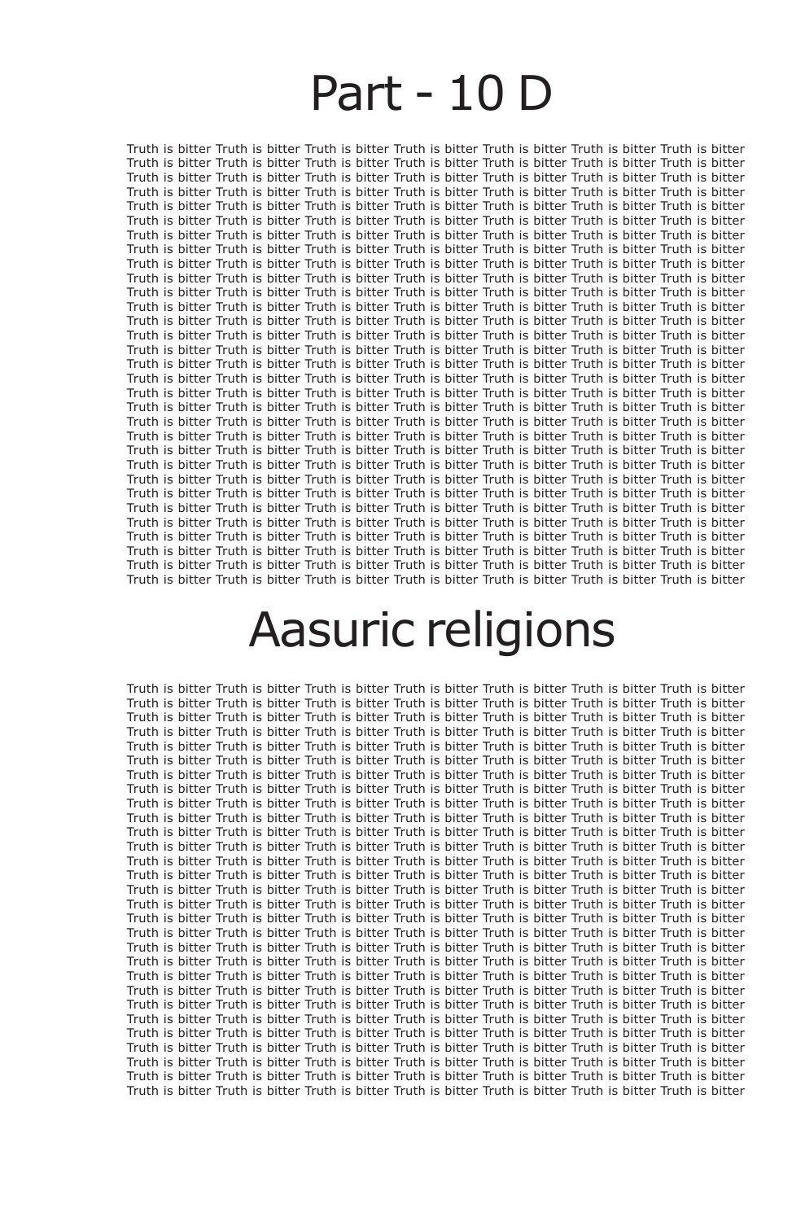# Part - 10 D

Truth is bitter Truth is bitter Truth is bitter Truth is bitter Truth is bitter Truth is bitter Truth is bitter
Truth is bitter Truth is bitter Truth is bitter Truth is bitter Truth is bitter Truth is bitter Truth is bitter
Truth is bitter Truth is bitter Truth is bitter Truth is bitter Truth is bitter Truth is bitter Truth is bitter
Truth is bitter Truth is bitter Truth is bitter Truth is bitter Truth is bitter Truth is bitter Truth is bitter
Truth is bitter Truth is bitter Truth is bitter Truth is bitter Truth is bitter Truth is bitter Truth is bitter
Truth is bitter Truth is bitter Truth is bitter Truth is bitter Truth is bitter Truth is bitter Truth is bitter
Truth is bitter Truth is bitter Truth is bitter Truth is bitter Truth is bitter Truth is bitter Truth is bitter
Truth is bitter Truth is bitter Truth is bitter Truth is bitter Truth is bitter Truth is bitter Truth is bitter
Truth is bitter Truth is bitter Truth is bitter Truth is bitter Truth is bitter Truth is bitter Truth is bitter
Truth is bitter Truth is bitter Truth is bitter Truth is bitter Truth is bitter Truth is bitter Truth is bitter
Truth is bitter Truth is bitter Truth is bitter Truth is bitter Truth is bitter Truth is bitter Truth is bitter
Truth is bitter Truth is bitter Truth is bitter Truth is bitter Truth is bitter Truth is bitter Truth is bitter
Truth is bitter Truth is bitter Truth is bitter Truth is bitter Truth is bitter Truth is bitter Truth is bitter
Truth is bitter Truth is bitter Truth is bitter Truth is bitter Truth is bitter Truth is bitter Truth is bitter
Truth is bitter Truth is bitter Truth is bitter Truth is bitter Truth is bitter Truth is bitter Truth is bitter
Truth is bitter Truth is bitter Truth is bitter Truth is bitter Truth is bitter Truth is bitter Truth is bitter
Truth is bitter Truth is bitter Truth is bitter Truth is bitter Truth is bitter Truth is bitter Truth is bitter
Truth is bitter Truth is bitter Truth is bitter Truth is bitter Truth is bitter Truth is bitter Truth is bitter
Truth is bitter Truth is bitter Truth is bitter Truth is bitter Truth is bitter Truth is bitter Truth is bitter
Truth is bitter Truth is bitter Truth is bitter Truth is bitter Truth is bitter Truth is bitter Truth is bitter
Truth is bitter Truth is bitter Truth is bitter Truth is bitter Truth is bitter Truth is bitter Truth is bitter
Truth is bitter Truth is bitter Truth is bitter Truth is bitter Truth is bitter Truth is bitter Truth is bitter
Truth is bitter Truth is bitter Truth is bitter Truth is bitter Truth is bitter Truth is bitter Truth is bitter
Truth is bitter Truth is bitter Truth is bitter Truth is bitter Truth is bitter Truth is bitter Truth is bitter
Truth is bitter Truth is bitter Truth is bitter Truth is bitter Truth is bitter Truth is bitter Truth is bitter
Truth is bitter Truth is bitter Truth is bitter Truth is bitter Truth is bitter Truth is bitter Truth is bitter
Truth is bitter Truth is bitter Truth is bitter Truth is bitter Truth is bitter Truth is bitter Truth is bitter
Truth is bitter Truth is bitter Truth is bitter Truth is bitter Truth is bitter Truth is bitter Truth is bitter
Truth is bitter Truth is bitter Truth is bitter Truth is bitter Truth is bitter Truth is bitter Truth is bitter
Truth is bitter Truth is bitter Truth is bitter Truth is bitter Truth is bitter Truth is bitter Truth is bitter
Truth is bitter Truth is bitter Truth is bitter Truth is bitter Truth is bitter Truth is bitter Truth is bitter

# Aasuric religions

Truth is bitter Truth is bitter Truth is bitter Truth is bitter Truth is bitter Truth is bitter Truth is bitter
Truth is bitter Truth is bitter Truth is bitter Truth is bitter Truth is bitter Truth is bitter Truth is bitter
Truth is bitter Truth is bitter Truth is bitter Truth is bitter Truth is bitter Truth is bitter Truth is bitter
Truth is bitter Truth is bitter Truth is bitter Truth is bitter Truth is bitter Truth is bitter Truth is bitter
Truth is bitter Truth is bitter Truth is bitter Truth is bitter Truth is bitter Truth is bitter Truth is bitter
Truth is bitter Truth is bitter Truth is bitter Truth is bitter Truth is bitter Truth is bitter Truth is bitter
Truth is bitter Truth is bitter Truth is bitter Truth is bitter Truth is bitter Truth is bitter Truth is bitter
Truth is bitter Truth is bitter Truth is bitter Truth is bitter Truth is bitter Truth is bitter Truth is bitter
Truth is bitter Truth is bitter Truth is bitter Truth is bitter Truth is bitter Truth is bitter Truth is bitter
Truth is bitter Truth is bitter Truth is bitter Truth is bitter Truth is bitter Truth is bitter Truth is bitter
Truth is bitter Truth is bitter Truth is bitter Truth is bitter Truth is bitter Truth is bitter Truth is bitter
Truth is bitter Truth is bitter Truth is bitter Truth is bitter Truth is bitter Truth is bitter Truth is bitter
Truth is bitter Truth is bitter Truth is bitter Truth is bitter Truth is bitter Truth is bitter Truth is bitter
Truth is bitter Truth is bitter Truth is bitter Truth is bitter Truth is bitter Truth is bitter Truth is bitter
Truth is bitter Truth is bitter Truth is bitter Truth is bitter Truth is bitter Truth is bitter Truth is bitter
Truth is bitter Truth is bitter Truth is bitter Truth is bitter Truth is bitter Truth is bitter Truth is bitter
Truth is bitter Truth is bitter Truth is bitter Truth is bitter Truth is bitter Truth is bitter Truth is bitter
Truth is bitter Truth is bitter Truth is bitter Truth is bitter Truth is bitter Truth is bitter Truth is bitter
Truth is bitter Truth is bitter Truth is bitter Truth is bitter Truth is bitter Truth is bitter Truth is bitter
Truth is bitter Truth is bitter Truth is bitter Truth is bitter Truth is bitter Truth is bitter Truth is bitter
Truth is bitter Truth is bitter Truth is bitter Truth is bitter Truth is bitter Truth is bitter Truth is bitter
Truth is bitter Truth is bitter Truth is bitter Truth is bitter Truth is bitter Truth is bitter Truth is bitter
Truth is bitter Truth is bitter Truth is bitter Truth is bitter Truth is bitter Truth is bitter Truth is bitter
Truth is bitter Truth is bitter Truth is bitter Truth is bitter Truth is bitter Truth is bitter Truth is bitter
Truth is bitter Truth is bitter Truth is bitter Truth is bitter Truth is bitter Truth is bitter Truth is bitter
Truth is bitter Truth is bitter Truth is bitter Truth is bitter Truth is bitter Truth is bitter Truth is bitter
Truth is bitter Truth is bitter Truth is bitter Truth is bitter Truth is bitter Truth is bitter Truth is bitter
Truth is bitter Truth is bitter Truth is bitter Truth is bitter Truth is bitter Truth is bitter Truth is bitter
Truth is bitter Truth is bitter Truth is bitter Truth is bitter Truth is bitter Truth is bitter Truth is bitter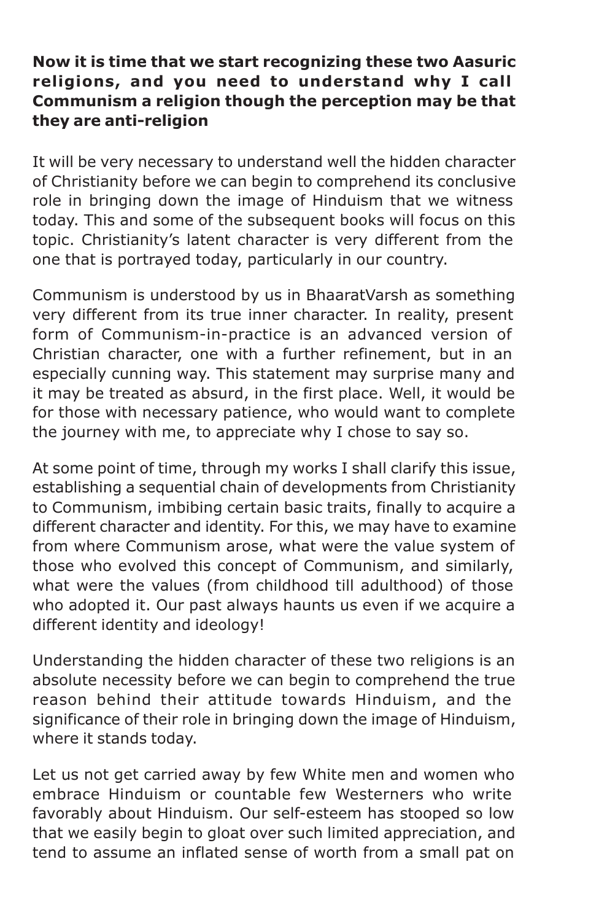**Now it is time that we start recognizing these two Aasuric religions, and you need to understand why I call Communism a religion though the perception may be that they are anti-religion**

It will be very necessary to understand well the hidden character of Christianity before we can begin to comprehend its conclusive role in bringing down the image of Hinduism that we witness today. This and some of the subsequent books will focus on this topic. Christianity's latent character is very different from the one that is portrayed today, particularly in our country.

Communism is understood by us in BhaaratVarsh as something very different from its true inner character. In reality, present form of Communism-in-practice is an advanced version of Christian character, one with a further refinement, but in an especially cunning way. This statement may surprise many and it may be treated as absurd, in the first place. Well, it would be for those with necessary patience, who would want to complete the journey with me, to appreciate why I chose to say so.

At some point of time, through my works I shall clarify this issue, establishing a sequential chain of developments from Christianity to Communism, imbibing certain basic traits, finally to acquire a different character and identity. For this, we may have to examine from where Communism arose, what were the value system of those who evolved this concept of Communism, and similarly, what were the values (from childhood till adulthood) of those who adopted it. Our past always haunts us even if we acquire a different identity and ideology!

Understanding the hidden character of these two religions is an absolute necessity before we can begin to comprehend the true reason behind their attitude towards Hinduism, and the significance of their role in bringing down the image of Hinduism, where it stands today.

Let us not get carried away by few White men and women who embrace Hinduism or countable few Westerners who write favorably about Hinduism. Our self-esteem has stooped so low that we easily begin to gloat over such limited appreciation, and tend to assume an inflated sense of worth from a small pat on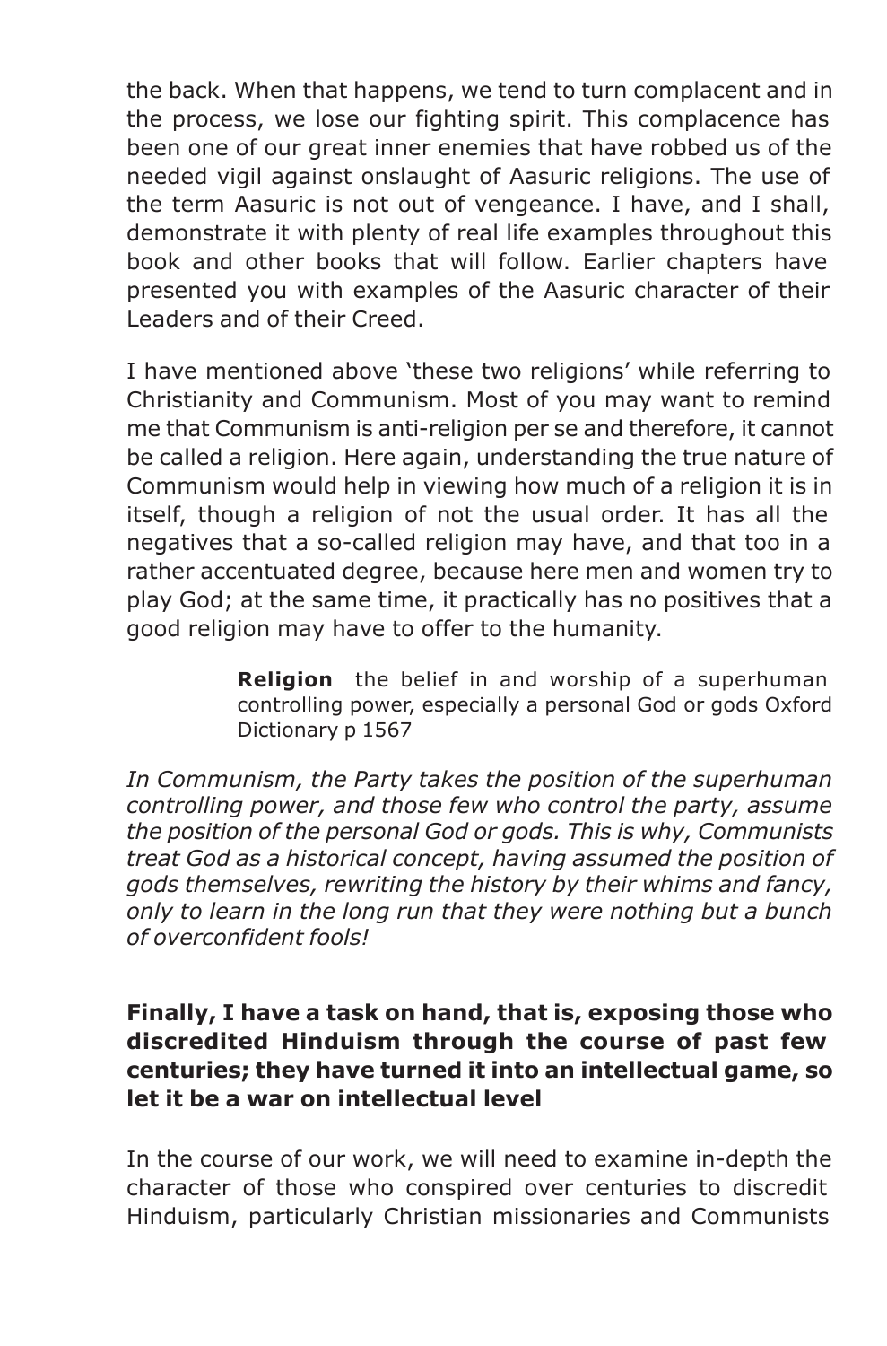the back. When that happens, we tend to turn complacent and in the process, we lose our fighting spirit. This complacence has been one of our great inner enemies that have robbed us of the needed vigil against onslaught of Aasuric religions. The use of the term Aasuric is not out of vengeance. I have, and I shall, demonstrate it with plenty of real life examples throughout this book and other books that will follow. Earlier chapters have presented you with examples of the Aasuric character of their Leaders and of their Creed.

I have mentioned above 'these two religions' while referring to Christianity and Communism. Most of you may want to remind me that Communism is anti-religion per se and therefore, it cannot be called a religion. Here again, understanding the true nature of Communism would help in viewing how much of a religion it is in itself, though a religion of not the usual order. It has all the negatives that a so-called religion may have, and that too in a rather accentuated degree, because here men and women try to play God; at the same time, it practically has no positives that a good religion may have to offer to the humanity.

> **Religion** the belief in and worship of a superhuman controlling power, especially a personal God or gods Oxford Dictionary p 1567

*In Communism, the Party takes the position of the superhuman controlling power, and those few who control the party, assume the position of the personal God or gods. This is why, Communists treat God as a historical concept, having assumed the position of gods themselves, rewriting the history by their whims and fancy, only to learn in the long run that they were nothing but a bunch of overconfident fools!*

**Finally, I have a task on hand, that is, exposing those who discredited Hinduism through the course of past few centuries; they have turned it into an intellectual game, so let it be a war on intellectual level**

In the course of our work, we will need to examine in-depth the character of those who conspired over centuries to discredit Hinduism, particularly Christian missionaries and Communists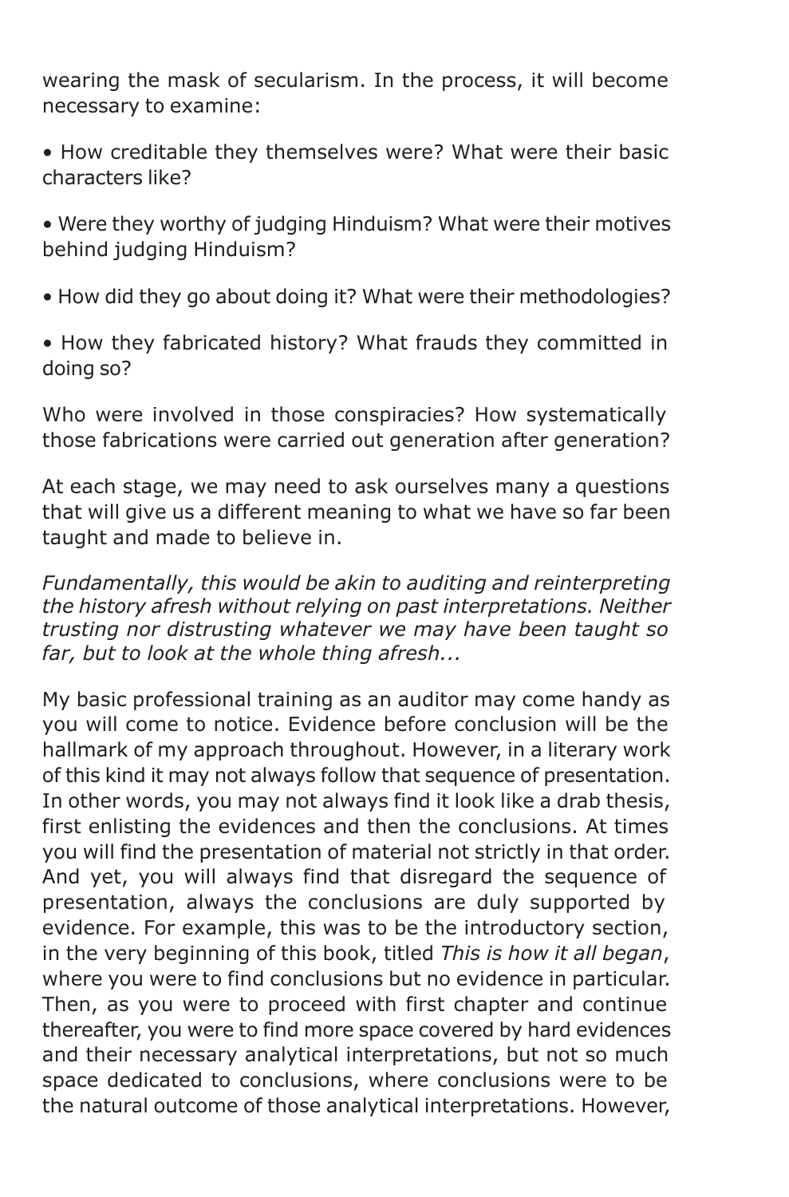wearing the mask of secularism. In the process, it will become necessary to examine:

• How creditable they themselves were? What were their basic characters like?

• Were they worthy of judging Hinduism? What were their motives behind judging Hinduism?

• How did they go about doing it? What were their methodologies?

• How they fabricated history? What frauds they committed in doing so?

Who were involved in those conspiracies? How systematically those fabrications were carried out generation after generation?

At each stage, we may need to ask ourselves many a questions that will give us a different meaning to what we have so far been taught and made to believe in.

*Fundamentally, this would be akin to auditing and reinterpreting the history afresh without relying on past interpretations. Neither trusting nor distrusting whatever we may have been taught so far, but to look at the whole thing afresh...*

My basic professional training as an auditor may come handy as you will come to notice. Evidence before conclusion will be the hallmark of my approach throughout. However, in a literary work of this kind it may not always follow that sequence of presentation. In other words, you may not always find it look like a drab thesis, first enlisting the evidences and then the conclusions. At times you will find the presentation of material not strictly in that order. And yet, you will always find that disregard the sequence of presentation, always the conclusions are duly supported by evidence. For example, this was to be the introductory section, in the very beginning of this book, titled *This is how it all began*, where you were to find conclusions but no evidence in particular. Then, as you were to proceed with first chapter and continue thereafter, you were to find more space covered by hard evidences and their necessary analytical interpretations, but not so much space dedicated to conclusions, where conclusions were to be the natural outcome of those analytical interpretations. However,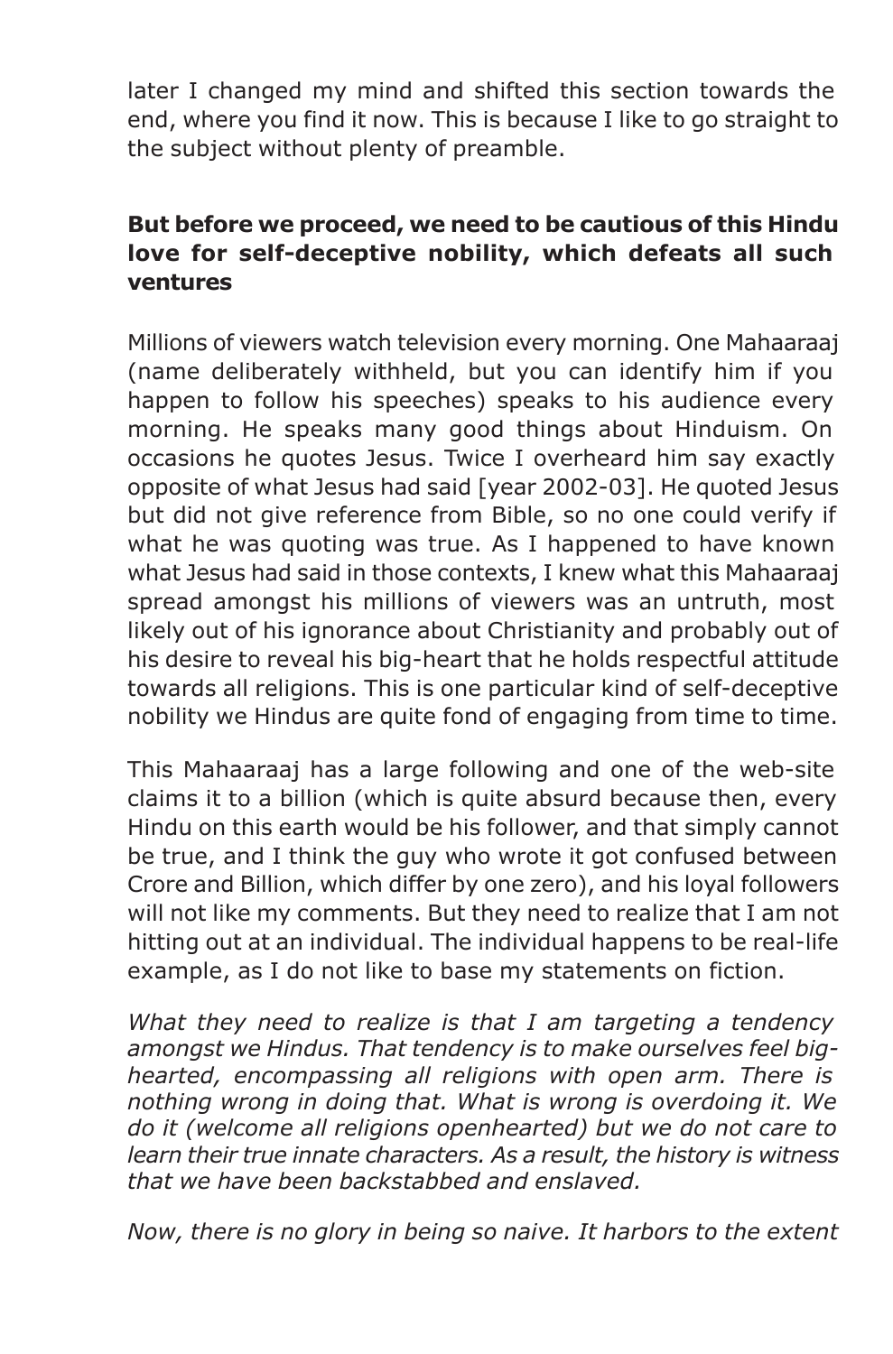later I changed my mind and shifted this section towards the end, where you find it now. This is because I like to go straight to the subject without plenty of preamble.

**But before we proceed, we need to be cautious of this Hindu love for self-deceptive nobility, which defeats all such ventures**

Millions of viewers watch television every morning. One Mahaaraaj (name deliberately withheld, but you can identify him if you happen to follow his speeches) speaks to his audience every morning. He speaks many good things about Hinduism. On occasions he quotes Jesus. Twice I overheard him say exactly opposite of what Jesus had said [year 2002-03]. He quoted Jesus but did not give reference from Bible, so no one could verify if what he was quoting was true. As I happened to have known what Jesus had said in those contexts, I knew what this Mahaaraaj spread amongst his millions of viewers was an untruth, most likely out of his ignorance about Christianity and probably out of his desire to reveal his big-heart that he holds respectful attitude towards all religions. This is one particular kind of self-deceptive nobility we Hindus are quite fond of engaging from time to time.

This Mahaaraaj has a large following and one of the web-site claims it to a billion (which is quite absurd because then, every Hindu on this earth would be his follower, and that simply cannot be true, and I think the guy who wrote it got confused between Crore and Billion, which differ by one zero), and his loyal followers will not like my comments. But they need to realize that I am not hitting out at an individual. The individual happens to be real-life example, as I do not like to base my statements on fiction.

*What they need to realize is that I am targeting a tendency amongst we Hindus. That tendency is to make ourselves feel big-hearted, encompassing all religions with open arm. There is nothing wrong in doing that. What is wrong is overdoing it. We do it (welcome all religions openhearted) but we do not care to learn their true innate characters. As a result, the history is witness that we have been backstabbed and enslaved.*

*Now, there is no glory in being so naive. It harbors to the extent*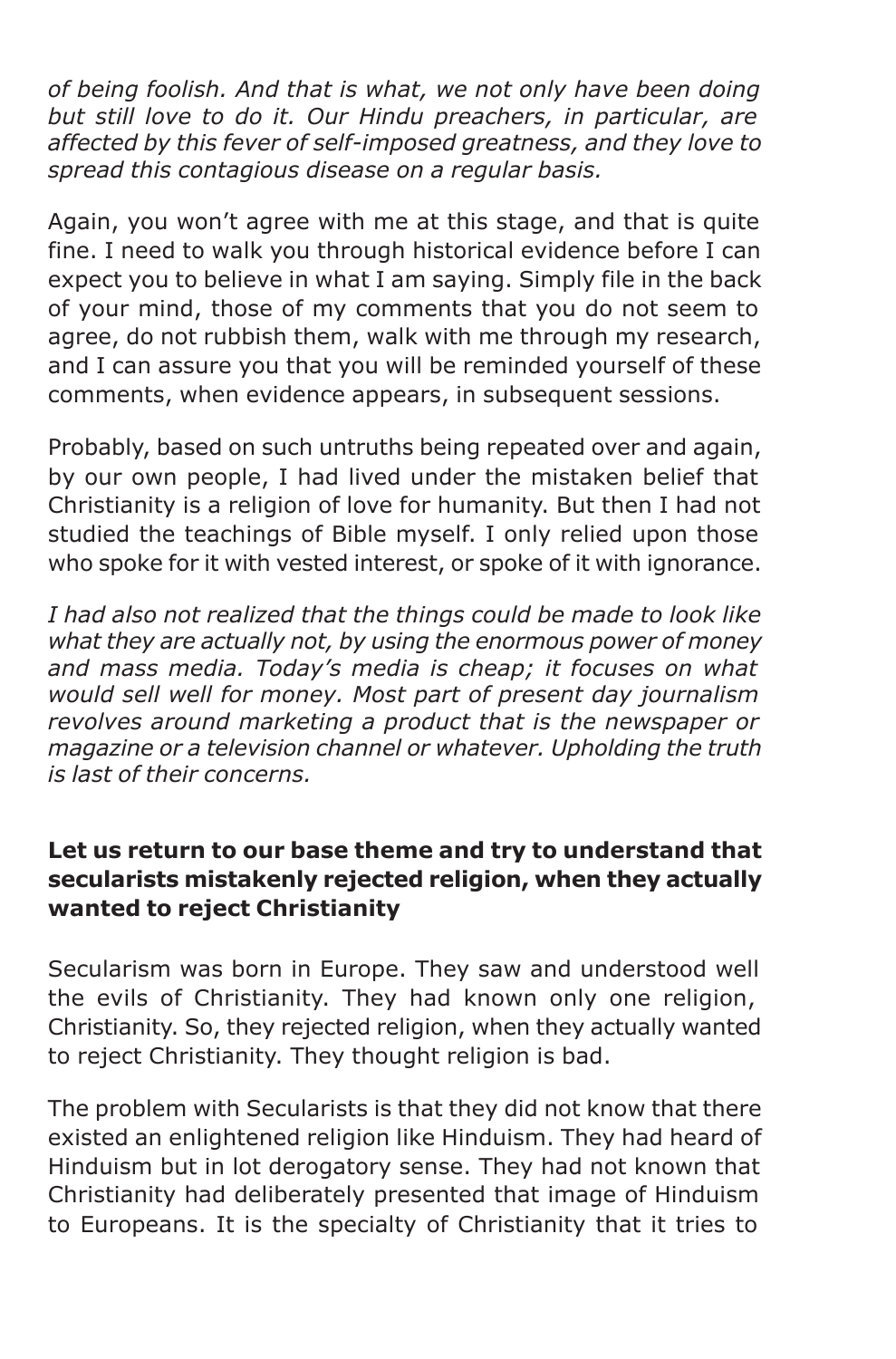*of being foolish. And that is what, we not only have been doing but still love to do it. Our Hindu preachers, in particular, are affected by this fever of self-imposed greatness, and they love to spread this contagious disease on a regular basis.*

Again, you won't agree with me at this stage, and that is quite fine. I need to walk you through historical evidence before I can expect you to believe in what I am saying. Simply file in the back of your mind, those of my comments that you do not seem to agree, do not rubbish them, walk with me through my research, and I can assure you that you will be reminded yourself of these comments, when evidence appears, in subsequent sessions.

Probably, based on such untruths being repeated over and again, by our own people, I had lived under the mistaken belief that Christianity is a religion of love for humanity. But then I had not studied the teachings of Bible myself. I only relied upon those who spoke for it with vested interest, or spoke of it with ignorance.

*I had also not realized that the things could be made to look like what they are actually not, by using the enormous power of money and mass media. Today's media is cheap; it focuses on what would sell well for money. Most part of present day journalism revolves around marketing a product that is the newspaper or magazine or a television channel or whatever. Upholding the truth is last of their concerns.*

**Let us return to our base theme and try to understand that secularists mistakenly rejected religion, when they actually wanted to reject Christianity**

Secularism was born in Europe. They saw and understood well the evils of Christianity. They had known only one religion, Christianity. So, they rejected religion, when they actually wanted to reject Christianity. They thought religion is bad.

The problem with Secularists is that they did not know that there existed an enlightened religion like Hinduism. They had heard of Hinduism but in lot derogatory sense. They had not known that Christianity had deliberately presented that image of Hinduism to Europeans. It is the specialty of Christianity that it tries to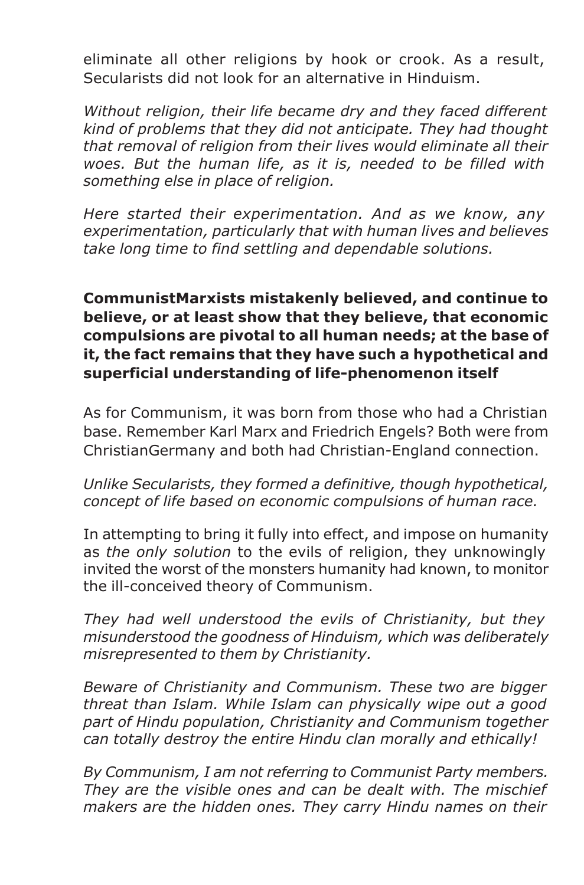eliminate all other religions by hook or crook. As a result, Secularists did not look for an alternative in Hinduism.

*Without religion, their life became dry and they faced different kind of problems that they did not anticipate. They had thought that removal of religion from their lives would eliminate all their woes. But the human life, as it is, needed to be filled with something else in place of religion.*

*Here started their experimentation. And as we know, any experimentation, particularly that with human lives and believes take long time to find settling and dependable solutions.*

**CommunistMarxists mistakenly believed, and continue to believe, or at least show that they believe, that economic compulsions are pivotal to all human needs; at the base of it, the fact remains that they have such a hypothetical and superficial understanding of life-phenomenon itself**

As for Communism, it was born from those who had a Christian base. Remember Karl Marx and Friedrich Engels? Both were from ChristianGermany and both had Christian-England connection.

*Unlike Secularists, they formed a definitive, though hypothetical, concept of life based on economic compulsions of human race.*

In attempting to bring it fully into effect, and impose on humanity as *the only solution* to the evils of religion, they unknowingly invited the worst of the monsters humanity had known, to monitor the ill-conceived theory of Communism.

*They had well understood the evils of Christianity, but they misunderstood the goodness of Hinduism, which was deliberately misrepresented to them by Christianity.*

*Beware of Christianity and Communism. These two are bigger threat than Islam. While Islam can physically wipe out a good part of Hindu population, Christianity and Communism together can totally destroy the entire Hindu clan morally and ethically!*

*By Communism, I am not referring to Communist Party members. They are the visible ones and can be dealt with. The mischief makers are the hidden ones. They carry Hindu names on their*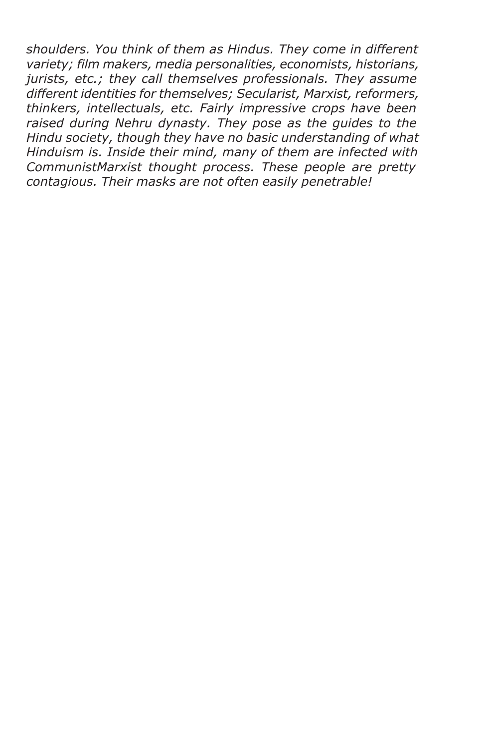*shoulders. You think of them as Hindus. They come in different variety; film makers, media personalities, economists, historians, jurists, etc.; they call themselves professionals. They assume different identities for themselves; Secularist, Marxist, reformers, thinkers, intellectuals, etc. Fairly impressive crops have been raised during Nehru dynasty. They pose as the guides to the Hindu society, though they have no basic understanding of what Hinduism is. Inside their mind, many of them are infected with CommunistMarxist thought process. These people are pretty contagious. Their masks are not often easily penetrable!*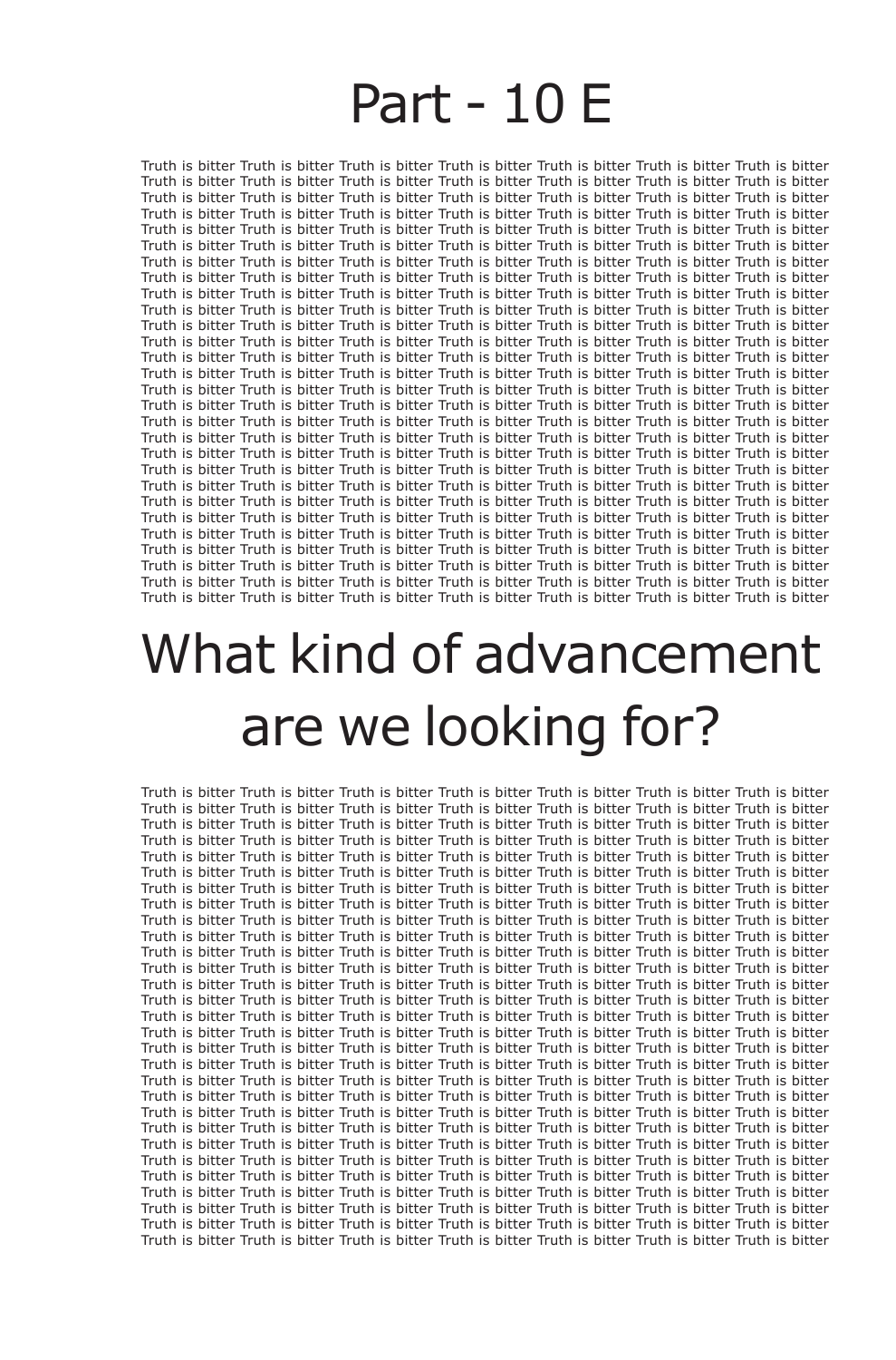# Part - 10 E

Truth is bitter Truth is bitter Truth is bitter Truth is bitter Truth is bitter Truth is bitter Truth is bitter
Truth is bitter Truth is bitter Truth is bitter Truth is bitter Truth is bitter Truth is bitter Truth is bitter
Truth is bitter Truth is bitter Truth is bitter Truth is bitter Truth is bitter Truth is bitter Truth is bitter
Truth is bitter Truth is bitter Truth is bitter Truth is bitter Truth is bitter Truth is bitter Truth is bitter
Truth is bitter Truth is bitter Truth is bitter Truth is bitter Truth is bitter Truth is bitter Truth is bitter
Truth is bitter Truth is bitter Truth is bitter Truth is bitter Truth is bitter Truth is bitter Truth is bitter
Truth is bitter Truth is bitter Truth is bitter Truth is bitter Truth is bitter Truth is bitter Truth is bitter
Truth is bitter Truth is bitter Truth is bitter Truth is bitter Truth is bitter Truth is bitter Truth is bitter
Truth is bitter Truth is bitter Truth is bitter Truth is bitter Truth is bitter Truth is bitter Truth is bitter
Truth is bitter Truth is bitter Truth is bitter Truth is bitter Truth is bitter Truth is bitter Truth is bitter
Truth is bitter Truth is bitter Truth is bitter Truth is bitter Truth is bitter Truth is bitter Truth is bitter
Truth is bitter Truth is bitter Truth is bitter Truth is bitter Truth is bitter Truth is bitter Truth is bitter
Truth is bitter Truth is bitter Truth is bitter Truth is bitter Truth is bitter Truth is bitter Truth is bitter
Truth is bitter Truth is bitter Truth is bitter Truth is bitter Truth is bitter Truth is bitter Truth is bitter
Truth is bitter Truth is bitter Truth is bitter Truth is bitter Truth is bitter Truth is bitter Truth is bitter
Truth is bitter Truth is bitter Truth is bitter Truth is bitter Truth is bitter Truth is bitter Truth is bitter
Truth is bitter Truth is bitter Truth is bitter Truth is bitter Truth is bitter Truth is bitter Truth is bitter
Truth is bitter Truth is bitter Truth is bitter Truth is bitter Truth is bitter Truth is bitter Truth is bitter
Truth is bitter Truth is bitter Truth is bitter Truth is bitter Truth is bitter Truth is bitter Truth is bitter
Truth is bitter Truth is bitter Truth is bitter Truth is bitter Truth is bitter Truth is bitter Truth is bitter
Truth is bitter Truth is bitter Truth is bitter Truth is bitter Truth is bitter Truth is bitter Truth is bitter
Truth is bitter Truth is bitter Truth is bitter Truth is bitter Truth is bitter Truth is bitter Truth is bitter
Truth is bitter Truth is bitter Truth is bitter Truth is bitter Truth is bitter Truth is bitter Truth is bitter
Truth is bitter Truth is bitter Truth is bitter Truth is bitter Truth is bitter Truth is bitter Truth is bitter
Truth is bitter Truth is bitter Truth is bitter Truth is bitter Truth is bitter Truth is bitter Truth is bitter
Truth is bitter Truth is bitter Truth is bitter Truth is bitter Truth is bitter Truth is bitter Truth is bitter
Truth is bitter Truth is bitter Truth is bitter Truth is bitter Truth is bitter Truth is bitter Truth is bitter
Truth is bitter Truth is bitter Truth is bitter Truth is bitter Truth is bitter Truth is bitter Truth is bitter

# What kind of advancement are we looking for?

Truth is bitter Truth is bitter Truth is bitter Truth is bitter Truth is bitter Truth is bitter Truth is bitter
Truth is bitter Truth is bitter Truth is bitter Truth is bitter Truth is bitter Truth is bitter Truth is bitter
Truth is bitter Truth is bitter Truth is bitter Truth is bitter Truth is bitter Truth is bitter Truth is bitter
Truth is bitter Truth is bitter Truth is bitter Truth is bitter Truth is bitter Truth is bitter Truth is bitter
Truth is bitter Truth is bitter Truth is bitter Truth is bitter Truth is bitter Truth is bitter Truth is bitter
Truth is bitter Truth is bitter Truth is bitter Truth is bitter Truth is bitter Truth is bitter Truth is bitter
Truth is bitter Truth is bitter Truth is bitter Truth is bitter Truth is bitter Truth is bitter Truth is bitter
Truth is bitter Truth is bitter Truth is bitter Truth is bitter Truth is bitter Truth is bitter Truth is bitter
Truth is bitter Truth is bitter Truth is bitter Truth is bitter Truth is bitter Truth is bitter Truth is bitter
Truth is bitter Truth is bitter Truth is bitter Truth is bitter Truth is bitter Truth is bitter Truth is bitter
Truth is bitter Truth is bitter Truth is bitter Truth is bitter Truth is bitter Truth is bitter Truth is bitter
Truth is bitter Truth is bitter Truth is bitter Truth is bitter Truth is bitter Truth is bitter Truth is bitter
Truth is bitter Truth is bitter Truth is bitter Truth is bitter Truth is bitter Truth is bitter Truth is bitter
Truth is bitter Truth is bitter Truth is bitter Truth is bitter Truth is bitter Truth is bitter Truth is bitter
Truth is bitter Truth is bitter Truth is bitter Truth is bitter Truth is bitter Truth is bitter Truth is bitter
Truth is bitter Truth is bitter Truth is bitter Truth is bitter Truth is bitter Truth is bitter Truth is bitter
Truth is bitter Truth is bitter Truth is bitter Truth is bitter Truth is bitter Truth is bitter Truth is bitter
Truth is bitter Truth is bitter Truth is bitter Truth is bitter Truth is bitter Truth is bitter Truth is bitter
Truth is bitter Truth is bitter Truth is bitter Truth is bitter Truth is bitter Truth is bitter Truth is bitter
Truth is bitter Truth is bitter Truth is bitter Truth is bitter Truth is bitter Truth is bitter Truth is bitter
Truth is bitter Truth is bitter Truth is bitter Truth is bitter Truth is bitter Truth is bitter Truth is bitter
Truth is bitter Truth is bitter Truth is bitter Truth is bitter Truth is bitter Truth is bitter Truth is bitter
Truth is bitter Truth is bitter Truth is bitter Truth is bitter Truth is bitter Truth is bitter Truth is bitter
Truth is bitter Truth is bitter Truth is bitter Truth is bitter Truth is bitter Truth is bitter Truth is bitter
Truth is bitter Truth is bitter Truth is bitter Truth is bitter Truth is bitter Truth is bitter Truth is bitter
Truth is bitter Truth is bitter Truth is bitter Truth is bitter Truth is bitter Truth is bitter Truth is bitter
Truth is bitter Truth is bitter Truth is bitter Truth is bitter Truth is bitter Truth is bitter Truth is bitter
Truth is bitter Truth is bitter Truth is bitter Truth is bitter Truth is bitter Truth is bitter Truth is bitter
Truth is bitter Truth is bitter Truth is bitter Truth is bitter Truth is bitter Truth is bitter Truth is bitter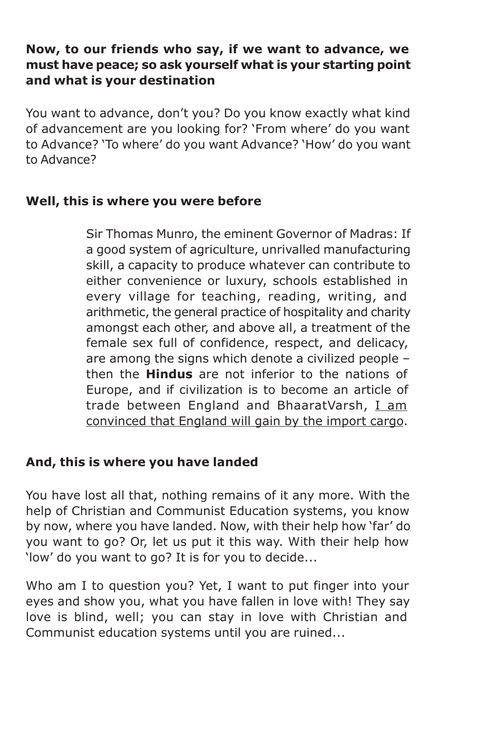**Now, to our friends who say, if we want to advance, we must have peace; so ask yourself what is your starting point and what is your destination**

You want to advance, don't you? Do you know exactly what kind of advancement are you looking for? 'From where' do you want to Advance? 'To where' do you want Advance? 'How' do you want to Advance?

**Well, this is where you were before**

> Sir Thomas Munro, the eminent Governor of Madras: If a good system of agriculture, unrivalled manufacturing skill, a capacity to produce whatever can contribute to either convenience or luxury, schools established in every village for teaching, reading, writing, and arithmetic, the general practice of hospitality and charity amongst each other, and above all, a treatment of the female sex full of confidence, respect, and delicacy, are among the signs which denote a civilized people – then the **Hindus** are not inferior to the nations of Europe, and if civilization is to become an article of trade between England and BhaaratVarsh, <u>I am convinced that England will gain by the import cargo</u>.

**And, this is where you have landed**

You have lost all that, nothing remains of it any more. With the help of Christian and Communist Education systems, you know by now, where you have landed. Now, with their help how 'far' do you want to go? Or, let us put it this way. With their help how 'low' do you want to go? It is for you to decide...

Who am I to question you? Yet, I want to put finger into your eyes and show you, what you have fallen in love with! They say love is blind, well; you can stay in love with Christian and Communist education systems until you are ruined...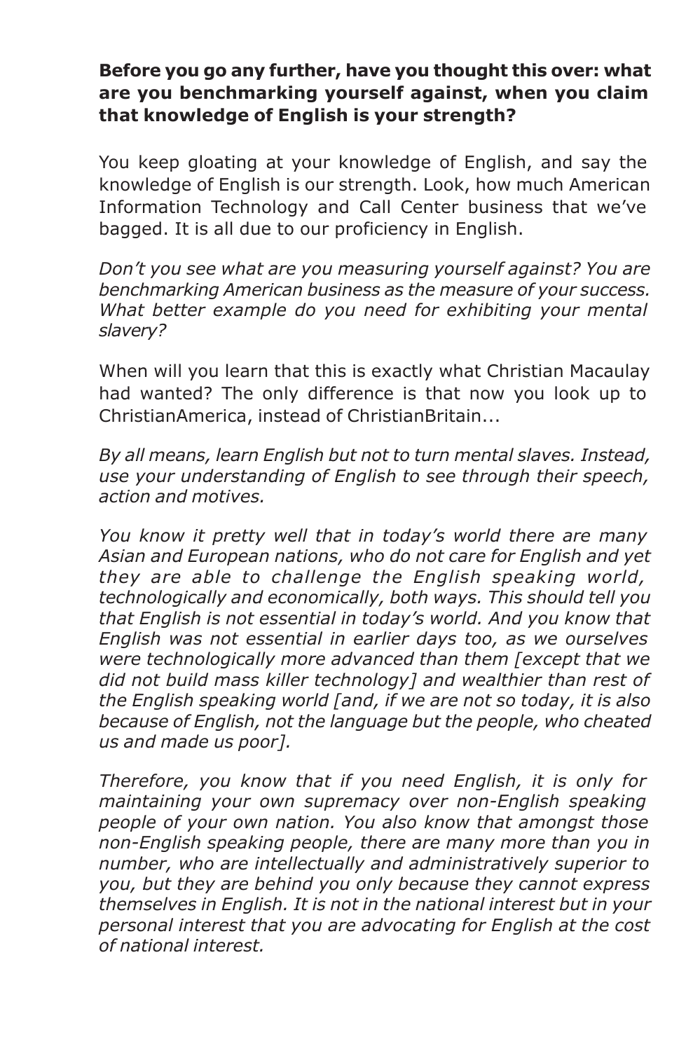**Before you go any further, have you thought this over: what are you benchmarking yourself against, when you claim that knowledge of English is your strength?**

You keep gloating at your knowledge of English, and say the knowledge of English is our strength. Look, how much American Information Technology and Call Center business that we've bagged. It is all due to our proficiency in English.

*Don't you see what are you measuring yourself against? You are benchmarking American business as the measure of your success. What better example do you need for exhibiting your mental slavery?*

When will you learn that this is exactly what Christian Macaulay had wanted? The only difference is that now you look up to ChristianAmerica, instead of ChristianBritain...

*By all means, learn English but not to turn mental slaves. Instead, use your understanding of English to see through their speech, action and motives.*

*You know it pretty well that in today's world there are many Asian and European nations, who do not care for English and yet they are able to challenge the English speaking world, technologically and economically, both ways. This should tell you that English is not essential in today's world. And you know that English was not essential in earlier days too, as we ourselves were technologically more advanced than them [except that we did not build mass killer technology] and wealthier than rest of the English speaking world [and, if we are not so today, it is also because of English, not the language but the people, who cheated us and made us poor].*

*Therefore, you know that if you need English, it is only for maintaining your own supremacy over non-English speaking people of your own nation. You also know that amongst those non-English speaking people, there are many more than you in number, who are intellectually and administratively superior to you, but they are behind you only because they cannot express themselves in English. It is not in the national interest but in your personal interest that you are advocating for English at the cost of national interest.*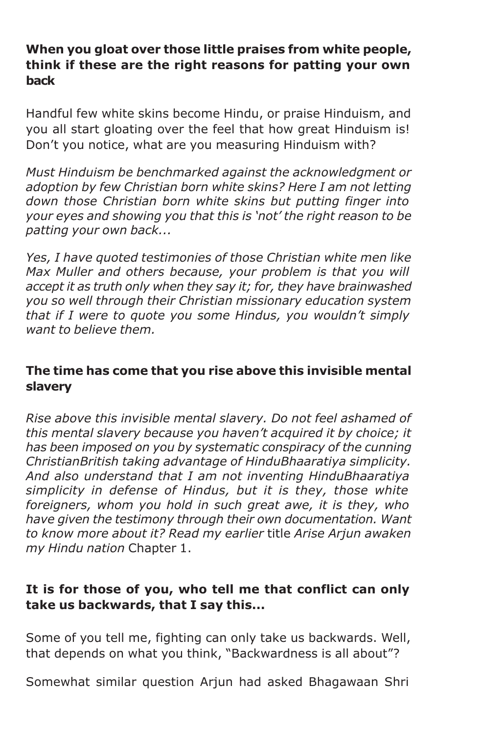**When you gloat over those little praises from white people, think if these are the right reasons for patting your own back**

Handful few white skins become Hindu, or praise Hinduism, and you all start gloating over the feel that how great Hinduism is! Don't you notice, what are you measuring Hinduism with?

*Must Hinduism be benchmarked against the acknowledgment or adoption by few Christian born white skins? Here I am not letting down those Christian born white skins but putting finger into your eyes and showing you that this is 'not' the right reason to be patting your own back...*

*Yes, I have quoted testimonies of those Christian white men like Max Muller and others because, your problem is that you will accept it as truth only when they say it; for, they have brainwashed you so well through their Christian missionary education system that if I were to quote you some Hindus, you wouldn't simply want to believe them.*

**The time has come that you rise above this invisible mental slavery**

*Rise above this invisible mental slavery. Do not feel ashamed of this mental slavery because you haven't acquired it by choice; it has been imposed on you by systematic conspiracy of the cunning ChristianBritish taking advantage of HinduBhaaratiya simplicity. And also understand that I am not inventing HinduBhaaratiya simplicity in defense of Hindus, but it is they, those white foreigners, whom you hold in such great awe, it is they, who have given the testimony through their own documentation. Want to know more about it? Read my earlier* title *Arise Arjun awaken my Hindu nation* Chapter 1.

**It is for those of you, who tell me that conflict can only take us backwards, that I say this...**

Some of you tell me, fighting can only take us backwards. Well, that depends on what you think, "Backwardness is all about"?

Somewhat similar question Arjun had asked Bhagawaan Shri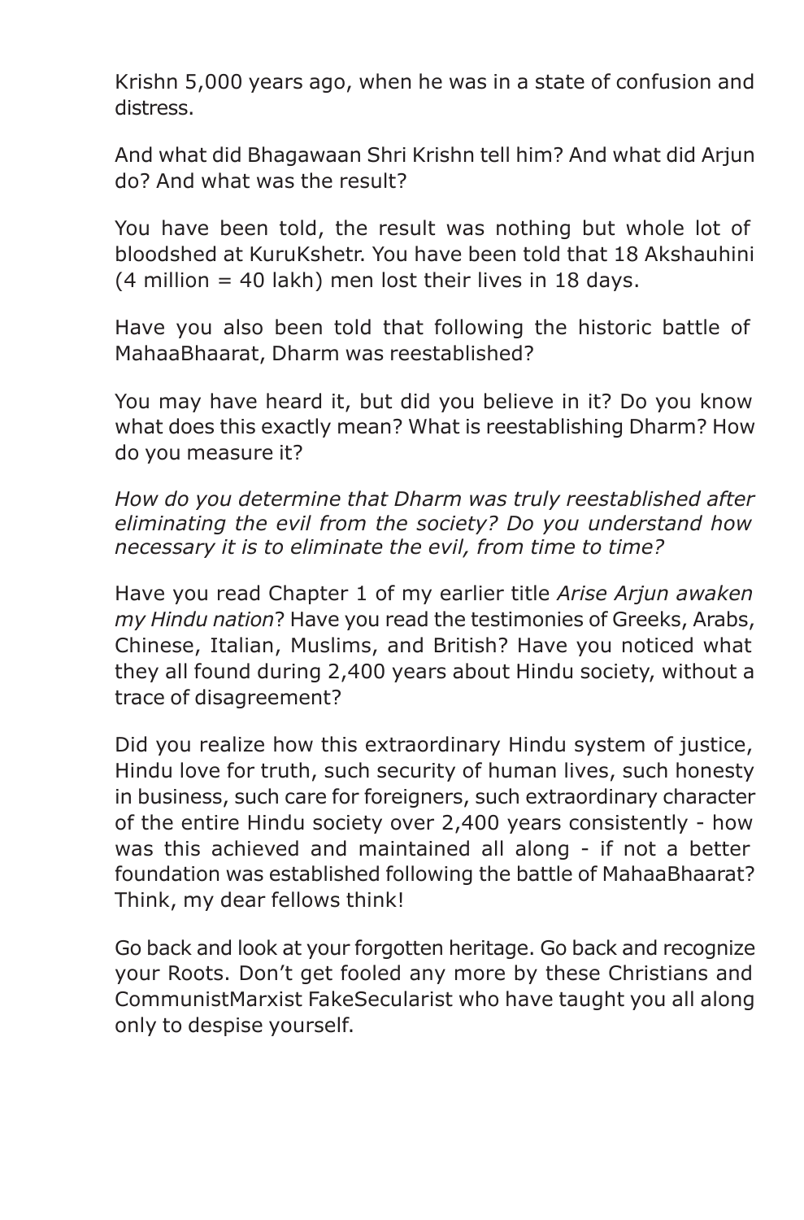Krishn 5,000 years ago, when he was in a state of confusion and distress.

And what did Bhagawaan Shri Krishn tell him? And what did Arjun do? And what was the result?

You have been told, the result was nothing but whole lot of bloodshed at KuruKshetr. You have been told that 18 Akshauhini (4 million = 40 lakh) men lost their lives in 18 days.

Have you also been told that following the historic battle of MahaaBhaarat, Dharm was reestablished?

You may have heard it, but did you believe in it? Do you know what does this exactly mean? What is reestablishing Dharm? How do you measure it?

*How do you determine that Dharm was truly reestablished after eliminating the evil from the society? Do you understand how necessary it is to eliminate the evil, from time to time?*

Have you read Chapter 1 of my earlier title *Arise Arjun awaken my Hindu nation*? Have you read the testimonies of Greeks, Arabs, Chinese, Italian, Muslims, and British? Have you noticed what they all found during 2,400 years about Hindu society, without a trace of disagreement?

Did you realize how this extraordinary Hindu system of justice, Hindu love for truth, such security of human lives, such honesty in business, such care for foreigners, such extraordinary character of the entire Hindu society over 2,400 years consistently - how was this achieved and maintained all along - if not a better foundation was established following the battle of MahaaBhaarat? Think, my dear fellows think!

Go back and look at your forgotten heritage. Go back and recognize your Roots. Don't get fooled any more by these Christians and CommunistMarxist FakeSecularist who have taught you all along only to despise yourself.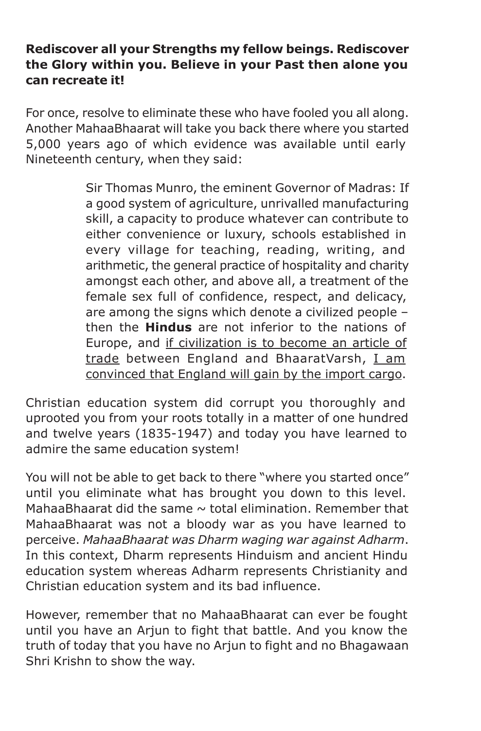**Rediscover all your Strengths my fellow beings. Rediscover the Glory within you. Believe in your Past then alone you can recreate it!**

For once, resolve to eliminate these who have fooled you all along. Another MahaaBhaarat will take you back there where you started 5,000 years ago of which evidence was available until early Nineteenth century, when they said:

> Sir Thomas Munro, the eminent Governor of Madras: If a good system of agriculture, unrivalled manufacturing skill, a capacity to produce whatever can contribute to either convenience or luxury, schools established in every village for teaching, reading, writing, and arithmetic, the general practice of hospitality and charity amongst each other, and above all, a treatment of the female sex full of confidence, respect, and delicacy, are among the signs which denote a civilized people – then the **Hindus** are not inferior to the nations of Europe, and <u>if civilization is to become an article of trade</u> between England and BhaaratVarsh, <u>I am convinced that England will gain by the import cargo</u>.

Christian education system did corrupt you thoroughly and uprooted you from your roots totally in a matter of one hundred and twelve years (1835-1947) and today you have learned to admire the same education system!

You will not be able to get back to there "where you started once" until you eliminate what has brought you down to this level. MahaaBhaarat did the same ~ total elimination. Remember that MahaaBhaarat was not a bloody war as you have learned to perceive. *MahaaBhaarat was Dharm waging war against Adharm*. In this context, Dharm represents Hinduism and ancient Hindu education system whereas Adharm represents Christianity and Christian education system and its bad influence.

However, remember that no MahaaBhaarat can ever be fought until you have an Arjun to fight that battle. And you know the truth of today that you have no Arjun to fight and no Bhagawaan Shri Krishn to show the way.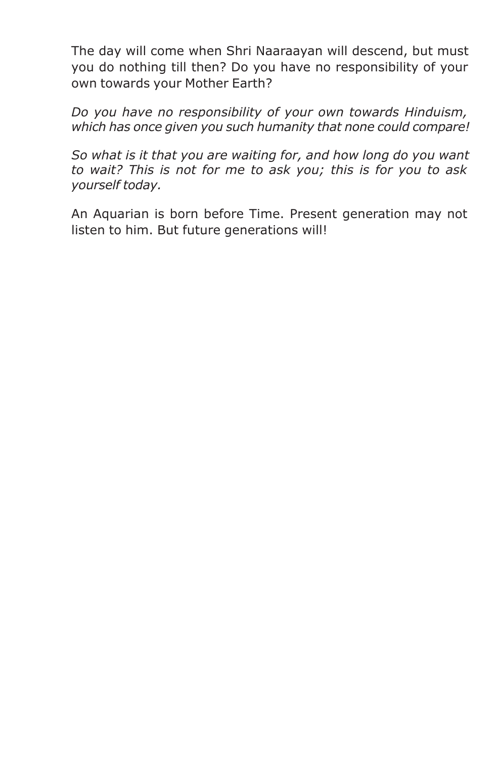The day will come when Shri Naaraayan will descend, but must you do nothing till then? Do you have no responsibility of your own towards your Mother Earth?

*Do you have no responsibility of your own towards Hinduism, which has once given you such humanity that none could compare!*

*So what is it that you are waiting for, and how long do you want to wait? This is not for me to ask you; this is for you to ask yourself today.*

An Aquarian is born before Time. Present generation may not listen to him. But future generations will!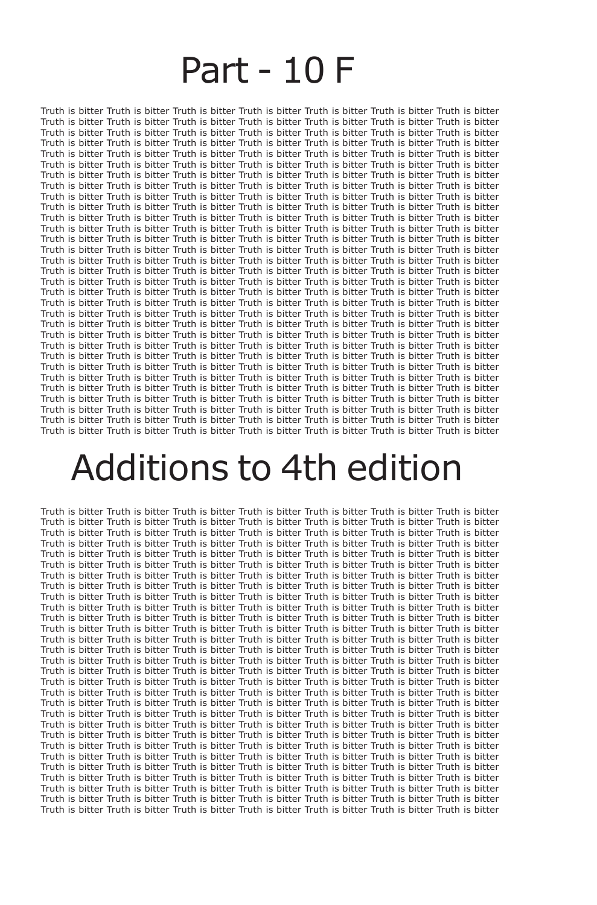# Part - 10 F

Truth is bitter Truth is bitter Truth is bitter Truth is bitter Truth is bitter Truth is bitter Truth is bitter
Truth is bitter Truth is bitter Truth is bitter Truth is bitter Truth is bitter Truth is bitter Truth is bitter
Truth is bitter Truth is bitter Truth is bitter Truth is bitter Truth is bitter Truth is bitter Truth is bitter
Truth is bitter Truth is bitter Truth is bitter Truth is bitter Truth is bitter Truth is bitter Truth is bitter
Truth is bitter Truth is bitter Truth is bitter Truth is bitter Truth is bitter Truth is bitter Truth is bitter
Truth is bitter Truth is bitter Truth is bitter Truth is bitter Truth is bitter Truth is bitter Truth is bitter
Truth is bitter Truth is bitter Truth is bitter Truth is bitter Truth is bitter Truth is bitter Truth is bitter
Truth is bitter Truth is bitter Truth is bitter Truth is bitter Truth is bitter Truth is bitter Truth is bitter
Truth is bitter Truth is bitter Truth is bitter Truth is bitter Truth is bitter Truth is bitter Truth is bitter
Truth is bitter Truth is bitter Truth is bitter Truth is bitter Truth is bitter Truth is bitter Truth is bitter
Truth is bitter Truth is bitter Truth is bitter Truth is bitter Truth is bitter Truth is bitter Truth is bitter
Truth is bitter Truth is bitter Truth is bitter Truth is bitter Truth is bitter Truth is bitter Truth is bitter
Truth is bitter Truth is bitter Truth is bitter Truth is bitter Truth is bitter Truth is bitter Truth is bitter
Truth is bitter Truth is bitter Truth is bitter Truth is bitter Truth is bitter Truth is bitter Truth is bitter
Truth is bitter Truth is bitter Truth is bitter Truth is bitter Truth is bitter Truth is bitter Truth is bitter
Truth is bitter Truth is bitter Truth is bitter Truth is bitter Truth is bitter Truth is bitter Truth is bitter
Truth is bitter Truth is bitter Truth is bitter Truth is bitter Truth is bitter Truth is bitter Truth is bitter
Truth is bitter Truth is bitter Truth is bitter Truth is bitter Truth is bitter Truth is bitter Truth is bitter
Truth is bitter Truth is bitter Truth is bitter Truth is bitter Truth is bitter Truth is bitter Truth is bitter
Truth is bitter Truth is bitter Truth is bitter Truth is bitter Truth is bitter Truth is bitter Truth is bitter
Truth is bitter Truth is bitter Truth is bitter Truth is bitter Truth is bitter Truth is bitter Truth is bitter
Truth is bitter Truth is bitter Truth is bitter Truth is bitter Truth is bitter Truth is bitter Truth is bitter
Truth is bitter Truth is bitter Truth is bitter Truth is bitter Truth is bitter Truth is bitter Truth is bitter
Truth is bitter Truth is bitter Truth is bitter Truth is bitter Truth is bitter Truth is bitter Truth is bitter
Truth is bitter Truth is bitter Truth is bitter Truth is bitter Truth is bitter Truth is bitter Truth is bitter
Truth is bitter Truth is bitter Truth is bitter Truth is bitter Truth is bitter Truth is bitter Truth is bitter
Truth is bitter Truth is bitter Truth is bitter Truth is bitter Truth is bitter Truth is bitter Truth is bitter
Truth is bitter Truth is bitter Truth is bitter Truth is bitter Truth is bitter Truth is bitter Truth is bitter
Truth is bitter Truth is bitter Truth is bitter Truth is bitter Truth is bitter Truth is bitter Truth is bitter
Truth is bitter Truth is bitter Truth is bitter Truth is bitter Truth is bitter Truth is bitter Truth is bitter
Truth is bitter Truth is bitter Truth is bitter Truth is bitter Truth is bitter Truth is bitter Truth is bitter

# Additions to 4th edition

Truth is bitter Truth is bitter Truth is bitter Truth is bitter Truth is bitter Truth is bitter Truth is bitter
Truth is bitter Truth is bitter Truth is bitter Truth is bitter Truth is bitter Truth is bitter Truth is bitter
Truth is bitter Truth is bitter Truth is bitter Truth is bitter Truth is bitter Truth is bitter Truth is bitter
Truth is bitter Truth is bitter Truth is bitter Truth is bitter Truth is bitter Truth is bitter Truth is bitter
Truth is bitter Truth is bitter Truth is bitter Truth is bitter Truth is bitter Truth is bitter Truth is bitter
Truth is bitter Truth is bitter Truth is bitter Truth is bitter Truth is bitter Truth is bitter Truth is bitter
Truth is bitter Truth is bitter Truth is bitter Truth is bitter Truth is bitter Truth is bitter Truth is bitter
Truth is bitter Truth is bitter Truth is bitter Truth is bitter Truth is bitter Truth is bitter Truth is bitter
Truth is bitter Truth is bitter Truth is bitter Truth is bitter Truth is bitter Truth is bitter Truth is bitter
Truth is bitter Truth is bitter Truth is bitter Truth is bitter Truth is bitter Truth is bitter Truth is bitter
Truth is bitter Truth is bitter Truth is bitter Truth is bitter Truth is bitter Truth is bitter Truth is bitter
Truth is bitter Truth is bitter Truth is bitter Truth is bitter Truth is bitter Truth is bitter Truth is bitter
Truth is bitter Truth is bitter Truth is bitter Truth is bitter Truth is bitter Truth is bitter Truth is bitter
Truth is bitter Truth is bitter Truth is bitter Truth is bitter Truth is bitter Truth is bitter Truth is bitter
Truth is bitter Truth is bitter Truth is bitter Truth is bitter Truth is bitter Truth is bitter Truth is bitter
Truth is bitter Truth is bitter Truth is bitter Truth is bitter Truth is bitter Truth is bitter Truth is bitter
Truth is bitter Truth is bitter Truth is bitter Truth is bitter Truth is bitter Truth is bitter Truth is bitter
Truth is bitter Truth is bitter Truth is bitter Truth is bitter Truth is bitter Truth is bitter Truth is bitter
Truth is bitter Truth is bitter Truth is bitter Truth is bitter Truth is bitter Truth is bitter Truth is bitter
Truth is bitter Truth is bitter Truth is bitter Truth is bitter Truth is bitter Truth is bitter Truth is bitter
Truth is bitter Truth is bitter Truth is bitter Truth is bitter Truth is bitter Truth is bitter Truth is bitter
Truth is bitter Truth is bitter Truth is bitter Truth is bitter Truth is bitter Truth is bitter Truth is bitter
Truth is bitter Truth is bitter Truth is bitter Truth is bitter Truth is bitter Truth is bitter Truth is bitter
Truth is bitter Truth is bitter Truth is bitter Truth is bitter Truth is bitter Truth is bitter Truth is bitter
Truth is bitter Truth is bitter Truth is bitter Truth is bitter Truth is bitter Truth is bitter Truth is bitter
Truth is bitter Truth is bitter Truth is bitter Truth is bitter Truth is bitter Truth is bitter Truth is bitter
Truth is bitter Truth is bitter Truth is bitter Truth is bitter Truth is bitter Truth is bitter Truth is bitter
Truth is bitter Truth is bitter Truth is bitter Truth is bitter Truth is bitter Truth is bitter Truth is bitter
Truth is bitter Truth is bitter Truth is bitter Truth is bitter Truth is bitter Truth is bitter Truth is bitter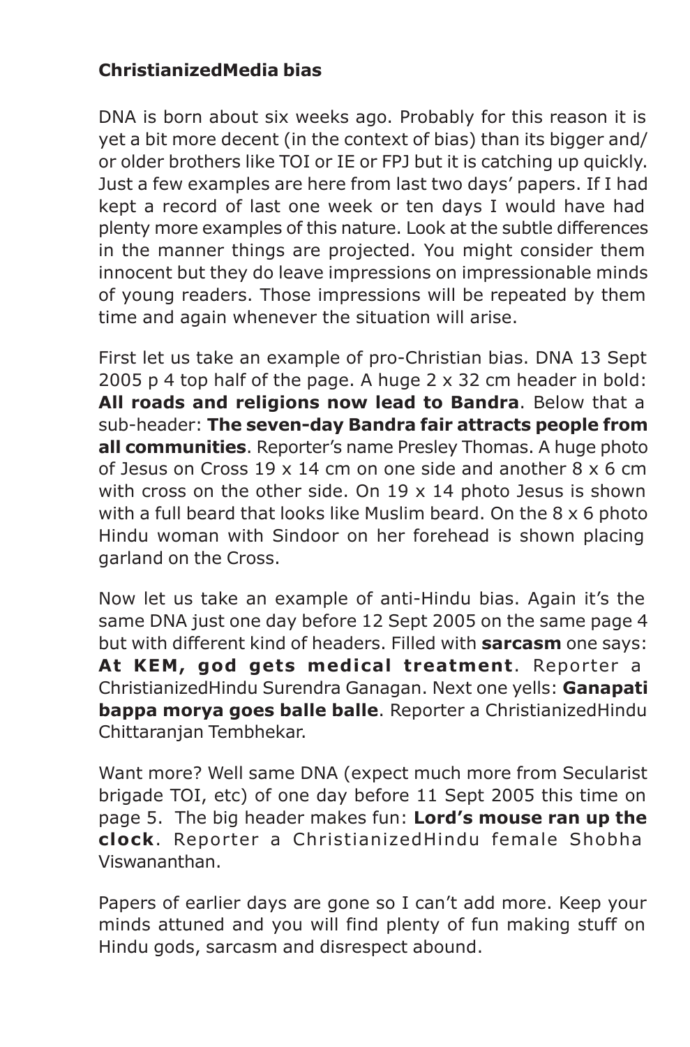**ChristianizedMedia bias**

DNA is born about six weeks ago. Probably for this reason it is yet a bit more decent (in the context of bias) than its bigger and/ or older brothers like TOI or IE or FPJ but it is catching up quickly. Just a few examples are here from last two days' papers. If I had kept a record of last one week or ten days I would have had plenty more examples of this nature. Look at the subtle differences in the manner things are projected. You might consider them innocent but they do leave impressions on impressionable minds of young readers. Those impressions will be repeated by them time and again whenever the situation will arise.

First let us take an example of pro-Christian bias. DNA 13 Sept 2005 p 4 top half of the page. A huge 2 x 32 cm header in bold: **All roads and religions now lead to Bandra**. Below that a sub-header: **The seven-day Bandra fair attracts people from all communities**. Reporter's name Presley Thomas. A huge photo of Jesus on Cross 19 x 14 cm on one side and another 8 x 6 cm with cross on the other side. On 19 x 14 photo Jesus is shown with a full beard that looks like Muslim beard. On the 8 x 6 photo Hindu woman with Sindoor on her forehead is shown placing garland on the Cross.

Now let us take an example of anti-Hindu bias. Again it's the same DNA just one day before 12 Sept 2005 on the same page 4 but with different kind of headers. Filled with **sarcasm** one says: **At KEM, god gets medical treatment**. Reporter a ChristianizedHindu Surendra Ganagan. Next one yells: **Ganapati bappa morya goes balle balle**. Reporter a ChristianizedHindu Chittaranjan Tembhekar.

Want more? Well same DNA (expect much more from Secularist brigade TOI, etc) of one day before 11 Sept 2005 this time on page 5. The big header makes fun: **Lord's mouse ran up the clock**. Reporter a ChristianizedHindu female Shobha Viswananthan.

Papers of earlier days are gone so I can't add more. Keep your minds attuned and you will find plenty of fun making stuff on Hindu gods, sarcasm and disrespect abound.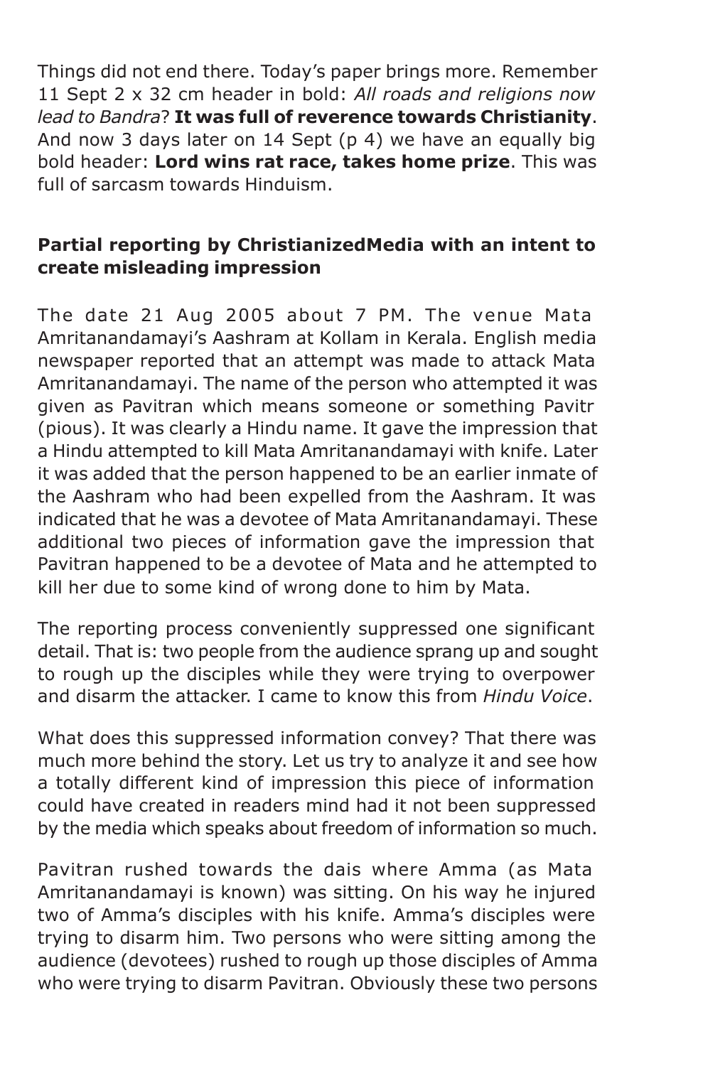Things did not end there. Today's paper brings more. Remember 11 Sept 2 x 32 cm header in bold: *All roads and religions now lead to Bandra*? **It was full of reverence towards Christianity**. And now 3 days later on 14 Sept (p 4) we have an equally big bold header: **Lord wins rat race, takes home prize**. This was full of sarcasm towards Hinduism.

### Partial reporting by ChristianizedMedia with an intent to create misleading impression

The date 21 Aug 2005 about 7 PM. The venue Mata Amritanandamayi's Aashram at Kollam in Kerala. English media newspaper reported that an attempt was made to attack Mata Amritanandamayi. The name of the person who attempted it was given as Pavitran which means someone or something Pavitr (pious). It was clearly a Hindu name. It gave the impression that a Hindu attempted to kill Mata Amritanandamayi with knife. Later it was added that the person happened to be an earlier inmate of the Aashram who had been expelled from the Aashram. It was indicated that he was a devotee of Mata Amritanandamayi. These additional two pieces of information gave the impression that Pavitran happened to be a devotee of Mata and he attempted to kill her due to some kind of wrong done to him by Mata.

The reporting process conveniently suppressed one significant detail. That is: two people from the audience sprang up and sought to rough up the disciples while they were trying to overpower and disarm the attacker. I came to know this from *Hindu Voice*.

What does this suppressed information convey? That there was much more behind the story. Let us try to analyze it and see how a totally different kind of impression this piece of information could have created in readers mind had it not been suppressed by the media which speaks about freedom of information so much.

Pavitran rushed towards the dais where Amma (as Mata Amritanandamayi is known) was sitting. On his way he injured two of Amma's disciples with his knife. Amma's disciples were trying to disarm him. Two persons who were sitting among the audience (devotees) rushed to rough up those disciples of Amma who were trying to disarm Pavitran. Obviously these two persons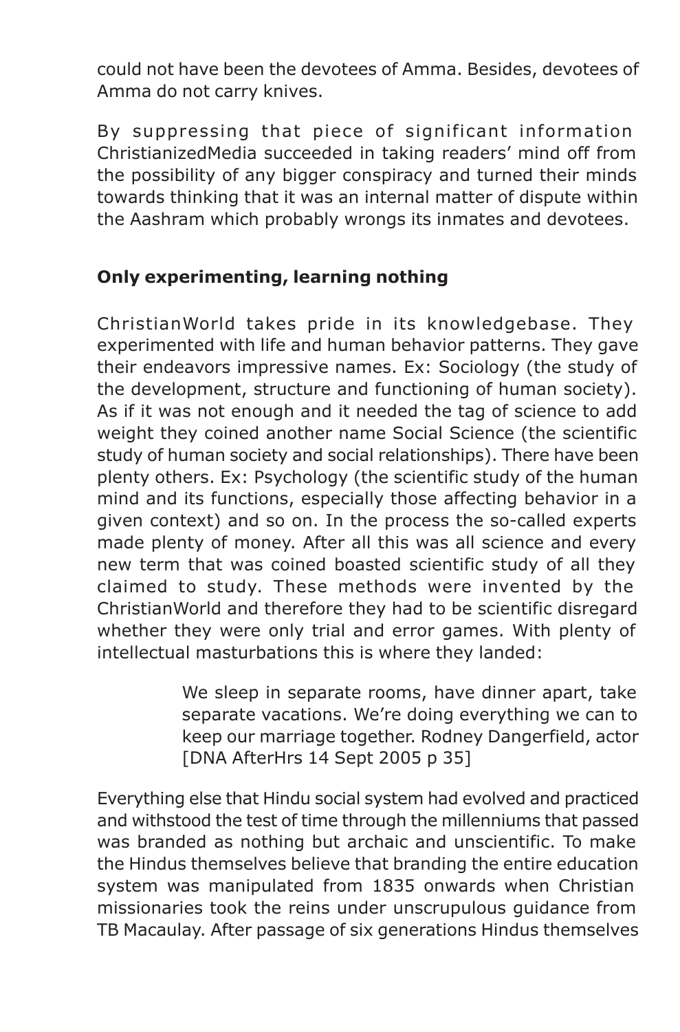could not have been the devotees of Amma. Besides, devotees of Amma do not carry knives.

By suppressing that piece of significant information ChristianizedMedia succeeded in taking readers' mind off from the possibility of any bigger conspiracy and turned their minds towards thinking that it was an internal matter of dispute within the Aashram which probably wrongs its inmates and devotees.

## Only experimenting, learning nothing

ChristianWorld takes pride in its knowledgebase. They experimented with life and human behavior patterns. They gave their endeavors impressive names. Ex: Sociology (the study of the development, structure and functioning of human society). As if it was not enough and it needed the tag of science to add weight they coined another name Social Science (the scientific study of human society and social relationships). There have been plenty others. Ex: Psychology (the scientific study of the human mind and its functions, especially those affecting behavior in a given context) and so on. In the process the so-called experts made plenty of money. After all this was all science and every new term that was coined boasted scientific study of all they claimed to study. These methods were invented by the ChristianWorld and therefore they had to be scientific disregard whether they were only trial and error games. With plenty of intellectual masturbations this is where they landed:

> We sleep in separate rooms, have dinner apart, take separate vacations. We're doing everything we can to keep our marriage together. Rodney Dangerfield, actor [DNA AfterHrs 14 Sept 2005 p 35]

Everything else that Hindu social system had evolved and practiced and withstood the test of time through the millenniums that passed was branded as nothing but archaic and unscientific. To make the Hindus themselves believe that branding the entire education system was manipulated from 1835 onwards when Christian missionaries took the reins under unscrupulous guidance from TB Macaulay. After passage of six generations Hindus themselves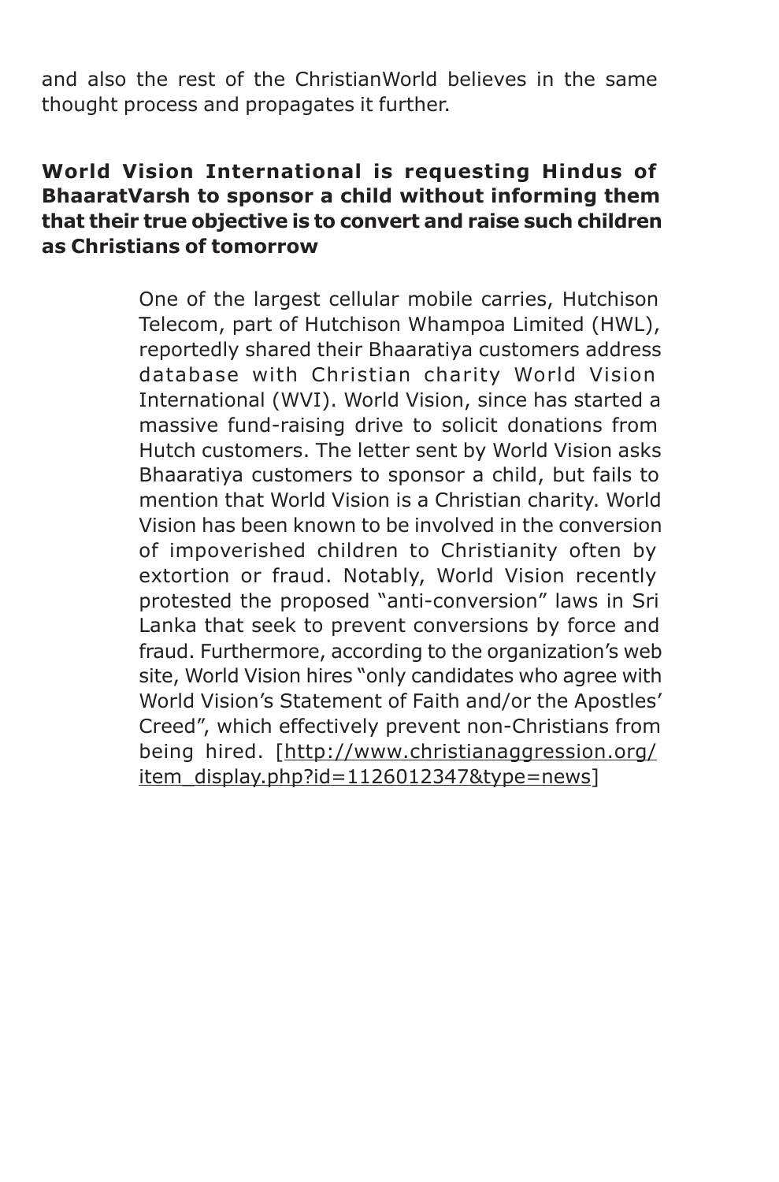and also the rest of the ChristianWorld believes in the same thought process and propagates it further.

**World Vision International is requesting Hindus of BhaaratVarsh to sponsor a child without informing them that their true objective is to convert and raise such children as Christians of tomorrow**

> One of the largest cellular mobile carries, Hutchison Telecom, part of Hutchison Whampoa Limited (HWL), reportedly shared their Bhaaratiya customers address database with Christian charity World Vision International (WVI). World Vision, since has started a massive fund-raising drive to solicit donations from Hutch customers. The letter sent by World Vision asks Bhaaratiya customers to sponsor a child, but fails to mention that World Vision is a Christian charity. World Vision has been known to be involved in the conversion of impoverished children to Christianity often by extortion or fraud. Notably, World Vision recently protested the proposed "anti-conversion" laws in Sri Lanka that seek to prevent conversions by force and fraud. Furthermore, according to the organization's web site, World Vision hires "only candidates who agree with World Vision's Statement of Faith and/or the Apostles' Creed", which effectively prevent non-Christians from being hired. [http://www.christianaggression.org/item_display.php?id=1126012347&type=news]